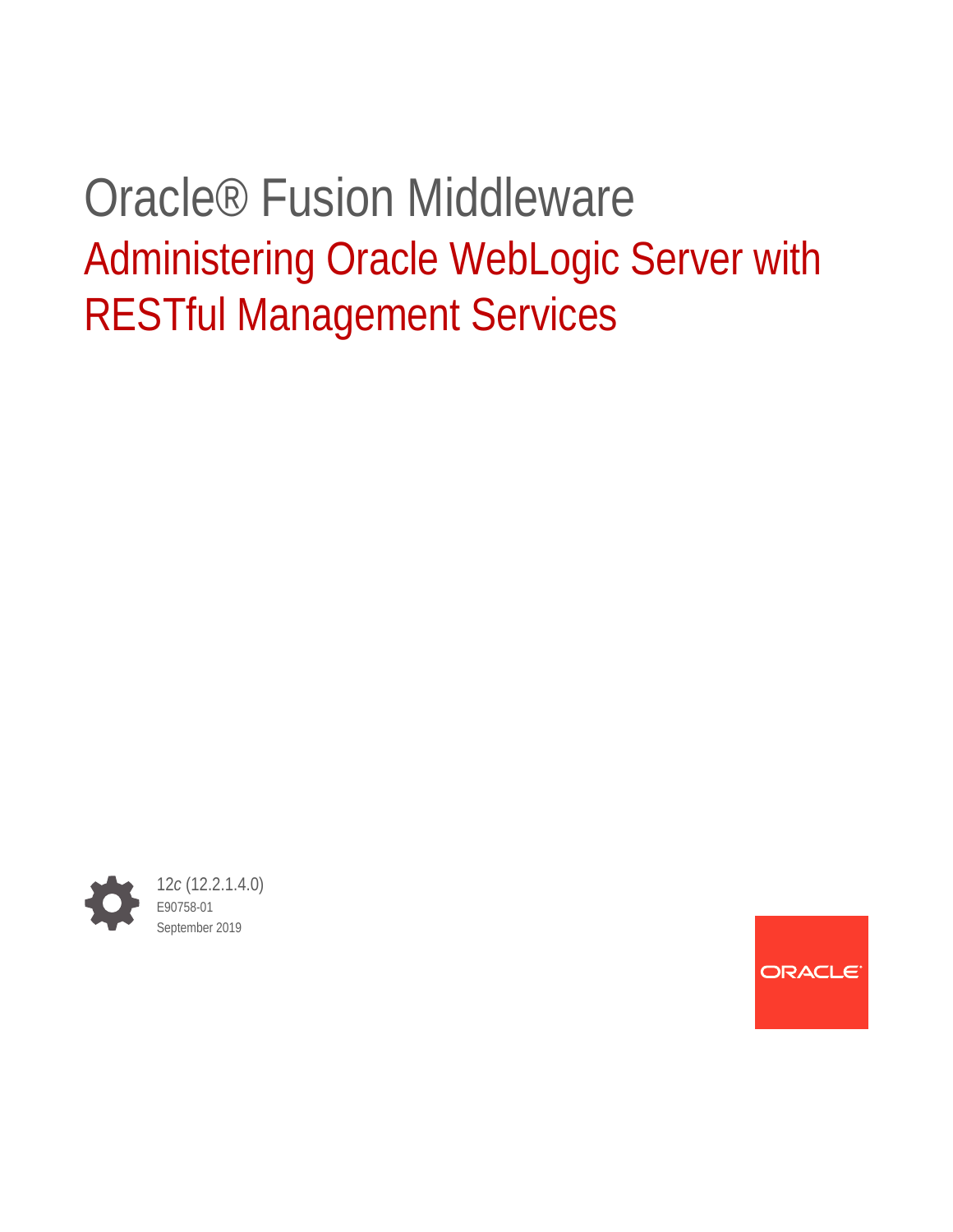# Oracle® Fusion Middleware

## Administering Oracle WebLogic Server with RESTful Management Services

12*c* (12.2.1.4.0)

E90758-01

September 2019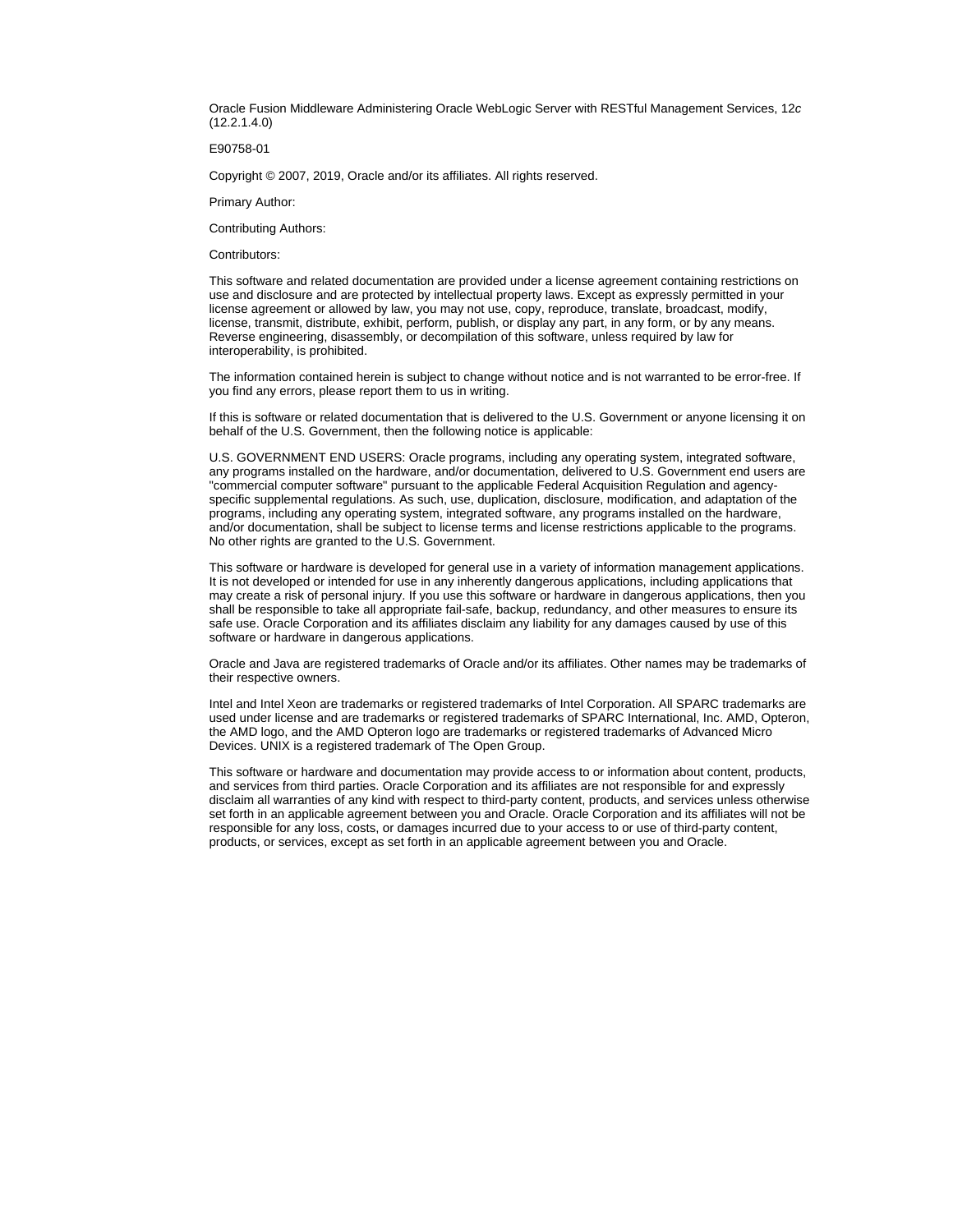Oracle Fusion Middleware Administering Oracle WebLogic Server with RESTful Management Services, 12*c* (12.2.1.4.0)

E90758-01

Copyright © 2007, 2019, Oracle and/or its affiliates. All rights reserved.

Primary Author:

Contributing Authors:

Contributors:

This software and related documentation are provided under a license agreement containing restrictions on use and disclosure and are protected by intellectual property laws. Except as expressly permitted in your license agreement or allowed by law, you may not use, copy, reproduce, translate, broadcast, modify, license, transmit, distribute, exhibit, perform, publish, or display any part, in any form, or by any means. Reverse engineering, disassembly, or decompilation of this software, unless required by law for interoperability, is prohibited.

The information contained herein is subject to change without notice and is not warranted to be error-free. If you find any errors, please report them to us in writing.

If this is software or related documentation that is delivered to the U.S. Government or anyone licensing it on behalf of the U.S. Government, then the following notice is applicable:

U.S. GOVERNMENT END USERS: Oracle programs, including any operating system, integrated software, any programs installed on the hardware, and/or documentation, delivered to U.S. Government end users are "commercial computer software" pursuant to the applicable Federal Acquisition Regulation and agency-specific supplemental regulations. As such, use, duplication, disclosure, modification, and adaptation of the programs, including any operating system, integrated software, any programs installed on the hardware, and/or documentation, shall be subject to license terms and license restrictions applicable to the programs. No other rights are granted to the U.S. Government.

This software or hardware is developed for general use in a variety of information management applications. It is not developed or intended for use in any inherently dangerous applications, including applications that may create a risk of personal injury. If you use this software or hardware in dangerous applications, then you shall be responsible to take all appropriate fail-safe, backup, redundancy, and other measures to ensure its safe use. Oracle Corporation and its affiliates disclaim any liability for any damages caused by use of this software or hardware in dangerous applications.

Oracle and Java are registered trademarks of Oracle and/or its affiliates. Other names may be trademarks of their respective owners.

Intel and Intel Xeon are trademarks or registered trademarks of Intel Corporation. All SPARC trademarks are used under license and are trademarks or registered trademarks of SPARC International, Inc. AMD, Opteron, the AMD logo, and the AMD Opteron logo are trademarks or registered trademarks of Advanced Micro Devices. UNIX is a registered trademark of The Open Group.

This software or hardware and documentation may provide access to or information about content, products, and services from third parties. Oracle Corporation and its affiliates are not responsible for and expressly disclaim all warranties of any kind with respect to third-party content, products, and services unless otherwise set forth in an applicable agreement between you and Oracle. Oracle Corporation and its affiliates will not be responsible for any loss, costs, or damages incurred due to your access to or use of third-party content, products, or services, except as set forth in an applicable agreement between you and Oracle.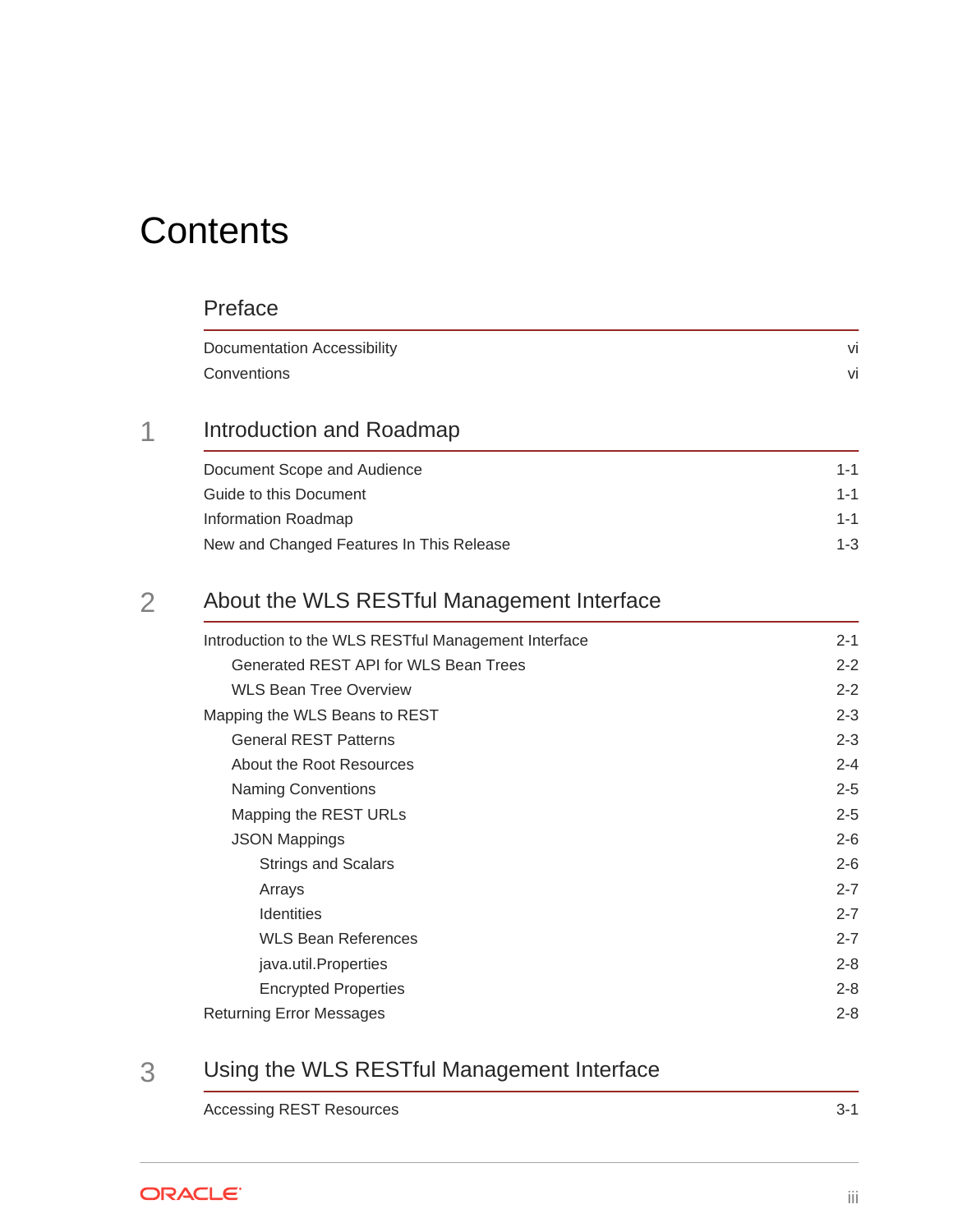# Contents

## Preface

Documentation Accessibility vi

Conventions vi

## 1 Introduction and Roadmap

Document Scope and Audience 1-1

Guide to this Document 1-1

Information Roadmap 1-1

New and Changed Features In This Release 1-3

## 2 About the WLS RESTful Management Interface

Introduction to the WLS RESTful Management Interface 2-1

- Generated REST API for WLS Bean Trees 2-2
- WLS Bean Tree Overview 2-2

Mapping the WLS Beans to REST 2-3

- General REST Patterns 2-3
- About the Root Resources 2-4
- Naming Conventions 2-5
- Mapping the REST URLs 2-5
- JSON Mappings 2-6
  - Strings and Scalars 2-6
  - Arrays 2-7
  - Identities 2-7
  - WLS Bean References 2-7
  - java.util.Properties 2-8
  - Encrypted Properties 2-8

Returning Error Messages 2-8

## 3 Using the WLS RESTful Management Interface

Accessing REST Resources 3-1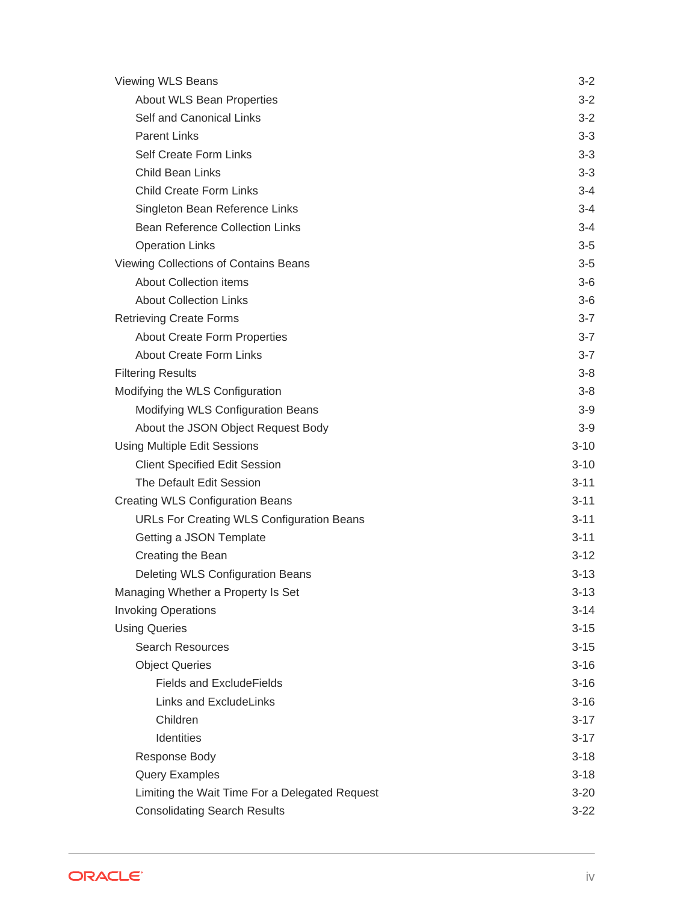- Viewing WLS Beans 3-2
    - About WLS Bean Properties 3-2
    - Self and Canonical Links 3-2
    - Parent Links 3-3
    - Self Create Form Links 3-3
    - Child Bean Links 3-3
    - Child Create Form Links 3-4
    - Singleton Bean Reference Links 3-4
    - Bean Reference Collection Links 3-4
    - Operation Links 3-5
- Viewing Collections of Contains Beans 3-5
    - About Collection items 3-6
    - About Collection Links 3-6
- Retrieving Create Forms 3-7
    - About Create Form Properties 3-7
    - About Create Form Links 3-7
- Filtering Results 3-8
- Modifying the WLS Configuration 3-8
    - Modifying WLS Configuration Beans 3-9
    - About the JSON Object Request Body 3-9
- Using Multiple Edit Sessions 3-10
    - Client Specified Edit Session 3-10
    - The Default Edit Session 3-11
- Creating WLS Configuration Beans 3-11
    - URLs For Creating WLS Configuration Beans 3-11
    - Getting a JSON Template 3-11
    - Creating the Bean 3-12
    - Deleting WLS Configuration Beans 3-13
- Managing Whether a Property Is Set 3-13
- Invoking Operations 3-14
- Using Queries 3-15
    - Search Resources 3-15
    - Object Queries 3-16
        - Fields and ExcludeFields 3-16
        - Links and ExcludeLinks 3-16
        - Children 3-17
        - Identities 3-17
    - Response Body 3-18
    - Query Examples 3-18
    - Limiting the Wait Time For a Delegated Request 3-20
    - Consolidating Search Results 3-22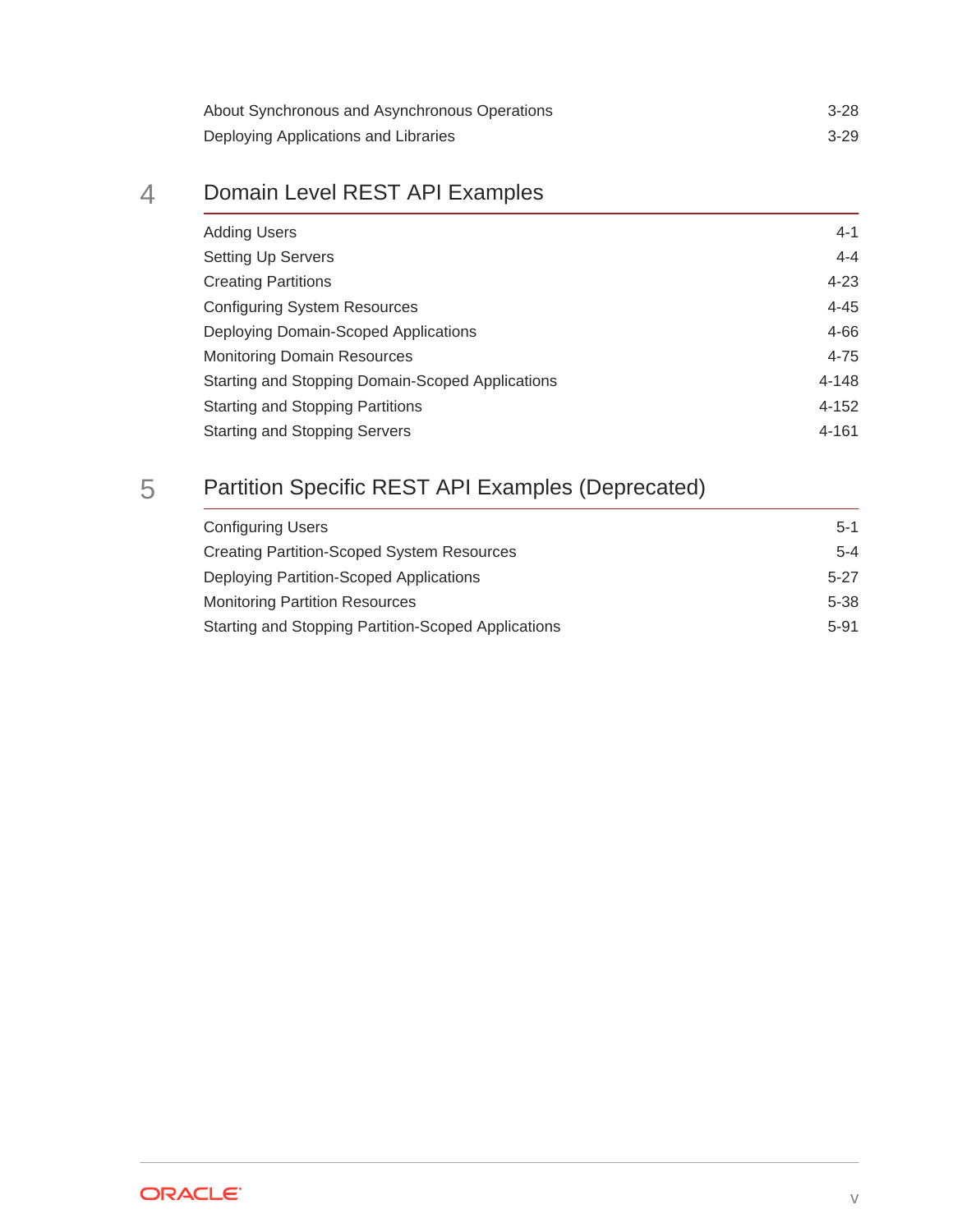About Synchronous and Asynchronous Operations 3-28

Deploying Applications and Libraries 3-29

## 4 Domain Level REST API Examples

Adding Users 4-1

Setting Up Servers 4-4

Creating Partitions 4-23

Configuring System Resources 4-45

Deploying Domain-Scoped Applications 4-66

Monitoring Domain Resources 4-75

Starting and Stopping Domain-Scoped Applications 4-148

Starting and Stopping Partitions 4-152

Starting and Stopping Servers 4-161

## 5 Partition Specific REST API Examples (Deprecated)

Configuring Users 5-1

Creating Partition-Scoped System Resources 5-4

Deploying Partition-Scoped Applications 5-27

Monitoring Partition Resources 5-38

Starting and Stopping Partition-Scoped Applications 5-91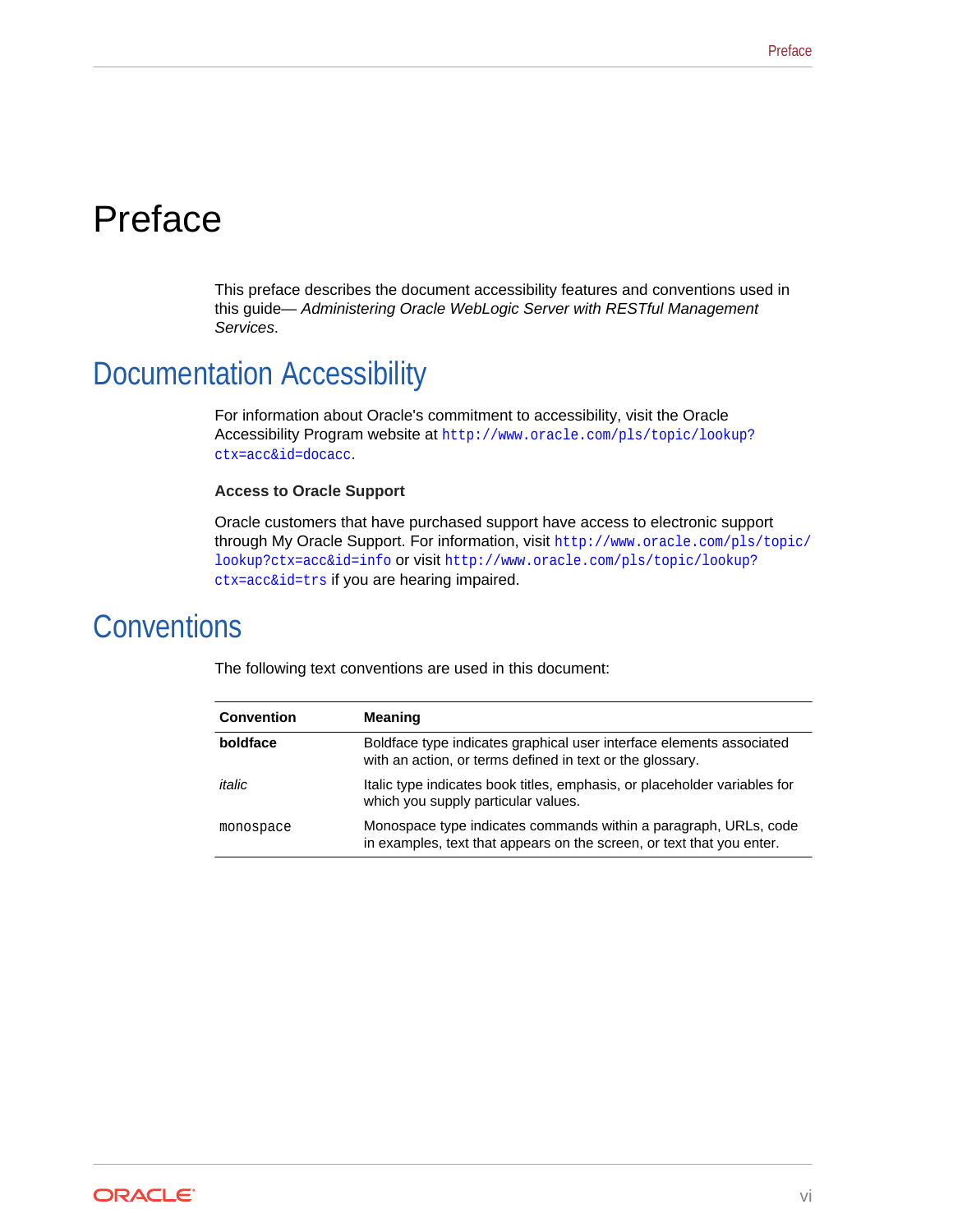# Preface

This preface describes the document accessibility features and conventions used in this guide— *Administering Oracle WebLogic Server with RESTful Management Services*.

## Documentation Accessibility

For information about Oracle's commitment to accessibility, visit the Oracle Accessibility Program website at `http://www.oracle.com/pls/topic/lookup?ctx=acc&id=docacc`.

**Access to Oracle Support**

Oracle customers that have purchased support have access to electronic support through My Oracle Support. For information, visit `http://www.oracle.com/pls/topic/lookup?ctx=acc&id=info` or visit `http://www.oracle.com/pls/topic/lookup?ctx=acc&id=trs` if you are hearing impaired.

## Conventions

The following text conventions are used in this document:

| Convention | Meaning |
|---|---|
| **boldface** | Boldface type indicates graphical user interface elements associated with an action, or terms defined in text or the glossary. |
| *italic* | Italic type indicates book titles, emphasis, or placeholder variables for which you supply particular values. |
| `monospace` | Monospace type indicates commands within a paragraph, URLs, code in examples, text that appears on the screen, or text that you enter. |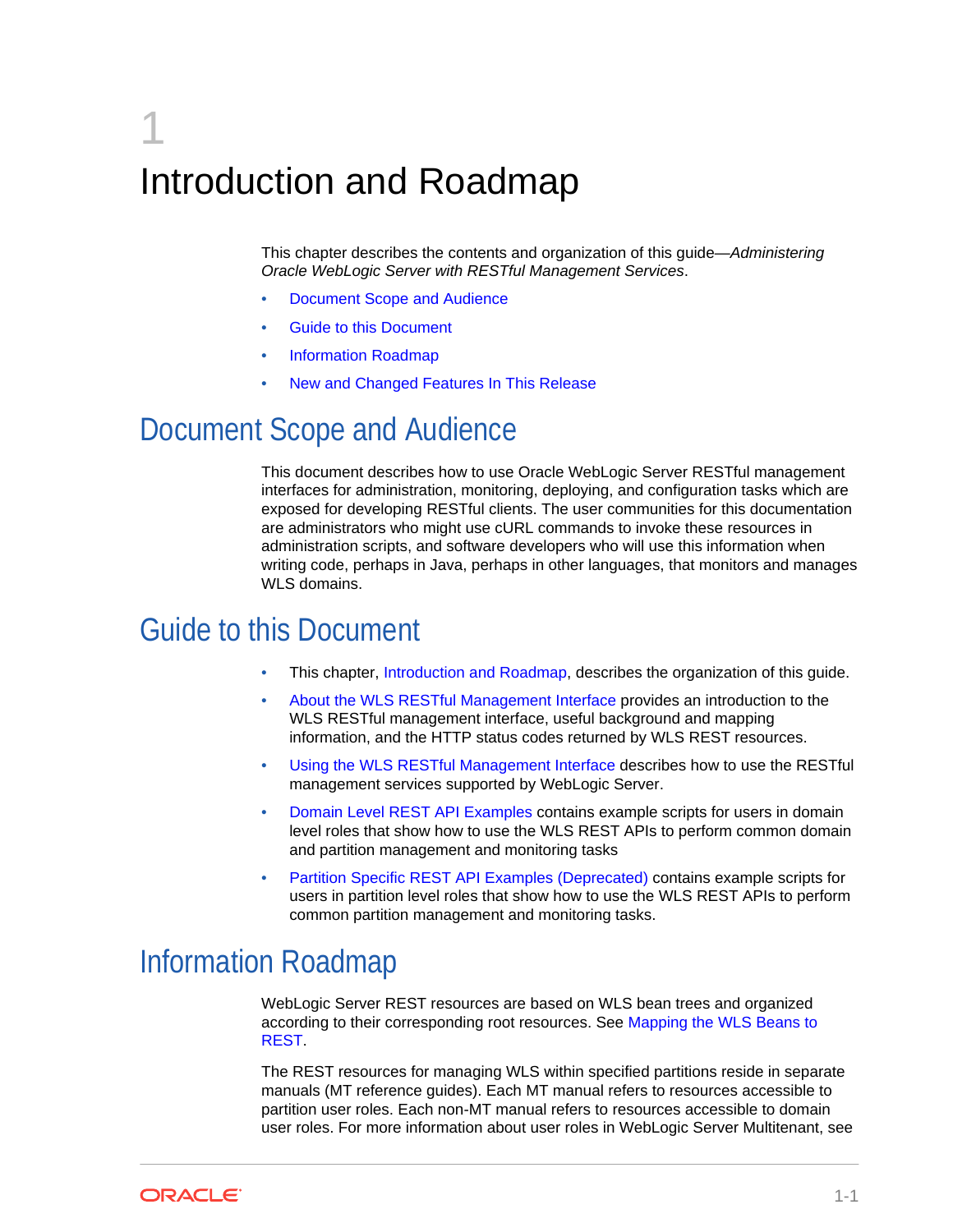# 1 Introduction and Roadmap

This chapter describes the contents and organization of this guide—*Administering Oracle WebLogic Server with RESTful Management Services*.

- Document Scope and Audience
- Guide to this Document
- Information Roadmap
- New and Changed Features In This Release

## Document Scope and Audience

This document describes how to use Oracle WebLogic Server RESTful management interfaces for administration, monitoring, deploying, and configuration tasks which are exposed for developing RESTful clients. The user communities for this documentation are administrators who might use cURL commands to invoke these resources in administration scripts, and software developers who will use this information when writing code, perhaps in Java, perhaps in other languages, that monitors and manages WLS domains.

## Guide to this Document

- This chapter, Introduction and Roadmap, describes the organization of this guide.
- About the WLS RESTful Management Interface provides an introduction to the WLS RESTful management interface, useful background and mapping information, and the HTTP status codes returned by WLS REST resources.
- Using the WLS RESTful Management Interface describes how to use the RESTful management services supported by WebLogic Server.
- Domain Level REST API Examples contains example scripts for users in domain level roles that show how to use the WLS REST APIs to perform common domain and partition management and monitoring tasks
- Partition Specific REST API Examples (Deprecated) contains example scripts for users in partition level roles that show how to use the WLS REST APIs to perform common partition management and monitoring tasks.

## Information Roadmap

WebLogic Server REST resources are based on WLS bean trees and organized according to their corresponding root resources. See Mapping the WLS Beans to REST.

The REST resources for managing WLS within specified partitions reside in separate manuals (MT reference guides). Each MT manual refers to resources accessible to partition user roles. Each non-MT manual refers to resources accessible to domain user roles. For more information about user roles in WebLogic Server Multitenant, see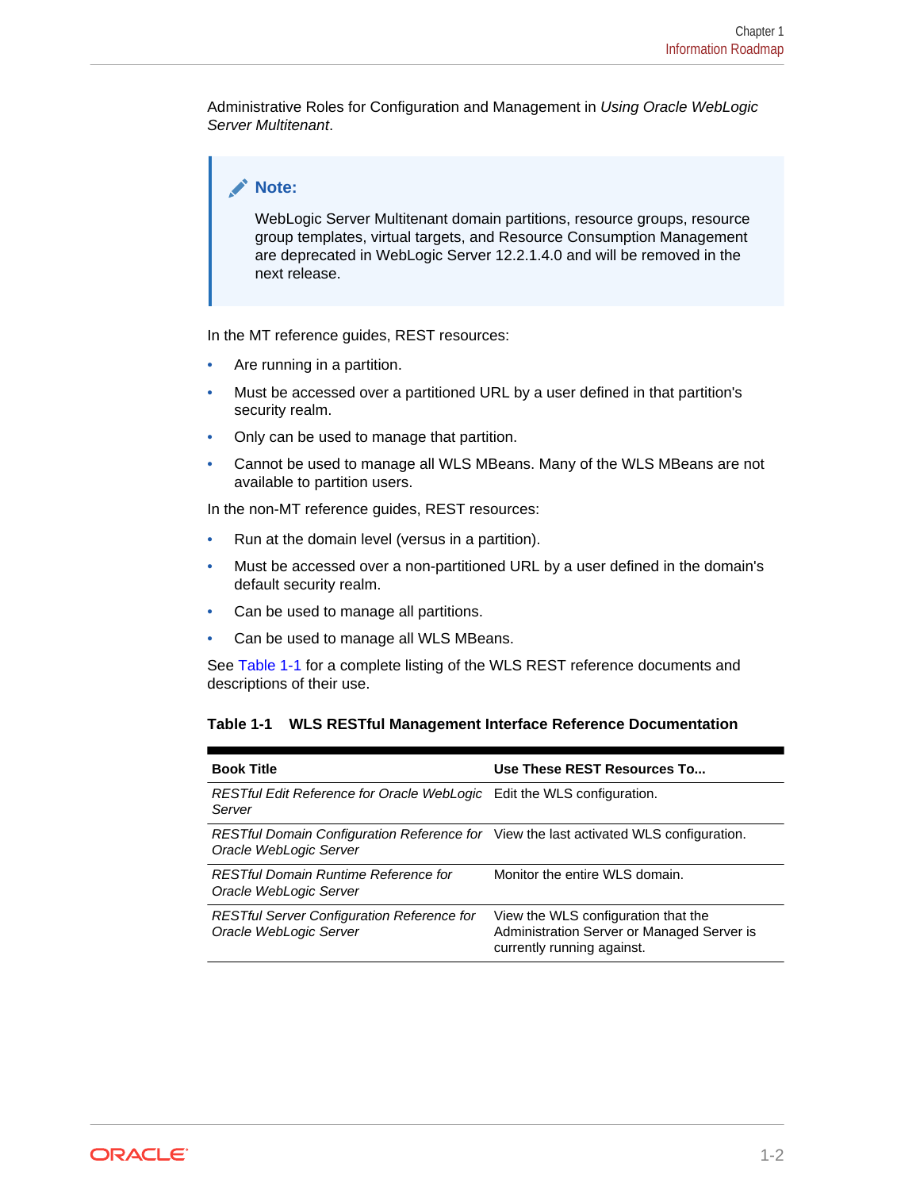Administrative Roles for Configuration and Management in *Using Oracle WebLogic Server Multitenant*.

> **Note:**
>
> WebLogic Server Multitenant domain partitions, resource groups, resource group templates, virtual targets, and Resource Consumption Management are deprecated in WebLogic Server 12.2.1.4.0 and will be removed in the next release.

In the MT reference guides, REST resources:

- Are running in a partition.
- Must be accessed over a partitioned URL by a user defined in that partition's security realm.
- Only can be used to manage that partition.
- Cannot be used to manage all WLS MBeans. Many of the WLS MBeans are not available to partition users.

In the non-MT reference guides, REST resources:

- Run at the domain level (versus in a partition).
- Must be accessed over a non-partitioned URL by a user defined in the domain's default security realm.
- Can be used to manage all partitions.
- Can be used to manage all WLS MBeans.

See Table 1-1 for a complete listing of the WLS REST reference documents and descriptions of their use.

**Table 1-1 WLS RESTful Management Interface Reference Documentation**

| Book Title | Use These REST Resources To... |
| --- | --- |
| *RESTful Edit Reference for Oracle WebLogic Server* | Edit the WLS configuration. |
| *RESTful Domain Configuration Reference for Oracle WebLogic Server* | View the last activated WLS configuration. |
| *RESTful Domain Runtime Reference for Oracle WebLogic Server* | Monitor the entire WLS domain. |
| *RESTful Server Configuration Reference for Oracle WebLogic Server* | View the WLS configuration that the Administration Server or Managed Server is currently running against. |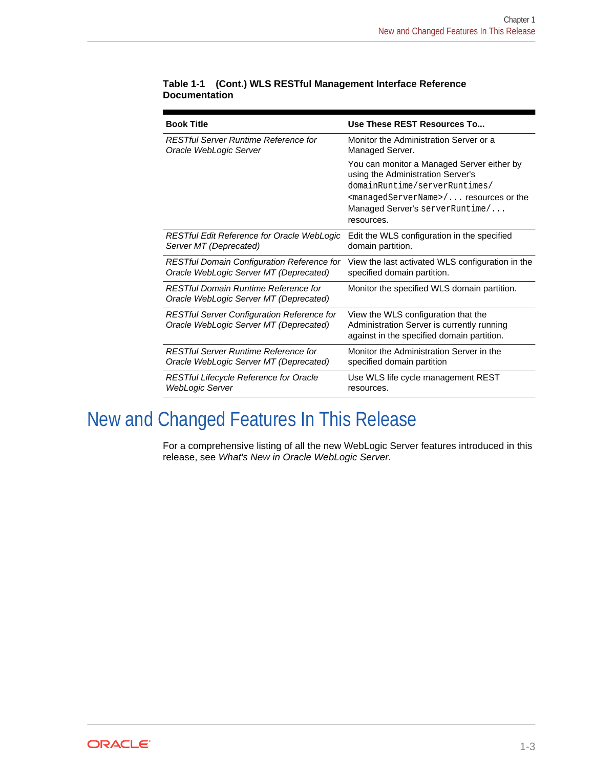**Table 1-1 (Cont.) WLS RESTful Management Interface Reference Documentation**

| Book Title | Use These REST Resources To... |
|---|---|
| *RESTful Server Runtime Reference for Oracle WebLogic Server* | Monitor the Administration Server or a Managed Server.<br><br>You can monitor a Managed Server either by using the Administration Server's `domainRuntime/serverRuntimes/<managedServerName>/...` resources or the Managed Server's `serverRuntime/...` resources. |
| *RESTful Edit Reference for Oracle WebLogic Server MT (Deprecated)* | Edit the WLS configuration in the specified domain partition. |
| *RESTful Domain Configuration Reference for Oracle WebLogic Server MT (Deprecated)* | View the last activated WLS configuration in the specified domain partition. |
| *RESTful Domain Runtime Reference for Oracle WebLogic Server MT (Deprecated)* | Monitor the specified WLS domain partition. |
| *RESTful Server Configuration Reference for Oracle WebLogic Server MT (Deprecated)* | View the WLS configuration that the Administration Server is currently running against in the specified domain partition. |
| *RESTful Server Runtime Reference for Oracle WebLogic Server MT (Deprecated)* | Monitor the Administration Server in the specified domain partition |
| *RESTful Lifecycle Reference for Oracle WebLogic Server* | Use WLS life cycle management REST resources. |

# New and Changed Features In This Release

For a comprehensive listing of all the new WebLogic Server features introduced in this release, see *What's New in Oracle WebLogic Server*.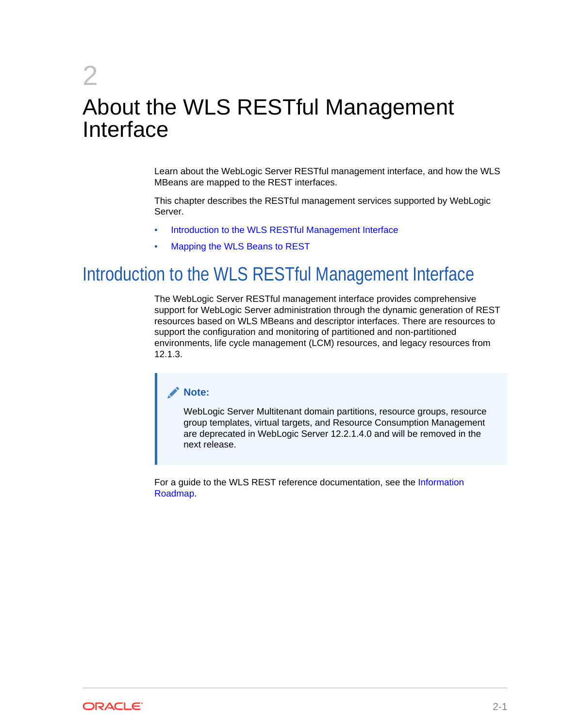# 2 About the WLS RESTful Management Interface

Learn about the WebLogic Server RESTful management interface, and how the WLS MBeans are mapped to the REST interfaces.

This chapter describes the RESTful management services supported by WebLogic Server.

- Introduction to the WLS RESTful Management Interface
- Mapping the WLS Beans to REST

## Introduction to the WLS RESTful Management Interface

The WebLogic Server RESTful management interface provides comprehensive support for WebLogic Server administration through the dynamic generation of REST resources based on WLS MBeans and descriptor interfaces. There are resources to support the configuration and monitoring of partitioned and non-partitioned environments, life cycle management (LCM) resources, and legacy resources from 12.1.3.

> **Note:**
>
> WebLogic Server Multitenant domain partitions, resource groups, resource group templates, virtual targets, and Resource Consumption Management are deprecated in WebLogic Server 12.2.1.4.0 and will be removed in the next release.

For a guide to the WLS REST reference documentation, see the Information Roadmap.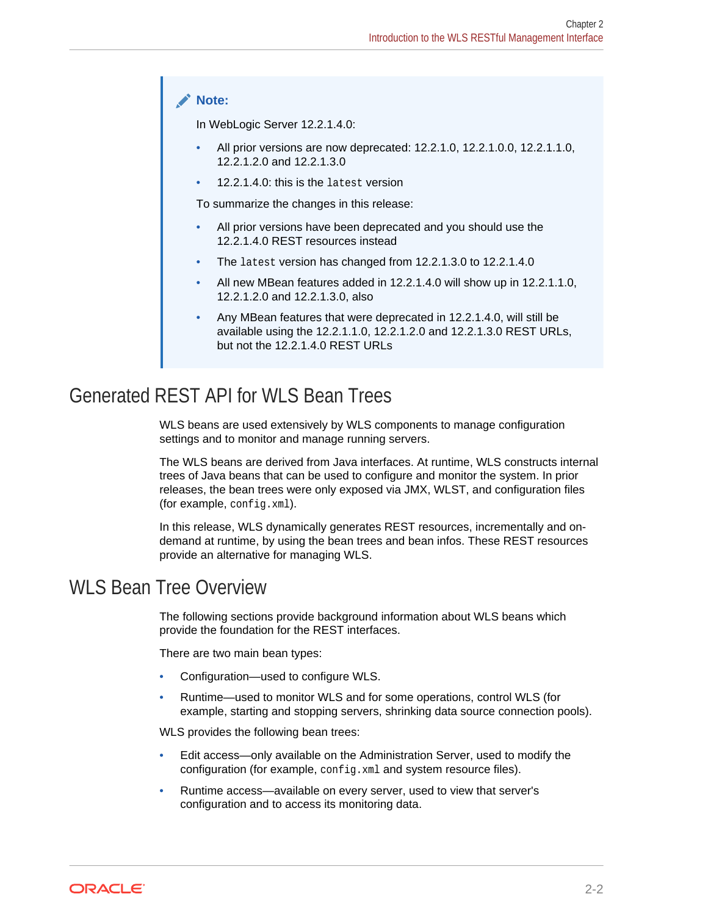> **Note:**
>
> In WebLogic Server 12.2.1.4.0:
>
> - All prior versions are now deprecated: 12.2.1.0, 12.2.1.0.0, 12.2.1.1.0, 12.2.1.2.0 and 12.2.1.3.0
> - 12.2.1.4.0: this is the `latest` version
>
> To summarize the changes in this release:
>
> - All prior versions have been deprecated and you should use the 12.2.1.4.0 REST resources instead
> - The `latest` version has changed from 12.2.1.3.0 to 12.2.1.4.0
> - All new MBean features added in 12.2.1.4.0 will show up in 12.2.1.1.0, 12.2.1.2.0 and 12.2.1.3.0, also
> - Any MBean features that were deprecated in 12.2.1.4.0, will still be available using the 12.2.1.1.0, 12.2.1.2.0 and 12.2.1.3.0 REST URLs, but not the 12.2.1.4.0 REST URLs

## Generated REST API for WLS Bean Trees

WLS beans are used extensively by WLS components to manage configuration settings and to monitor and manage running servers.

The WLS beans are derived from Java interfaces. At runtime, WLS constructs internal trees of Java beans that can be used to configure and monitor the system. In prior releases, the bean trees were only exposed via JMX, WLST, and configuration files (for example, `config.xml`).

In this release, WLS dynamically generates REST resources, incrementally and on-demand at runtime, by using the bean trees and bean infos. These REST resources provide an alternative for managing WLS.

## WLS Bean Tree Overview

The following sections provide background information about WLS beans which provide the foundation for the REST interfaces.

There are two main bean types:

- Configuration—used to configure WLS.
- Runtime—used to monitor WLS and for some operations, control WLS (for example, starting and stopping servers, shrinking data source connection pools).

WLS provides the following bean trees:

- Edit access—only available on the Administration Server, used to modify the configuration (for example, `config.xml` and system resource files).
- Runtime access—available on every server, used to view that server's configuration and to access its monitoring data.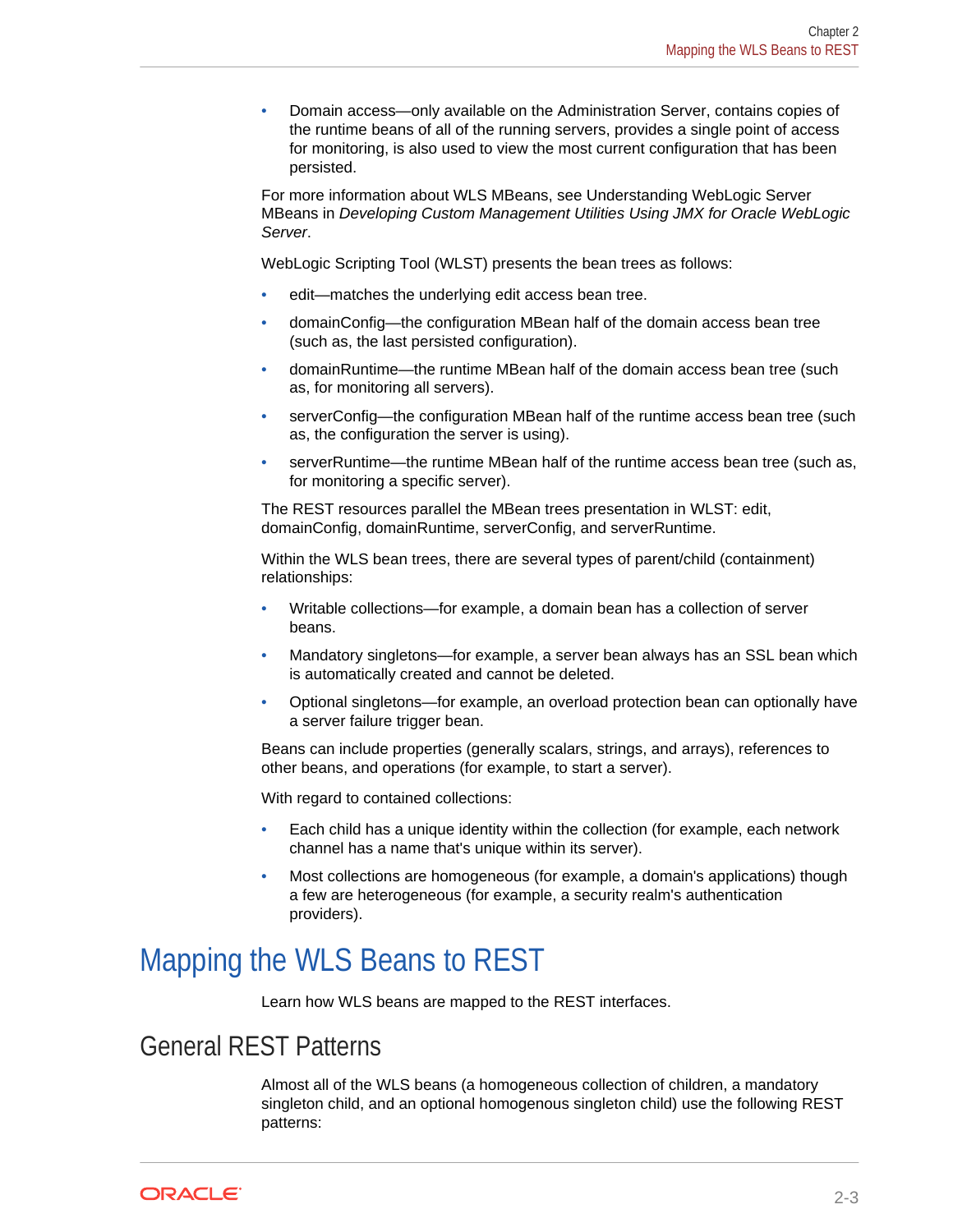- Domain access—only available on the Administration Server, contains copies of the runtime beans of all of the running servers, provides a single point of access for monitoring, is also used to view the most current configuration that has been persisted.

For more information about WLS MBeans, see Understanding WebLogic Server MBeans in *Developing Custom Management Utilities Using JMX for Oracle WebLogic Server*.

WebLogic Scripting Tool (WLST) presents the bean trees as follows:

- edit—matches the underlying edit access bean tree.
- domainConfig—the configuration MBean half of the domain access bean tree (such as, the last persisted configuration).
- domainRuntime—the runtime MBean half of the domain access bean tree (such as, for monitoring all servers).
- serverConfig—the configuration MBean half of the runtime access bean tree (such as, the configuration the server is using).
- serverRuntime—the runtime MBean half of the runtime access bean tree (such as, for monitoring a specific server).

The REST resources parallel the MBean trees presentation in WLST: edit, domainConfig, domainRuntime, serverConfig, and serverRuntime.

Within the WLS bean trees, there are several types of parent/child (containment) relationships:

- Writable collections—for example, a domain bean has a collection of server beans.
- Mandatory singletons—for example, a server bean always has an SSL bean which is automatically created and cannot be deleted.
- Optional singletons—for example, an overload protection bean can optionally have a server failure trigger bean.

Beans can include properties (generally scalars, strings, and arrays), references to other beans, and operations (for example, to start a server).

With regard to contained collections:

- Each child has a unique identity within the collection (for example, each network channel has a name that's unique within its server).
- Most collections are homogeneous (for example, a domain's applications) though a few are heterogeneous (for example, a security realm's authentication providers).

# Mapping the WLS Beans to REST

Learn how WLS beans are mapped to the REST interfaces.

## General REST Patterns

Almost all of the WLS beans (a homogeneous collection of children, a mandatory singleton child, and an optional homogenous singleton child) use the following REST patterns: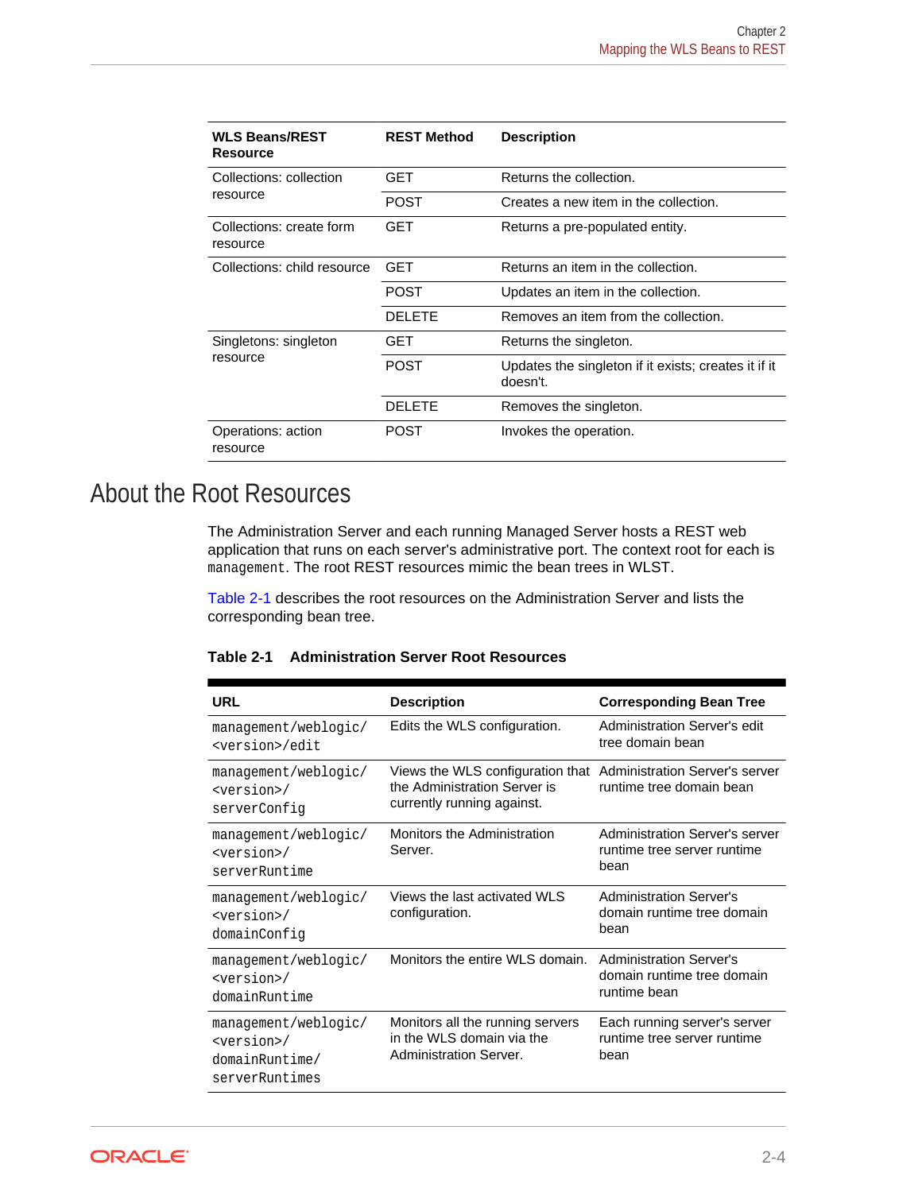| WLS Beans/REST Resource | REST Method | Description |
| --- | --- | --- |
| Collections: collection resource | GET | Returns the collection. |
| | POST | Creates a new item in the collection. |
| Collections: create form resource | GET | Returns a pre-populated entity. |
| Collections: child resource | GET | Returns an item in the collection. |
| | POST | Updates an item in the collection. |
| | DELETE | Removes an item from the collection. |
| Singletons: singleton resource | GET | Returns the singleton. |
| | POST | Updates the singleton if it exists; creates it if it doesn't. |
| | DELETE | Removes the singleton. |
| Operations: action resource | POST | Invokes the operation. |

## About the Root Resources

The Administration Server and each running Managed Server hosts a REST web application that runs on each server's administrative port. The context root for each is `management`. The root REST resources mimic the bean trees in WLST.

Table 2-1 describes the root resources on the Administration Server and lists the corresponding bean tree.

**Table 2-1 Administration Server Root Resources**

| URL | Description | Corresponding Bean Tree |
| --- | --- | --- |
| `management/weblogic/<version>/edit` | Edits the WLS configuration. | Administration Server's edit tree domain bean |
| `management/weblogic/<version>/serverConfig` | Views the WLS configuration that the Administration Server is currently running against. | Administration Server's server runtime tree domain bean |
| `management/weblogic/<version>/serverRuntime` | Monitors the Administration Server. | Administration Server's server runtime tree server runtime bean |
| `management/weblogic/<version>/domainConfig` | Views the last activated WLS configuration. | Administration Server's domain runtime tree domain bean |
| `management/weblogic/<version>/domainRuntime` | Monitors the entire WLS domain. | Administration Server's domain runtime tree domain runtime bean |
| `management/weblogic/<version>/domainRuntime/serverRuntimes` | Monitors all the running servers in the WLS domain via the Administration Server. | Each running server's server runtime tree server runtime bean |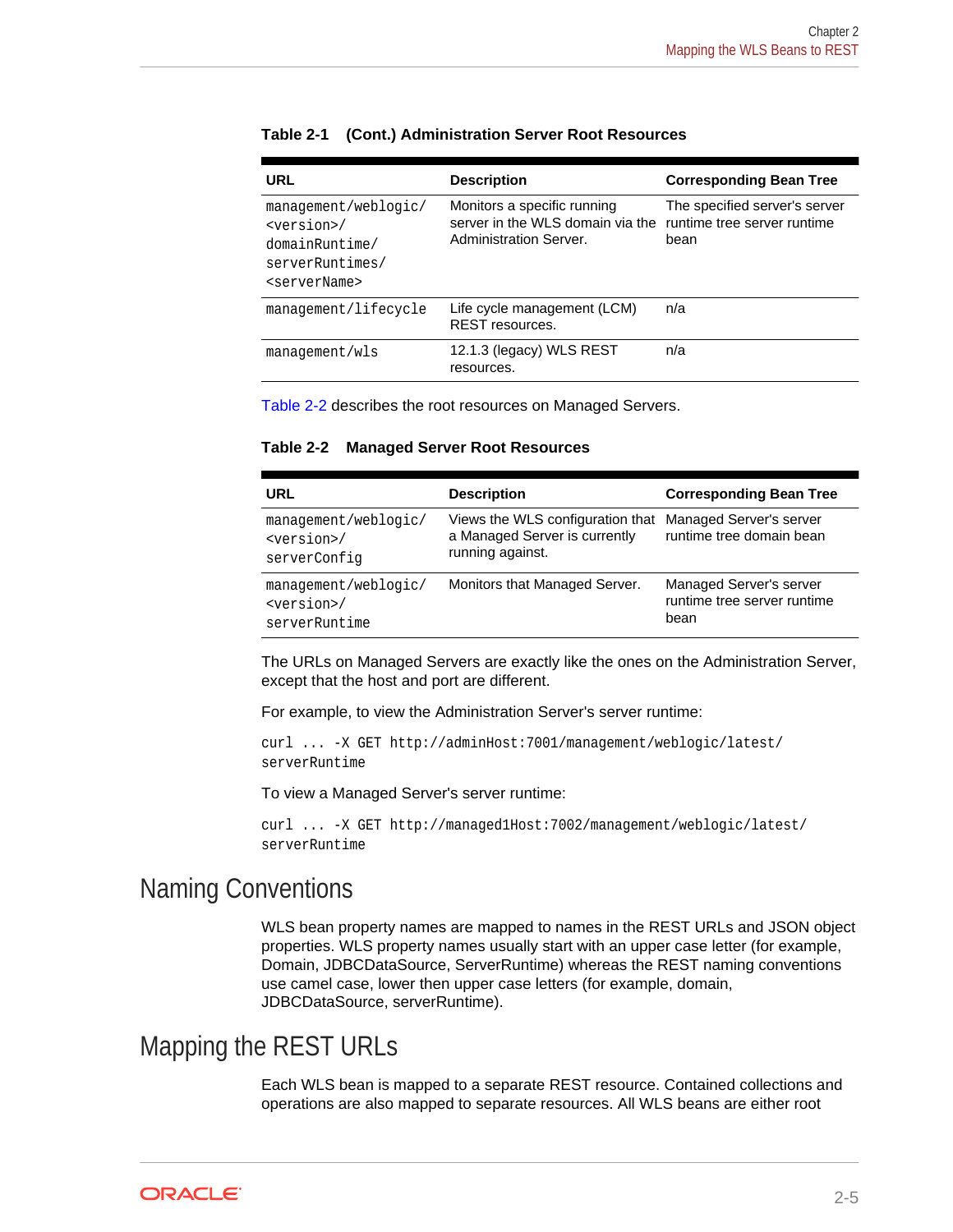**Table 2-1 (Cont.) Administration Server Root Resources**

| URL | Description | Corresponding Bean Tree |
|---|---|---|
| `management/weblogic/<version>/domainRuntime/serverRuntimes/<serverName>` | Monitors a specific running server in the WLS domain via the Administration Server. | The specified server's server runtime tree server runtime bean |
| `management/lifecycle` | Life cycle management (LCM) REST resources. | n/a |
| `management/wls` | 12.1.3 (legacy) WLS REST resources. | n/a |

Table 2-2 describes the root resources on Managed Servers.

**Table 2-2 Managed Server Root Resources**

| URL | Description | Corresponding Bean Tree |
|---|---|---|
| `management/weblogic/<version>/serverConfig` | Views the WLS configuration that a Managed Server is currently running against. | Managed Server's server runtime tree domain bean |
| `management/weblogic/<version>/serverRuntime` | Monitors that Managed Server. | Managed Server's server runtime tree server runtime bean |

The URLs on Managed Servers are exactly like the ones on the Administration Server, except that the host and port are different.

For example, to view the Administration Server's server runtime:

```
curl ... -X GET http://adminHost:7001/management/weblogic/latest/
serverRuntime
```

To view a Managed Server's server runtime:

```
curl ... -X GET http://managed1Host:7002/management/weblogic/latest/
serverRuntime
```

# Naming Conventions

WLS bean property names are mapped to names in the REST URLs and JSON object properties. WLS property names usually start with an upper case letter (for example, Domain, JDBCDataSource, ServerRuntime) whereas the REST naming conventions use camel case, lower then upper case letters (for example, domain, JDBCDataSource, serverRuntime).

# Mapping the REST URLs

Each WLS bean is mapped to a separate REST resource. Contained collections and operations are also mapped to separate resources. All WLS beans are either root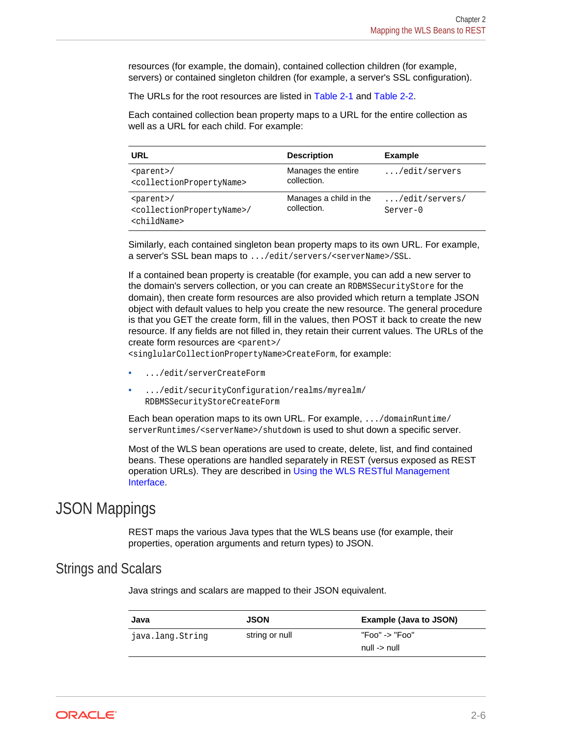resources (for example, the domain), contained collection children (for example, servers) or contained singleton children (for example, a server's SSL configuration).

The URLs for the root resources are listed in Table 2-1 and Table 2-2.

Each contained collection bean property maps to a URL for the entire collection as well as a URL for each child. For example:

| URL | Description | Example |
| --- | --- | --- |
| `<parent>/<collectionPropertyName>` | Manages the entire collection. | `.../edit/servers` |
| `<parent>/<collectionPropertyName>/<childName>` | Manages a child in the collection. | `.../edit/servers/Server-0` |

Similarly, each contained singleton bean property maps to its own URL. For example, a server's SSL bean maps to `.../edit/servers/<serverName>/SSL`.

If a contained bean property is creatable (for example, you can add a new server to the domain's servers collection, or you can create an `RDBMSSecurityStore` for the domain), then create form resources are also provided which return a template JSON object with default values to help you create the new resource. The general procedure is that you GET the create form, fill in the values, then POST it back to create the new resource. If any fields are not filled in, they retain their current values. The URLs of the create form resources are `<parent>/<singlularCollectionPropertyName>CreateForm`, for example:

- `.../edit/serverCreateForm`
- `.../edit/securityConfiguration/realms/myrealm/RDBMSSecurityStoreCreateForm`

Each bean operation maps to its own URL. For example, `.../domainRuntime/serverRuntimes/<serverName>/shutdown` is used to shut down a specific server.

Most of the WLS bean operations are used to create, delete, list, and find contained beans. These operations are handled separately in REST (versus exposed as REST operation URLs). They are described in Using the WLS RESTful Management Interface.

## JSON Mappings

REST maps the various Java types that the WLS beans use (for example, their properties, operation arguments and return types) to JSON.

### Strings and Scalars

Java strings and scalars are mapped to their JSON equivalent.

| Java | JSON | Example (Java to JSON) |
| --- | --- | --- |
| `java.lang.String` | string or null | "Foo" -> "Foo"<br>null -> null |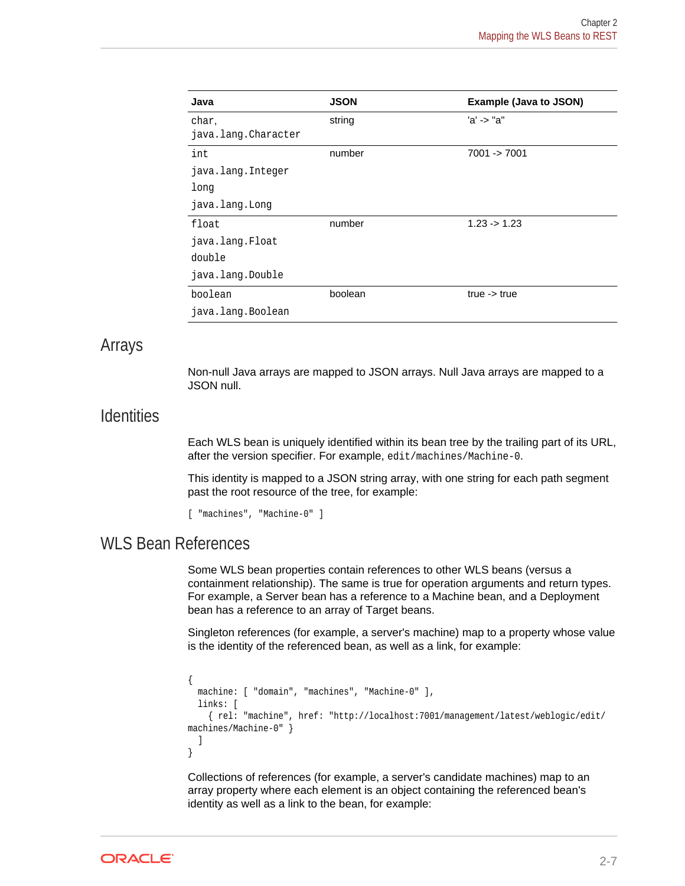| Java | JSON | Example (Java to JSON) |
| --- | --- | --- |
| `char`, `java.lang.Character` | string | 'a' -> "a" |
| `int` `java.lang.Integer` `long` `java.lang.Long` | number | 7001 -> 7001 |
| `float` `java.lang.Float` `double` `java.lang.Double` | number | 1.23 -> 1.23 |
| `boolean` `java.lang.Boolean` | boolean | true -> true |

## Arrays

Non-null Java arrays are mapped to JSON arrays. Null Java arrays are mapped to a JSON null.

## Identities

Each WLS bean is uniquely identified within its bean tree by the trailing part of its URL, after the version specifier. For example, `edit/machines/Machine-0`.

This identity is mapped to a JSON string array, with one string for each path segment past the root resource of the tree, for example:

```
[ "machines", "Machine-0" ]
```

## WLS Bean References

Some WLS bean properties contain references to other WLS beans (versus a containment relationship). The same is true for operation arguments and return types. For example, a Server bean has a reference to a Machine bean, and a Deployment bean has a reference to an array of Target beans.

Singleton references (for example, a server's machine) map to a property whose value is the identity of the referenced bean, as well as a link, for example:

```
{
  machine: [ "domain", "machines", "Machine-0" ],
  links: [
    { rel: "machine", href: "http://localhost:7001/management/latest/weblogic/edit/
machines/Machine-0" }
  ]
}
```

Collections of references (for example, a server's candidate machines) map to an array property where each element is an object containing the referenced bean's identity as well as a link to the bean, for example: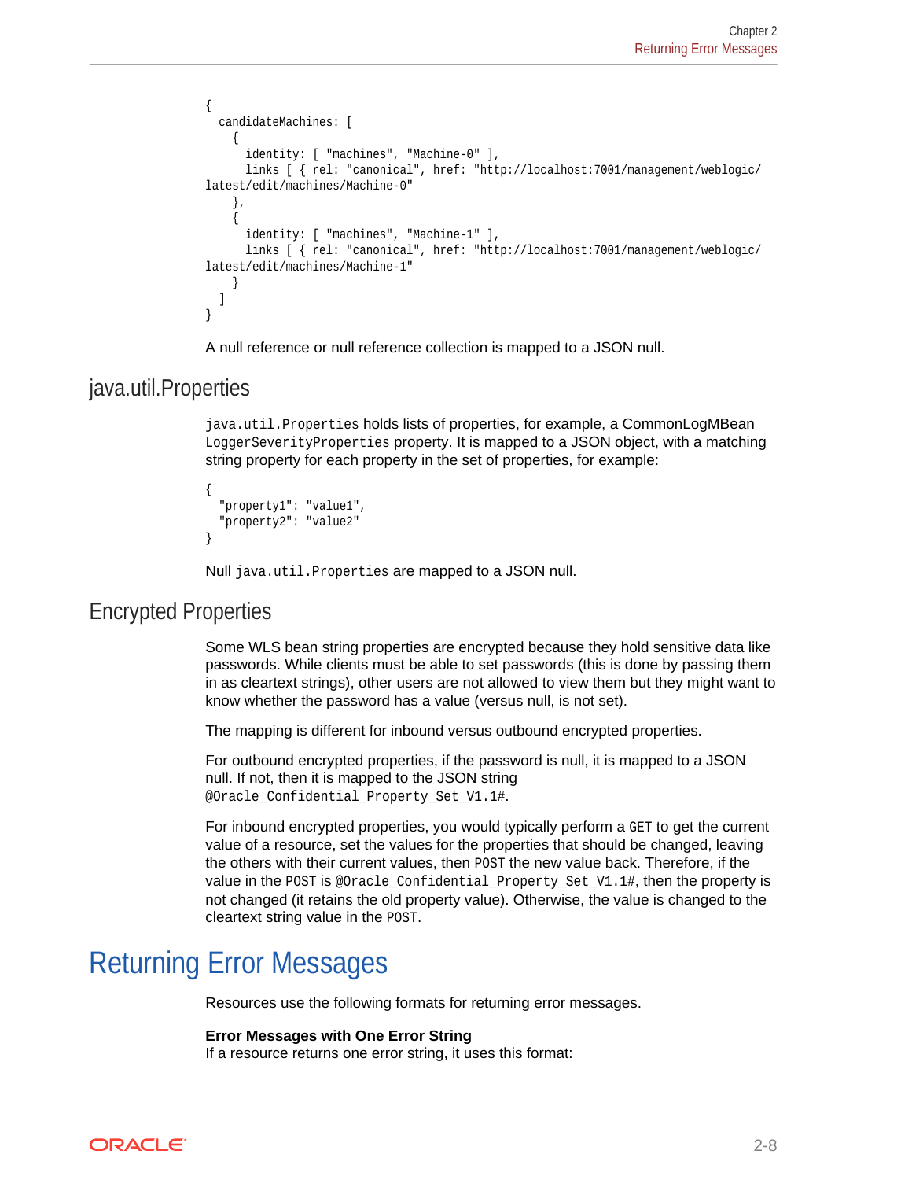```
{
  candidateMachines: [
    {
      identity: [ "machines", "Machine-0" ],
      links [ { rel: "canonical", href: "http://localhost:7001/management/weblogic/
latest/edit/machines/Machine-0"
    },
    {
      identity: [ "machines", "Machine-1" ],
      links [ { rel: "canonical", href: "http://localhost:7001/management/weblogic/
latest/edit/machines/Machine-1"
    }
  ]
}
```

A null reference or null reference collection is mapped to a JSON null.

## java.util.Properties

`java.util.Properties` holds lists of properties, for example, a CommonLogMBean `LoggerSeverityProperties` property. It is mapped to a JSON object, with a matching string property for each property in the set of properties, for example:

```
{
  "property1": "value1",
  "property2": "value2"
}
```

Null `java.util.Properties` are mapped to a JSON null.

## Encrypted Properties

Some WLS bean string properties are encrypted because they hold sensitive data like passwords. While clients must be able to set passwords (this is done by passing them in as cleartext strings), other users are not allowed to view them but they might want to know whether the password has a value (versus null, is not set).

The mapping is different for inbound versus outbound encrypted properties.

For outbound encrypted properties, if the password is null, it is mapped to a JSON null. If not, then it is mapped to the JSON string `@Oracle_Confidential_Property_Set_V1.1#`.

For inbound encrypted properties, you would typically perform a `GET` to get the current value of a resource, set the values for the properties that should be changed, leaving the others with their current values, then `POST` the new value back. Therefore, if the value in the `POST` is `@Oracle_Confidential_Property_Set_V1.1#`, then the property is not changed (it retains the old property value). Otherwise, the value is changed to the cleartext string value in the `POST`.

# Returning Error Messages

Resources use the following formats for returning error messages.

**Error Messages with One Error String**
If a resource returns one error string, it uses this format: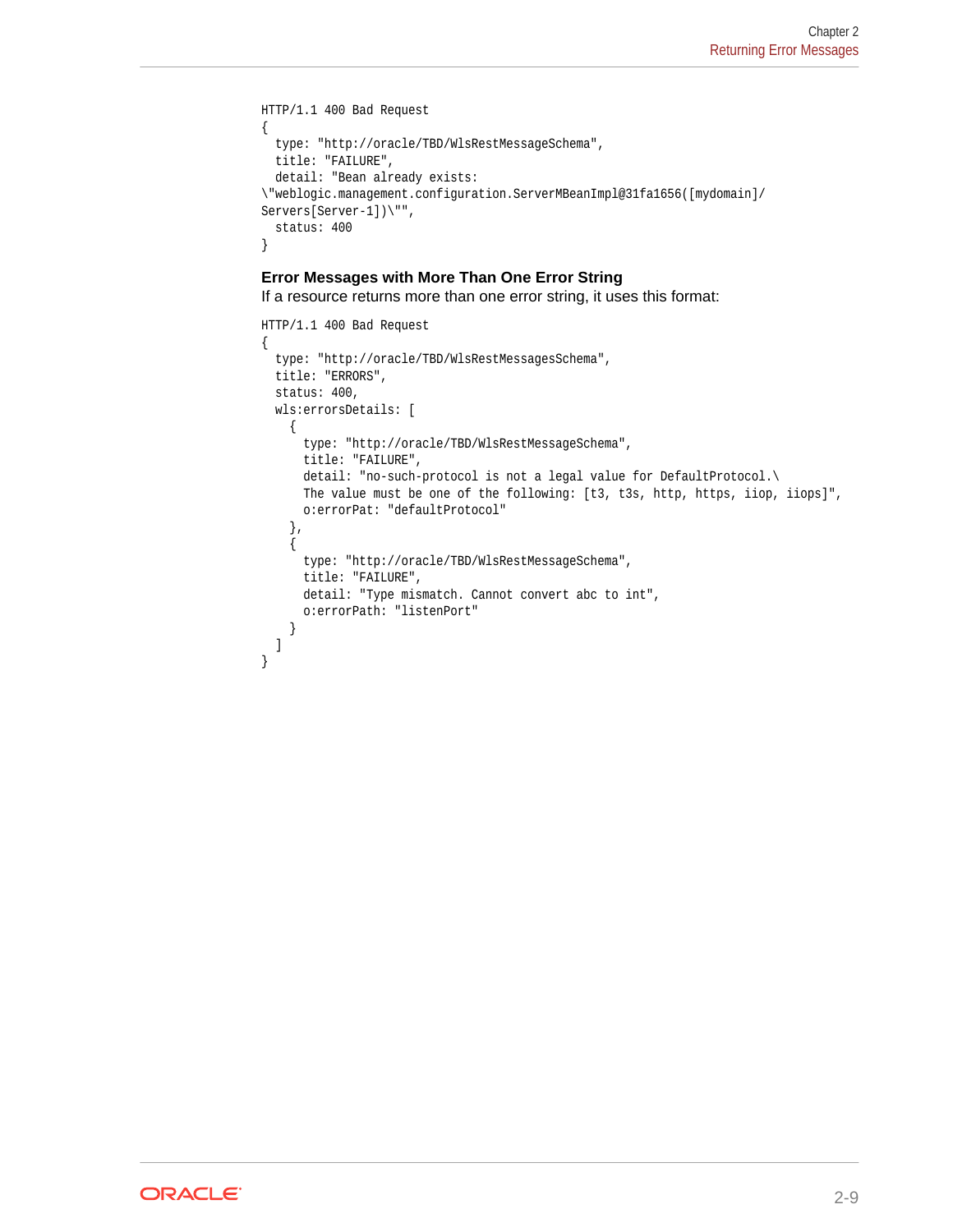```
HTTP/1.1 400 Bad Request
{
  type: "http://oracle/TBD/WlsRestMessageSchema",
  title: "FAILURE",
  detail: "Bean already exists:
\"weblogic.management.configuration.ServerMBeanImpl@31fa1656([mydomain]/
Servers[Server-1])\"",
  status: 400
}
```

### Error Messages with More Than One Error String

If a resource returns more than one error string, it uses this format:

```
HTTP/1.1 400 Bad Request
{
  type: "http://oracle/TBD/WlsRestMessagesSchema",
  title: "ERRORS",
  status: 400,
  wls:errorsDetails: [
    {
      type: "http://oracle/TBD/WlsRestMessageSchema",
      title: "FAILURE",
      detail: "no-such-protocol is not a legal value for DefaultProtocol.\
      The value must be one of the following: [t3, t3s, http, https, iiop, iiops]",
      o:errorPat: "defaultProtocol"
    },
    {
      type: "http://oracle/TBD/WlsRestMessageSchema",
      title: "FAILURE",
      detail: "Type mismatch. Cannot convert abc to int",
      o:errorPath: "listenPort"
    }
  ]
}
```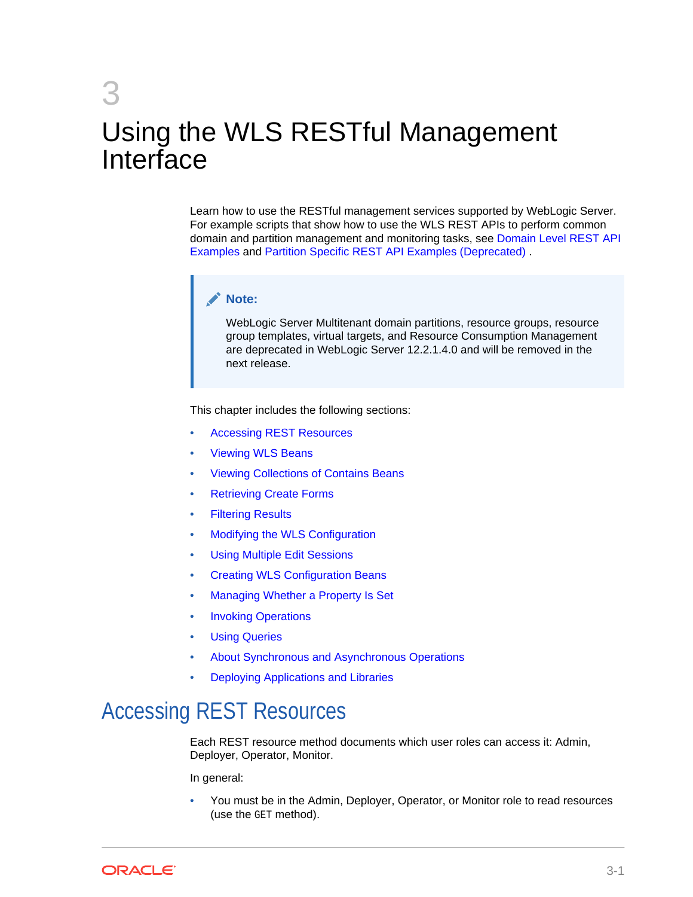# 3 Using the WLS RESTful Management Interface

Learn how to use the RESTful management services supported by WebLogic Server. For example scripts that show how to use the WLS REST APIs to perform common domain and partition management and monitoring tasks, see Domain Level REST API Examples and Partition Specific REST API Examples (Deprecated) .

> **Note:**
>
> WebLogic Server Multitenant domain partitions, resource groups, resource group templates, virtual targets, and Resource Consumption Management are deprecated in WebLogic Server 12.2.1.4.0 and will be removed in the next release.

This chapter includes the following sections:

- Accessing REST Resources
- Viewing WLS Beans
- Viewing Collections of Contains Beans
- Retrieving Create Forms
- Filtering Results
- Modifying the WLS Configuration
- Using Multiple Edit Sessions
- Creating WLS Configuration Beans
- Managing Whether a Property Is Set
- Invoking Operations
- Using Queries
- About Synchronous and Asynchronous Operations
- Deploying Applications and Libraries

## Accessing REST Resources

Each REST resource method documents which user roles can access it: Admin, Deployer, Operator, Monitor.

In general:

- You must be in the Admin, Deployer, Operator, or Monitor role to read resources (use the `GET` method).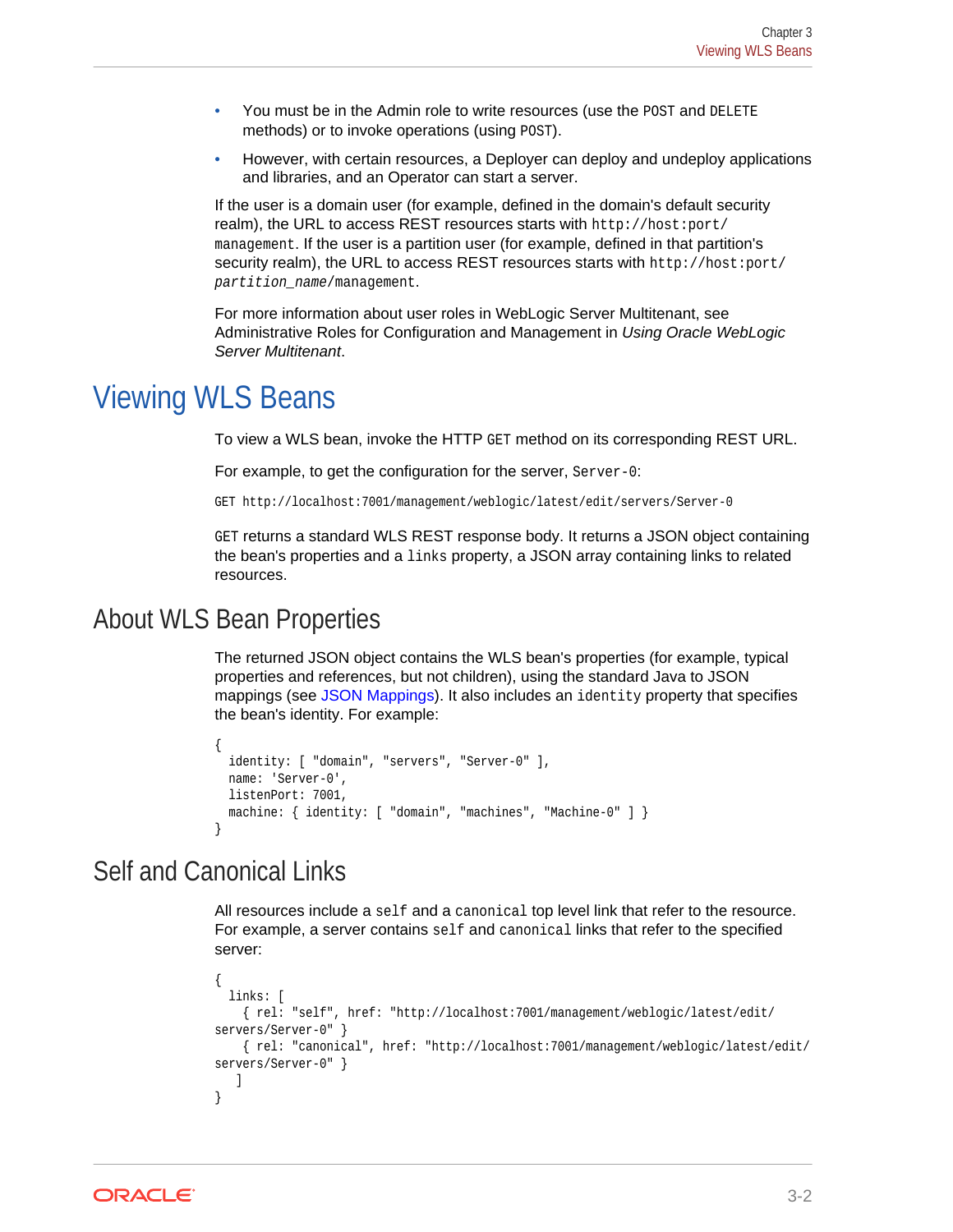- You must be in the Admin role to write resources (use the `POST` and `DELETE` methods) or to invoke operations (using `POST`).
- However, with certain resources, a Deployer can deploy and undeploy applications and libraries, and an Operator can start a server.

If the user is a domain user (for example, defined in the domain's default security realm), the URL to access REST resources starts with `http://host:port/management`. If the user is a partition user (for example, defined in that partition's security realm), the URL to access REST resources starts with `http://host:port/`*`partition_name`*`/management`.

For more information about user roles in WebLogic Server Multitenant, see Administrative Roles for Configuration and Management in *Using Oracle WebLogic Server Multitenant*.

# Viewing WLS Beans

To view a WLS bean, invoke the HTTP `GET` method on its corresponding REST URL.

For example, to get the configuration for the server, `Server-0`:

```
GET http://localhost:7001/management/weblogic/latest/edit/servers/Server-0
```

`GET` returns a standard WLS REST response body. It returns a JSON object containing the bean's properties and a `links` property, a JSON array containing links to related resources.

## About WLS Bean Properties

The returned JSON object contains the WLS bean's properties (for example, typical properties and references, but not children), using the standard Java to JSON mappings (see JSON Mappings). It also includes an `identity` property that specifies the bean's identity. For example:

```
{
  identity: [ "domain", "servers", "Server-0" ],
  name: 'Server-0',
  listenPort: 7001,
  machine: { identity: [ "domain", "machines", "Machine-0" ] }
}
```

## Self and Canonical Links

All resources include a `self` and a `canonical` top level link that refer to the resource. For example, a server contains `self` and `canonical` links that refer to the specified server:

```
{
  links: [
    { rel: "self", href: "http://localhost:7001/management/weblogic/latest/edit/
servers/Server-0" }
    { rel: "canonical", href: "http://localhost:7001/management/weblogic/latest/edit/
servers/Server-0" }
   ]
}
```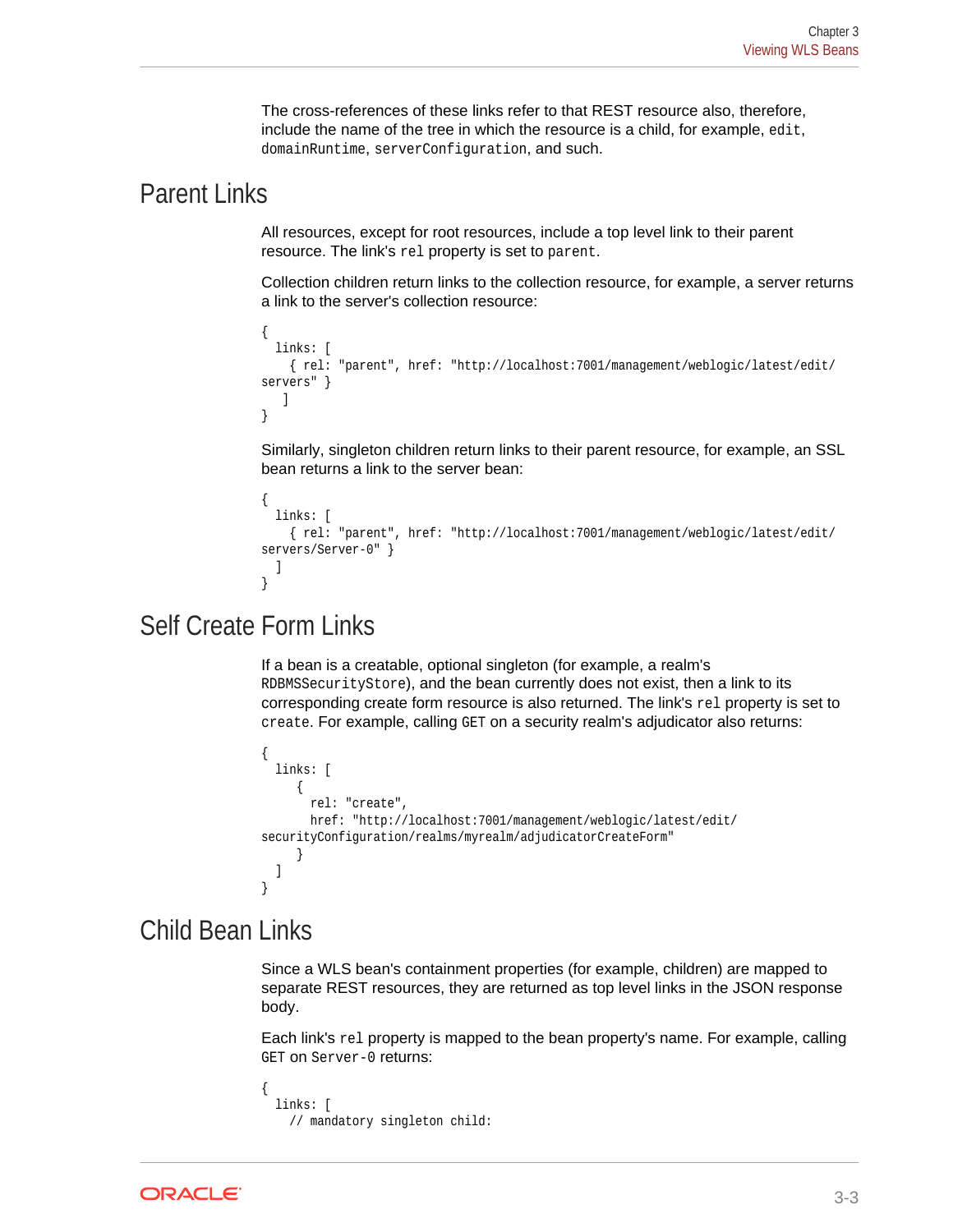The cross-references of these links refer to that REST resource also, therefore, include the name of the tree in which the resource is a child, for example, `edit`, `domainRuntime`, `serverConfiguration`, and such.

## Parent Links

All resources, except for root resources, include a top level link to their parent resource. The link's `rel` property is set to `parent`.

Collection children return links to the collection resource, for example, a server returns a link to the server's collection resource:

```
{
  links: [
    { rel: "parent", href: "http://localhost:7001/management/weblogic/latest/edit/
servers" }
   ]
}
```

Similarly, singleton children return links to their parent resource, for example, an SSL bean returns a link to the server bean:

```
{
  links: [
    { rel: "parent", href: "http://localhost:7001/management/weblogic/latest/edit/
servers/Server-0" }
  ]
}
```

## Self Create Form Links

If a bean is a creatable, optional singleton (for example, a realm's `RDBMSSecurityStore`), and the bean currently does not exist, then a link to its corresponding create form resource is also returned. The link's `rel` property is set to `create`. For example, calling `GET` on a security realm's adjudicator also returns:

```
{
  links: [
     {
       rel: "create",
       href: "http://localhost:7001/management/weblogic/latest/edit/
securityConfiguration/realms/myrealm/adjudicatorCreateForm"
     }
  ]
}
```

## Child Bean Links

Since a WLS bean's containment properties (for example, children) are mapped to separate REST resources, they are returned as top level links in the JSON response body.

Each link's `rel` property is mapped to the bean property's name. For example, calling `GET` on `Server-0` returns:

```
{
  links: [
    // mandatory singleton child:
```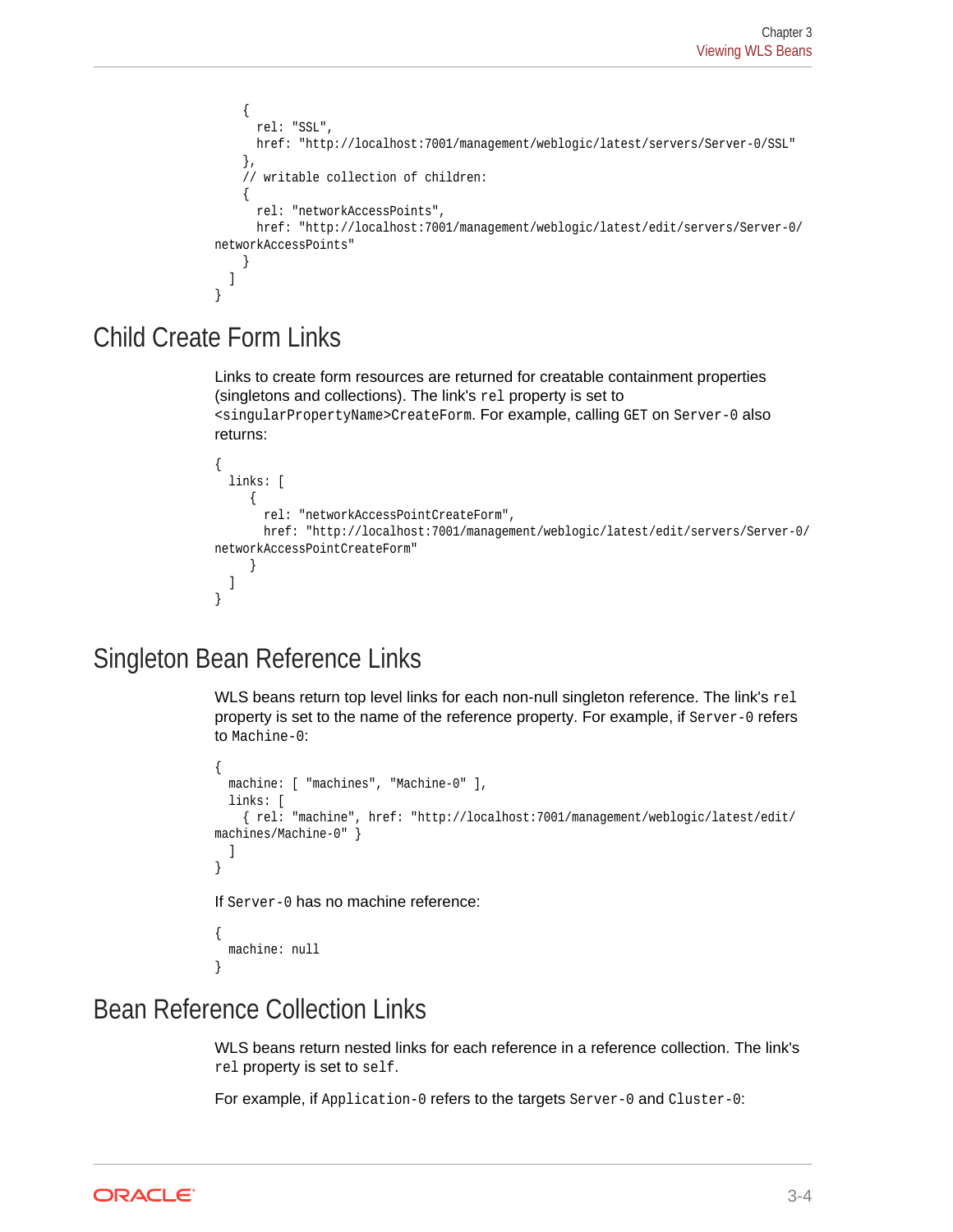```
    {
      rel: "SSL",
      href: "http://localhost:7001/management/weblogic/latest/servers/Server-0/SSL"
    },
    // writable collection of children:
    {
      rel: "networkAccessPoints",
      href: "http://localhost:7001/management/weblogic/latest/edit/servers/Server-0/
networkAccessPoints"
    }
  ]
}
```

## Child Create Form Links

Links to create form resources are returned for creatable containment properties (singletons and collections). The link's `rel` property is set to `<singularPropertyName>CreateForm`. For example, calling `GET` on `Server-0` also returns:

```
{
  links: [
     {
       rel: "networkAccessPointCreateForm",
       href: "http://localhost:7001/management/weblogic/latest/edit/servers/Server-0/
networkAccessPointCreateForm"
     }
  ]
}
```

## Singleton Bean Reference Links

WLS beans return top level links for each non-null singleton reference. The link's `rel` property is set to the name of the reference property. For example, if `Server-0` refers to `Machine-0`:

```
{
  machine: [ "machines", "Machine-0" ],
  links: [
    { rel: "machine", href: "http://localhost:7001/management/weblogic/latest/edit/
machines/Machine-0" }
  ]
}
```

If `Server-0` has no machine reference:

```
{
  machine: null
}
```

## Bean Reference Collection Links

WLS beans return nested links for each reference in a reference collection. The link's `rel` property is set to `self`.

For example, if `Application-0` refers to the targets `Server-0` and `Cluster-0`: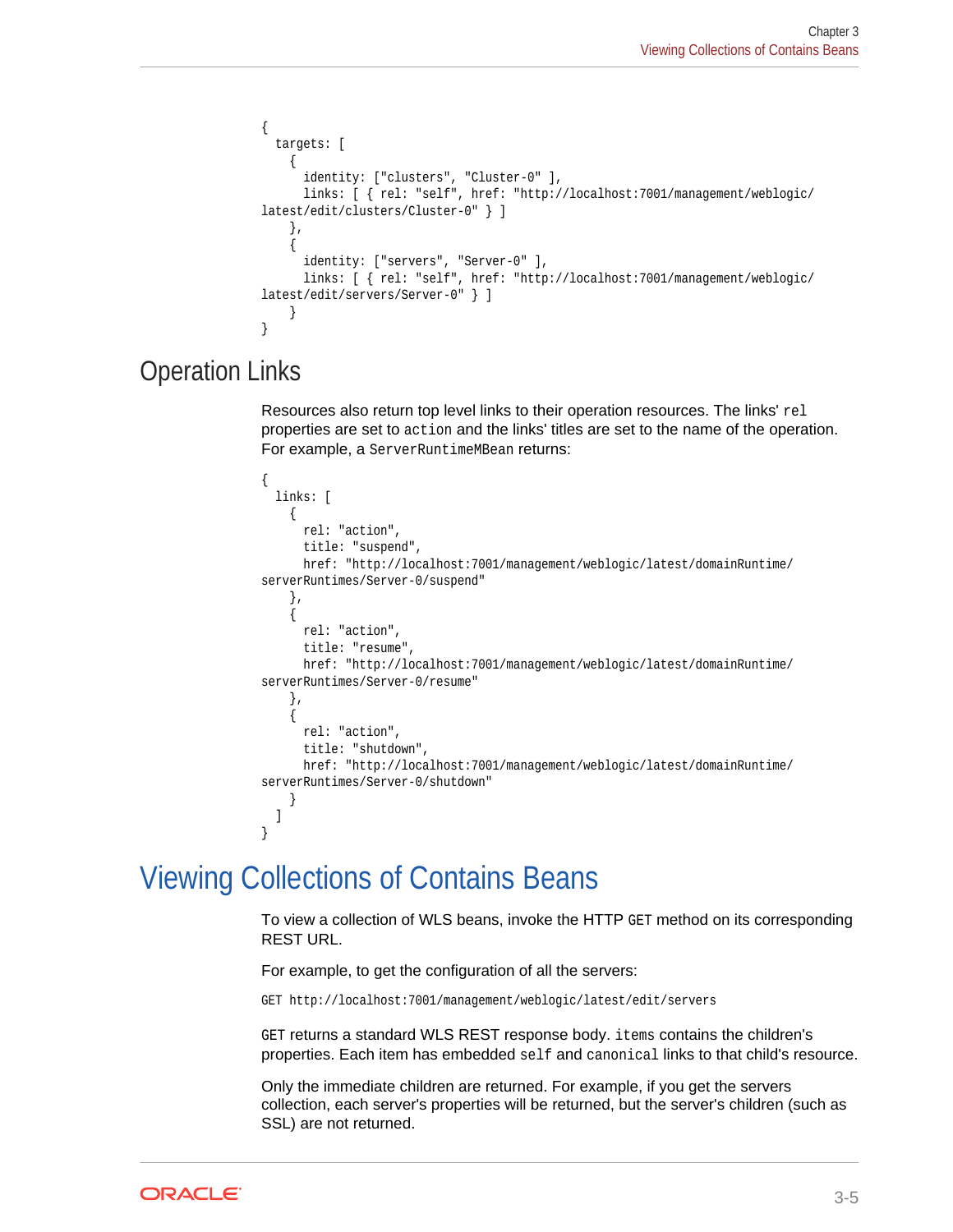```
{
  targets: [
    {
      identity: ["clusters", "Cluster-0" ],
      links: [ { rel: "self", href: "http://localhost:7001/management/weblogic/
latest/edit/clusters/Cluster-0" } ]
    },
    {
      identity: ["servers", "Server-0" ],
      links: [ { rel: "self", href: "http://localhost:7001/management/weblogic/
latest/edit/servers/Server-0" } ]
    }
}
```

## Operation Links

Resources also return top level links to their operation resources. The links' `rel` properties are set to `action` and the links' titles are set to the name of the operation. For example, a `ServerRuntimeMBean` returns:

```
{
  links: [
    {
      rel: "action",
      title: "suspend",
      href: "http://localhost:7001/management/weblogic/latest/domainRuntime/
serverRuntimes/Server-0/suspend"
    },
    {
      rel: "action",
      title: "resume",
      href: "http://localhost:7001/management/weblogic/latest/domainRuntime/
serverRuntimes/Server-0/resume"
    },
    {
      rel: "action",
      title: "shutdown",
      href: "http://localhost:7001/management/weblogic/latest/domainRuntime/
serverRuntimes/Server-0/shutdown"
    }
  ]
}
```

# Viewing Collections of Contains Beans

To view a collection of WLS beans, invoke the HTTP `GET` method on its corresponding REST URL.

For example, to get the configuration of all the servers:

```
GET http://localhost:7001/management/weblogic/latest/edit/servers
```

`GET` returns a standard WLS REST response body. `items` contains the children's properties. Each item has embedded `self` and `canonical` links to that child's resource.

Only the immediate children are returned. For example, if you get the servers collection, each server's properties will be returned, but the server's children (such as SSL) are not returned.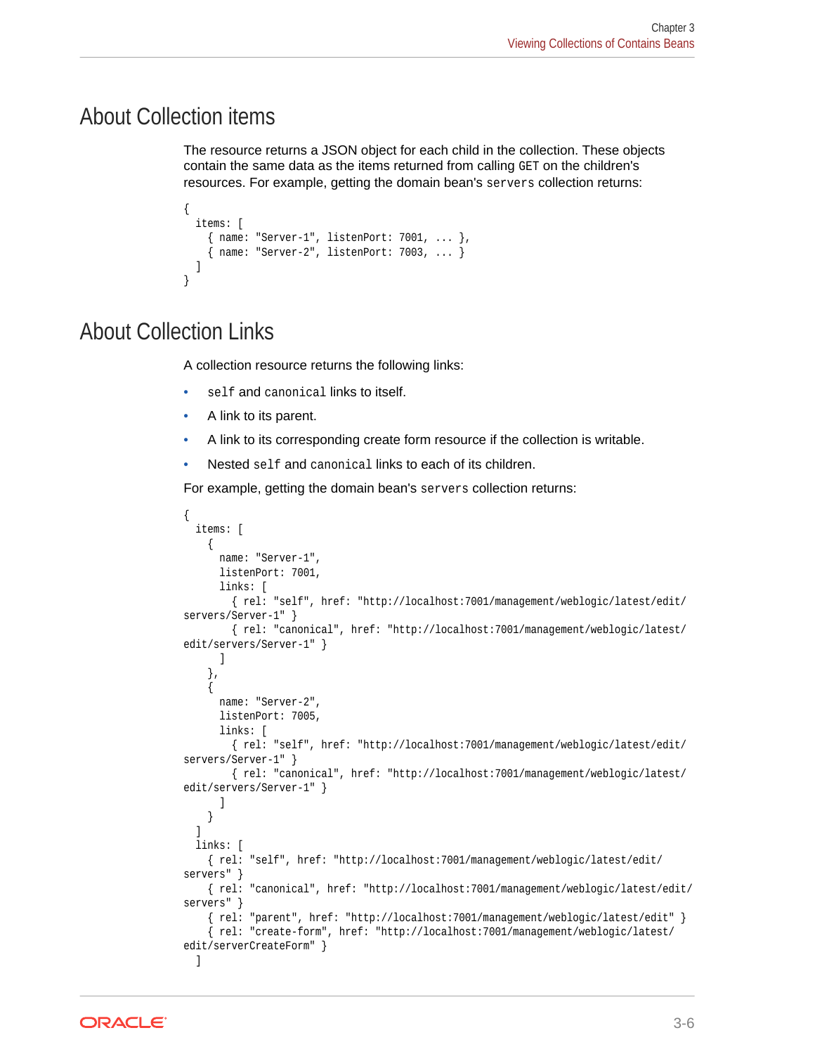## About Collection items

The resource returns a JSON object for each child in the collection. These objects contain the same data as the items returned from calling `GET` on the children's resources. For example, getting the domain bean's `servers` collection returns:

```
{
  items: [
    { name: "Server-1", listenPort: 7001, ... },
    { name: "Server-2", listenPort: 7003, ... }
  ]
}
```

## About Collection Links

A collection resource returns the following links:

- `self` and `canonical` links to itself.
- A link to its parent.
- A link to its corresponding create form resource if the collection is writable.
- Nested `self` and `canonical` links to each of its children.

For example, getting the domain bean's `servers` collection returns:

```
{
  items: [
    {
      name: "Server-1",
      listenPort: 7001,
      links: [
        { rel: "self", href: "http://localhost:7001/management/weblogic/latest/edit/
servers/Server-1" }
        { rel: "canonical", href: "http://localhost:7001/management/weblogic/latest/
edit/servers/Server-1" }
      ]
    },
    {
      name: "Server-2",
      listenPort: 7005,
      links: [
        { rel: "self", href: "http://localhost:7001/management/weblogic/latest/edit/
servers/Server-1" }
        { rel: "canonical", href: "http://localhost:7001/management/weblogic/latest/
edit/servers/Server-1" }
      ]
    }
  ]
  links: [
    { rel: "self", href: "http://localhost:7001/management/weblogic/latest/edit/
servers" }
    { rel: "canonical", href: "http://localhost:7001/management/weblogic/latest/edit/
servers" }
    { rel: "parent", href: "http://localhost:7001/management/weblogic/latest/edit" }
    { rel: "create-form", href: "http://localhost:7001/management/weblogic/latest/
edit/serverCreateForm" }
  ]
```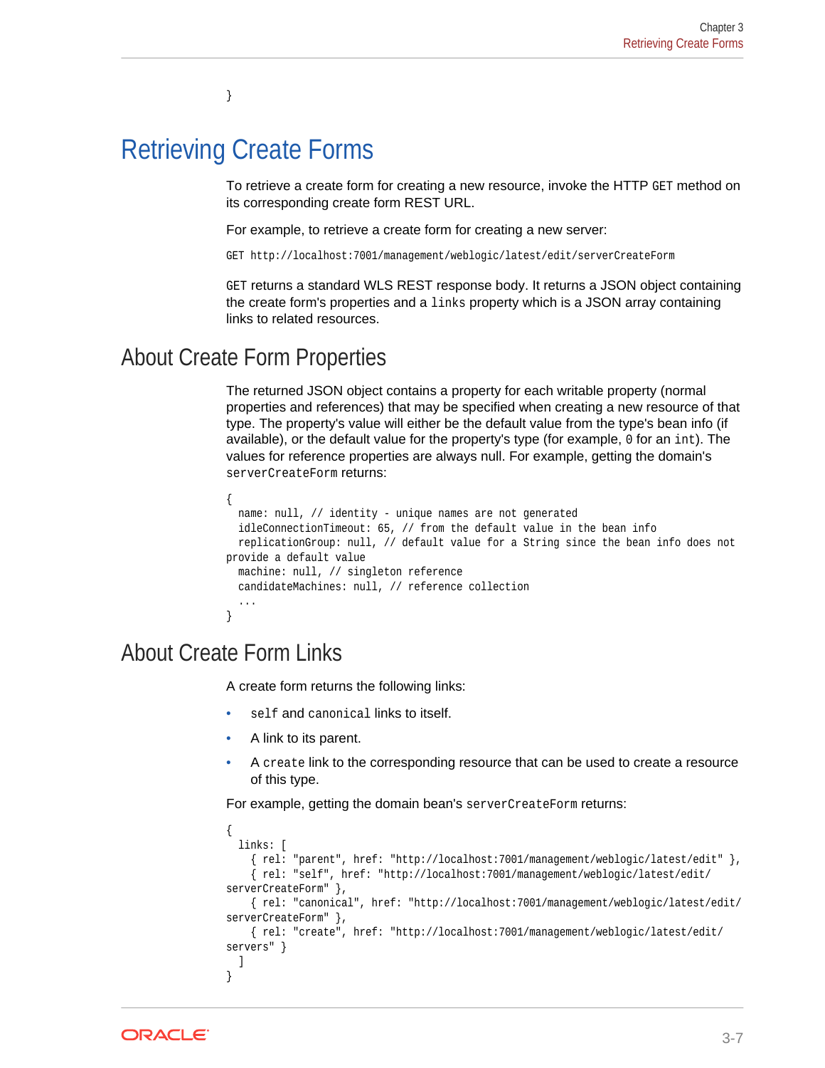```
}
```

# Retrieving Create Forms

To retrieve a create form for creating a new resource, invoke the HTTP `GET` method on its corresponding create form REST URL.

For example, to retrieve a create form for creating a new server:

```
GET http://localhost:7001/management/weblogic/latest/edit/serverCreateForm
```

`GET` returns a standard WLS REST response body. It returns a JSON object containing the create form's properties and a `links` property which is a JSON array containing links to related resources.

## About Create Form Properties

The returned JSON object contains a property for each writable property (normal properties and references) that may be specified when creating a new resource of that type. The property's value will either be the default value from the type's bean info (if available), or the default value for the property's type (for example, `0` for an `int`). The values for reference properties are always null. For example, getting the domain's `serverCreateForm` returns:

```
{
  name: null, // identity - unique names are not generated
  idleConnectionTimeout: 65, // from the default value in the bean info
  replicationGroup: null, // default value for a String since the bean info does not provide a default value
  machine: null, // singleton reference
  candidateMachines: null, // reference collection
  ...
}
```

## About Create Form Links

A create form returns the following links:

- `self` and `canonical` links to itself.
- A link to its parent.
- A `create` link to the corresponding resource that can be used to create a resource of this type.

For example, getting the domain bean's `serverCreateForm` returns:

```
{
  links: [
    { rel: "parent", href: "http://localhost:7001/management/weblogic/latest/edit" },
    { rel: "self", href: "http://localhost:7001/management/weblogic/latest/edit/serverCreateForm" },
    { rel: "canonical", href: "http://localhost:7001/management/weblogic/latest/edit/serverCreateForm" },
    { rel: "create", href: "http://localhost:7001/management/weblogic/latest/edit/servers" }
  ]
}
```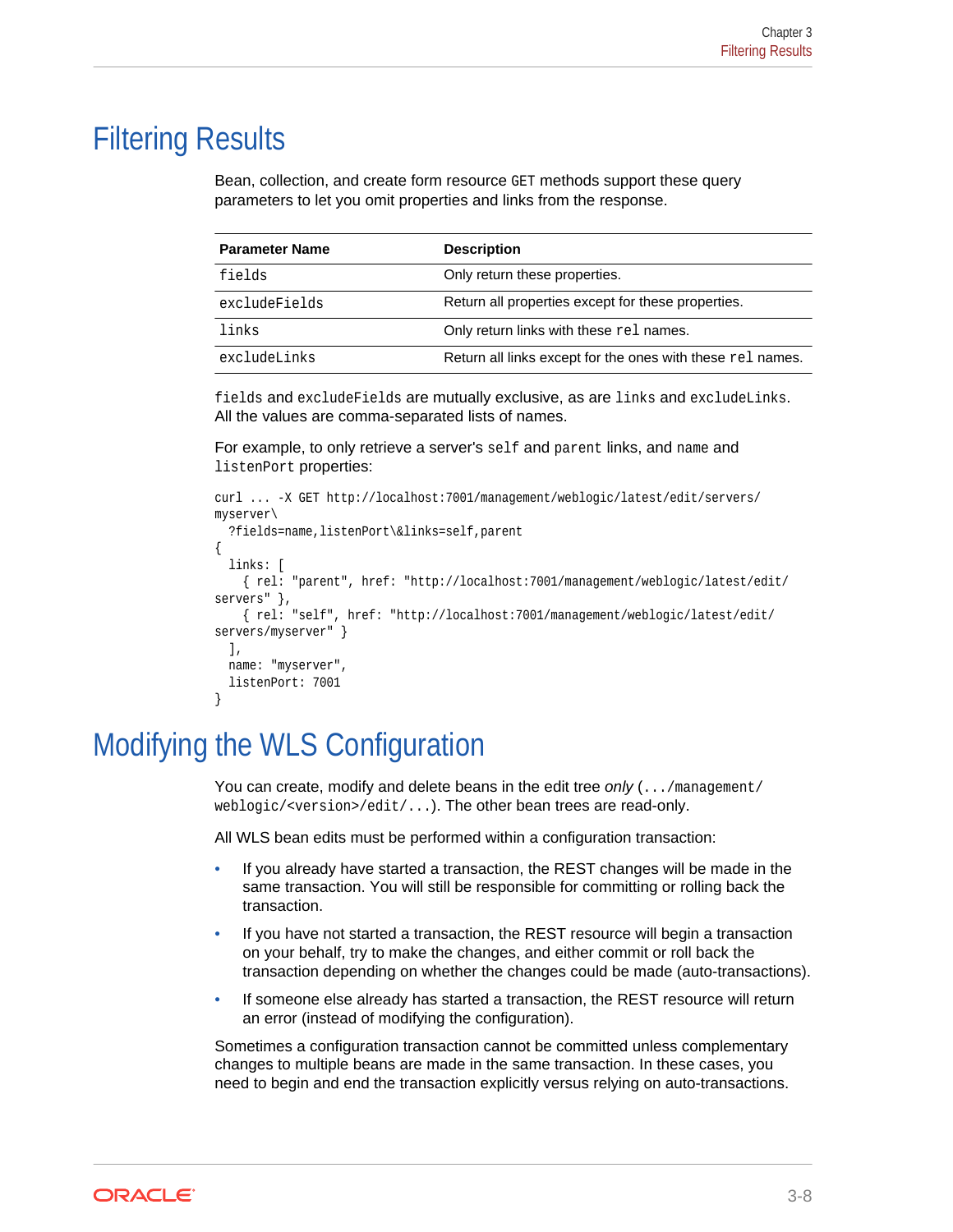## Filtering Results

Bean, collection, and create form resource `GET` methods support these query parameters to let you omit properties and links from the response.

| Parameter Name | Description |
| --- | --- |
| `fields` | Only return these properties. |
| `excludeFields` | Return all properties except for these properties. |
| `links` | Only return links with these `rel` names. |
| `excludeLinks` | Return all links except for the ones with these `rel` names. |

`fields` and `excludeFields` are mutually exclusive, as are `links` and `excludeLinks`. All the values are comma-separated lists of names.

For example, to only retrieve a server's `self` and `parent` links, and `name` and `listenPort` properties:

```
curl ... -X GET http://localhost:7001/management/weblogic/latest/edit/servers/
myserver\
  ?fields=name,listenPort\&links=self,parent
{
  links: [
    { rel: "parent", href: "http://localhost:7001/management/weblogic/latest/edit/
servers" },
    { rel: "self", href: "http://localhost:7001/management/weblogic/latest/edit/
servers/myserver" }
  ],
  name: "myserver",
  listenPort: 7001
}
```

## Modifying the WLS Configuration

You can create, modify and delete beans in the edit tree *only* (`.../management/weblogic/<version>/edit/...`). The other bean trees are read-only.

All WLS bean edits must be performed within a configuration transaction:

- If you already have started a transaction, the REST changes will be made in the same transaction. You will still be responsible for committing or rolling back the transaction.
- If you have not started a transaction, the REST resource will begin a transaction on your behalf, try to make the changes, and either commit or roll back the transaction depending on whether the changes could be made (auto-transactions).
- If someone else already has started a transaction, the REST resource will return an error (instead of modifying the configuration).

Sometimes a configuration transaction cannot be committed unless complementary changes to multiple beans are made in the same transaction. In these cases, you need to begin and end the transaction explicitly versus relying on auto-transactions.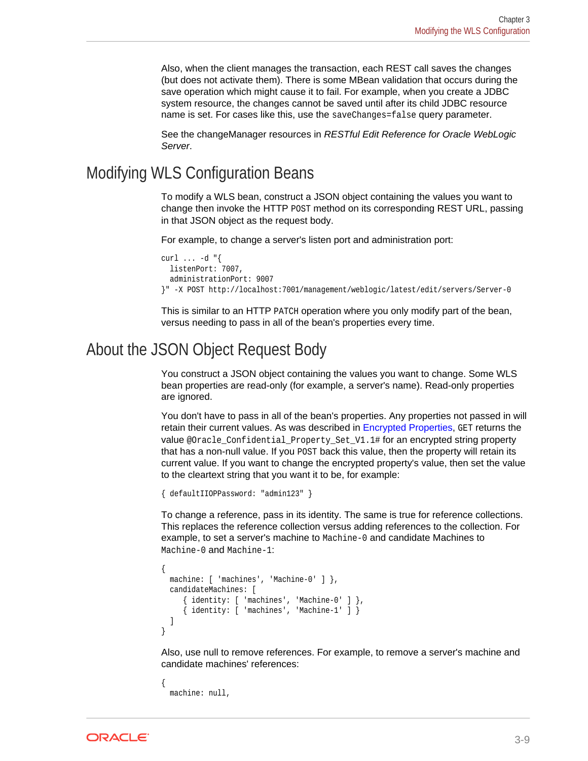Also, when the client manages the transaction, each REST call saves the changes (but does not activate them). There is some MBean validation that occurs during the save operation which might cause it to fail. For example, when you create a JDBC system resource, the changes cannot be saved until after its child JDBC resource name is set. For cases like this, use the `saveChanges=false` query parameter.

See the changeManager resources in *RESTful Edit Reference for Oracle WebLogic Server*.

## Modifying WLS Configuration Beans

To modify a WLS bean, construct a JSON object containing the values you want to change then invoke the HTTP `POST` method on its corresponding REST URL, passing in that JSON object as the request body.

For example, to change a server's listen port and administration port:

```
curl ... -d "{
  listenPort: 7007,
  administrationPort: 9007
}" -X POST http://localhost:7001/management/weblogic/latest/edit/servers/Server-0
```

This is similar to an HTTP `PATCH` operation where you only modify part of the bean, versus needing to pass in all of the bean's properties every time.

## About the JSON Object Request Body

You construct a JSON object containing the values you want to change. Some WLS bean properties are read-only (for example, a server's name). Read-only properties are ignored.

You don't have to pass in all of the bean's properties. Any properties not passed in will retain their current values. As was described in Encrypted Properties, `GET` returns the value `@Oracle_Confidential_Property_Set_V1.1#` for an encrypted string property that has a non-null value. If you `POST` back this value, then the property will retain its current value. If you want to change the encrypted property's value, then set the value to the cleartext string that you want it to be, for example:

```
{ defaultIIOPPassword: "admin123" }
```

To change a reference, pass in its identity. The same is true for reference collections. This replaces the reference collection versus adding references to the collection. For example, to set a server's machine to `Machine-0` and candidate Machines to `Machine-0` and `Machine-1`:

```
{
  machine: [ 'machines', 'Machine-0' ] },
  candidateMachines: [
     { identity: [ 'machines', 'Machine-0' ] },
     { identity: [ 'machines', 'Machine-1' ] }
  ]
}
```

Also, use null to remove references. For example, to remove a server's machine and candidate machines' references:

```
{
  machine: null,
```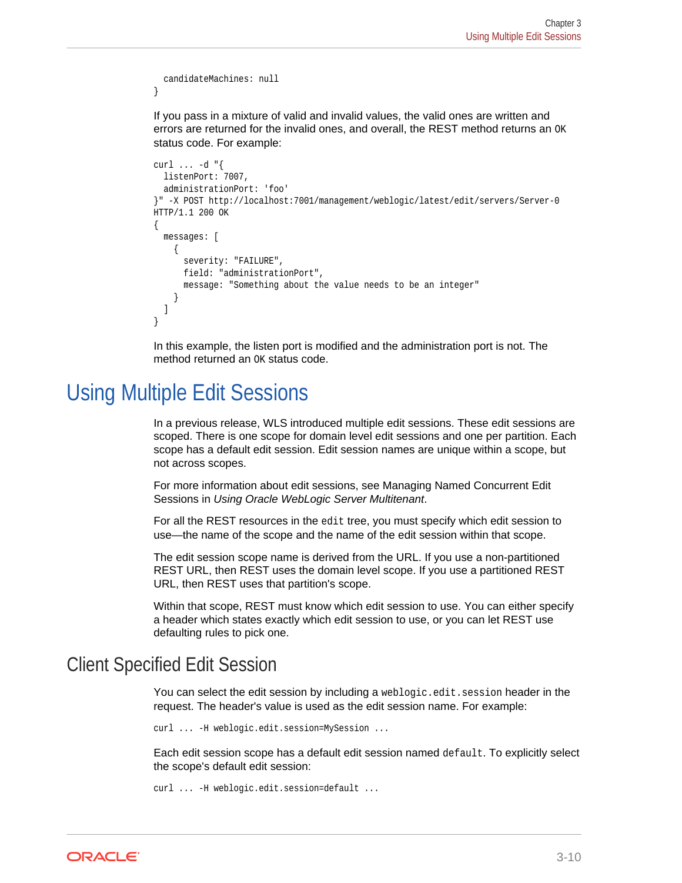```
  candidateMachines: null
}
```

If you pass in a mixture of valid and invalid values, the valid ones are written and errors are returned for the invalid ones, and overall, the REST method returns an `OK` status code. For example:

```
curl ... -d "{
  listenPort: 7007,
  administrationPort: 'foo'
}" -X POST http://localhost:7001/management/weblogic/latest/edit/servers/Server-0
HTTP/1.1 200 OK
{
  messages: [
    {
      severity: "FAILURE",
      field: "administrationPort",
      message: "Something about the value needs to be an integer"
    }
  ]
}
```

In this example, the listen port is modified and the administration port is not. The method returned an `OK` status code.

# Using Multiple Edit Sessions

In a previous release, WLS introduced multiple edit sessions. These edit sessions are scoped. There is one scope for domain level edit sessions and one per partition. Each scope has a default edit session. Edit session names are unique within a scope, but not across scopes.

For more information about edit sessions, see Managing Named Concurrent Edit Sessions in *Using Oracle WebLogic Server Multitenant*.

For all the REST resources in the `edit` tree, you must specify which edit session to use—the name of the scope and the name of the edit session within that scope.

The edit session scope name is derived from the URL. If you use a non-partitioned REST URL, then REST uses the domain level scope. If you use a partitioned REST URL, then REST uses that partition's scope.

Within that scope, REST must know which edit session to use. You can either specify a header which states exactly which edit session to use, or you can let REST use defaulting rules to pick one.

## Client Specified Edit Session

You can select the edit session by including a `weblogic.edit.session` header in the request. The header's value is used as the edit session name. For example:

```
curl ... -H weblogic.edit.session=MySession ...
```

Each edit session scope has a default edit session named `default`. To explicitly select the scope's default edit session:

```
curl ... -H weblogic.edit.session=default ...
```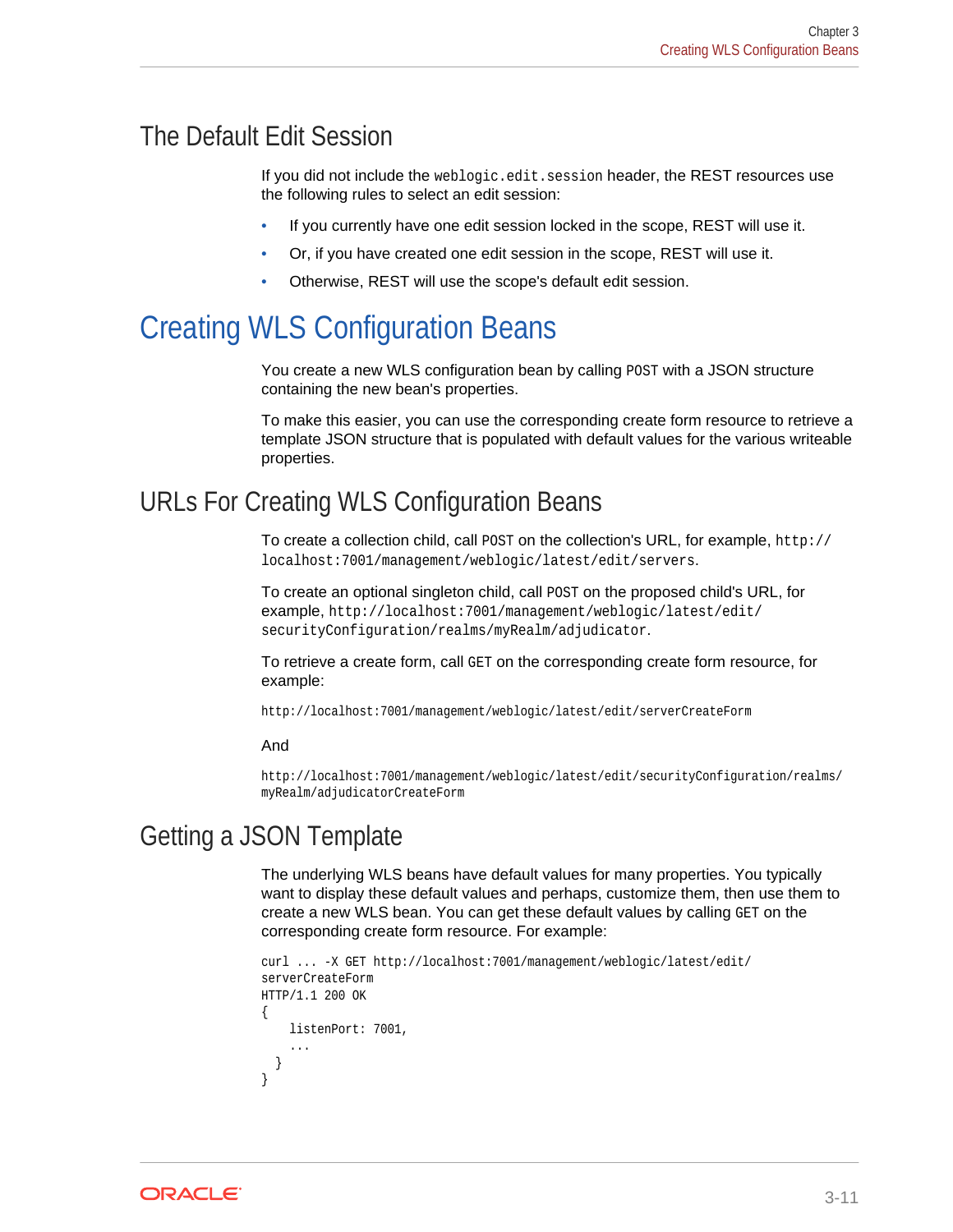## The Default Edit Session

If you did not include the `weblogic.edit.session` header, the REST resources use the following rules to select an edit session:

- If you currently have one edit session locked in the scope, REST will use it.
- Or, if you have created one edit session in the scope, REST will use it.
- Otherwise, REST will use the scope's default edit session.

# Creating WLS Configuration Beans

You create a new WLS configuration bean by calling `POST` with a JSON structure containing the new bean's properties.

To make this easier, you can use the corresponding create form resource to retrieve a template JSON structure that is populated with default values for the various writeable properties.

## URLs For Creating WLS Configuration Beans

To create a collection child, call `POST` on the collection's URL, for example, `http://localhost:7001/management/weblogic/latest/edit/servers`.

To create an optional singleton child, call `POST` on the proposed child's URL, for example, `http://localhost:7001/management/weblogic/latest/edit/securityConfiguration/realms/myRealm/adjudicator`.

To retrieve a create form, call `GET` on the corresponding create form resource, for example:

```
http://localhost:7001/management/weblogic/latest/edit/serverCreateForm
```

And

```
http://localhost:7001/management/weblogic/latest/edit/securityConfiguration/realms/
myRealm/adjudicatorCreateForm
```

## Getting a JSON Template

The underlying WLS beans have default values for many properties. You typically want to display these default values and perhaps, customize them, then use them to create a new WLS bean. You can get these default values by calling `GET` on the corresponding create form resource. For example:

```
curl ... -X GET http://localhost:7001/management/weblogic/latest/edit/
serverCreateForm
HTTP/1.1 200 OK
{
    listenPort: 7001,
    ...
  }
}
```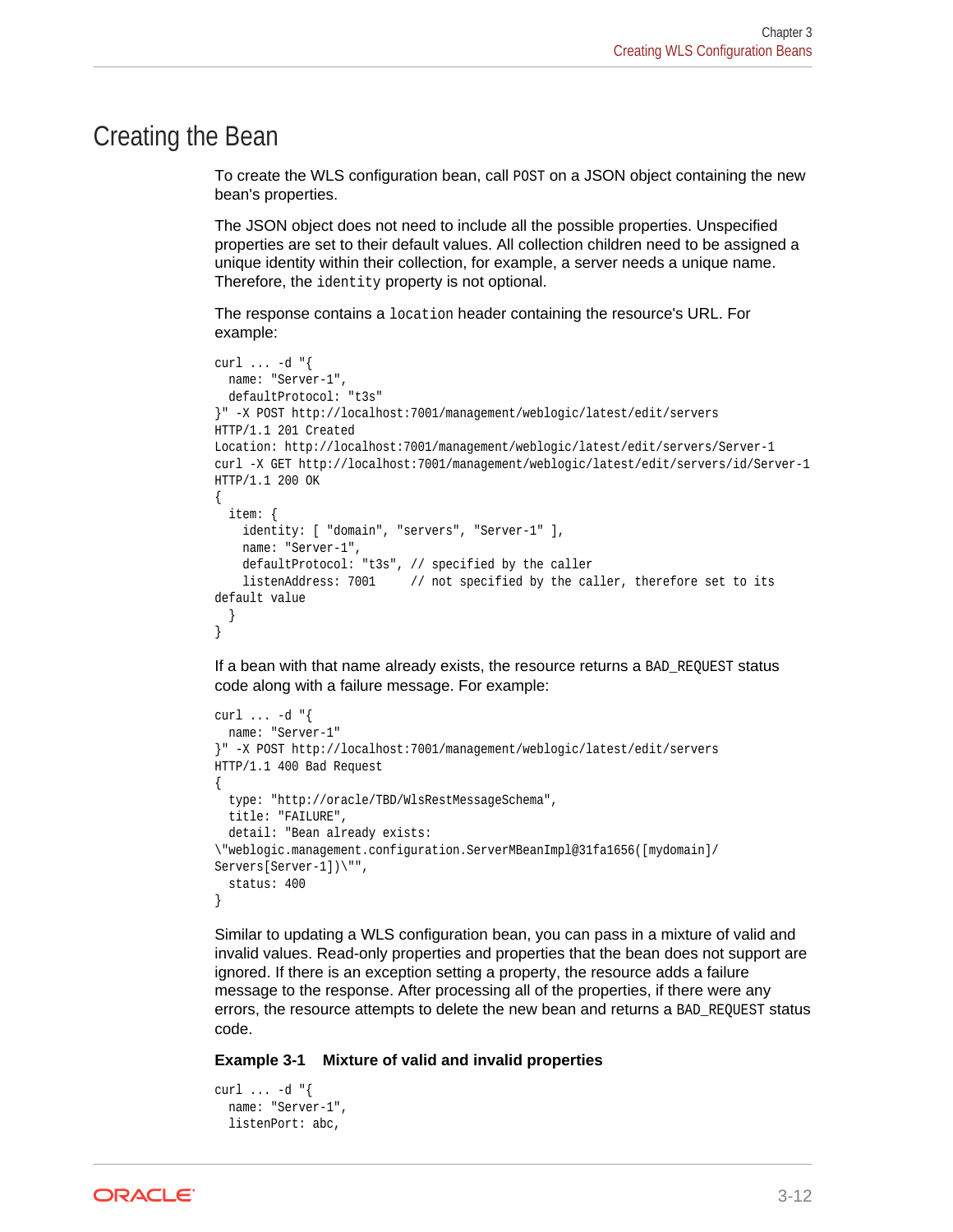# Creating the Bean

To create the WLS configuration bean, call `POST` on a JSON object containing the new bean's properties.

The JSON object does not need to include all the possible properties. Unspecified properties are set to their default values. All collection children need to be assigned a unique identity within their collection, for example, a server needs a unique name. Therefore, the `identity` property is not optional.

The response contains a `location` header containing the resource's URL. For example:

```
curl ... -d "{
  name: "Server-1",
  defaultProtocol: "t3s"
}" -X POST http://localhost:7001/management/weblogic/latest/edit/servers
HTTP/1.1 201 Created
Location: http://localhost:7001/management/weblogic/latest/edit/servers/Server-1
curl -X GET http://localhost:7001/management/weblogic/latest/edit/servers/id/Server-1
HTTP/1.1 200 OK
{
  item: {
    identity: [ "domain", "servers", "Server-1" ],
    name: "Server-1",
    defaultProtocol: "t3s", // specified by the caller
    listenAddress: 7001     // not specified by the caller, therefore set to its
default value
  }
}
```

If a bean with that name already exists, the resource returns a `BAD_REQUEST` status code along with a failure message. For example:

```
curl ... -d "{
  name: "Server-1"
}" -X POST http://localhost:7001/management/weblogic/latest/edit/servers
HTTP/1.1 400 Bad Request
{
  type: "http://oracle/TBD/WlsRestMessageSchema",
  title: "FAILURE",
  detail: "Bean already exists:
\"weblogic.management.configuration.ServerMBeanImpl@31fa1656([mydomain]/
Servers[Server-1])\"",
  status: 400
}
```

Similar to updating a WLS configuration bean, you can pass in a mixture of valid and invalid values. Read-only properties and properties that the bean does not support are ignored. If there is an exception setting a property, the resource adds a failure message to the response. After processing all of the properties, if there were any errors, the resource attempts to delete the new bean and returns a `BAD_REQUEST` status code.

**Example 3-1 Mixture of valid and invalid properties**

```
curl ... -d "{
  name: "Server-1",
  listenPort: abc,
```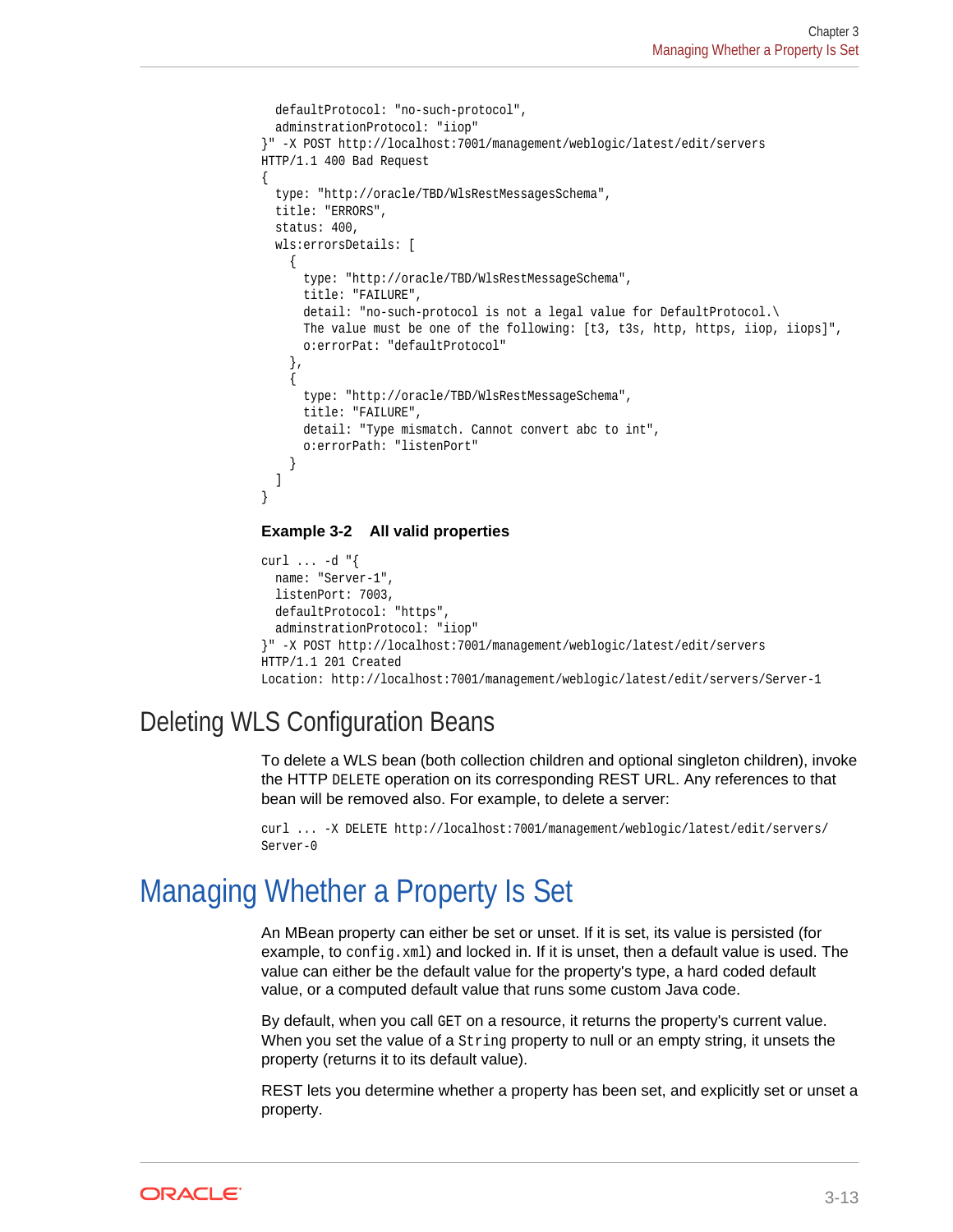```
  defaultProtocol: "no-such-protocol",
  adminstrationProtocol: "iiop"
}" -X POST http://localhost:7001/management/weblogic/latest/edit/servers
HTTP/1.1 400 Bad Request
{
  type: "http://oracle/TBD/WlsRestMessagesSchema",
  title: "ERRORS",
  status: 400,
  wls:errorsDetails: [
    {
      type: "http://oracle/TBD/WlsRestMessageSchema",
      title: "FAILURE",
      detail: "no-such-protocol is not a legal value for DefaultProtocol.\
      The value must be one of the following: [t3, t3s, http, https, iiop, iiops]",
      o:errorPat: "defaultProtocol"
    },
    {
      type: "http://oracle/TBD/WlsRestMessageSchema",
      title: "FAILURE",
      detail: "Type mismatch. Cannot convert abc to int",
      o:errorPath: "listenPort"
    }
  ]
}
```

**Example 3-2 All valid properties**

```
curl ... -d "{
  name: "Server-1",
  listenPort: 7003,
  defaultProtocol: "https",
  adminstrationProtocol: "iiop"
}" -X POST http://localhost:7001/management/weblogic/latest/edit/servers
HTTP/1.1 201 Created
Location: http://localhost:7001/management/weblogic/latest/edit/servers/Server-1
```

## Deleting WLS Configuration Beans

To delete a WLS bean (both collection children and optional singleton children), invoke the HTTP `DELETE` operation on its corresponding REST URL. Any references to that bean will be removed also. For example, to delete a server:

```
curl ... -X DELETE http://localhost:7001/management/weblogic/latest/edit/servers/
Server-0
```

# Managing Whether a Property Is Set

An MBean property can either be set or unset. If it is set, its value is persisted (for example, to `config.xml`) and locked in. If it is unset, then a default value is used. The value can either be the default value for the property's type, a hard coded default value, or a computed default value that runs some custom Java code.

By default, when you call `GET` on a resource, it returns the property's current value. When you set the value of a `String` property to null or an empty string, it unsets the property (returns it to its default value).

REST lets you determine whether a property has been set, and explicitly set or unset a property.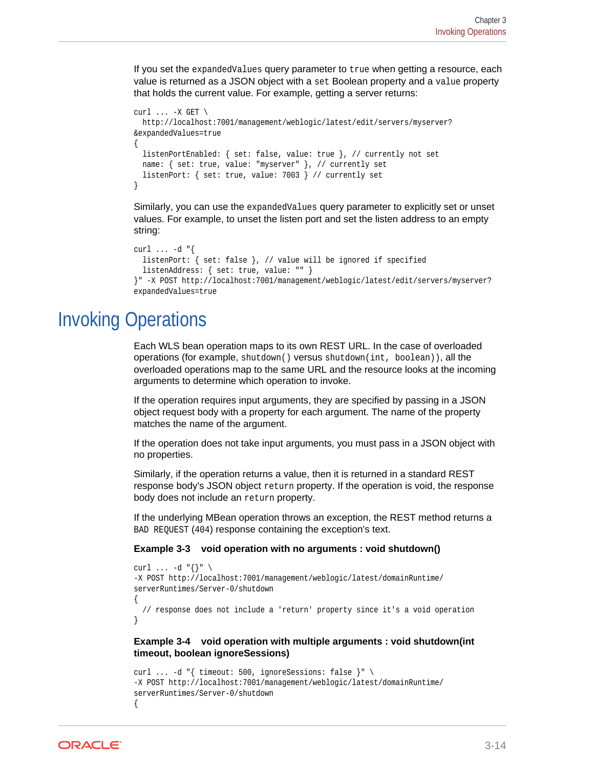If you set the `expandedValues` query parameter to `true` when getting a resource, each value is returned as a JSON object with a `set` Boolean property and a `value` property that holds the current value. For example, getting a server returns:

```
curl ... -X GET \
  http://localhost:7001/management/weblogic/latest/edit/servers/myserver?
&expandedValues=true
{
  listenPortEnabled: { set: false, value: true }, // currently not set
  name: { set: true, value: "myserver" }, // currently set
  listenPort: { set: true, value: 7003 } // currently set
}
```

Similarly, you can use the `expandedValues` query parameter to explicitly set or unset values. For example, to unset the listen port and set the listen address to an empty string:

```
curl ... -d "{
  listenPort: { set: false }, // value will be ignored if specified
  listenAddress: { set: true, value: "" }
}" -X POST http://localhost:7001/management/weblogic/latest/edit/servers/myserver?
expandedValues=true
```

# Invoking Operations

Each WLS bean operation maps to its own REST URL. In the case of overloaded operations (for example, `shutdown()` versus `shutdown(int, boolean)`), all the overloaded operations map to the same URL and the resource looks at the incoming arguments to determine which operation to invoke.

If the operation requires input arguments, they are specified by passing in a JSON object request body with a property for each argument. The name of the property matches the name of the argument.

If the operation does not take input arguments, you must pass in a JSON object with no properties.

Similarly, if the operation returns a value, then it is returned in a standard REST response body's JSON object `return` property. If the operation is void, the response body does not include an `return` property.

If the underlying MBean operation throws an exception, the REST method returns a `BAD REQUEST` (404) response containing the exception's text.

**Example 3-3 void operation with no arguments : void shutdown()**

```
curl ... -d "{}" \
-X POST http://localhost:7001/management/weblogic/latest/domainRuntime/
serverRuntimes/Server-0/shutdown
{
  // response does not include a 'return' property since it's a void operation
}
```

**Example 3-4 void operation with multiple arguments : void shutdown(int timeout, boolean ignoreSessions)**

```
curl ... -d "{ timeout: 500, ignoreSessions: false }" \
-X POST http://localhost:7001/management/weblogic/latest/domainRuntime/
serverRuntimes/Server-0/shutdown
{
```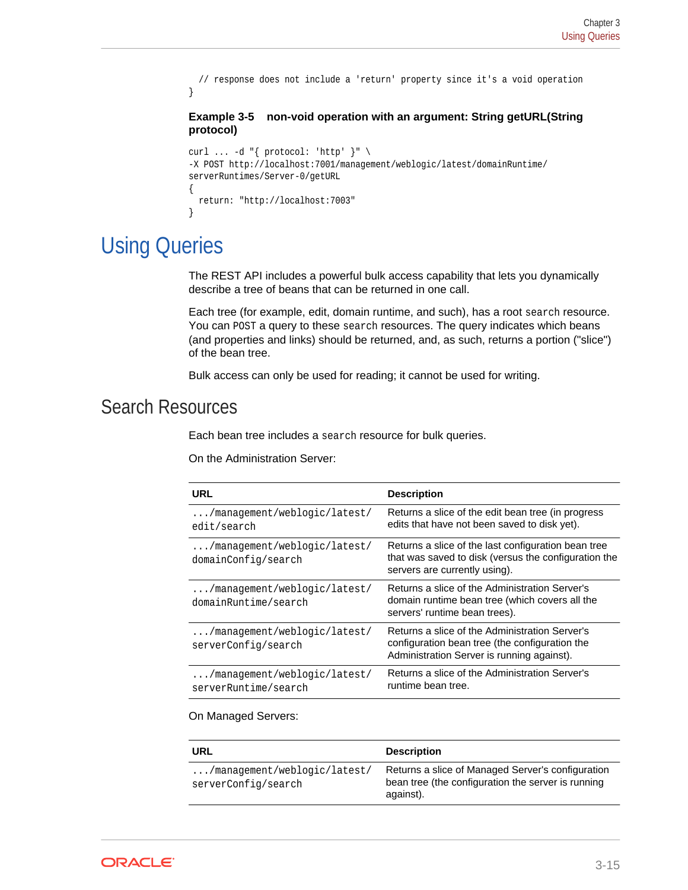```
  // response does not include a 'return' property since it's a void operation
}
```

**Example 3-5 non-void operation with an argument: String getURL(String protocol)**

```
curl ... -d "{ protocol: 'http' }" \
-X POST http://localhost:7001/management/weblogic/latest/domainRuntime/
serverRuntimes/Server-0/getURL
{
  return: "http://localhost:7003"
}
```

# Using Queries

The REST API includes a powerful bulk access capability that lets you dynamically describe a tree of beans that can be returned in one call.

Each tree (for example, edit, domain runtime, and such), has a root `search` resource. You can `POST` a query to these `search` resources. The query indicates which beans (and properties and links) should be returned, and, as such, returns a portion ("slice") of the bean tree.

Bulk access can only be used for reading; it cannot be used for writing.

## Search Resources

Each bean tree includes a `search` resource for bulk queries.

On the Administration Server:

| URL | Description |
| --- | --- |
| `.../management/weblogic/latest/edit/search` | Returns a slice of the edit bean tree (in progress edits that have not been saved to disk yet). |
| `.../management/weblogic/latest/domainConfig/search` | Returns a slice of the last configuration bean tree that was saved to disk (versus the configuration the servers are currently using). |
| `.../management/weblogic/latest/domainRuntime/search` | Returns a slice of the Administration Server's domain runtime bean tree (which covers all the servers' runtime bean trees). |
| `.../management/weblogic/latest/serverConfig/search` | Returns a slice of the Administration Server's configuration bean tree (the configuration the Administration Server is running against). |
| `.../management/weblogic/latest/serverRuntime/search` | Returns a slice of the Administration Server's runtime bean tree. |

On Managed Servers:

| URL | Description |
| --- | --- |
| `.../management/weblogic/latest/serverConfig/search` | Returns a slice of Managed Server's configuration bean tree (the configuration the server is running against). |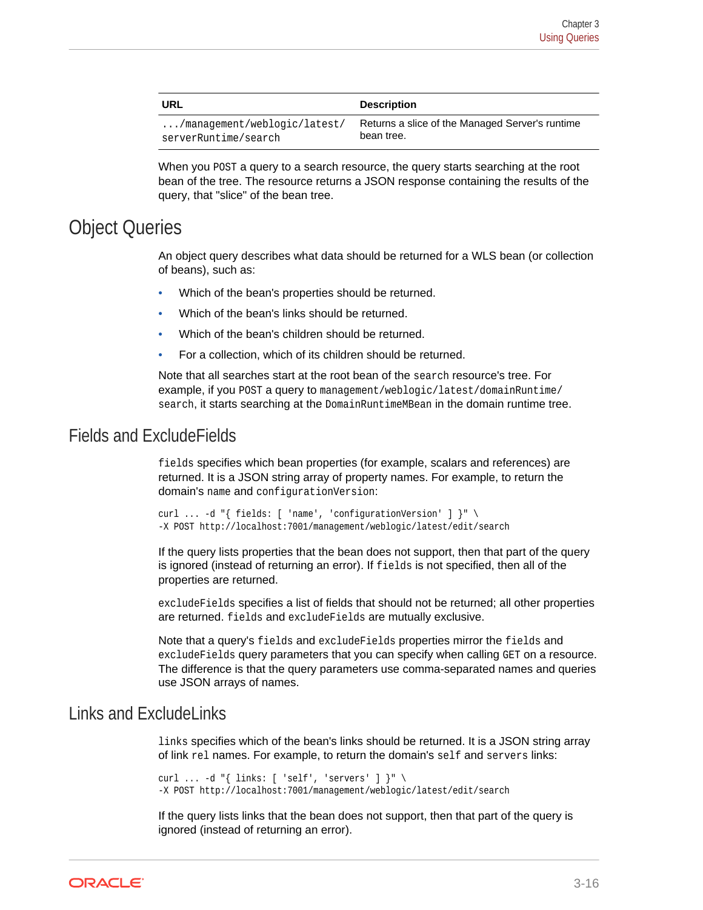| URL | Description |
| --- | --- |
| `.../management/weblogic/latest/serverRuntime/search` | Returns a slice of the Managed Server's runtime bean tree. |

When you `POST` a query to a search resource, the query starts searching at the root bean of the tree. The resource returns a JSON response containing the results of the query, that "slice" of the bean tree.

# Object Queries

An object query describes what data should be returned for a WLS bean (or collection of beans), such as:

- Which of the bean's properties should be returned.
- Which of the bean's links should be returned.
- Which of the bean's children should be returned.
- For a collection, which of its children should be returned.

Note that all searches start at the root bean of the `search` resource's tree. For example, if you `POST` a query to `management/weblogic/latest/domainRuntime/search`, it starts searching at the `DomainRuntimeMBean` in the domain runtime tree.

## Fields and ExcludeFields

`fields` specifies which bean properties (for example, scalars and references) are returned. It is a JSON string array of property names. For example, to return the domain's `name` and `configurationVersion`:

```
curl ... -d "{ fields: [ 'name', 'configurationVersion' ] }" \
-X POST http://localhost:7001/management/weblogic/latest/edit/search
```

If the query lists properties that the bean does not support, then that part of the query is ignored (instead of returning an error). If `fields` is not specified, then all of the properties are returned.

`excludeFields` specifies a list of fields that should not be returned; all other properties are returned. `fields` and `excludeFields` are mutually exclusive.

Note that a query's `fields` and `excludeFields` properties mirror the `fields` and `excludeFields` query parameters that you can specify when calling `GET` on a resource. The difference is that the query parameters use comma-separated names and queries use JSON arrays of names.

## Links and ExcludeLinks

`links` specifies which of the bean's links should be returned. It is a JSON string array of link `rel` names. For example, to return the domain's `self` and `servers` links:

```
curl ... -d "{ links: [ 'self', 'servers' ] }" \
-X POST http://localhost:7001/management/weblogic/latest/edit/search
```

If the query lists links that the bean does not support, then that part of the query is ignored (instead of returning an error).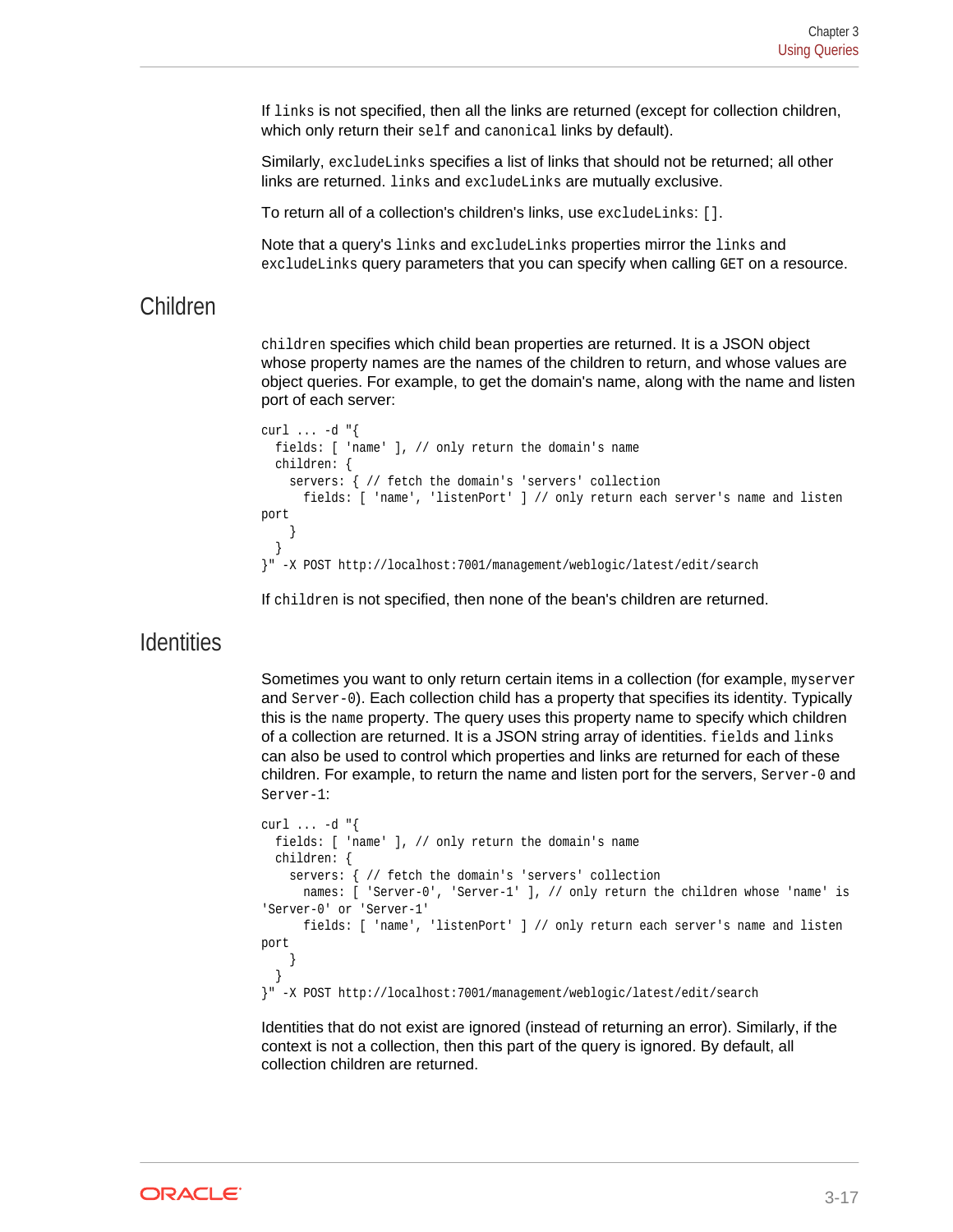If `links` is not specified, then all the links are returned (except for collection children, which only return their `self` and `canonical` links by default).

Similarly, `excludeLinks` specifies a list of links that should not be returned; all other links are returned. `links` and `excludeLinks` are mutually exclusive.

To return all of a collection's children's links, use `excludeLinks: []`.

Note that a query's `links` and `excludeLinks` properties mirror the `links` and `excludeLinks` query parameters that you can specify when calling `GET` on a resource.

## Children

`children` specifies which child bean properties are returned. It is a JSON object whose property names are the names of the children to return, and whose values are object queries. For example, to get the domain's name, along with the name and listen port of each server:

```
curl ... -d "{
  fields: [ 'name' ], // only return the domain's name
  children: {
    servers: { // fetch the domain's 'servers' collection
      fields: [ 'name', 'listenPort' ] // only return each server's name and listen
port
    }
  }
}" -X POST http://localhost:7001/management/weblogic/latest/edit/search
```

If `children` is not specified, then none of the bean's children are returned.

## Identities

Sometimes you want to only return certain items in a collection (for example, `myserver` and `Server-0`). Each collection child has a property that specifies its identity. Typically this is the `name` property. The query uses this property name to specify which children of a collection are returned. It is a JSON string array of identities. `fields` and `links` can also be used to control which properties and links are returned for each of these children. For example, to return the name and listen port for the servers, `Server-0` and `Server-1`:

```
curl ... -d "{
  fields: [ 'name' ], // only return the domain's name
  children: {
    servers: { // fetch the domain's 'servers' collection
      names: [ 'Server-0', 'Server-1' ], // only return the children whose 'name' is
'Server-0' or 'Server-1'
      fields: [ 'name', 'listenPort' ] // only return each server's name and listen
port
    }
  }
}" -X POST http://localhost:7001/management/weblogic/latest/edit/search
```

Identities that do not exist are ignored (instead of returning an error). Similarly, if the context is not a collection, then this part of the query is ignored. By default, all collection children are returned.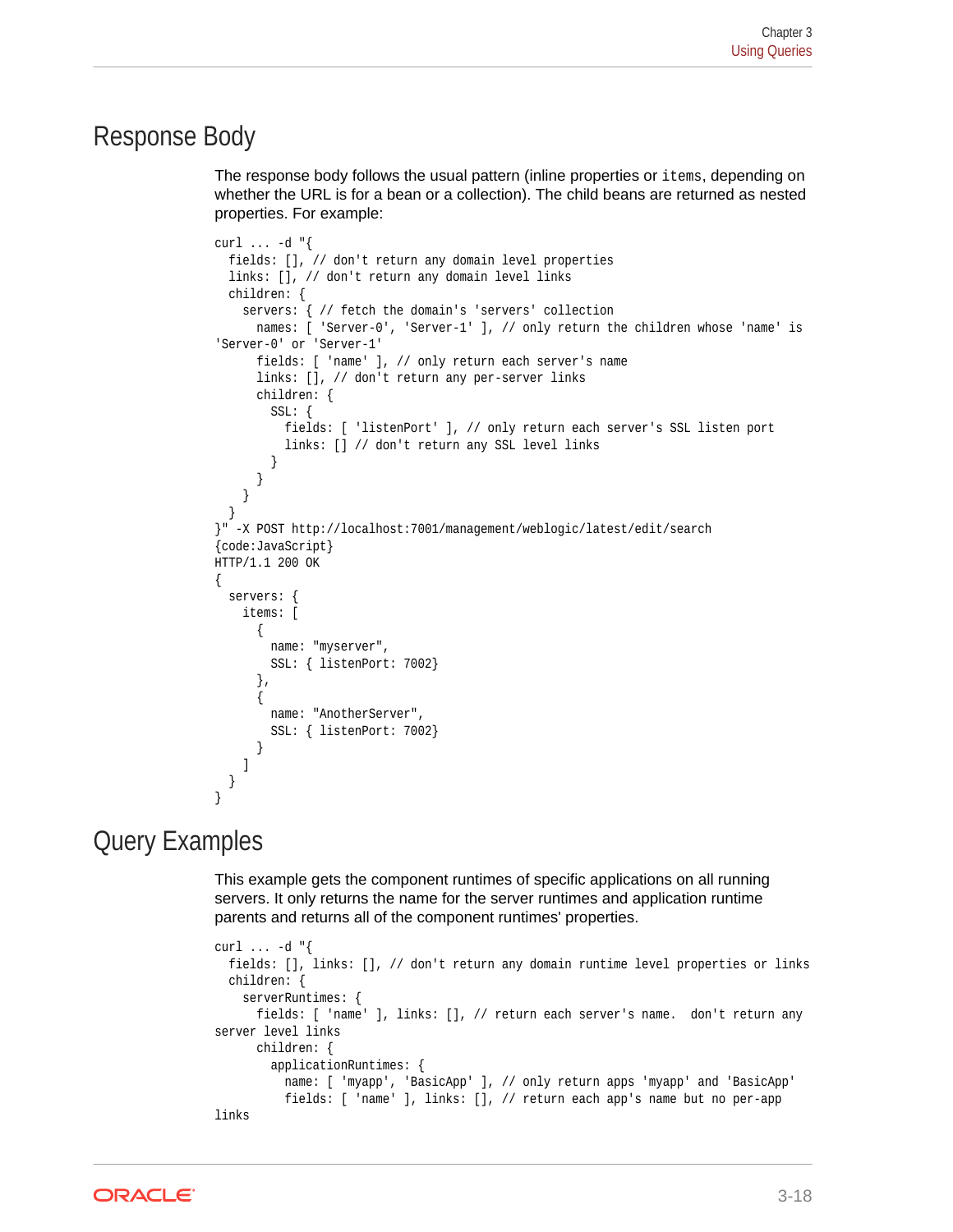## Response Body

The response body follows the usual pattern (inline properties or `items`, depending on whether the URL is for a bean or a collection). The child beans are returned as nested properties. For example:

```
curl ... -d "{
  fields: [], // don't return any domain level properties
  links: [], // don't return any domain level links
  children: {
    servers: { // fetch the domain's 'servers' collection
      names: [ 'Server-0', 'Server-1' ], // only return the children whose 'name' is 
'Server-0' or 'Server-1'
      fields: [ 'name' ], // only return each server's name
      links: [], // don't return any per-server links
      children: {
        SSL: {
          fields: [ 'listenPort' ], // only return each server's SSL listen port
          links: [] // don't return any SSL level links
        }
      }
    }
  }
}" -X POST http://localhost:7001/management/weblogic/latest/edit/search
{code:JavaScript}
HTTP/1.1 200 OK
{
  servers: {
    items: [
      {
        name: "myserver",
        SSL: { listenPort: 7002}
      },
      {
        name: "AnotherServer",
        SSL: { listenPort: 7002}
      }
    ]
  }
}
```

## Query Examples

This example gets the component runtimes of specific applications on all running servers. It only returns the name for the server runtimes and application runtime parents and returns all of the component runtimes' properties.

```
curl ... -d "{
  fields: [], links: [], // don't return any domain runtime level properties or links
  children: {
    serverRuntimes: {
      fields: [ 'name' ], links: [], // return each server's name.  don't return any 
server level links
      children: {
        applicationRuntimes: {
          name: [ 'myapp', 'BasicApp' ], // only return apps 'myapp' and 'BasicApp'
          fields: [ 'name' ], links: [], // return each app's name but no per-app 
links
```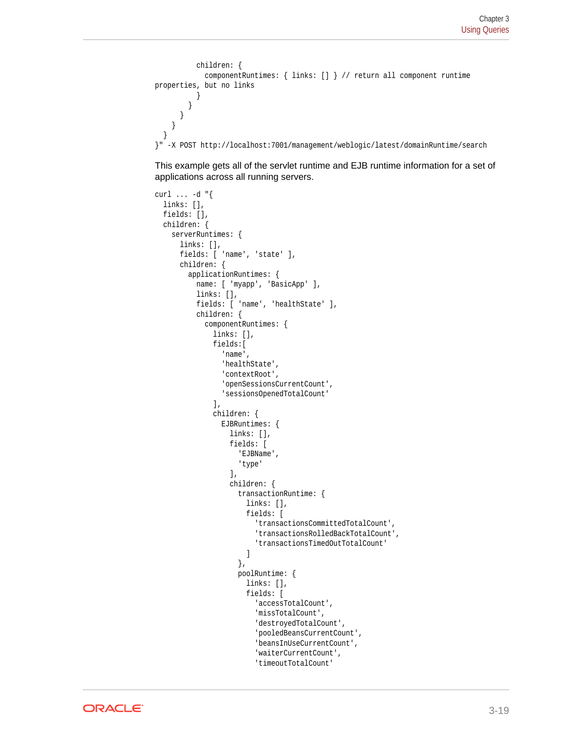```
          children: {
            componentRuntimes: { links: [] } // return all component runtime
properties, but no links
          }
        }
      }
    }
  }
}" -X POST http://localhost:7001/management/weblogic/latest/domainRuntime/search
```

This example gets all of the servlet runtime and EJB runtime information for a set of applications across all running servers.

```
curl ... -d "{
  links: [],
  fields: [],
  children: {
    serverRuntimes: {
      links: [],
      fields: [ 'name', 'state' ],
      children: {
        applicationRuntimes: {
          name: [ 'myapp', 'BasicApp' ],
          links: [],
          fields: [ 'name', 'healthState' ],
          children: {
            componentRuntimes: {
              links: [],
              fields:[
                'name',
                'healthState',
                'contextRoot',
                'openSessionsCurrentCount',
                'sessionsOpenedTotalCount'
              ],
              children: {
                EJBRuntimes: {
                  links: [],
                  fields: [
                    'EJBName',
                    'type'
                  ],
                  children: {
                    transactionRuntime: {
                      links: [],
                      fields: [
                        'transactionsCommittedTotalCount',
                        'transactionsRolledBackTotalCount',
                        'transactionsTimedOutTotalCount'
                      ]
                    },
                    poolRuntime: {
                      links: [],
                      fields: [
                        'accessTotalCount',
                        'missTotalCount',
                        'destroyedTotalCount',
                        'pooledBeansCurrentCount',
                        'beansInUseCurrentCount',
                        'waiterCurrentCount',
                        'timeoutTotalCount'
```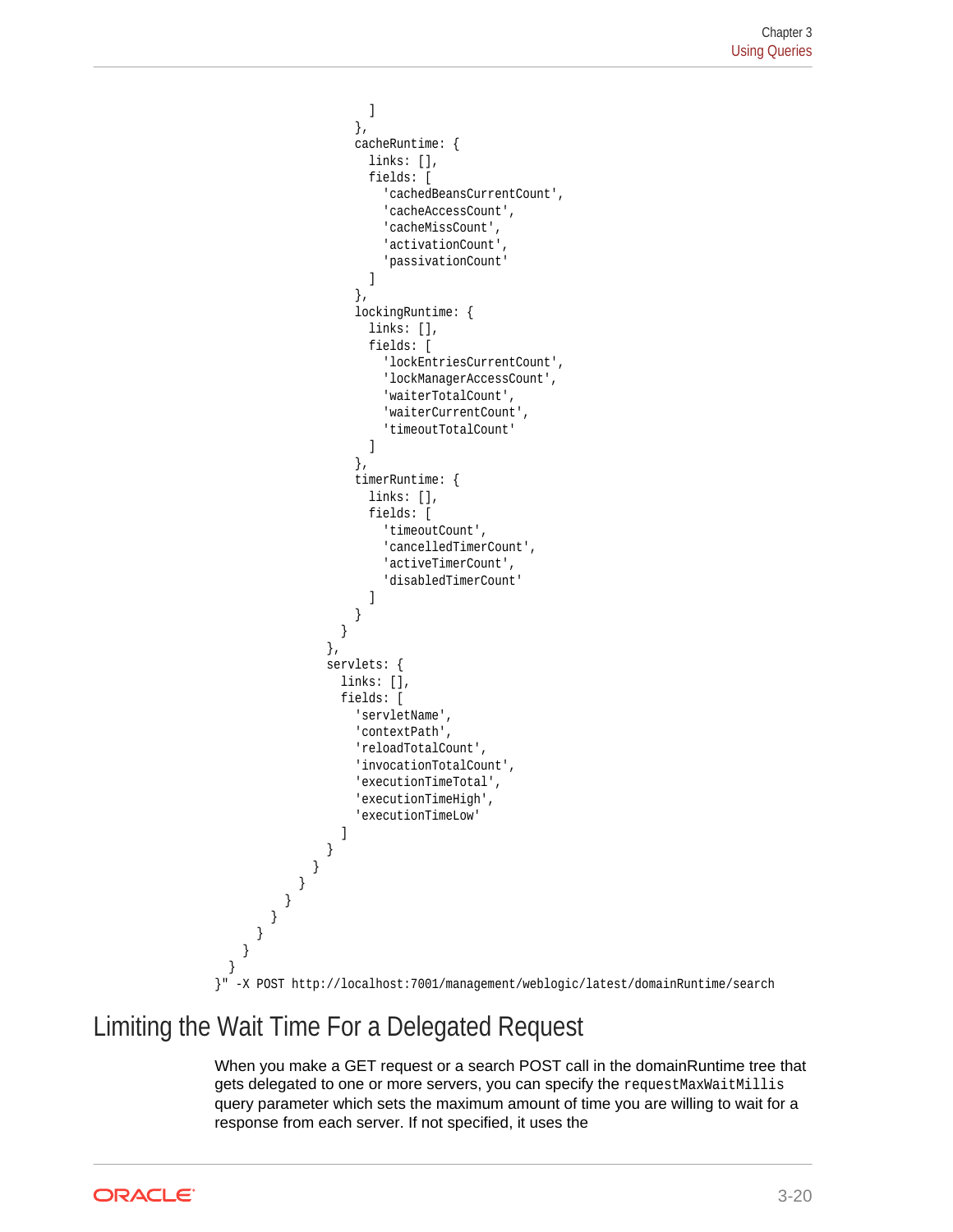```
                  ]
                },
                cacheRuntime: {
                  links: [],
                  fields: [
                    'cachedBeansCurrentCount',
                    'cacheAccessCount',
                    'cacheMissCount',
                    'activationCount',
                    'passivationCount'
                  ]
                },
                lockingRuntime: {
                  links: [],
                  fields: [
                    'lockEntriesCurrentCount',
                    'lockManagerAccessCount',
                    'waiterTotalCount',
                    'waiterCurrentCount',
                    'timeoutTotalCount'
                  ]
                },
                timerRuntime: {
                  links: [],
                  fields: [
                    'timeoutCount',
                    'cancelledTimerCount',
                    'activeTimerCount',
                    'disabledTimerCount'
                  ]
                }
              }
            },
            servlets: {
              links: [],
              fields: [
                'servletName',
                'contextPath',
                'reloadTotalCount',
                'invocationTotalCount',
                'executionTimeTotal',
                'executionTimeHigh',
                'executionTimeLow'
              ]
            }
          }
        }
      }
    }
  }
}
}" -X POST http://localhost:7001/management/weblogic/latest/domainRuntime/search
```

## Limiting the Wait Time For a Delegated Request

When you make a GET request or a search POST call in the domainRuntime tree that gets delegated to one or more servers, you can specify the `requestMaxWaitMillis` query parameter which sets the maximum amount of time you are willing to wait for a response from each server. If not specified, it uses the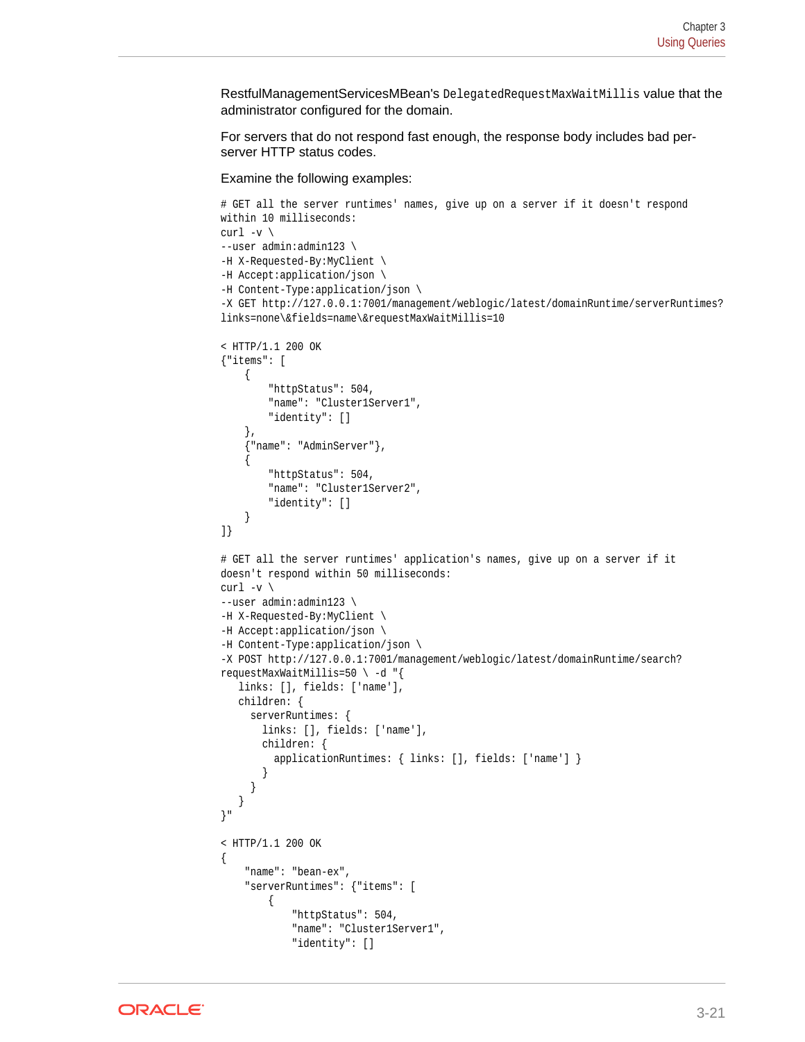RestfulManagementServicesMBean's `DelegatedRequestMaxWaitMillis` value that the administrator configured for the domain.

For servers that do not respond fast enough, the response body includes bad per-server HTTP status codes.

Examine the following examples:

```
# GET all the server runtimes' names, give up on a server if it doesn't respond
within 10 milliseconds:
curl -v \
--user admin:admin123 \
-H X-Requested-By:MyClient \
-H Accept:application/json \
-H Content-Type:application/json \
-X GET http://127.0.0.1:7001/management/weblogic/latest/domainRuntime/serverRuntimes?
links=none\&fields=name\&requestMaxWaitMillis=10

< HTTP/1.1 200 OK
{"items": [
    {
        "httpStatus": 504,
        "name": "Cluster1Server1",
        "identity": []
    },
    {"name": "AdminServer"},
    {
        "httpStatus": 504,
        "name": "Cluster1Server2",
        "identity": []
    }
]}

# GET all the server runtimes' application's names, give up on a server if it
doesn't respond within 50 milliseconds:
curl -v \
--user admin:admin123 \
-H X-Requested-By:MyClient \
-H Accept:application/json \
-H Content-Type:application/json \
-X POST http://127.0.0.1:7001/management/weblogic/latest/domainRuntime/search?
requestMaxWaitMillis=50 \ -d "{
   links: [], fields: ['name'],
   children: {
     serverRuntimes: {
       links: [], fields: ['name'],
       children: {
         applicationRuntimes: { links: [], fields: ['name'] }
       }
     }
   }
}"

< HTTP/1.1 200 OK
{
    "name": "bean-ex",
    "serverRuntimes": {"items": [
        {
            "httpStatus": 504,
            "name": "Cluster1Server1",
            "identity": []
```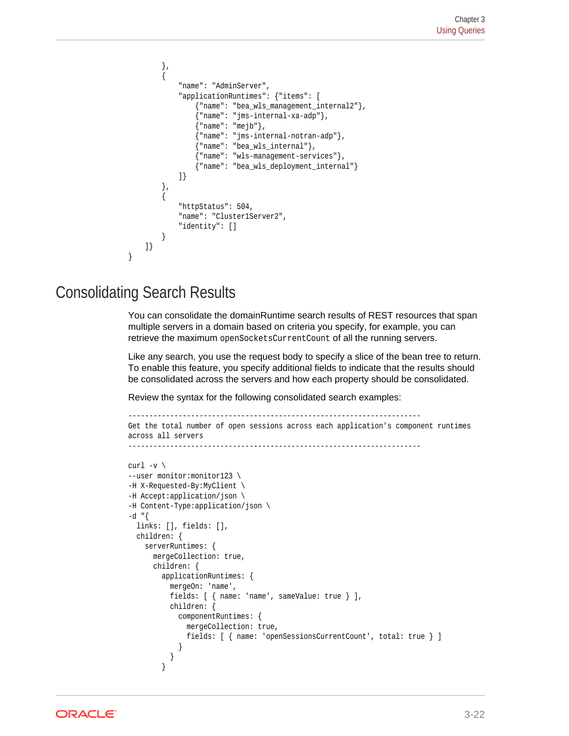```
        },
        {
            "name": "AdminServer",
            "applicationRuntimes": {"items": [
                {"name": "bea_wls_management_internal2"},
                {"name": "jms-internal-xa-adp"},
                {"name": "mejb"},
                {"name": "jms-internal-notran-adp"},
                {"name": "bea_wls_internal"},
                {"name": "wls-management-services"},
                {"name": "bea_wls_deployment_internal"}
            ]}
        },
        {
            "httpStatus": 504,
            "name": "Cluster1Server2",
            "identity": []
        }
    ]}
}
```

## Consolidating Search Results

You can consolidate the domainRuntime search results of REST resources that span multiple servers in a domain based on criteria you specify, for example, you can retrieve the maximum `openSocketsCurrentCount` of all the running servers.

Like any search, you use the request body to specify a slice of the bean tree to return. To enable this feature, you specify additional fields to indicate that the results should be consolidated across the servers and how each property should be consolidated.

Review the syntax for the following consolidated search examples:

```
----------------------------------------------------------------------
Get the total number of open sessions across each application's component runtimes
across all servers
----------------------------------------------------------------------

curl -v \
--user monitor:monitor123 \
-H X-Requested-By:MyClient \
-H Accept:application/json \
-H Content-Type:application/json \
-d "{
  links: [], fields: [],
  children: {
    serverRuntimes: {
      mergeCollection: true,
      children: {
        applicationRuntimes: {
          mergeOn: 'name',
          fields: [ { name: 'name', sameValue: true } ],
          children: {
            componentRuntimes: {
              mergeCollection: true,
              fields: [ { name: 'openSessionsCurrentCount', total: true } ]
            }
          }
        }
```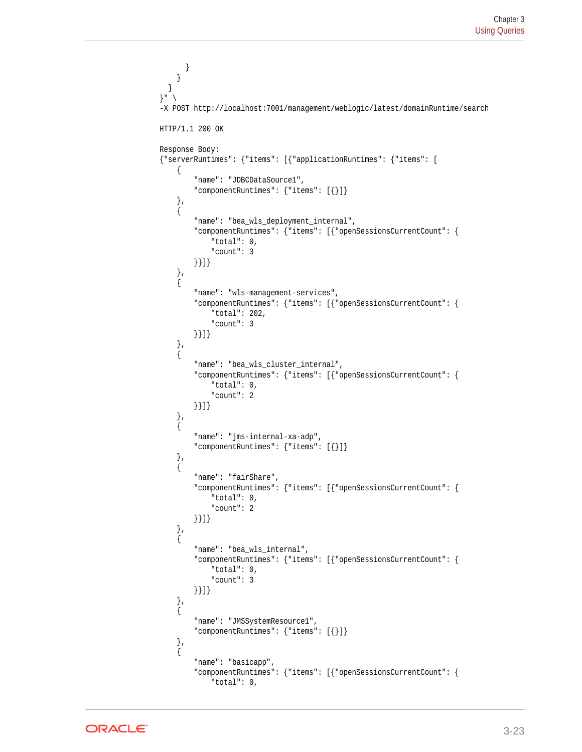```
      }
    }
  }
}" \
-X POST http://localhost:7001/management/weblogic/latest/domainRuntime/search

HTTP/1.1 200 OK

Response Body:
{"serverRuntimes": {"items": [{"applicationRuntimes": {"items": [
    {
        "name": "JDBCDataSource1",
        "componentRuntimes": {"items": [{}]}
    },
    {
        "name": "bea_wls_deployment_internal",
        "componentRuntimes": {"items": [{"openSessionsCurrentCount": {
            "total": 0,
            "count": 3
        }}]}
    },
    {
        "name": "wls-management-services",
        "componentRuntimes": {"items": [{"openSessionsCurrentCount": {
            "total": 202,
            "count": 3
        }}]}
    },
    {
        "name": "bea_wls_cluster_internal",
        "componentRuntimes": {"items": [{"openSessionsCurrentCount": {
            "total": 0,
            "count": 2
        }}]}
    },
    {
        "name": "jms-internal-xa-adp",
        "componentRuntimes": {"items": [{}]}
    },
    {
        "name": "fairShare",
        "componentRuntimes": {"items": [{"openSessionsCurrentCount": {
            "total": 0,
            "count": 2
        }}]}
    },
    {
        "name": "bea_wls_internal",
        "componentRuntimes": {"items": [{"openSessionsCurrentCount": {
            "total": 0,
            "count": 3
        }}]}
    },
    {
        "name": "JMSSystemResource1",
        "componentRuntimes": {"items": [{}]}
    },
    {
        "name": "basicapp",
        "componentRuntimes": {"items": [{"openSessionsCurrentCount": {
            "total": 0,
```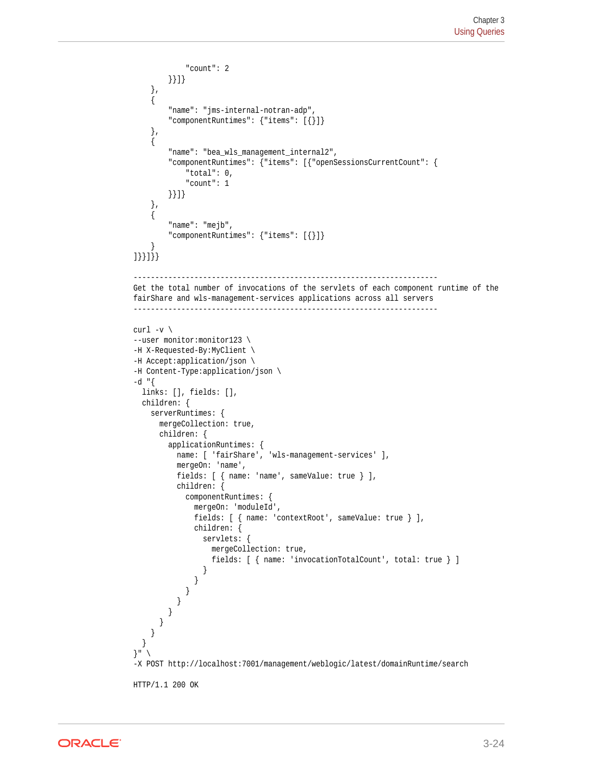```
            "count": 2
        }}]}
    },
    {
        "name": "jms-internal-notran-adp",
        "componentRuntimes": {"items": [{}]}
    },
    {
        "name": "bea_wls_management_internal2",
        "componentRuntimes": {"items": [{"openSessionsCurrentCount": {
            "total": 0,
            "count": 1
        }}]}
    },
    {
        "name": "mejb",
        "componentRuntimes": {"items": [{}]}
    }
]}}]}}

----------------------------------------------------------------------
Get the total number of invocations of the servlets of each component runtime of the
fairShare and wls-management-services applications across all servers
----------------------------------------------------------------------

curl -v \
--user monitor:monitor123 \
-H X-Requested-By:MyClient \
-H Accept:application/json \
-H Content-Type:application/json \
-d "{
  links: [], fields: [],
  children: {
    serverRuntimes: {
      mergeCollection: true,
      children: {
        applicationRuntimes: {
          name: [ 'fairShare', 'wls-management-services' ],
          mergeOn: 'name',
          fields: [ { name: 'name', sameValue: true } ],
          children: {
            componentRuntimes: {
              mergeOn: 'moduleId',
              fields: [ { name: 'contextRoot', sameValue: true } ],
              children: {
                servlets: {
                  mergeCollection: true,
                  fields: [ { name: 'invocationTotalCount', total: true } ]
                }
              }
            }
          }
        }
      }
    }
  }
}" \
-X POST http://localhost:7001/management/weblogic/latest/domainRuntime/search

HTTP/1.1 200 OK
```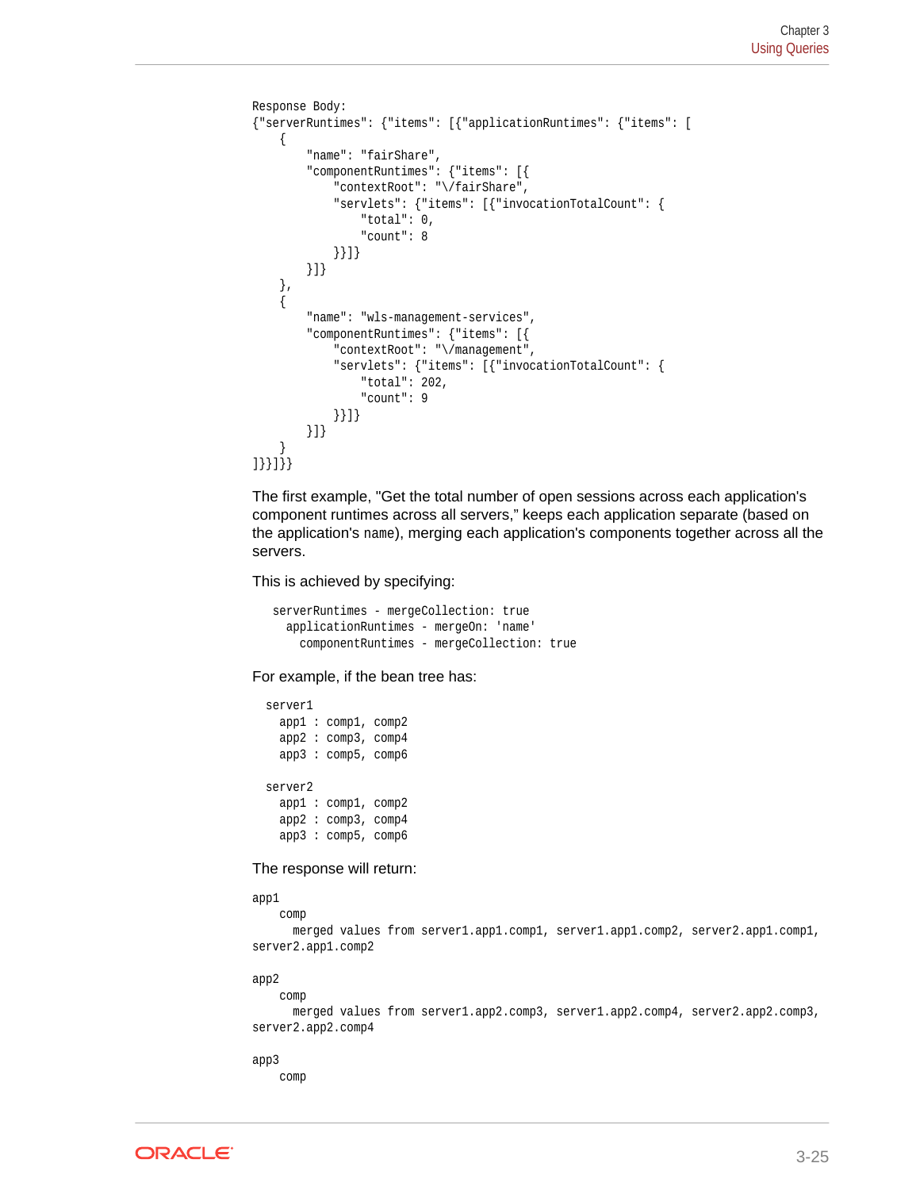```
Response Body:
{"serverRuntimes": {"items": [{"applicationRuntimes": {"items": [
    {
        "name": "fairShare",
        "componentRuntimes": {"items": [{
            "contextRoot": "\/fairShare",
            "servlets": {"items": [{"invocationTotalCount": {
                "total": 0,
                "count": 8
            }}]}
        }]}
    },
    {
        "name": "wls-management-services",
        "componentRuntimes": {"items": [{
            "contextRoot": "\/management",
            "servlets": {"items": [{"invocationTotalCount": {
                "total": 202,
                "count": 9
            }}]}
        }]}
    }
]}}]}}
```

The first example, "Get the total number of open sessions across each application's component runtimes across all servers," keeps each application separate (based on the application's `name`), merging each application's components together across all the servers.

This is achieved by specifying:

```
serverRuntimes - mergeCollection: true
  applicationRuntimes - mergeOn: 'name'
    componentRuntimes - mergeCollection: true
```

For example, if the bean tree has:

```
server1
  app1 : comp1, comp2
  app2 : comp3, comp4
  app3 : comp5, comp6

server2
  app1 : comp1, comp2
  app2 : comp3, comp4
  app3 : comp5, comp6
```

The response will return:

```
app1
    comp
      merged values from server1.app1.comp1, server1.app1.comp2, server2.app1.comp1,
server2.app1.comp2

app2
    comp
      merged values from server1.app2.comp3, server1.app2.comp4, server2.app2.comp3,
server2.app2.comp4

app3
    comp
```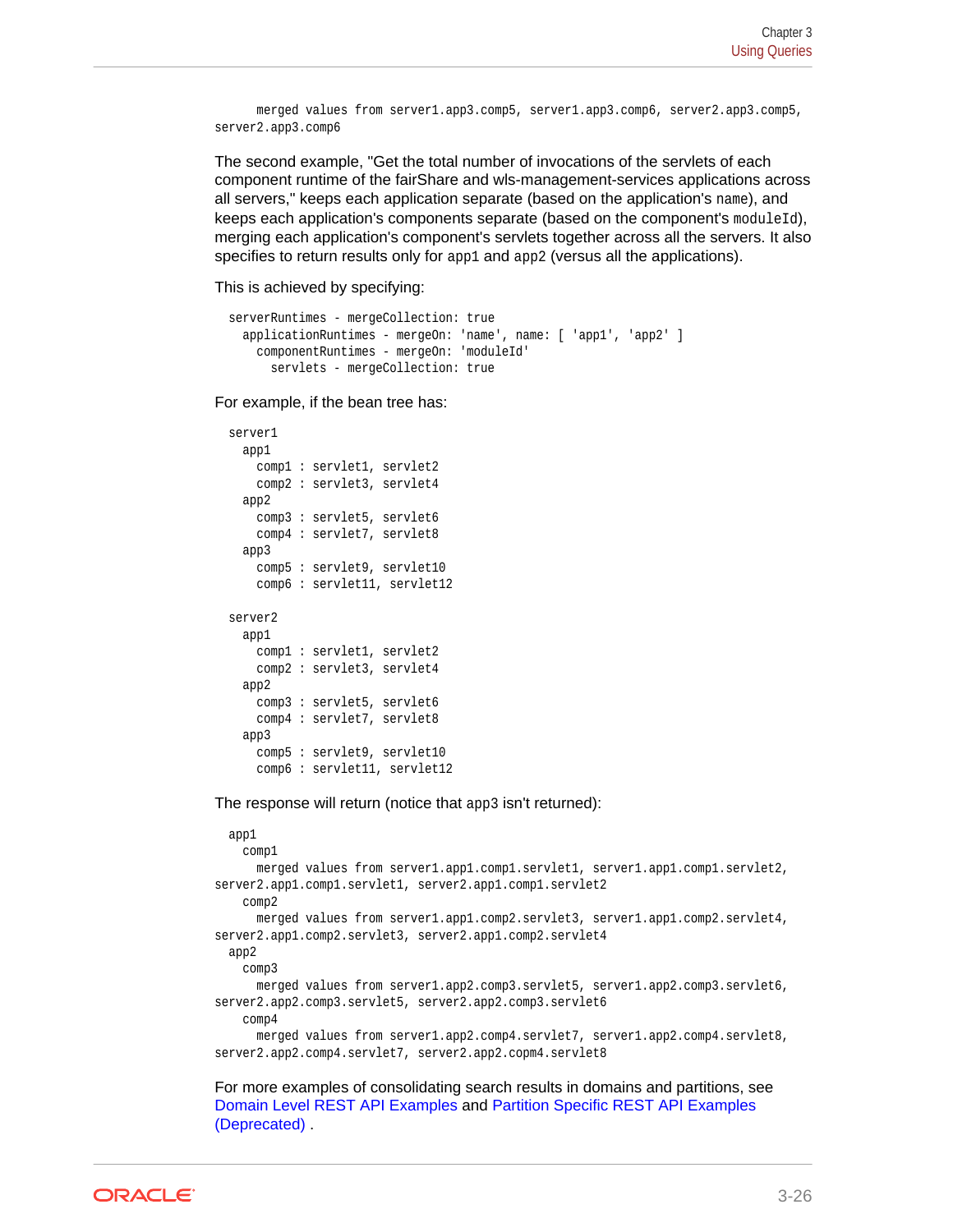```
    merged values from server1.app3.comp5, server1.app3.comp6, server2.app3.comp5,
server2.app3.comp6
```

The second example, "Get the total number of invocations of the servlets of each component runtime of the fairShare and wls-management-services applications across all servers," keeps each application separate (based on the application's `name`), and keeps each application's components separate (based on the component's `moduleId`), merging each application's component's servlets together across all the servers. It also specifies to return results only for `app1` and `app2` (versus all the applications).

This is achieved by specifying:

```
serverRuntimes - mergeCollection: true
  applicationRuntimes - mergeOn: 'name', name: [ 'app1', 'app2' ]
    componentRuntimes - mergeOn: 'moduleId'
      servlets - mergeCollection: true
```

For example, if the bean tree has:

```
server1
  app1
    comp1 : servlet1, servlet2
    comp2 : servlet3, servlet4
  app2
    comp3 : servlet5, servlet6
    comp4 : servlet7, servlet8
  app3
    comp5 : servlet9, servlet10
    comp6 : servlet11, servlet12

server2
  app1
    comp1 : servlet1, servlet2
    comp2 : servlet3, servlet4
  app2
    comp3 : servlet5, servlet6
    comp4 : servlet7, servlet8
  app3
    comp5 : servlet9, servlet10
    comp6 : servlet11, servlet12
```

The response will return (notice that `app3` isn't returned):

```
  app1
    comp1
      merged values from server1.app1.comp1.servlet1, server1.app1.comp1.servlet2,
server2.app1.comp1.servlet1, server2.app1.comp1.servlet2
    comp2
      merged values from server1.app1.comp2.servlet3, server1.app1.comp2.servlet4,
server2.app1.comp2.servlet3, server2.app1.comp2.servlet4
  app2
    comp3
      merged values from server1.app2.comp3.servlet5, server1.app2.comp3.servlet6,
server2.app2.comp3.servlet5, server2.app2.comp3.servlet6
    comp4
      merged values from server1.app2.comp4.servlet7, server1.app2.comp4.servlet8,
server2.app2.comp4.servlet7, server2.app2.copm4.servlet8
```

For more examples of consolidating search results in domains and partitions, see Domain Level REST API Examples and Partition Specific REST API Examples (Deprecated) .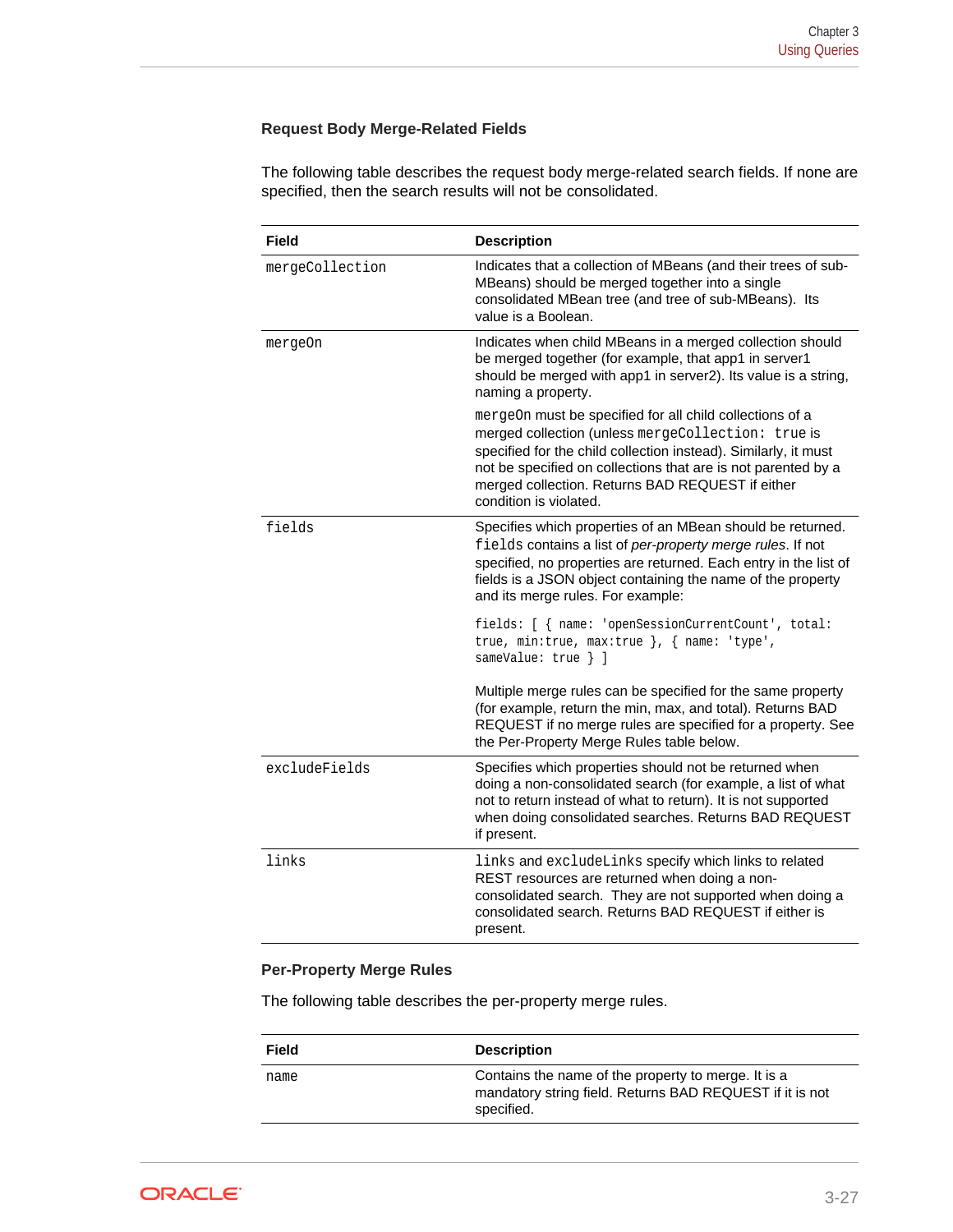### Request Body Merge-Related Fields

The following table describes the request body merge-related search fields. If none are specified, then the search results will not be consolidated.

| Field | Description |
| --- | --- |
| `mergeCollection` | Indicates that a collection of MBeans (and their trees of sub-MBeans) should be merged together into a single consolidated MBean tree (and tree of sub-MBeans). Its value is a Boolean. |
| `mergeOn` | Indicates when child MBeans in a merged collection should be merged together (for example, that app1 in server1 should be merged with app1 in server2). Its value is a string, naming a property.<br><br>`mergeOn` must be specified for all child collections of a merged collection (unless `mergeCollection: true` is specified for the child collection instead). Similarly, it must not be specified on collections that are is not parented by a merged collection. Returns BAD REQUEST if either condition is violated. |
| `fields` | Specifies which properties of an MBean should be returned. `fields` contains a list of *per-property merge rules*. If not specified, no properties are returned. Each entry in the list of fields is a JSON object containing the name of the property and its merge rules. For example:<br><br>`fields: [ { name: 'openSessionCurrentCount', total: true, min:true, max:true }, { name: 'type', sameValue: true } ]`<br><br>Multiple merge rules can be specified for the same property (for example, return the min, max, and total). Returns BAD REQUEST if no merge rules are specified for a property. See the Per-Property Merge Rules table below. |
| `excludeFields` | Specifies which properties should not be returned when doing a non-consolidated search (for example, a list of what not to return instead of what to return). It is not supported when doing consolidated searches. Returns BAD REQUEST if present. |
| `links` | `links` and `excludeLinks` specify which links to related REST resources are returned when doing a non-consolidated search. They are not supported when doing a consolidated search. Returns BAD REQUEST if either is present. |

### Per-Property Merge Rules

The following table describes the per-property merge rules.

| Field | Description |
| --- | --- |
| `name` | Contains the name of the property to merge. It is a mandatory string field. Returns BAD REQUEST if it is not specified. |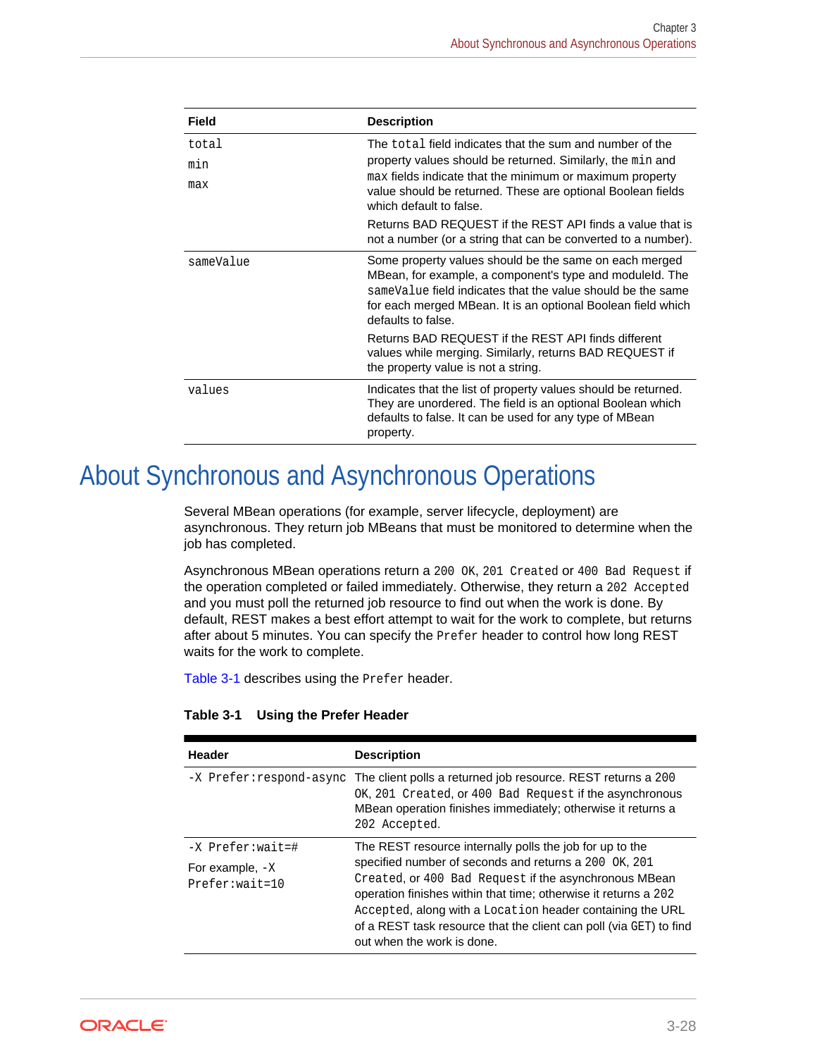| Field | Description |
| --- | --- |
| `total`<br>`min`<br>`max` | The `total` field indicates that the sum and number of the property values should be returned. Similarly, the `min` and `max` fields indicate that the minimum or maximum property value should be returned. These are optional Boolean fields which default to false.<br>Returns BAD REQUEST if the REST API finds a value that is not a number (or a string that can be converted to a number). |
| `sameValue` | Some property values should be the same on each merged MBean, for example, a component's type and moduleId. The `sameValue` field indicates that the value should be the same for each merged MBean. It is an optional Boolean field which defaults to false.<br>Returns BAD REQUEST if the REST API finds different values while merging. Similarly, returns BAD REQUEST if the property value is not a string. |
| `values` | Indicates that the list of property values should be returned. They are unordered. The field is an optional Boolean which defaults to false. It can be used for any type of MBean property. |

# About Synchronous and Asynchronous Operations

Several MBean operations (for example, server lifecycle, deployment) are asynchronous. They return job MBeans that must be monitored to determine when the job has completed.

Asynchronous MBean operations return a `200 OK`, `201 Created` or `400 Bad Request` if the operation completed or failed immediately. Otherwise, they return a `202 Accepted` and you must poll the returned job resource to find out when the work is done. By default, REST makes a best effort attempt to wait for the work to complete, but returns after about 5 minutes. You can specify the `Prefer` header to control how long REST waits for the work to complete.

Table 3-1 describes using the `Prefer` header.

**Table 3-1 Using the Prefer Header**

| Header | Description |
| --- | --- |
| `-X Prefer:respond-async` | The client polls a returned job resource. REST returns a `200 OK`, `201 Created`, or `400 Bad Request` if the asynchronous MBean operation finishes immediately; otherwise it returns a `202 Accepted`. |
| `-X Prefer:wait=#`<br>For example, `-X Prefer:wait=10` | The REST resource internally polls the job for up to the specified number of seconds and returns a `200 OK`, `201 Created`, or `400 Bad Request` if the asynchronous MBean operation finishes within that time; otherwise it returns a `202 Accepted`, along with a `Location` header containing the URL of a REST task resource that the client can poll (via `GET`) to find out when the work is done. |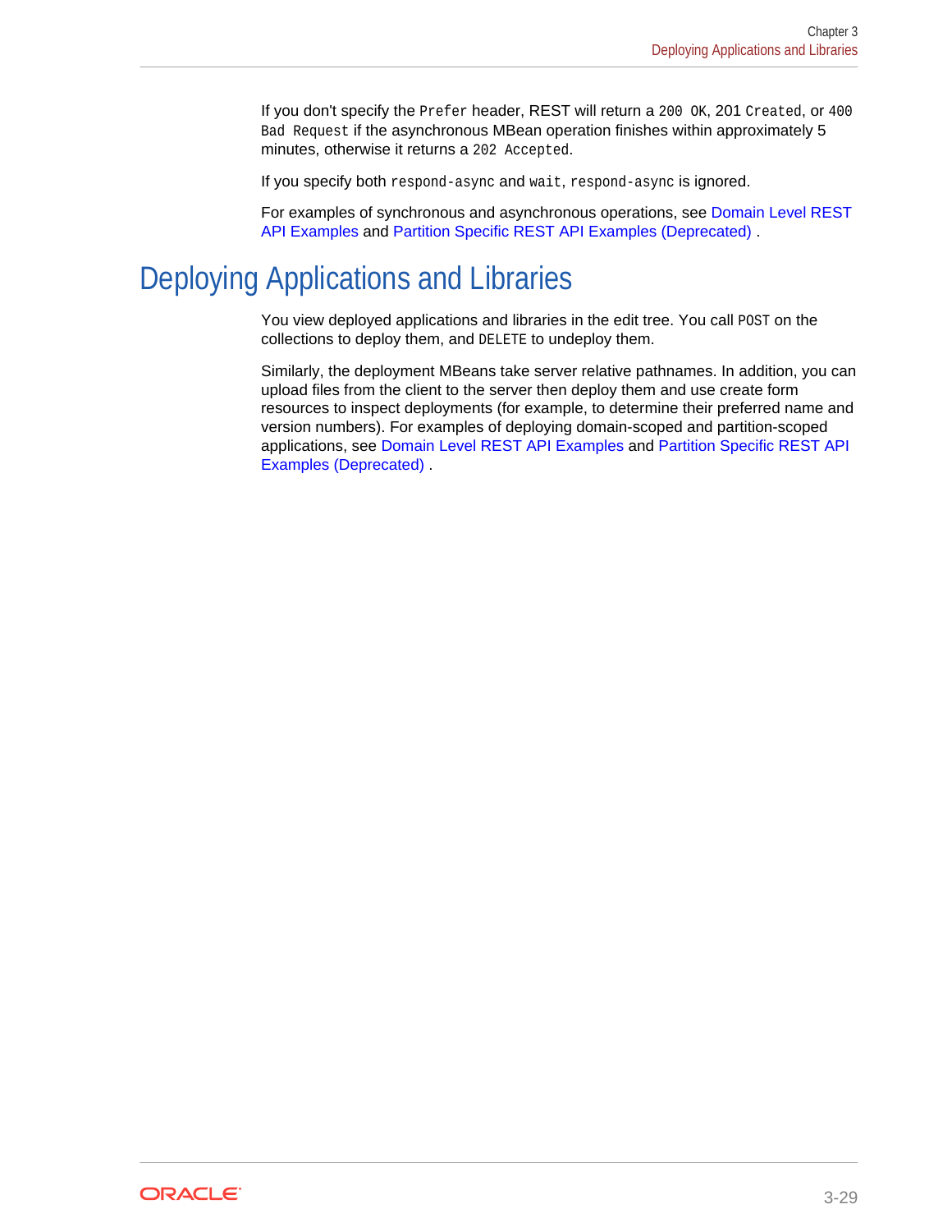If you don't specify the `Prefer` header, REST will return a `200 OK`, 201 `Created`, or `400 Bad Request` if the asynchronous MBean operation finishes within approximately 5 minutes, otherwise it returns a `202 Accepted`.

If you specify both `respond-async` and `wait`, `respond-async` is ignored.

For examples of synchronous and asynchronous operations, see Domain Level REST API Examples and Partition Specific REST API Examples (Deprecated) .

# Deploying Applications and Libraries

You view deployed applications and libraries in the edit tree. You call `POST` on the collections to deploy them, and `DELETE` to undeploy them.

Similarly, the deployment MBeans take server relative pathnames. In addition, you can upload files from the client to the server then deploy them and use create form resources to inspect deployments (for example, to determine their preferred name and version numbers). For examples of deploying domain-scoped and partition-scoped applications, see Domain Level REST API Examples and Partition Specific REST API Examples (Deprecated) .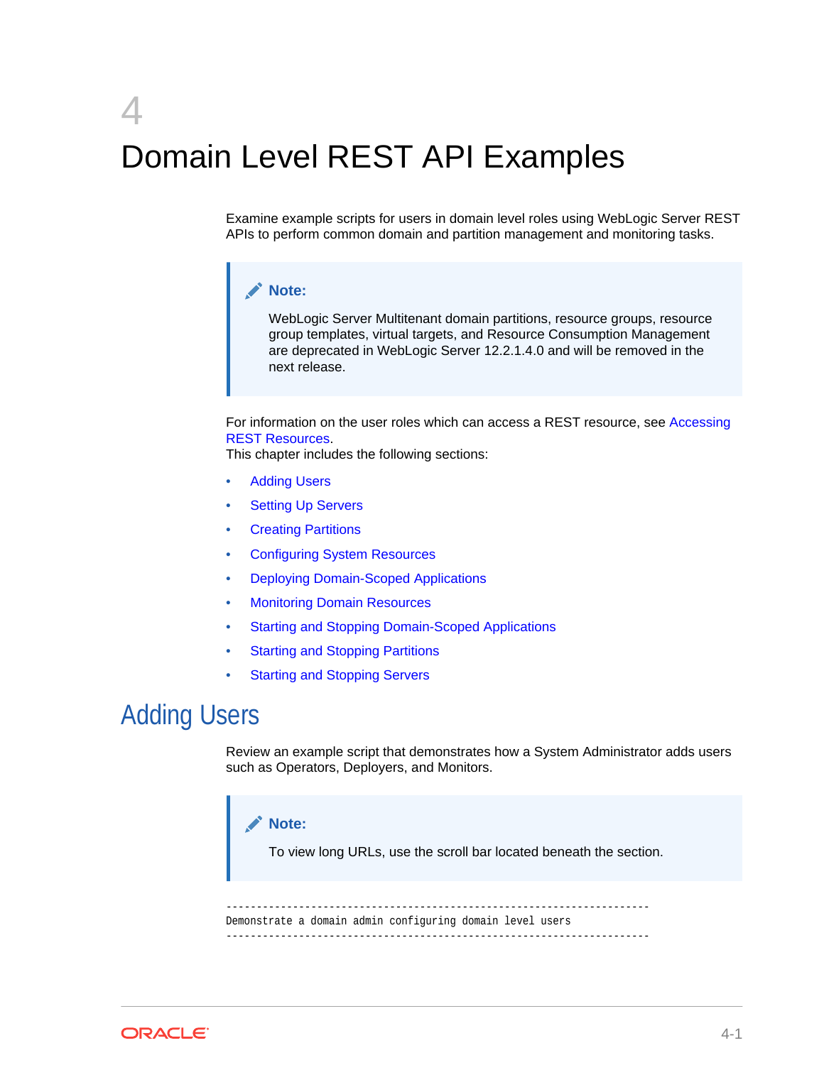# 4 Domain Level REST API Examples

Examine example scripts for users in domain level roles using WebLogic Server REST APIs to perform common domain and partition management and monitoring tasks.

> **Note:**
>
> WebLogic Server Multitenant domain partitions, resource groups, resource group templates, virtual targets, and Resource Consumption Management are deprecated in WebLogic Server 12.2.1.4.0 and will be removed in the next release.

For information on the user roles which can access a REST resource, see Accessing REST Resources.
This chapter includes the following sections:

- Adding Users
- Setting Up Servers
- Creating Partitions
- Configuring System Resources
- Deploying Domain-Scoped Applications
- Monitoring Domain Resources
- Starting and Stopping Domain-Scoped Applications
- Starting and Stopping Partitions
- Starting and Stopping Servers

## Adding Users

Review an example script that demonstrates how a System Administrator adds users such as Operators, Deployers, and Monitors.

> **Note:**
>
> To view long URLs, use the scroll bar located beneath the section.

```
--------------------------------------------------------------------
Demonstrate a domain admin configuring domain level users
--------------------------------------------------------------------
```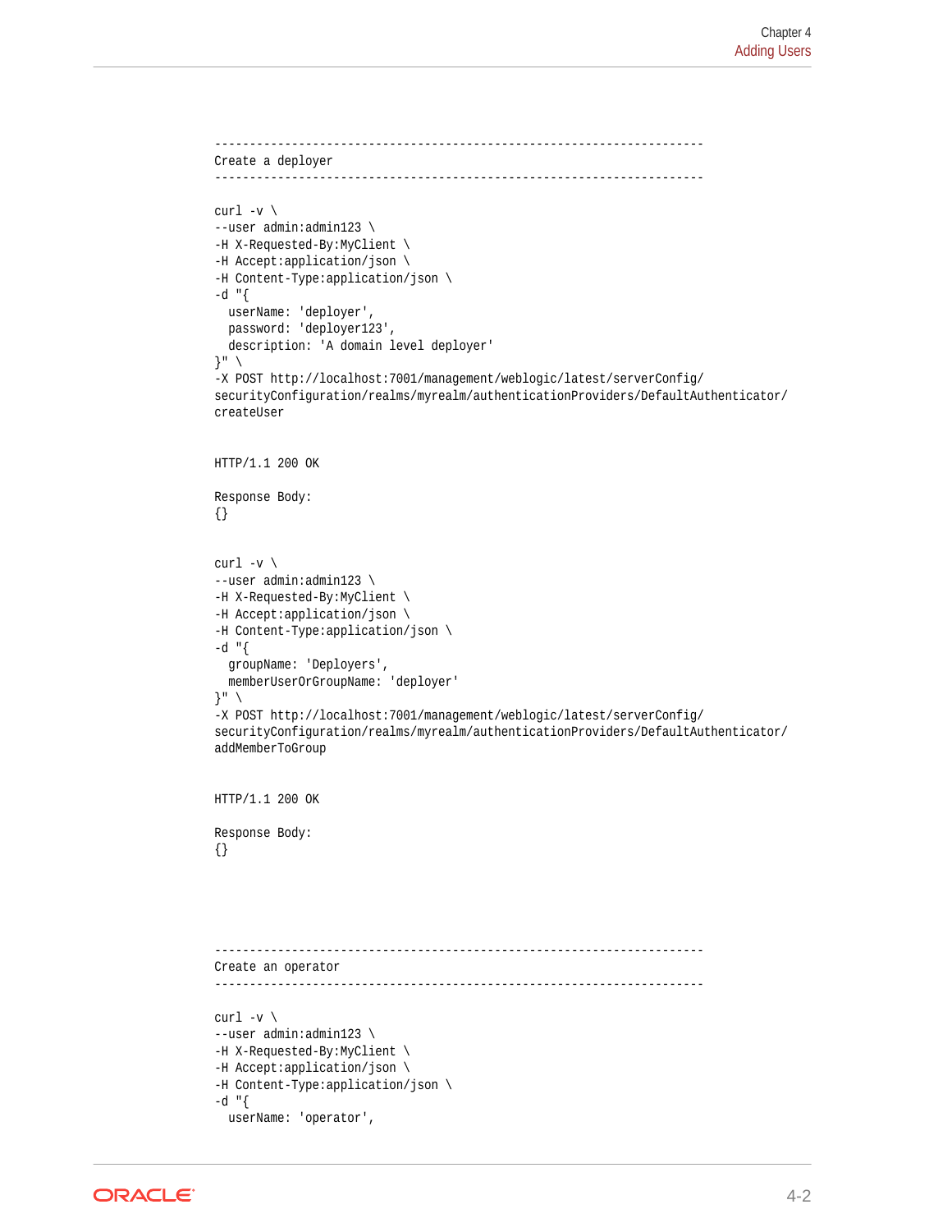```
--------------------------------------------------------------------
Create a deployer
--------------------------------------------------------------------

curl -v \
--user admin:admin123 \
-H X-Requested-By:MyClient \
-H Accept:application/json \
-H Content-Type:application/json \
-d "{
  userName: 'deployer',
  password: 'deployer123',
  description: 'A domain level deployer'
}" \
-X POST http://localhost:7001/management/weblogic/latest/serverConfig/
securityConfiguration/realms/myrealm/authenticationProviders/DefaultAuthenticator/
createUser


HTTP/1.1 200 OK

Response Body:
{}


curl -v \
--user admin:admin123 \
-H X-Requested-By:MyClient \
-H Accept:application/json \
-H Content-Type:application/json \
-d "{
  groupName: 'Deployers',
  memberUserOrGroupName: 'deployer'
}" \
-X POST http://localhost:7001/management/weblogic/latest/serverConfig/
securityConfiguration/realms/myrealm/authenticationProviders/DefaultAuthenticator/
addMemberToGroup


HTTP/1.1 200 OK

Response Body:
{}




--------------------------------------------------------------------
Create an operator
--------------------------------------------------------------------

curl -v \
--user admin:admin123 \
-H X-Requested-By:MyClient \
-H Accept:application/json \
-H Content-Type:application/json \
-d "{
  userName: 'operator',
```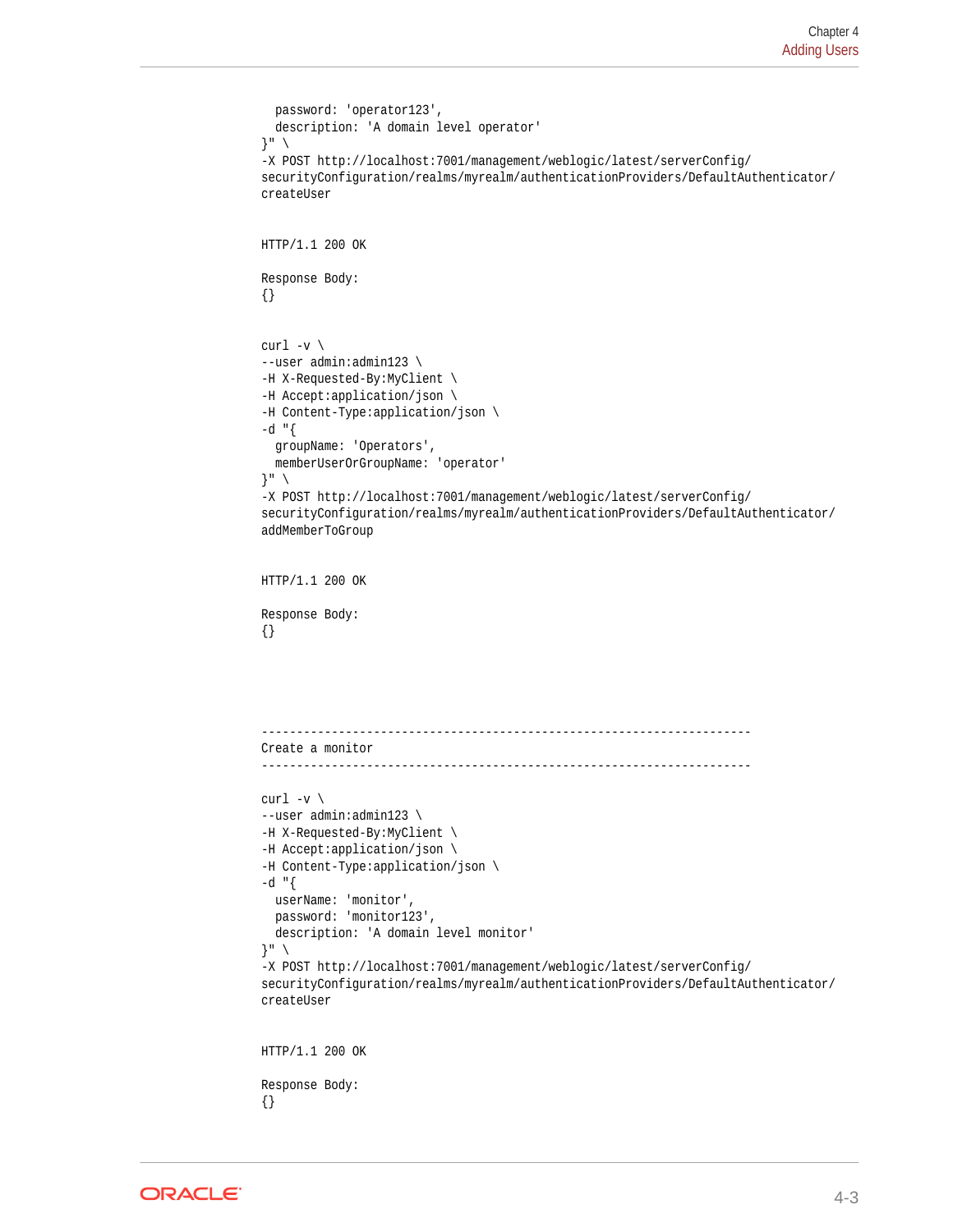```
  password: 'operator123',
  description: 'A domain level operator'
}" \
-X POST http://localhost:7001/management/weblogic/latest/serverConfig/
securityConfiguration/realms/myrealm/authenticationProviders/DefaultAuthenticator/
createUser


HTTP/1.1 200 OK

Response Body:
{}


curl -v \
--user admin:admin123 \
-H X-Requested-By:MyClient \
-H Accept:application/json \
-H Content-Type:application/json \
-d "{
  groupName: 'Operators',
  memberUserOrGroupName: 'operator'
}" \
-X POST http://localhost:7001/management/weblogic/latest/serverConfig/
securityConfiguration/realms/myrealm/authenticationProviders/DefaultAuthenticator/
addMemberToGroup


HTTP/1.1 200 OK

Response Body:
{}




----------------------------------------------------------------------
Create a monitor
----------------------------------------------------------------------

curl -v \
--user admin:admin123 \
-H X-Requested-By:MyClient \
-H Accept:application/json \
-H Content-Type:application/json \
-d "{
  userName: 'monitor',
  password: 'monitor123',
  description: 'A domain level monitor'
}" \
-X POST http://localhost:7001/management/weblogic/latest/serverConfig/
securityConfiguration/realms/myrealm/authenticationProviders/DefaultAuthenticator/
createUser


HTTP/1.1 200 OK

Response Body:
{}
```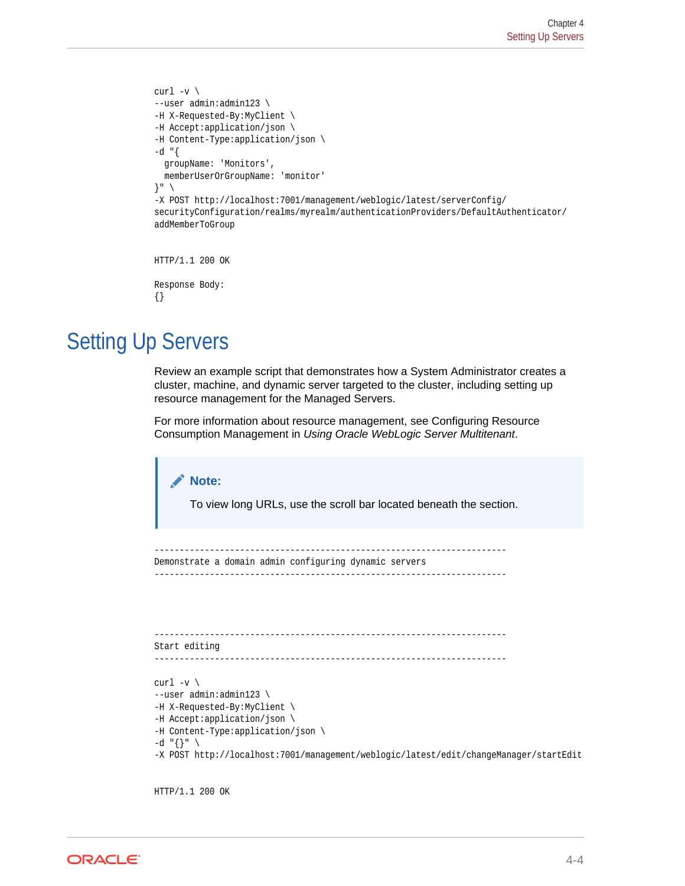```
curl -v \
--user admin:admin123 \
-H X-Requested-By:MyClient \
-H Accept:application/json \
-H Content-Type:application/json \
-d "{
  groupName: 'Monitors',
  memberUserOrGroupName: 'monitor'
}" \
-X POST http://localhost:7001/management/weblogic/latest/serverConfig/
securityConfiguration/realms/myrealm/authenticationProviders/DefaultAuthenticator/
addMemberToGroup


HTTP/1.1 200 OK

Response Body:
{}
```

# Setting Up Servers

Review an example script that demonstrates how a System Administrator creates a cluster, machine, and dynamic server targeted to the cluster, including setting up resource management for the Managed Servers.

For more information about resource management, see Configuring Resource Consumption Management in *Using Oracle WebLogic Server Multitenant*.

> **Note:**
>
> To view long URLs, use the scroll bar located beneath the section.

```
----------------------------------------------------------------------
Demonstrate a domain admin configuring dynamic servers
----------------------------------------------------------------------




----------------------------------------------------------------------
Start editing
----------------------------------------------------------------------

curl -v \
--user admin:admin123 \
-H X-Requested-By:MyClient \
-H Accept:application/json \
-H Content-Type:application/json \
-d "{}" \
-X POST http://localhost:7001/management/weblogic/latest/edit/changeManager/startEdit


HTTP/1.1 200 OK
```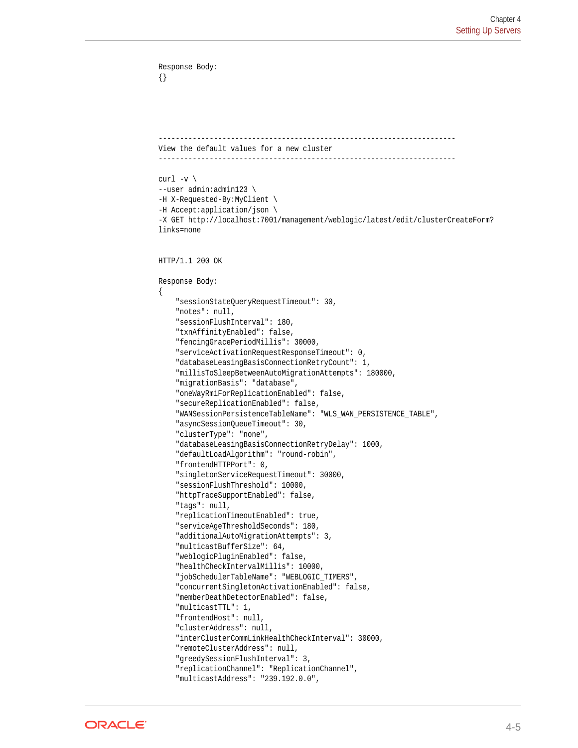```
Response Body:
{}




----------------------------------------------------------------------
View the default values for a new cluster
----------------------------------------------------------------------

curl -v \
--user admin:admin123 \
-H X-Requested-By:MyClient \
-H Accept:application/json \
-X GET http://localhost:7001/management/weblogic/latest/edit/clusterCreateForm?
links=none


HTTP/1.1 200 OK

Response Body:
{
    "sessionStateQueryRequestTimeout": 30,
    "notes": null,
    "sessionFlushInterval": 180,
    "txnAffinityEnabled": false,
    "fencingGracePeriodMillis": 30000,
    "serviceActivationRequestResponseTimeout": 0,
    "databaseLeasingBasisConnectionRetryCount": 1,
    "millisToSleepBetweenAutoMigrationAttempts": 180000,
    "migrationBasis": "database",
    "oneWayRmiForReplicationEnabled": false,
    "secureReplicationEnabled": false,
    "WANSessionPersistenceTableName": "WLS_WAN_PERSISTENCE_TABLE",
    "asyncSessionQueueTimeout": 30,
    "clusterType": "none",
    "databaseLeasingBasisConnectionRetryDelay": 1000,
    "defaultLoadAlgorithm": "round-robin",
    "frontendHTTPPort": 0,
    "singletonServiceRequestTimeout": 30000,
    "sessionFlushThreshold": 10000,
    "httpTraceSupportEnabled": false,
    "tags": null,
    "replicationTimeoutEnabled": true,
    "serviceAgeThresholdSeconds": 180,
    "additionalAutoMigrationAttempts": 3,
    "multicastBufferSize": 64,
    "weblogicPluginEnabled": false,
    "healthCheckIntervalMillis": 10000,
    "jobSchedulerTableName": "WEBLOGIC_TIMERS",
    "concurrentSingletonActivationEnabled": false,
    "memberDeathDetectorEnabled": false,
    "multicastTTL": 1,
    "frontendHost": null,
    "clusterAddress": null,
    "interClusterCommLinkHealthCheckInterval": 30000,
    "remoteClusterAddress": null,
    "greedySessionFlushInterval": 3,
    "replicationChannel": "ReplicationChannel",
    "multicastAddress": "239.192.0.0",
```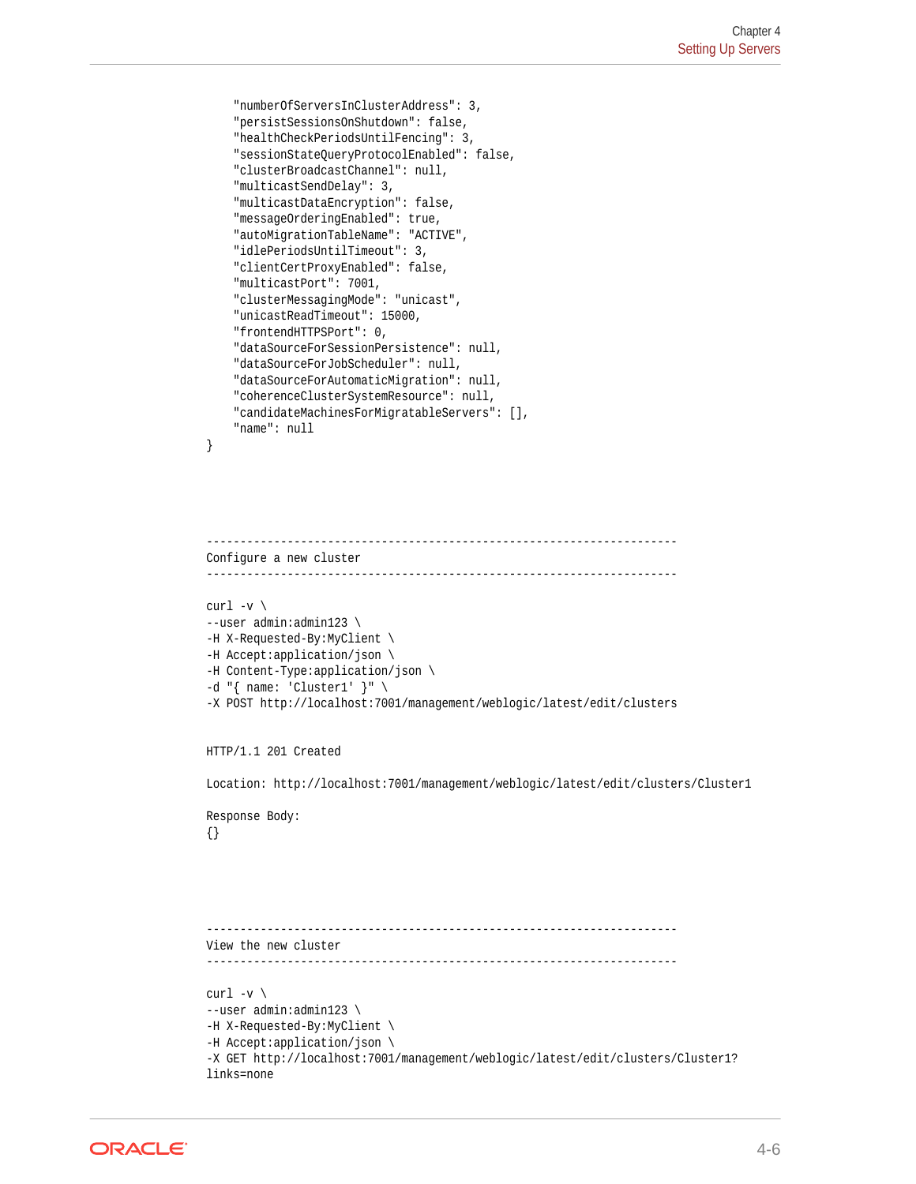```
    "numberOfServersInClusterAddress": 3,
    "persistSessionsOnShutdown": false,
    "healthCheckPeriodsUntilFencing": 3,
    "sessionStateQueryProtocolEnabled": false,
    "clusterBroadcastChannel": null,
    "multicastSendDelay": 3,
    "multicastDataEncryption": false,
    "messageOrderingEnabled": true,
    "autoMigrationTableName": "ACTIVE",
    "idlePeriodsUntilTimeout": 3,
    "clientCertProxyEnabled": false,
    "multicastPort": 7001,
    "clusterMessagingMode": "unicast",
    "unicastReadTimeout": 15000,
    "frontendHTTPSPort": 0,
    "dataSourceForSessionPersistence": null,
    "dataSourceForJobScheduler": null,
    "dataSourceForAutomaticMigration": null,
    "coherenceClusterSystemResource": null,
    "candidateMachinesForMigratableServers": [],
    "name": null
}




----------------------------------------------------------------------
Configure a new cluster
----------------------------------------------------------------------

curl -v \
--user admin:admin123 \
-H X-Requested-By:MyClient \
-H Accept:application/json \
-H Content-Type:application/json \
-d "{ name: 'Cluster1' }" \
-X POST http://localhost:7001/management/weblogic/latest/edit/clusters


HTTP/1.1 201 Created

Location: http://localhost:7001/management/weblogic/latest/edit/clusters/Cluster1

Response Body:
{}




----------------------------------------------------------------------
View the new cluster
----------------------------------------------------------------------

curl -v \
--user admin:admin123 \
-H X-Requested-By:MyClient \
-H Accept:application/json \
-X GET http://localhost:7001/management/weblogic/latest/edit/clusters/Cluster1?
links=none
```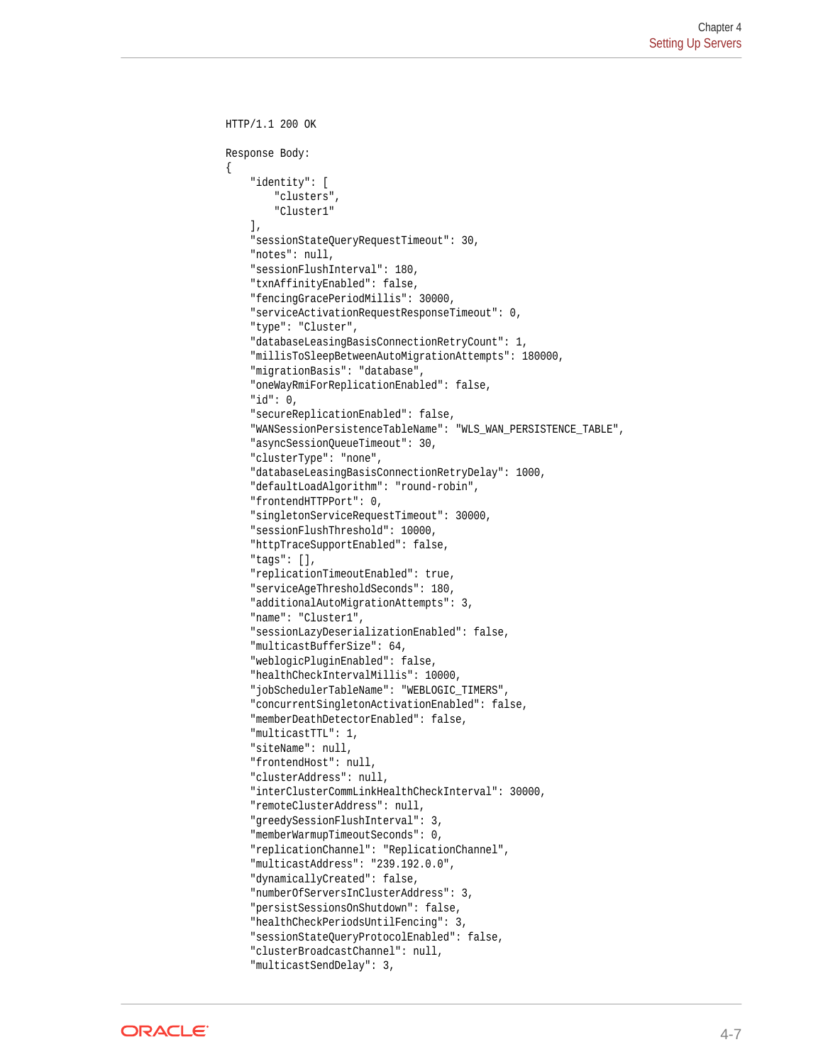```
HTTP/1.1 200 OK

Response Body:
{
    "identity": [
        "clusters",
        "Cluster1"
    ],
    "sessionStateQueryRequestTimeout": 30,
    "notes": null,
    "sessionFlushInterval": 180,
    "txnAffinityEnabled": false,
    "fencingGracePeriodMillis": 30000,
    "serviceActivationRequestResponseTimeout": 0,
    "type": "Cluster",
    "databaseLeasingBasisConnectionRetryCount": 1,
    "millisToSleepBetweenAutoMigrationAttempts": 180000,
    "migrationBasis": "database",
    "oneWayRmiForReplicationEnabled": false,
    "id": 0,
    "secureReplicationEnabled": false,
    "WANSessionPersistenceTableName": "WLS_WAN_PERSISTENCE_TABLE",
    "asyncSessionQueueTimeout": 30,
    "clusterType": "none",
    "databaseLeasingBasisConnectionRetryDelay": 1000,
    "defaultLoadAlgorithm": "round-robin",
    "frontendHTTPPort": 0,
    "singletonServiceRequestTimeout": 30000,
    "sessionFlushThreshold": 10000,
    "httpTraceSupportEnabled": false,
    "tags": [],
    "replicationTimeoutEnabled": true,
    "serviceAgeThresholdSeconds": 180,
    "additionalAutoMigrationAttempts": 3,
    "name": "Cluster1",
    "sessionLazyDeserializationEnabled": false,
    "multicastBufferSize": 64,
    "weblogicPluginEnabled": false,
    "healthCheckIntervalMillis": 10000,
    "jobSchedulerTableName": "WEBLOGIC_TIMERS",
    "concurrentSingletonActivationEnabled": false,
    "memberDeathDetectorEnabled": false,
    "multicastTTL": 1,
    "siteName": null,
    "frontendHost": null,
    "clusterAddress": null,
    "interClusterCommLinkHealthCheckInterval": 30000,
    "remoteClusterAddress": null,
    "greedySessionFlushInterval": 3,
    "memberWarmupTimeoutSeconds": 0,
    "replicationChannel": "ReplicationChannel",
    "multicastAddress": "239.192.0.0",
    "dynamicallyCreated": false,
    "numberOfServersInClusterAddress": 3,
    "persistSessionsOnShutdown": false,
    "healthCheckPeriodsUntilFencing": 3,
    "sessionStateQueryProtocolEnabled": false,
    "clusterBroadcastChannel": null,
    "multicastSendDelay": 3,
```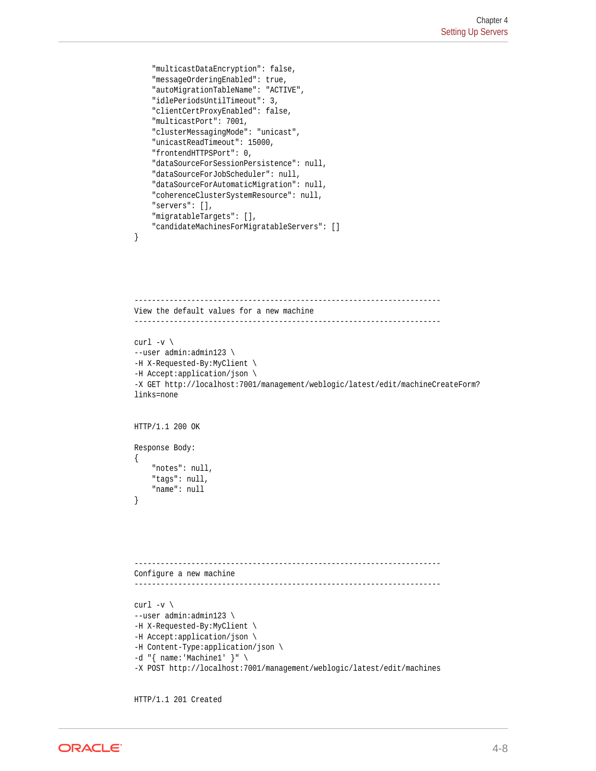```
    "multicastDataEncryption": false,
    "messageOrderingEnabled": true,
    "autoMigrationTableName": "ACTIVE",
    "idlePeriodsUntilTimeout": 3,
    "clientCertProxyEnabled": false,
    "multicastPort": 7001,
    "clusterMessagingMode": "unicast",
    "unicastReadTimeout": 15000,
    "frontendHTTPSPort": 0,
    "dataSourceForSessionPersistence": null,
    "dataSourceForJobScheduler": null,
    "dataSourceForAutomaticMigration": null,
    "coherenceClusterSystemResource": null,
    "servers": [],
    "migratableTargets": [],
    "candidateMachinesForMigratableServers": []
}




----------------------------------------------------------------------
View the default values for a new machine
----------------------------------------------------------------------

curl -v \
--user admin:admin123 \
-H X-Requested-By:MyClient \
-H Accept:application/json \
-X GET http://localhost:7001/management/weblogic/latest/edit/machineCreateForm?
links=none


HTTP/1.1 200 OK

Response Body:
{
    "notes": null,
    "tags": null,
    "name": null
}




----------------------------------------------------------------------
Configure a new machine
----------------------------------------------------------------------

curl -v \
--user admin:admin123 \
-H X-Requested-By:MyClient \
-H Accept:application/json \
-H Content-Type:application/json \
-d "{ name:'Machine1' }" \
-X POST http://localhost:7001/management/weblogic/latest/edit/machines


HTTP/1.1 201 Created
```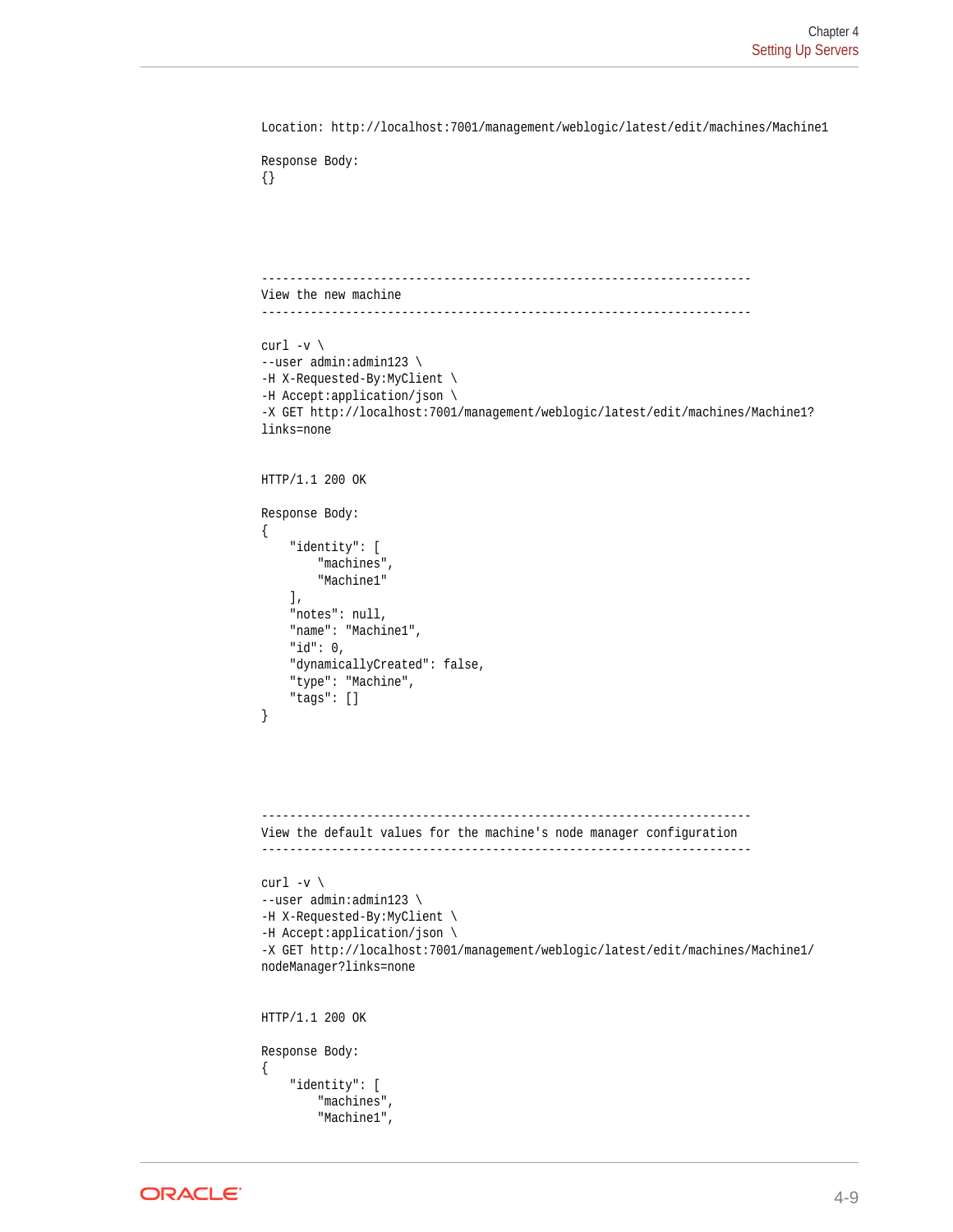```
Location: http://localhost:7001/management/weblogic/latest/edit/machines/Machine1

Response Body:
{}




----------------------------------------------------------------------
View the new machine
----------------------------------------------------------------------

curl -v \
--user admin:admin123 \
-H X-Requested-By:MyClient \
-H Accept:application/json \
-X GET http://localhost:7001/management/weblogic/latest/edit/machines/Machine1?
links=none


HTTP/1.1 200 OK

Response Body:
{
    "identity": [
        "machines",
        "Machine1"
    ],
    "notes": null,
    "name": "Machine1",
    "id": 0,
    "dynamicallyCreated": false,
    "type": "Machine",
    "tags": []
}




----------------------------------------------------------------------
View the default values for the machine's node manager configuration
----------------------------------------------------------------------

curl -v \
--user admin:admin123 \
-H X-Requested-By:MyClient \
-H Accept:application/json \
-X GET http://localhost:7001/management/weblogic/latest/edit/machines/Machine1/
nodeManager?links=none


HTTP/1.1 200 OK

Response Body:
{
    "identity": [
        "machines",
        "Machine1",
```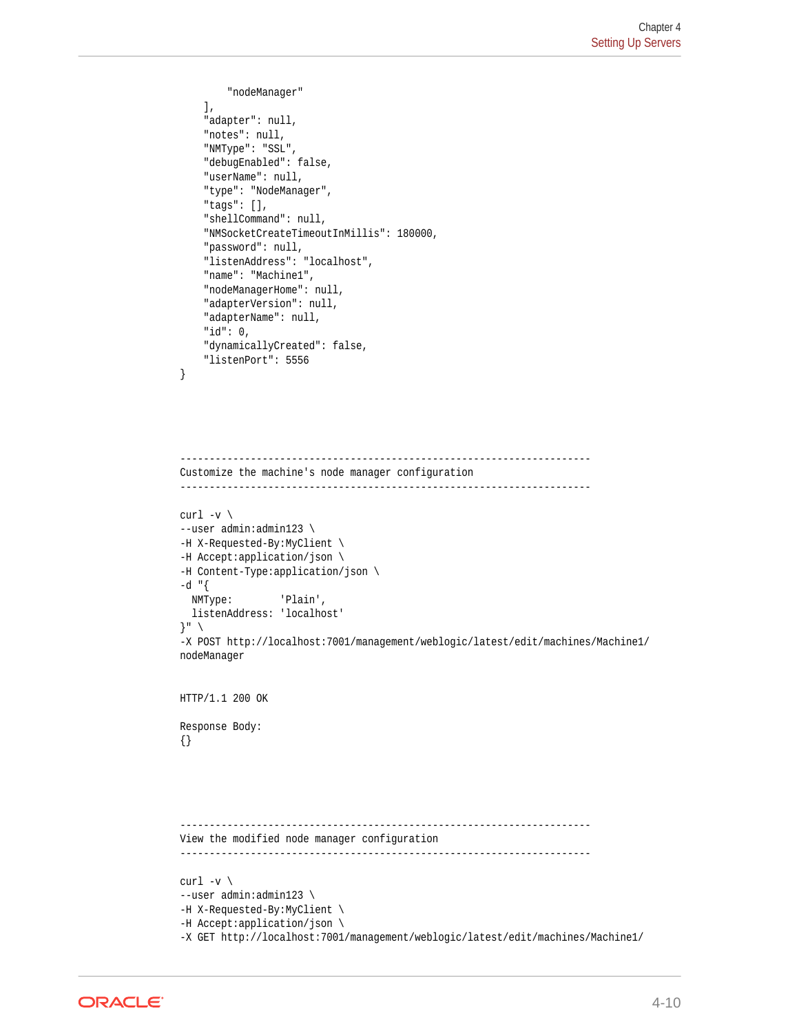```
        "nodeManager"
    ],
    "adapter": null,
    "notes": null,
    "NMType": "SSL",
    "debugEnabled": false,
    "userName": null,
    "type": "NodeManager",
    "tags": [],
    "shellCommand": null,
    "NMSocketCreateTimeoutInMillis": 180000,
    "password": null,
    "listenAddress": "localhost",
    "name": "Machine1",
    "nodeManagerHome": null,
    "adapterVersion": null,
    "adapterName": null,
    "id": 0,
    "dynamicallyCreated": false,
    "listenPort": 5556
}




----------------------------------------------------------------------
Customize the machine's node manager configuration
----------------------------------------------------------------------

curl -v \
--user admin:admin123 \
-H X-Requested-By:MyClient \
-H Accept:application/json \
-H Content-Type:application/json \
-d "{
  NMType:        'Plain',
  listenAddress: 'localhost'
}" \
-X POST http://localhost:7001/management/weblogic/latest/edit/machines/Machine1/
nodeManager


HTTP/1.1 200 OK

Response Body:
{}




----------------------------------------------------------------------
View the modified node manager configuration
----------------------------------------------------------------------

curl -v \
--user admin:admin123 \
-H X-Requested-By:MyClient \
-H Accept:application/json \
-X GET http://localhost:7001/management/weblogic/latest/edit/machines/Machine1/
```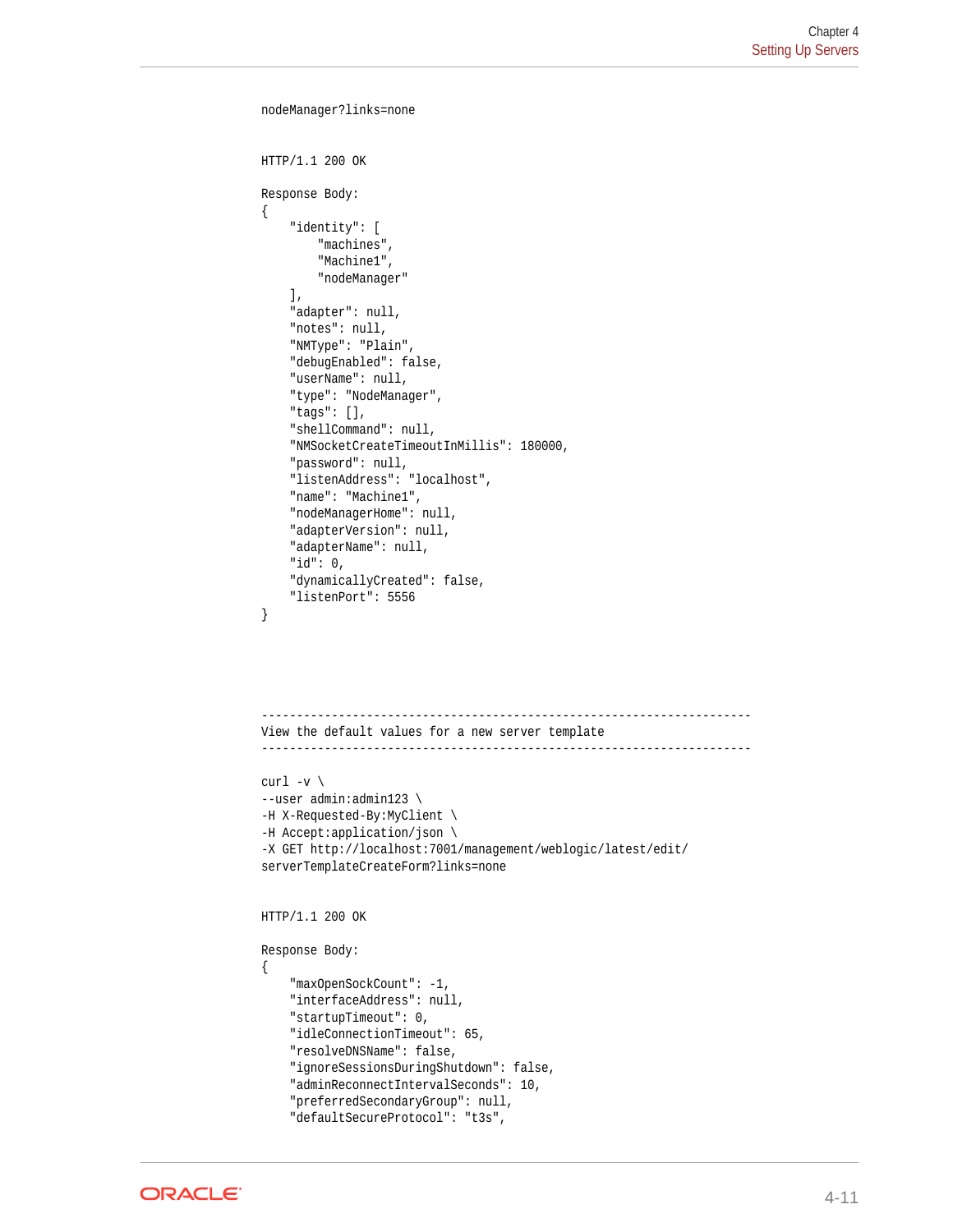```
nodeManager?links=none


HTTP/1.1 200 OK

Response Body:
{
    "identity": [
        "machines",
        "Machine1",
        "nodeManager"
    ],
    "adapter": null,
    "notes": null,
    "NMType": "Plain",
    "debugEnabled": false,
    "userName": null,
    "type": "NodeManager",
    "tags": [],
    "shellCommand": null,
    "NMSocketCreateTimeoutInMillis": 180000,
    "password": null,
    "listenAddress": "localhost",
    "name": "Machine1",
    "nodeManagerHome": null,
    "adapterVersion": null,
    "adapterName": null,
    "id": 0,
    "dynamicallyCreated": false,
    "listenPort": 5556
}




----------------------------------------------------------------------
View the default values for a new server template
----------------------------------------------------------------------

curl -v \
--user admin:admin123 \
-H X-Requested-By:MyClient \
-H Accept:application/json \
-X GET http://localhost:7001/management/weblogic/latest/edit/
serverTemplateCreateForm?links=none


HTTP/1.1 200 OK

Response Body:
{
    "maxOpenSockCount": -1,
    "interfaceAddress": null,
    "startupTimeout": 0,
    "idleConnectionTimeout": 65,
    "resolveDNSName": false,
    "ignoreSessionsDuringShutdown": false,
    "adminReconnectIntervalSeconds": 10,
    "preferredSecondaryGroup": null,
    "defaultSecureProtocol": "t3s",
```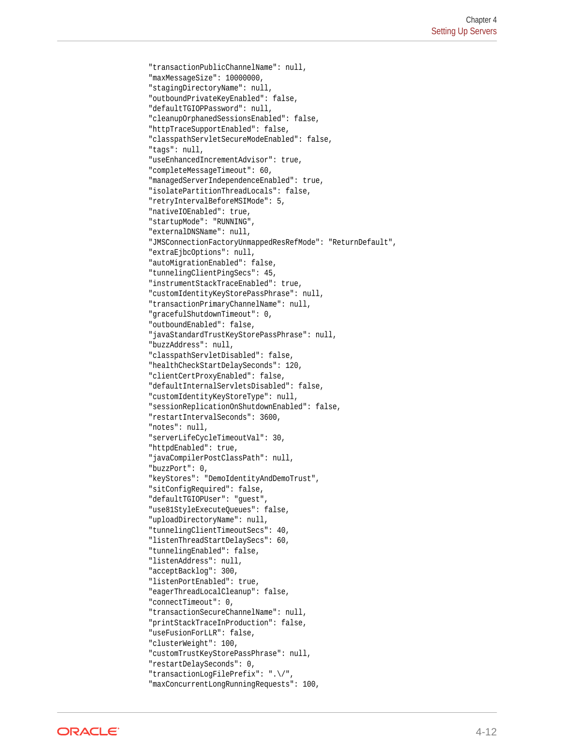```
"transactionPublicChannelName": null,
"maxMessageSize": 10000000,
"stagingDirectoryName": null,
"outboundPrivateKeyEnabled": false,
"defaultTGIOPPassword": null,
"cleanupOrphanedSessionsEnabled": false,
"httpTraceSupportEnabled": false,
"classpathServletSecureModeEnabled": false,
"tags": null,
"useEnhancedIncrementAdvisor": true,
"completeMessageTimeout": 60,
"managedServerIndependenceEnabled": true,
"isolatePartitionThreadLocals": false,
"retryIntervalBeforeMSIMode": 5,
"nativeIOEnabled": true,
"startupMode": "RUNNING",
"externalDNSName": null,
"JMSConnectionFactoryUnmappedResRefMode": "ReturnDefault",
"extraEjbcOptions": null,
"autoMigrationEnabled": false,
"tunnelingClientPingSecs": 45,
"instrumentStackTraceEnabled": true,
"customIdentityKeyStorePassPhrase": null,
"transactionPrimaryChannelName": null,
"gracefulShutdownTimeout": 0,
"outboundEnabled": false,
"javaStandardTrustKeyStorePassPhrase": null,
"buzzAddress": null,
"classpathServletDisabled": false,
"healthCheckStartDelaySeconds": 120,
"clientCertProxyEnabled": false,
"defaultInternalServletsDisabled": false,
"customIdentityKeyStoreType": null,
"sessionReplicationOnShutdownEnabled": false,
"restartIntervalSeconds": 3600,
"notes": null,
"serverLifeCycleTimeoutVal": 30,
"httpdEnabled": true,
"javaCompilerPostClassPath": null,
"buzzPort": 0,
"keyStores": "DemoIdentityAndDemoTrust",
"sitConfigRequired": false,
"defaultTGIOPUser": "guest",
"use81StyleExecuteQueues": false,
"uploadDirectoryName": null,
"tunnelingClientTimeoutSecs": 40,
"listenThreadStartDelaySecs": 60,
"tunnelingEnabled": false,
"listenAddress": null,
"acceptBacklog": 300,
"listenPortEnabled": true,
"eagerThreadLocalCleanup": false,
"connectTimeout": 0,
"transactionSecureChannelName": null,
"printStackTraceInProduction": false,
"useFusionForLLR": false,
"clusterWeight": 100,
"customTrustKeyStorePassPhrase": null,
"restartDelaySeconds": 0,
"transactionLogFilePrefix": ".\/",
"maxConcurrentLongRunningRequests": 100,
```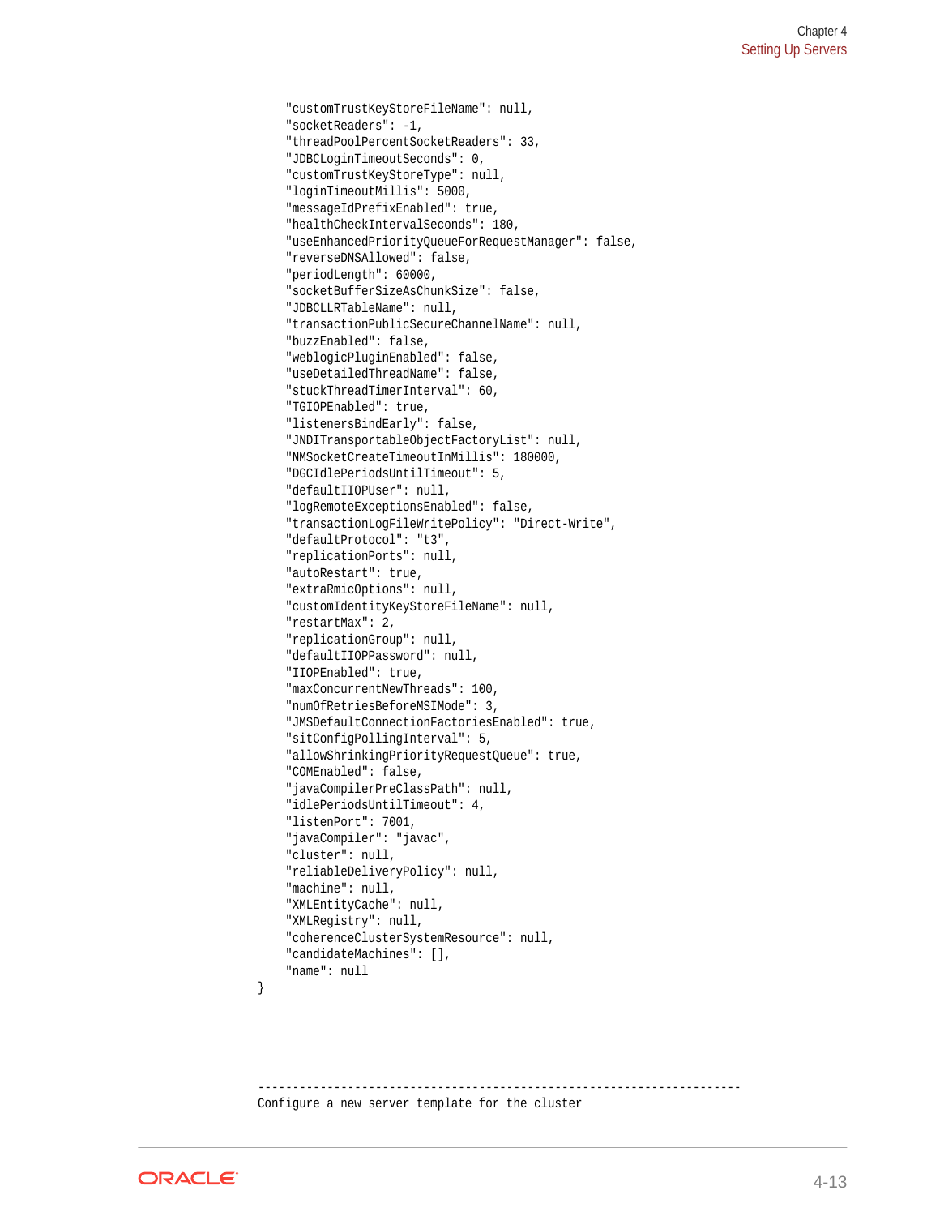```
    "customTrustKeyStoreFileName": null,
    "socketReaders": -1,
    "threadPoolPercentSocketReaders": 33,
    "JDBCLoginTimeoutSeconds": 0,
    "customTrustKeyStoreType": null,
    "loginTimeoutMillis": 5000,
    "messageIdPrefixEnabled": true,
    "healthCheckIntervalSeconds": 180,
    "useEnhancedPriorityQueueForRequestManager": false,
    "reverseDNSAllowed": false,
    "periodLength": 60000,
    "socketBufferSizeAsChunkSize": false,
    "JDBCLLRTableName": null,
    "transactionPublicSecureChannelName": null,
    "buzzEnabled": false,
    "weblogicPluginEnabled": false,
    "useDetailedThreadName": false,
    "stuckThreadTimerInterval": 60,
    "TGIOPEnabled": true,
    "listenersBindEarly": false,
    "JNDITransportableObjectFactoryList": null,
    "NMSocketCreateTimeoutInMillis": 180000,
    "DGCIdlePeriodsUntilTimeout": 5,
    "defaultIIOPUser": null,
    "logRemoteExceptionsEnabled": false,
    "transactionLogFileWritePolicy": "Direct-Write",
    "defaultProtocol": "t3",
    "replicationPorts": null,
    "autoRestart": true,
    "extraRmicOptions": null,
    "customIdentityKeyStoreFileName": null,
    "restartMax": 2,
    "replicationGroup": null,
    "defaultIIOPPassword": null,
    "IIOPEnabled": true,
    "maxConcurrentNewThreads": 100,
    "numOfRetriesBeforeMSIMode": 3,
    "JMSDefaultConnectionFactoriesEnabled": true,
    "sitConfigPollingInterval": 5,
    "allowShrinkingPriorityRequestQueue": true,
    "COMEnabled": false,
    "javaCompilerPreClassPath": null,
    "idlePeriodsUntilTimeout": 4,
    "listenPort": 7001,
    "javaCompiler": "javac",
    "cluster": null,
    "reliableDeliveryPolicy": null,
    "machine": null,
    "XMLEntityCache": null,
    "XMLRegistry": null,
    "coherenceClusterSystemResource": null,
    "candidateMachines": [],
    "name": null
}



----------------------------------------------------------------------
Configure a new server template for the cluster
```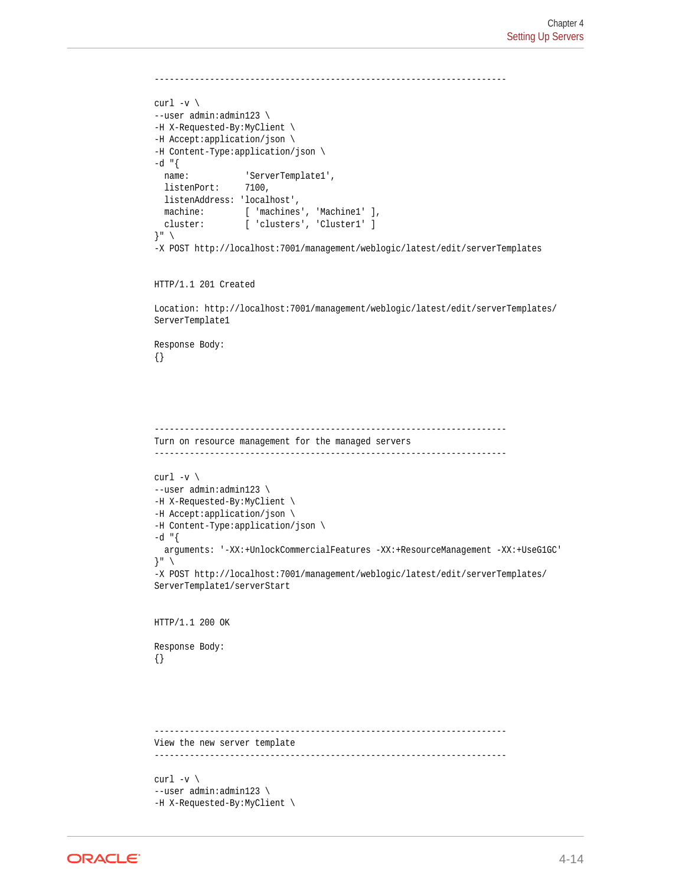```
----------------------------------------------------------------------

curl -v \
--user admin:admin123 \
-H X-Requested-By:MyClient \
-H Accept:application/json \
-H Content-Type:application/json \
-d "{
  name:           'ServerTemplate1',
  listenPort:     7100,
  listenAddress: 'localhost',
  machine:        [ 'machines', 'Machine1' ],
  cluster:        [ 'clusters', 'Cluster1' ]
}" \
-X POST http://localhost:7001/management/weblogic/latest/edit/serverTemplates


HTTP/1.1 201 Created

Location: http://localhost:7001/management/weblogic/latest/edit/serverTemplates/
ServerTemplate1

Response Body:
{}




----------------------------------------------------------------------
Turn on resource management for the managed servers
----------------------------------------------------------------------

curl -v \
--user admin:admin123 \
-H X-Requested-By:MyClient \
-H Accept:application/json \
-H Content-Type:application/json \
-d "{
  arguments: '-XX:+UnlockCommercialFeatures -XX:+ResourceManagement -XX:+UseG1GC'
}" \
-X POST http://localhost:7001/management/weblogic/latest/edit/serverTemplates/
ServerTemplate1/serverStart


HTTP/1.1 200 OK

Response Body:
{}




----------------------------------------------------------------------
View the new server template
----------------------------------------------------------------------

curl -v \
--user admin:admin123 \
-H X-Requested-By:MyClient \
```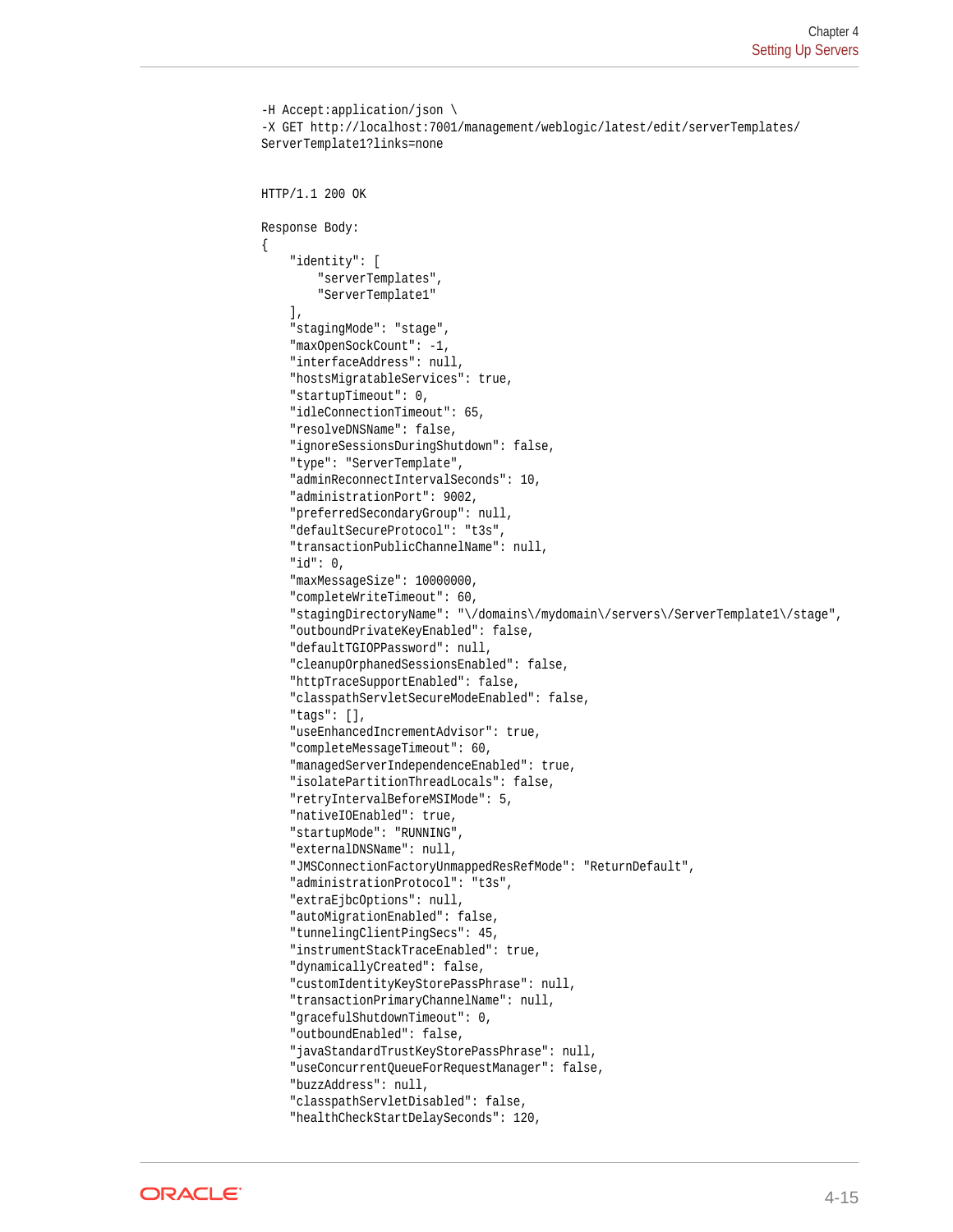```
-H Accept:application/json \
-X GET http://localhost:7001/management/weblogic/latest/edit/serverTemplates/
ServerTemplate1?links=none


HTTP/1.1 200 OK

Response Body:
{
    "identity": [
        "serverTemplates",
        "ServerTemplate1"
    ],
    "stagingMode": "stage",
    "maxOpenSockCount": -1,
    "interfaceAddress": null,
    "hostsMigratableServices": true,
    "startupTimeout": 0,
    "idleConnectionTimeout": 65,
    "resolveDNSName": false,
    "ignoreSessionsDuringShutdown": false,
    "type": "ServerTemplate",
    "adminReconnectIntervalSeconds": 10,
    "administrationPort": 9002,
    "preferredSecondaryGroup": null,
    "defaultSecureProtocol": "t3s",
    "transactionPublicChannelName": null,
    "id": 0,
    "maxMessageSize": 10000000,
    "completeWriteTimeout": 60,
    "stagingDirectoryName": "\/domains\/mydomain\/servers\/ServerTemplate1\/stage",
    "outboundPrivateKeyEnabled": false,
    "defaultTGIOPPassword": null,
    "cleanupOrphanedSessionsEnabled": false,
    "httpTraceSupportEnabled": false,
    "classpathServletSecureModeEnabled": false,
    "tags": [],
    "useEnhancedIncrementAdvisor": true,
    "completeMessageTimeout": 60,
    "managedServerIndependenceEnabled": true,
    "isolatePartitionThreadLocals": false,
    "retryIntervalBeforeMSIMode": 5,
    "nativeIOEnabled": true,
    "startupMode": "RUNNING",
    "externalDNSName": null,
    "JMSConnectionFactoryUnmappedResRefMode": "ReturnDefault",
    "administrationProtocol": "t3s",
    "extraEjbcOptions": null,
    "autoMigrationEnabled": false,
    "tunnelingClientPingSecs": 45,
    "instrumentStackTraceEnabled": true,
    "dynamicallyCreated": false,
    "customIdentityKeyStorePassPhrase": null,
    "transactionPrimaryChannelName": null,
    "gracefulShutdownTimeout": 0,
    "outboundEnabled": false,
    "javaStandardTrustKeyStorePassPhrase": null,
    "useConcurrentQueueForRequestManager": false,
    "buzzAddress": null,
    "classpathServletDisabled": false,
    "healthCheckStartDelaySeconds": 120,
```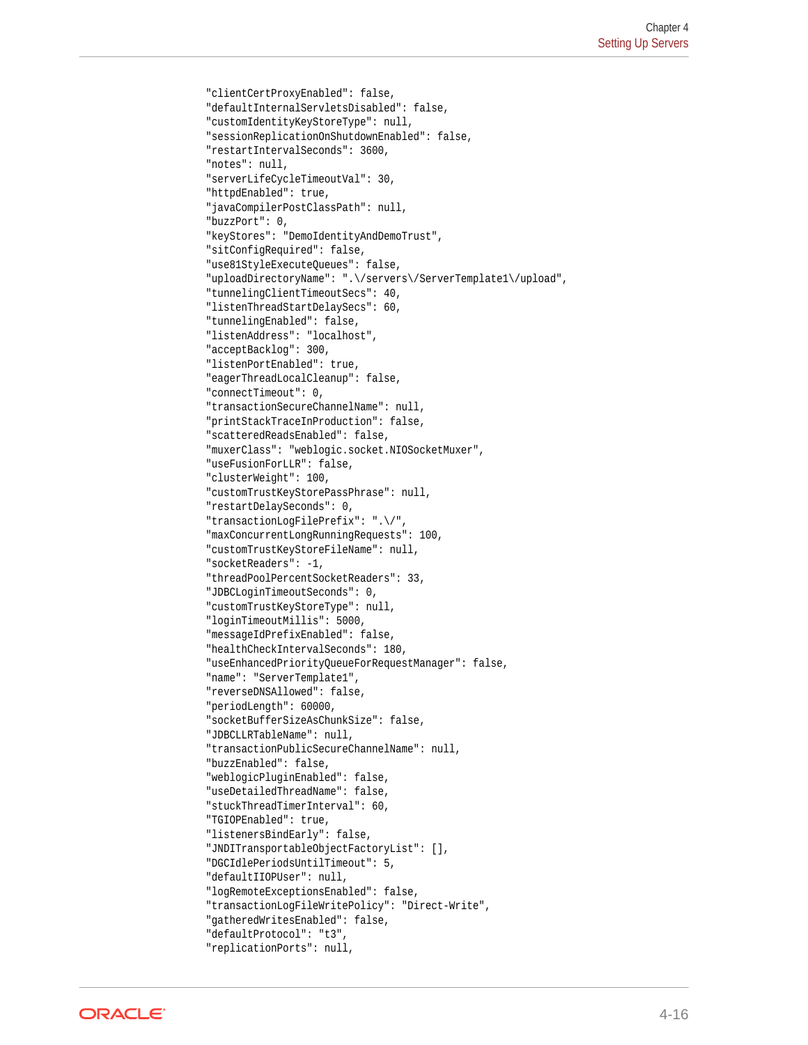```
"clientCertProxyEnabled": false,
"defaultInternalServletsDisabled": false,
"customIdentityKeyStoreType": null,
"sessionReplicationOnShutdownEnabled": false,
"restartIntervalSeconds": 3600,
"notes": null,
"serverLifeCycleTimeoutVal": 30,
"httpdEnabled": true,
"javaCompilerPostClassPath": null,
"buzzPort": 0,
"keyStores": "DemoIdentityAndDemoTrust",
"sitConfigRequired": false,
"use81StyleExecuteQueues": false,
"uploadDirectoryName": ".\/servers\/ServerTemplate1\/upload",
"tunnelingClientTimeoutSecs": 40,
"listenThreadStartDelaySecs": 60,
"tunnelingEnabled": false,
"listenAddress": "localhost",
"acceptBacklog": 300,
"listenPortEnabled": true,
"eagerThreadLocalCleanup": false,
"connectTimeout": 0,
"transactionSecureChannelName": null,
"printStackTraceInProduction": false,
"scatteredReadsEnabled": false,
"muxerClass": "weblogic.socket.NIOSocketMuxer",
"useFusionForLLR": false,
"clusterWeight": 100,
"customTrustKeyStorePassPhrase": null,
"restartDelaySeconds": 0,
"transactionLogFilePrefix": ".\/",
"maxConcurrentLongRunningRequests": 100,
"customTrustKeyStoreFileName": null,
"socketReaders": -1,
"threadPoolPercentSocketReaders": 33,
"JDBCLoginTimeoutSeconds": 0,
"customTrustKeyStoreType": null,
"loginTimeoutMillis": 5000,
"messageIdPrefixEnabled": false,
"healthCheckIntervalSeconds": 180,
"useEnhancedPriorityQueueForRequestManager": false,
"name": "ServerTemplate1",
"reverseDNSAllowed": false,
"periodLength": 60000,
"socketBufferSizeAsChunkSize": false,
"JDBCLLRTableName": null,
"transactionPublicSecureChannelName": null,
"buzzEnabled": false,
"weblogicPluginEnabled": false,
"useDetailedThreadName": false,
"stuckThreadTimerInterval": 60,
"TGIOPEnabled": true,
"listenersBindEarly": false,
"JNDITransportableObjectFactoryList": [],
"DGCIdlePeriodsUntilTimeout": 5,
"defaultIIOPUser": null,
"logRemoteExceptionsEnabled": false,
"transactionLogFileWritePolicy": "Direct-Write",
"gatheredWritesEnabled": false,
"defaultProtocol": "t3",
"replicationPorts": null,
```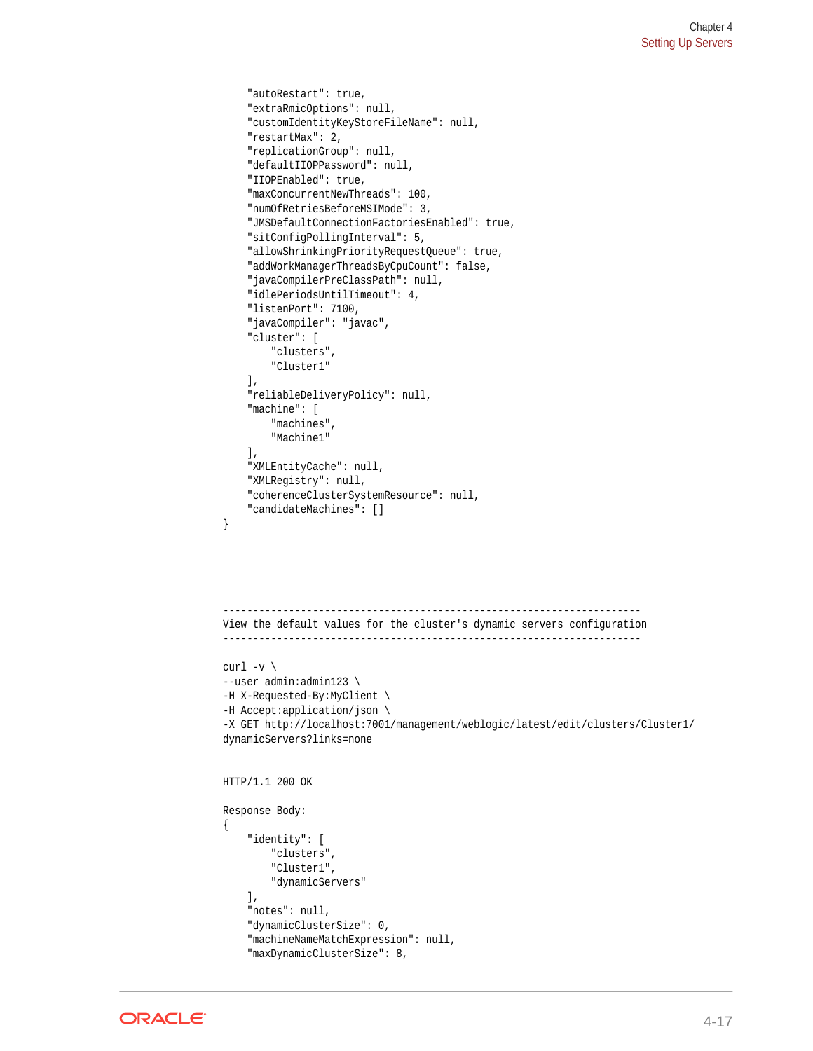```
    "autoRestart": true,
    "extraRmicOptions": null,
    "customIdentityKeyStoreFileName": null,
    "restartMax": 2,
    "replicationGroup": null,
    "defaultIIOPPassword": null,
    "IIOPEnabled": true,
    "maxConcurrentNewThreads": 100,
    "numOfRetriesBeforeMSIMode": 3,
    "JMSDefaultConnectionFactoriesEnabled": true,
    "sitConfigPollingInterval": 5,
    "allowShrinkingPriorityRequestQueue": true,
    "addWorkManagerThreadsByCpuCount": false,
    "javaCompilerPreClassPath": null,
    "idlePeriodsUntilTimeout": 4,
    "listenPort": 7100,
    "javaCompiler": "javac",
    "cluster": [
        "clusters",
        "Cluster1"
    ],
    "reliableDeliveryPolicy": null,
    "machine": [
        "machines",
        "Machine1"
    ],
    "XMLEntityCache": null,
    "XMLRegistry": null,
    "coherenceClusterSystemResource": null,
    "candidateMachines": []
}




----------------------------------------------------------------------
View the default values for the cluster's dynamic servers configuration
----------------------------------------------------------------------

curl -v \
--user admin:admin123 \
-H X-Requested-By:MyClient \
-H Accept:application/json \
-X GET http://localhost:7001/management/weblogic/latest/edit/clusters/Cluster1/
dynamicServers?links=none


HTTP/1.1 200 OK

Response Body:
{
    "identity": [
        "clusters",
        "Cluster1",
        "dynamicServers"
    ],
    "notes": null,
    "dynamicClusterSize": 0,
    "machineNameMatchExpression": null,
    "maxDynamicClusterSize": 8,
```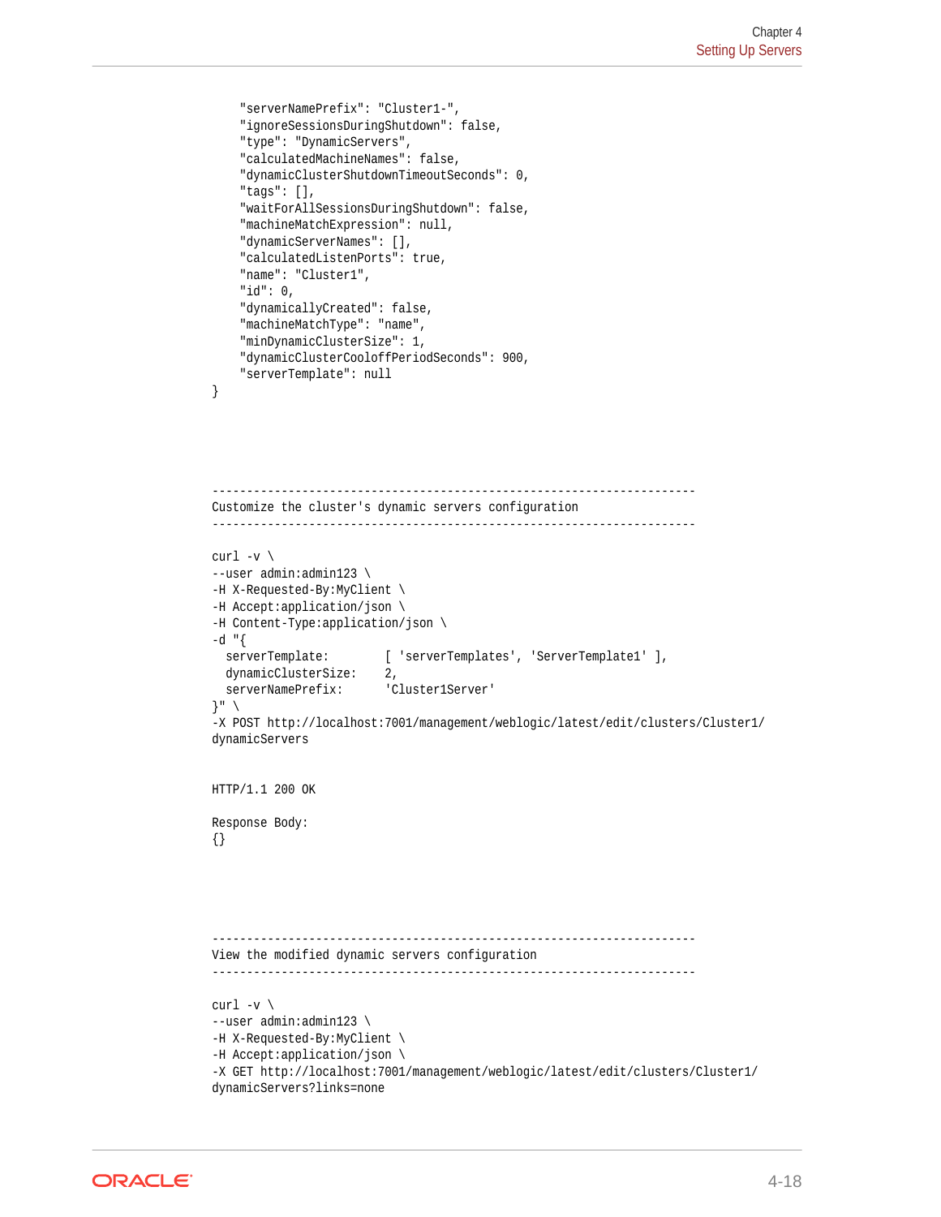```
    "serverNamePrefix": "Cluster1-",
    "ignoreSessionsDuringShutdown": false,
    "type": "DynamicServers",
    "calculatedMachineNames": false,
    "dynamicClusterShutdownTimeoutSeconds": 0,
    "tags": [],
    "waitForAllSessionsDuringShutdown": false,
    "machineMatchExpression": null,
    "dynamicServerNames": [],
    "calculatedListenPorts": true,
    "name": "Cluster1",
    "id": 0,
    "dynamicallyCreated": false,
    "machineMatchType": "name",
    "minDynamicClusterSize": 1,
    "dynamicClusterCooloffPeriodSeconds": 900,
    "serverTemplate": null
}




----------------------------------------------------------------------
Customize the cluster's dynamic servers configuration
----------------------------------------------------------------------

curl -v \
--user admin:admin123 \
-H X-Requested-By:MyClient \
-H Accept:application/json \
-H Content-Type:application/json \
-d "{
  serverTemplate:        [ 'serverTemplates', 'ServerTemplate1' ],
  dynamicClusterSize:    2,
  serverNamePrefix:      'Cluster1Server'
}" \
-X POST http://localhost:7001/management/weblogic/latest/edit/clusters/Cluster1/
dynamicServers


HTTP/1.1 200 OK

Response Body:
{}




----------------------------------------------------------------------
View the modified dynamic servers configuration
----------------------------------------------------------------------

curl -v \
--user admin:admin123 \
-H X-Requested-By:MyClient \
-H Accept:application/json \
-X GET http://localhost:7001/management/weblogic/latest/edit/clusters/Cluster1/
dynamicServers?links=none
```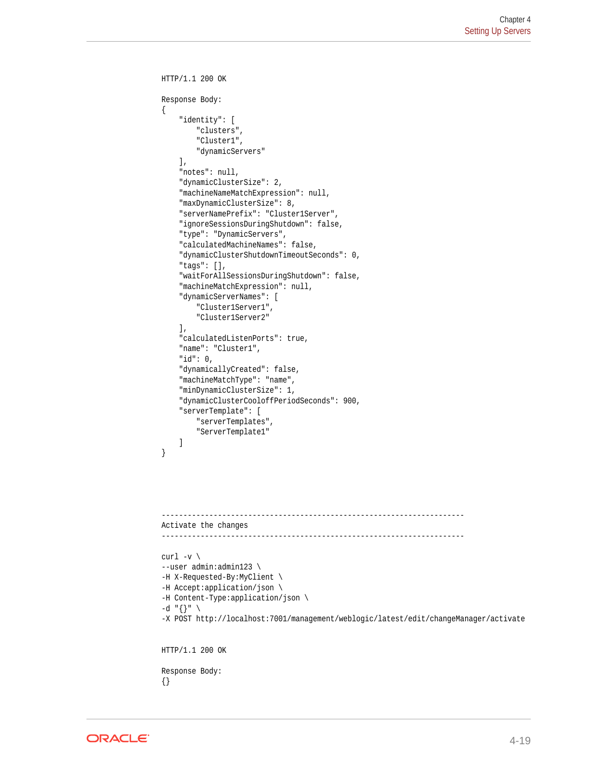```
HTTP/1.1 200 OK

Response Body:
{
    "identity": [
        "clusters",
        "Cluster1",
        "dynamicServers"
    ],
    "notes": null,
    "dynamicClusterSize": 2,
    "machineNameMatchExpression": null,
    "maxDynamicClusterSize": 8,
    "serverNamePrefix": "Cluster1Server",
    "ignoreSessionsDuringShutdown": false,
    "type": "DynamicServers",
    "calculatedMachineNames": false,
    "dynamicClusterShutdownTimeoutSeconds": 0,
    "tags": [],
    "waitForAllSessionsDuringShutdown": false,
    "machineMatchExpression": null,
    "dynamicServerNames": [
        "Cluster1Server1",
        "Cluster1Server2"
    ],
    "calculatedListenPorts": true,
    "name": "Cluster1",
    "id": 0,
    "dynamicallyCreated": false,
    "machineMatchType": "name",
    "minDynamicClusterSize": 1,
    "dynamicClusterCooloffPeriodSeconds": 900,
    "serverTemplate": [
        "serverTemplates",
        "ServerTemplate1"
    ]
}




----------------------------------------------------------------------
Activate the changes
----------------------------------------------------------------------

curl -v \
--user admin:admin123 \
-H X-Requested-By:MyClient \
-H Accept:application/json \
-H Content-Type:application/json \
-d "{}" \
-X POST http://localhost:7001/management/weblogic/latest/edit/changeManager/activate


HTTP/1.1 200 OK

Response Body:
{}
```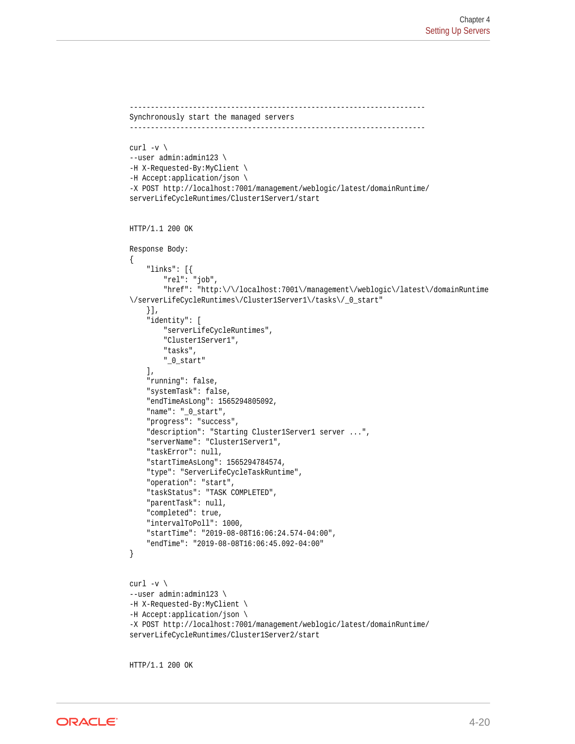```
----------------------------------------------------------------------
Synchronously start the managed servers
----------------------------------------------------------------------

curl -v \
--user admin:admin123 \
-H X-Requested-By:MyClient \
-H Accept:application/json \
-X POST http://localhost:7001/management/weblogic/latest/domainRuntime/
serverLifeCycleRuntimes/Cluster1Server1/start


HTTP/1.1 200 OK

Response Body:
{
    "links": [{
        "rel": "job",
        "href": "http:\/\/localhost:7001\/management\/weblogic\/latest\/domainRuntime
\/serverLifeCycleRuntimes\/Cluster1Server1\/tasks\/_0_start"
    }],
    "identity": [
        "serverLifeCycleRuntimes",
        "Cluster1Server1",
        "tasks",
        "_0_start"
    ],
    "running": false,
    "systemTask": false,
    "endTimeAsLong": 1565294805092,
    "name": "_0_start",
    "progress": "success",
    "description": "Starting Cluster1Server1 server ...",
    "serverName": "Cluster1Server1",
    "taskError": null,
    "startTimeAsLong": 1565294784574,
    "type": "ServerLifeCycleTaskRuntime",
    "operation": "start",
    "taskStatus": "TASK COMPLETED",
    "parentTask": null,
    "completed": true,
    "intervalToPoll": 1000,
    "startTime": "2019-08-08T16:06:24.574-04:00",
    "endTime": "2019-08-08T16:06:45.092-04:00"
}


curl -v \
--user admin:admin123 \
-H X-Requested-By:MyClient \
-H Accept:application/json \
-X POST http://localhost:7001/management/weblogic/latest/domainRuntime/
serverLifeCycleRuntimes/Cluster1Server2/start


HTTP/1.1 200 OK
```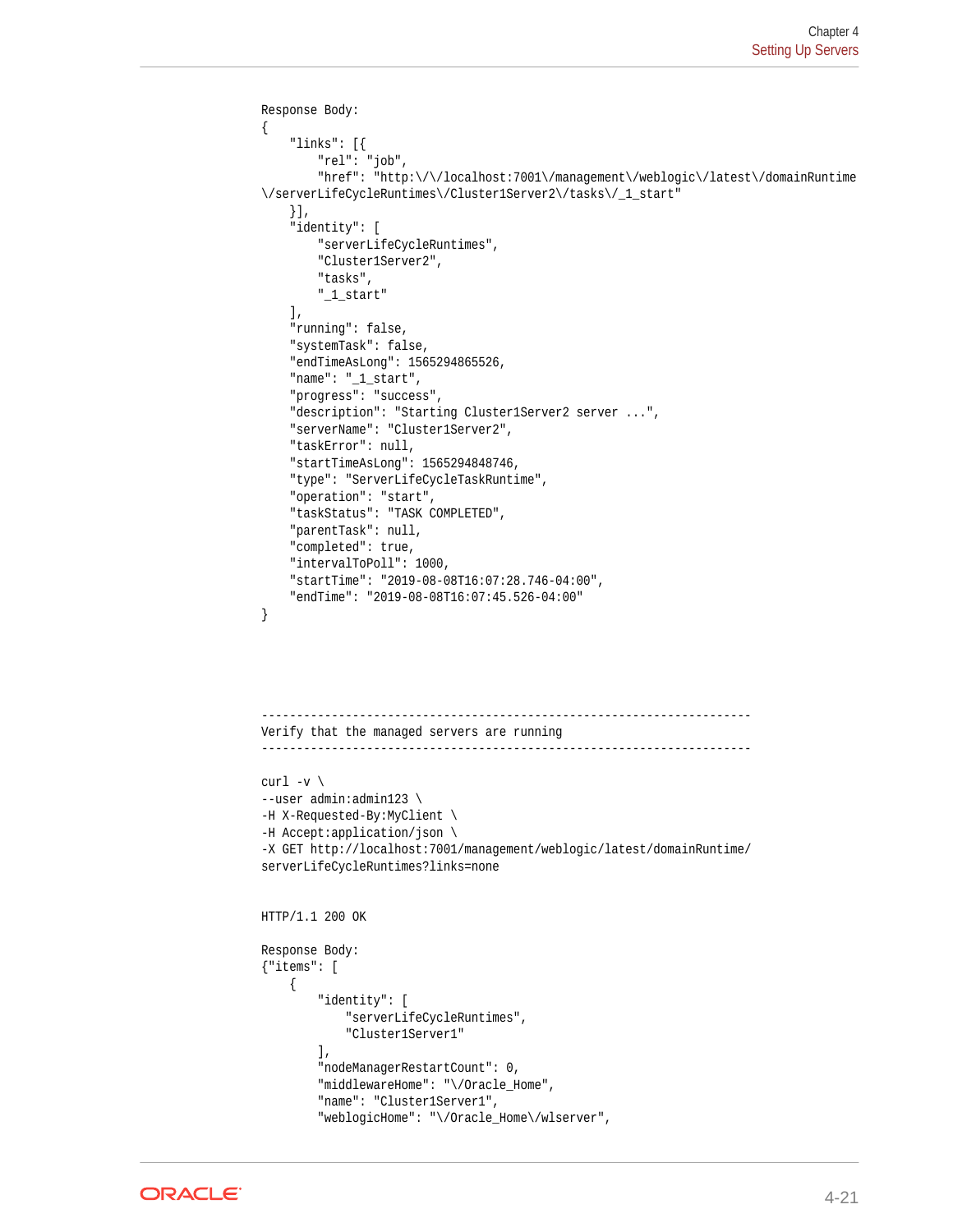```
Response Body:
{
    "links": [{
        "rel": "job",
        "href": "http:\/\/localhost:7001\/management\/weblogic\/latest\/domainRuntime
\/serverLifeCycleRuntimes\/Cluster1Server2\/tasks\/_1_start"
    }],
    "identity": [
        "serverLifeCycleRuntimes",
        "Cluster1Server2",
        "tasks",
        "_1_start"
    ],
    "running": false,
    "systemTask": false,
    "endTimeAsLong": 1565294865526,
    "name": "_1_start",
    "progress": "success",
    "description": "Starting Cluster1Server2 server ...",
    "serverName": "Cluster1Server2",
    "taskError": null,
    "startTimeAsLong": 1565294848746,
    "type": "ServerLifeCycleTaskRuntime",
    "operation": "start",
    "taskStatus": "TASK COMPLETED",
    "parentTask": null,
    "completed": true,
    "intervalToPoll": 1000,
    "startTime": "2019-08-08T16:07:28.746-04:00",
    "endTime": "2019-08-08T16:07:45.526-04:00"
}




----------------------------------------------------------------------
Verify that the managed servers are running
----------------------------------------------------------------------

curl -v \
--user admin:admin123 \
-H X-Requested-By:MyClient \
-H Accept:application/json \
-X GET http://localhost:7001/management/weblogic/latest/domainRuntime/
serverLifeCycleRuntimes?links=none


HTTP/1.1 200 OK

Response Body:
{"items": [
    {
        "identity": [
            "serverLifeCycleRuntimes",
            "Cluster1Server1"
        ],
        "nodeManagerRestartCount": 0,
        "middlewareHome": "\/Oracle_Home",
        "name": "Cluster1Server1",
        "weblogicHome": "\/Oracle_Home\/wlserver",
```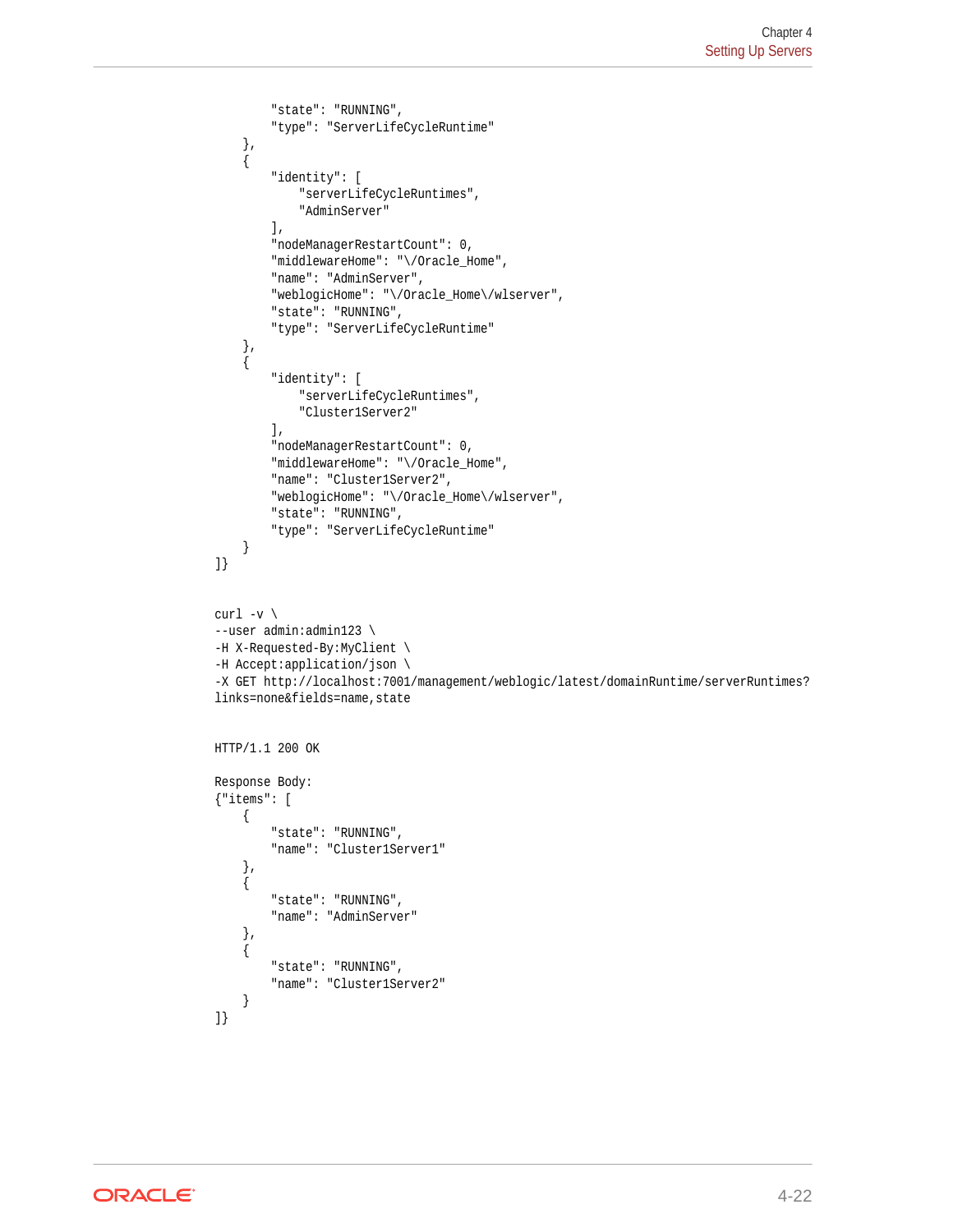```
        "state": "RUNNING",
        "type": "ServerLifeCycleRuntime"
    },
    {
        "identity": [
            "serverLifeCycleRuntimes",
            "AdminServer"
        ],
        "nodeManagerRestartCount": 0,
        "middlewareHome": "\/Oracle_Home",
        "name": "AdminServer",
        "weblogicHome": "\/Oracle_Home\/wlserver",
        "state": "RUNNING",
        "type": "ServerLifeCycleRuntime"
    },
    {
        "identity": [
            "serverLifeCycleRuntimes",
            "Cluster1Server2"
        ],
        "nodeManagerRestartCount": 0,
        "middlewareHome": "\/Oracle_Home",
        "name": "Cluster1Server2",
        "weblogicHome": "\/Oracle_Home\/wlserver",
        "state": "RUNNING",
        "type": "ServerLifeCycleRuntime"
    }
]}


curl -v \
--user admin:admin123 \
-H X-Requested-By:MyClient \
-H Accept:application/json \
-X GET http://localhost:7001/management/weblogic/latest/domainRuntime/serverRuntimes?
links=none&fields=name,state


HTTP/1.1 200 OK

Response Body:
{"items": [
    {
        "state": "RUNNING",
        "name": "Cluster1Server1"
    },
    {
        "state": "RUNNING",
        "name": "AdminServer"
    },
    {
        "state": "RUNNING",
        "name": "Cluster1Server2"
    }
]}
```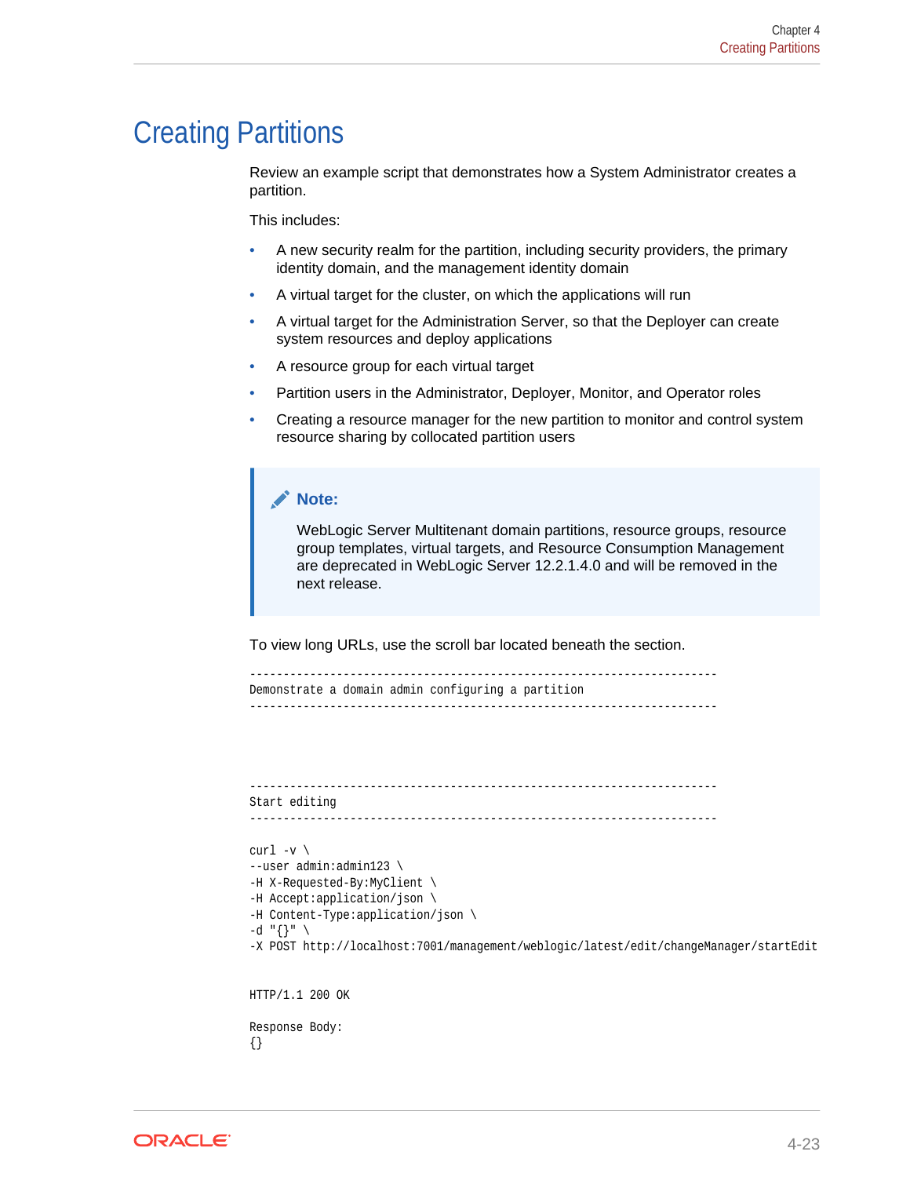# Creating Partitions

Review an example script that demonstrates how a System Administrator creates a partition.

This includes:

- A new security realm for the partition, including security providers, the primary identity domain, and the management identity domain
- A virtual target for the cluster, on which the applications will run
- A virtual target for the Administration Server, so that the Deployer can create system resources and deploy applications
- A resource group for each virtual target
- Partition users in the Administrator, Deployer, Monitor, and Operator roles
- Creating a resource manager for the new partition to monitor and control system resource sharing by collocated partition users

> **Note:**
>
> WebLogic Server Multitenant domain partitions, resource groups, resource group templates, virtual targets, and Resource Consumption Management are deprecated in WebLogic Server 12.2.1.4.0 and will be removed in the next release.

To view long URLs, use the scroll bar located beneath the section.

```
----------------------------------------------------------------------
Demonstrate a domain admin configuring a partition
----------------------------------------------------------------------




----------------------------------------------------------------------
Start editing
----------------------------------------------------------------------

curl -v \
--user admin:admin123 \
-H X-Requested-By:MyClient \
-H Accept:application/json \
-H Content-Type:application/json \
-d "{}" \
-X POST http://localhost:7001/management/weblogic/latest/edit/changeManager/startEdit


HTTP/1.1 200 OK

Response Body:
{}
```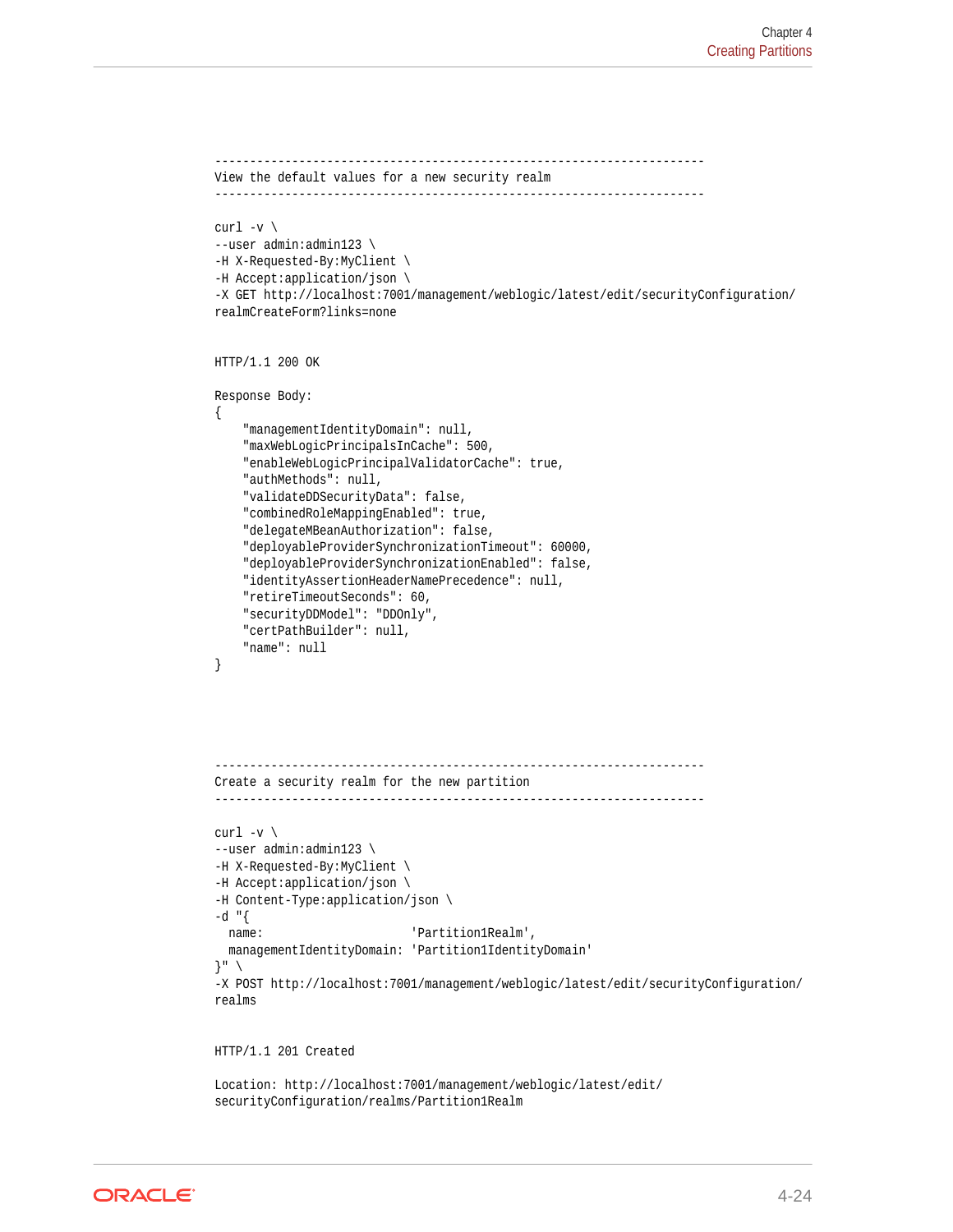```
----------------------------------------------------------------------
View the default values for a new security realm
----------------------------------------------------------------------

curl -v \
--user admin:admin123 \
-H X-Requested-By:MyClient \
-H Accept:application/json \
-X GET http://localhost:7001/management/weblogic/latest/edit/securityConfiguration/
realmCreateForm?links=none


HTTP/1.1 200 OK

Response Body:
{
    "managementIdentityDomain": null,
    "maxWebLogicPrincipalsInCache": 500,
    "enableWebLogicPrincipalValidatorCache": true,
    "authMethods": null,
    "validateDDSecurityData": false,
    "combinedRoleMappingEnabled": true,
    "delegateMBeanAuthorization": false,
    "deployableProviderSynchronizationTimeout": 60000,
    "deployableProviderSynchronizationEnabled": false,
    "identityAssertionHeaderNamePrecedence": null,
    "retireTimeoutSeconds": 60,
    "securityDDModel": "DDOnly",
    "certPathBuilder": null,
    "name": null
}




----------------------------------------------------------------------
Create a security realm for the new partition
----------------------------------------------------------------------

curl -v \
--user admin:admin123 \
-H X-Requested-By:MyClient \
-H Accept:application/json \
-H Content-Type:application/json \
-d "{
  name:                     'Partition1Realm',
  managementIdentityDomain: 'Partition1IdentityDomain'
}" \
-X POST http://localhost:7001/management/weblogic/latest/edit/securityConfiguration/
realms


HTTP/1.1 201 Created

Location: http://localhost:7001/management/weblogic/latest/edit/
securityConfiguration/realms/Partition1Realm
```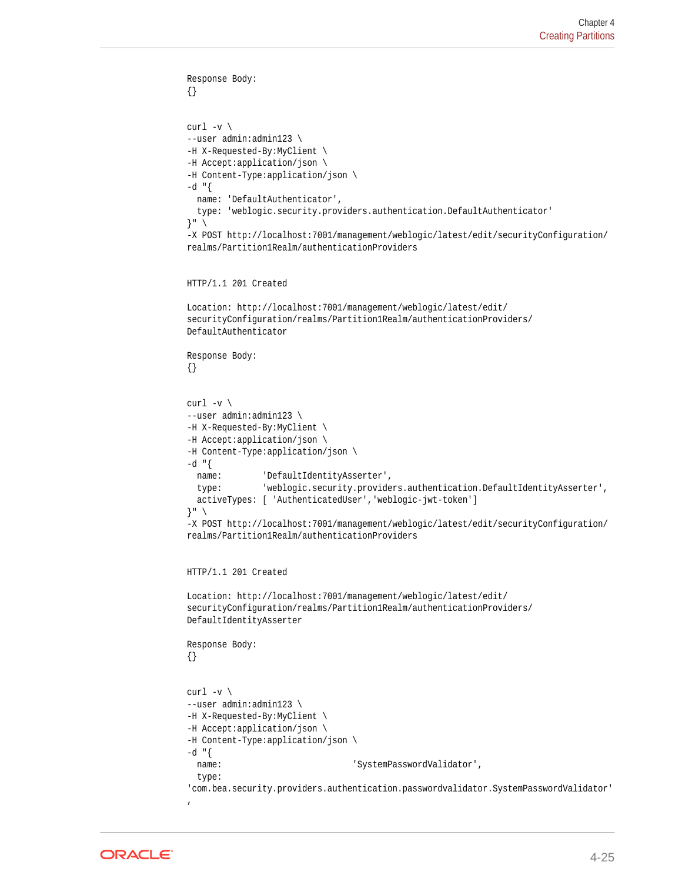```
Response Body:
{}


curl -v \
--user admin:admin123 \
-H X-Requested-By:MyClient \
-H Accept:application/json \
-H Content-Type:application/json \
-d "{
  name: 'DefaultAuthenticator',
  type: 'weblogic.security.providers.authentication.DefaultAuthenticator'
}" \
-X POST http://localhost:7001/management/weblogic/latest/edit/securityConfiguration/
realms/Partition1Realm/authenticationProviders


HTTP/1.1 201 Created

Location: http://localhost:7001/management/weblogic/latest/edit/
securityConfiguration/realms/Partition1Realm/authenticationProviders/
DefaultAuthenticator

Response Body:
{}


curl -v \
--user admin:admin123 \
-H X-Requested-By:MyClient \
-H Accept:application/json \
-H Content-Type:application/json \
-d "{
  name:        'DefaultIdentityAsserter',
  type:        'weblogic.security.providers.authentication.DefaultIdentityAsserter',
  activeTypes: [ 'AuthenticatedUser','weblogic-jwt-token']
}" \
-X POST http://localhost:7001/management/weblogic/latest/edit/securityConfiguration/
realms/Partition1Realm/authenticationProviders


HTTP/1.1 201 Created

Location: http://localhost:7001/management/weblogic/latest/edit/
securityConfiguration/realms/Partition1Realm/authenticationProviders/
DefaultIdentityAsserter

Response Body:
{}


curl -v \
--user admin:admin123 \
-H X-Requested-By:MyClient \
-H Accept:application/json \
-H Content-Type:application/json \
-d "{
  name:                          'SystemPasswordValidator',
  type:
'com.bea.security.providers.authentication.passwordvalidator.SystemPasswordValidator'
,
```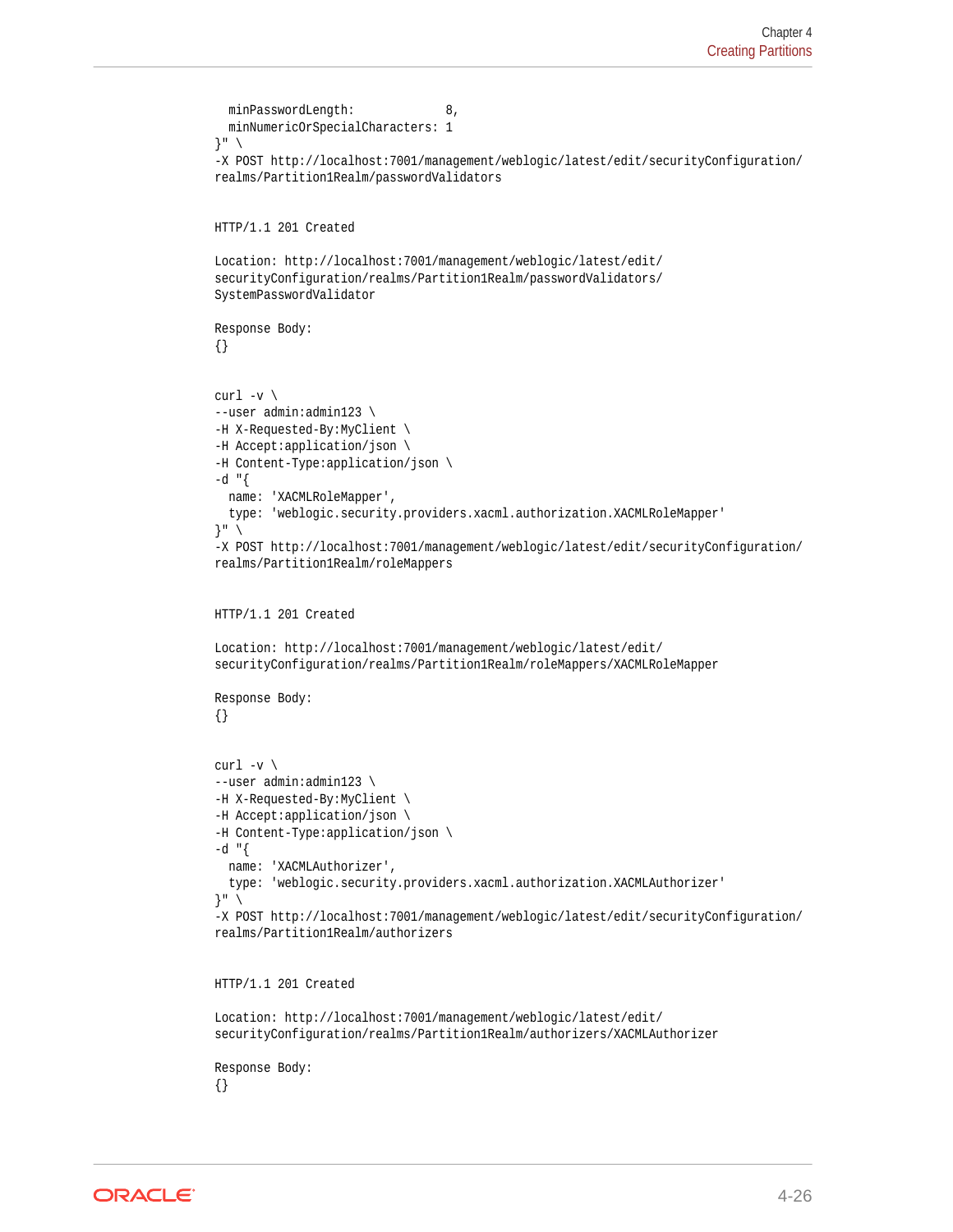```
  minPasswordLength:             8,
  minNumericOrSpecialCharacters: 1
}" \
-X POST http://localhost:7001/management/weblogic/latest/edit/securityConfiguration/
realms/Partition1Realm/passwordValidators


HTTP/1.1 201 Created

Location: http://localhost:7001/management/weblogic/latest/edit/
securityConfiguration/realms/Partition1Realm/passwordValidators/
SystemPasswordValidator

Response Body:
{}


curl -v \
--user admin:admin123 \
-H X-Requested-By:MyClient \
-H Accept:application/json \
-H Content-Type:application/json \
-d "{
  name: 'XACMLRoleMapper',
  type: 'weblogic.security.providers.xacml.authorization.XACMLRoleMapper'
}" \
-X POST http://localhost:7001/management/weblogic/latest/edit/securityConfiguration/
realms/Partition1Realm/roleMappers


HTTP/1.1 201 Created

Location: http://localhost:7001/management/weblogic/latest/edit/
securityConfiguration/realms/Partition1Realm/roleMappers/XACMLRoleMapper

Response Body:
{}


curl -v \
--user admin:admin123 \
-H X-Requested-By:MyClient \
-H Accept:application/json \
-H Content-Type:application/json \
-d "{
  name: 'XACMLAuthorizer',
  type: 'weblogic.security.providers.xacml.authorization.XACMLAuthorizer'
}" \
-X POST http://localhost:7001/management/weblogic/latest/edit/securityConfiguration/
realms/Partition1Realm/authorizers


HTTP/1.1 201 Created

Location: http://localhost:7001/management/weblogic/latest/edit/
securityConfiguration/realms/Partition1Realm/authorizers/XACMLAuthorizer

Response Body:
{}
```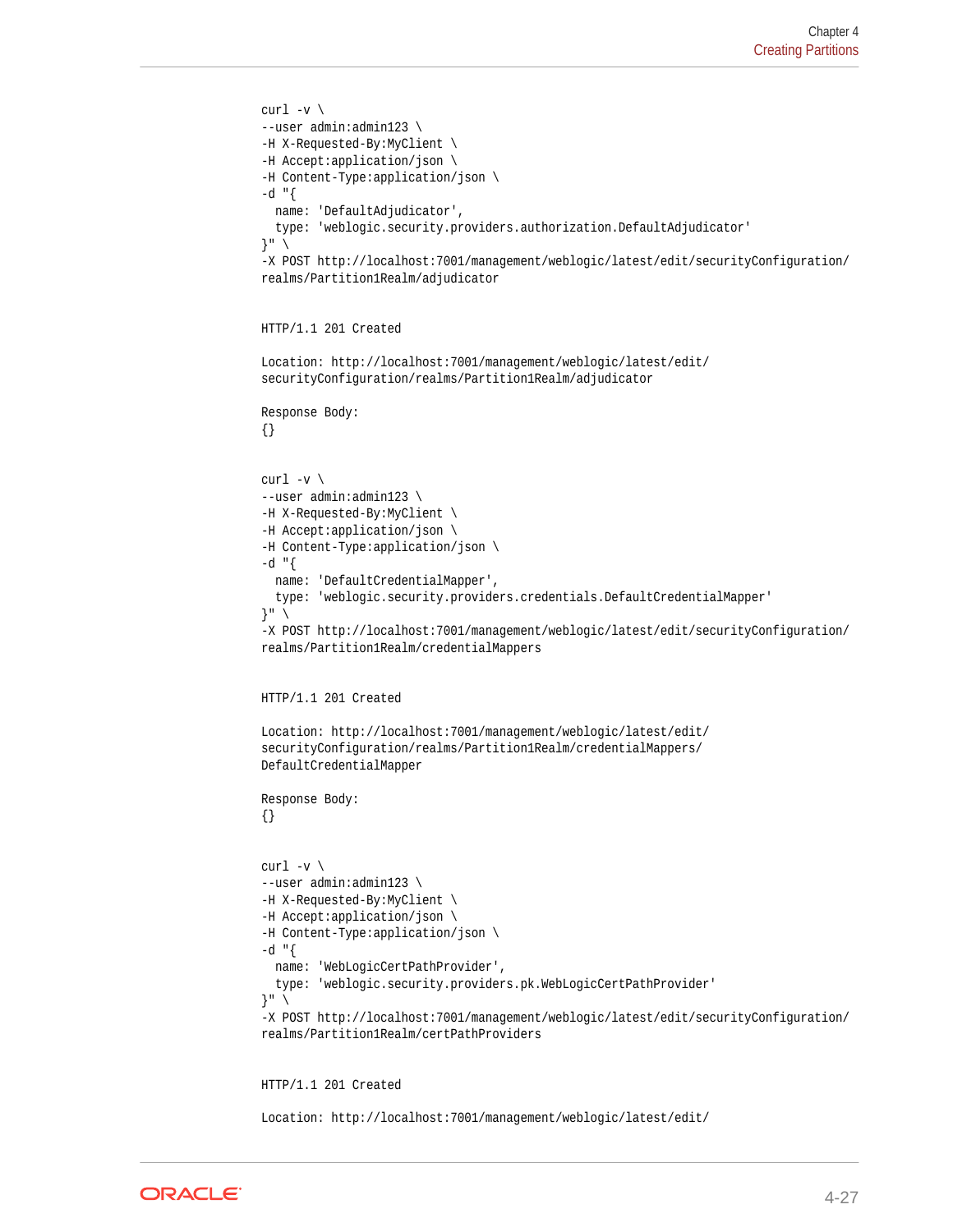```
curl -v \
--user admin:admin123 \
-H X-Requested-By:MyClient \
-H Accept:application/json \
-H Content-Type:application/json \
-d "{
  name: 'DefaultAdjudicator',
  type: 'weblogic.security.providers.authorization.DefaultAdjudicator'
}" \
-X POST http://localhost:7001/management/weblogic/latest/edit/securityConfiguration/
realms/Partition1Realm/adjudicator


HTTP/1.1 201 Created

Location: http://localhost:7001/management/weblogic/latest/edit/
securityConfiguration/realms/Partition1Realm/adjudicator

Response Body:
{}


curl -v \
--user admin:admin123 \
-H X-Requested-By:MyClient \
-H Accept:application/json \
-H Content-Type:application/json \
-d "{
  name: 'DefaultCredentialMapper',
  type: 'weblogic.security.providers.credentials.DefaultCredentialMapper'
}" \
-X POST http://localhost:7001/management/weblogic/latest/edit/securityConfiguration/
realms/Partition1Realm/credentialMappers


HTTP/1.1 201 Created

Location: http://localhost:7001/management/weblogic/latest/edit/
securityConfiguration/realms/Partition1Realm/credentialMappers/
DefaultCredentialMapper

Response Body:
{}


curl -v \
--user admin:admin123 \
-H X-Requested-By:MyClient \
-H Accept:application/json \
-H Content-Type:application/json \
-d "{
  name: 'WebLogicCertPathProvider',
  type: 'weblogic.security.providers.pk.WebLogicCertPathProvider'
}" \
-X POST http://localhost:7001/management/weblogic/latest/edit/securityConfiguration/
realms/Partition1Realm/certPathProviders


HTTP/1.1 201 Created

Location: http://localhost:7001/management/weblogic/latest/edit/
```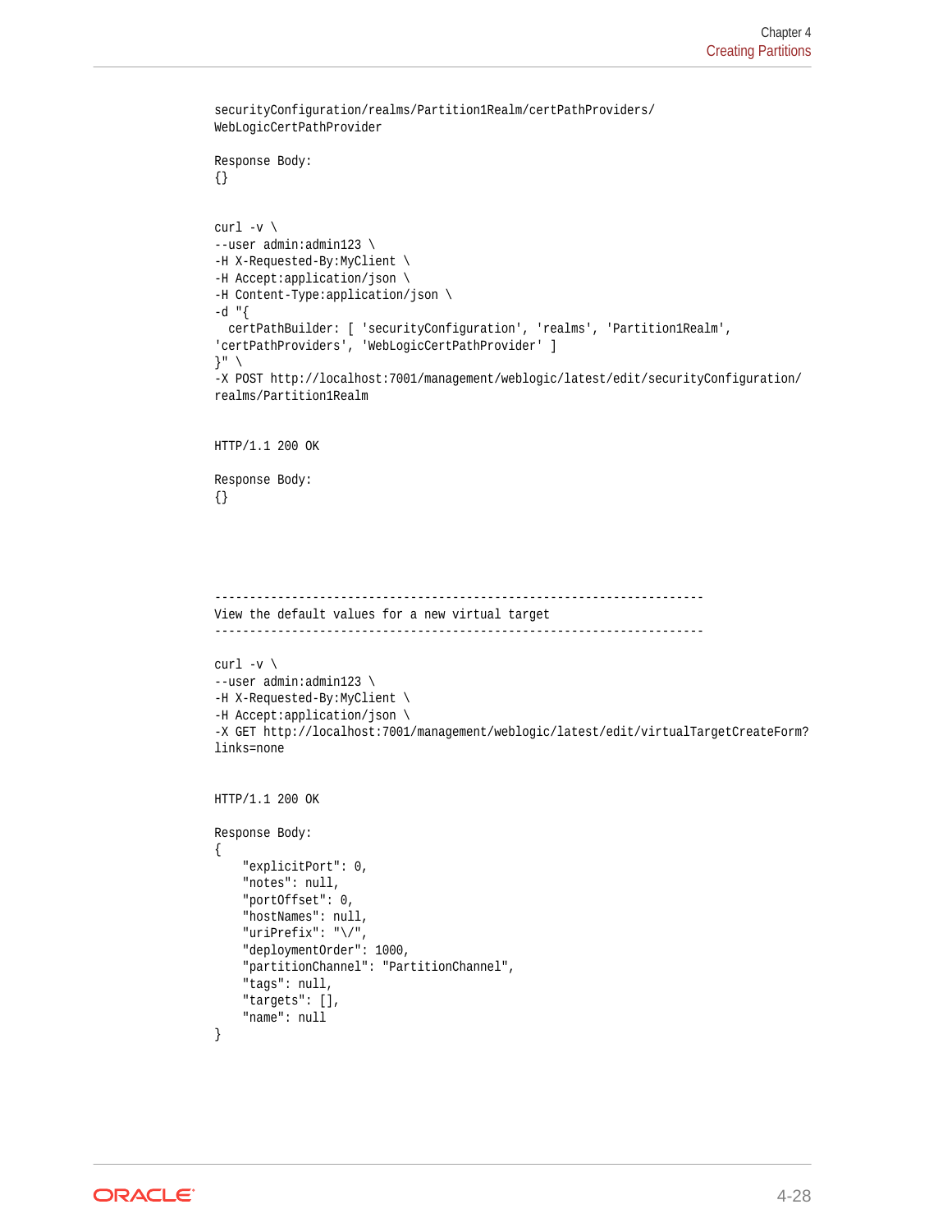```
securityConfiguration/realms/Partition1Realm/certPathProviders/
WebLogicCertPathProvider

Response Body:
{}


curl -v \
--user admin:admin123 \
-H X-Requested-By:MyClient \
-H Accept:application/json \
-H Content-Type:application/json \
-d "{
  certPathBuilder: [ 'securityConfiguration', 'realms', 'Partition1Realm',
'certPathProviders', 'WebLogicCertPathProvider' ]
}" \
-X POST http://localhost:7001/management/weblogic/latest/edit/securityConfiguration/
realms/Partition1Realm


HTTP/1.1 200 OK

Response Body:
{}





----------------------------------------------------------------------
View the default values for a new virtual target
----------------------------------------------------------------------

curl -v \
--user admin:admin123 \
-H X-Requested-By:MyClient \
-H Accept:application/json \
-X GET http://localhost:7001/management/weblogic/latest/edit/virtualTargetCreateForm?
links=none


HTTP/1.1 200 OK

Response Body:
{
    "explicitPort": 0,
    "notes": null,
    "portOffset": 0,
    "hostNames": null,
    "uriPrefix": "\/",
    "deploymentOrder": 1000,
    "partitionChannel": "PartitionChannel",
    "tags": null,
    "targets": [],
    "name": null
}
```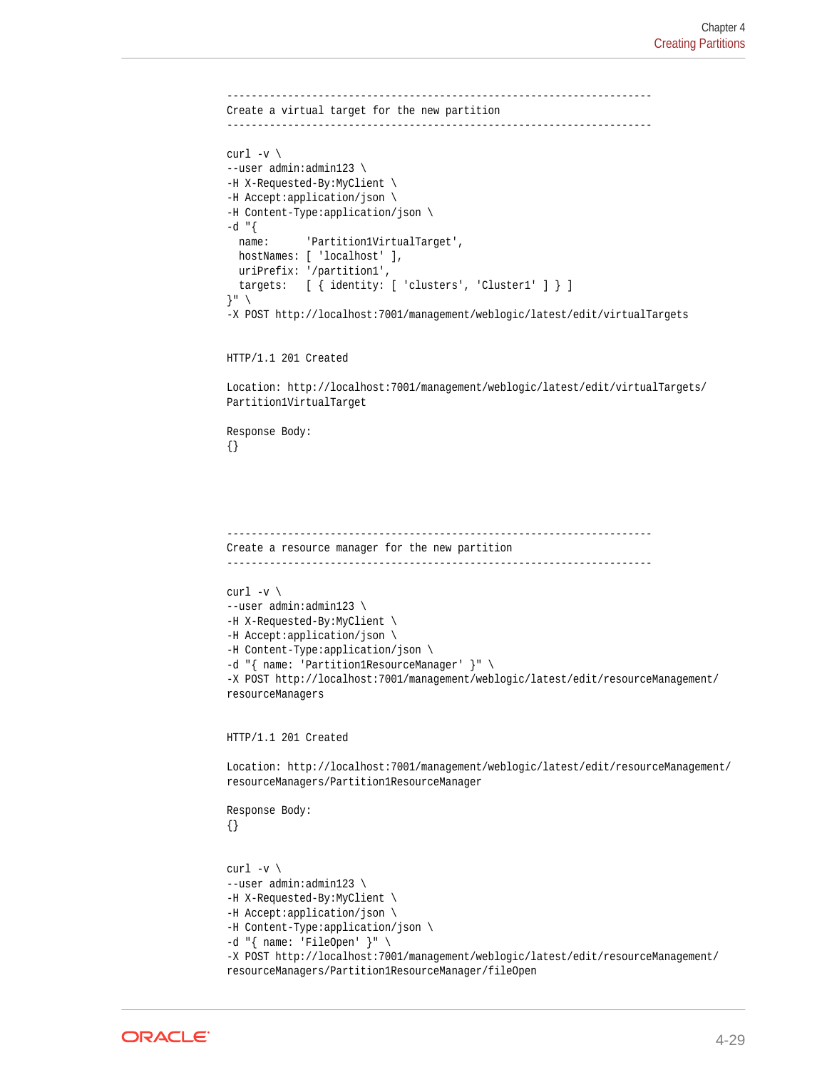```
----------------------------------------------------------------------
Create a virtual target for the new partition
----------------------------------------------------------------------

curl -v \
--user admin:admin123 \
-H X-Requested-By:MyClient \
-H Accept:application/json \
-H Content-Type:application/json \
-d "{
  name:      'Partition1VirtualTarget',
  hostNames: [ 'localhost' ],
  uriPrefix: '/partition1',
  targets:   [ { identity: [ 'clusters', 'Cluster1' ] } ]
}" \
-X POST http://localhost:7001/management/weblogic/latest/edit/virtualTargets


HTTP/1.1 201 Created

Location: http://localhost:7001/management/weblogic/latest/edit/virtualTargets/
Partition1VirtualTarget

Response Body:
{}





----------------------------------------------------------------------
Create a resource manager for the new partition
----------------------------------------------------------------------

curl -v \
--user admin:admin123 \
-H X-Requested-By:MyClient \
-H Accept:application/json \
-H Content-Type:application/json \
-d "{ name: 'Partition1ResourceManager' }" \
-X POST http://localhost:7001/management/weblogic/latest/edit/resourceManagement/
resourceManagers


HTTP/1.1 201 Created

Location: http://localhost:7001/management/weblogic/latest/edit/resourceManagement/
resourceManagers/Partition1ResourceManager

Response Body:
{}


curl -v \
--user admin:admin123 \
-H X-Requested-By:MyClient \
-H Accept:application/json \
-H Content-Type:application/json \
-d "{ name: 'FileOpen' }" \
-X POST http://localhost:7001/management/weblogic/latest/edit/resourceManagement/
resourceManagers/Partition1ResourceManager/fileOpen
```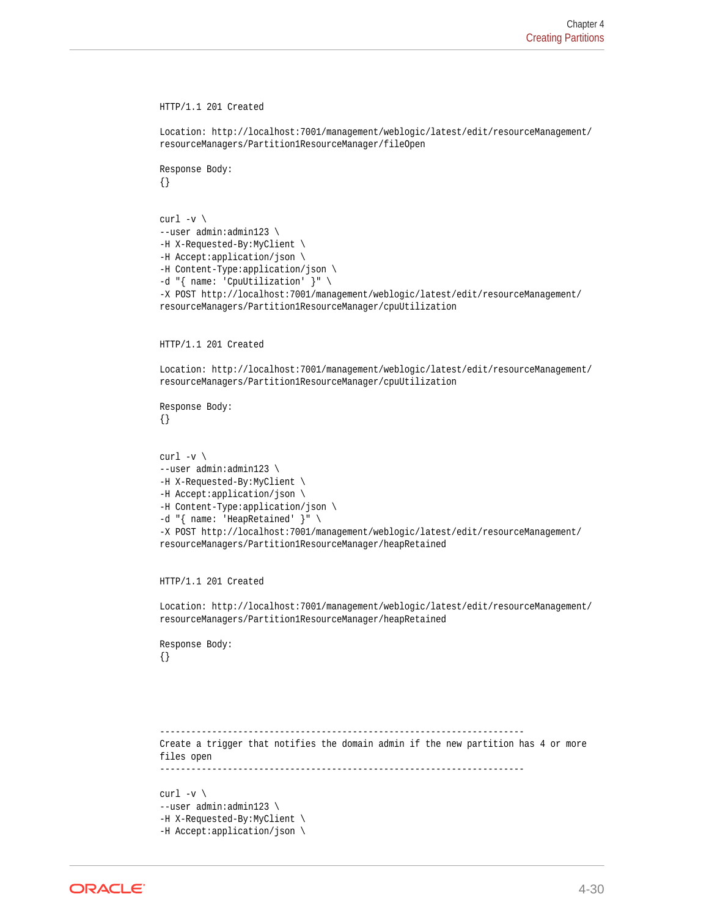```
HTTP/1.1 201 Created

Location: http://localhost:7001/management/weblogic/latest/edit/resourceManagement/
resourceManagers/Partition1ResourceManager/fileOpen

Response Body:
{}


curl -v \
--user admin:admin123 \
-H X-Requested-By:MyClient \
-H Accept:application/json \
-H Content-Type:application/json \
-d "{ name: 'CpuUtilization' }" \
-X POST http://localhost:7001/management/weblogic/latest/edit/resourceManagement/
resourceManagers/Partition1ResourceManager/cpuUtilization


HTTP/1.1 201 Created

Location: http://localhost:7001/management/weblogic/latest/edit/resourceManagement/
resourceManagers/Partition1ResourceManager/cpuUtilization

Response Body:
{}


curl -v \
--user admin:admin123 \
-H X-Requested-By:MyClient \
-H Accept:application/json \
-H Content-Type:application/json \
-d "{ name: 'HeapRetained' }" \
-X POST http://localhost:7001/management/weblogic/latest/edit/resourceManagement/
resourceManagers/Partition1ResourceManager/heapRetained


HTTP/1.1 201 Created

Location: http://localhost:7001/management/weblogic/latest/edit/resourceManagement/
resourceManagers/Partition1ResourceManager/heapRetained

Response Body:
{}




----------------------------------------------------------------------
Create a trigger that notifies the domain admin if the new partition has 4 or more
files open
----------------------------------------------------------------------

curl -v \
--user admin:admin123 \
-H X-Requested-By:MyClient \
-H Accept:application/json \
```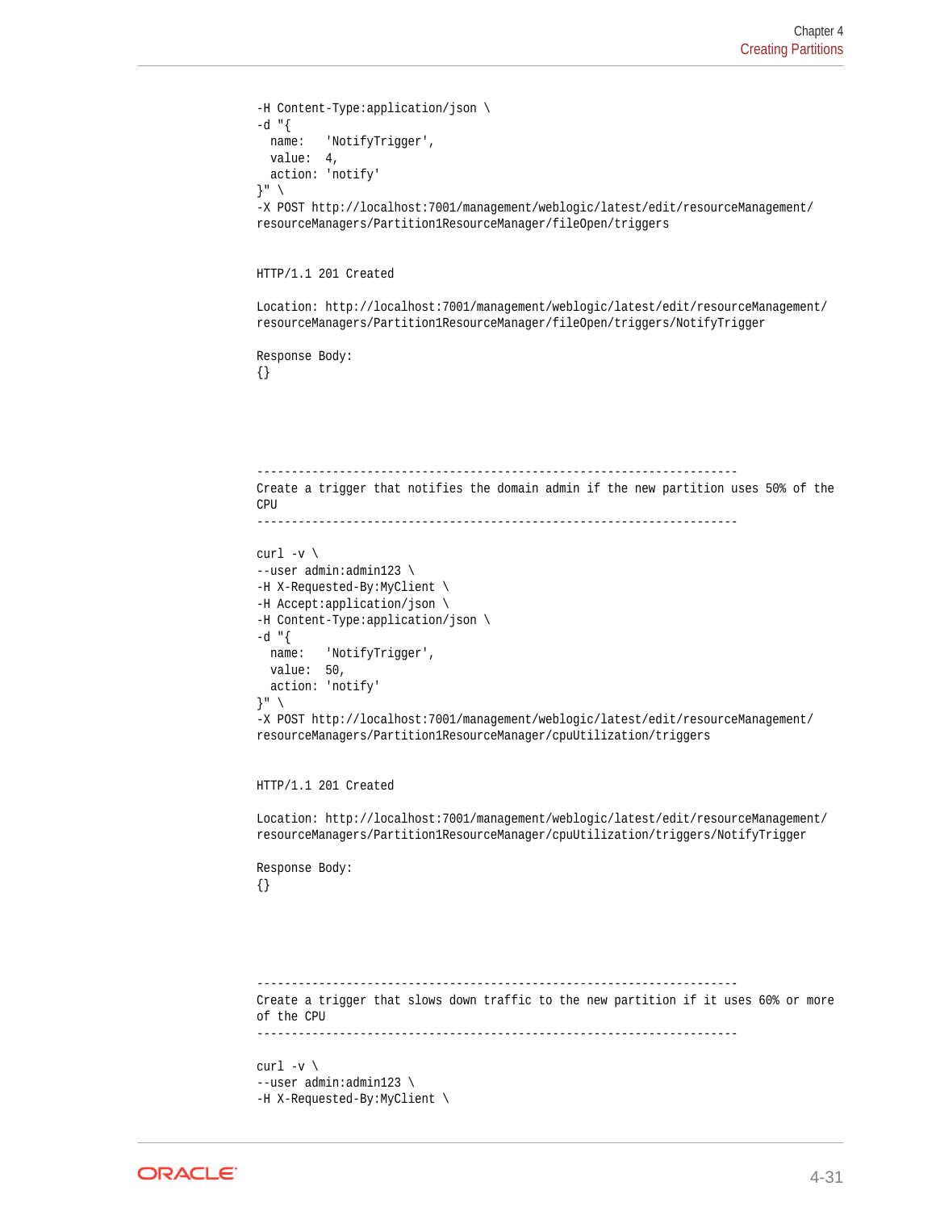```
-H Content-Type:application/json \
-d "{
  name:   'NotifyTrigger',
  value:  4,
  action: 'notify'
}" \
-X POST http://localhost:7001/management/weblogic/latest/edit/resourceManagement/
resourceManagers/Partition1ResourceManager/fileOpen/triggers


HTTP/1.1 201 Created

Location: http://localhost:7001/management/weblogic/latest/edit/resourceManagement/
resourceManagers/Partition1ResourceManager/fileOpen/triggers/NotifyTrigger

Response Body:
{}





----------------------------------------------------------------------
Create a trigger that notifies the domain admin if the new partition uses 50% of the
CPU
----------------------------------------------------------------------

curl -v \
--user admin:admin123 \
-H X-Requested-By:MyClient \
-H Accept:application/json \
-H Content-Type:application/json \
-d "{
  name:   'NotifyTrigger',
  value:  50,
  action: 'notify'
}" \
-X POST http://localhost:7001/management/weblogic/latest/edit/resourceManagement/
resourceManagers/Partition1ResourceManager/cpuUtilization/triggers


HTTP/1.1 201 Created

Location: http://localhost:7001/management/weblogic/latest/edit/resourceManagement/
resourceManagers/Partition1ResourceManager/cpuUtilization/triggers/NotifyTrigger

Response Body:
{}





----------------------------------------------------------------------
Create a trigger that slows down traffic to the new partition if it uses 60% or more
of the CPU
----------------------------------------------------------------------

curl -v \
--user admin:admin123 \
-H X-Requested-By:MyClient \
```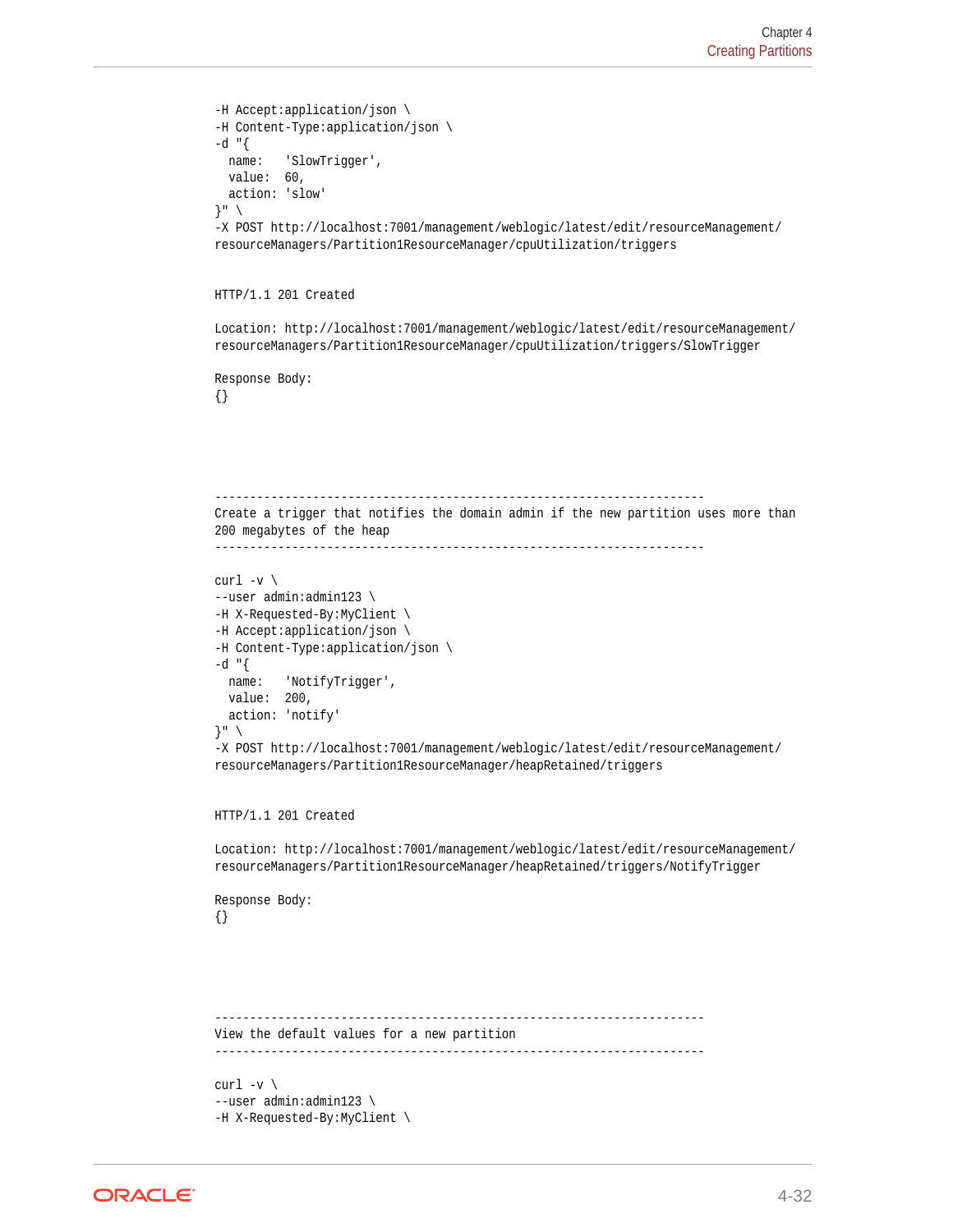```
-H Accept:application/json \
-H Content-Type:application/json \
-d "{
  name:   'SlowTrigger',
  value:  60,
  action: 'slow'
}" \
-X POST http://localhost:7001/management/weblogic/latest/edit/resourceManagement/
resourceManagers/Partition1ResourceManager/cpuUtilization/triggers


HTTP/1.1 201 Created

Location: http://localhost:7001/management/weblogic/latest/edit/resourceManagement/
resourceManagers/Partition1ResourceManager/cpuUtilization/triggers/SlowTrigger

Response Body:
{}




----------------------------------------------------------------------
Create a trigger that notifies the domain admin if the new partition uses more than
200 megabytes of the heap
----------------------------------------------------------------------

curl -v \
--user admin:admin123 \
-H X-Requested-By:MyClient \
-H Accept:application/json \
-H Content-Type:application/json \
-d "{
  name:   'NotifyTrigger',
  value:  200,
  action: 'notify'
}" \
-X POST http://localhost:7001/management/weblogic/latest/edit/resourceManagement/
resourceManagers/Partition1ResourceManager/heapRetained/triggers


HTTP/1.1 201 Created

Location: http://localhost:7001/management/weblogic/latest/edit/resourceManagement/
resourceManagers/Partition1ResourceManager/heapRetained/triggers/NotifyTrigger

Response Body:
{}




----------------------------------------------------------------------
View the default values for a new partition
----------------------------------------------------------------------

curl -v \
--user admin:admin123 \
-H X-Requested-By:MyClient \
```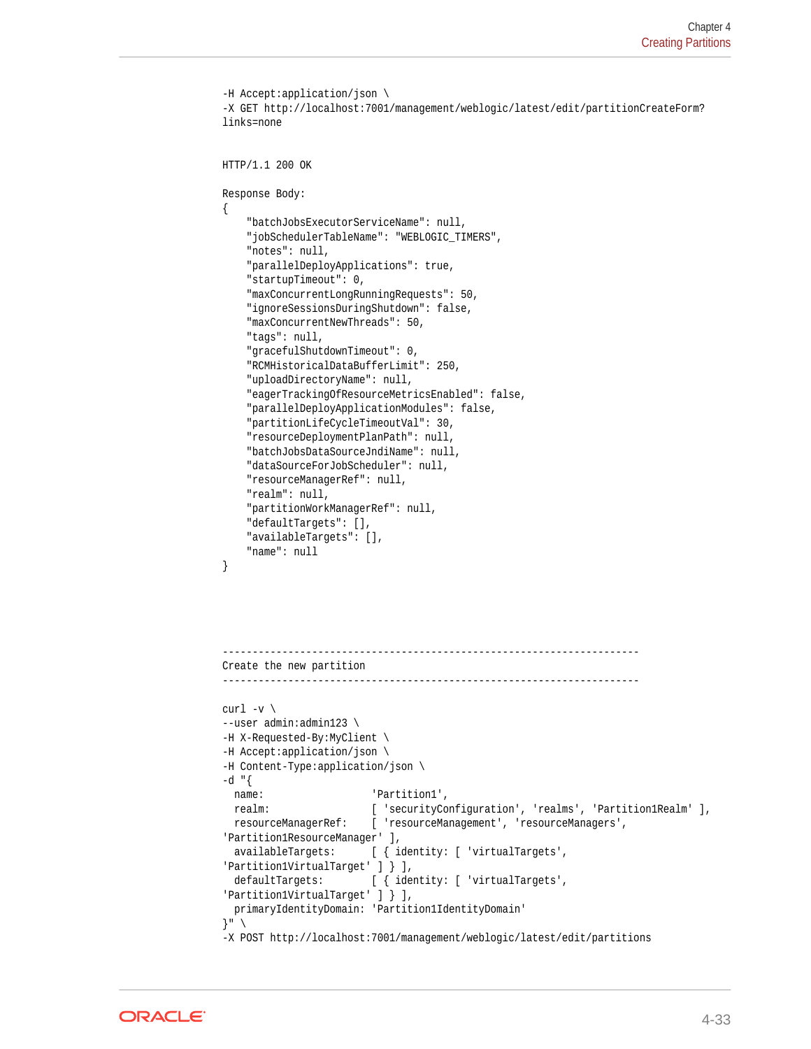```
-H Accept:application/json \
-X GET http://localhost:7001/management/weblogic/latest/edit/partitionCreateForm?
links=none


HTTP/1.1 200 OK

Response Body:
{
    "batchJobsExecutorServiceName": null,
    "jobSchedulerTableName": "WEBLOGIC_TIMERS",
    "notes": null,
    "parallelDeployApplications": true,
    "startupTimeout": 0,
    "maxConcurrentLongRunningRequests": 50,
    "ignoreSessionsDuringShutdown": false,
    "maxConcurrentNewThreads": 50,
    "tags": null,
    "gracefulShutdownTimeout": 0,
    "RCMHistoricalDataBufferLimit": 250,
    "uploadDirectoryName": null,
    "eagerTrackingOfResourceMetricsEnabled": false,
    "parallelDeployApplicationModules": false,
    "partitionLifeCycleTimeoutVal": 30,
    "resourceDeploymentPlanPath": null,
    "batchJobsDataSourceJndiName": null,
    "dataSourceForJobScheduler": null,
    "resourceManagerRef": null,
    "realm": null,
    "partitionWorkManagerRef": null,
    "defaultTargets": [],
    "availableTargets": [],
    "name": null
}




----------------------------------------------------------------------
Create the new partition
----------------------------------------------------------------------

curl -v \
--user admin:admin123 \
-H X-Requested-By:MyClient \
-H Accept:application/json \
-H Content-Type:application/json \
-d "{
  name:                  'Partition1',
  realm:                 [ 'securityConfiguration', 'realms', 'Partition1Realm' ],
  resourceManagerRef:    [ 'resourceManagement', 'resourceManagers',
'Partition1ResourceManager' ],
  availableTargets:      [ { identity: [ 'virtualTargets',
'Partition1VirtualTarget' ] } ],
  defaultTargets:        [ { identity: [ 'virtualTargets',
'Partition1VirtualTarget' ] } ],
  primaryIdentityDomain: 'Partition1IdentityDomain'
}" \
-X POST http://localhost:7001/management/weblogic/latest/edit/partitions
```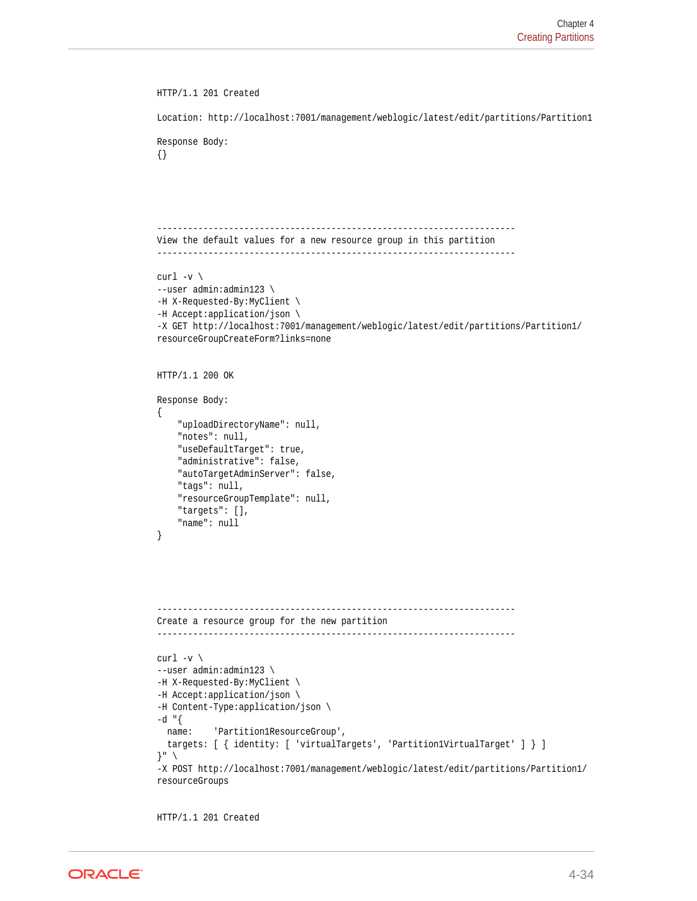```
HTTP/1.1 201 Created

Location: http://localhost:7001/management/weblogic/latest/edit/partitions/Partition1

Response Body:
{}




----------------------------------------------------------------------
View the default values for a new resource group in this partition
----------------------------------------------------------------------

curl -v \
--user admin:admin123 \
-H X-Requested-By:MyClient \
-H Accept:application/json \
-X GET http://localhost:7001/management/weblogic/latest/edit/partitions/Partition1/
resourceGroupCreateForm?links=none


HTTP/1.1 200 OK

Response Body:
{
    "uploadDirectoryName": null,
    "notes": null,
    "useDefaultTarget": true,
    "administrative": false,
    "autoTargetAdminServer": false,
    "tags": null,
    "resourceGroupTemplate": null,
    "targets": [],
    "name": null
}




----------------------------------------------------------------------
Create a resource group for the new partition
----------------------------------------------------------------------

curl -v \
--user admin:admin123 \
-H X-Requested-By:MyClient \
-H Accept:application/json \
-H Content-Type:application/json \
-d "{
  name:    'Partition1ResourceGroup',
  targets: [ { identity: [ 'virtualTargets', 'Partition1VirtualTarget' ] } ]
}" \
-X POST http://localhost:7001/management/weblogic/latest/edit/partitions/Partition1/
resourceGroups


HTTP/1.1 201 Created
```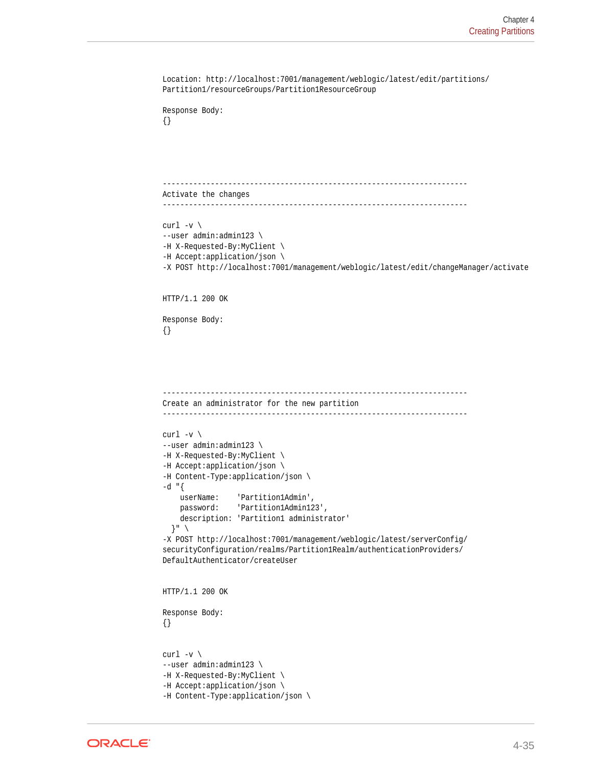```
Location: http://localhost:7001/management/weblogic/latest/edit/partitions/
Partition1/resourceGroups/Partition1ResourceGroup

Response Body:
{}




----------------------------------------------------------------------
Activate the changes
----------------------------------------------------------------------

curl -v \
--user admin:admin123 \
-H X-Requested-By:MyClient \
-H Accept:application/json \
-X POST http://localhost:7001/management/weblogic/latest/edit/changeManager/activate


HTTP/1.1 200 OK

Response Body:
{}




----------------------------------------------------------------------
Create an administrator for the new partition
----------------------------------------------------------------------

curl -v \
--user admin:admin123 \
-H X-Requested-By:MyClient \
-H Accept:application/json \
-H Content-Type:application/json \
-d "{
    userName:    'Partition1Admin',
    password:    'Partition1Admin123',
    description: 'Partition1 administrator'
  }" \
-X POST http://localhost:7001/management/weblogic/latest/serverConfig/
securityConfiguration/realms/Partition1Realm/authenticationProviders/
DefaultAuthenticator/createUser


HTTP/1.1 200 OK

Response Body:
{}


curl -v \
--user admin:admin123 \
-H X-Requested-By:MyClient \
-H Accept:application/json \
-H Content-Type:application/json \
```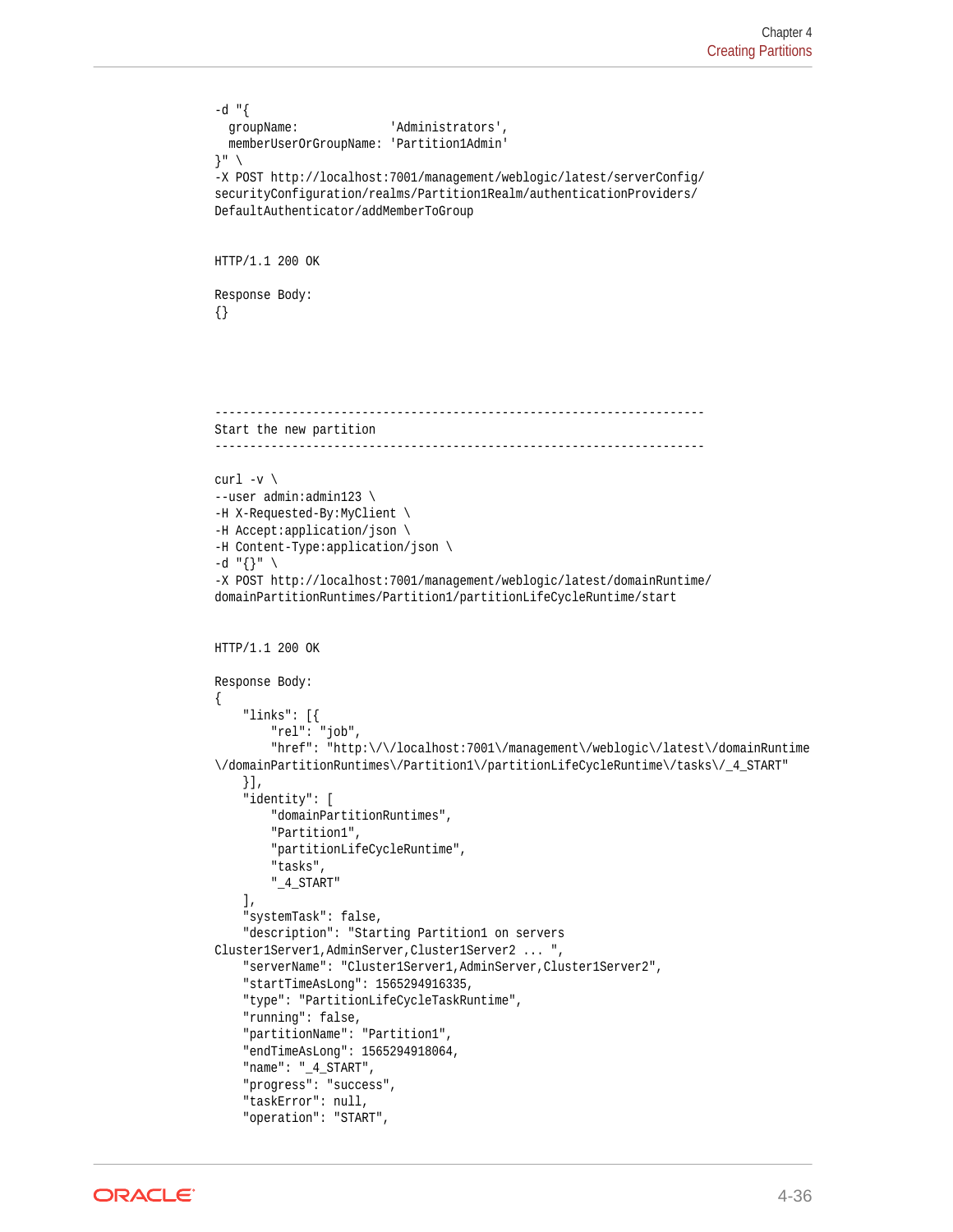```
-d "{
  groupName:             'Administrators',
  memberUserOrGroupName: 'Partition1Admin'
}" \
-X POST http://localhost:7001/management/weblogic/latest/serverConfig/
securityConfiguration/realms/Partition1Realm/authenticationProviders/
DefaultAuthenticator/addMemberToGroup


HTTP/1.1 200 OK

Response Body:
{}




----------------------------------------------------------------------
Start the new partition
----------------------------------------------------------------------

curl -v \
--user admin:admin123 \
-H X-Requested-By:MyClient \
-H Accept:application/json \
-H Content-Type:application/json \
-d "{}" \
-X POST http://localhost:7001/management/weblogic/latest/domainRuntime/
domainPartitionRuntimes/Partition1/partitionLifeCycleRuntime/start


HTTP/1.1 200 OK

Response Body:
{
    "links": [{
        "rel": "job",
        "href": "http:\/\/localhost:7001\/management\/weblogic\/latest\/domainRuntime
\/domainPartitionRuntimes\/Partition1\/partitionLifeCycleRuntime\/tasks\/_4_START"
    }],
    "identity": [
        "domainPartitionRuntimes",
        "Partition1",
        "partitionLifeCycleRuntime",
        "tasks",
        "_4_START"
    ],
    "systemTask": false,
    "description": "Starting Partition1 on servers
Cluster1Server1,AdminServer,Cluster1Server2 ... ",
    "serverName": "Cluster1Server1,AdminServer,Cluster1Server2",
    "startTimeAsLong": 1565294916335,
    "type": "PartitionLifeCycleTaskRuntime",
    "running": false,
    "partitionName": "Partition1",
    "endTimeAsLong": 1565294918064,
    "name": "_4_START",
    "progress": "success",
    "taskError": null,
    "operation": "START",
```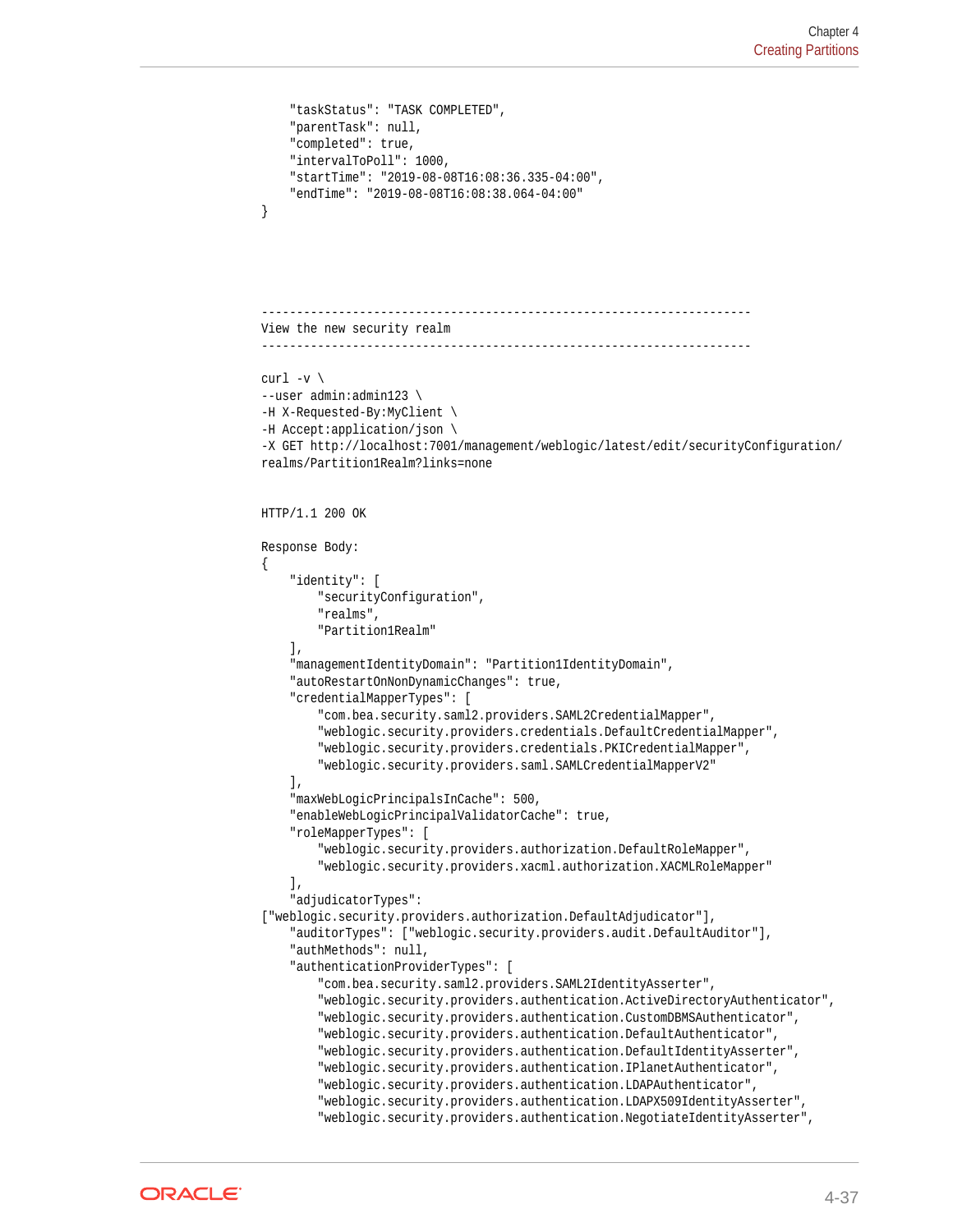```
    "taskStatus": "TASK COMPLETED",
    "parentTask": null,
    "completed": true,
    "intervalToPoll": 1000,
    "startTime": "2019-08-08T16:08:36.335-04:00",
    "endTime": "2019-08-08T16:08:38.064-04:00"
}
```

```
----------------------------------------------------------------------
View the new security realm
----------------------------------------------------------------------

curl -v \
--user admin:admin123 \
-H X-Requested-By:MyClient \
-H Accept:application/json \
-X GET http://localhost:7001/management/weblogic/latest/edit/securityConfiguration/
realms/Partition1Realm?links=none


HTTP/1.1 200 OK

Response Body:
{
    "identity": [
        "securityConfiguration",
        "realms",
        "Partition1Realm"
    ],
    "managementIdentityDomain": "Partition1IdentityDomain",
    "autoRestartOnNonDynamicChanges": true,
    "credentialMapperTypes": [
        "com.bea.security.saml2.providers.SAML2CredentialMapper",
        "weblogic.security.providers.credentials.DefaultCredentialMapper",
        "weblogic.security.providers.credentials.PKICredentialMapper",
        "weblogic.security.providers.saml.SAMLCredentialMapperV2"
    ],
    "maxWebLogicPrincipalsInCache": 500,
    "enableWebLogicPrincipalValidatorCache": true,
    "roleMapperTypes": [
        "weblogic.security.providers.authorization.DefaultRoleMapper",
        "weblogic.security.providers.xacml.authorization.XACMLRoleMapper"
    ],
    "adjudicatorTypes":
["weblogic.security.providers.authorization.DefaultAdjudicator"],
    "auditorTypes": ["weblogic.security.providers.audit.DefaultAuditor"],
    "authMethods": null,
    "authenticationProviderTypes": [
        "com.bea.security.saml2.providers.SAML2IdentityAsserter",
        "weblogic.security.providers.authentication.ActiveDirectoryAuthenticator",
        "weblogic.security.providers.authentication.CustomDBMSAuthenticator",
        "weblogic.security.providers.authentication.DefaultAuthenticator",
        "weblogic.security.providers.authentication.DefaultIdentityAsserter",
        "weblogic.security.providers.authentication.IPlanetAuthenticator",
        "weblogic.security.providers.authentication.LDAPAuthenticator",
        "weblogic.security.providers.authentication.LDAPX509IdentityAsserter",
        "weblogic.security.providers.authentication.NegotiateIdentityAsserter",
```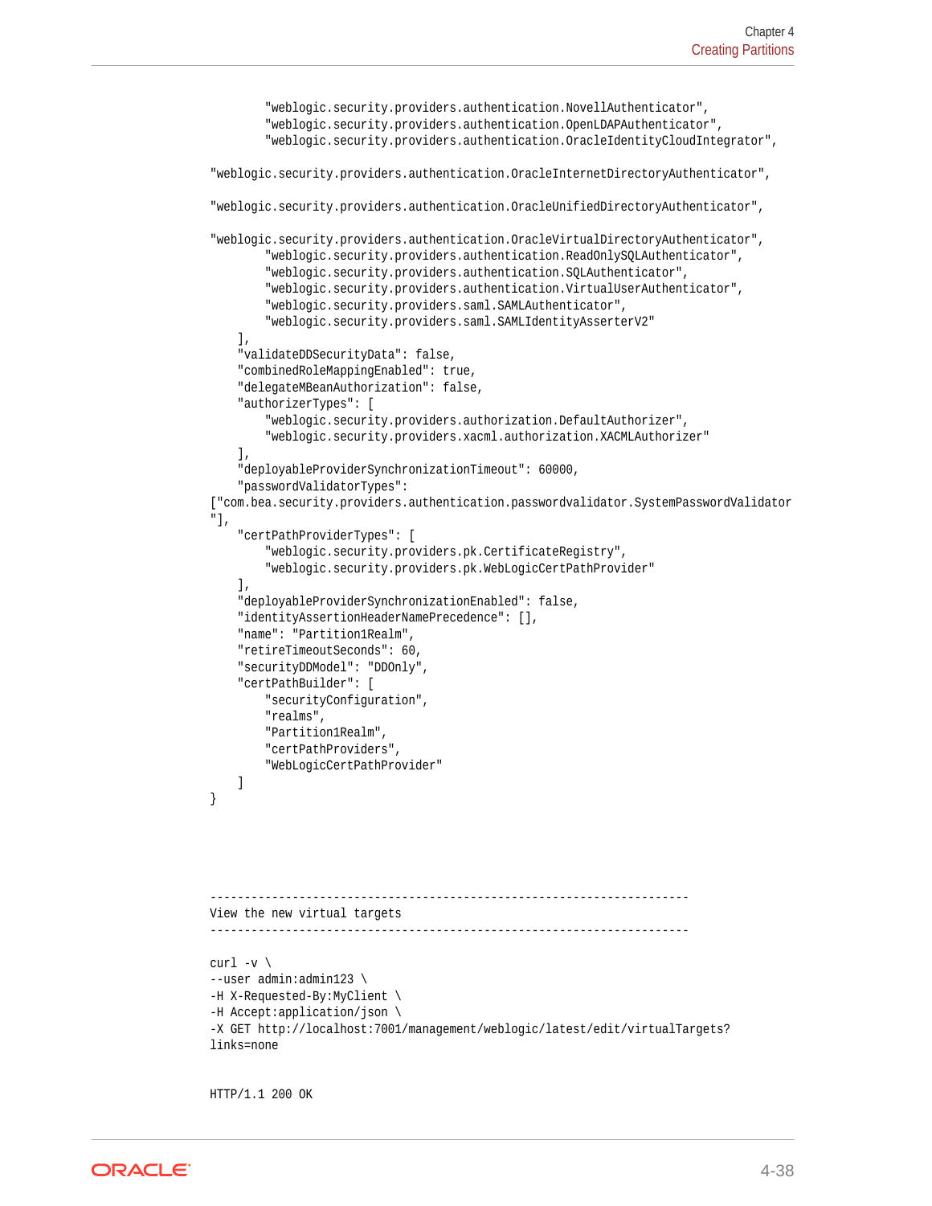```
        "weblogic.security.providers.authentication.NovellAuthenticator",
        "weblogic.security.providers.authentication.OpenLDAPAuthenticator",
        "weblogic.security.providers.authentication.OracleIdentityCloudIntegrator",

"weblogic.security.providers.authentication.OracleInternetDirectoryAuthenticator",

"weblogic.security.providers.authentication.OracleUnifiedDirectoryAuthenticator",

"weblogic.security.providers.authentication.OracleVirtualDirectoryAuthenticator",
        "weblogic.security.providers.authentication.ReadOnlySQLAuthenticator",
        "weblogic.security.providers.authentication.SQLAuthenticator",
        "weblogic.security.providers.authentication.VirtualUserAuthenticator",
        "weblogic.security.providers.saml.SAMLAuthenticator",
        "weblogic.security.providers.saml.SAMLIdentityAsserterV2"
    ],
    "validateDDSecurityData": false,
    "combinedRoleMappingEnabled": true,
    "delegateMBeanAuthorization": false,
    "authorizerTypes": [
        "weblogic.security.providers.authorization.DefaultAuthorizer",
        "weblogic.security.providers.xacml.authorization.XACMLAuthorizer"
    ],
    "deployableProviderSynchronizationTimeout": 60000,
    "passwordValidatorTypes":
["com.bea.security.providers.authentication.passwordvalidator.SystemPasswordValidator
"],
    "certPathProviderTypes": [
        "weblogic.security.providers.pk.CertificateRegistry",
        "weblogic.security.providers.pk.WebLogicCertPathProvider"
    ],
    "deployableProviderSynchronizationEnabled": false,
    "identityAssertionHeaderNamePrecedence": [],
    "name": "Partition1Realm",
    "retireTimeoutSeconds": 60,
    "securityDDModel": "DDOnly",
    "certPathBuilder": [
        "securityConfiguration",
        "realms",
        "Partition1Realm",
        "certPathProviders",
        "WebLogicCertPathProvider"
    ]
}




----------------------------------------------------------------------
View the new virtual targets
----------------------------------------------------------------------

curl -v \
--user admin:admin123 \
-H X-Requested-By:MyClient \
-H Accept:application/json \
-X GET http://localhost:7001/management/weblogic/latest/edit/virtualTargets?
links=none


HTTP/1.1 200 OK
```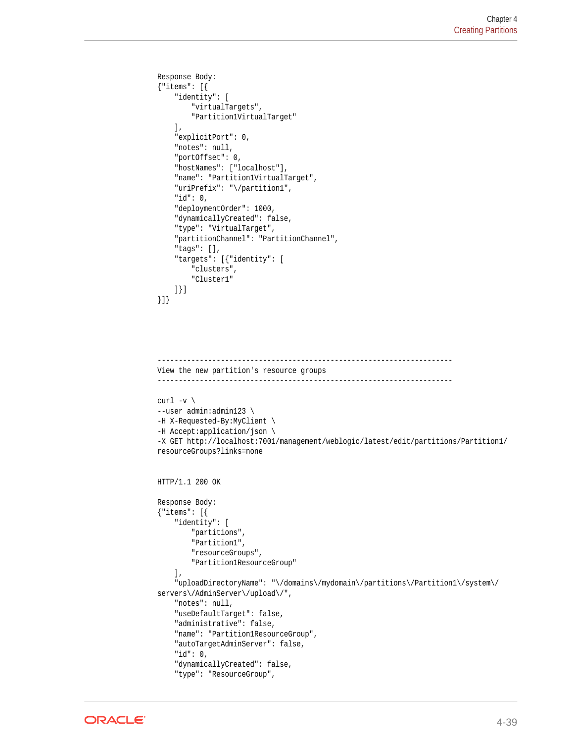```
Response Body:
{"items": [{
    "identity": [
        "virtualTargets",
        "Partition1VirtualTarget"
    ],
    "explicitPort": 0,
    "notes": null,
    "portOffset": 0,
    "hostNames": ["localhost"],
    "name": "Partition1VirtualTarget",
    "uriPrefix": "\/partition1",
    "id": 0,
    "deploymentOrder": 1000,
    "dynamicallyCreated": false,
    "type": "VirtualTarget",
    "partitionChannel": "PartitionChannel",
    "tags": [],
    "targets": [{"identity": [
        "clusters",
        "Cluster1"
    ]}]
}]}




----------------------------------------------------------------------
View the new partition's resource groups
----------------------------------------------------------------------

curl -v \
--user admin:admin123 \
-H X-Requested-By:MyClient \
-H Accept:application/json \
-X GET http://localhost:7001/management/weblogic/latest/edit/partitions/Partition1/
resourceGroups?links=none


HTTP/1.1 200 OK

Response Body:
{"items": [{
    "identity": [
        "partitions",
        "Partition1",
        "resourceGroups",
        "Partition1ResourceGroup"
    ],
    "uploadDirectoryName": "\/domains\/mydomain\/partitions\/Partition1\/system\/
servers\/AdminServer\/upload\/",
    "notes": null,
    "useDefaultTarget": false,
    "administrative": false,
    "name": "Partition1ResourceGroup",
    "autoTargetAdminServer": false,
    "id": 0,
    "dynamicallyCreated": false,
    "type": "ResourceGroup",
```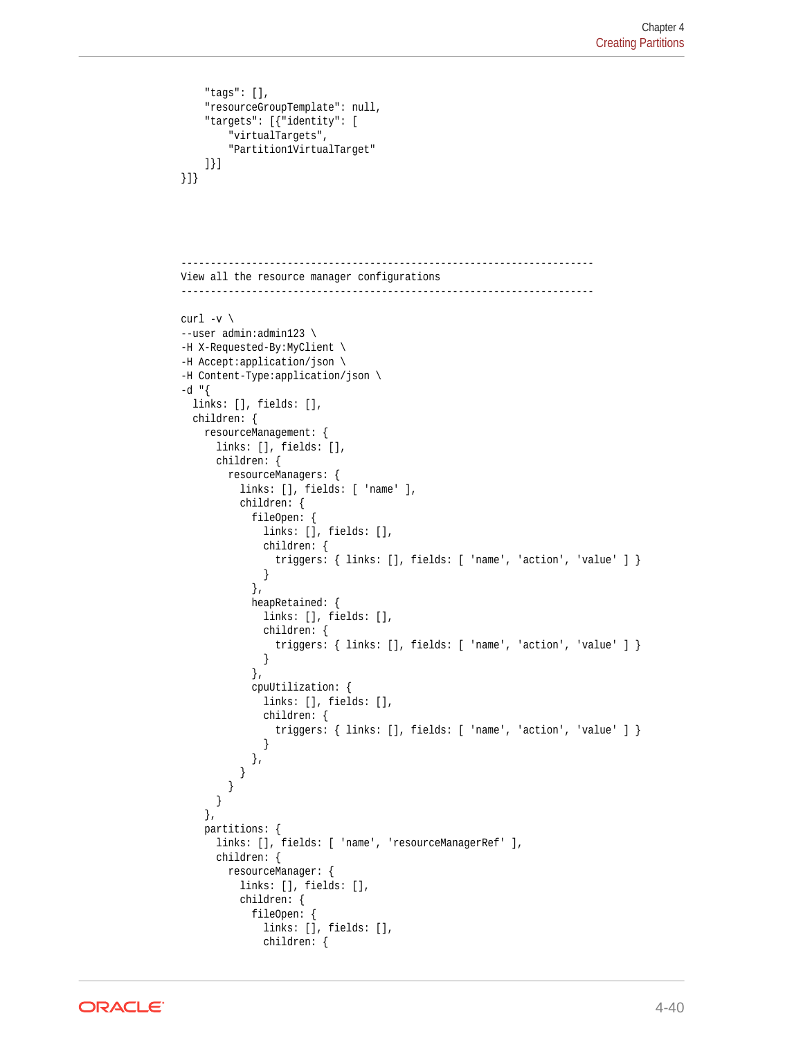```
    "tags": [],
    "resourceGroupTemplate": null,
    "targets": [{"identity": [
        "virtualTargets",
        "Partition1VirtualTarget"
    ]}]
}]}
```

```
----------------------------------------------------------------------
View all the resource manager configurations
----------------------------------------------------------------------

curl -v \
--user admin:admin123 \
-H X-Requested-By:MyClient \
-H Accept:application/json \
-H Content-Type:application/json \
-d "{
  links: [], fields: [],
  children: {
    resourceManagement: {
      links: [], fields: [],
      children: {
        resourceManagers: {
          links: [], fields: [ 'name' ],
          children: {
            fileOpen: {
              links: [], fields: [],
              children: {
                triggers: { links: [], fields: [ 'name', 'action', 'value' ] }
              }
            },
            heapRetained: {
              links: [], fields: [],
              children: {
                triggers: { links: [], fields: [ 'name', 'action', 'value' ] }
              }
            },
            cpuUtilization: {
              links: [], fields: [],
              children: {
                triggers: { links: [], fields: [ 'name', 'action', 'value' ] }
              }
            },
          }
        }
      }
    },
    partitions: {
      links: [], fields: [ 'name', 'resourceManagerRef' ],
      children: {
        resourceManager: {
          links: [], fields: [],
          children: {
            fileOpen: {
              links: [], fields: [],
              children: {
```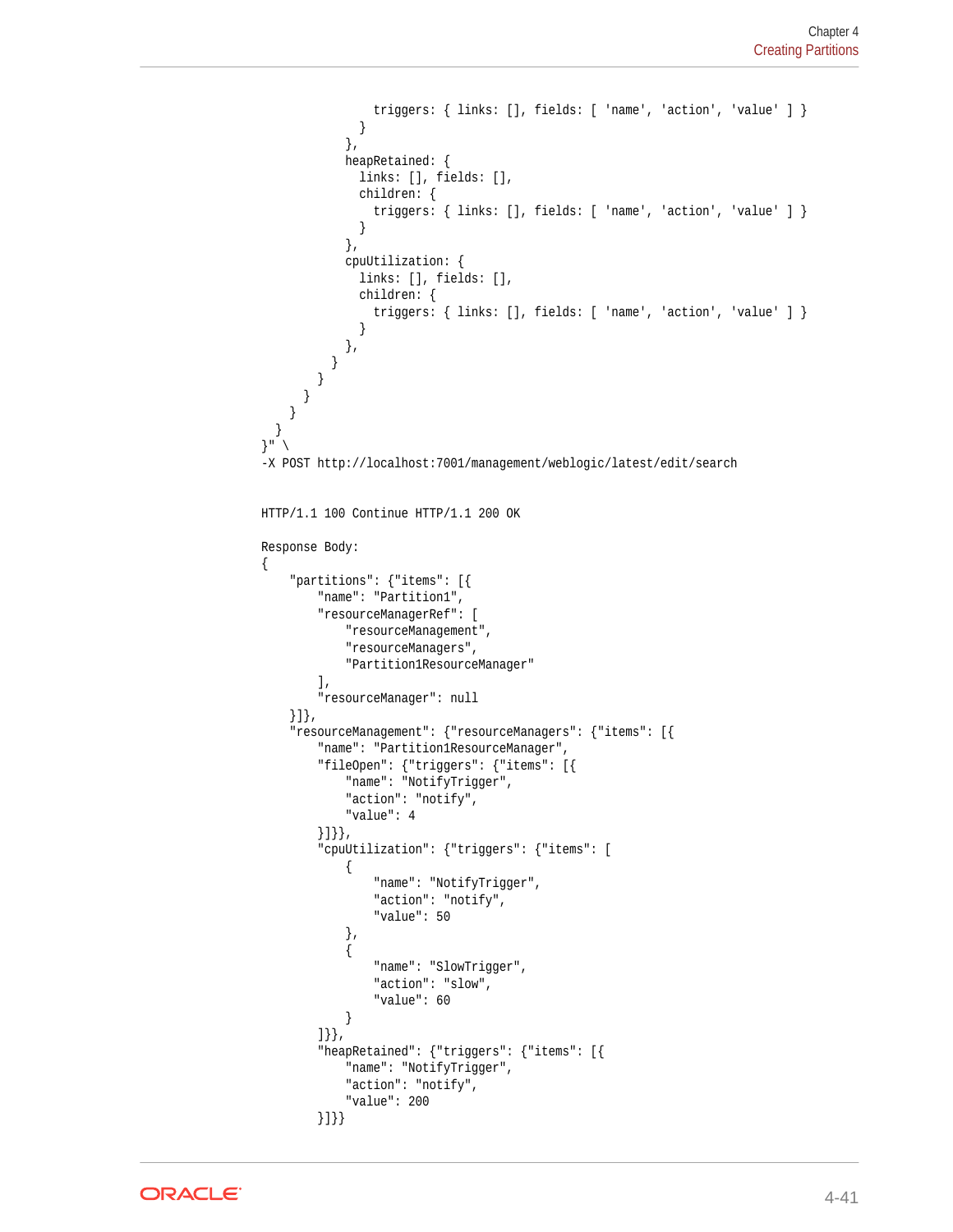```
                triggers: { links: [], fields: [ 'name', 'action', 'value' ] }
              }
            },
            heapRetained: {
              links: [], fields: [],
              children: {
                triggers: { links: [], fields: [ 'name', 'action', 'value' ] }
              }
            },
            cpuUtilization: {
              links: [], fields: [],
              children: {
                triggers: { links: [], fields: [ 'name', 'action', 'value' ] }
              }
            },
          }
        }
      }
    }
  }
}" \
-X POST http://localhost:7001/management/weblogic/latest/edit/search


HTTP/1.1 100 Continue HTTP/1.1 200 OK

Response Body:
{
    "partitions": {"items": [{
        "name": "Partition1",
        "resourceManagerRef": [
            "resourceManagement",
            "resourceManagers",
            "Partition1ResourceManager"
        ],
        "resourceManager": null
    }]},
    "resourceManagement": {"resourceManagers": {"items": [{
        "name": "Partition1ResourceManager",
        "fileOpen": {"triggers": {"items": [{
            "name": "NotifyTrigger",
            "action": "notify",
            "value": 4
        }]}},
        "cpuUtilization": {"triggers": {"items": [
            {
                "name": "NotifyTrigger",
                "action": "notify",
                "value": 50
            },
            {
                "name": "SlowTrigger",
                "action": "slow",
                "value": 60
            }
        ]}},
        "heapRetained": {"triggers": {"items": [{
            "name": "NotifyTrigger",
            "action": "notify",
            "value": 200
        }]}}
```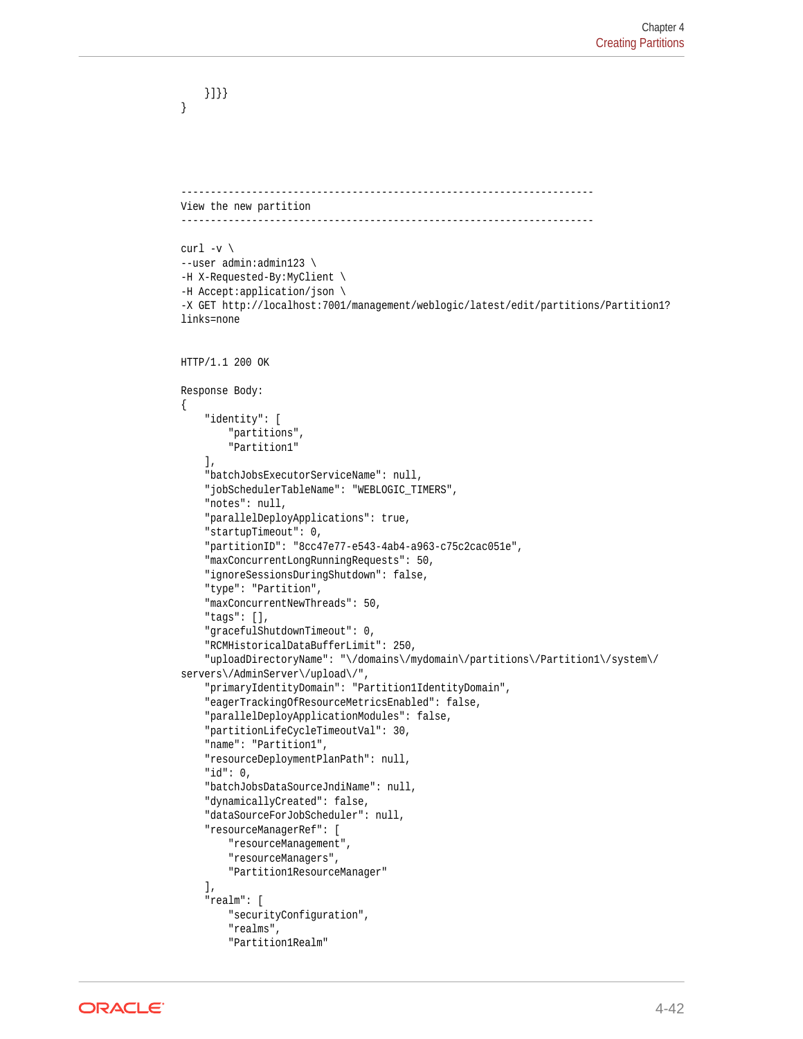```
    }]}}
}
```

```
----------------------------------------------------------------------
View the new partition
----------------------------------------------------------------------

curl -v \
--user admin:admin123 \
-H X-Requested-By:MyClient \
-H Accept:application/json \
-X GET http://localhost:7001/management/weblogic/latest/edit/partitions/Partition1?
links=none


HTTP/1.1 200 OK

Response Body:
{
    "identity": [
        "partitions",
        "Partition1"
    ],
    "batchJobsExecutorServiceName": null,
    "jobSchedulerTableName": "WEBLOGIC_TIMERS",
    "notes": null,
    "parallelDeployApplications": true,
    "startupTimeout": 0,
    "partitionID": "8cc47e77-e543-4ab4-a963-c75c2cac051e",
    "maxConcurrentLongRunningRequests": 50,
    "ignoreSessionsDuringShutdown": false,
    "type": "Partition",
    "maxConcurrentNewThreads": 50,
    "tags": [],
    "gracefulShutdownTimeout": 0,
    "RCMHistoricalDataBufferLimit": 250,
    "uploadDirectoryName": "\/domains\/mydomain\/partitions\/Partition1\/system\/
servers\/AdminServer\/upload\/",
    "primaryIdentityDomain": "Partition1IdentityDomain",
    "eagerTrackingOfResourceMetricsEnabled": false,
    "parallelDeployApplicationModules": false,
    "partitionLifeCycleTimeoutVal": 30,
    "name": "Partition1",
    "resourceDeploymentPlanPath": null,
    "id": 0,
    "batchJobsDataSourceJndiName": null,
    "dynamicallyCreated": false,
    "dataSourceForJobScheduler": null,
    "resourceManagerRef": [
        "resourceManagement",
        "resourceManagers",
        "Partition1ResourceManager"
    ],
    "realm": [
        "securityConfiguration",
        "realms",
        "Partition1Realm"
```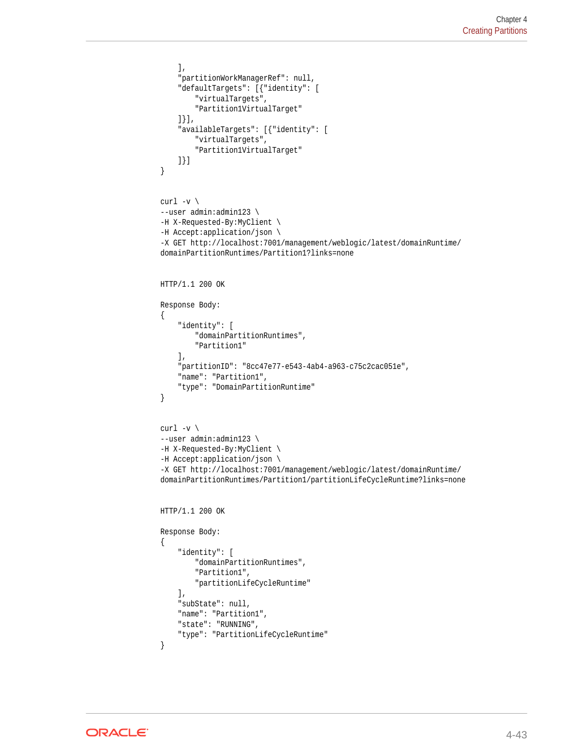```
    ],
    "partitionWorkManagerRef": null,
    "defaultTargets": [{"identity": [
        "virtualTargets",
        "Partition1VirtualTarget"
    ]}],
    "availableTargets": [{"identity": [
        "virtualTargets",
        "Partition1VirtualTarget"
    ]}]
}


curl -v \
--user admin:admin123 \
-H X-Requested-By:MyClient \
-H Accept:application/json \
-X GET http://localhost:7001/management/weblogic/latest/domainRuntime/
domainPartitionRuntimes/Partition1?links=none


HTTP/1.1 200 OK

Response Body:
{
    "identity": [
        "domainPartitionRuntimes",
        "Partition1"
    ],
    "partitionID": "8cc47e77-e543-4ab4-a963-c75c2cac051e",
    "name": "Partition1",
    "type": "DomainPartitionRuntime"
}


curl -v \
--user admin:admin123 \
-H X-Requested-By:MyClient \
-H Accept:application/json \
-X GET http://localhost:7001/management/weblogic/latest/domainRuntime/
domainPartitionRuntimes/Partition1/partitionLifeCycleRuntime?links=none


HTTP/1.1 200 OK

Response Body:
{
    "identity": [
        "domainPartitionRuntimes",
        "Partition1",
        "partitionLifeCycleRuntime"
    ],
    "subState": null,
    "name": "Partition1",
    "state": "RUNNING",
    "type": "PartitionLifeCycleRuntime"
}
```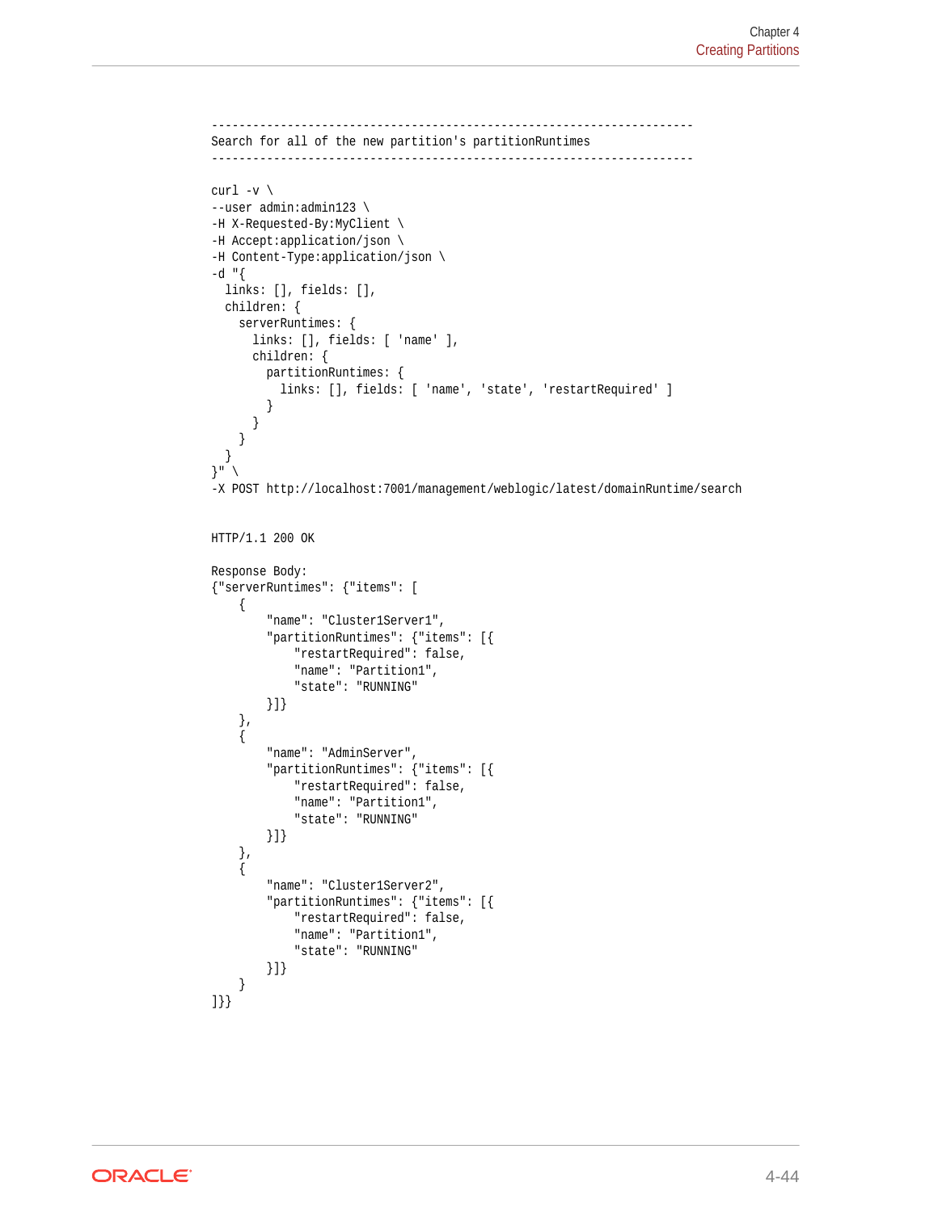```
----------------------------------------------------------------------
Search for all of the new partition's partitionRuntimes
----------------------------------------------------------------------

curl -v \
--user admin:admin123 \
-H X-Requested-By:MyClient \
-H Accept:application/json \
-H Content-Type:application/json \
-d "{
  links: [], fields: [],
  children: {
    serverRuntimes: {
      links: [], fields: [ 'name' ],
      children: {
        partitionRuntimes: {
          links: [], fields: [ 'name', 'state', 'restartRequired' ]
        }
      }
    }
  }
}" \
-X POST http://localhost:7001/management/weblogic/latest/domainRuntime/search


HTTP/1.1 200 OK

Response Body:
{"serverRuntimes": {"items": [
    {
        "name": "Cluster1Server1",
        "partitionRuntimes": {"items": [{
            "restartRequired": false,
            "name": "Partition1",
            "state": "RUNNING"
        }]}
    },
    {
        "name": "AdminServer",
        "partitionRuntimes": {"items": [{
            "restartRequired": false,
            "name": "Partition1",
            "state": "RUNNING"
        }]}
    },
    {
        "name": "Cluster1Server2",
        "partitionRuntimes": {"items": [{
            "restartRequired": false,
            "name": "Partition1",
            "state": "RUNNING"
        }]}
    }
]}}
```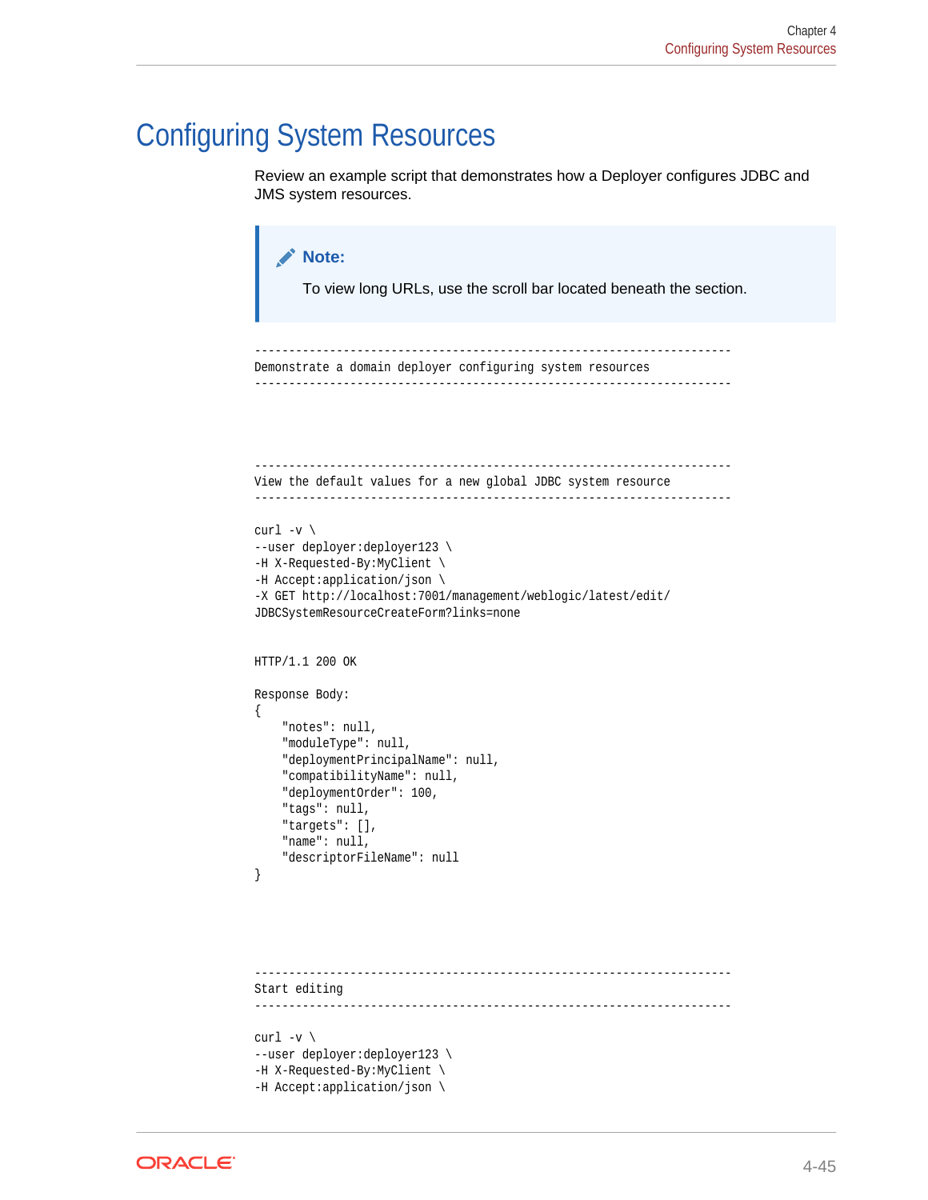# Configuring System Resources

Review an example script that demonstrates how a Deployer configures JDBC and JMS system resources.

> **Note:**
>
> To view long URLs, use the scroll bar located beneath the section.

```
----------------------------------------------------------------------
Demonstrate a domain deployer configuring system resources
----------------------------------------------------------------------




----------------------------------------------------------------------
View the default values for a new global JDBC system resource
----------------------------------------------------------------------

curl -v \
--user deployer:deployer123 \
-H X-Requested-By:MyClient \
-H Accept:application/json \
-X GET http://localhost:7001/management/weblogic/latest/edit/
JDBCSystemResourceCreateForm?links=none


HTTP/1.1 200 OK

Response Body:
{
    "notes": null,
    "moduleType": null,
    "deploymentPrincipalName": null,
    "compatibilityName": null,
    "deploymentOrder": 100,
    "tags": null,
    "targets": [],
    "name": null,
    "descriptorFileName": null
}




----------------------------------------------------------------------
Start editing
----------------------------------------------------------------------

curl -v \
--user deployer:deployer123 \
-H X-Requested-By:MyClient \
-H Accept:application/json \
```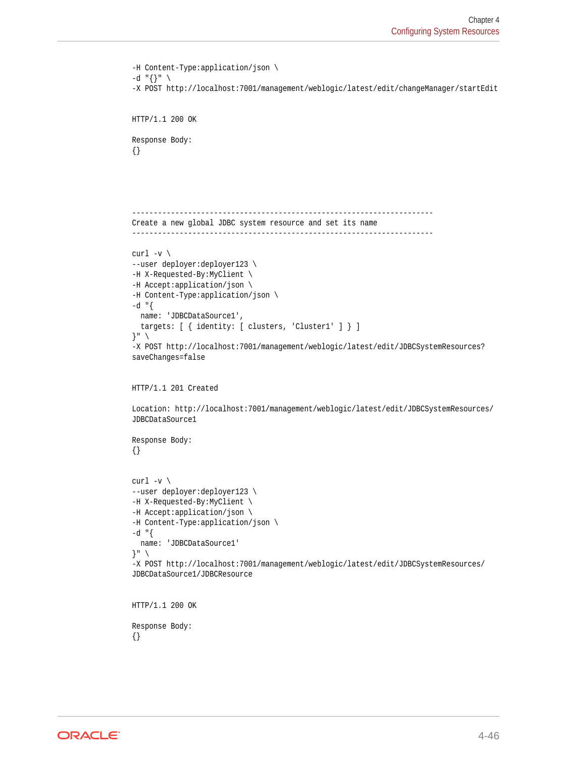```
-H Content-Type:application/json \
-d "{}" \
-X POST http://localhost:7001/management/weblogic/latest/edit/changeManager/startEdit


HTTP/1.1 200 OK

Response Body:
{}




----------------------------------------------------------------------
Create a new global JDBC system resource and set its name
----------------------------------------------------------------------

curl -v \
--user deployer:deployer123 \
-H X-Requested-By:MyClient \
-H Accept:application/json \
-H Content-Type:application/json \
-d "{
  name: 'JDBCDataSource1',
  targets: [ { identity: [ clusters, 'Cluster1' ] } ]
}" \
-X POST http://localhost:7001/management/weblogic/latest/edit/JDBCSystemResources?
saveChanges=false


HTTP/1.1 201 Created

Location: http://localhost:7001/management/weblogic/latest/edit/JDBCSystemResources/
JDBCDataSource1

Response Body:
{}


curl -v \
--user deployer:deployer123 \
-H X-Requested-By:MyClient \
-H Accept:application/json \
-H Content-Type:application/json \
-d "{
  name: 'JDBCDataSource1'
}" \
-X POST http://localhost:7001/management/weblogic/latest/edit/JDBCSystemResources/
JDBCDataSource1/JDBCResource


HTTP/1.1 200 OK

Response Body:
{}
```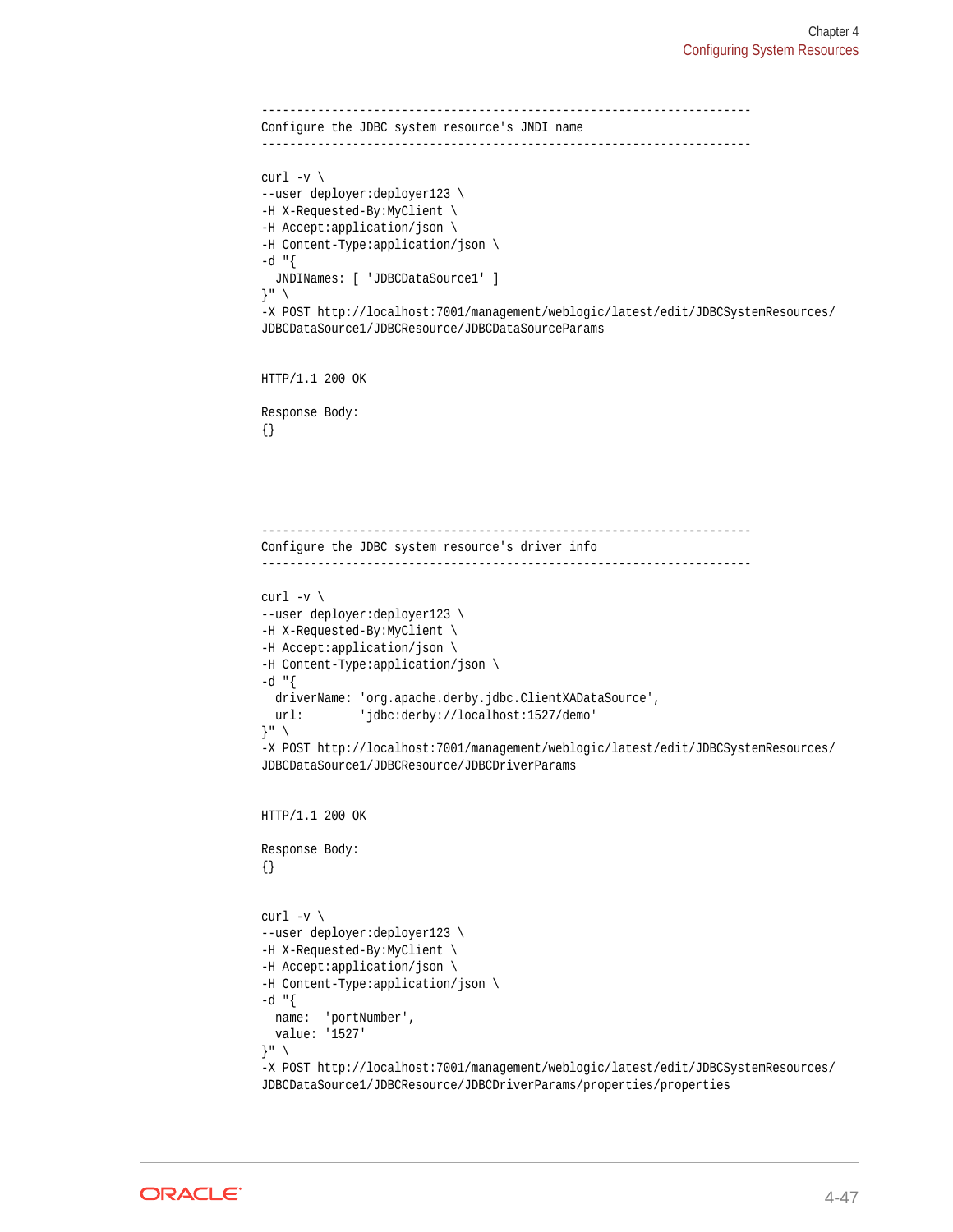```
----------------------------------------------------------------------
Configure the JDBC system resource's JNDI name
----------------------------------------------------------------------

curl -v \
--user deployer:deployer123 \
-H X-Requested-By:MyClient \
-H Accept:application/json \
-H Content-Type:application/json \
-d "{
  JNDINames: [ 'JDBCDataSource1' ]
}" \
-X POST http://localhost:7001/management/weblogic/latest/edit/JDBCSystemResources/
JDBCDataSource1/JDBCResource/JDBCDataSourceParams


HTTP/1.1 200 OK

Response Body:
{}





----------------------------------------------------------------------
Configure the JDBC system resource's driver info
----------------------------------------------------------------------

curl -v \
--user deployer:deployer123 \
-H X-Requested-By:MyClient \
-H Accept:application/json \
-H Content-Type:application/json \
-d "{
  driverName: 'org.apache.derby.jdbc.ClientXADataSource',
  url:        'jdbc:derby://localhost:1527/demo'
}" \
-X POST http://localhost:7001/management/weblogic/latest/edit/JDBCSystemResources/
JDBCDataSource1/JDBCResource/JDBCDriverParams


HTTP/1.1 200 OK

Response Body:
{}


curl -v \
--user deployer:deployer123 \
-H X-Requested-By:MyClient \
-H Accept:application/json \
-H Content-Type:application/json \
-d "{
  name:  'portNumber',
  value: '1527'
}" \
-X POST http://localhost:7001/management/weblogic/latest/edit/JDBCSystemResources/
JDBCDataSource1/JDBCResource/JDBCDriverParams/properties/properties
```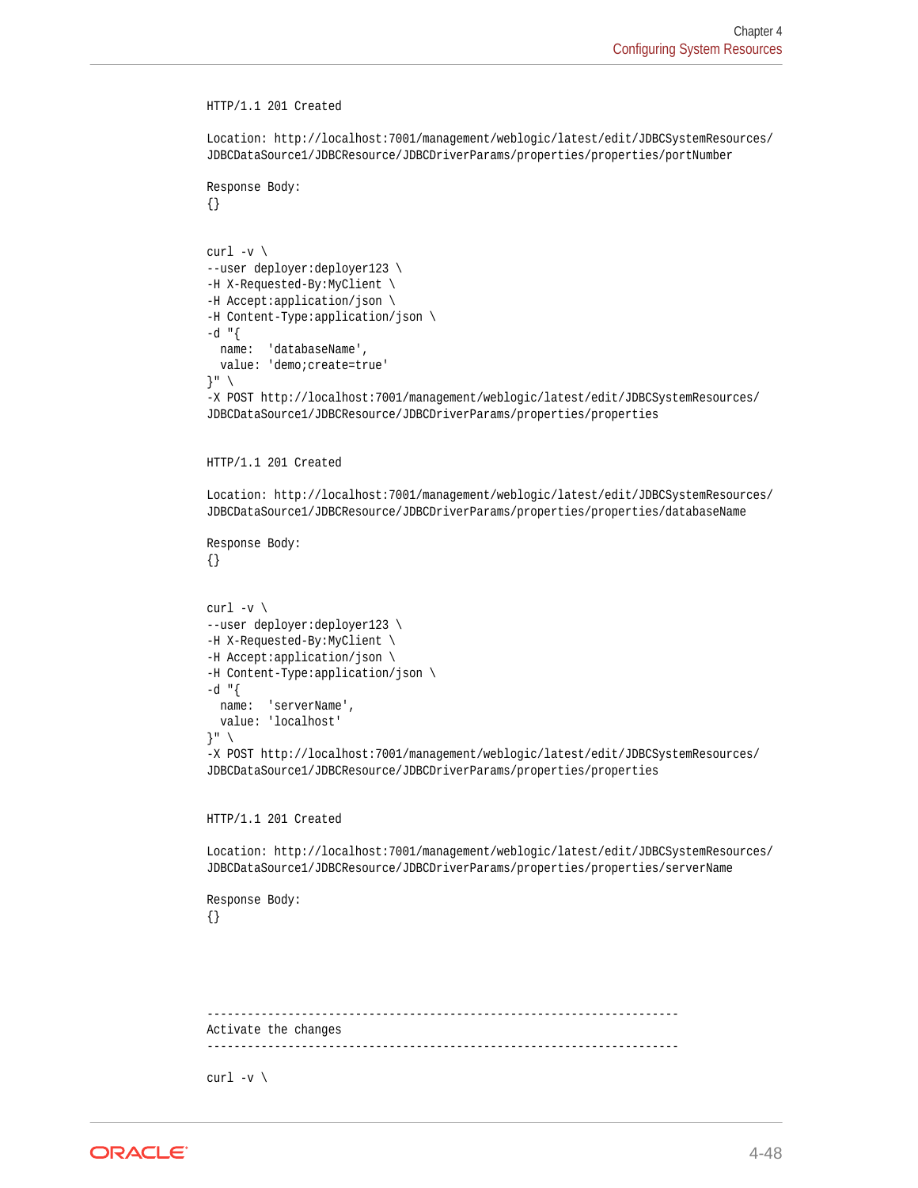```
HTTP/1.1 201 Created

Location: http://localhost:7001/management/weblogic/latest/edit/JDBCSystemResources/
JDBCDataSource1/JDBCResource/JDBCDriverParams/properties/properties/portNumber

Response Body:
{}


curl -v \
--user deployer:deployer123 \
-H X-Requested-By:MyClient \
-H Accept:application/json \
-H Content-Type:application/json \
-d "{
  name:  'databaseName',
  value: 'demo;create=true'
}" \
-X POST http://localhost:7001/management/weblogic/latest/edit/JDBCSystemResources/
JDBCDataSource1/JDBCResource/JDBCDriverParams/properties/properties


HTTP/1.1 201 Created

Location: http://localhost:7001/management/weblogic/latest/edit/JDBCSystemResources/
JDBCDataSource1/JDBCResource/JDBCDriverParams/properties/properties/databaseName

Response Body:
{}


curl -v \
--user deployer:deployer123 \
-H X-Requested-By:MyClient \
-H Accept:application/json \
-H Content-Type:application/json \
-d "{
  name:  'serverName',
  value: 'localhost'
}" \
-X POST http://localhost:7001/management/weblogic/latest/edit/JDBCSystemResources/
JDBCDataSource1/JDBCResource/JDBCDriverParams/properties/properties


HTTP/1.1 201 Created

Location: http://localhost:7001/management/weblogic/latest/edit/JDBCSystemResources/
JDBCDataSource1/JDBCResource/JDBCDriverParams/properties/properties/serverName

Response Body:
{}




----------------------------------------------------------------------
Activate the changes
----------------------------------------------------------------------

curl -v \
```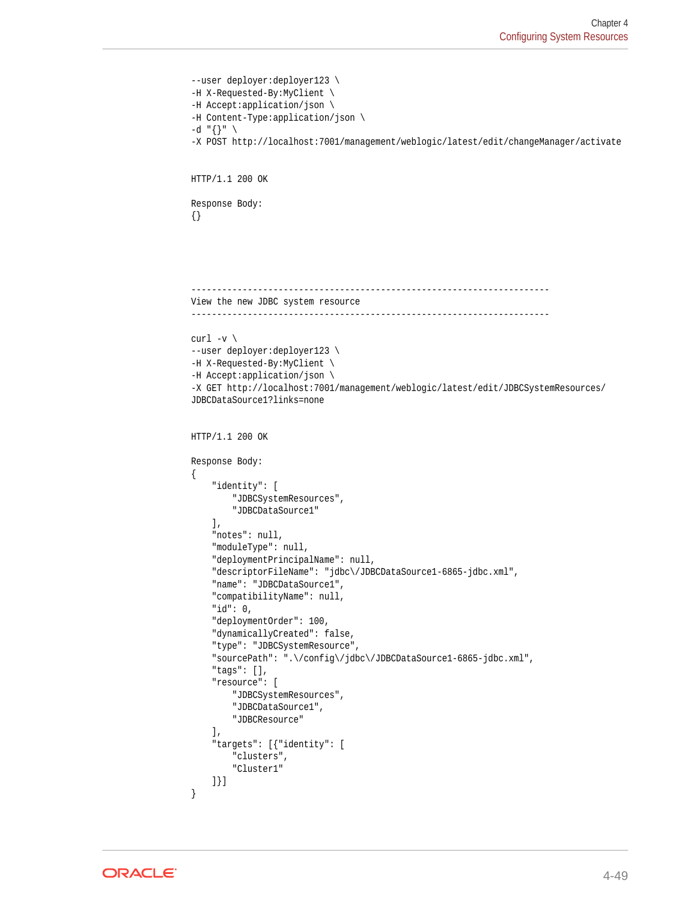```
--user deployer:deployer123 \
-H X-Requested-By:MyClient \
-H Accept:application/json \
-H Content-Type:application/json \
-d "{}" \
-X POST http://localhost:7001/management/weblogic/latest/edit/changeManager/activate


HTTP/1.1 200 OK

Response Body:
{}




----------------------------------------------------------------------
View the new JDBC system resource
----------------------------------------------------------------------

curl -v \
--user deployer:deployer123 \
-H X-Requested-By:MyClient \
-H Accept:application/json \
-X GET http://localhost:7001/management/weblogic/latest/edit/JDBCSystemResources/
JDBCDataSource1?links=none


HTTP/1.1 200 OK

Response Body:
{
    "identity": [
        "JDBCSystemResources",
        "JDBCDataSource1"
    ],
    "notes": null,
    "moduleType": null,
    "deploymentPrincipalName": null,
    "descriptorFileName": "jdbc\/JDBCDataSource1-6865-jdbc.xml",
    "name": "JDBCDataSource1",
    "compatibilityName": null,
    "id": 0,
    "deploymentOrder": 100,
    "dynamicallyCreated": false,
    "type": "JDBCSystemResource",
    "sourcePath": ".\/config\/jdbc\/JDBCDataSource1-6865-jdbc.xml",
    "tags": [],
    "resource": [
        "JDBCSystemResources",
        "JDBCDataSource1",
        "JDBCResource"
    ],
    "targets": [{"identity": [
        "clusters",
        "Cluster1"
    ]}]
}
```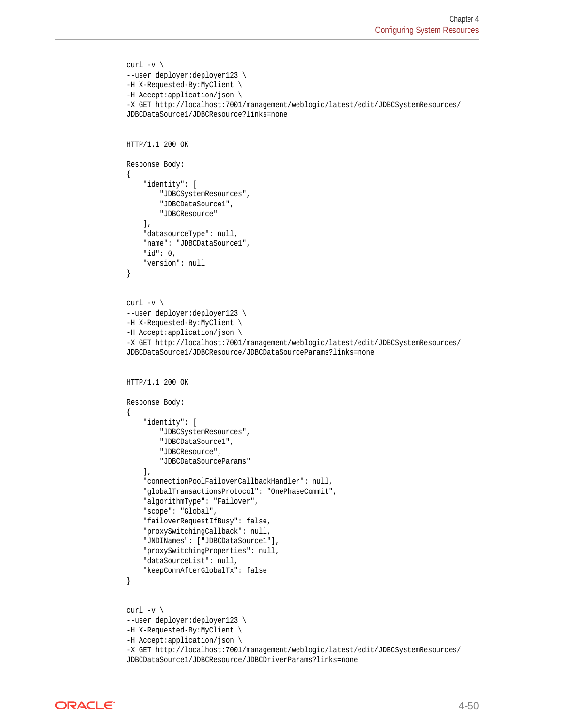```
curl -v \
--user deployer:deployer123 \
-H X-Requested-By:MyClient \
-H Accept:application/json \
-X GET http://localhost:7001/management/weblogic/latest/edit/JDBCSystemResources/
JDBCDataSource1/JDBCResource?links=none


HTTP/1.1 200 OK

Response Body:
{
    "identity": [
        "JDBCSystemResources",
        "JDBCDataSource1",
        "JDBCResource"
    ],
    "datasourceType": null,
    "name": "JDBCDataSource1",
    "id": 0,
    "version": null
}


curl -v \
--user deployer:deployer123 \
-H X-Requested-By:MyClient \
-H Accept:application/json \
-X GET http://localhost:7001/management/weblogic/latest/edit/JDBCSystemResources/
JDBCDataSource1/JDBCResource/JDBCDataSourceParams?links=none


HTTP/1.1 200 OK

Response Body:
{
    "identity": [
        "JDBCSystemResources",
        "JDBCDataSource1",
        "JDBCResource",
        "JDBCDataSourceParams"
    ],
    "connectionPoolFailoverCallbackHandler": null,
    "globalTransactionsProtocol": "OnePhaseCommit",
    "algorithmType": "Failover",
    "scope": "Global",
    "failoverRequestIfBusy": false,
    "proxySwitchingCallback": null,
    "JNDINames": ["JDBCDataSource1"],
    "proxySwitchingProperties": null,
    "dataSourceList": null,
    "keepConnAfterGlobalTx": false
}


curl -v \
--user deployer:deployer123 \
-H X-Requested-By:MyClient \
-H Accept:application/json \
-X GET http://localhost:7001/management/weblogic/latest/edit/JDBCSystemResources/
JDBCDataSource1/JDBCResource/JDBCDriverParams?links=none
```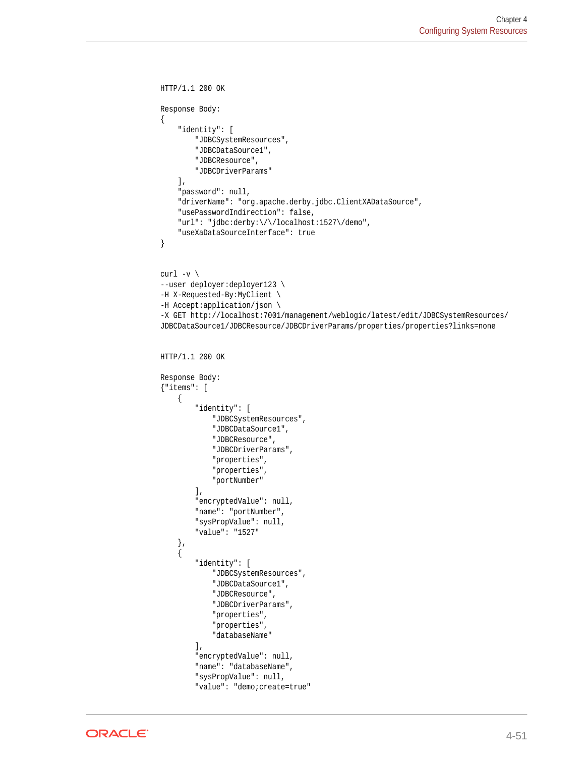```
HTTP/1.1 200 OK

Response Body:
{
    "identity": [
        "JDBCSystemResources",
        "JDBCDataSource1",
        "JDBCResource",
        "JDBCDriverParams"
    ],
    "password": null,
    "driverName": "org.apache.derby.jdbc.ClientXADataSource",
    "usePasswordIndirection": false,
    "url": "jdbc:derby:\/\/localhost:1527\/demo",
    "useXaDataSourceInterface": true
}
```

```
curl -v \
--user deployer:deployer123 \
-H X-Requested-By:MyClient \
-H Accept:application/json \
-X GET http://localhost:7001/management/weblogic/latest/edit/JDBCSystemResources/
JDBCDataSource1/JDBCResource/JDBCDriverParams/properties/properties?links=none
```

```
HTTP/1.1 200 OK

Response Body:
{"items": [
    {
        "identity": [
            "JDBCSystemResources",
            "JDBCDataSource1",
            "JDBCResource",
            "JDBCDriverParams",
            "properties",
            "properties",
            "portNumber"
        ],
        "encryptedValue": null,
        "name": "portNumber",
        "sysPropValue": null,
        "value": "1527"
    },
    {
        "identity": [
            "JDBCSystemResources",
            "JDBCDataSource1",
            "JDBCResource",
            "JDBCDriverParams",
            "properties",
            "properties",
            "databaseName"
        ],
        "encryptedValue": null,
        "name": "databaseName",
        "sysPropValue": null,
        "value": "demo;create=true"
```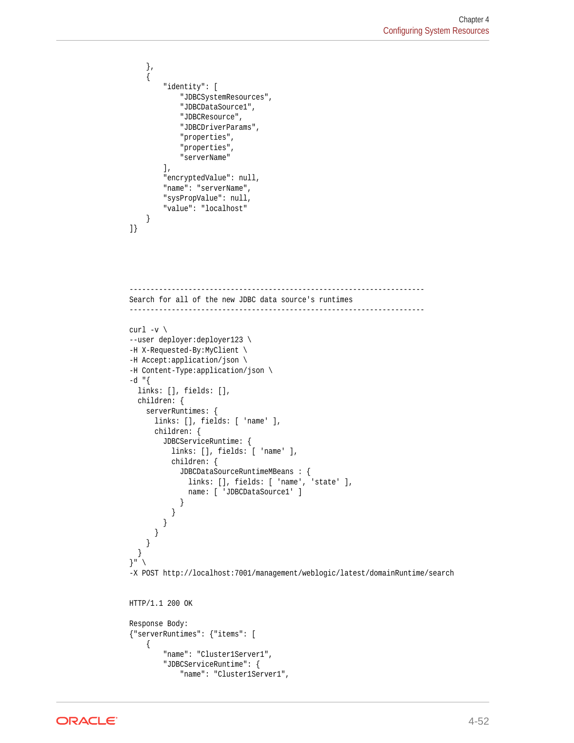```
    },
    {
        "identity": [
            "JDBCSystemResources",
            "JDBCDataSource1",
            "JDBCResource",
            "JDBCDriverParams",
            "properties",
            "properties",
            "serverName"
        ],
        "encryptedValue": null,
        "name": "serverName",
        "sysPropValue": null,
        "value": "localhost"
    }
]}




----------------------------------------------------------------------
Search for all of the new JDBC data source's runtimes
----------------------------------------------------------------------

curl -v \
--user deployer:deployer123 \
-H X-Requested-By:MyClient \
-H Accept:application/json \
-H Content-Type:application/json \
-d "{
  links: [], fields: [],
  children: {
    serverRuntimes: {
      links: [], fields: [ 'name' ],
      children: {
        JDBCServiceRuntime: {
          links: [], fields: [ 'name' ],
          children: {
            JDBCDataSourceRuntimeMBeans : {
              links: [], fields: [ 'name', 'state' ],
              name: [ 'JDBCDataSource1' ]
            }
          }
        }
      }
    }
  }
}" \
-X POST http://localhost:7001/management/weblogic/latest/domainRuntime/search


HTTP/1.1 200 OK

Response Body:
{"serverRuntimes": {"items": [
    {
        "name": "Cluster1Server1",
        "JDBCServiceRuntime": {
            "name": "Cluster1Server1",
```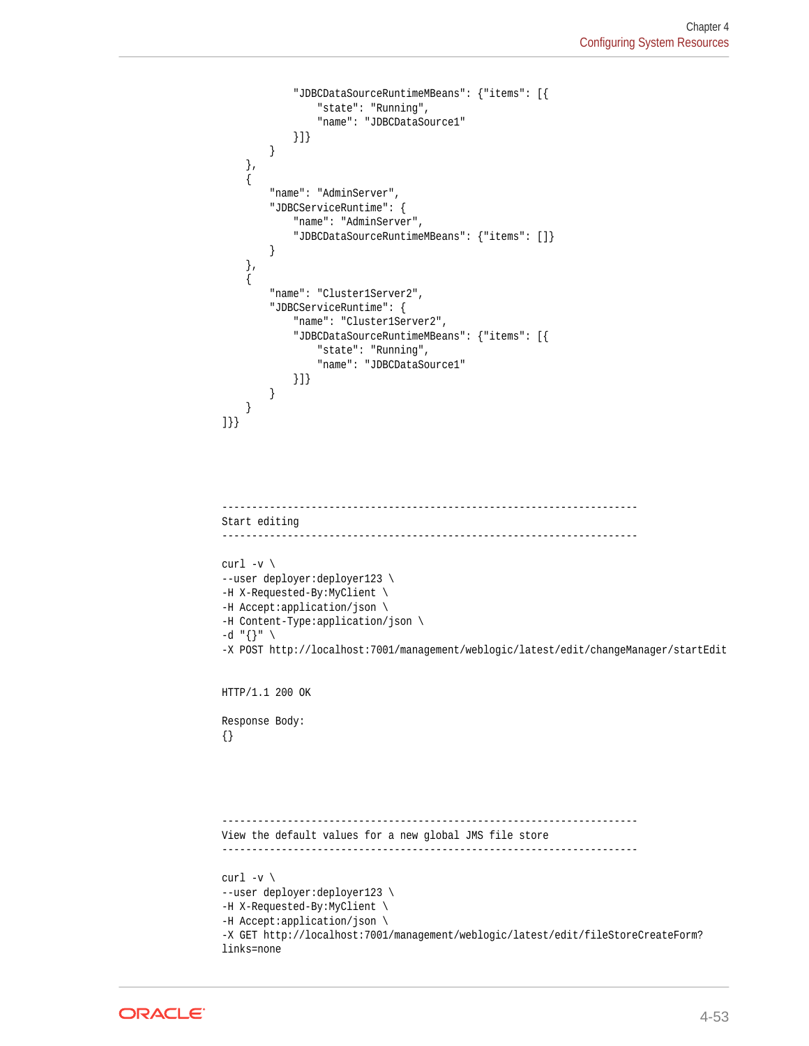```
            "JDBCDataSourceRuntimeMBeans": {"items": [{
                "state": "Running",
                "name": "JDBCDataSource1"
            }]}
        }
    },
    {
        "name": "AdminServer",
        "JDBCServiceRuntime": {
            "name": "AdminServer",
            "JDBCDataSourceRuntimeMBeans": {"items": []}
        }
    },
    {
        "name": "Cluster1Server2",
        "JDBCServiceRuntime": {
            "name": "Cluster1Server2",
            "JDBCDataSourceRuntimeMBeans": {"items": [{
                "state": "Running",
                "name": "JDBCDataSource1"
            }]}
        }
    }
]}}
```

```
----------------------------------------------------------------------
Start editing
----------------------------------------------------------------------

curl -v \
--user deployer:deployer123 \
-H X-Requested-By:MyClient \
-H Accept:application/json \
-H Content-Type:application/json \
-d "{}" \
-X POST http://localhost:7001/management/weblogic/latest/edit/changeManager/startEdit


HTTP/1.1 200 OK

Response Body:
{}
```

```
----------------------------------------------------------------------
View the default values for a new global JMS file store
----------------------------------------------------------------------

curl -v \
--user deployer:deployer123 \
-H X-Requested-By:MyClient \
-H Accept:application/json \
-X GET http://localhost:7001/management/weblogic/latest/edit/fileStoreCreateForm?
links=none
```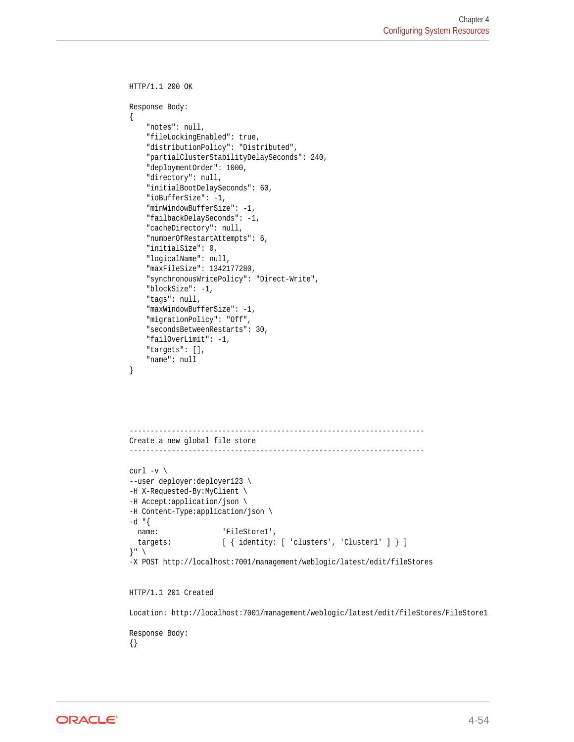```
HTTP/1.1 200 OK

Response Body:
{
    "notes": null,
    "fileLockingEnabled": true,
    "distributionPolicy": "Distributed",
    "partialClusterStabilityDelaySeconds": 240,
    "deploymentOrder": 1000,
    "directory": null,
    "initialBootDelaySeconds": 60,
    "ioBufferSize": -1,
    "minWindowBufferSize": -1,
    "failbackDelaySeconds": -1,
    "cacheDirectory": null,
    "numberOfRestartAttempts": 6,
    "initialSize": 0,
    "logicalName": null,
    "maxFileSize": 1342177280,
    "synchronousWritePolicy": "Direct-Write",
    "blockSize": -1,
    "tags": null,
    "maxWindowBufferSize": -1,
    "migrationPolicy": "Off",
    "secondsBetweenRestarts": 30,
    "failOverLimit": -1,
    "targets": [],
    "name": null
}
```

```
----------------------------------------------------------------------
Create a new global file store
----------------------------------------------------------------------

curl -v \
--user deployer:deployer123 \
-H X-Requested-By:MyClient \
-H Accept:application/json \
-H Content-Type:application/json \
-d "{
  name:               'FileStore1',
  targets:            [ { identity: [ 'clusters', 'Cluster1' ] } ]
}" \
-X POST http://localhost:7001/management/weblogic/latest/edit/fileStores


HTTP/1.1 201 Created

Location: http://localhost:7001/management/weblogic/latest/edit/fileStores/FileStore1

Response Body:
{}
```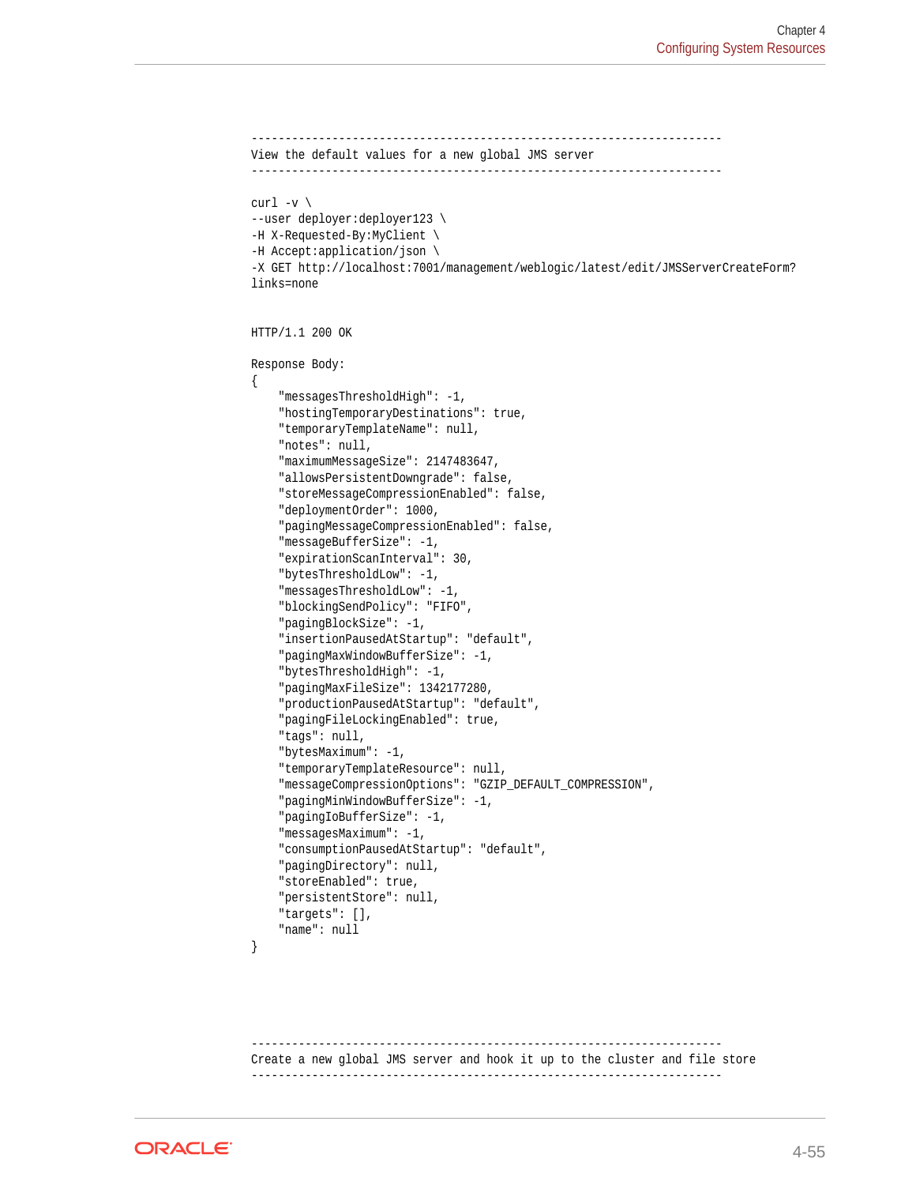```
----------------------------------------------------------------------
View the default values for a new global JMS server
----------------------------------------------------------------------

curl -v \
--user deployer:deployer123 \
-H X-Requested-By:MyClient \
-H Accept:application/json \
-X GET http://localhost:7001/management/weblogic/latest/edit/JMSServerCreateForm?
links=none


HTTP/1.1 200 OK

Response Body:
{
    "messagesThresholdHigh": -1,
    "hostingTemporaryDestinations": true,
    "temporaryTemplateName": null,
    "notes": null,
    "maximumMessageSize": 2147483647,
    "allowsPersistentDowngrade": false,
    "storeMessageCompressionEnabled": false,
    "deploymentOrder": 1000,
    "pagingMessageCompressionEnabled": false,
    "messageBufferSize": -1,
    "expirationScanInterval": 30,
    "bytesThresholdLow": -1,
    "messagesThresholdLow": -1,
    "blockingSendPolicy": "FIFO",
    "pagingBlockSize": -1,
    "insertionPausedAtStartup": "default",
    "pagingMaxWindowBufferSize": -1,
    "bytesThresholdHigh": -1,
    "pagingMaxFileSize": 1342177280,
    "productionPausedAtStartup": "default",
    "pagingFileLockingEnabled": true,
    "tags": null,
    "bytesMaximum": -1,
    "temporaryTemplateResource": null,
    "messageCompressionOptions": "GZIP_DEFAULT_COMPRESSION",
    "pagingMinWindowBufferSize": -1,
    "pagingIoBufferSize": -1,
    "messagesMaximum": -1,
    "consumptionPausedAtStartup": "default",
    "pagingDirectory": null,
    "storeEnabled": true,
    "persistentStore": null,
    "targets": [],
    "name": null
}




----------------------------------------------------------------------
Create a new global JMS server and hook it up to the cluster and file store
----------------------------------------------------------------------
```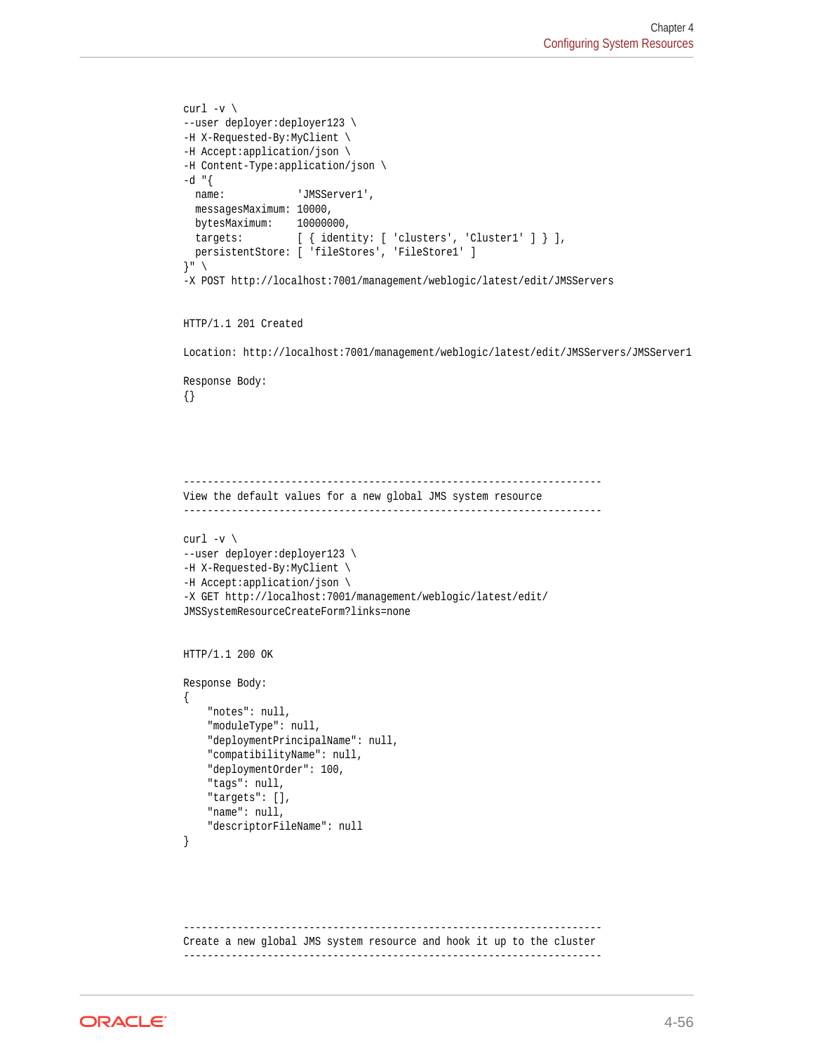```
curl -v \
--user deployer:deployer123 \
-H X-Requested-By:MyClient \
-H Accept:application/json \
-H Content-Type:application/json \
-d "{
  name:            'JMSServer1',
  messagesMaximum: 10000,
  bytesMaximum:    10000000,
  targets:         [ { identity: [ 'clusters', 'Cluster1' ] } ],
  persistentStore: [ 'fileStores', 'FileStore1' ]
}" \
-X POST http://localhost:7001/management/weblogic/latest/edit/JMSServers


HTTP/1.1 201 Created

Location: http://localhost:7001/management/weblogic/latest/edit/JMSServers/JMSServer1

Response Body:
{}




----------------------------------------------------------------------
View the default values for a new global JMS system resource
----------------------------------------------------------------------

curl -v \
--user deployer:deployer123 \
-H X-Requested-By:MyClient \
-H Accept:application/json \
-X GET http://localhost:7001/management/weblogic/latest/edit/
JMSSystemResourceCreateForm?links=none


HTTP/1.1 200 OK

Response Body:
{
    "notes": null,
    "moduleType": null,
    "deploymentPrincipalName": null,
    "compatibilityName": null,
    "deploymentOrder": 100,
    "tags": null,
    "targets": [],
    "name": null,
    "descriptorFileName": null
}




----------------------------------------------------------------------
Create a new global JMS system resource and hook it up to the cluster
----------------------------------------------------------------------
```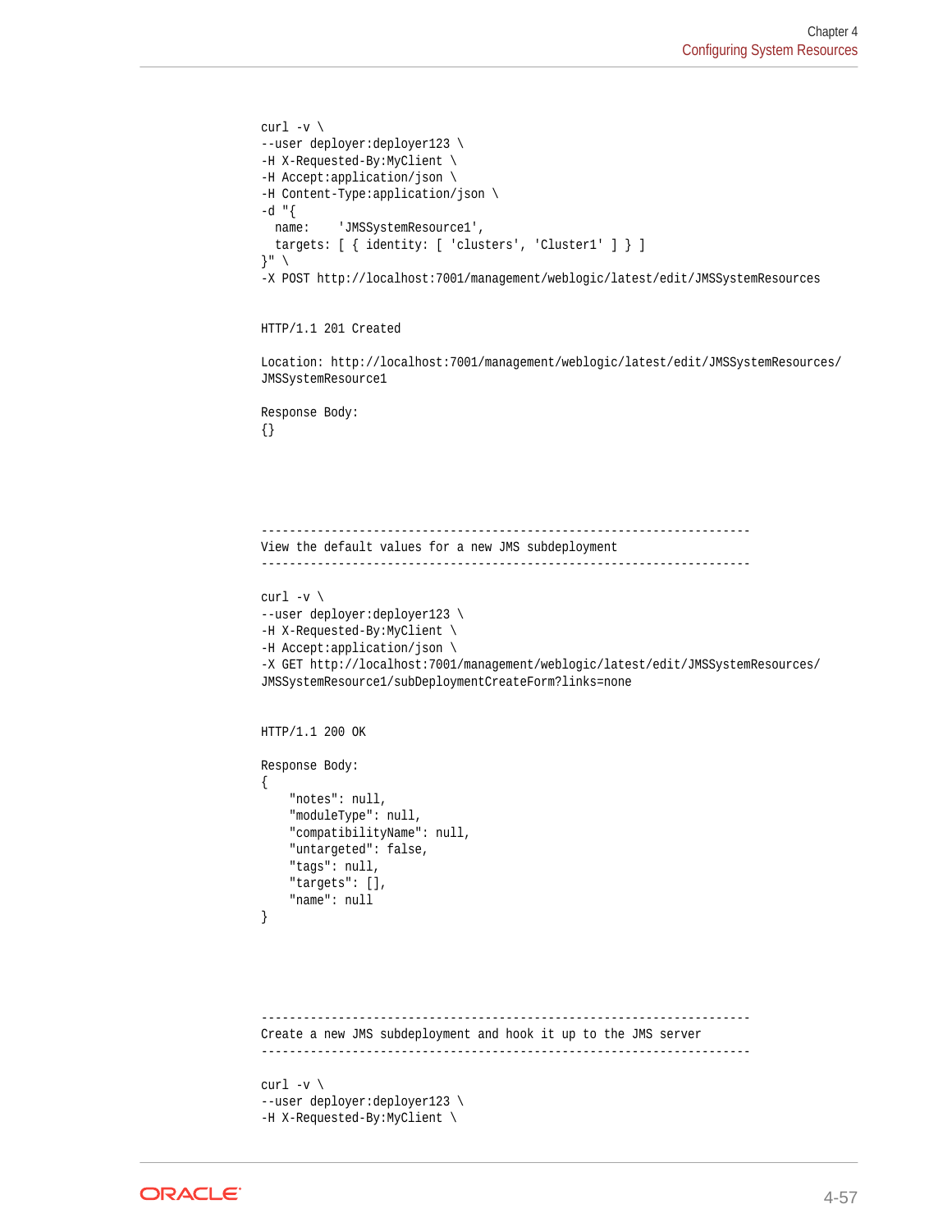```
curl -v \
--user deployer:deployer123 \
-H X-Requested-By:MyClient \
-H Accept:application/json \
-H Content-Type:application/json \
-d "{
  name:    'JMSSystemResource1',
  targets: [ { identity: [ 'clusters', 'Cluster1' ] } ]
}" \
-X POST http://localhost:7001/management/weblogic/latest/edit/JMSSystemResources


HTTP/1.1 201 Created

Location: http://localhost:7001/management/weblogic/latest/edit/JMSSystemResources/
JMSSystemResource1

Response Body:
{}




-------------------------------------------------------------------
View the default values for a new JMS subdeployment
-------------------------------------------------------------------

curl -v \
--user deployer:deployer123 \
-H X-Requested-By:MyClient \
-H Accept:application/json \
-X GET http://localhost:7001/management/weblogic/latest/edit/JMSSystemResources/
JMSSystemResource1/subDeploymentCreateForm?links=none


HTTP/1.1 200 OK

Response Body:
{
    "notes": null,
    "moduleType": null,
    "compatibilityName": null,
    "untargeted": false,
    "tags": null,
    "targets": [],
    "name": null
}




-------------------------------------------------------------------
Create a new JMS subdeployment and hook it up to the JMS server
-------------------------------------------------------------------

curl -v \
--user deployer:deployer123 \
-H X-Requested-By:MyClient \
```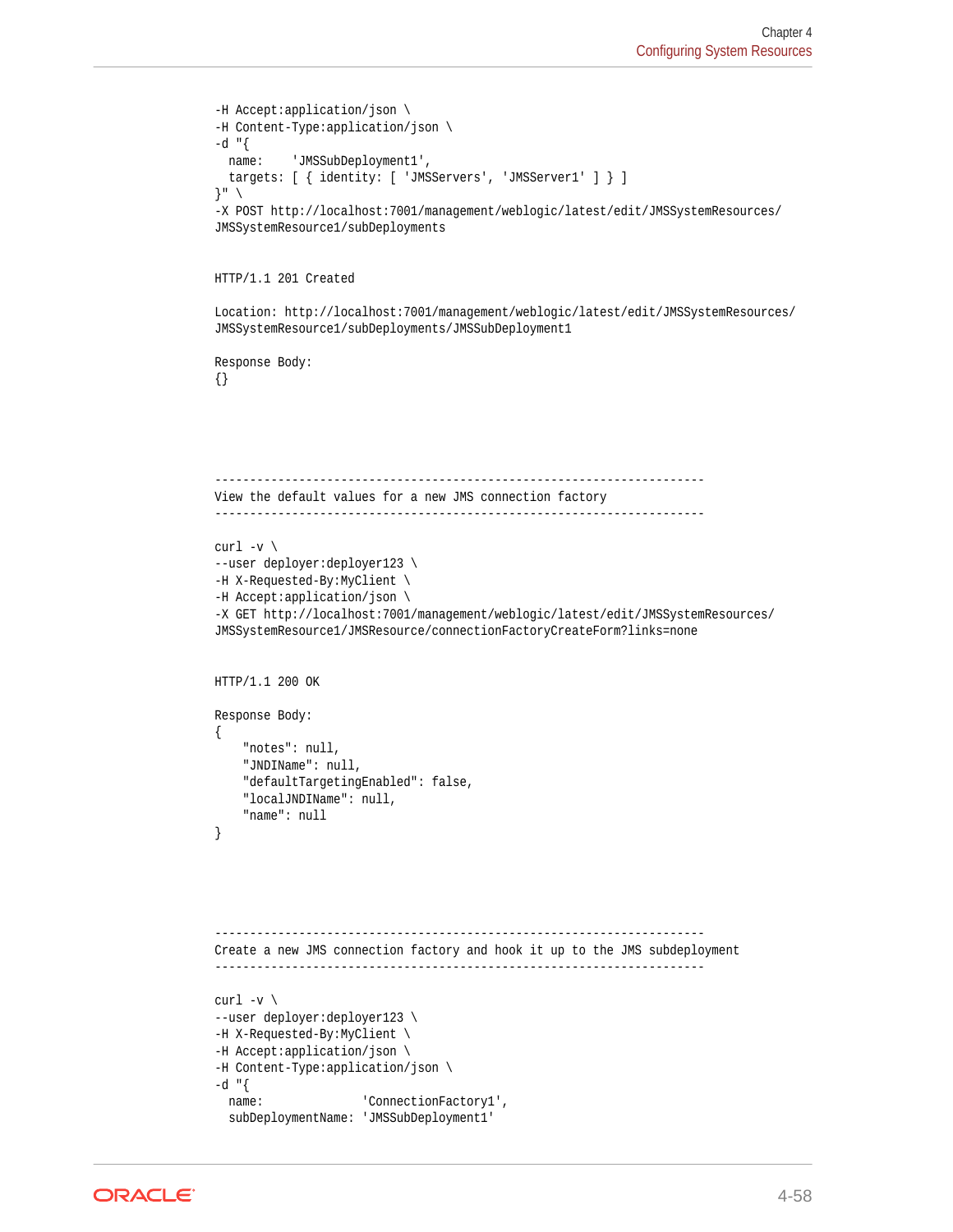```
-H Accept:application/json \
-H Content-Type:application/json \
-d "{
  name:    'JMSSubDeployment1',
  targets: [ { identity: [ 'JMSServers', 'JMSServer1' ] } ]
}" \
-X POST http://localhost:7001/management/weblogic/latest/edit/JMSSystemResources/
JMSSystemResource1/subDeployments


HTTP/1.1 201 Created

Location: http://localhost:7001/management/weblogic/latest/edit/JMSSystemResources/
JMSSystemResource1/subDeployments/JMSSubDeployment1

Response Body:
{}





----------------------------------------------------------------------
View the default values for a new JMS connection factory
----------------------------------------------------------------------

curl -v \
--user deployer:deployer123 \
-H X-Requested-By:MyClient \
-H Accept:application/json \
-X GET http://localhost:7001/management/weblogic/latest/edit/JMSSystemResources/
JMSSystemResource1/JMSResource/connectionFactoryCreateForm?links=none


HTTP/1.1 200 OK

Response Body:
{
    "notes": null,
    "JNDIName": null,
    "defaultTargetingEnabled": false,
    "localJNDIName": null,
    "name": null
}





----------------------------------------------------------------------
Create a new JMS connection factory and hook it up to the JMS subdeployment
----------------------------------------------------------------------

curl -v \
--user deployer:deployer123 \
-H X-Requested-By:MyClient \
-H Accept:application/json \
-H Content-Type:application/json \
-d "{
  name:              'ConnectionFactory1',
  subDeploymentName: 'JMSSubDeployment1'
```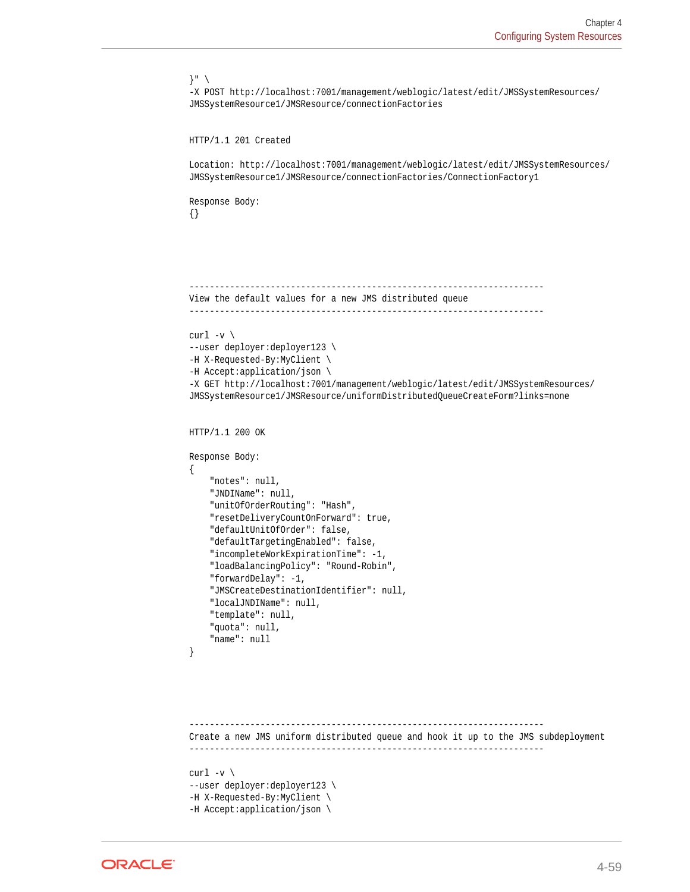```
}" \
-X POST http://localhost:7001/management/weblogic/latest/edit/JMSSystemResources/
JMSSystemResource1/JMSResource/connectionFactories


HTTP/1.1 201 Created

Location: http://localhost:7001/management/weblogic/latest/edit/JMSSystemResources/
JMSSystemResource1/JMSResource/connectionFactories/ConnectionFactory1

Response Body:
{}




----------------------------------------------------------------------
View the default values for a new JMS distributed queue
----------------------------------------------------------------------

curl -v \
--user deployer:deployer123 \
-H X-Requested-By:MyClient \
-H Accept:application/json \
-X GET http://localhost:7001/management/weblogic/latest/edit/JMSSystemResources/
JMSSystemResource1/JMSResource/uniformDistributedQueueCreateForm?links=none


HTTP/1.1 200 OK

Response Body:
{
    "notes": null,
    "JNDIName": null,
    "unitOfOrderRouting": "Hash",
    "resetDeliveryCountOnForward": true,
    "defaultUnitOfOrder": false,
    "defaultTargetingEnabled": false,
    "incompleteWorkExpirationTime": -1,
    "loadBalancingPolicy": "Round-Robin",
    "forwardDelay": -1,
    "JMSCreateDestinationIdentifier": null,
    "localJNDIName": null,
    "template": null,
    "quota": null,
    "name": null
}




----------------------------------------------------------------------
Create a new JMS uniform distributed queue and hook it up to the JMS subdeployment
----------------------------------------------------------------------

curl -v \
--user deployer:deployer123 \
-H X-Requested-By:MyClient \
-H Accept:application/json \
```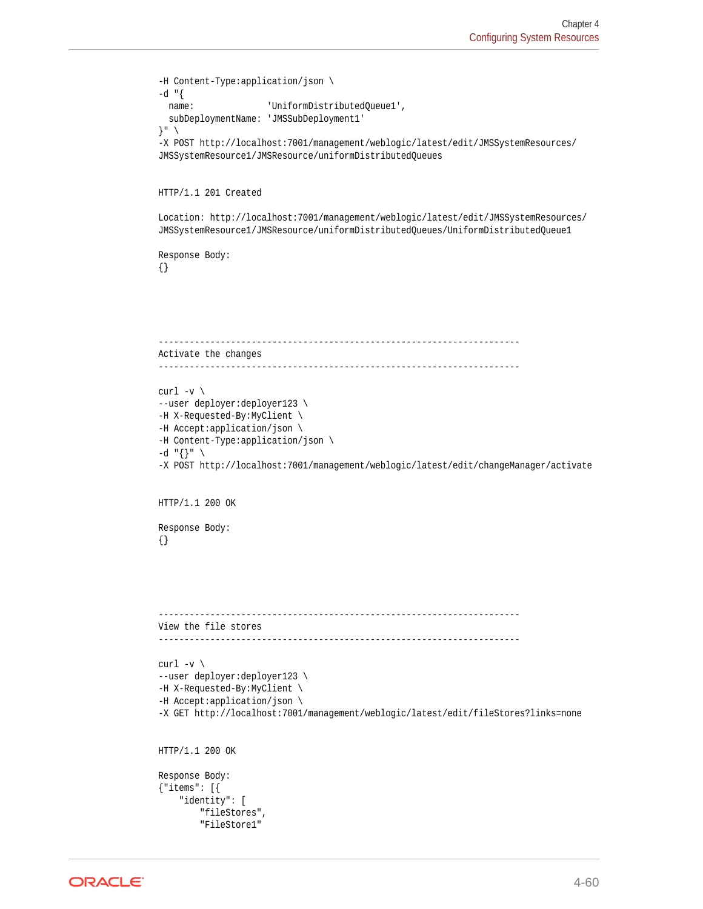```
-H Content-Type:application/json \
-d "{
  name:              'UniformDistributedQueue1',
  subDeploymentName: 'JMSSubDeployment1'
}" \
-X POST http://localhost:7001/management/weblogic/latest/edit/JMSSystemResources/
JMSSystemResource1/JMSResource/uniformDistributedQueues


HTTP/1.1 201 Created

Location: http://localhost:7001/management/weblogic/latest/edit/JMSSystemResources/
JMSSystemResource1/JMSResource/uniformDistributedQueues/UniformDistributedQueue1

Response Body:
{}





----------------------------------------------------------------------
Activate the changes
----------------------------------------------------------------------

curl -v \
--user deployer:deployer123 \
-H X-Requested-By:MyClient \
-H Accept:application/json \
-H Content-Type:application/json \
-d "{}" \
-X POST http://localhost:7001/management/weblogic/latest/edit/changeManager/activate


HTTP/1.1 200 OK

Response Body:
{}





----------------------------------------------------------------------
View the file stores
----------------------------------------------------------------------

curl -v \
--user deployer:deployer123 \
-H X-Requested-By:MyClient \
-H Accept:application/json \
-X GET http://localhost:7001/management/weblogic/latest/edit/fileStores?links=none


HTTP/1.1 200 OK

Response Body:
{"items": [{
    "identity": [
        "fileStores",
        "FileStore1"
```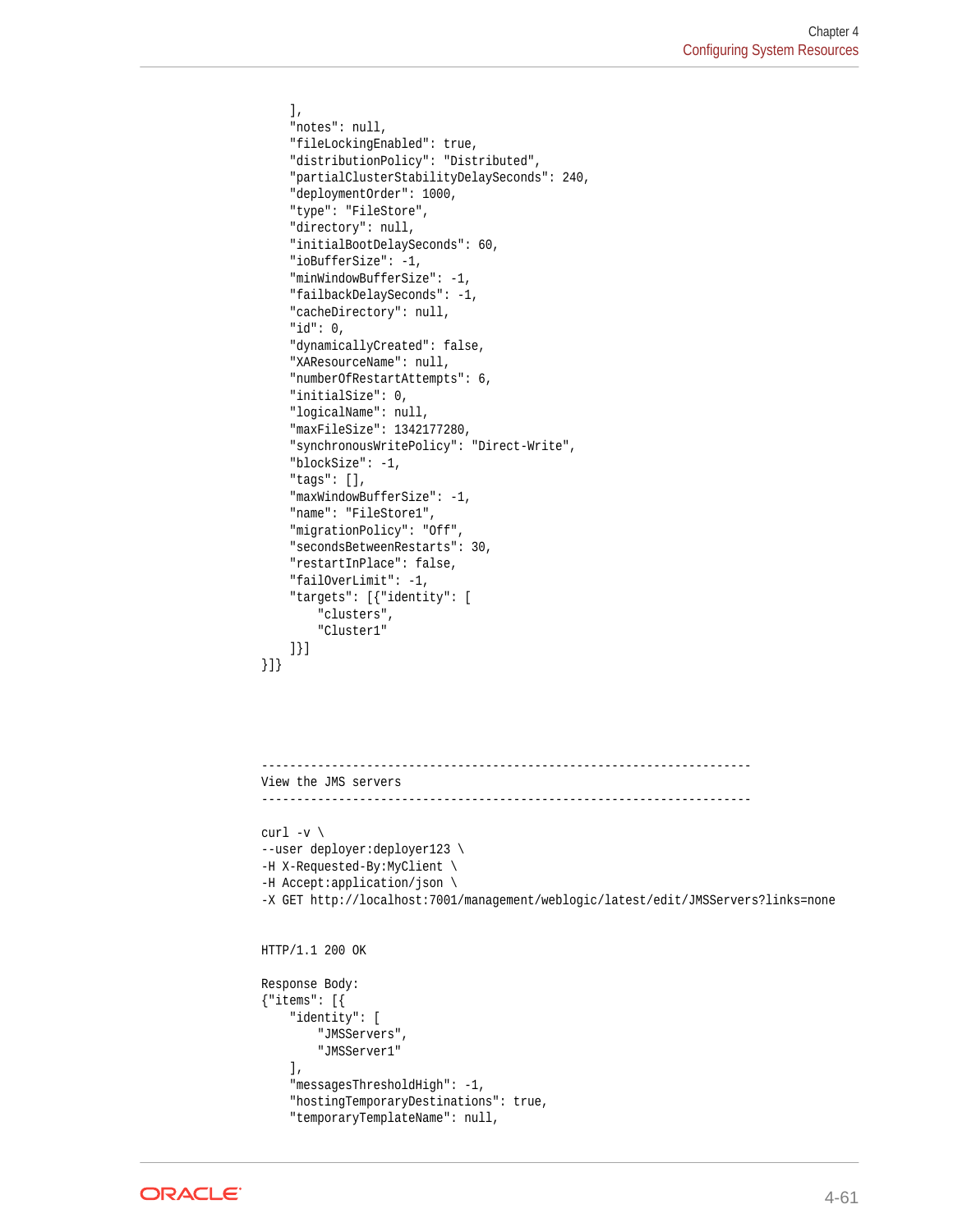```
    ],
    "notes": null,
    "fileLockingEnabled": true,
    "distributionPolicy": "Distributed",
    "partialClusterStabilityDelaySeconds": 240,
    "deploymentOrder": 1000,
    "type": "FileStore",
    "directory": null,
    "initialBootDelaySeconds": 60,
    "ioBufferSize": -1,
    "minWindowBufferSize": -1,
    "failbackDelaySeconds": -1,
    "cacheDirectory": null,
    "id": 0,
    "dynamicallyCreated": false,
    "XAResourceName": null,
    "numberOfRestartAttempts": 6,
    "initialSize": 0,
    "logicalName": null,
    "maxFileSize": 1342177280,
    "synchronousWritePolicy": "Direct-Write",
    "blockSize": -1,
    "tags": [],
    "maxWindowBufferSize": -1,
    "name": "FileStore1",
    "migrationPolicy": "Off",
    "secondsBetweenRestarts": 30,
    "restartInPlace": false,
    "failOverLimit": -1,
    "targets": [{"identity": [
        "clusters",
        "Cluster1"
    ]}]
}]}




----------------------------------------------------------------------
View the JMS servers
----------------------------------------------------------------------

curl -v \
--user deployer:deployer123 \
-H X-Requested-By:MyClient \
-H Accept:application/json \
-X GET http://localhost:7001/management/weblogic/latest/edit/JMSServers?links=none


HTTP/1.1 200 OK

Response Body:
{"items": [{
    "identity": [
        "JMSServers",
        "JMSServer1"
    ],
    "messagesThresholdHigh": -1,
    "hostingTemporaryDestinations": true,
    "temporaryTemplateName": null,
```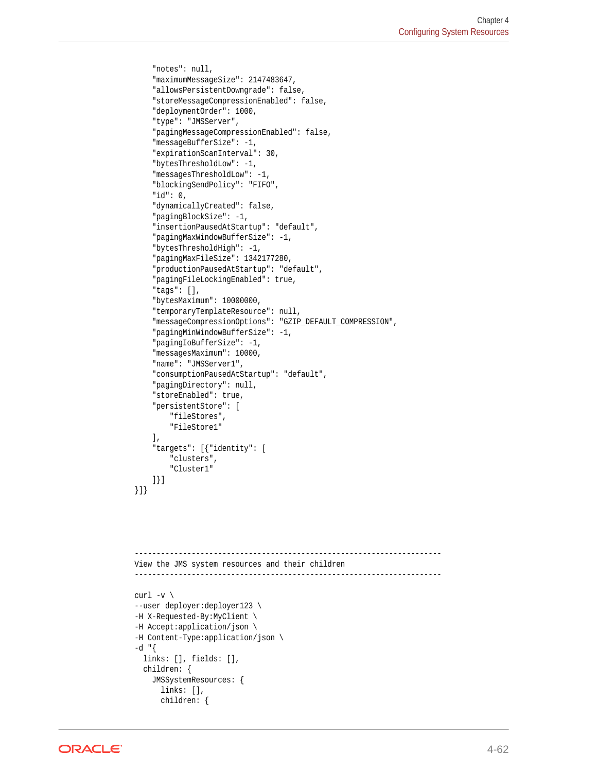```
    "notes": null,
    "maximumMessageSize": 2147483647,
    "allowsPersistentDowngrade": false,
    "storeMessageCompressionEnabled": false,
    "deploymentOrder": 1000,
    "type": "JMSServer",
    "pagingMessageCompressionEnabled": false,
    "messageBufferSize": -1,
    "expirationScanInterval": 30,
    "bytesThresholdLow": -1,
    "messagesThresholdLow": -1,
    "blockingSendPolicy": "FIFO",
    "id": 0,
    "dynamicallyCreated": false,
    "pagingBlockSize": -1,
    "insertionPausedAtStartup": "default",
    "pagingMaxWindowBufferSize": -1,
    "bytesThresholdHigh": -1,
    "pagingMaxFileSize": 1342177280,
    "productionPausedAtStartup": "default",
    "pagingFileLockingEnabled": true,
    "tags": [],
    "bytesMaximum": 10000000,
    "temporaryTemplateResource": null,
    "messageCompressionOptions": "GZIP_DEFAULT_COMPRESSION",
    "pagingMinWindowBufferSize": -1,
    "pagingIoBufferSize": -1,
    "messagesMaximum": 10000,
    "name": "JMSServer1",
    "consumptionPausedAtStartup": "default",
    "pagingDirectory": null,
    "storeEnabled": true,
    "persistentStore": [
        "fileStores",
        "FileStore1"
    ],
    "targets": [{"identity": [
        "clusters",
        "Cluster1"
    ]}]
}]}




----------------------------------------------------------------------
View the JMS system resources and their children
----------------------------------------------------------------------

curl -v \
--user deployer:deployer123 \
-H X-Requested-By:MyClient \
-H Accept:application/json \
-H Content-Type:application/json \
-d "{
  links: [], fields: [],
  children: {
    JMSSystemResources: {
      links: [],
      children: {
```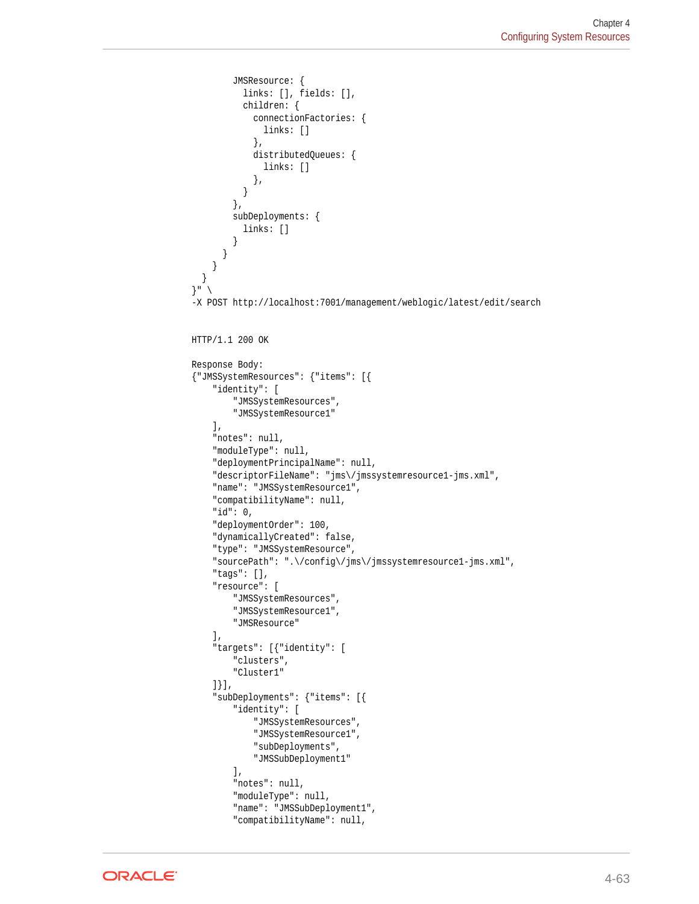```
          JMSResource: {
            links: [], fields: [],
            children: {
              connectionFactories: {
                links: []
              },
              distributedQueues: {
                links: []
              },
            }
          },
          subDeployments: {
            links: []
          }
        }
      }
    }
}" \
-X POST http://localhost:7001/management/weblogic/latest/edit/search


HTTP/1.1 200 OK

Response Body:
{"JMSSystemResources": {"items": [{
    "identity": [
        "JMSSystemResources",
        "JMSSystemResource1"
    ],
    "notes": null,
    "moduleType": null,
    "deploymentPrincipalName": null,
    "descriptorFileName": "jms\/jmssystemresource1-jms.xml",
    "name": "JMSSystemResource1",
    "compatibilityName": null,
    "id": 0,
    "deploymentOrder": 100,
    "dynamicallyCreated": false,
    "type": "JMSSystemResource",
    "sourcePath": ".\/config\/jms\/jmssystemresource1-jms.xml",
    "tags": [],
    "resource": [
        "JMSSystemResources",
        "JMSSystemResource1",
        "JMSResource"
    ],
    "targets": [{"identity": [
        "clusters",
        "Cluster1"
    ]}],
    "subDeployments": {"items": [{
        "identity": [
            "JMSSystemResources",
            "JMSSystemResource1",
            "subDeployments",
            "JMSSubDeployment1"
        ],
        "notes": null,
        "moduleType": null,
        "name": "JMSSubDeployment1",
        "compatibilityName": null,
```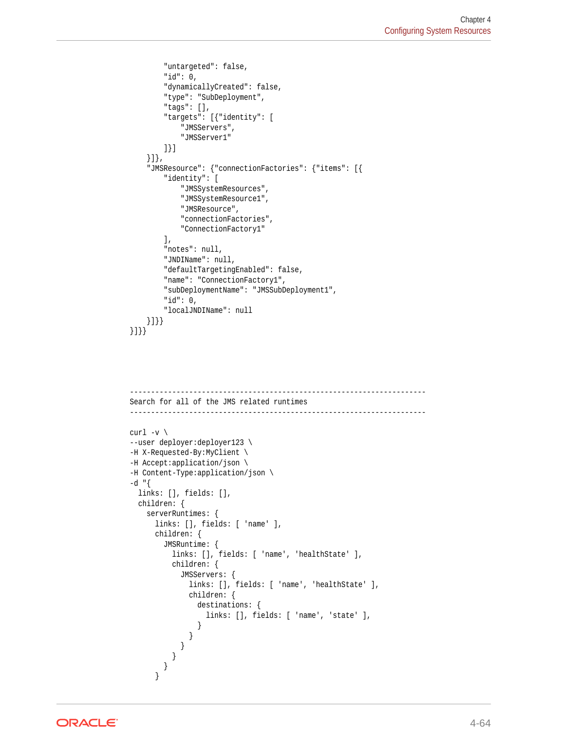```
        "untargeted": false,
        "id": 0,
        "dynamicallyCreated": false,
        "type": "SubDeployment",
        "tags": [],
        "targets": [{"identity": [
            "JMSServers",
            "JMSServer1"
        ]}]
    }]},
    "JMSResource": {"connectionFactories": {"items": [{
        "identity": [
            "JMSSystemResources",
            "JMSSystemResource1",
            "JMSResource",
            "connectionFactories",
            "ConnectionFactory1"
        ],
        "notes": null,
        "JNDIName": null,
        "defaultTargetingEnabled": false,
        "name": "ConnectionFactory1",
        "subDeploymentName": "JMSSubDeployment1",
        "id": 0,
        "localJNDIName": null
    }]}}
}]}}




----------------------------------------------------------------------
Search for all of the JMS related runtimes
----------------------------------------------------------------------

curl -v \
--user deployer:deployer123 \
-H X-Requested-By:MyClient \
-H Accept:application/json \
-H Content-Type:application/json \
-d "{
  links: [], fields: [],
  children: {
    serverRuntimes: {
      links: [], fields: [ 'name' ],
      children: {
        JMSRuntime: {
          links: [], fields: [ 'name', 'healthState' ],
          children: {
            JMSServers: {
              links: [], fields: [ 'name', 'healthState' ],
              children: {
                destinations: {
                  links: [], fields: [ 'name', 'state' ],
                }
              }
            }
          }
        }
      }
```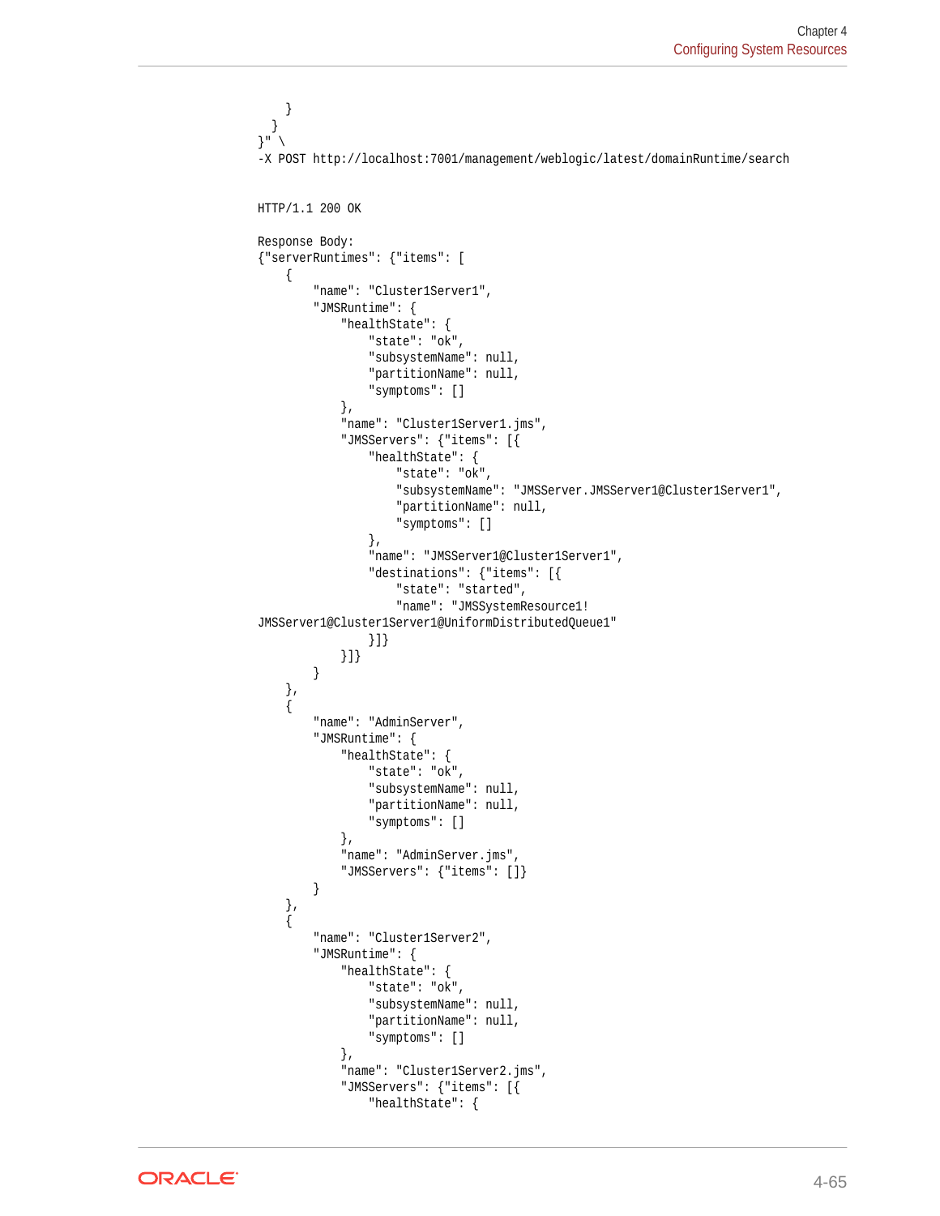```
    }
  }
}" \
-X POST http://localhost:7001/management/weblogic/latest/domainRuntime/search


HTTP/1.1 200 OK

Response Body:
{"serverRuntimes": {"items": [
    {
        "name": "Cluster1Server1",
        "JMSRuntime": {
            "healthState": {
                "state": "ok",
                "subsystemName": null,
                "partitionName": null,
                "symptoms": []
            },
            "name": "Cluster1Server1.jms",
            "JMSServers": {"items": [{
                "healthState": {
                    "state": "ok",
                    "subsystemName": "JMSServer.JMSServer1@Cluster1Server1",
                    "partitionName": null,
                    "symptoms": []
                },
                "name": "JMSServer1@Cluster1Server1",
                "destinations": {"items": [{
                    "state": "started",
                    "name": "JMSSystemResource1!
JMSServer1@Cluster1Server1@UniformDistributedQueue1"
                }]}
            }]}
        }
    },
    {
        "name": "AdminServer",
        "JMSRuntime": {
            "healthState": {
                "state": "ok",
                "subsystemName": null,
                "partitionName": null,
                "symptoms": []
            },
            "name": "AdminServer.jms",
            "JMSServers": {"items": []}
        }
    },
    {
        "name": "Cluster1Server2",
        "JMSRuntime": {
            "healthState": {
                "state": "ok",
                "subsystemName": null,
                "partitionName": null,
                "symptoms": []
            },
            "name": "Cluster1Server2.jms",
            "JMSServers": {"items": [{
                "healthState": {
```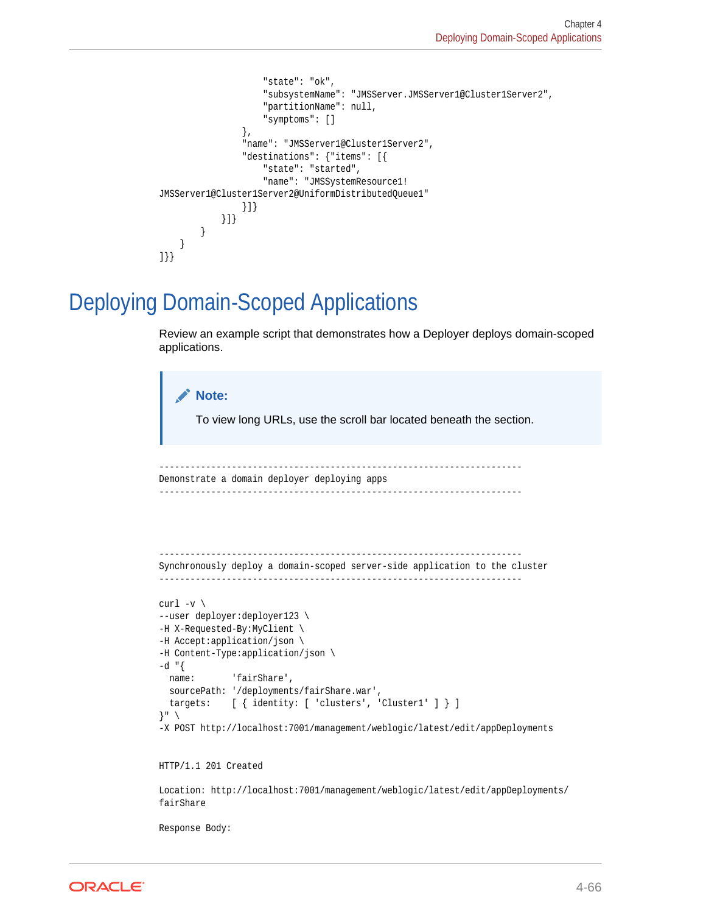```
                    "state": "ok",
                    "subsystemName": "JMSServer.JMSServer1@Cluster1Server2",
                    "partitionName": null,
                    "symptoms": []
                },
                "name": "JMSServer1@Cluster1Server2",
                "destinations": {"items": [{
                    "state": "started",
                    "name": "JMSSystemResource1!
JMSServer1@Cluster1Server2@UniformDistributedQueue1"
                }]}
            }]}
        }
    }
]}}
```

# Deploying Domain-Scoped Applications

Review an example script that demonstrates how a Deployer deploys domain-scoped applications.

> **Note:**
>
> To view long URLs, use the scroll bar located beneath the section.

```
----------------------------------------------------------------------
Demonstrate a domain deployer deploying apps
----------------------------------------------------------------------




----------------------------------------------------------------------
Synchronously deploy a domain-scoped server-side application to the cluster
----------------------------------------------------------------------

curl -v \
--user deployer:deployer123 \
-H X-Requested-By:MyClient \
-H Accept:application/json \
-H Content-Type:application/json \
-d "{
  name:       'fairShare',
  sourcePath: '/deployments/fairShare.war',
  targets:    [ { identity: [ 'clusters', 'Cluster1' ] } ]
}" \
-X POST http://localhost:7001/management/weblogic/latest/edit/appDeployments


HTTP/1.1 201 Created

Location: http://localhost:7001/management/weblogic/latest/edit/appDeployments/
fairShare

Response Body:
```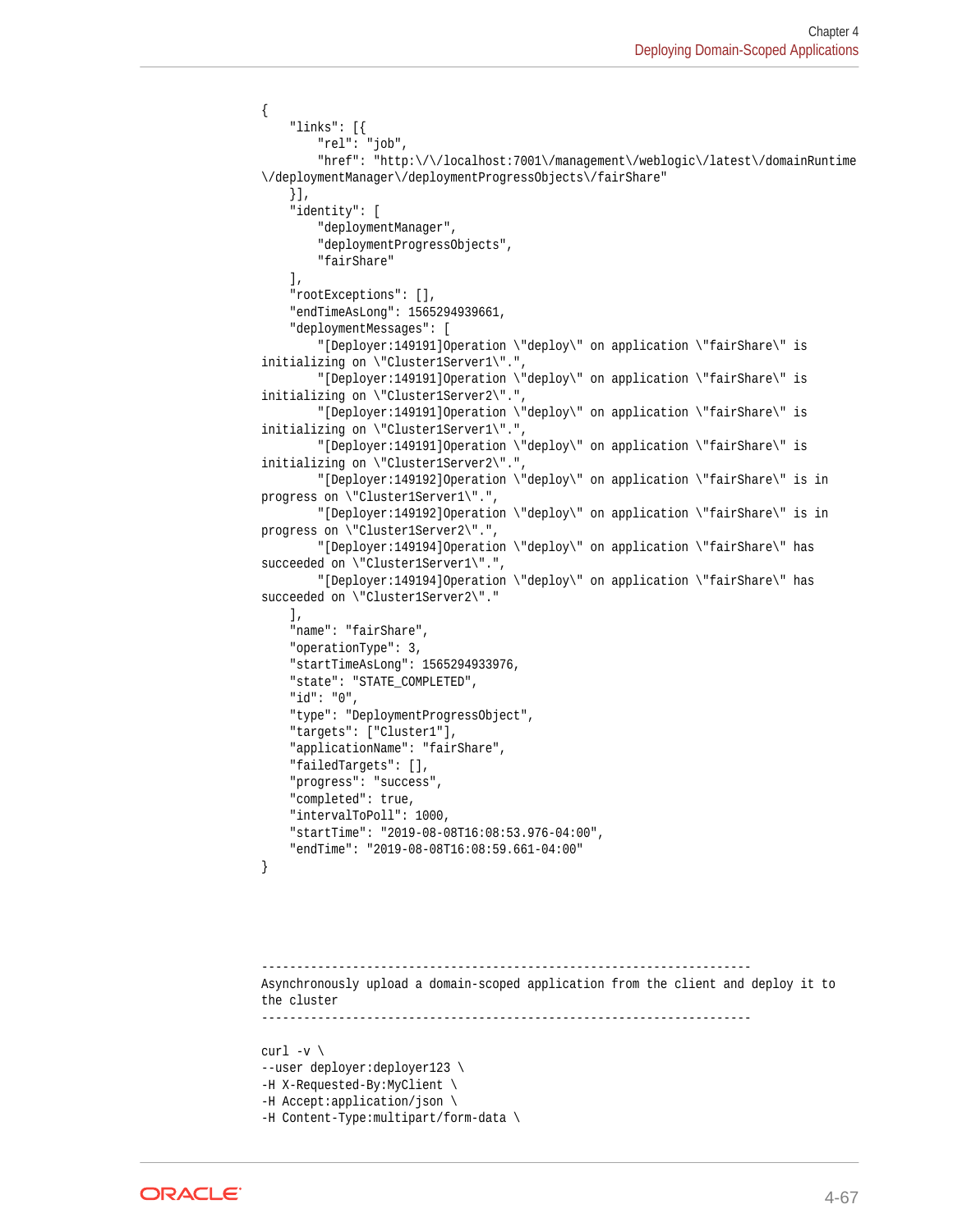```
{
    "links": [{
        "rel": "job",
        "href": "http:\/\/localhost:7001\/management\/weblogic\/latest\/domainRuntime
\/deploymentManager\/deploymentProgressObjects\/fairShare"
    }],
    "identity": [
        "deploymentManager",
        "deploymentProgressObjects",
        "fairShare"
    ],
    "rootExceptions": [],
    "endTimeAsLong": 1565294939661,
    "deploymentMessages": [
        "[Deployer:149191]Operation \"deploy\" on application \"fairShare\" is
initializing on \"Cluster1Server1\".",
        "[Deployer:149191]Operation \"deploy\" on application \"fairShare\" is
initializing on \"Cluster1Server2\".",
        "[Deployer:149191]Operation \"deploy\" on application \"fairShare\" is
initializing on \"Cluster1Server1\".",
        "[Deployer:149191]Operation \"deploy\" on application \"fairShare\" is
initializing on \"Cluster1Server2\".",
        "[Deployer:149192]Operation \"deploy\" on application \"fairShare\" is in
progress on \"Cluster1Server1\".",
        "[Deployer:149192]Operation \"deploy\" on application \"fairShare\" is in
progress on \"Cluster1Server2\".",
        "[Deployer:149194]Operation \"deploy\" on application \"fairShare\" has
succeeded on \"Cluster1Server1\".",
        "[Deployer:149194]Operation \"deploy\" on application \"fairShare\" has
succeeded on \"Cluster1Server2\"."
    ],
    "name": "fairShare",
    "operationType": 3,
    "startTimeAsLong": 1565294933976,
    "state": "STATE_COMPLETED",
    "id": "0",
    "type": "DeploymentProgressObject",
    "targets": ["Cluster1"],
    "applicationName": "fairShare",
    "failedTargets": [],
    "progress": "success",
    "completed": true,
    "intervalToPoll": 1000,
    "startTime": "2019-08-08T16:08:53.976-04:00",
    "endTime": "2019-08-08T16:08:59.661-04:00"
}



----------------------------------------------------------------------
Asynchronously upload a domain-scoped application from the client and deploy it to
the cluster
----------------------------------------------------------------------

curl -v \
--user deployer:deployer123 \
-H X-Requested-By:MyClient \
-H Accept:application/json \
-H Content-Type:multipart/form-data \
```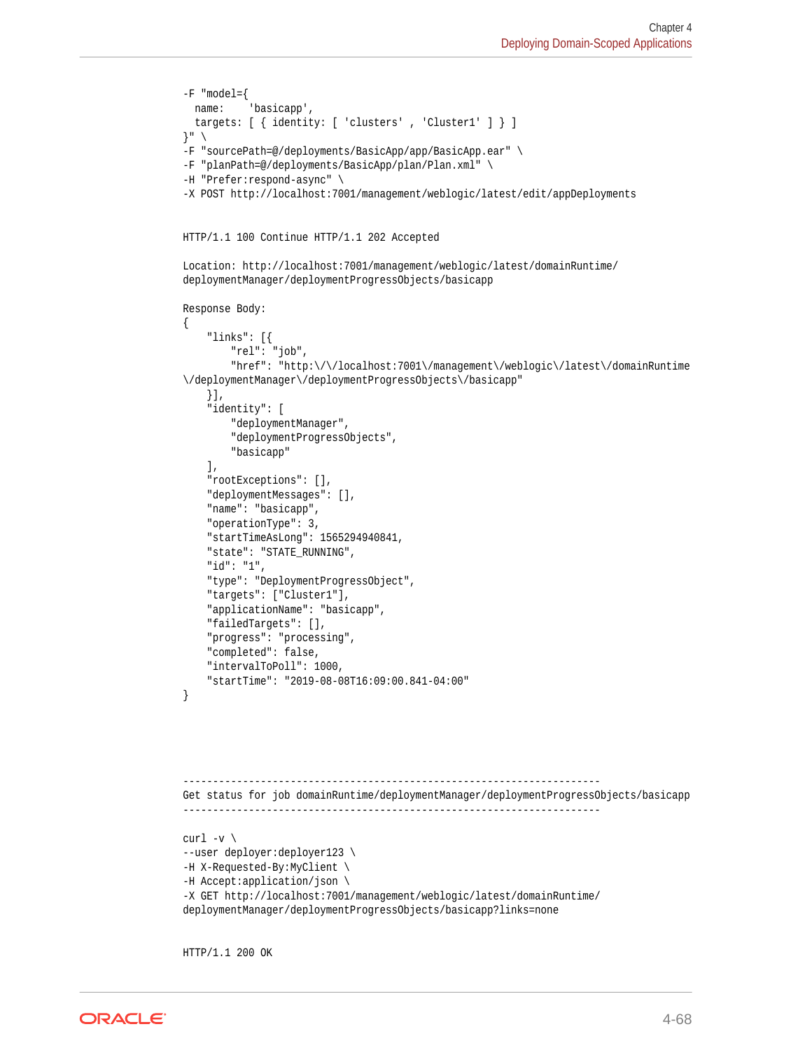```
-F "model={
  name:    'basicapp',
  targets: [ { identity: [ 'clusters' , 'Cluster1' ] } ]
}" \
-F "sourcePath=@/deployments/BasicApp/app/BasicApp.ear" \
-F "planPath=@/deployments/BasicApp/plan/Plan.xml" \
-H "Prefer:respond-async" \
-X POST http://localhost:7001/management/weblogic/latest/edit/appDeployments


HTTP/1.1 100 Continue HTTP/1.1 202 Accepted

Location: http://localhost:7001/management/weblogic/latest/domainRuntime/
deploymentManager/deploymentProgressObjects/basicapp

Response Body:
{
    "links": [{
        "rel": "job",
        "href": "http:\/\/localhost:7001\/management\/weblogic\/latest\/domainRuntime
\/deploymentManager\/deploymentProgressObjects\/basicapp"
    }],
    "identity": [
        "deploymentManager",
        "deploymentProgressObjects",
        "basicapp"
    ],
    "rootExceptions": [],
    "deploymentMessages": [],
    "name": "basicapp",
    "operationType": 3,
    "startTimeAsLong": 1565294940841,
    "state": "STATE_RUNNING",
    "id": "1",
    "type": "DeploymentProgressObject",
    "targets": ["Cluster1"],
    "applicationName": "basicapp",
    "failedTargets": [],
    "progress": "processing",
    "completed": false,
    "intervalToPoll": 1000,
    "startTime": "2019-08-08T16:09:00.841-04:00"
}




----------------------------------------------------------------------
Get status for job domainRuntime/deploymentManager/deploymentProgressObjects/basicapp
----------------------------------------------------------------------

curl -v \
--user deployer:deployer123 \
-H X-Requested-By:MyClient \
-H Accept:application/json \
-X GET http://localhost:7001/management/weblogic/latest/domainRuntime/
deploymentManager/deploymentProgressObjects/basicapp?links=none


HTTP/1.1 200 OK
```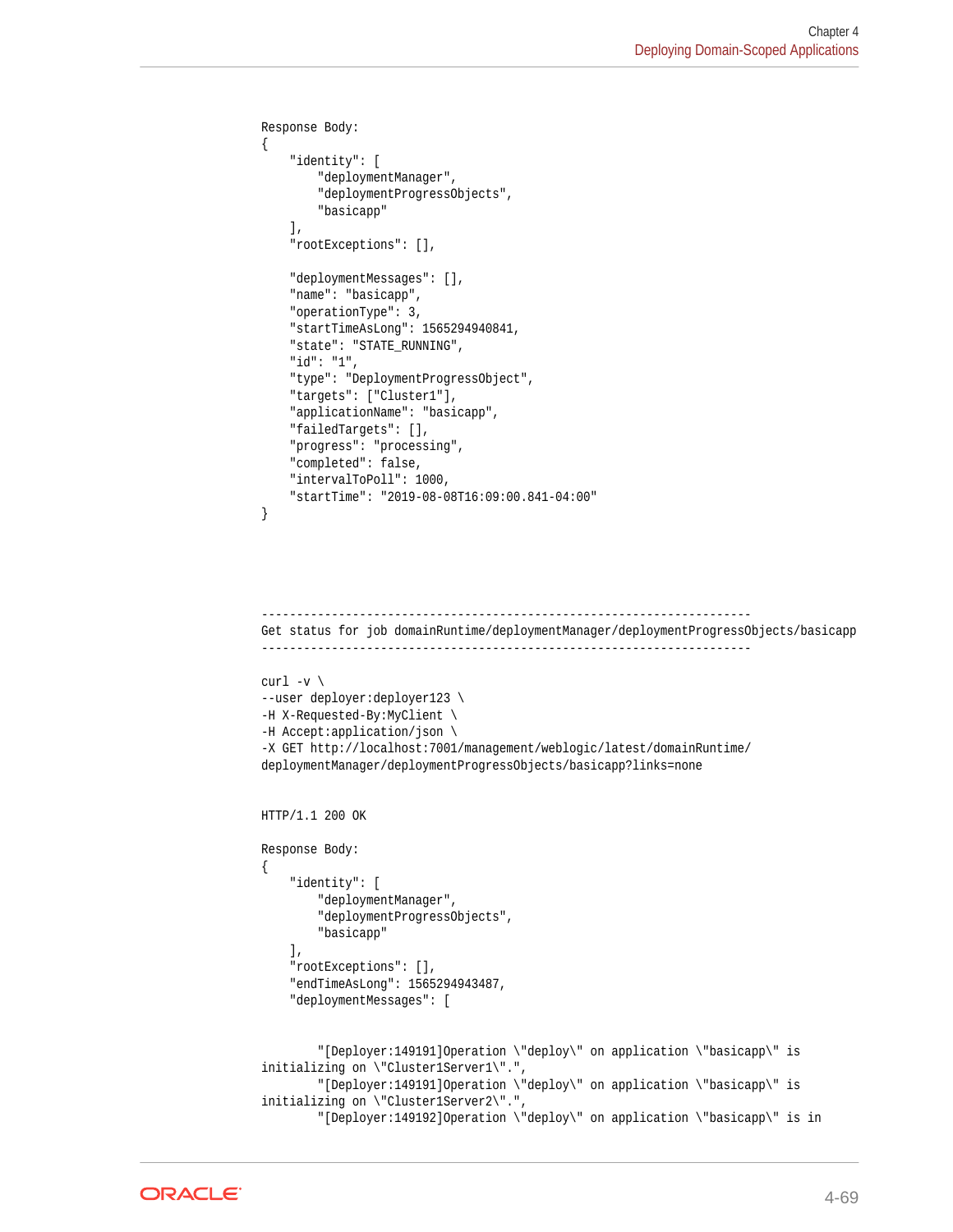```
Response Body:
{
    "identity": [
        "deploymentManager",
        "deploymentProgressObjects",
        "basicapp"
    ],
    "rootExceptions": [],

    "deploymentMessages": [],
    "name": "basicapp",
    "operationType": 3,
    "startTimeAsLong": 1565294940841,
    "state": "STATE_RUNNING",
    "id": "1",
    "type": "DeploymentProgressObject",
    "targets": ["Cluster1"],
    "applicationName": "basicapp",
    "failedTargets": [],
    "progress": "processing",
    "completed": false,
    "intervalToPoll": 1000,
    "startTime": "2019-08-08T16:09:00.841-04:00"
}




----------------------------------------------------------------------
Get status for job domainRuntime/deploymentManager/deploymentProgressObjects/basicapp
----------------------------------------------------------------------

curl -v \
--user deployer:deployer123 \
-H X-Requested-By:MyClient \
-H Accept:application/json \
-X GET http://localhost:7001/management/weblogic/latest/domainRuntime/
deploymentManager/deploymentProgressObjects/basicapp?links=none


HTTP/1.1 200 OK

Response Body:
{
    "identity": [
        "deploymentManager",
        "deploymentProgressObjects",
        "basicapp"
    ],
    "rootExceptions": [],
    "endTimeAsLong": 1565294943487,
    "deploymentMessages": [


        "[Deployer:149191]Operation \"deploy\" on application \"basicapp\" is
initializing on \"Cluster1Server1\".",
        "[Deployer:149191]Operation \"deploy\" on application \"basicapp\" is
initializing on \"Cluster1Server2\".",
        "[Deployer:149192]Operation \"deploy\" on application \"basicapp\" is in
```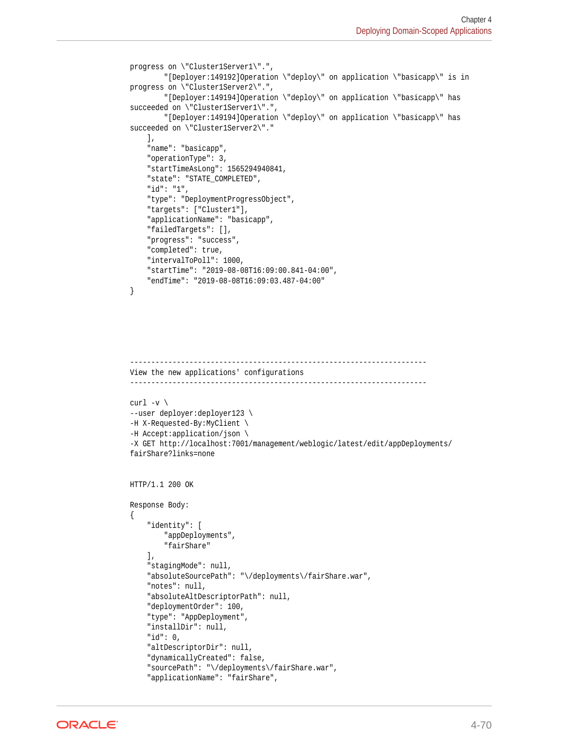```
progress on \"Cluster1Server1\".",
        "[Deployer:149192]Operation \"deploy\" on application \"basicapp\" is in
progress on \"Cluster1Server2\".",
        "[Deployer:149194]Operation \"deploy\" on application \"basicapp\" has
succeeded on \"Cluster1Server1\".",
        "[Deployer:149194]Operation \"deploy\" on application \"basicapp\" has
succeeded on \"Cluster1Server2\"."
    ],
    "name": "basicapp",
    "operationType": 3,
    "startTimeAsLong": 1565294940841,
    "state": "STATE_COMPLETED",
    "id": "1",
    "type": "DeploymentProgressObject",
    "targets": ["Cluster1"],
    "applicationName": "basicapp",
    "failedTargets": [],
    "progress": "success",
    "completed": true,
    "intervalToPoll": 1000,
    "startTime": "2019-08-08T16:09:00.841-04:00",
    "endTime": "2019-08-08T16:09:03.487-04:00"
}





----------------------------------------------------------------------
View the new applications' configurations
----------------------------------------------------------------------

curl -v \
--user deployer:deployer123 \
-H X-Requested-By:MyClient \
-H Accept:application/json \
-X GET http://localhost:7001/management/weblogic/latest/edit/appDeployments/
fairShare?links=none


HTTP/1.1 200 OK

Response Body:
{
    "identity": [
        "appDeployments",
        "fairShare"
    ],
    "stagingMode": null,
    "absoluteSourcePath": "\/deployments\/fairShare.war",
    "notes": null,
    "absoluteAltDescriptorPath": null,
    "deploymentOrder": 100,
    "type": "AppDeployment",
    "installDir": null,
    "id": 0,
    "altDescriptorDir": null,
    "dynamicallyCreated": false,
    "sourcePath": "\/deployments\/fairShare.war",
    "applicationName": "fairShare",
```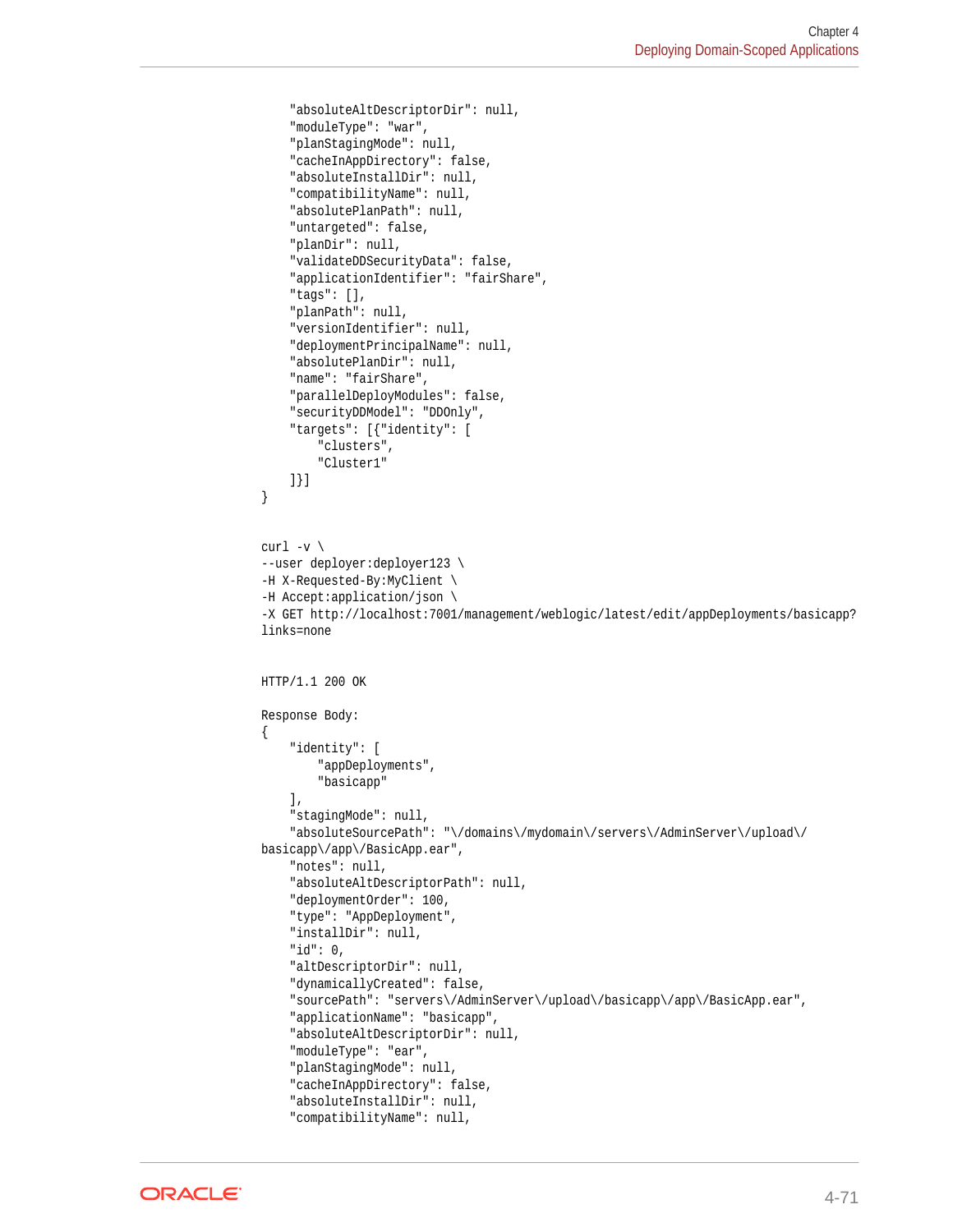```
    "absoluteAltDescriptorDir": null,
    "moduleType": "war",
    "planStagingMode": null,
    "cacheInAppDirectory": false,
    "absoluteInstallDir": null,
    "compatibilityName": null,
    "absolutePlanPath": null,
    "untargeted": false,
    "planDir": null,
    "validateDDSecurityData": false,
    "applicationIdentifier": "fairShare",
    "tags": [],
    "planPath": null,
    "versionIdentifier": null,
    "deploymentPrincipalName": null,
    "absolutePlanDir": null,
    "name": "fairShare",
    "parallelDeployModules": false,
    "securityDDModel": "DDOnly",
    "targets": [{"identity": [
        "clusters",
        "Cluster1"
    ]}]
}


curl -v \
--user deployer:deployer123 \
-H X-Requested-By:MyClient \
-H Accept:application/json \
-X GET http://localhost:7001/management/weblogic/latest/edit/appDeployments/basicapp?
links=none


HTTP/1.1 200 OK

Response Body:
{
    "identity": [
        "appDeployments",
        "basicapp"
    ],
    "stagingMode": null,
    "absoluteSourcePath": "\/domains\/mydomain\/servers\/AdminServer\/upload\/
basicapp\/app\/BasicApp.ear",
    "notes": null,
    "absoluteAltDescriptorPath": null,
    "deploymentOrder": 100,
    "type": "AppDeployment",
    "installDir": null,
    "id": 0,
    "altDescriptorDir": null,
    "dynamicallyCreated": false,
    "sourcePath": "servers\/AdminServer\/upload\/basicapp\/app\/BasicApp.ear",
    "applicationName": "basicapp",
    "absoluteAltDescriptorDir": null,
    "moduleType": "ear",
    "planStagingMode": null,
    "cacheInAppDirectory": false,
    "absoluteInstallDir": null,
    "compatibilityName": null,
```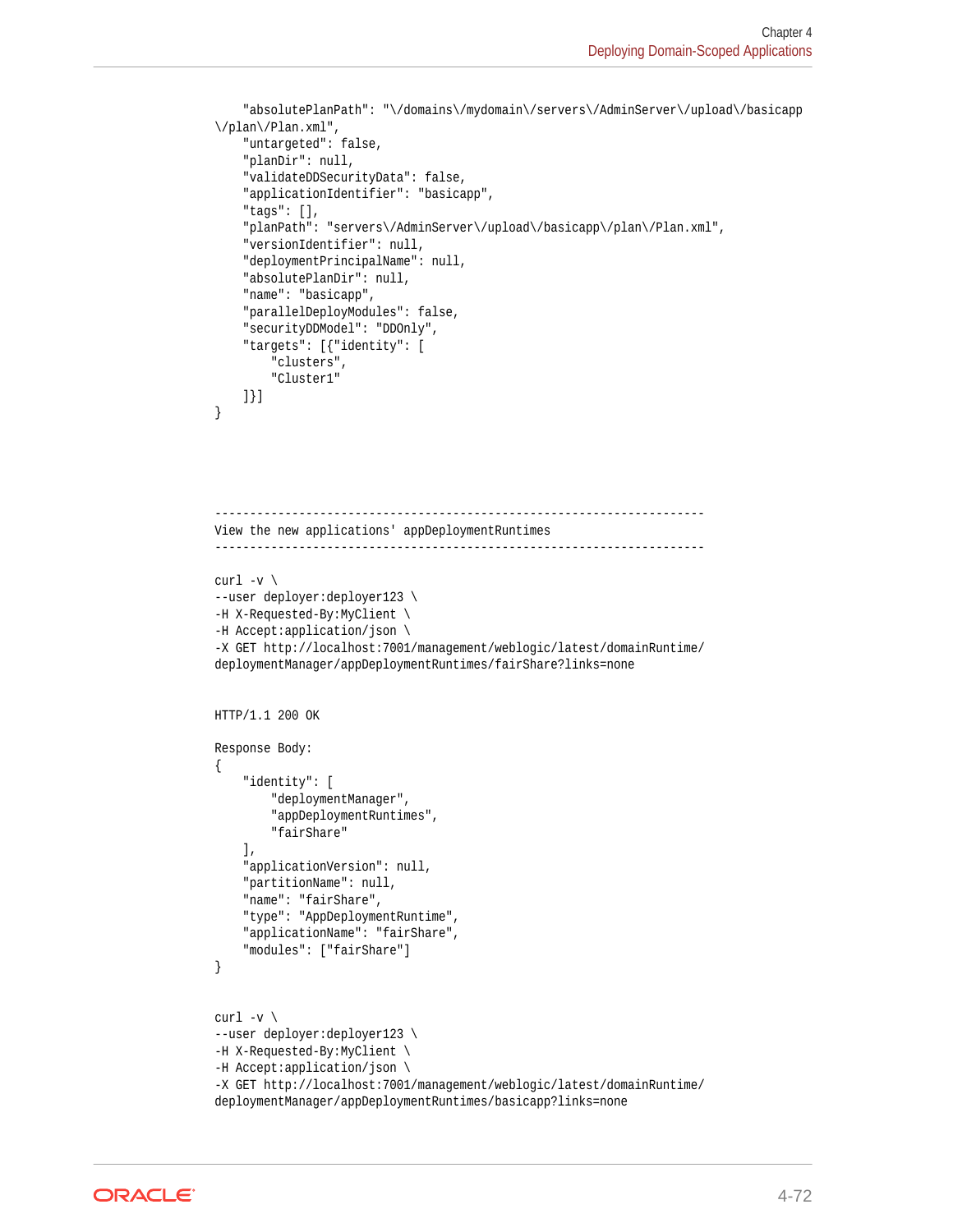```
    "absolutePlanPath": "\/domains\/mydomain\/servers\/AdminServer\/upload\/basicapp
\/plan\/Plan.xml",
    "untargeted": false,
    "planDir": null,
    "validateDDSecurityData": false,
    "applicationIdentifier": "basicapp",
    "tags": [],
    "planPath": "servers\/AdminServer\/upload\/basicapp\/plan\/Plan.xml",
    "versionIdentifier": null,
    "deploymentPrincipalName": null,
    "absolutePlanDir": null,
    "name": "basicapp",
    "parallelDeployModules": false,
    "securityDDModel": "DDOnly",
    "targets": [{"identity": [
        "clusters",
        "Cluster1"
    ]}]
}




----------------------------------------------------------------------
View the new applications' appDeploymentRuntimes
----------------------------------------------------------------------

curl -v \
--user deployer:deployer123 \
-H X-Requested-By:MyClient \
-H Accept:application/json \
-X GET http://localhost:7001/management/weblogic/latest/domainRuntime/
deploymentManager/appDeploymentRuntimes/fairShare?links=none


HTTP/1.1 200 OK

Response Body:
{
    "identity": [
        "deploymentManager",
        "appDeploymentRuntimes",
        "fairShare"
    ],
    "applicationVersion": null,
    "partitionName": null,
    "name": "fairShare",
    "type": "AppDeploymentRuntime",
    "applicationName": "fairShare",
    "modules": ["fairShare"]
}


curl -v \
--user deployer:deployer123 \
-H X-Requested-By:MyClient \
-H Accept:application/json \
-X GET http://localhost:7001/management/weblogic/latest/domainRuntime/
deploymentManager/appDeploymentRuntimes/basicapp?links=none
```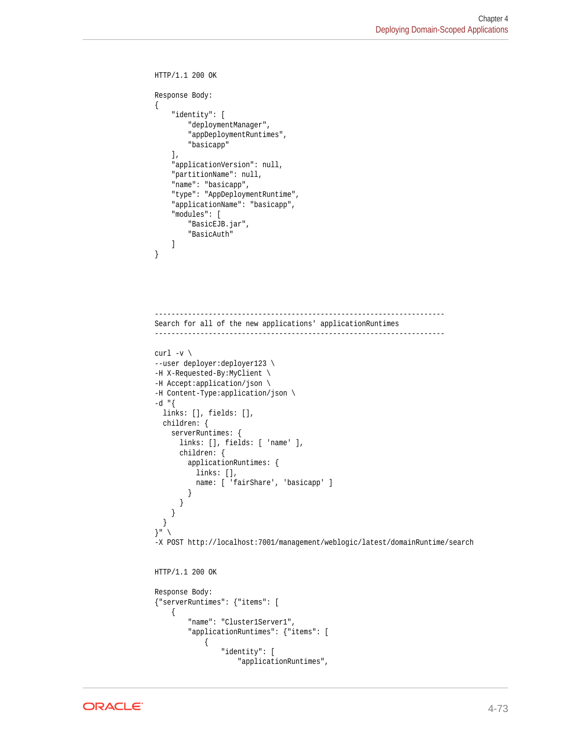```
HTTP/1.1 200 OK

Response Body:
{
    "identity": [
        "deploymentManager",
        "appDeploymentRuntimes",
        "basicapp"
    ],
    "applicationVersion": null,
    "partitionName": null,
    "name": "basicapp",
    "type": "AppDeploymentRuntime",
    "applicationName": "basicapp",
    "modules": [
        "BasicEJB.jar",
        "BasicAuth"
    ]
}




----------------------------------------------------------------------
Search for all of the new applications' applicationRuntimes
----------------------------------------------------------------------

curl -v \
--user deployer:deployer123 \
-H X-Requested-By:MyClient \
-H Accept:application/json \
-H Content-Type:application/json \
-d "{
  links: [], fields: [],
  children: {
    serverRuntimes: {
      links: [], fields: [ 'name' ],
      children: {
        applicationRuntimes: {
          links: [],
          name: [ 'fairShare', 'basicapp' ]
        }
      }
    }
  }
}" \
-X POST http://localhost:7001/management/weblogic/latest/domainRuntime/search


HTTP/1.1 200 OK

Response Body:
{"serverRuntimes": {"items": [
    {
        "name": "Cluster1Server1",
        "applicationRuntimes": {"items": [
            {
                "identity": [
                    "applicationRuntimes",
```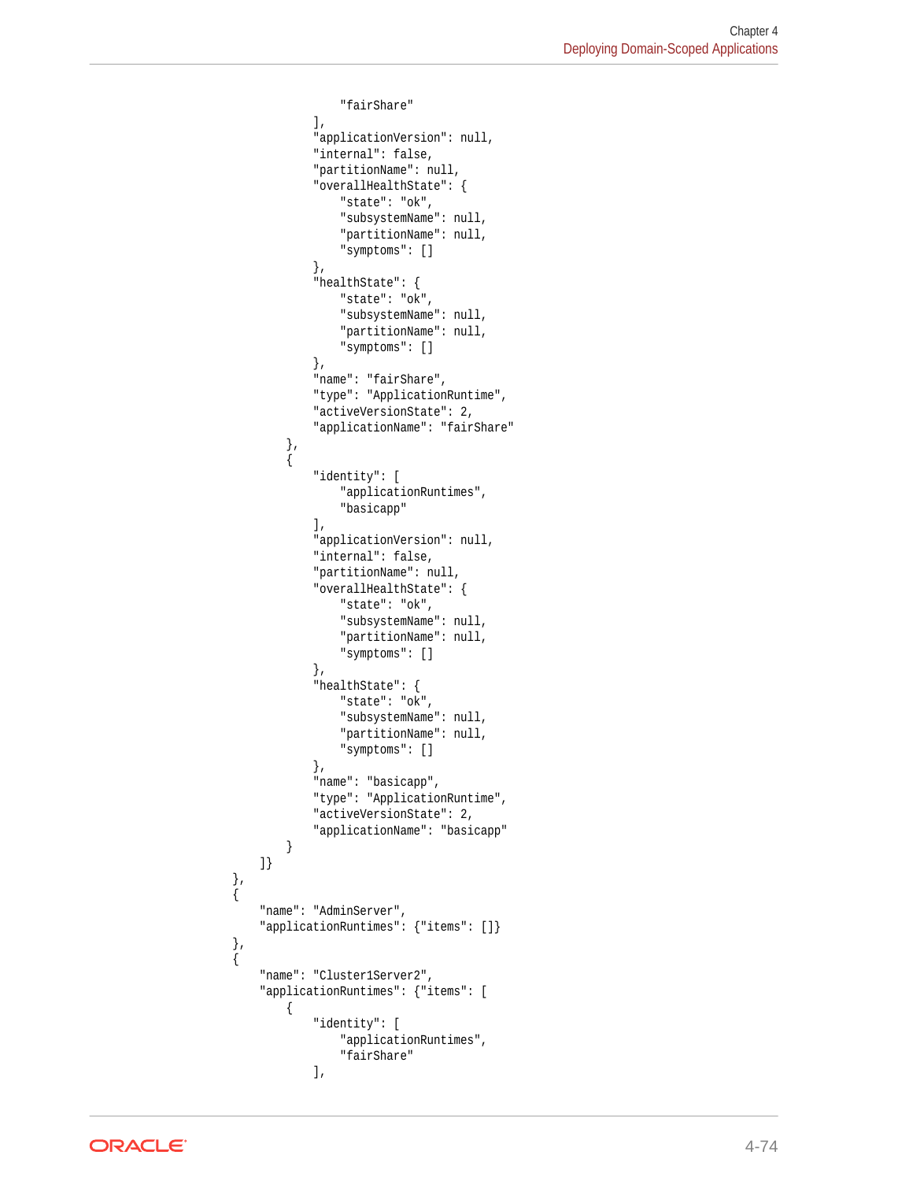```
                    "fairShare"
                ],
                "applicationVersion": null,
                "internal": false,
                "partitionName": null,
                "overallHealthState": {
                    "state": "ok",
                    "subsystemName": null,
                    "partitionName": null,
                    "symptoms": []
                },
                "healthState": {
                    "state": "ok",
                    "subsystemName": null,
                    "partitionName": null,
                    "symptoms": []
                },
                "name": "fairShare",
                "type": "ApplicationRuntime",
                "activeVersionState": 2,
                "applicationName": "fairShare"
            },
            {
                "identity": [
                    "applicationRuntimes",
                    "basicapp"
                ],
                "applicationVersion": null,
                "internal": false,
                "partitionName": null,
                "overallHealthState": {
                    "state": "ok",
                    "subsystemName": null,
                    "partitionName": null,
                    "symptoms": []
                },
                "healthState": {
                    "state": "ok",
                    "subsystemName": null,
                    "partitionName": null,
                    "symptoms": []
                },
                "name": "basicapp",
                "type": "ApplicationRuntime",
                "activeVersionState": 2,
                "applicationName": "basicapp"
            }
        ]}
    },
    {
        "name": "AdminServer",
        "applicationRuntimes": {"items": []}
    },
    {
        "name": "Cluster1Server2",
        "applicationRuntimes": {"items": [
            {
                "identity": [
                    "applicationRuntimes",
                    "fairShare"
                ],
```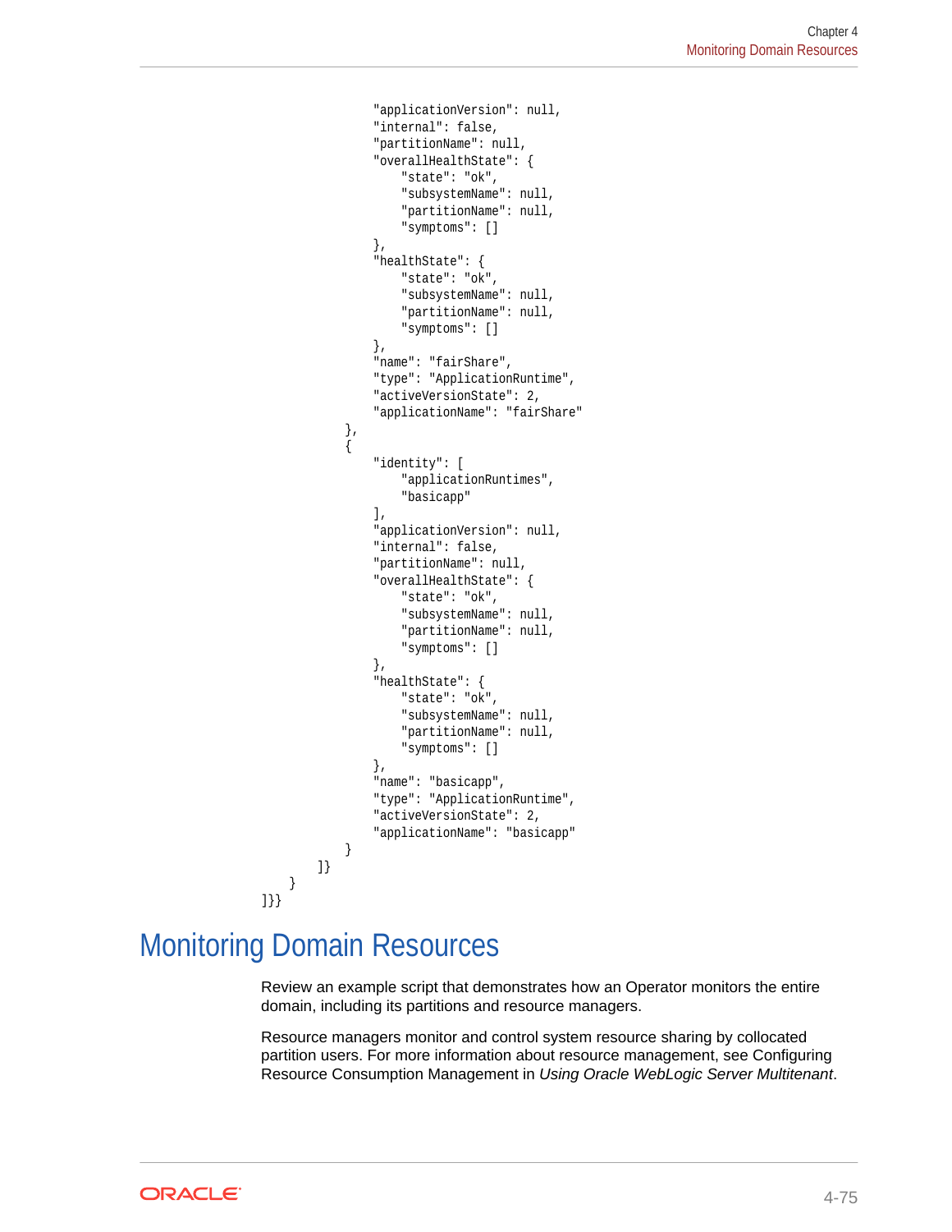```
                "applicationVersion": null,
                "internal": false,
                "partitionName": null,
                "overallHealthState": {
                    "state": "ok",
                    "subsystemName": null,
                    "partitionName": null,
                    "symptoms": []
                },
                "healthState": {
                    "state": "ok",
                    "subsystemName": null,
                    "partitionName": null,
                    "symptoms": []
                },
                "name": "fairShare",
                "type": "ApplicationRuntime",
                "activeVersionState": 2,
                "applicationName": "fairShare"
            },
            {
                "identity": [
                    "applicationRuntimes",
                    "basicapp"
                ],
                "applicationVersion": null,
                "internal": false,
                "partitionName": null,
                "overallHealthState": {
                    "state": "ok",
                    "subsystemName": null,
                    "partitionName": null,
                    "symptoms": []
                },
                "healthState": {
                    "state": "ok",
                    "subsystemName": null,
                    "partitionName": null,
                    "symptoms": []
                },
                "name": "basicapp",
                "type": "ApplicationRuntime",
                "activeVersionState": 2,
                "applicationName": "basicapp"
            }
        ]}
    }
]}}
```

## Monitoring Domain Resources

Review an example script that demonstrates how an Operator monitors the entire domain, including its partitions and resource managers.

Resource managers monitor and control system resource sharing by collocated partition users. For more information about resource management, see Configuring Resource Consumption Management in *Using Oracle WebLogic Server Multitenant*.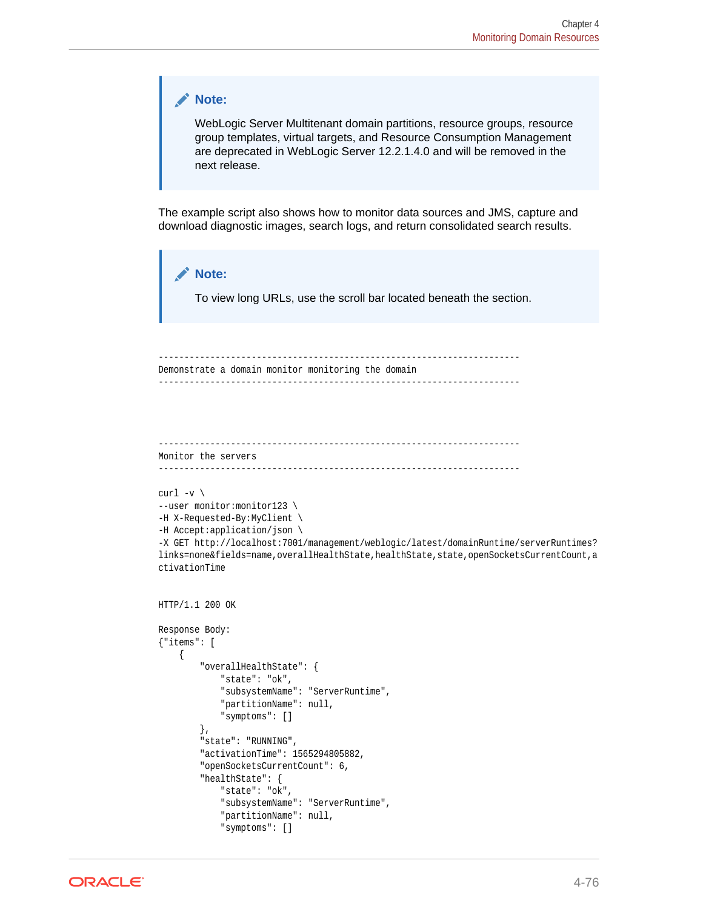> **Note:**
>
> WebLogic Server Multitenant domain partitions, resource groups, resource group templates, virtual targets, and Resource Consumption Management are deprecated in WebLogic Server 12.2.1.4.0 and will be removed in the next release.

The example script also shows how to monitor data sources and JMS, capture and download diagnostic images, search logs, and return consolidated search results.

> **Note:**
>
> To view long URLs, use the scroll bar located beneath the section.

```
----------------------------------------------------------------------
Demonstrate a domain monitor monitoring the domain
----------------------------------------------------------------------



----------------------------------------------------------------------
Monitor the servers
----------------------------------------------------------------------

curl -v \
--user monitor:monitor123 \
-H X-Requested-By:MyClient \
-H Accept:application/json \
-X GET http://localhost:7001/management/weblogic/latest/domainRuntime/serverRuntimes?
links=none&fields=name,overallHealthState,healthState,state,openSocketsCurrentCount,a
ctivationTime


HTTP/1.1 200 OK

Response Body:
{"items": [
    {
        "overallHealthState": {
            "state": "ok",
            "subsystemName": "ServerRuntime",
            "partitionName": null,
            "symptoms": []
        },
        "state": "RUNNING",
        "activationTime": 1565294805882,
        "openSocketsCurrentCount": 6,
        "healthState": {
            "state": "ok",
            "subsystemName": "ServerRuntime",
            "partitionName": null,
            "symptoms": []
```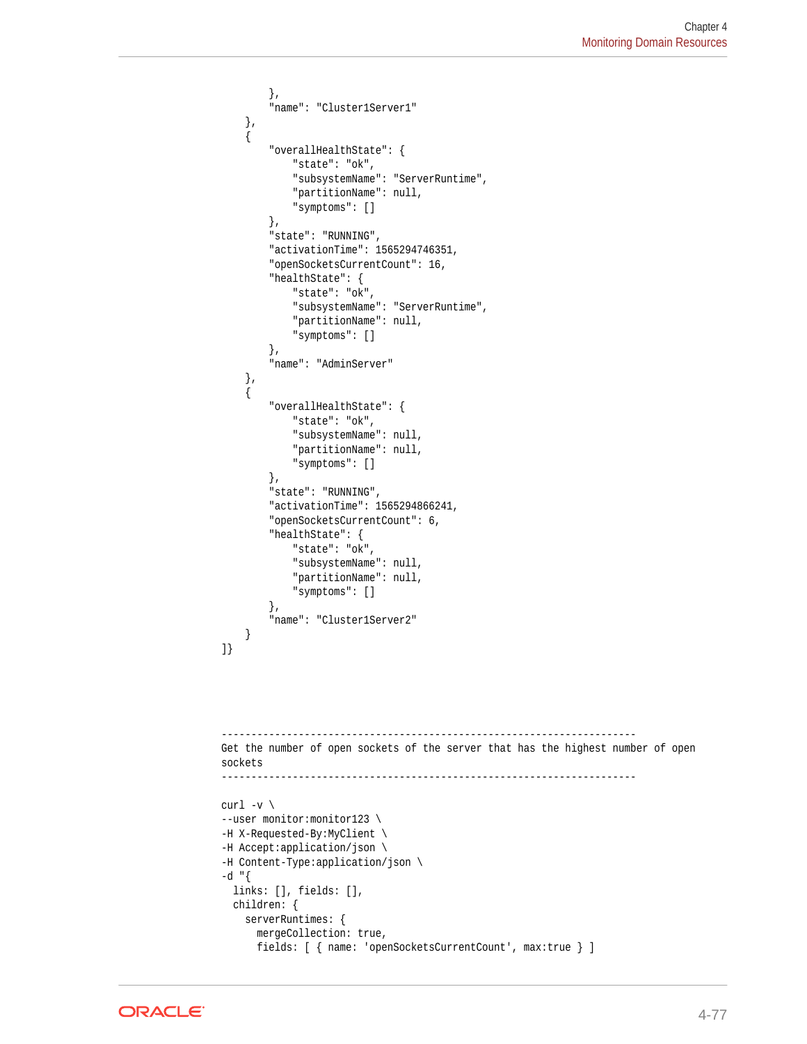```
        },
        "name": "Cluster1Server1"
    },
    {
        "overallHealthState": {
            "state": "ok",
            "subsystemName": "ServerRuntime",
            "partitionName": null,
            "symptoms": []
        },
        "state": "RUNNING",
        "activationTime": 1565294746351,
        "openSocketsCurrentCount": 16,
        "healthState": {
            "state": "ok",
            "subsystemName": "ServerRuntime",
            "partitionName": null,
            "symptoms": []
        },
        "name": "AdminServer"
    },
    {
        "overallHealthState": {
            "state": "ok",
            "subsystemName": null,
            "partitionName": null,
            "symptoms": []
        },
        "state": "RUNNING",
        "activationTime": 1565294866241,
        "openSocketsCurrentCount": 6,
        "healthState": {
            "state": "ok",
            "subsystemName": null,
            "partitionName": null,
            "symptoms": []
        },
        "name": "Cluster1Server2"
    }
]}




----------------------------------------------------------------------
Get the number of open sockets of the server that has the highest number of open
sockets
----------------------------------------------------------------------

curl -v \
--user monitor:monitor123 \
-H X-Requested-By:MyClient \
-H Accept:application/json \
-H Content-Type:application/json \
-d "{
  links: [], fields: [],
  children: {
    serverRuntimes: {
      mergeCollection: true,
      fields: [ { name: 'openSocketsCurrentCount', max:true } ]
```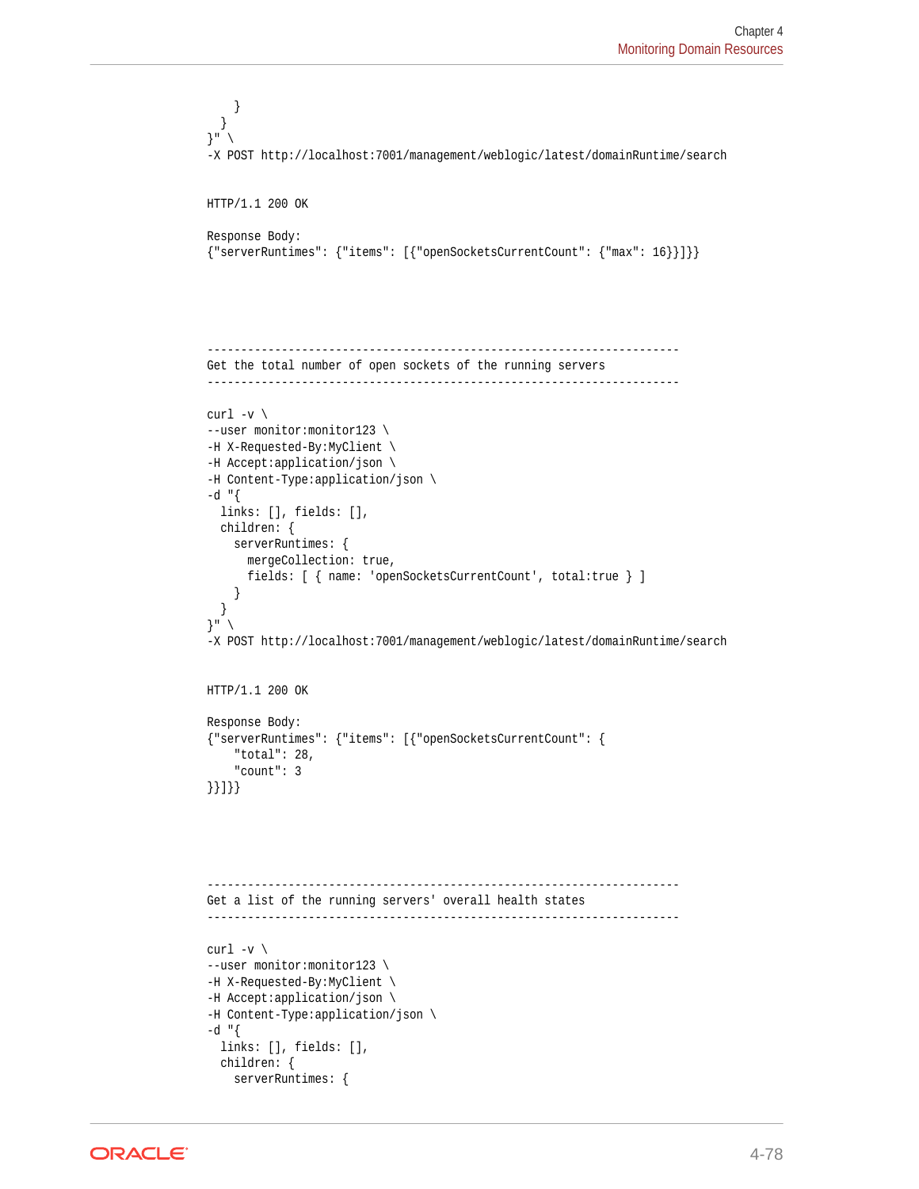```
    }
  }
}" \
-X POST http://localhost:7001/management/weblogic/latest/domainRuntime/search


HTTP/1.1 200 OK

Response Body:
{"serverRuntimes": {"items": [{"openSocketsCurrentCount": {"max": 16}}]}}





----------------------------------------------------------------------
Get the total number of open sockets of the running servers
----------------------------------------------------------------------

curl -v \
--user monitor:monitor123 \
-H X-Requested-By:MyClient \
-H Accept:application/json \
-H Content-Type:application/json \
-d "{
  links: [], fields: [],
  children: {
    serverRuntimes: {
      mergeCollection: true,
      fields: [ { name: 'openSocketsCurrentCount', total:true } ]
    }
  }
}" \
-X POST http://localhost:7001/management/weblogic/latest/domainRuntime/search


HTTP/1.1 200 OK

Response Body:
{"serverRuntimes": {"items": [{"openSocketsCurrentCount": {
    "total": 28,
    "count": 3
}}]}}





----------------------------------------------------------------------
Get a list of the running servers' overall health states
----------------------------------------------------------------------

curl -v \
--user monitor:monitor123 \
-H X-Requested-By:MyClient \
-H Accept:application/json \
-H Content-Type:application/json \
-d "{
  links: [], fields: [],
  children: {
    serverRuntimes: {
```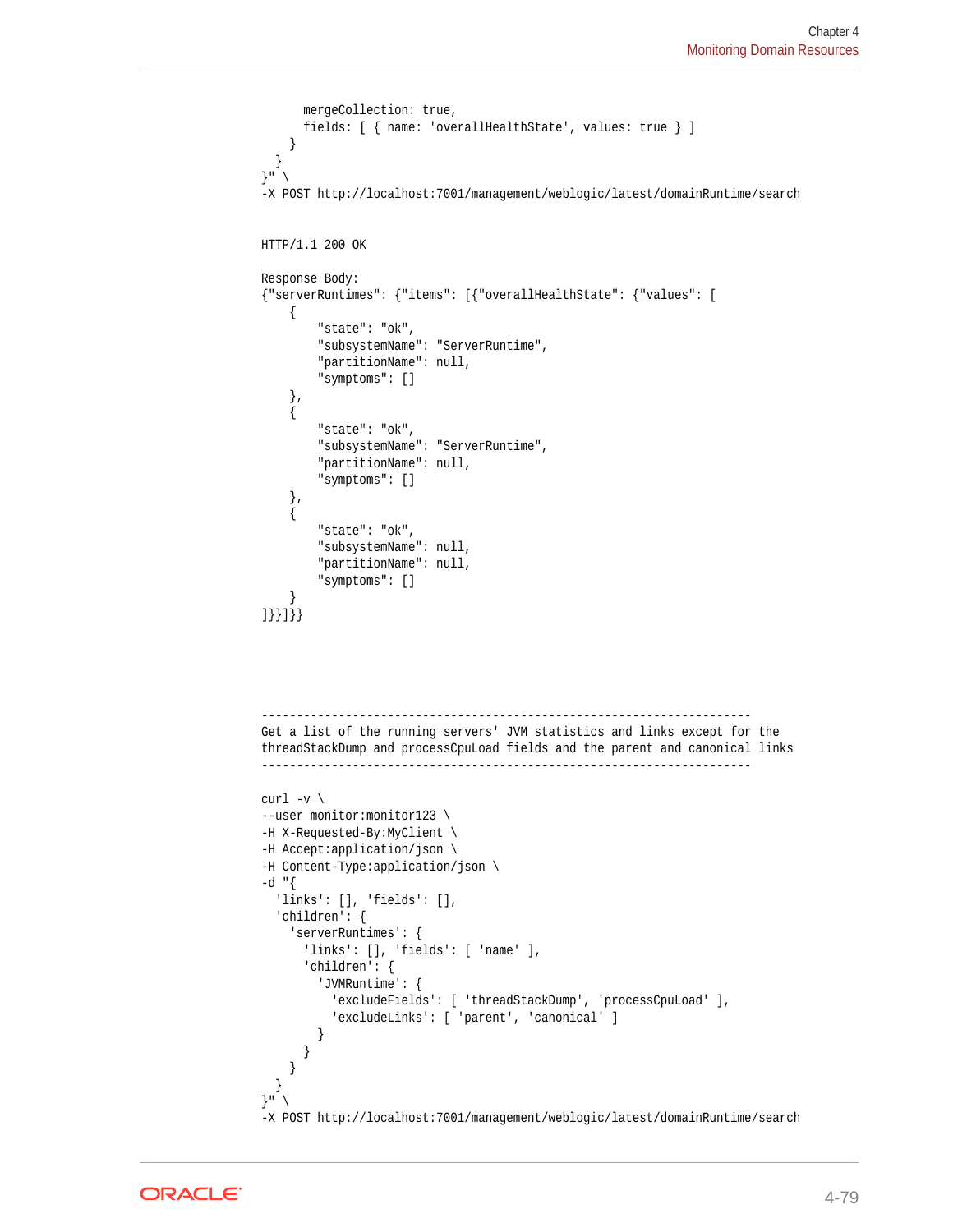```
      mergeCollection: true,
      fields: [ { name: 'overallHealthState', values: true } ]
    }
  }
}" \
-X POST http://localhost:7001/management/weblogic/latest/domainRuntime/search


HTTP/1.1 200 OK

Response Body:
{"serverRuntimes": {"items": [{"overallHealthState": {"values": [
    {
        "state": "ok",
        "subsystemName": "ServerRuntime",
        "partitionName": null,
        "symptoms": []
    },
    {
        "state": "ok",
        "subsystemName": "ServerRuntime",
        "partitionName": null,
        "symptoms": []
    },
    {
        "state": "ok",
        "subsystemName": null,
        "partitionName": null,
        "symptoms": []
    }
]}}]}}
```

```
----------------------------------------------------------------------
Get a list of the running servers' JVM statistics and links except for the
threadStackDump and processCpuLoad fields and the parent and canonical links
----------------------------------------------------------------------

curl -v \
--user monitor:monitor123 \
-H X-Requested-By:MyClient \
-H Accept:application/json \
-H Content-Type:application/json \
-d "{
  'links': [], 'fields': [],
  'children': {
    'serverRuntimes': {
      'links': [], 'fields': [ 'name' ],
      'children': {
        'JVMRuntime': {
          'excludeFields': [ 'threadStackDump', 'processCpuLoad' ],
          'excludeLinks': [ 'parent', 'canonical' ]
        }
      }
    }
  }
}" \
-X POST http://localhost:7001/management/weblogic/latest/domainRuntime/search
```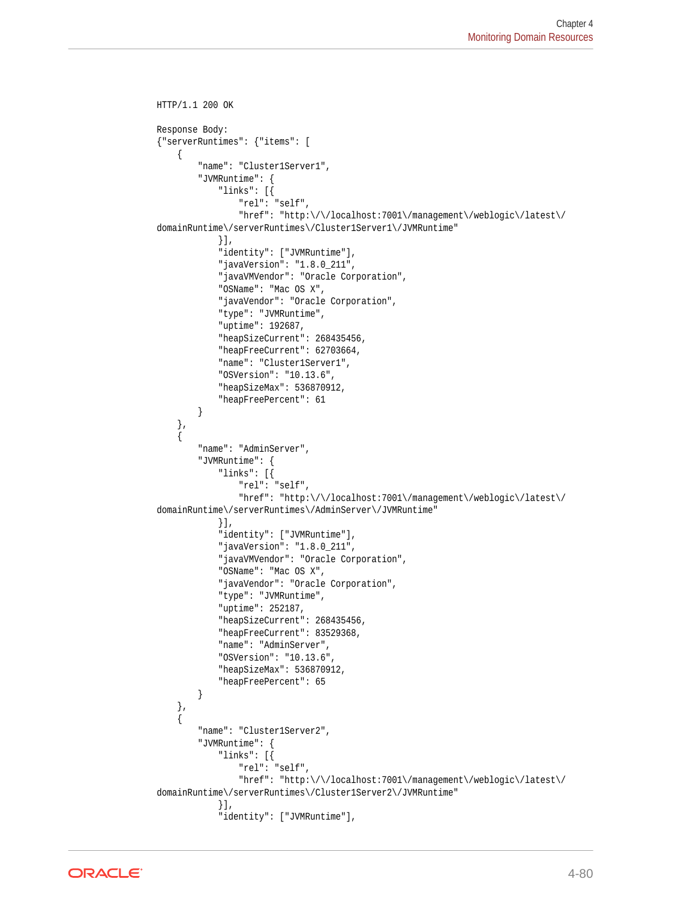```
HTTP/1.1 200 OK

Response Body:
{"serverRuntimes": {"items": [
    {
        "name": "Cluster1Server1",
        "JVMRuntime": {
            "links": [{
                "rel": "self",
                "href": "http:\/\/localhost:7001\/management\/weblogic\/latest\/
domainRuntime\/serverRuntimes\/Cluster1Server1\/JVMRuntime"
            }],
            "identity": ["JVMRuntime"],
            "javaVersion": "1.8.0_211",
            "javaVMVendor": "Oracle Corporation",
            "OSName": "Mac OS X",
            "javaVendor": "Oracle Corporation",
            "type": "JVMRuntime",
            "uptime": 192687,
            "heapSizeCurrent": 268435456,
            "heapFreeCurrent": 62703664,
            "name": "Cluster1Server1",
            "OSVersion": "10.13.6",
            "heapSizeMax": 536870912,
            "heapFreePercent": 61
        }
    },
    {
        "name": "AdminServer",
        "JVMRuntime": {
            "links": [{
                "rel": "self",
                "href": "http:\/\/localhost:7001\/management\/weblogic\/latest\/
domainRuntime\/serverRuntimes\/AdminServer\/JVMRuntime"
            }],
            "identity": ["JVMRuntime"],
            "javaVersion": "1.8.0_211",
            "javaVMVendor": "Oracle Corporation",
            "OSName": "Mac OS X",
            "javaVendor": "Oracle Corporation",
            "type": "JVMRuntime",
            "uptime": 252187,
            "heapSizeCurrent": 268435456,
            "heapFreeCurrent": 83529368,
            "name": "AdminServer",
            "OSVersion": "10.13.6",
            "heapSizeMax": 536870912,
            "heapFreePercent": 65
        }
    },
    {
        "name": "Cluster1Server2",
        "JVMRuntime": {
            "links": [{
                "rel": "self",
                "href": "http:\/\/localhost:7001\/management\/weblogic\/latest\/
domainRuntime\/serverRuntimes\/Cluster1Server2\/JVMRuntime"
            }],
            "identity": ["JVMRuntime"],
```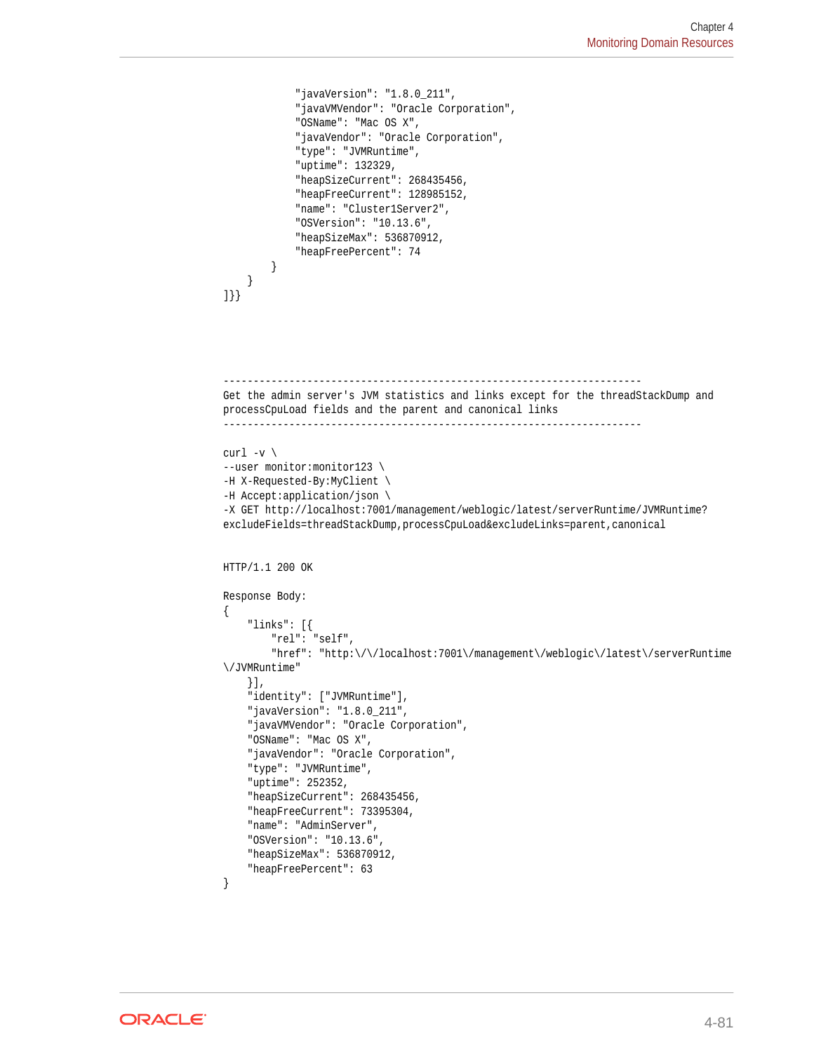```
            "javaVersion": "1.8.0_211",
            "javaVMVendor": "Oracle Corporation",
            "OSName": "Mac OS X",
            "javaVendor": "Oracle Corporation",
            "type": "JVMRuntime",
            "uptime": 132329,
            "heapSizeCurrent": 268435456,
            "heapFreeCurrent": 128985152,
            "name": "Cluster1Server2",
            "OSVersion": "10.13.6",
            "heapSizeMax": 536870912,
            "heapFreePercent": 74
        }
    }
]}}
```

```
----------------------------------------------------------------------
Get the admin server's JVM statistics and links except for the threadStackDump and
processCpuLoad fields and the parent and canonical links
----------------------------------------------------------------------

curl -v \
--user monitor:monitor123 \
-H X-Requested-By:MyClient \
-H Accept:application/json \
-X GET http://localhost:7001/management/weblogic/latest/serverRuntime/JVMRuntime?
excludeFields=threadStackDump,processCpuLoad&excludeLinks=parent,canonical


HTTP/1.1 200 OK

Response Body:
{
    "links": [{
        "rel": "self",
        "href": "http:\/\/localhost:7001\/management\/weblogic\/latest\/serverRuntime
\/JVMRuntime"
    }],
    "identity": ["JVMRuntime"],
    "javaVersion": "1.8.0_211",
    "javaVMVendor": "Oracle Corporation",
    "OSName": "Mac OS X",
    "javaVendor": "Oracle Corporation",
    "type": "JVMRuntime",
    "uptime": 252352,
    "heapSizeCurrent": 268435456,
    "heapFreeCurrent": 73395304,
    "name": "AdminServer",
    "OSVersion": "10.13.6",
    "heapSizeMax": 536870912,
    "heapFreePercent": 63
}
```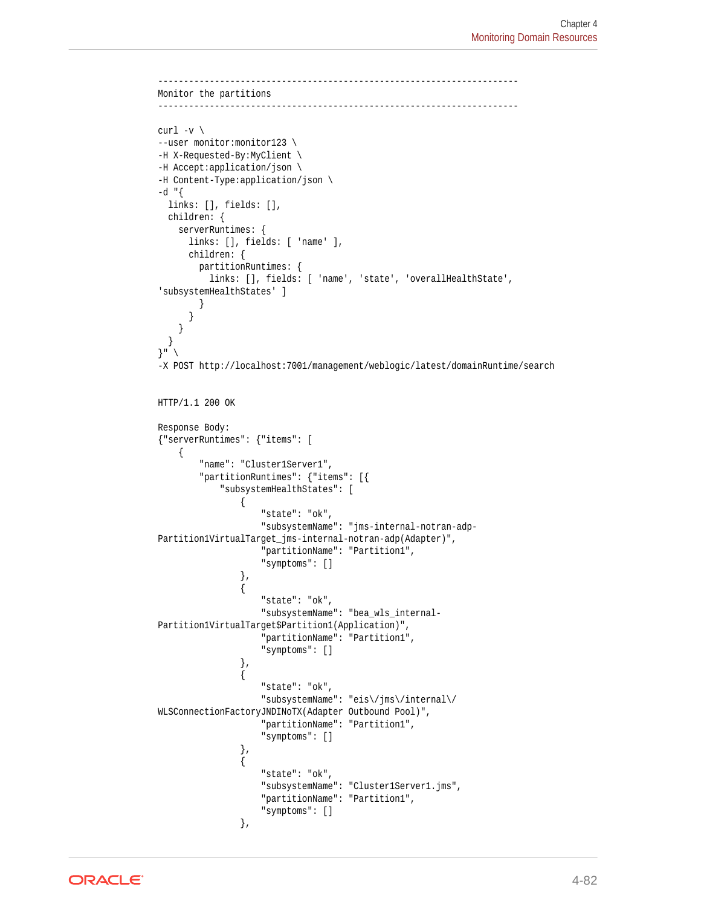```
--------------------------------------------------------------------
Monitor the partitions
--------------------------------------------------------------------

curl -v \
--user monitor:monitor123 \
-H X-Requested-By:MyClient \
-H Accept:application/json \
-H Content-Type:application/json \
-d "{
  links: [], fields: [],
  children: {
    serverRuntimes: {
      links: [], fields: [ 'name' ],
      children: {
        partitionRuntimes: {
          links: [], fields: [ 'name', 'state', 'overallHealthState',
'subsystemHealthStates' ]
        }
      }
    }
  }
}" \
-X POST http://localhost:7001/management/weblogic/latest/domainRuntime/search


HTTP/1.1 200 OK

Response Body:
{"serverRuntimes": {"items": [
    {
        "name": "Cluster1Server1",
        "partitionRuntimes": {"items": [{
            "subsystemHealthStates": [
                {
                    "state": "ok",
                    "subsystemName": "jms-internal-notran-adp-
Partition1VirtualTarget_jms-internal-notran-adp(Adapter)",
                    "partitionName": "Partition1",
                    "symptoms": []
                },
                {
                    "state": "ok",
                    "subsystemName": "bea_wls_internal-
Partition1VirtualTarget$Partition1(Application)",
                    "partitionName": "Partition1",
                    "symptoms": []
                },
                {
                    "state": "ok",
                    "subsystemName": "eis\/jms\/internal\/
WLSConnectionFactoryJNDINoTX(Adapter Outbound Pool)",
                    "partitionName": "Partition1",
                    "symptoms": []
                },
                {
                    "state": "ok",
                    "subsystemName": "Cluster1Server1.jms",
                    "partitionName": "Partition1",
                    "symptoms": []
                },
```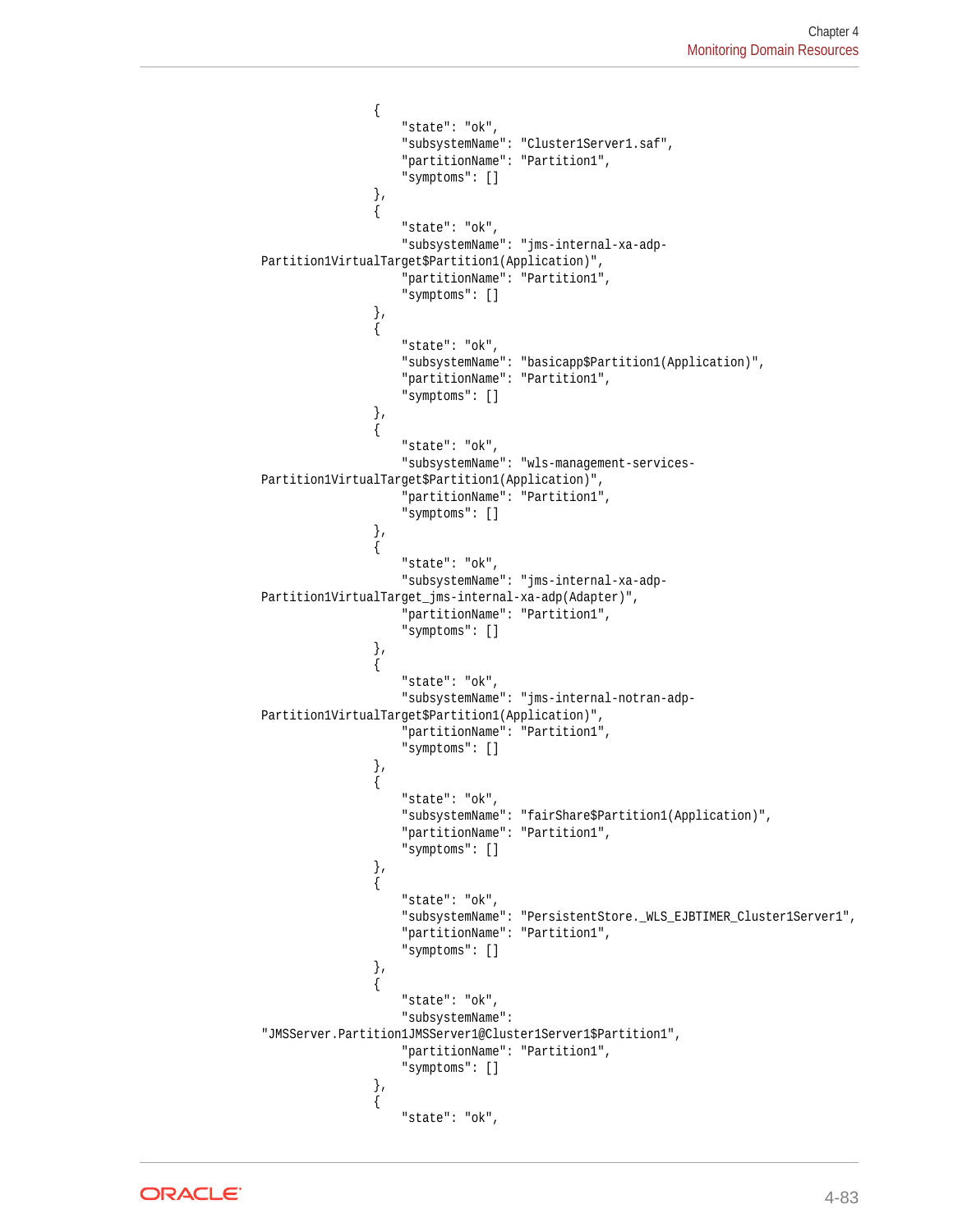```
                {
                    "state": "ok",
                    "subsystemName": "Cluster1Server1.saf",
                    "partitionName": "Partition1",
                    "symptoms": []
                },
                {
                    "state": "ok",
                    "subsystemName": "jms-internal-xa-adp-
Partition1VirtualTarget$Partition1(Application)",
                    "partitionName": "Partition1",
                    "symptoms": []
                },
                {
                    "state": "ok",
                    "subsystemName": "basicapp$Partition1(Application)",
                    "partitionName": "Partition1",
                    "symptoms": []
                },
                {
                    "state": "ok",
                    "subsystemName": "wls-management-services-
Partition1VirtualTarget$Partition1(Application)",
                    "partitionName": "Partition1",
                    "symptoms": []
                },
                {
                    "state": "ok",
                    "subsystemName": "jms-internal-xa-adp-
Partition1VirtualTarget_jms-internal-xa-adp(Adapter)",
                    "partitionName": "Partition1",
                    "symptoms": []
                },
                {
                    "state": "ok",
                    "subsystemName": "jms-internal-notran-adp-
Partition1VirtualTarget$Partition1(Application)",
                    "partitionName": "Partition1",
                    "symptoms": []
                },
                {
                    "state": "ok",
                    "subsystemName": "fairShare$Partition1(Application)",
                    "partitionName": "Partition1",
                    "symptoms": []
                },
                {
                    "state": "ok",
                    "subsystemName": "PersistentStore._WLS_EJBTIMER_Cluster1Server1",
                    "partitionName": "Partition1",
                    "symptoms": []
                },
                {
                    "state": "ok",
                    "subsystemName":
"JMSServer.Partition1JMSServer1@Cluster1Server1$Partition1",
                    "partitionName": "Partition1",
                    "symptoms": []
                },
                {
                    "state": "ok",
```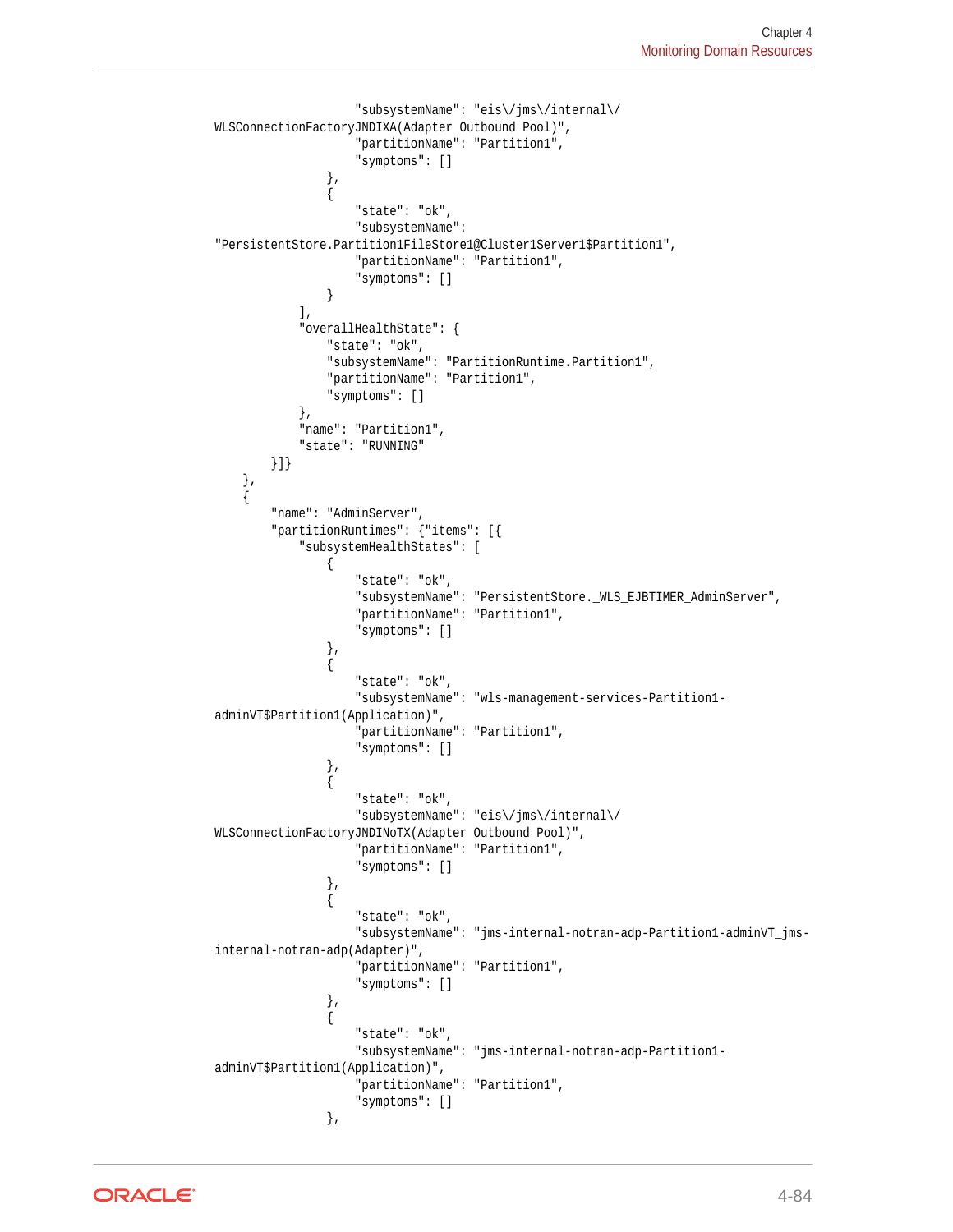```
                    "subsystemName": "eis\/jms\/internal\/
WLSConnectionFactoryJNDIXA(Adapter Outbound Pool)",
                    "partitionName": "Partition1",
                    "symptoms": []
                },
                {
                    "state": "ok",
                    "subsystemName":
"PersistentStore.Partition1FileStore1@Cluster1Server1$Partition1",
                    "partitionName": "Partition1",
                    "symptoms": []
                }
            ],
            "overallHealthState": {
                "state": "ok",
                "subsystemName": "PartitionRuntime.Partition1",
                "partitionName": "Partition1",
                "symptoms": []
            },
            "name": "Partition1",
            "state": "RUNNING"
        }]}
    },
    {
        "name": "AdminServer",
        "partitionRuntimes": {"items": [{
            "subsystemHealthStates": [
                {
                    "state": "ok",
                    "subsystemName": "PersistentStore._WLS_EJBTIMER_AdminServer",
                    "partitionName": "Partition1",
                    "symptoms": []
                },
                {
                    "state": "ok",
                    "subsystemName": "wls-management-services-Partition1-
adminVT$Partition1(Application)",
                    "partitionName": "Partition1",
                    "symptoms": []
                },
                {
                    "state": "ok",
                    "subsystemName": "eis\/jms\/internal\/
WLSConnectionFactoryJNDINoTX(Adapter Outbound Pool)",
                    "partitionName": "Partition1",
                    "symptoms": []
                },
                {
                    "state": "ok",
                    "subsystemName": "jms-internal-notran-adp-Partition1-adminVT_jms-
internal-notran-adp(Adapter)",
                    "partitionName": "Partition1",
                    "symptoms": []
                },
                {
                    "state": "ok",
                    "subsystemName": "jms-internal-notran-adp-Partition1-
adminVT$Partition1(Application)",
                    "partitionName": "Partition1",
                    "symptoms": []
                },
```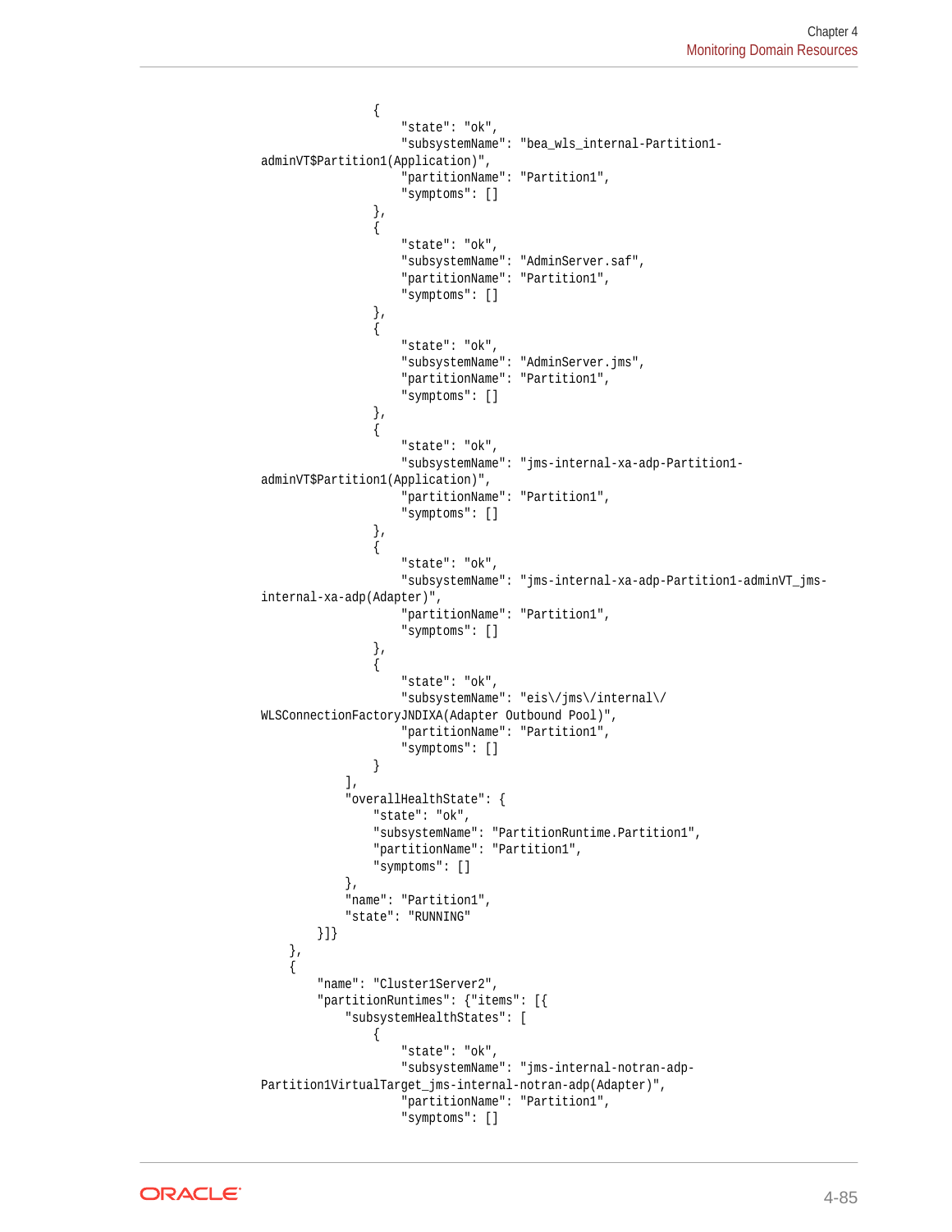```
                {
                    "state": "ok",
                    "subsystemName": "bea_wls_internal-Partition1-
adminVT$Partition1(Application)",
                    "partitionName": "Partition1",
                    "symptoms": []
                },
                {
                    "state": "ok",
                    "subsystemName": "AdminServer.saf",
                    "partitionName": "Partition1",
                    "symptoms": []
                },
                {
                    "state": "ok",
                    "subsystemName": "AdminServer.jms",
                    "partitionName": "Partition1",
                    "symptoms": []
                },
                {
                    "state": "ok",
                    "subsystemName": "jms-internal-xa-adp-Partition1-
adminVT$Partition1(Application)",
                    "partitionName": "Partition1",
                    "symptoms": []
                },
                {
                    "state": "ok",
                    "subsystemName": "jms-internal-xa-adp-Partition1-adminVT_jms-
internal-xa-adp(Adapter)",
                    "partitionName": "Partition1",
                    "symptoms": []
                },
                {
                    "state": "ok",
                    "subsystemName": "eis\/jms\/internal\/
WLSConnectionFactoryJNDIXA(Adapter Outbound Pool)",
                    "partitionName": "Partition1",
                    "symptoms": []
                }
            ],
            "overallHealthState": {
                "state": "ok",
                "subsystemName": "PartitionRuntime.Partition1",
                "partitionName": "Partition1",
                "symptoms": []
            },
            "name": "Partition1",
            "state": "RUNNING"
        }]}
    },
    {
        "name": "Cluster1Server2",
        "partitionRuntimes": {"items": [{
            "subsystemHealthStates": [
                {
                    "state": "ok",
                    "subsystemName": "jms-internal-notran-adp-
Partition1VirtualTarget_jms-internal-notran-adp(Adapter)",
                    "partitionName": "Partition1",
                    "symptoms": []
```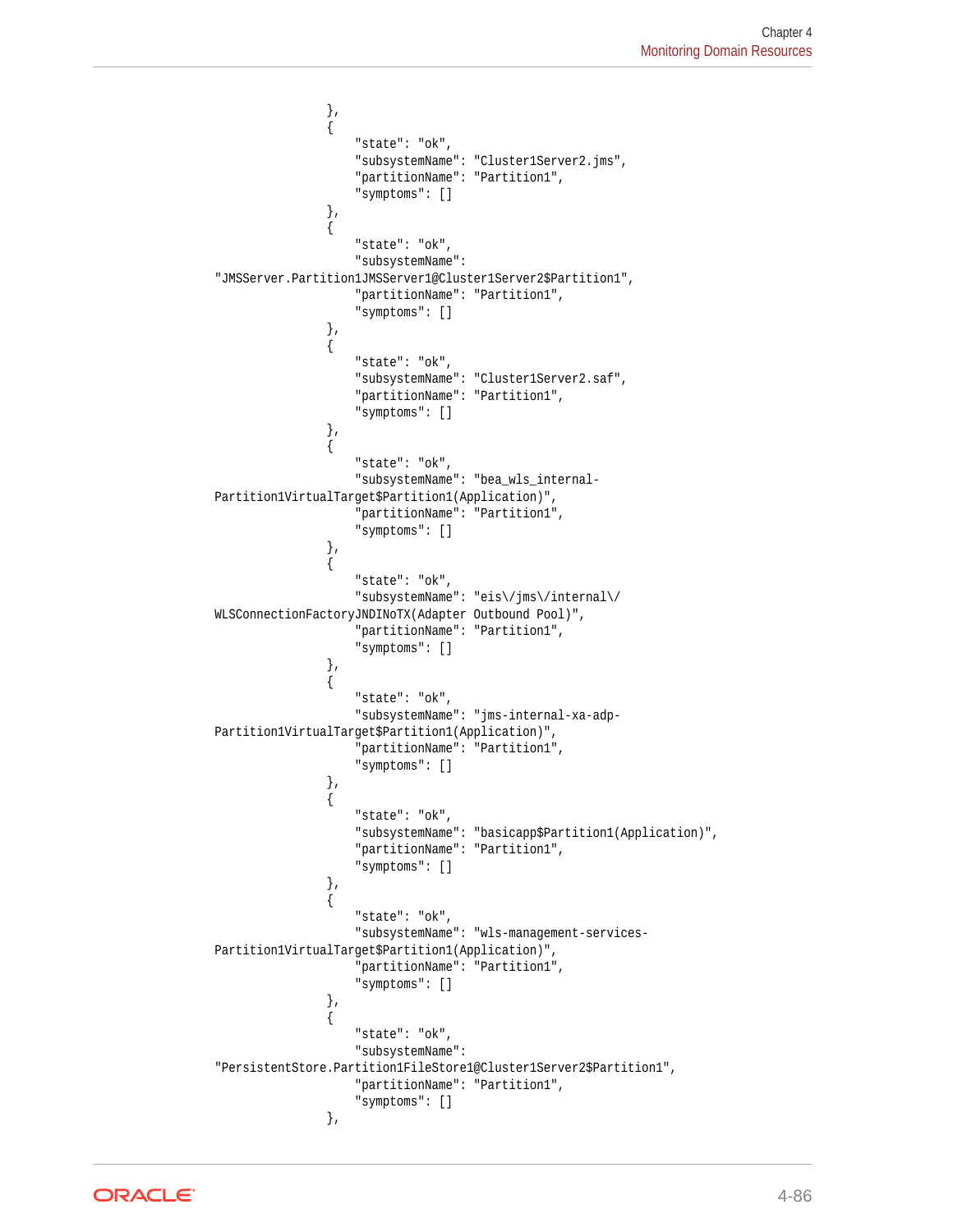```
                },
                {
                    "state": "ok",
                    "subsystemName": "Cluster1Server2.jms",
                    "partitionName": "Partition1",
                    "symptoms": []
                },
                {
                    "state": "ok",
                    "subsystemName":
"JMSServer.Partition1JMSServer1@Cluster1Server2$Partition1",
                    "partitionName": "Partition1",
                    "symptoms": []
                },
                {
                    "state": "ok",
                    "subsystemName": "Cluster1Server2.saf",
                    "partitionName": "Partition1",
                    "symptoms": []
                },
                {
                    "state": "ok",
                    "subsystemName": "bea_wls_internal-
Partition1VirtualTarget$Partition1(Application)",
                    "partitionName": "Partition1",
                    "symptoms": []
                },
                {
                    "state": "ok",
                    "subsystemName": "eis\/jms\/internal\/
WLSConnectionFactoryJNDINoTX(Adapter Outbound Pool)",
                    "partitionName": "Partition1",
                    "symptoms": []
                },
                {
                    "state": "ok",
                    "subsystemName": "jms-internal-xa-adp-
Partition1VirtualTarget$Partition1(Application)",
                    "partitionName": "Partition1",
                    "symptoms": []
                },
                {
                    "state": "ok",
                    "subsystemName": "basicapp$Partition1(Application)",
                    "partitionName": "Partition1",
                    "symptoms": []
                },
                {
                    "state": "ok",
                    "subsystemName": "wls-management-services-
Partition1VirtualTarget$Partition1(Application)",
                    "partitionName": "Partition1",
                    "symptoms": []
                },
                {
                    "state": "ok",
                    "subsystemName":
"PersistentStore.Partition1FileStore1@Cluster1Server2$Partition1",
                    "partitionName": "Partition1",
                    "symptoms": []
                },
```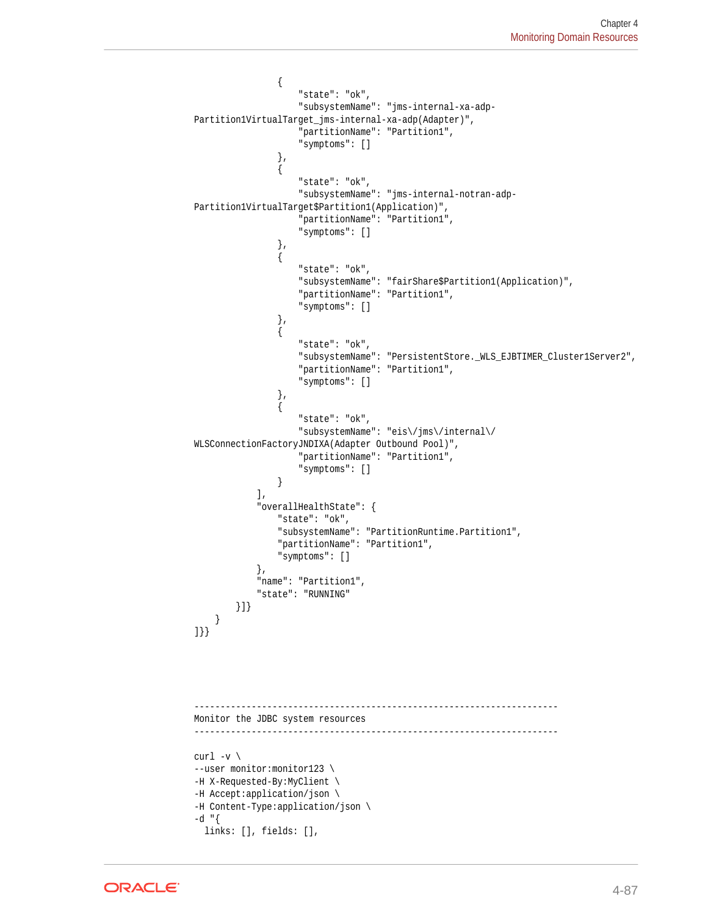```
                {
                    "state": "ok",
                    "subsystemName": "jms-internal-xa-adp-
Partition1VirtualTarget_jms-internal-xa-adp(Adapter)",
                    "partitionName": "Partition1",
                    "symptoms": []
                },
                {
                    "state": "ok",
                    "subsystemName": "jms-internal-notran-adp-
Partition1VirtualTarget$Partition1(Application)",
                    "partitionName": "Partition1",
                    "symptoms": []
                },
                {
                    "state": "ok",
                    "subsystemName": "fairShare$Partition1(Application)",
                    "partitionName": "Partition1",
                    "symptoms": []
                },
                {
                    "state": "ok",
                    "subsystemName": "PersistentStore._WLS_EJBTIMER_Cluster1Server2",
                    "partitionName": "Partition1",
                    "symptoms": []
                },
                {
                    "state": "ok",
                    "subsystemName": "eis\/jms\/internal\/
WLSConnectionFactoryJNDIXA(Adapter Outbound Pool)",
                    "partitionName": "Partition1",
                    "symptoms": []
                }
            ],
            "overallHealthState": {
                "state": "ok",
                "subsystemName": "PartitionRuntime.Partition1",
                "partitionName": "Partition1",
                "symptoms": []
            },
            "name": "Partition1",
            "state": "RUNNING"
        }]}
    }
]}}




----------------------------------------------------------------------
Monitor the JDBC system resources
----------------------------------------------------------------------

curl -v \
--user monitor:monitor123 \
-H X-Requested-By:MyClient \
-H Accept:application/json \
-H Content-Type:application/json \
-d "{
  links: [], fields: [],
```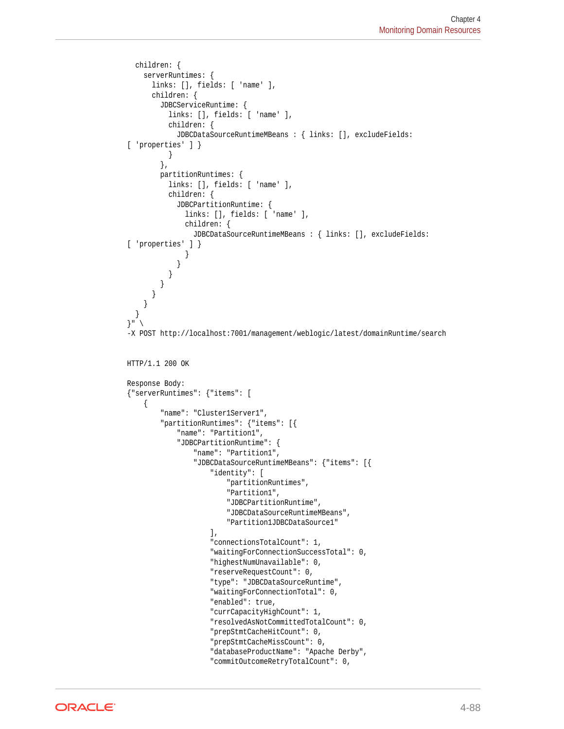```
  children: {
    serverRuntimes: {
      links: [], fields: [ 'name' ],
      children: {
        JDBCServiceRuntime: {
          links: [], fields: [ 'name' ],
          children: {
            JDBCDataSourceRuntimeMBeans : { links: [], excludeFields:
[ 'properties' ] }
          }
        },
        partitionRuntimes: {
          links: [], fields: [ 'name' ],
          children: {
            JDBCPartitionRuntime: {
              links: [], fields: [ 'name' ],
              children: {
                JDBCDataSourceRuntimeMBeans : { links: [], excludeFields:
[ 'properties' ] }
              }
            }
          }
        }
      }
    }
  }
}" \
-X POST http://localhost:7001/management/weblogic/latest/domainRuntime/search


HTTP/1.1 200 OK

Response Body:
{"serverRuntimes": {"items": [
    {
        "name": "Cluster1Server1",
        "partitionRuntimes": {"items": [{
            "name": "Partition1",
            "JDBCPartitionRuntime": {
                "name": "Partition1",
                "JDBCDataSourceRuntimeMBeans": {"items": [{
                    "identity": [
                        "partitionRuntimes",
                        "Partition1",
                        "JDBCPartitionRuntime",
                        "JDBCDataSourceRuntimeMBeans",
                        "Partition1JDBCDataSource1"
                    ],
                    "connectionsTotalCount": 1,
                    "waitingForConnectionSuccessTotal": 0,
                    "highestNumUnavailable": 0,
                    "reserveRequestCount": 0,
                    "type": "JDBCDataSourceRuntime",
                    "waitingForConnectionTotal": 0,
                    "enabled": true,
                    "currCapacityHighCount": 1,
                    "resolvedAsNotCommittedTotalCount": 0,
                    "prepStmtCacheHitCount": 0,
                    "prepStmtCacheMissCount": 0,
                    "databaseProductName": "Apache Derby",
                    "commitOutcomeRetryTotalCount": 0,
```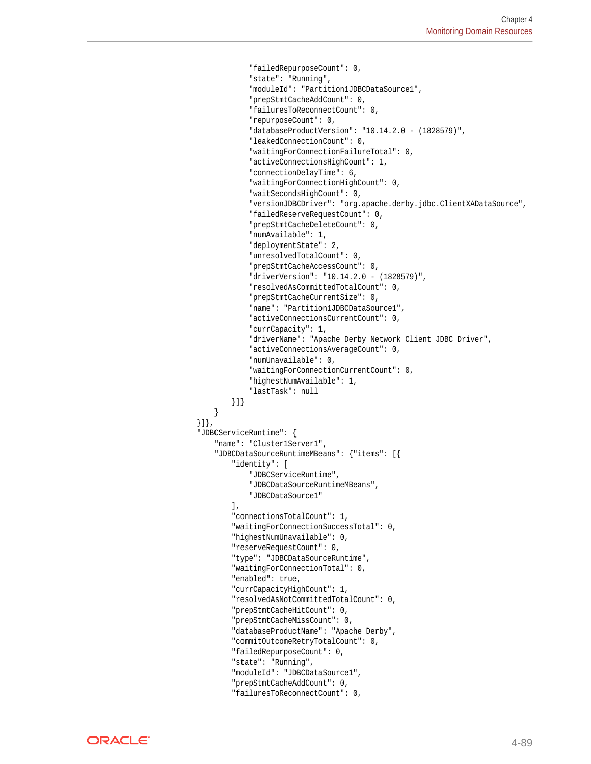```
                "failedRepurposeCount": 0,
                "state": "Running",
                "moduleId": "Partition1JDBCDataSource1",
                "prepStmtCacheAddCount": 0,
                "failuresToReconnectCount": 0,
                "repurposeCount": 0,
                "databaseProductVersion": "10.14.2.0 - (1828579)",
                "leakedConnectionCount": 0,
                "waitingForConnectionFailureTotal": 0,
                "activeConnectionsHighCount": 1,
                "connectionDelayTime": 6,
                "waitingForConnectionHighCount": 0,
                "waitSecondsHighCount": 0,
                "versionJDBCDriver": "org.apache.derby.jdbc.ClientXADataSource",
                "failedReserveRequestCount": 0,
                "prepStmtCacheDeleteCount": 0,
                "numAvailable": 1,
                "deploymentState": 2,
                "unresolvedTotalCount": 0,
                "prepStmtCacheAccessCount": 0,
                "driverVersion": "10.14.2.0 - (1828579)",
                "resolvedAsCommittedTotalCount": 0,
                "prepStmtCacheCurrentSize": 0,
                "name": "Partition1JDBCDataSource1",
                "activeConnectionsCurrentCount": 0,
                "currCapacity": 1,
                "driverName": "Apache Derby Network Client JDBC Driver",
                "activeConnectionsAverageCount": 0,
                "numUnavailable": 0,
                "waitingForConnectionCurrentCount": 0,
                "highestNumAvailable": 1,
                "lastTask": null
            }]}
        }
    }]},
    "JDBCServiceRuntime": {
        "name": "Cluster1Server1",
        "JDBCDataSourceRuntimeMBeans": {"items": [{
            "identity": [
                "JDBCServiceRuntime",
                "JDBCDataSourceRuntimeMBeans",
                "JDBCDataSource1"
            ],
            "connectionsTotalCount": 1,
            "waitingForConnectionSuccessTotal": 0,
            "highestNumUnavailable": 0,
            "reserveRequestCount": 0,
            "type": "JDBCDataSourceRuntime",
            "waitingForConnectionTotal": 0,
            "enabled": true,
            "currCapacityHighCount": 1,
            "resolvedAsNotCommittedTotalCount": 0,
            "prepStmtCacheHitCount": 0,
            "prepStmtCacheMissCount": 0,
            "databaseProductName": "Apache Derby",
            "commitOutcomeRetryTotalCount": 0,
            "failedRepurposeCount": 0,
            "state": "Running",
            "moduleId": "JDBCDataSource1",
            "prepStmtCacheAddCount": 0,
            "failuresToReconnectCount": 0,
```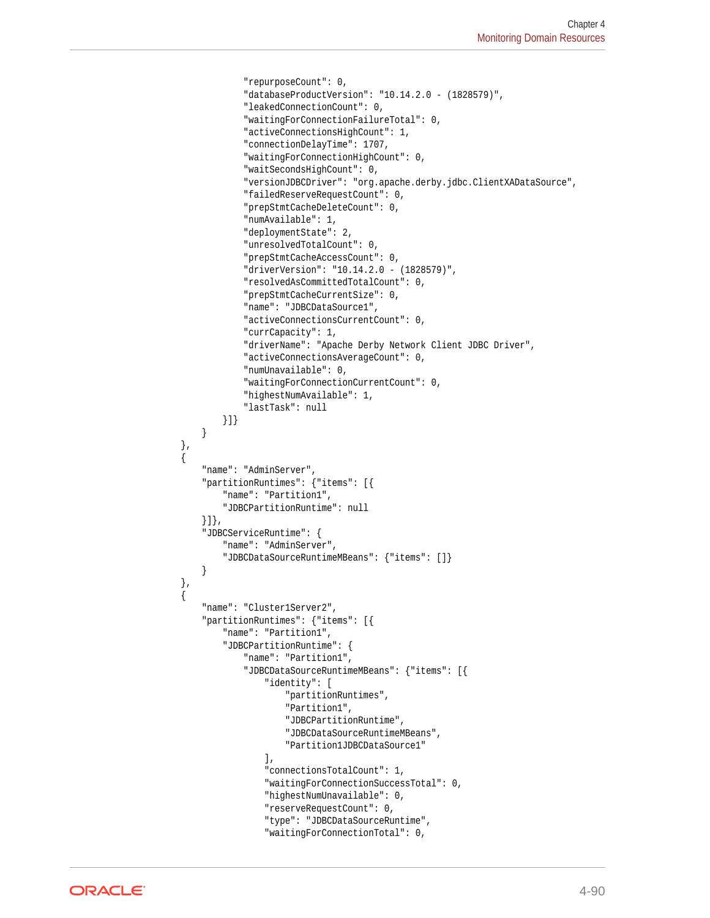```
                    "repurposeCount": 0,
                    "databaseProductVersion": "10.14.2.0 - (1828579)",
                    "leakedConnectionCount": 0,
                    "waitingForConnectionFailureTotal": 0,
                    "activeConnectionsHighCount": 1,
                    "connectionDelayTime": 1707,
                    "waitingForConnectionHighCount": 0,
                    "waitSecondsHighCount": 0,
                    "versionJDBCDriver": "org.apache.derby.jdbc.ClientXADataSource",
                    "failedReserveRequestCount": 0,
                    "prepStmtCacheDeleteCount": 0,
                    "numAvailable": 1,
                    "deploymentState": 2,
                    "unresolvedTotalCount": 0,
                    "prepStmtCacheAccessCount": 0,
                    "driverVersion": "10.14.2.0 - (1828579)",
                    "resolvedAsCommittedTotalCount": 0,
                    "prepStmtCacheCurrentSize": 0,
                    "name": "JDBCDataSource1",
                    "activeConnectionsCurrentCount": 0,
                    "currCapacity": 1,
                    "driverName": "Apache Derby Network Client JDBC Driver",
                    "activeConnectionsAverageCount": 0,
                    "numUnavailable": 0,
                    "waitingForConnectionCurrentCount": 0,
                    "highestNumAvailable": 1,
                    "lastTask": null
                }]}
            }
        },
        {
            "name": "AdminServer",
            "partitionRuntimes": {"items": [{
                "name": "Partition1",
                "JDBCPartitionRuntime": null
            }]},
            "JDBCServiceRuntime": {
                "name": "AdminServer",
                "JDBCDataSourceRuntimeMBeans": {"items": []}
            }
        },
        {
            "name": "Cluster1Server2",
            "partitionRuntimes": {"items": [{
                "name": "Partition1",
                "JDBCPartitionRuntime": {
                    "name": "Partition1",
                    "JDBCDataSourceRuntimeMBeans": {"items": [{
                        "identity": [
                            "partitionRuntimes",
                            "Partition1",
                            "JDBCPartitionRuntime",
                            "JDBCDataSourceRuntimeMBeans",
                            "Partition1JDBCDataSource1"
                        ],
                        "connectionsTotalCount": 1,
                        "waitingForConnectionSuccessTotal": 0,
                        "highestNumUnavailable": 0,
                        "reserveRequestCount": 0,
                        "type": "JDBCDataSourceRuntime",
                        "waitingForConnectionTotal": 0,
```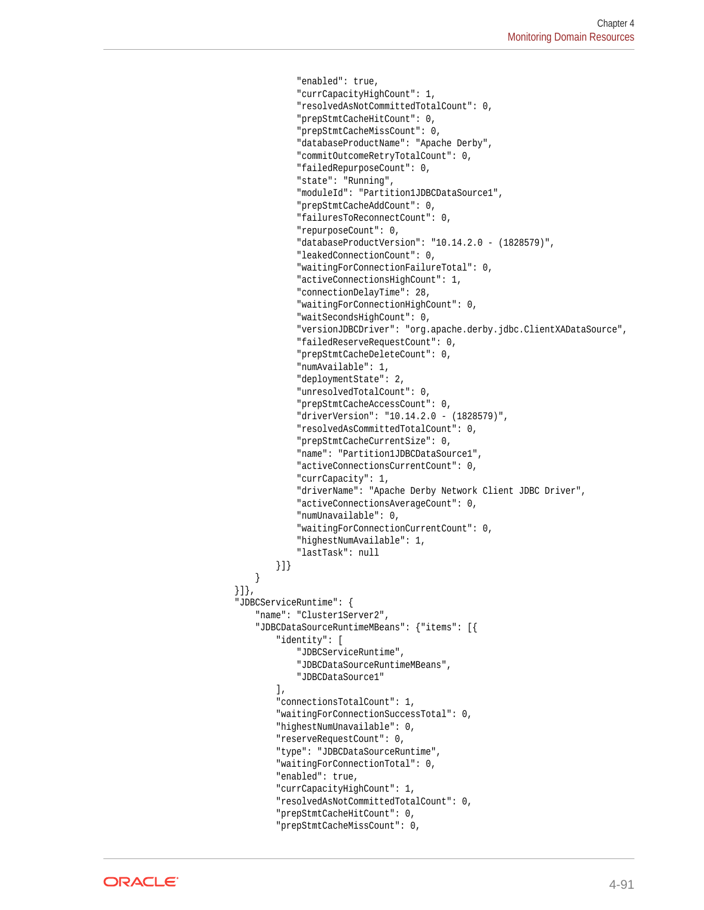```
                    "enabled": true,
                    "currCapacityHighCount": 1,
                    "resolvedAsNotCommittedTotalCount": 0,
                    "prepStmtCacheHitCount": 0,
                    "prepStmtCacheMissCount": 0,
                    "databaseProductName": "Apache Derby",
                    "commitOutcomeRetryTotalCount": 0,
                    "failedRepurposeCount": 0,
                    "state": "Running",
                    "moduleId": "Partition1JDBCDataSource1",
                    "prepStmtCacheAddCount": 0,
                    "failuresToReconnectCount": 0,
                    "repurposeCount": 0,
                    "databaseProductVersion": "10.14.2.0 - (1828579)",
                    "leakedConnectionCount": 0,
                    "waitingForConnectionFailureTotal": 0,
                    "activeConnectionsHighCount": 1,
                    "connectionDelayTime": 28,
                    "waitingForConnectionHighCount": 0,
                    "waitSecondsHighCount": 0,
                    "versionJDBCDriver": "org.apache.derby.jdbc.ClientXADataSource",
                    "failedReserveRequestCount": 0,
                    "prepStmtCacheDeleteCount": 0,
                    "numAvailable": 1,
                    "deploymentState": 2,
                    "unresolvedTotalCount": 0,
                    "prepStmtCacheAccessCount": 0,
                    "driverVersion": "10.14.2.0 - (1828579)",
                    "resolvedAsCommittedTotalCount": 0,
                    "prepStmtCacheCurrentSize": 0,
                    "name": "Partition1JDBCDataSource1",
                    "activeConnectionsCurrentCount": 0,
                    "currCapacity": 1,
                    "driverName": "Apache Derby Network Client JDBC Driver",
                    "activeConnectionsAverageCount": 0,
                    "numUnavailable": 0,
                    "waitingForConnectionCurrentCount": 0,
                    "highestNumAvailable": 1,
                    "lastTask": null
                }]}
            }
        }]},
        "JDBCServiceRuntime": {
            "name": "Cluster1Server2",
            "JDBCDataSourceRuntimeMBeans": {"items": [{
                "identity": [
                    "JDBCServiceRuntime",
                    "JDBCDataSourceRuntimeMBeans",
                    "JDBCDataSource1"
                ],
                "connectionsTotalCount": 1,
                "waitingForConnectionSuccessTotal": 0,
                "highestNumUnavailable": 0,
                "reserveRequestCount": 0,
                "type": "JDBCDataSourceRuntime",
                "waitingForConnectionTotal": 0,
                "enabled": true,
                "currCapacityHighCount": 1,
                "resolvedAsNotCommittedTotalCount": 0,
                "prepStmtCacheHitCount": 0,
                "prepStmtCacheMissCount": 0,
```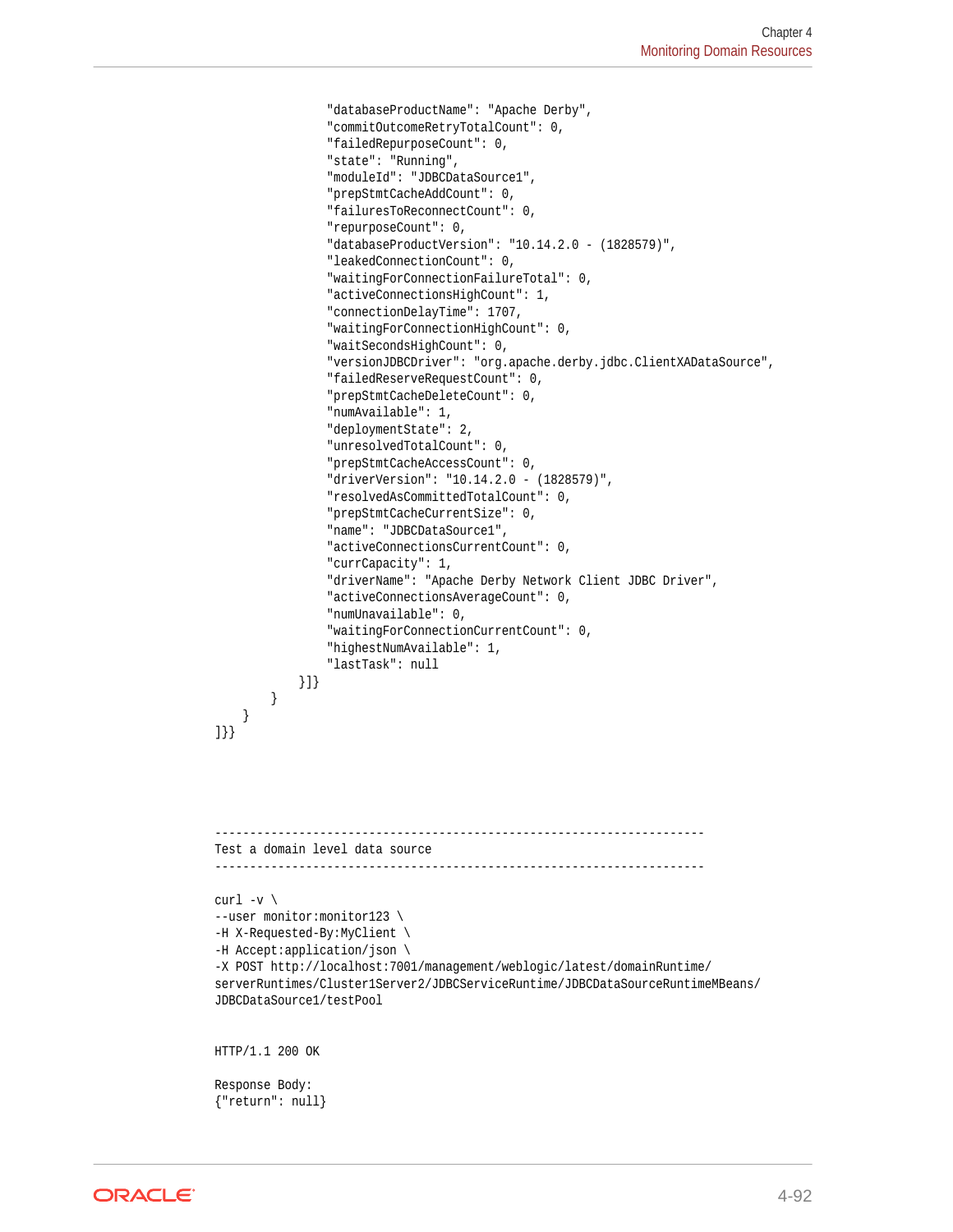```
                "databaseProductName": "Apache Derby",
                "commitOutcomeRetryTotalCount": 0,
                "failedRepurposeCount": 0,
                "state": "Running",
                "moduleId": "JDBCDataSource1",
                "prepStmtCacheAddCount": 0,
                "failuresToReconnectCount": 0,
                "repurposeCount": 0,
                "databaseProductVersion": "10.14.2.0 - (1828579)",
                "leakedConnectionCount": 0,
                "waitingForConnectionFailureTotal": 0,
                "activeConnectionsHighCount": 1,
                "connectionDelayTime": 1707,
                "waitingForConnectionHighCount": 0,
                "waitSecondsHighCount": 0,
                "versionJDBCDriver": "org.apache.derby.jdbc.ClientXADataSource",
                "failedReserveRequestCount": 0,
                "prepStmtCacheDeleteCount": 0,
                "numAvailable": 1,
                "deploymentState": 2,
                "unresolvedTotalCount": 0,
                "prepStmtCacheAccessCount": 0,
                "driverVersion": "10.14.2.0 - (1828579)",
                "resolvedAsCommittedTotalCount": 0,
                "prepStmtCacheCurrentSize": 0,
                "name": "JDBCDataSource1",
                "activeConnectionsCurrentCount": 0,
                "currCapacity": 1,
                "driverName": "Apache Derby Network Client JDBC Driver",
                "activeConnectionsAverageCount": 0,
                "numUnavailable": 0,
                "waitingForConnectionCurrentCount": 0,
                "highestNumAvailable": 1,
                "lastTask": null
            }]}
        }
    }
]}}




----------------------------------------------------------------------
Test a domain level data source
----------------------------------------------------------------------

curl -v \
--user monitor:monitor123 \
-H X-Requested-By:MyClient \
-H Accept:application/json \
-X POST http://localhost:7001/management/weblogic/latest/domainRuntime/
serverRuntimes/Cluster1Server2/JDBCServiceRuntime/JDBCDataSourceRuntimeMBeans/
JDBCDataSource1/testPool


HTTP/1.1 200 OK

Response Body:
{"return": null}
```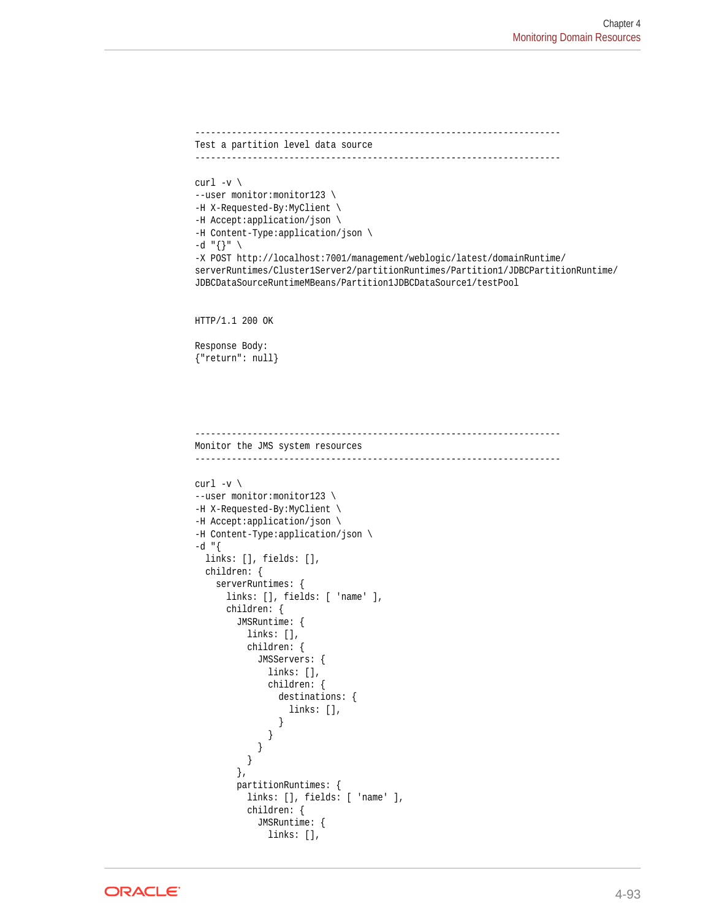```
----------------------------------------------------------------------
Test a partition level data source
----------------------------------------------------------------------

curl -v \
--user monitor:monitor123 \
-H X-Requested-By:MyClient \
-H Accept:application/json \
-H Content-Type:application/json \
-d "{}" \
-X POST http://localhost:7001/management/weblogic/latest/domainRuntime/
serverRuntimes/Cluster1Server2/partitionRuntimes/Partition1/JDBCPartitionRuntime/
JDBCDataSourceRuntimeMBeans/Partition1JDBCDataSource1/testPool


HTTP/1.1 200 OK

Response Body:
{"return": null}
```

```
----------------------------------------------------------------------
Monitor the JMS system resources
----------------------------------------------------------------------

curl -v \
--user monitor:monitor123 \
-H X-Requested-By:MyClient \
-H Accept:application/json \
-H Content-Type:application/json \
-d "{
  links: [], fields: [],
  children: {
    serverRuntimes: {
      links: [], fields: [ 'name' ],
      children: {
        JMSRuntime: {
          links: [],
          children: {
            JMSServers: {
              links: [],
              children: {
                destinations: {
                  links: [],
                }
              }
            }
          }
        },
        partitionRuntimes: {
          links: [], fields: [ 'name' ],
          children: {
            JMSRuntime: {
              links: [],
```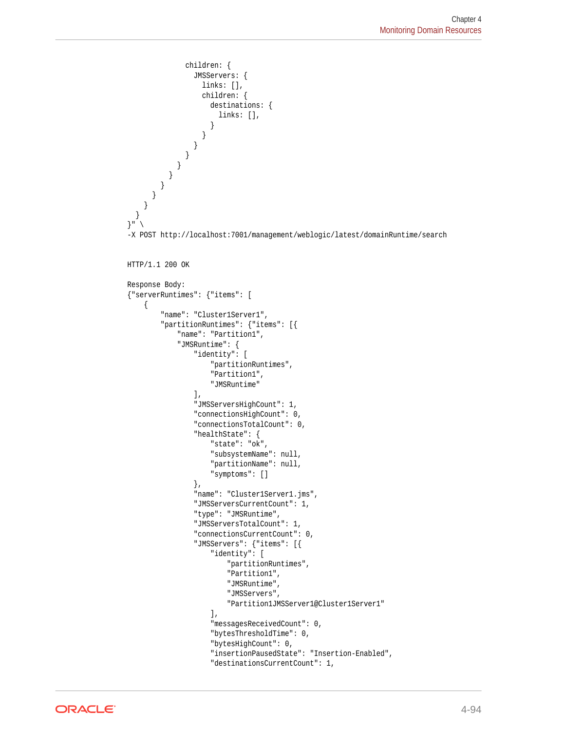```
              children: {
                JMSServers: {
                  links: [],
                  children: {
                    destinations: {
                      links: [],
                    }
                  }
                }
              }
            }
          }
        }
      }
    }
  }
}" \
-X POST http://localhost:7001/management/weblogic/latest/domainRuntime/search


HTTP/1.1 200 OK

Response Body:
{"serverRuntimes": {"items": [
    {
        "name": "Cluster1Server1",
        "partitionRuntimes": {"items": [{
            "name": "Partition1",
            "JMSRuntime": {
                "identity": [
                    "partitionRuntimes",
                    "Partition1",
                    "JMSRuntime"
                ],
                "JMSServersHighCount": 1,
                "connectionsHighCount": 0,
                "connectionsTotalCount": 0,
                "healthState": {
                    "state": "ok",
                    "subsystemName": null,
                    "partitionName": null,
                    "symptoms": []
                },
                "name": "Cluster1Server1.jms",
                "JMSServersCurrentCount": 1,
                "type": "JMSRuntime",
                "JMSServersTotalCount": 1,
                "connectionsCurrentCount": 0,
                "JMSServers": {"items": [{
                    "identity": [
                        "partitionRuntimes",
                        "Partition1",
                        "JMSRuntime",
                        "JMSServers",
                        "Partition1JMSServer1@Cluster1Server1"
                    ],
                    "messagesReceivedCount": 0,
                    "bytesThresholdTime": 0,
                    "bytesHighCount": 0,
                    "insertionPausedState": "Insertion-Enabled",
                    "destinationsCurrentCount": 1,
```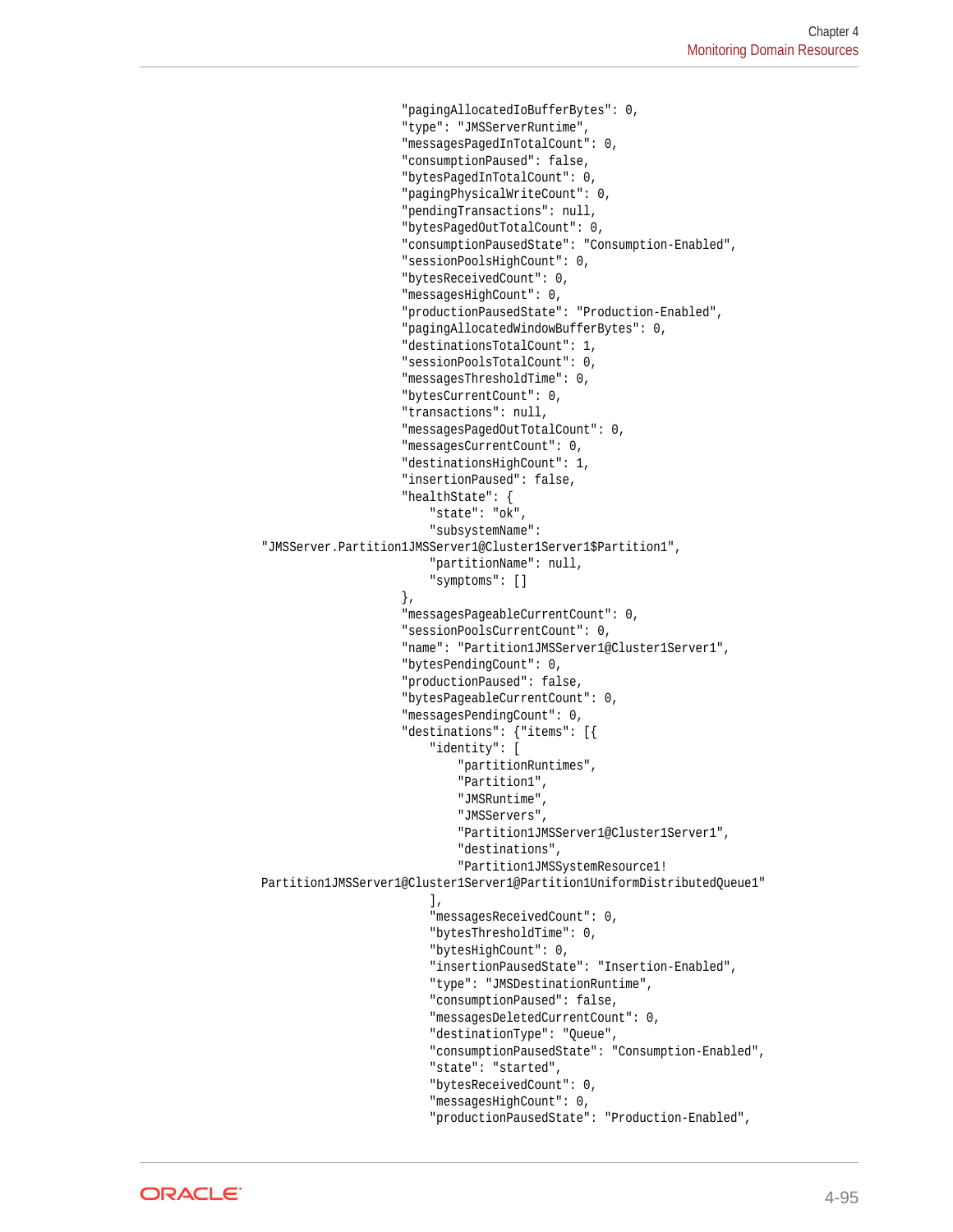```
"pagingAllocatedIoBufferBytes": 0,
"type": "JMSServerRuntime",
"messagesPagedInTotalCount": 0,
"consumptionPaused": false,
"bytesPagedInTotalCount": 0,
"pagingPhysicalWriteCount": 0,
"pendingTransactions": null,
"bytesPagedOutTotalCount": 0,
"consumptionPausedState": "Consumption-Enabled",
"sessionPoolsHighCount": 0,
"bytesReceivedCount": 0,
"messagesHighCount": 0,
"productionPausedState": "Production-Enabled",
"pagingAllocatedWindowBufferBytes": 0,
"destinationsTotalCount": 1,
"sessionPoolsTotalCount": 0,
"messagesThresholdTime": 0,
"bytesCurrentCount": 0,
"transactions": null,
"messagesPagedOutTotalCount": 0,
"messagesCurrentCount": 0,
"destinationsHighCount": 1,
"insertionPaused": false,
"healthState": {
    "state": "ok",
    "subsystemName":
"JMSServer.Partition1JMSServer1@Cluster1Server1$Partition1",
    "partitionName": null,
    "symptoms": []
},
"messagesPageableCurrentCount": 0,
"sessionPoolsCurrentCount": 0,
"name": "Partition1JMSServer1@Cluster1Server1",
"bytesPendingCount": 0,
"productionPaused": false,
"bytesPageableCurrentCount": 0,
"messagesPendingCount": 0,
"destinations": {"items": [{
    "identity": [
        "partitionRuntimes",
        "Partition1",
        "JMSRuntime",
        "JMSServers",
        "Partition1JMSServer1@Cluster1Server1",
        "destinations",
        "Partition1JMSSystemResource1!
Partition1JMSServer1@Cluster1Server1@Partition1UniformDistributedQueue1"
    ],
    "messagesReceivedCount": 0,
    "bytesThresholdTime": 0,
    "bytesHighCount": 0,
    "insertionPausedState": "Insertion-Enabled",
    "type": "JMSDestinationRuntime",
    "consumptionPaused": false,
    "messagesDeletedCurrentCount": 0,
    "destinationType": "Queue",
    "consumptionPausedState": "Consumption-Enabled",
    "state": "started",
    "bytesReceivedCount": 0,
    "messagesHighCount": 0,
    "productionPausedState": "Production-Enabled",
```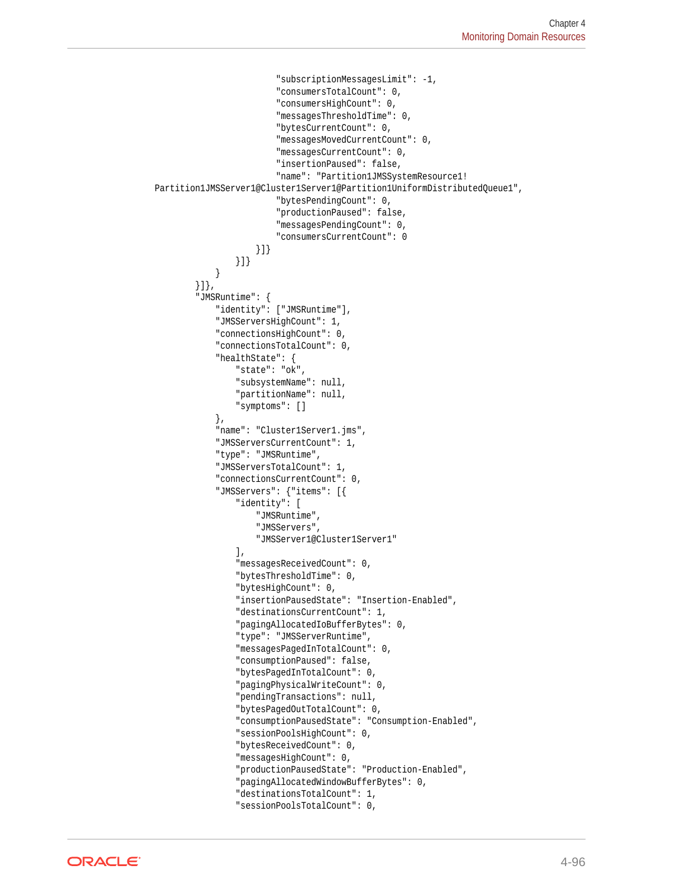```
                                "subscriptionMessagesLimit": -1,
                                "consumersTotalCount": 0,
                                "consumersHighCount": 0,
                                "messagesThresholdTime": 0,
                                "bytesCurrentCount": 0,
                                "messagesMovedCurrentCount": 0,
                                "messagesCurrentCount": 0,
                                "insertionPaused": false,
                                "name": "Partition1JMSSystemResource1!
Partition1JMSServer1@Cluster1Server1@Partition1UniformDistributedQueue1",
                                "bytesPendingCount": 0,
                                "productionPaused": false,
                                "messagesPendingCount": 0,
                                "consumersCurrentCount": 0
                            }]}
                        }]}
                    }
                }]},
                "JMSRuntime": {
                    "identity": ["JMSRuntime"],
                    "JMSServersHighCount": 1,
                    "connectionsHighCount": 0,
                    "connectionsTotalCount": 0,
                    "healthState": {
                        "state": "ok",
                        "subsystemName": null,
                        "partitionName": null,
                        "symptoms": []
                    },
                    "name": "Cluster1Server1.jms",
                    "JMSServersCurrentCount": 1,
                    "type": "JMSRuntime",
                    "JMSServersTotalCount": 1,
                    "connectionsCurrentCount": 0,
                    "JMSServers": {"items": [{
                        "identity": [
                            "JMSRuntime",
                            "JMSServers",
                            "JMSServer1@Cluster1Server1"
                        ],
                        "messagesReceivedCount": 0,
                        "bytesThresholdTime": 0,
                        "bytesHighCount": 0,
                        "insertionPausedState": "Insertion-Enabled",
                        "destinationsCurrentCount": 1,
                        "pagingAllocatedIoBufferBytes": 0,
                        "type": "JMSServerRuntime",
                        "messagesPagedInTotalCount": 0,
                        "consumptionPaused": false,
                        "bytesPagedInTotalCount": 0,
                        "pagingPhysicalWriteCount": 0,
                        "pendingTransactions": null,
                        "bytesPagedOutTotalCount": 0,
                        "consumptionPausedState": "Consumption-Enabled",
                        "sessionPoolsHighCount": 0,
                        "bytesReceivedCount": 0,
                        "messagesHighCount": 0,
                        "productionPausedState": "Production-Enabled",
                        "pagingAllocatedWindowBufferBytes": 0,
                        "destinationsTotalCount": 1,
                        "sessionPoolsTotalCount": 0,
```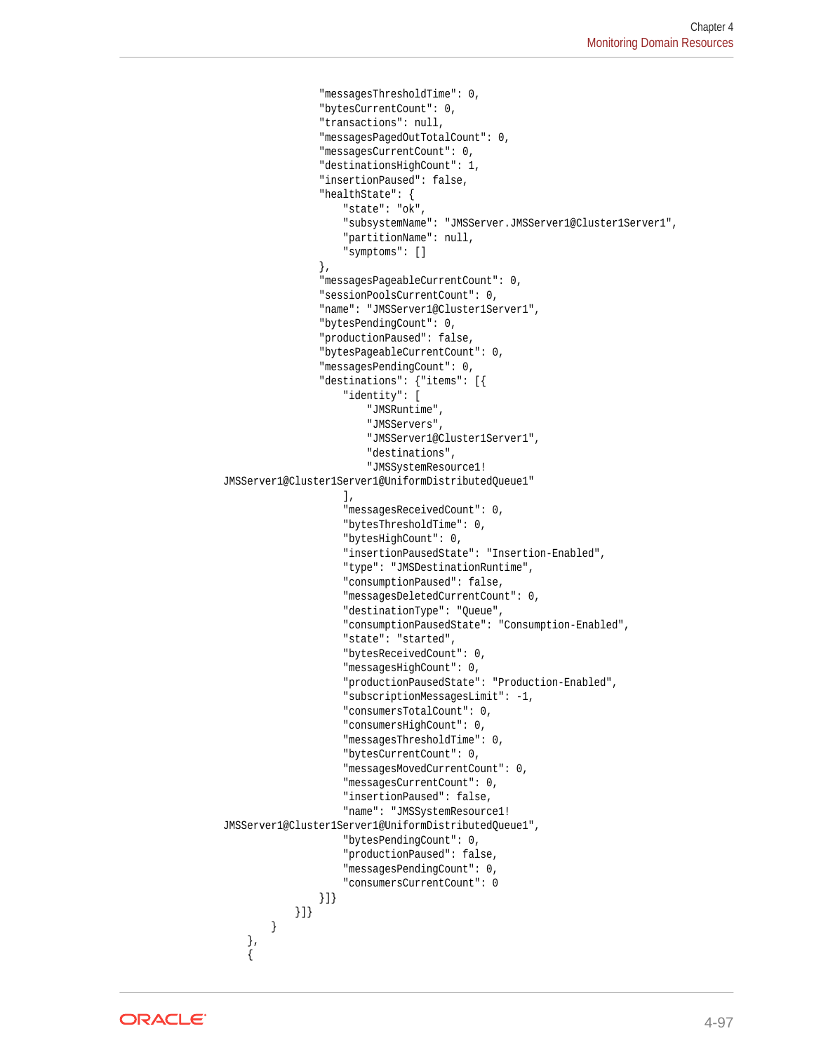```
                    "messagesThresholdTime": 0,
                    "bytesCurrentCount": 0,
                    "transactions": null,
                    "messagesPagedOutTotalCount": 0,
                    "messagesCurrentCount": 0,
                    "destinationsHighCount": 1,
                    "insertionPaused": false,
                    "healthState": {
                        "state": "ok",
                        "subsystemName": "JMSServer.JMSServer1@Cluster1Server1",
                        "partitionName": null,
                        "symptoms": []
                    },
                    "messagesPageableCurrentCount": 0,
                    "sessionPoolsCurrentCount": 0,
                    "name": "JMSServer1@Cluster1Server1",
                    "bytesPendingCount": 0,
                    "productionPaused": false,
                    "bytesPageableCurrentCount": 0,
                    "messagesPendingCount": 0,
                    "destinations": {"items": [{
                        "identity": [
                            "JMSRuntime",
                            "JMSServers",
                            "JMSServer1@Cluster1Server1",
                            "destinations",
                            "JMSSystemResource1!
JMSServer1@Cluster1Server1@UniformDistributedQueue1"
                        ],
                        "messagesReceivedCount": 0,
                        "bytesThresholdTime": 0,
                        "bytesHighCount": 0,
                        "insertionPausedState": "Insertion-Enabled",
                        "type": "JMSDestinationRuntime",
                        "consumptionPaused": false,
                        "messagesDeletedCurrentCount": 0,
                        "destinationType": "Queue",
                        "consumptionPausedState": "Consumption-Enabled",
                        "state": "started",
                        "bytesReceivedCount": 0,
                        "messagesHighCount": 0,
                        "productionPausedState": "Production-Enabled",
                        "subscriptionMessagesLimit": -1,
                        "consumersTotalCount": 0,
                        "consumersHighCount": 0,
                        "messagesThresholdTime": 0,
                        "bytesCurrentCount": 0,
                        "messagesMovedCurrentCount": 0,
                        "messagesCurrentCount": 0,
                        "insertionPaused": false,
                        "name": "JMSSystemResource1!
JMSServer1@Cluster1Server1@UniformDistributedQueue1",
                        "bytesPendingCount": 0,
                        "productionPaused": false,
                        "messagesPendingCount": 0,
                        "consumersCurrentCount": 0
                    }]}
                }]}
            }
        },
        {
```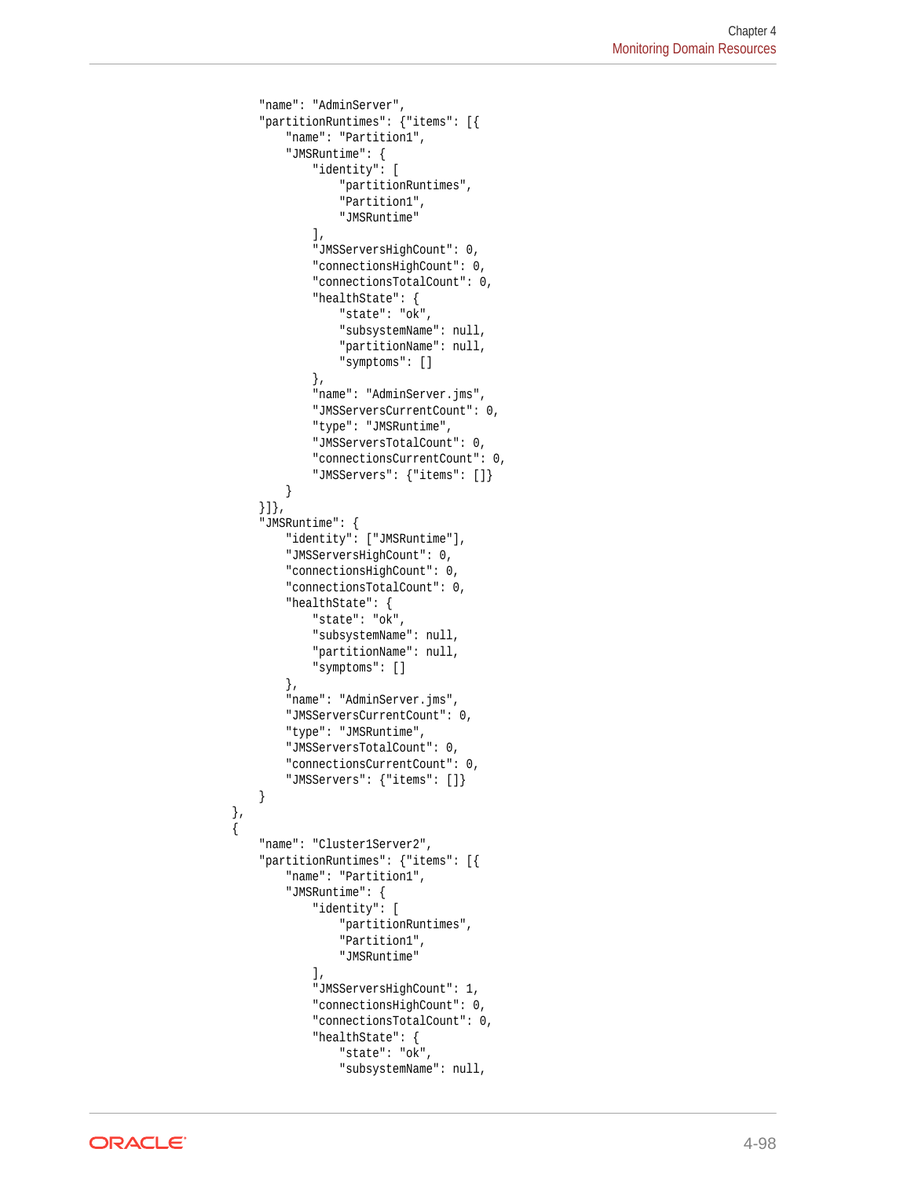```
        "name": "AdminServer",
        "partitionRuntimes": {"items": [{
            "name": "Partition1",
            "JMSRuntime": {
                "identity": [
                    "partitionRuntimes",
                    "Partition1",
                    "JMSRuntime"
                ],
                "JMSServersHighCount": 0,
                "connectionsHighCount": 0,
                "connectionsTotalCount": 0,
                "healthState": {
                    "state": "ok",
                    "subsystemName": null,
                    "partitionName": null,
                    "symptoms": []
                },
                "name": "AdminServer.jms",
                "JMSServersCurrentCount": 0,
                "type": "JMSRuntime",
                "JMSServersTotalCount": 0,
                "connectionsCurrentCount": 0,
                "JMSServers": {"items": []}
            }
        }]},
        "JMSRuntime": {
            "identity": ["JMSRuntime"],
            "JMSServersHighCount": 0,
            "connectionsHighCount": 0,
            "connectionsTotalCount": 0,
            "healthState": {
                "state": "ok",
                "subsystemName": null,
                "partitionName": null,
                "symptoms": []
            },
            "name": "AdminServer.jms",
            "JMSServersCurrentCount": 0,
            "type": "JMSRuntime",
            "JMSServersTotalCount": 0,
            "connectionsCurrentCount": 0,
            "JMSServers": {"items": []}
        }
    },
    {
        "name": "Cluster1Server2",
        "partitionRuntimes": {"items": [{
            "name": "Partition1",
            "JMSRuntime": {
                "identity": [
                    "partitionRuntimes",
                    "Partition1",
                    "JMSRuntime"
                ],
                "JMSServersHighCount": 1,
                "connectionsHighCount": 0,
                "connectionsTotalCount": 0,
                "healthState": {
                    "state": "ok",
                    "subsystemName": null,
```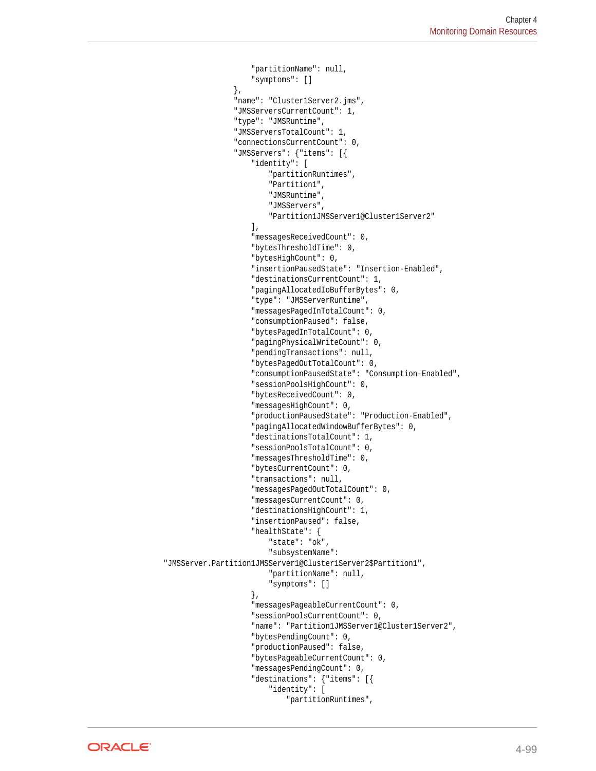```
                "partitionName": null,
                "symptoms": []
            },
            "name": "Cluster1Server2.jms",
            "JMSServersCurrentCount": 1,
            "type": "JMSRuntime",
            "JMSServersTotalCount": 1,
            "connectionsCurrentCount": 0,
            "JMSServers": {"items": [{
                "identity": [
                    "partitionRuntimes",
                    "Partition1",
                    "JMSRuntime",
                    "JMSServers",
                    "Partition1JMSServer1@Cluster1Server2"
                ],
                "messagesReceivedCount": 0,
                "bytesThresholdTime": 0,
                "bytesHighCount": 0,
                "insertionPausedState": "Insertion-Enabled",
                "destinationsCurrentCount": 1,
                "pagingAllocatedIoBufferBytes": 0,
                "type": "JMSServerRuntime",
                "messagesPagedInTotalCount": 0,
                "consumptionPaused": false,
                "bytesPagedInTotalCount": 0,
                "pagingPhysicalWriteCount": 0,
                "pendingTransactions": null,
                "bytesPagedOutTotalCount": 0,
                "consumptionPausedState": "Consumption-Enabled",
                "sessionPoolsHighCount": 0,
                "bytesReceivedCount": 0,
                "messagesHighCount": 0,
                "productionPausedState": "Production-Enabled",
                "pagingAllocatedWindowBufferBytes": 0,
                "destinationsTotalCount": 1,
                "sessionPoolsTotalCount": 0,
                "messagesThresholdTime": 0,
                "bytesCurrentCount": 0,
                "transactions": null,
                "messagesPagedOutTotalCount": 0,
                "messagesCurrentCount": 0,
                "destinationsHighCount": 1,
                "insertionPaused": false,
                "healthState": {
                    "state": "ok",
                    "subsystemName": 
"JMSServer.Partition1JMSServer1@Cluster1Server2$Partition1",
                    "partitionName": null,
                    "symptoms": []
                },
                "messagesPageableCurrentCount": 0,
                "sessionPoolsCurrentCount": 0,
                "name": "Partition1JMSServer1@Cluster1Server2",
                "bytesPendingCount": 0,
                "productionPaused": false,
                "bytesPageableCurrentCount": 0,
                "messagesPendingCount": 0,
                "destinations": {"items": [{
                    "identity": [
                        "partitionRuntimes",
```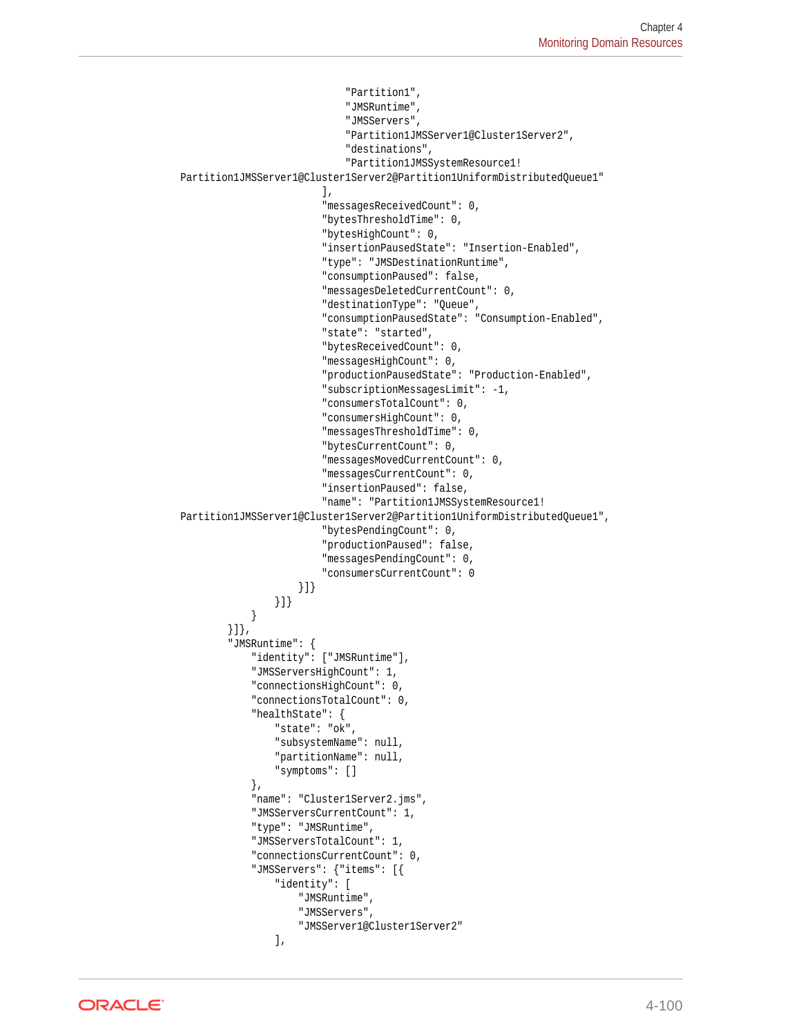```
                                "Partition1",
                                "JMSRuntime",
                                "JMSServers",
                                "Partition1JMSServer1@Cluster1Server2",
                                "destinations",
                                "Partition1JMSSystemResource1!
Partition1JMSServer1@Cluster1Server2@Partition1UniformDistributedQueue1"
                            ],
                            "messagesReceivedCount": 0,
                            "bytesThresholdTime": 0,
                            "bytesHighCount": 0,
                            "insertionPausedState": "Insertion-Enabled",
                            "type": "JMSDestinationRuntime",
                            "consumptionPaused": false,
                            "messagesDeletedCurrentCount": 0,
                            "destinationType": "Queue",
                            "consumptionPausedState": "Consumption-Enabled",
                            "state": "started",
                            "bytesReceivedCount": 0,
                            "messagesHighCount": 0,
                            "productionPausedState": "Production-Enabled",
                            "subscriptionMessagesLimit": -1,
                            "consumersTotalCount": 0,
                            "consumersHighCount": 0,
                            "messagesThresholdTime": 0,
                            "bytesCurrentCount": 0,
                            "messagesMovedCurrentCount": 0,
                            "messagesCurrentCount": 0,
                            "insertionPaused": false,
                            "name": "Partition1JMSSystemResource1!
Partition1JMSServer1@Cluster1Server2@Partition1UniformDistributedQueue1",
                            "bytesPendingCount": 0,
                            "productionPaused": false,
                            "messagesPendingCount": 0,
                            "consumersCurrentCount": 0
                        }]}
                    }]}
                }
            }]},
            "JMSRuntime": {
                "identity": ["JMSRuntime"],
                "JMSServersHighCount": 1,
                "connectionsHighCount": 0,
                "connectionsTotalCount": 0,
                "healthState": {
                    "state": "ok",
                    "subsystemName": null,
                    "partitionName": null,
                    "symptoms": []
                },
                "name": "Cluster1Server2.jms",
                "JMSServersCurrentCount": 1,
                "type": "JMSRuntime",
                "JMSServersTotalCount": 1,
                "connectionsCurrentCount": 0,
                "JMSServers": {"items": [{
                    "identity": [
                        "JMSRuntime",
                        "JMSServers",
                        "JMSServer1@Cluster1Server2"
                    ],
```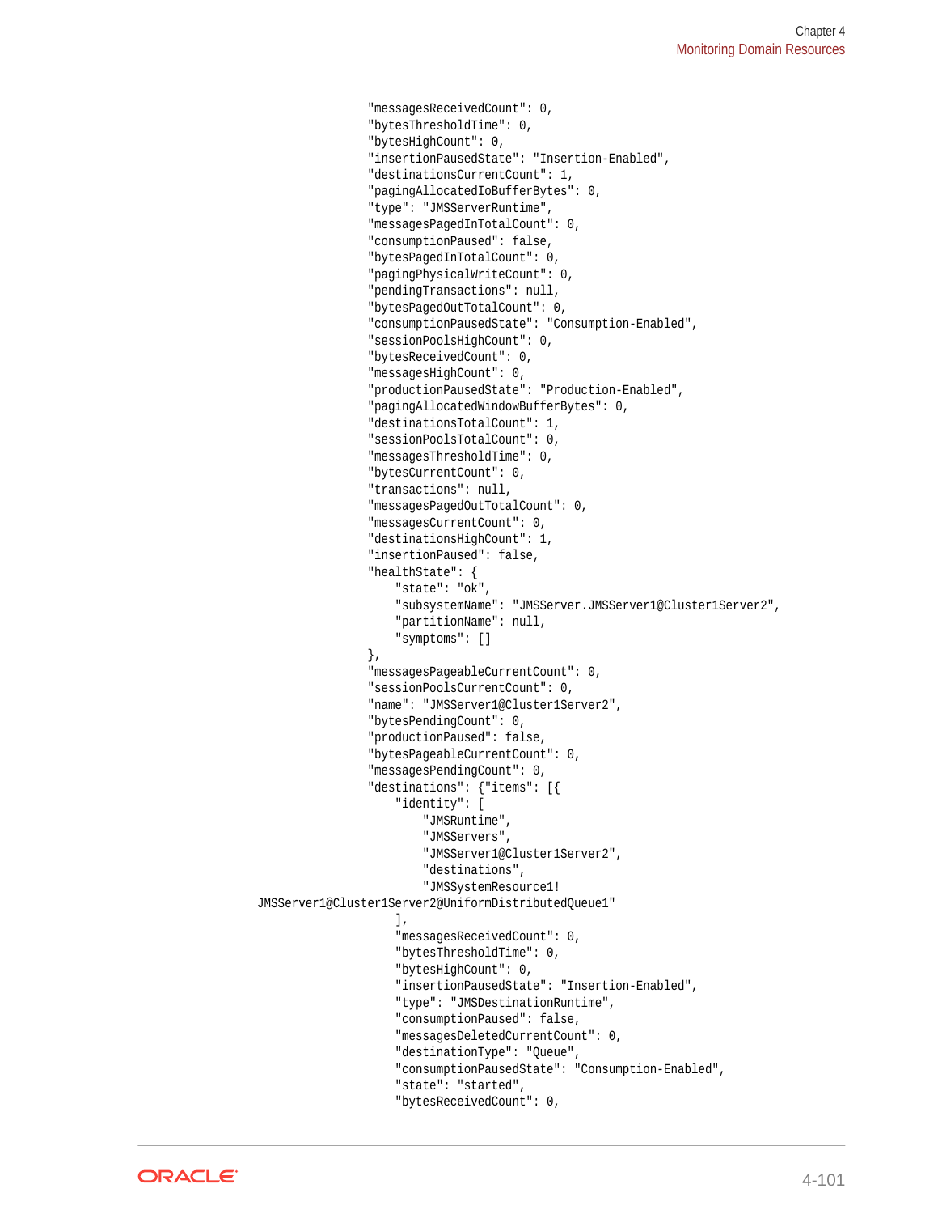```
                        "messagesReceivedCount": 0,
                        "bytesThresholdTime": 0,
                        "bytesHighCount": 0,
                        "insertionPausedState": "Insertion-Enabled",
                        "destinationsCurrentCount": 1,
                        "pagingAllocatedIoBufferBytes": 0,
                        "type": "JMSServerRuntime",
                        "messagesPagedInTotalCount": 0,
                        "consumptionPaused": false,
                        "bytesPagedInTotalCount": 0,
                        "pagingPhysicalWriteCount": 0,
                        "pendingTransactions": null,
                        "bytesPagedOutTotalCount": 0,
                        "consumptionPausedState": "Consumption-Enabled",
                        "sessionPoolsHighCount": 0,
                        "bytesReceivedCount": 0,
                        "messagesHighCount": 0,
                        "productionPausedState": "Production-Enabled",
                        "pagingAllocatedWindowBufferBytes": 0,
                        "destinationsTotalCount": 1,
                        "sessionPoolsTotalCount": 0,
                        "messagesThresholdTime": 0,
                        "bytesCurrentCount": 0,
                        "transactions": null,
                        "messagesPagedOutTotalCount": 0,
                        "messagesCurrentCount": 0,
                        "destinationsHighCount": 1,
                        "insertionPaused": false,
                        "healthState": {
                            "state": "ok",
                            "subsystemName": "JMSServer.JMSServer1@Cluster1Server2",
                            "partitionName": null,
                            "symptoms": []
                        },
                        "messagesPageableCurrentCount": 0,
                        "sessionPoolsCurrentCount": 0,
                        "name": "JMSServer1@Cluster1Server2",
                        "bytesPendingCount": 0,
                        "productionPaused": false,
                        "bytesPageableCurrentCount": 0,
                        "messagesPendingCount": 0,
                        "destinations": {"items": [{
                            "identity": [
                                "JMSRuntime",
                                "JMSServers",
                                "JMSServer1@Cluster1Server2",
                                "destinations",
                                "JMSSystemResource1!
JMSServer1@Cluster1Server2@UniformDistributedQueue1"
                            ],
                            "messagesReceivedCount": 0,
                            "bytesThresholdTime": 0,
                            "bytesHighCount": 0,
                            "insertionPausedState": "Insertion-Enabled",
                            "type": "JMSDestinationRuntime",
                            "consumptionPaused": false,
                            "messagesDeletedCurrentCount": 0,
                            "destinationType": "Queue",
                            "consumptionPausedState": "Consumption-Enabled",
                            "state": "started",
                            "bytesReceivedCount": 0,
```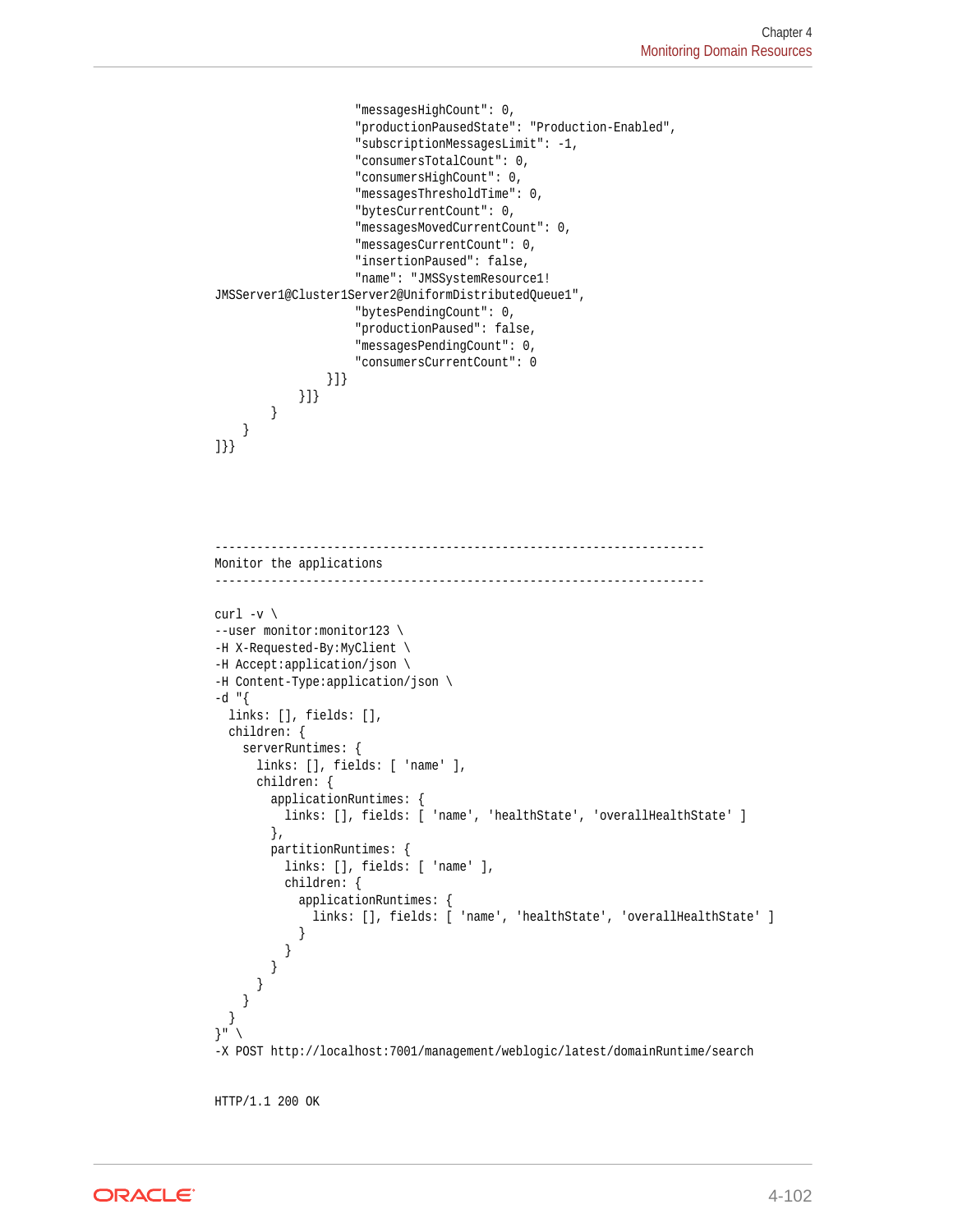```
                    "messagesHighCount": 0,
                    "productionPausedState": "Production-Enabled",
                    "subscriptionMessagesLimit": -1,
                    "consumersTotalCount": 0,
                    "consumersHighCount": 0,
                    "messagesThresholdTime": 0,
                    "bytesCurrentCount": 0,
                    "messagesMovedCurrentCount": 0,
                    "messagesCurrentCount": 0,
                    "insertionPaused": false,
                    "name": "JMSSystemResource1!
JMSServer1@Cluster1Server2@UniformDistributedQueue1",
                    "bytesPendingCount": 0,
                    "productionPaused": false,
                    "messagesPendingCount": 0,
                    "consumersCurrentCount": 0
                }]}
            }]}
        }
    }
]}}




----------------------------------------------------------------------
Monitor the applications
----------------------------------------------------------------------

curl -v \
--user monitor:monitor123 \
-H X-Requested-By:MyClient \
-H Accept:application/json \
-H Content-Type:application/json \
-d "{
  links: [], fields: [],
  children: {
    serverRuntimes: {
      links: [], fields: [ 'name' ],
      children: {
        applicationRuntimes: {
          links: [], fields: [ 'name', 'healthState', 'overallHealthState' ]
        },
        partitionRuntimes: {
          links: [], fields: [ 'name' ],
          children: {
            applicationRuntimes: {
              links: [], fields: [ 'name', 'healthState', 'overallHealthState' ]
            }
          }
        }
      }
    }
  }
}" \
-X POST http://localhost:7001/management/weblogic/latest/domainRuntime/search


HTTP/1.1 200 OK
```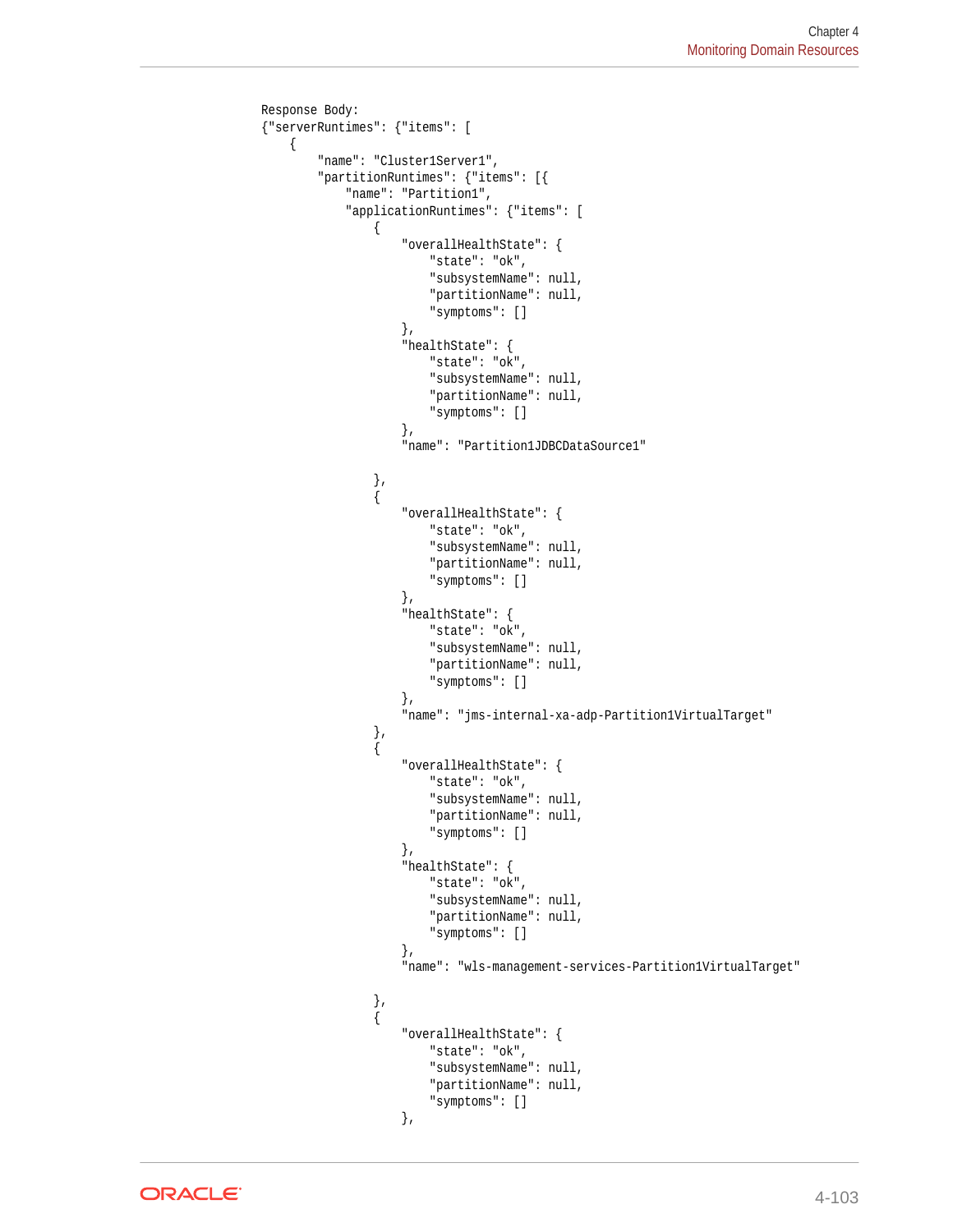```
Response Body:
{"serverRuntimes": {"items": [
    {
        "name": "Cluster1Server1",
        "partitionRuntimes": {"items": [{
            "name": "Partition1",
            "applicationRuntimes": {"items": [
                {
                    "overallHealthState": {
                        "state": "ok",
                        "subsystemName": null,
                        "partitionName": null,
                        "symptoms": []
                    },
                    "healthState": {
                        "state": "ok",
                        "subsystemName": null,
                        "partitionName": null,
                        "symptoms": []
                    },
                    "name": "Partition1JDBCDataSource1"

                },
                {
                    "overallHealthState": {
                        "state": "ok",
                        "subsystemName": null,
                        "partitionName": null,
                        "symptoms": []
                    },
                    "healthState": {
                        "state": "ok",
                        "subsystemName": null,
                        "partitionName": null,
                        "symptoms": []
                    },
                    "name": "jms-internal-xa-adp-Partition1VirtualTarget"
                },
                {
                    "overallHealthState": {
                        "state": "ok",
                        "subsystemName": null,
                        "partitionName": null,
                        "symptoms": []
                    },
                    "healthState": {
                        "state": "ok",
                        "subsystemName": null,
                        "partitionName": null,
                        "symptoms": []
                    },
                    "name": "wls-management-services-Partition1VirtualTarget"

                },
                {
                    "overallHealthState": {
                        "state": "ok",
                        "subsystemName": null,
                        "partitionName": null,
                        "symptoms": []
                    },
```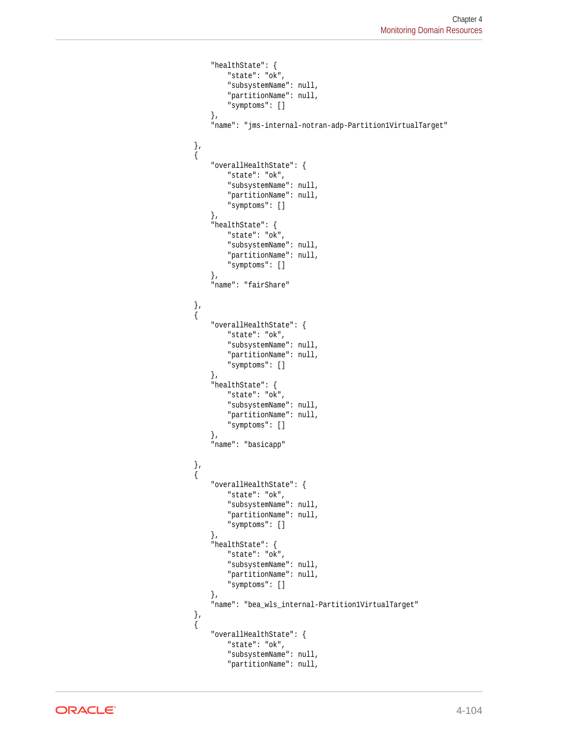```
        "healthState": {
            "state": "ok",
            "subsystemName": null,
            "partitionName": null,
            "symptoms": []
        },
        "name": "jms-internal-notran-adp-Partition1VirtualTarget"

    },
    {
        "overallHealthState": {
            "state": "ok",
            "subsystemName": null,
            "partitionName": null,
            "symptoms": []
        },
        "healthState": {
            "state": "ok",
            "subsystemName": null,
            "partitionName": null,
            "symptoms": []
        },
        "name": "fairShare"

    },
    {
        "overallHealthState": {
            "state": "ok",
            "subsystemName": null,
            "partitionName": null,
            "symptoms": []
        },
        "healthState": {
            "state": "ok",
            "subsystemName": null,
            "partitionName": null,
            "symptoms": []
        },
        "name": "basicapp"

    },
    {
        "overallHealthState": {
            "state": "ok",
            "subsystemName": null,
            "partitionName": null,
            "symptoms": []
        },
        "healthState": {
            "state": "ok",
            "subsystemName": null,
            "partitionName": null,
            "symptoms": []
        },
        "name": "bea_wls_internal-Partition1VirtualTarget"
    },
    {
        "overallHealthState": {
            "state": "ok",
            "subsystemName": null,
            "partitionName": null,
```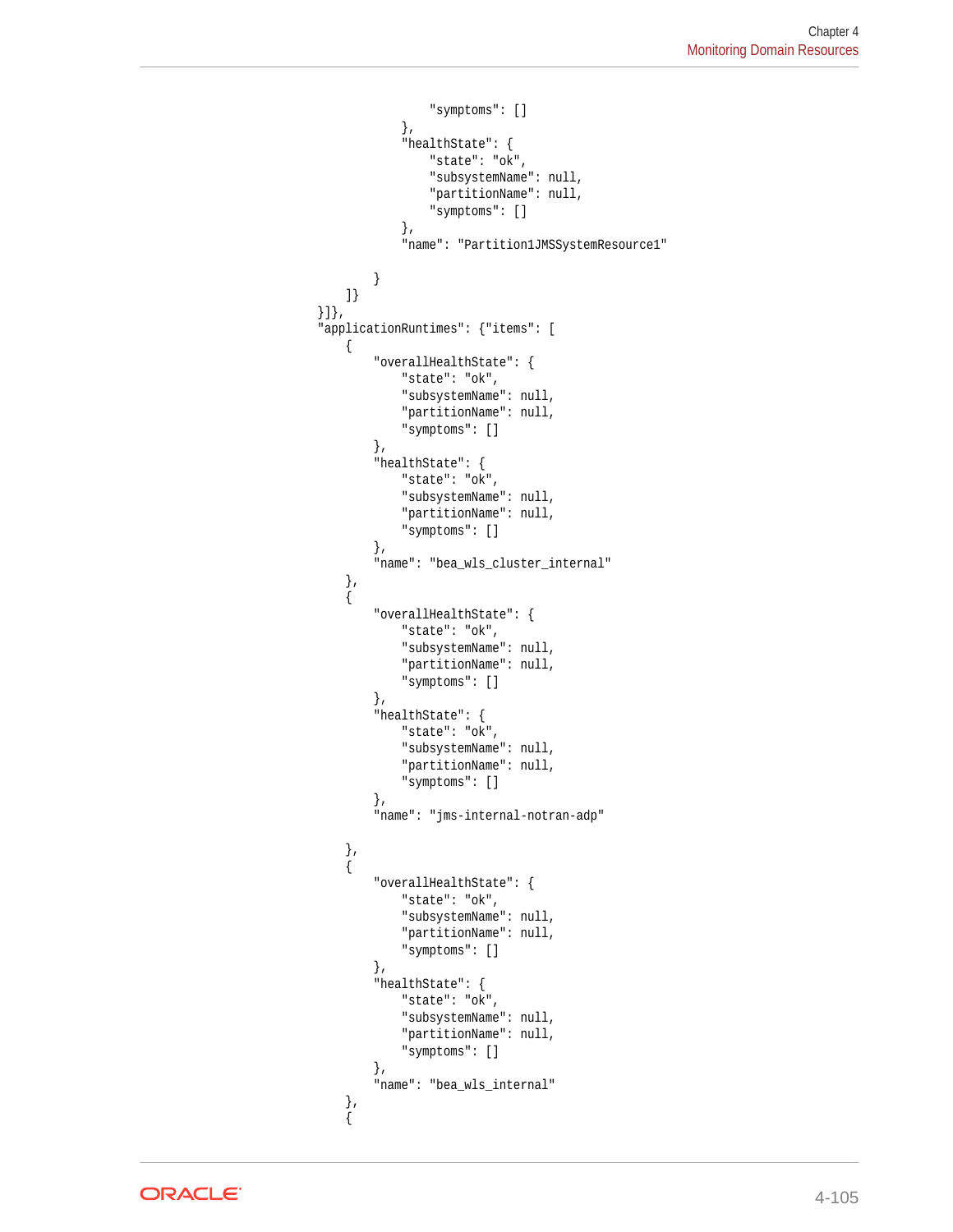```
                    "symptoms": []
                },
                "healthState": {
                    "state": "ok",
                    "subsystemName": null,
                    "partitionName": null,
                    "symptoms": []
                },
                "name": "Partition1JMSSystemResource1"

            }
        ]}
    }]},
    "applicationRuntimes": {"items": [
        {
            "overallHealthState": {
                "state": "ok",
                "subsystemName": null,
                "partitionName": null,
                "symptoms": []
            },
            "healthState": {
                "state": "ok",
                "subsystemName": null,
                "partitionName": null,
                "symptoms": []
            },
            "name": "bea_wls_cluster_internal"
        },
        {
            "overallHealthState": {
                "state": "ok",
                "subsystemName": null,
                "partitionName": null,
                "symptoms": []
            },
            "healthState": {
                "state": "ok",
                "subsystemName": null,
                "partitionName": null,
                "symptoms": []
            },
            "name": "jms-internal-notran-adp"

        },
        {
            "overallHealthState": {
                "state": "ok",
                "subsystemName": null,
                "partitionName": null,
                "symptoms": []
            },
            "healthState": {
                "state": "ok",
                "subsystemName": null,
                "partitionName": null,
                "symptoms": []
            },
            "name": "bea_wls_internal"
        },
        {
```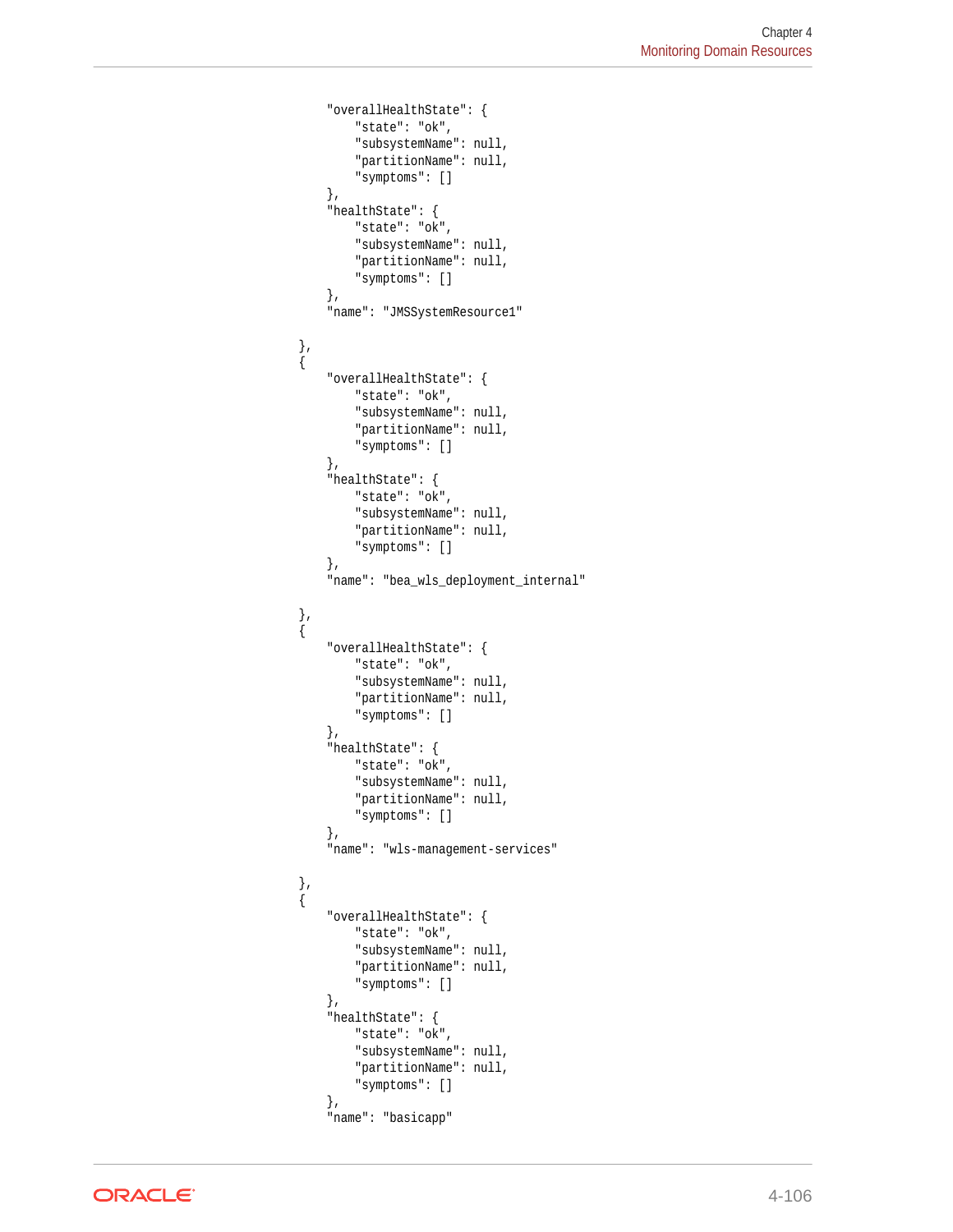```
        "overallHealthState": {
            "state": "ok",
            "subsystemName": null,
            "partitionName": null,
            "symptoms": []
        },
        "healthState": {
            "state": "ok",
            "subsystemName": null,
            "partitionName": null,
            "symptoms": []
        },
        "name": "JMSSystemResource1"

    },
    {
        "overallHealthState": {
            "state": "ok",
            "subsystemName": null,
            "partitionName": null,
            "symptoms": []
        },
        "healthState": {
            "state": "ok",
            "subsystemName": null,
            "partitionName": null,
            "symptoms": []
        },
        "name": "bea_wls_deployment_internal"

    },
    {
        "overallHealthState": {
            "state": "ok",
            "subsystemName": null,
            "partitionName": null,
            "symptoms": []
        },
        "healthState": {
            "state": "ok",
            "subsystemName": null,
            "partitionName": null,
            "symptoms": []
        },
        "name": "wls-management-services"

    },
    {
        "overallHealthState": {
            "state": "ok",
            "subsystemName": null,
            "partitionName": null,
            "symptoms": []
        },
        "healthState": {
            "state": "ok",
            "subsystemName": null,
            "partitionName": null,
            "symptoms": []
        },
        "name": "basicapp"
```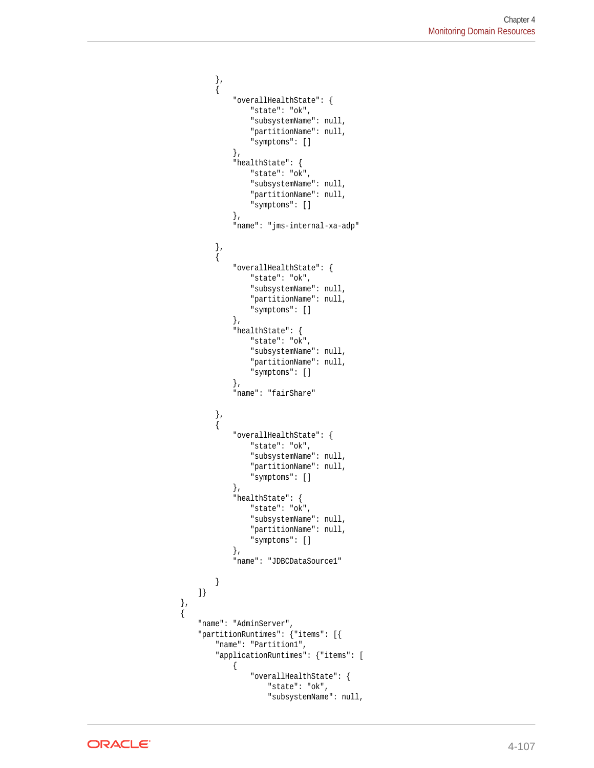```
            },
            {
                "overallHealthState": {
                    "state": "ok",
                    "subsystemName": null,
                    "partitionName": null,
                    "symptoms": []
                },
                "healthState": {
                    "state": "ok",
                    "subsystemName": null,
                    "partitionName": null,
                    "symptoms": []
                },
                "name": "jms-internal-xa-adp"

            },
            {
                "overallHealthState": {
                    "state": "ok",
                    "subsystemName": null,
                    "partitionName": null,
                    "symptoms": []
                },
                "healthState": {
                    "state": "ok",
                    "subsystemName": null,
                    "partitionName": null,
                    "symptoms": []
                },
                "name": "fairShare"

            },
            {
                "overallHealthState": {
                    "state": "ok",
                    "subsystemName": null,
                    "partitionName": null,
                    "symptoms": []
                },
                "healthState": {
                    "state": "ok",
                    "subsystemName": null,
                    "partitionName": null,
                    "symptoms": []
                },
                "name": "JDBCDataSource1"

            }
        ]}
    },
    {
        "name": "AdminServer",
        "partitionRuntimes": {"items": [{
            "name": "Partition1",
            "applicationRuntimes": {"items": [
                {
                    "overallHealthState": {
                        "state": "ok",
                        "subsystemName": null,
```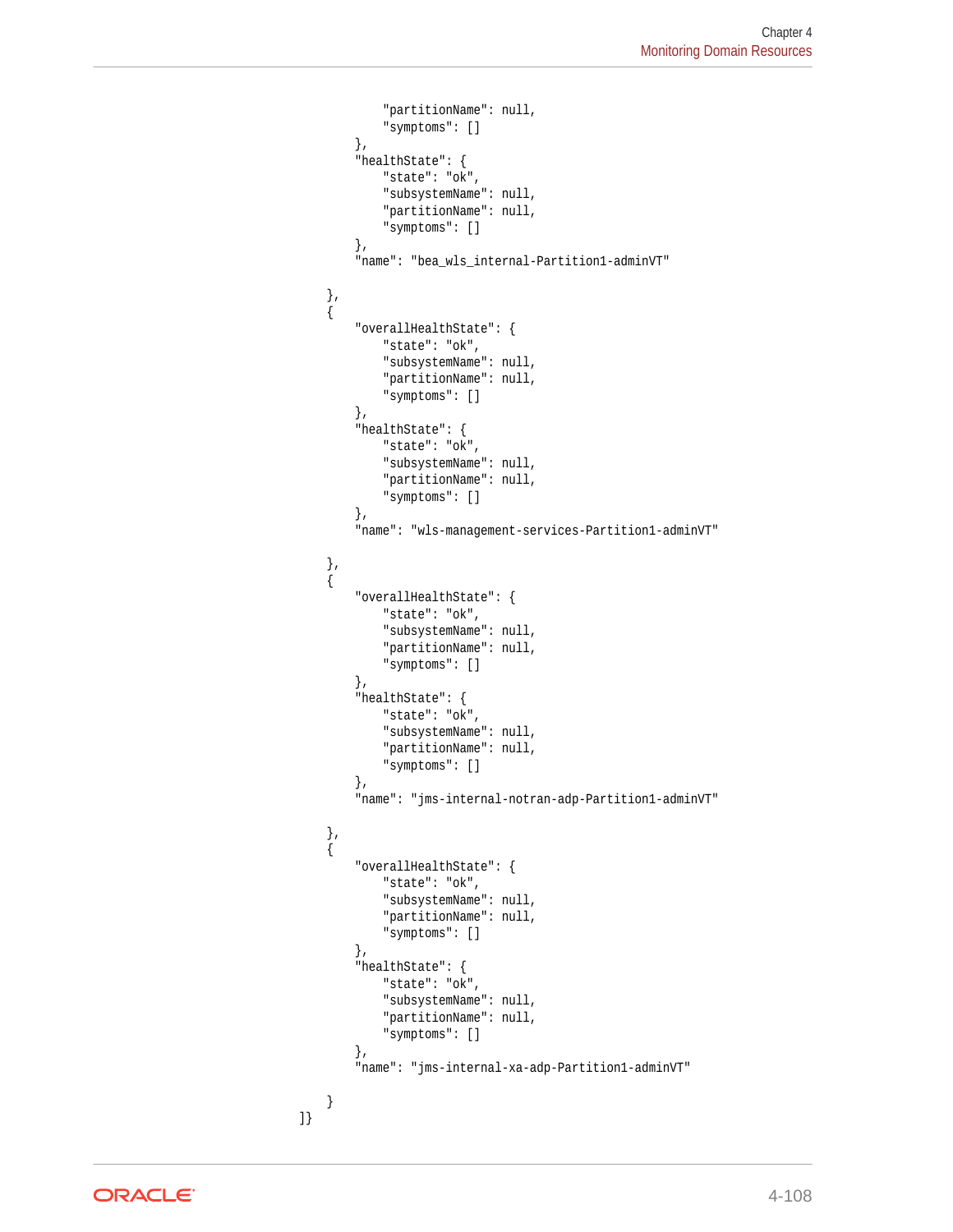```
                "partitionName": null,
                "symptoms": []
            },
            "healthState": {
                "state": "ok",
                "subsystemName": null,
                "partitionName": null,
                "symptoms": []
            },
            "name": "bea_wls_internal-Partition1-adminVT"

        },
        {
            "overallHealthState": {
                "state": "ok",
                "subsystemName": null,
                "partitionName": null,
                "symptoms": []
            },
            "healthState": {
                "state": "ok",
                "subsystemName": null,
                "partitionName": null,
                "symptoms": []
            },
            "name": "wls-management-services-Partition1-adminVT"

        },
        {
            "overallHealthState": {
                "state": "ok",
                "subsystemName": null,
                "partitionName": null,
                "symptoms": []
            },
            "healthState": {
                "state": "ok",
                "subsystemName": null,
                "partitionName": null,
                "symptoms": []
            },
            "name": "jms-internal-notran-adp-Partition1-adminVT"

        },
        {
            "overallHealthState": {
                "state": "ok",
                "subsystemName": null,
                "partitionName": null,
                "symptoms": []
            },
            "healthState": {
                "state": "ok",
                "subsystemName": null,
                "partitionName": null,
                "symptoms": []
            },
            "name": "jms-internal-xa-adp-Partition1-adminVT"

        }
    ]}
```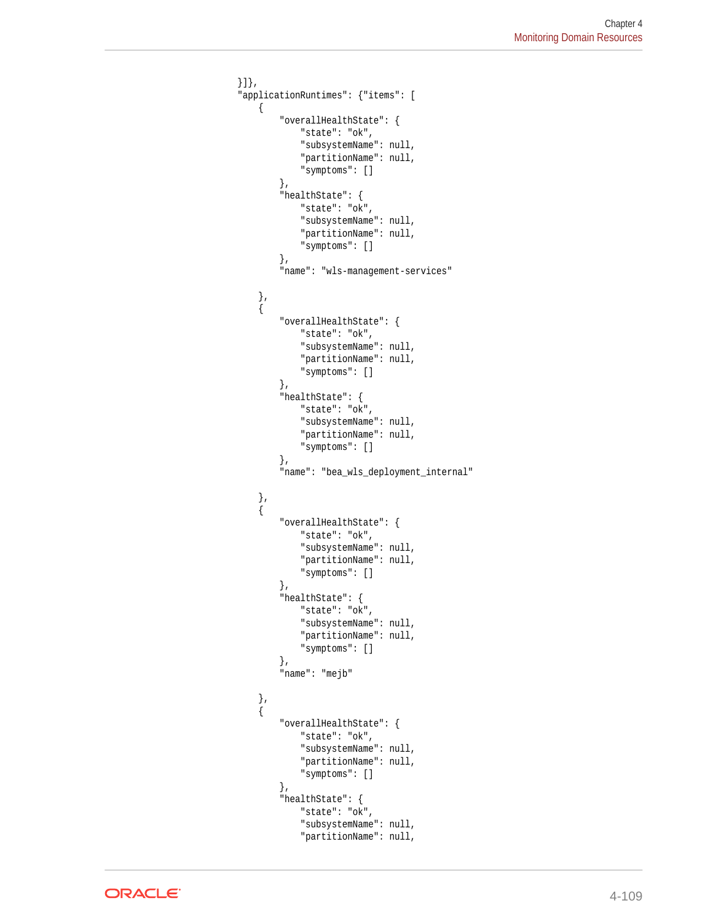```
}]},
"applicationRuntimes": {"items": [
    {
        "overallHealthState": {
            "state": "ok",
            "subsystemName": null,
            "partitionName": null,
            "symptoms": []
        },
        "healthState": {
            "state": "ok",
            "subsystemName": null,
            "partitionName": null,
            "symptoms": []
        },
        "name": "wls-management-services"

    },
    {
        "overallHealthState": {
            "state": "ok",
            "subsystemName": null,
            "partitionName": null,
            "symptoms": []
        },
        "healthState": {
            "state": "ok",
            "subsystemName": null,
            "partitionName": null,
            "symptoms": []
        },
        "name": "bea_wls_deployment_internal"

    },
    {
        "overallHealthState": {
            "state": "ok",
            "subsystemName": null,
            "partitionName": null,
            "symptoms": []
        },
        "healthState": {
            "state": "ok",
            "subsystemName": null,
            "partitionName": null,
            "symptoms": []
        },
        "name": "mejb"

    },
    {
        "overallHealthState": {
            "state": "ok",
            "subsystemName": null,
            "partitionName": null,
            "symptoms": []
        },
        "healthState": {
            "state": "ok",
            "subsystemName": null,
            "partitionName": null,
```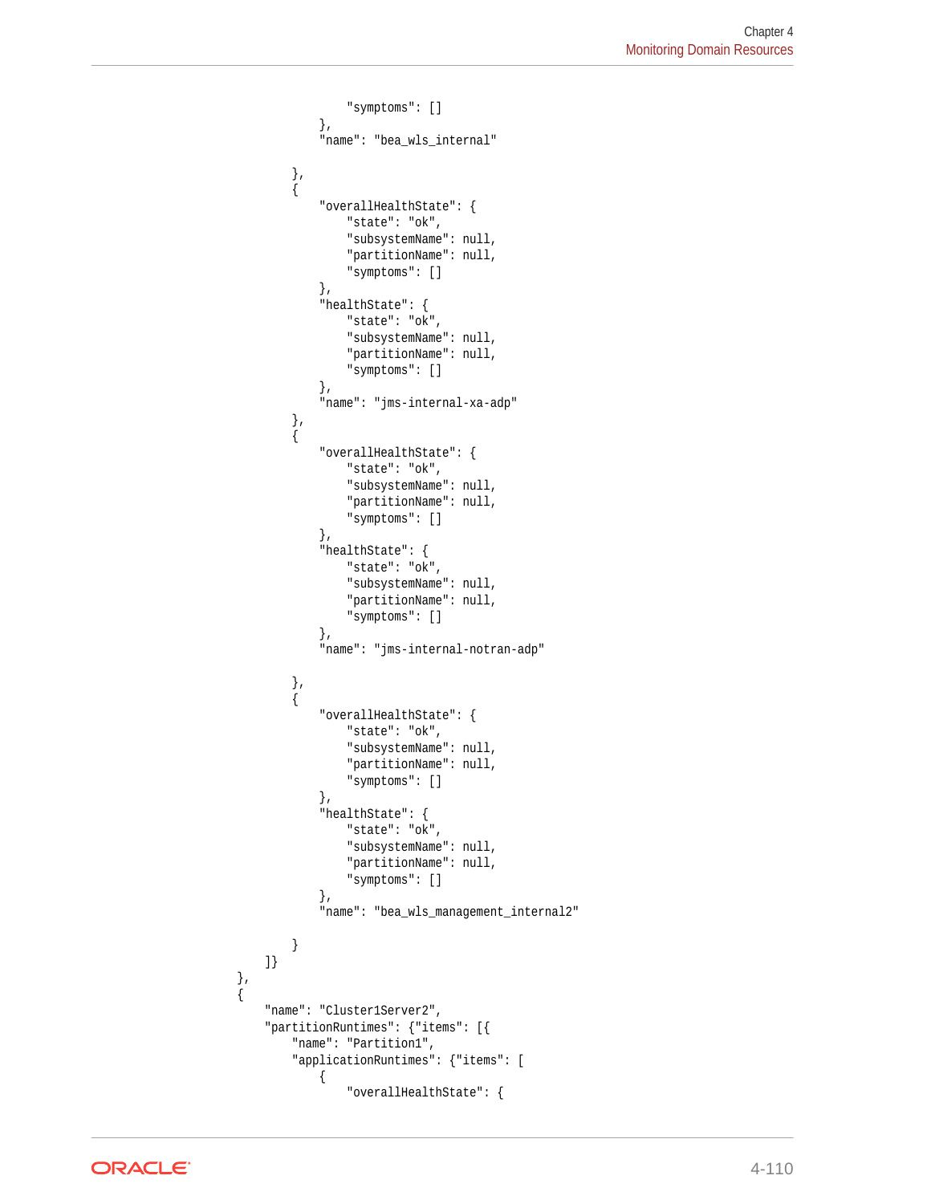```
                "symptoms": []
            },
            "name": "bea_wls_internal"

        },
        {
            "overallHealthState": {
                "state": "ok",
                "subsystemName": null,
                "partitionName": null,
                "symptoms": []
            },
            "healthState": {
                "state": "ok",
                "subsystemName": null,
                "partitionName": null,
                "symptoms": []
            },
            "name": "jms-internal-xa-adp"
        },
        {
            "overallHealthState": {
                "state": "ok",
                "subsystemName": null,
                "partitionName": null,
                "symptoms": []
            },
            "healthState": {
                "state": "ok",
                "subsystemName": null,
                "partitionName": null,
                "symptoms": []
            },
            "name": "jms-internal-notran-adp"

        },
        {
            "overallHealthState": {
                "state": "ok",
                "subsystemName": null,
                "partitionName": null,
                "symptoms": []
            },
            "healthState": {
                "state": "ok",
                "subsystemName": null,
                "partitionName": null,
                "symptoms": []
            },
            "name": "bea_wls_management_internal2"

        }
    ]}
},
{
    "name": "Cluster1Server2",
    "partitionRuntimes": {"items": [{
        "name": "Partition1",
        "applicationRuntimes": {"items": [
            {
                "overallHealthState": {
```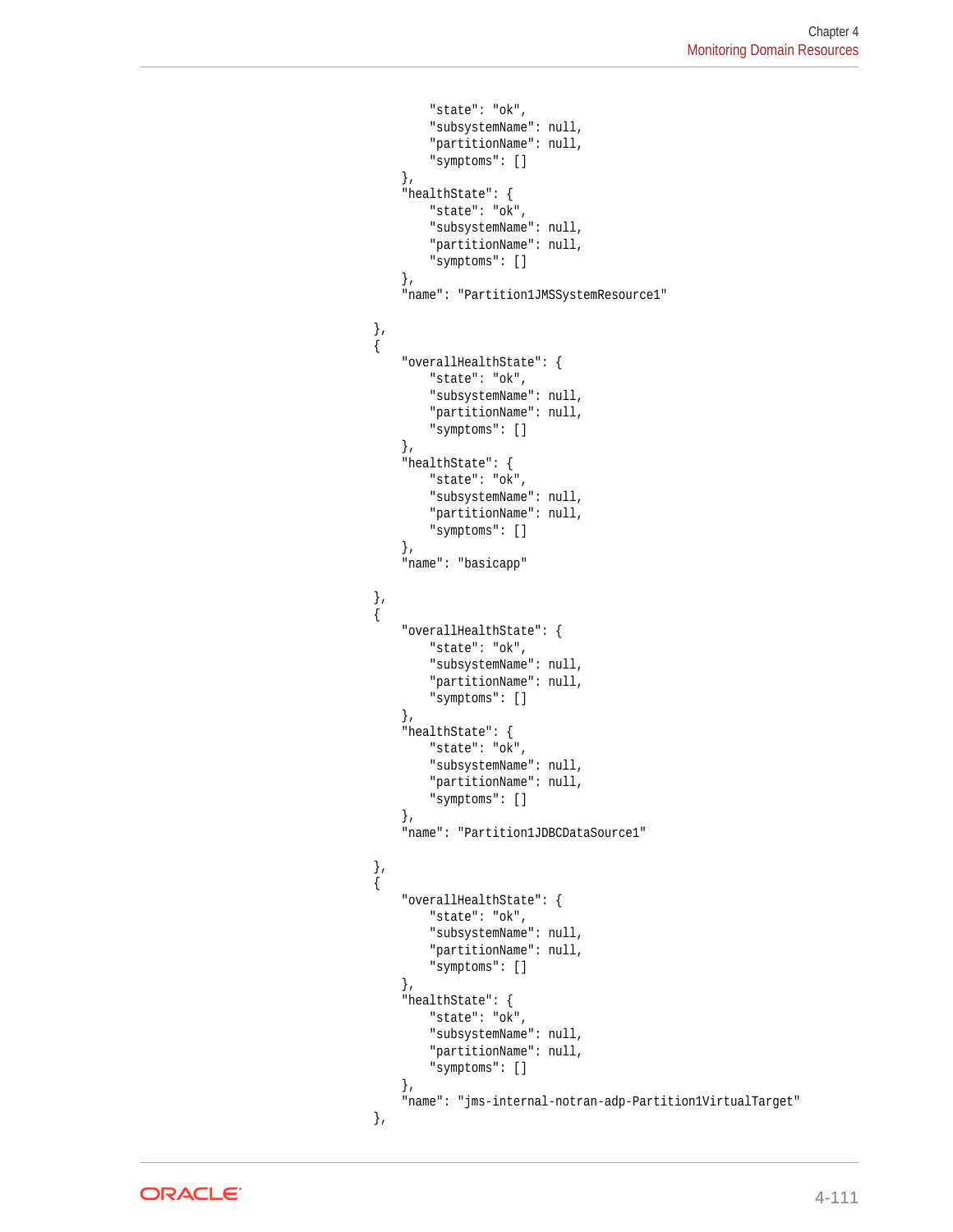```
            "state": "ok",
            "subsystemName": null,
            "partitionName": null,
            "symptoms": []
        },
        "healthState": {
            "state": "ok",
            "subsystemName": null,
            "partitionName": null,
            "symptoms": []
        },
        "name": "Partition1JMSSystemResource1"

    },
    {
        "overallHealthState": {
            "state": "ok",
            "subsystemName": null,
            "partitionName": null,
            "symptoms": []
        },
        "healthState": {
            "state": "ok",
            "subsystemName": null,
            "partitionName": null,
            "symptoms": []
        },
        "name": "basicapp"

    },
    {
        "overallHealthState": {
            "state": "ok",
            "subsystemName": null,
            "partitionName": null,
            "symptoms": []
        },
        "healthState": {
            "state": "ok",
            "subsystemName": null,
            "partitionName": null,
            "symptoms": []
        },
        "name": "Partition1JDBCDataSource1"

    },
    {
        "overallHealthState": {
            "state": "ok",
            "subsystemName": null,
            "partitionName": null,
            "symptoms": []
        },
        "healthState": {
            "state": "ok",
            "subsystemName": null,
            "partitionName": null,
            "symptoms": []
        },
        "name": "jms-internal-notran-adp-Partition1VirtualTarget"
    },
```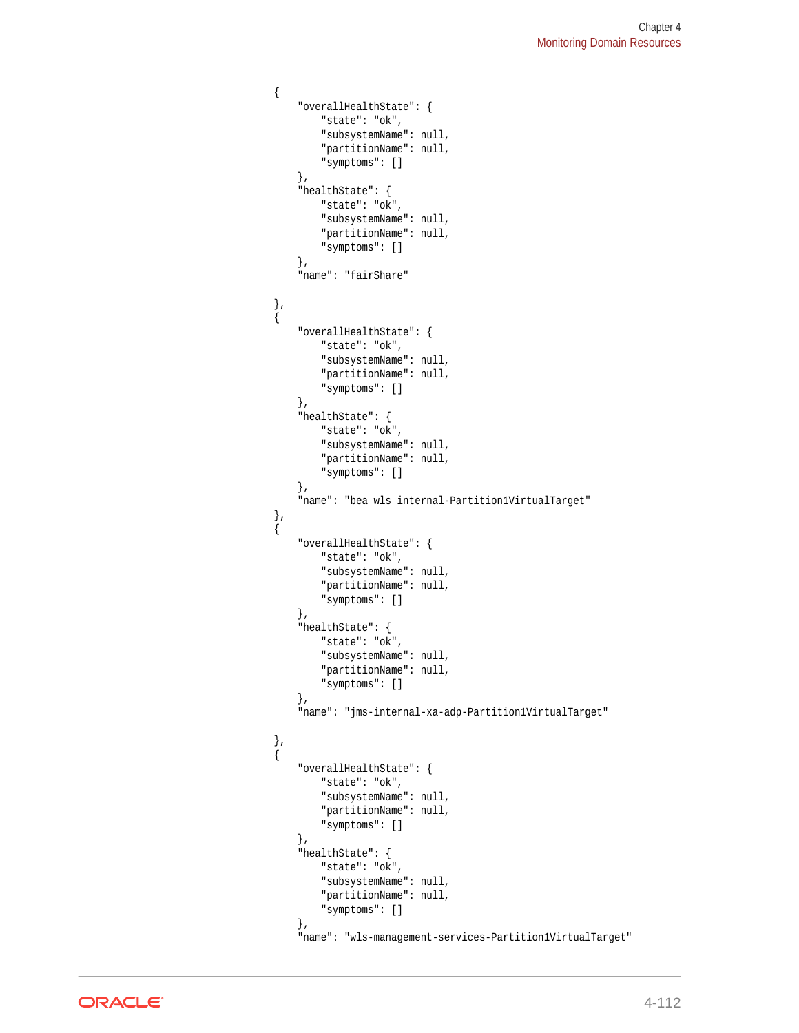```
{
    "overallHealthState": {
        "state": "ok",
        "subsystemName": null,
        "partitionName": null,
        "symptoms": []
    },
    "healthState": {
        "state": "ok",
        "subsystemName": null,
        "partitionName": null,
        "symptoms": []
    },
    "name": "fairShare"

},
{
    "overallHealthState": {
        "state": "ok",
        "subsystemName": null,
        "partitionName": null,
        "symptoms": []
    },
    "healthState": {
        "state": "ok",
        "subsystemName": null,
        "partitionName": null,
        "symptoms": []
    },
    "name": "bea_wls_internal-Partition1VirtualTarget"
},
{
    "overallHealthState": {
        "state": "ok",
        "subsystemName": null,
        "partitionName": null,
        "symptoms": []
    },
    "healthState": {
        "state": "ok",
        "subsystemName": null,
        "partitionName": null,
        "symptoms": []
    },
    "name": "jms-internal-xa-adp-Partition1VirtualTarget"

},
{
    "overallHealthState": {
        "state": "ok",
        "subsystemName": null,
        "partitionName": null,
        "symptoms": []
    },
    "healthState": {
        "state": "ok",
        "subsystemName": null,
        "partitionName": null,
        "symptoms": []
    },
    "name": "wls-management-services-Partition1VirtualTarget"
```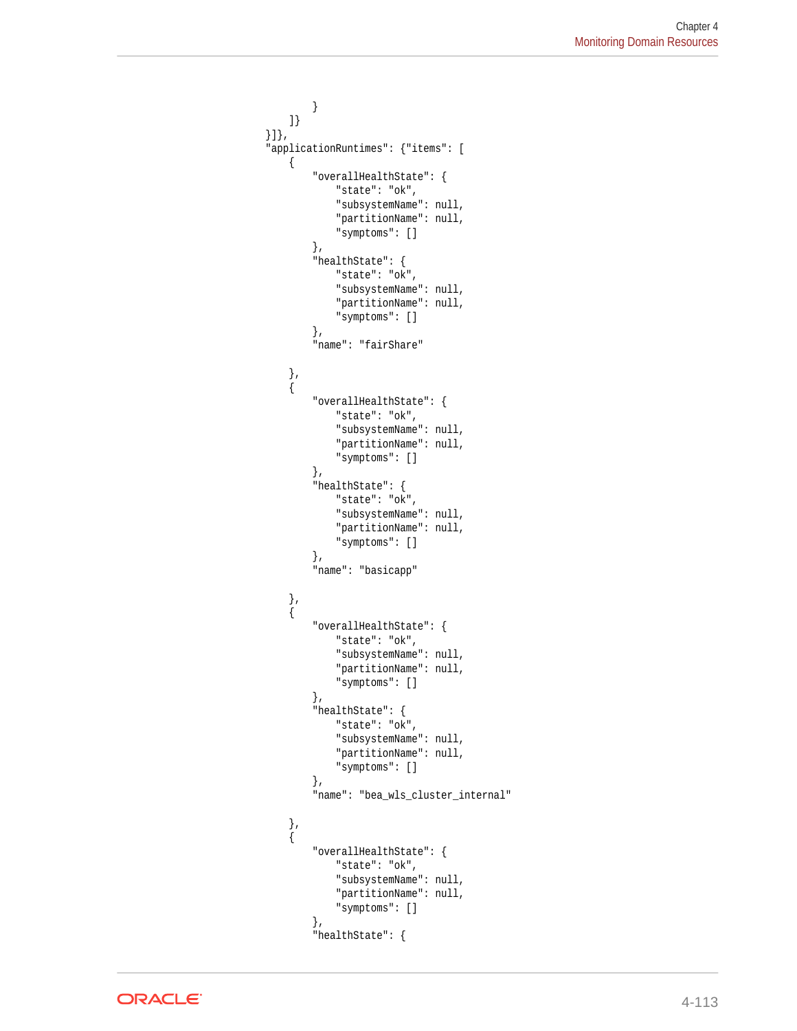```
            }
        ]}
    }]},
    "applicationRuntimes": {"items": [
        {
            "overallHealthState": {
                "state": "ok",
                "subsystemName": null,
                "partitionName": null,
                "symptoms": []
            },
            "healthState": {
                "state": "ok",
                "subsystemName": null,
                "partitionName": null,
                "symptoms": []
            },
            "name": "fairShare"

        },
        {
            "overallHealthState": {
                "state": "ok",
                "subsystemName": null,
                "partitionName": null,
                "symptoms": []
            },
            "healthState": {
                "state": "ok",
                "subsystemName": null,
                "partitionName": null,
                "symptoms": []
            },
            "name": "basicapp"

        },
        {
            "overallHealthState": {
                "state": "ok",
                "subsystemName": null,
                "partitionName": null,
                "symptoms": []
            },
            "healthState": {
                "state": "ok",
                "subsystemName": null,
                "partitionName": null,
                "symptoms": []
            },
            "name": "bea_wls_cluster_internal"

        },
        {
            "overallHealthState": {
                "state": "ok",
                "subsystemName": null,
                "partitionName": null,
                "symptoms": []
            },
            "healthState": {
```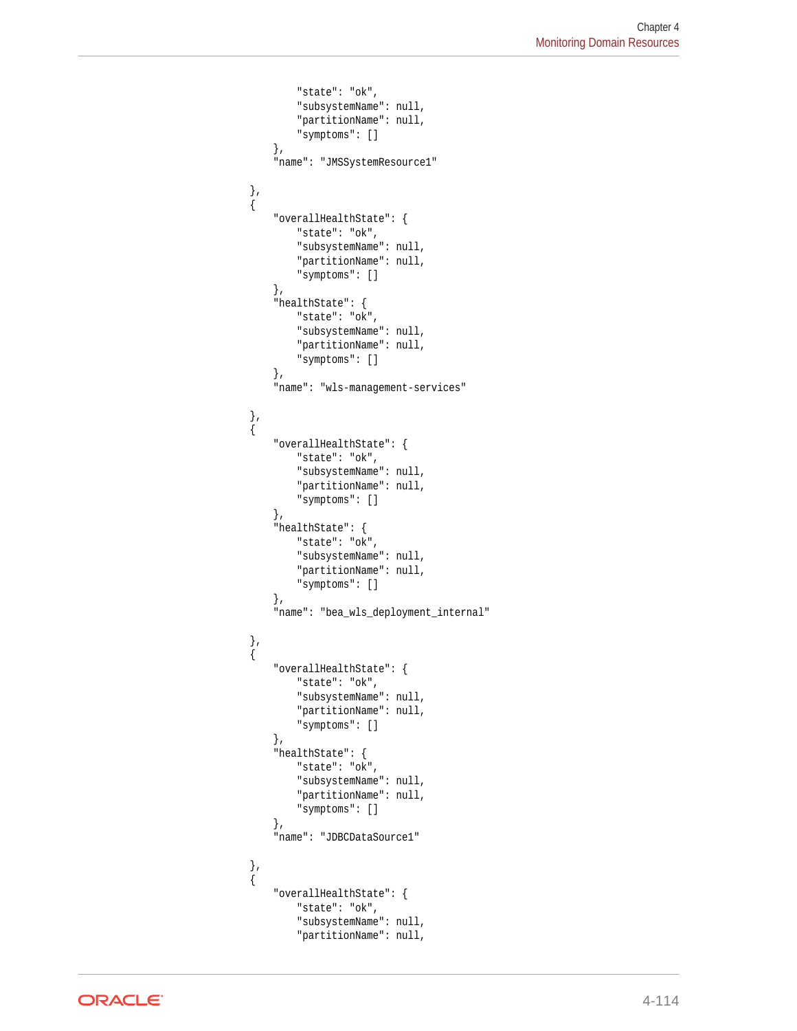```
        "state": "ok",
        "subsystemName": null,
        "partitionName": null,
        "symptoms": []
    },
    "name": "JMSSystemResource1"

},
{
    "overallHealthState": {
        "state": "ok",
        "subsystemName": null,
        "partitionName": null,
        "symptoms": []
    },
    "healthState": {
        "state": "ok",
        "subsystemName": null,
        "partitionName": null,
        "symptoms": []
    },
    "name": "wls-management-services"

},
{
    "overallHealthState": {
        "state": "ok",
        "subsystemName": null,
        "partitionName": null,
        "symptoms": []
    },
    "healthState": {
        "state": "ok",
        "subsystemName": null,
        "partitionName": null,
        "symptoms": []
    },
    "name": "bea_wls_deployment_internal"

},
{
    "overallHealthState": {
        "state": "ok",
        "subsystemName": null,
        "partitionName": null,
        "symptoms": []
    },
    "healthState": {
        "state": "ok",
        "subsystemName": null,
        "partitionName": null,
        "symptoms": []
    },
    "name": "JDBCDataSource1"

},
{
    "overallHealthState": {
        "state": "ok",
        "subsystemName": null,
        "partitionName": null,
```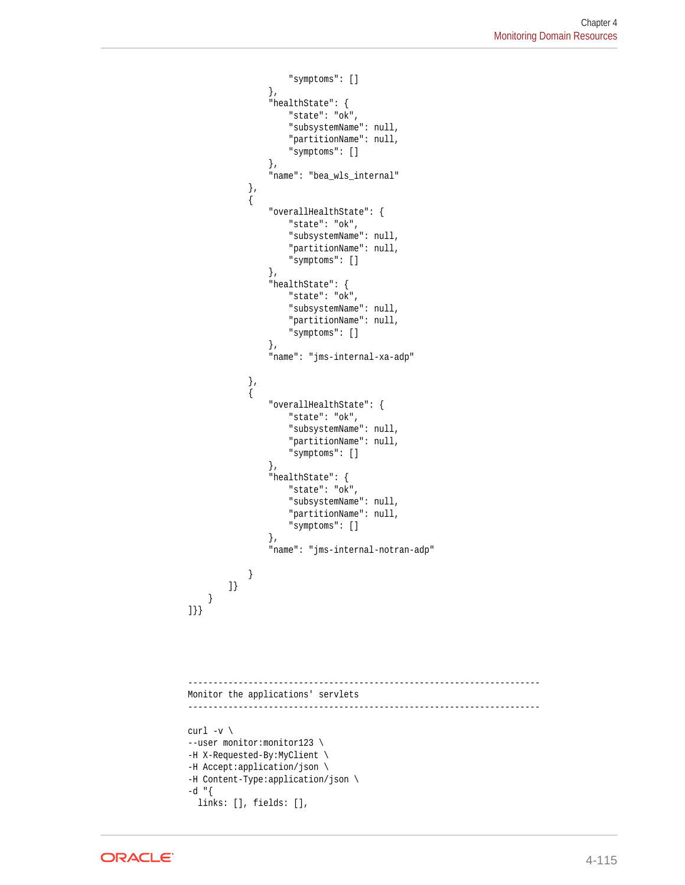```
                    "symptoms": []
                },
                "healthState": {
                    "state": "ok",
                    "subsystemName": null,
                    "partitionName": null,
                    "symptoms": []
                },
                "name": "bea_wls_internal"
            },
            {
                "overallHealthState": {
                    "state": "ok",
                    "subsystemName": null,
                    "partitionName": null,
                    "symptoms": []
                },
                "healthState": {
                    "state": "ok",
                    "subsystemName": null,
                    "partitionName": null,
                    "symptoms": []
                },
                "name": "jms-internal-xa-adp"

            },
            {
                "overallHealthState": {
                    "state": "ok",
                    "subsystemName": null,
                    "partitionName": null,
                    "symptoms": []
                },
                "healthState": {
                    "state": "ok",
                    "subsystemName": null,
                    "partitionName": null,
                    "symptoms": []
                },
                "name": "jms-internal-notran-adp"

            }
        ]}
    }
]}}




----------------------------------------------------------------------
Monitor the applications' servlets
----------------------------------------------------------------------

curl -v \
--user monitor:monitor123 \
-H X-Requested-By:MyClient \
-H Accept:application/json \
-H Content-Type:application/json \
-d "{
  links: [], fields: [],
```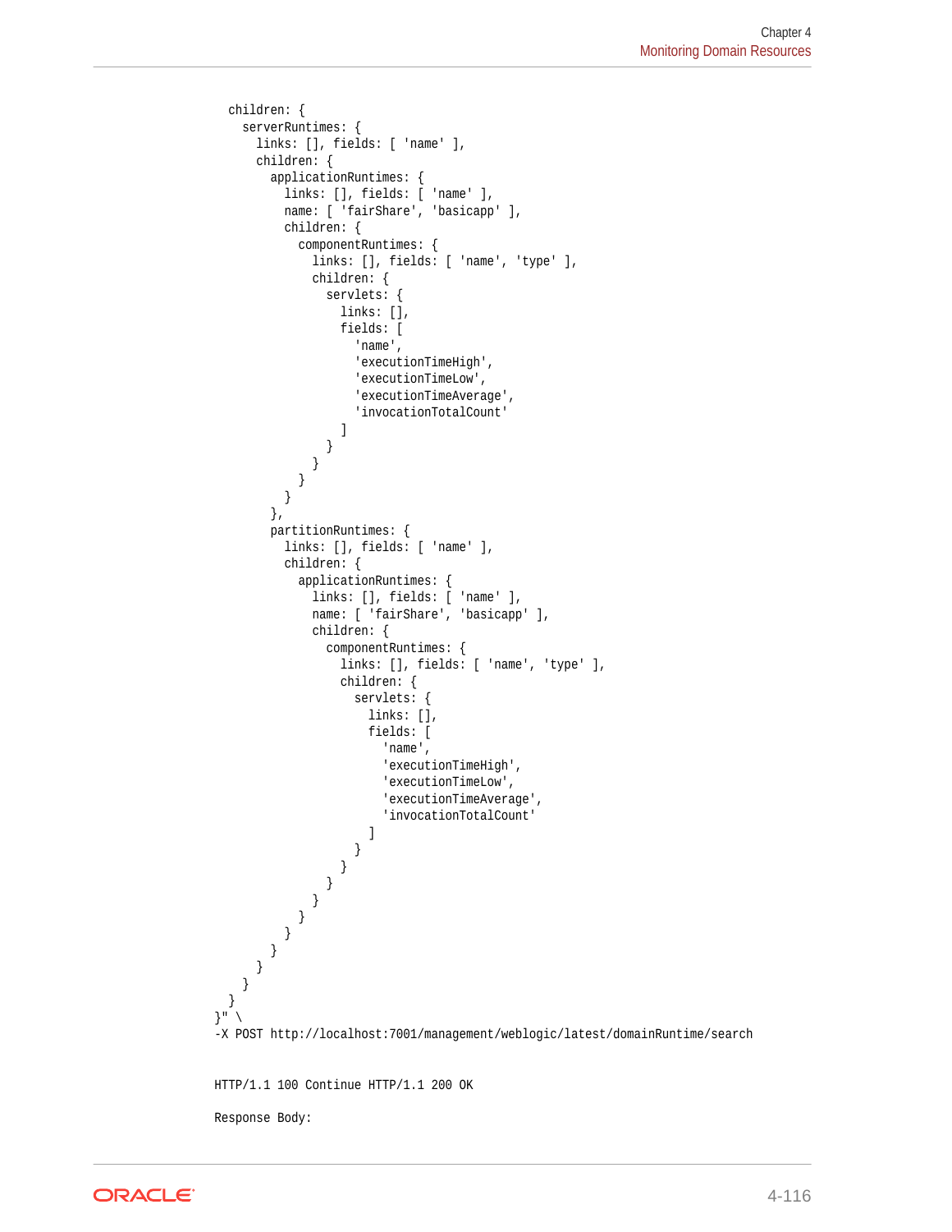```
  children: {
    serverRuntimes: {
      links: [], fields: [ 'name' ],
      children: {
        applicationRuntimes: {
          links: [], fields: [ 'name' ],
          name: [ 'fairShare', 'basicapp' ],
          children: {
            componentRuntimes: {
              links: [], fields: [ 'name', 'type' ],
              children: {
                servlets: {
                  links: [],
                  fields: [
                    'name',
                    'executionTimeHigh',
                    'executionTimeLow',
                    'executionTimeAverage',
                    'invocationTotalCount'
                  ]
                }
              }
            }
          }
        },
        partitionRuntimes: {
          links: [], fields: [ 'name' ],
          children: {
            applicationRuntimes: {
              links: [], fields: [ 'name' ],
              name: [ 'fairShare', 'basicapp' ],
              children: {
                componentRuntimes: {
                  links: [], fields: [ 'name', 'type' ],
                  children: {
                    servlets: {
                      links: [],
                      fields: [
                        'name',
                        'executionTimeHigh',
                        'executionTimeLow',
                        'executionTimeAverage',
                        'invocationTotalCount'
                      ]
                    }
                  }
                }
              }
            }
          }
        }
      }
    }
  }
}" \
-X POST http://localhost:7001/management/weblogic/latest/domainRuntime/search


HTTP/1.1 100 Continue HTTP/1.1 200 OK

Response Body:
```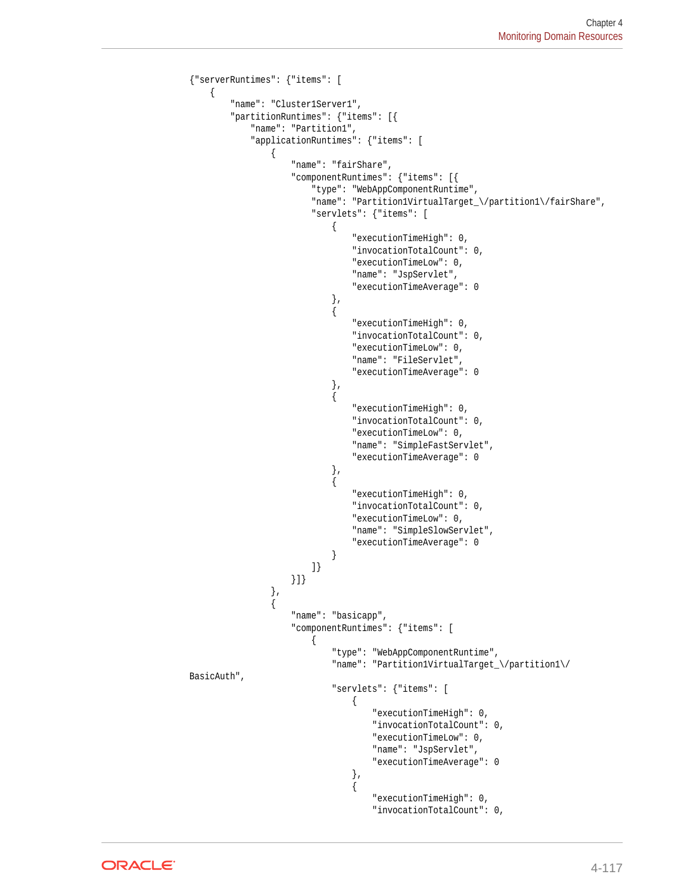```
{"serverRuntimes": {"items": [
    {
        "name": "Cluster1Server1",
        "partitionRuntimes": {"items": [{
            "name": "Partition1",
            "applicationRuntimes": {"items": [
                {
                    "name": "fairShare",
                    "componentRuntimes": {"items": [{
                        "type": "WebAppComponentRuntime",
                        "name": "Partition1VirtualTarget_\/partition1\/fairShare",
                        "servlets": {"items": [
                            {
                                "executionTimeHigh": 0,
                                "invocationTotalCount": 0,
                                "executionTimeLow": 0,
                                "name": "JspServlet",
                                "executionTimeAverage": 0
                            },
                            {
                                "executionTimeHigh": 0,
                                "invocationTotalCount": 0,
                                "executionTimeLow": 0,
                                "name": "FileServlet",
                                "executionTimeAverage": 0
                            },
                            {
                                "executionTimeHigh": 0,
                                "invocationTotalCount": 0,
                                "executionTimeLow": 0,
                                "name": "SimpleFastServlet",
                                "executionTimeAverage": 0
                            },
                            {
                                "executionTimeHigh": 0,
                                "invocationTotalCount": 0,
                                "executionTimeLow": 0,
                                "name": "SimpleSlowServlet",
                                "executionTimeAverage": 0
                            }
                        ]}
                    }]}
                },
                {
                    "name": "basicapp",
                    "componentRuntimes": {"items": [
                        {
                            "type": "WebAppComponentRuntime",
                            "name": "Partition1VirtualTarget_\/partition1\/
BasicAuth",
                            "servlets": {"items": [
                                {
                                    "executionTimeHigh": 0,
                                    "invocationTotalCount": 0,
                                    "executionTimeLow": 0,
                                    "name": "JspServlet",
                                    "executionTimeAverage": 0
                                },
                                {
                                    "executionTimeHigh": 0,
                                    "invocationTotalCount": 0,
```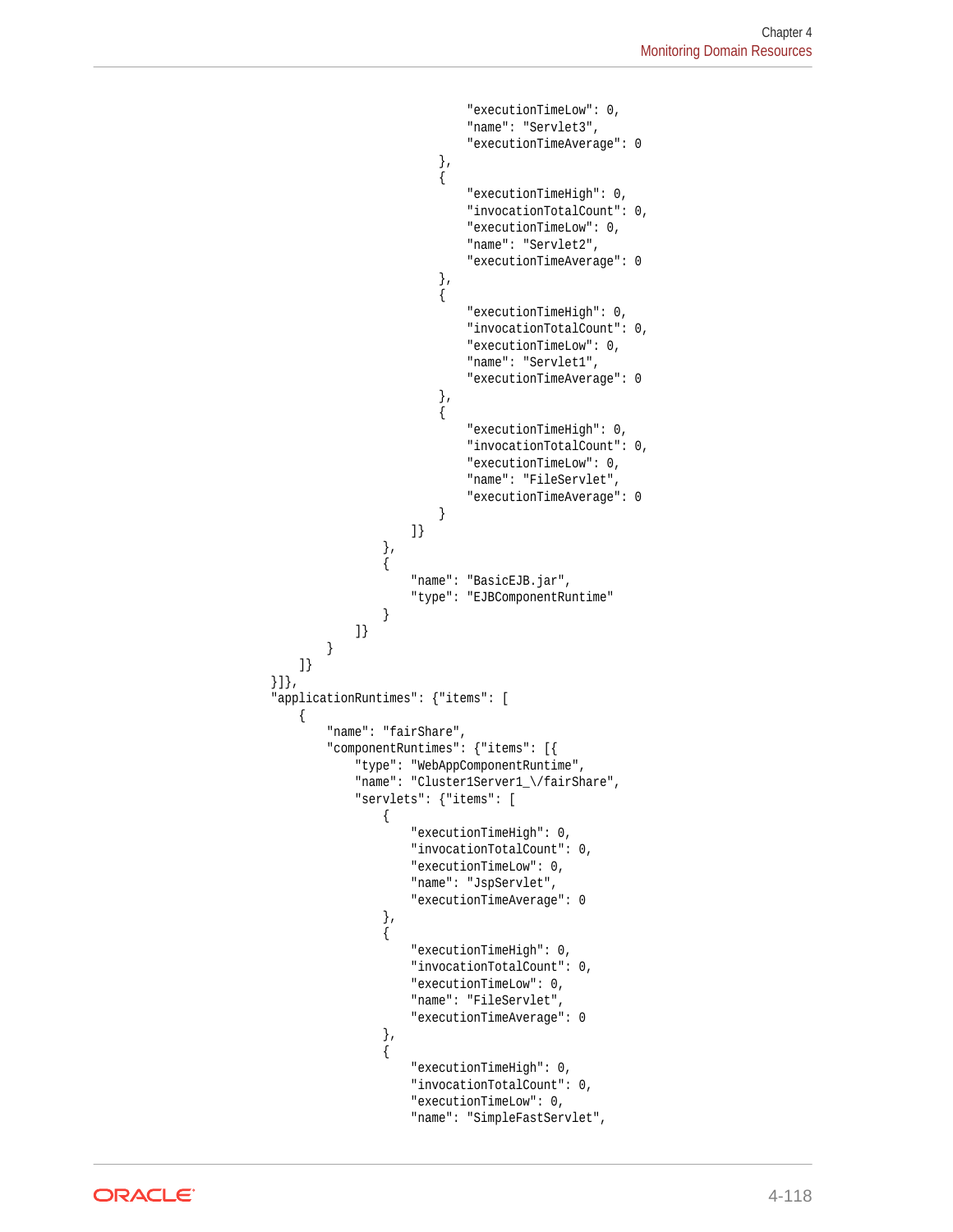```
                                    "executionTimeLow": 0,
                                    "name": "Servlet3",
                                    "executionTimeAverage": 0
                                },
                                {
                                    "executionTimeHigh": 0,
                                    "invocationTotalCount": 0,
                                    "executionTimeLow": 0,
                                    "name": "Servlet2",
                                    "executionTimeAverage": 0
                                },
                                {
                                    "executionTimeHigh": 0,
                                    "invocationTotalCount": 0,
                                    "executionTimeLow": 0,
                                    "name": "Servlet1",
                                    "executionTimeAverage": 0
                                },
                                {
                                    "executionTimeHigh": 0,
                                    "invocationTotalCount": 0,
                                    "executionTimeLow": 0,
                                    "name": "FileServlet",
                                    "executionTimeAverage": 0
                                }
                            ]}
                        },
                        {
                            "name": "BasicEJB.jar",
                            "type": "EJBComponentRuntime"
                        }
                    ]}
                }
            ]}
        }]},
        "applicationRuntimes": {"items": [
            {
                "name": "fairShare",
                "componentRuntimes": {"items": [{
                    "type": "WebAppComponentRuntime",
                    "name": "Cluster1Server1_\/fairShare",
                    "servlets": {"items": [
                        {
                            "executionTimeHigh": 0,
                            "invocationTotalCount": 0,
                            "executionTimeLow": 0,
                            "name": "JspServlet",
                            "executionTimeAverage": 0
                        },
                        {
                            "executionTimeHigh": 0,
                            "invocationTotalCount": 0,
                            "executionTimeLow": 0,
                            "name": "FileServlet",
                            "executionTimeAverage": 0
                        },
                        {
                            "executionTimeHigh": 0,
                            "invocationTotalCount": 0,
                            "executionTimeLow": 0,
                            "name": "SimpleFastServlet",
```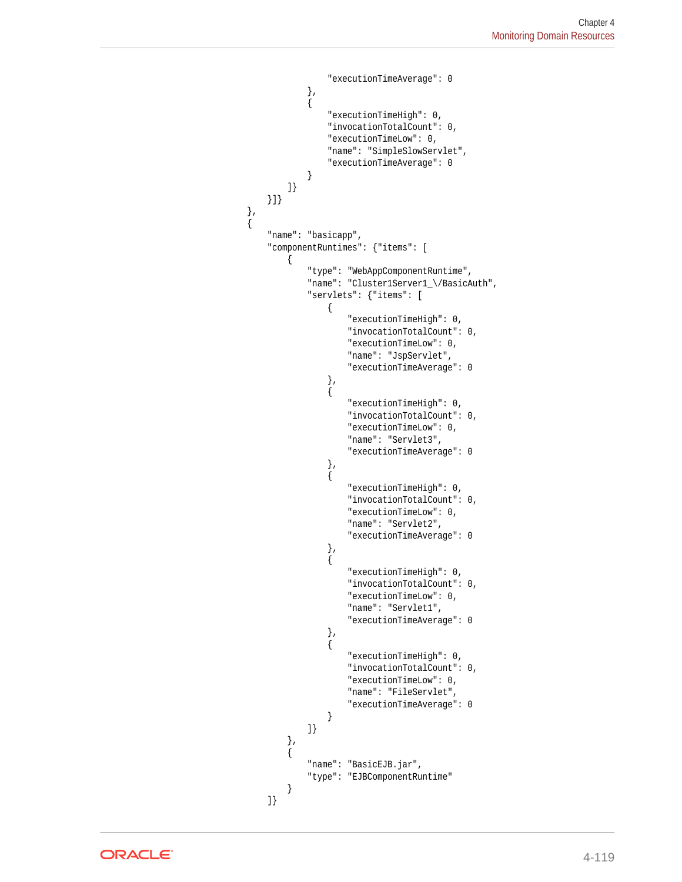```
                    "executionTimeAverage": 0
                },
                {
                    "executionTimeHigh": 0,
                    "invocationTotalCount": 0,
                    "executionTimeLow": 0,
                    "name": "SimpleSlowServlet",
                    "executionTimeAverage": 0
                }
            ]}
        }]}
},
{
    "name": "basicapp",
    "componentRuntimes": {"items": [
        {
            "type": "WebAppComponentRuntime",
            "name": "Cluster1Server1_\/BasicAuth",
            "servlets": {"items": [
                {
                    "executionTimeHigh": 0,
                    "invocationTotalCount": 0,
                    "executionTimeLow": 0,
                    "name": "JspServlet",
                    "executionTimeAverage": 0
                },
                {
                    "executionTimeHigh": 0,
                    "invocationTotalCount": 0,
                    "executionTimeLow": 0,
                    "name": "Servlet3",
                    "executionTimeAverage": 0
                },
                {
                    "executionTimeHigh": 0,
                    "invocationTotalCount": 0,
                    "executionTimeLow": 0,
                    "name": "Servlet2",
                    "executionTimeAverage": 0
                },
                {
                    "executionTimeHigh": 0,
                    "invocationTotalCount": 0,
                    "executionTimeLow": 0,
                    "name": "Servlet1",
                    "executionTimeAverage": 0
                },
                {
                    "executionTimeHigh": 0,
                    "invocationTotalCount": 0,
                    "executionTimeLow": 0,
                    "name": "FileServlet",
                    "executionTimeAverage": 0
                }
            ]}
        },
        {
            "name": "BasicEJB.jar",
            "type": "EJBComponentRuntime"
        }
    ]}
```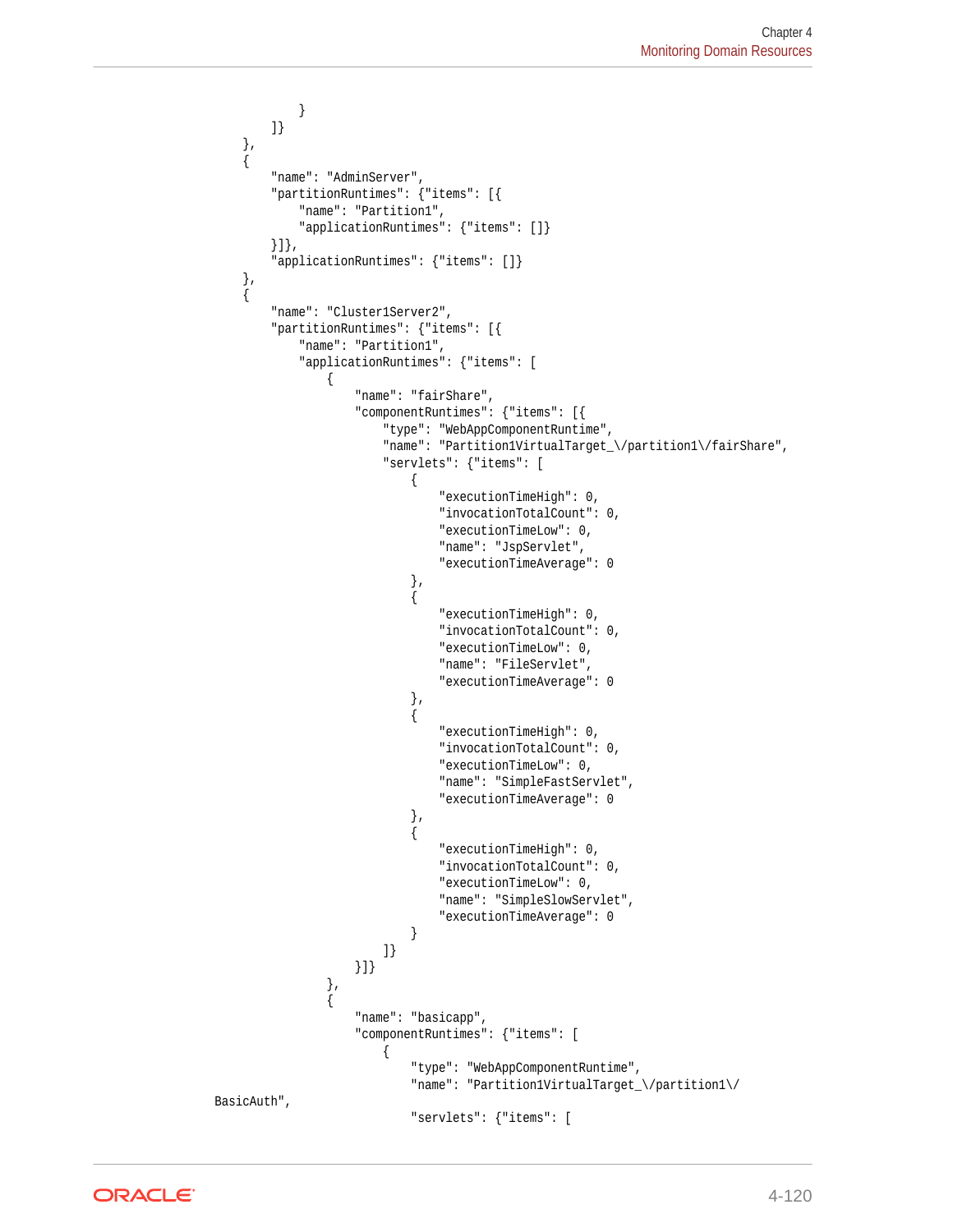```
            }
        ]}
    },
    {
        "name": "AdminServer",
        "partitionRuntimes": {"items": [{
            "name": "Partition1",
            "applicationRuntimes": {"items": []}
        }]},
        "applicationRuntimes": {"items": []}
    },
    {
        "name": "Cluster1Server2",
        "partitionRuntimes": {"items": [{
            "name": "Partition1",
            "applicationRuntimes": {"items": [
                {
                    "name": "fairShare",
                    "componentRuntimes": {"items": [{
                        "type": "WebAppComponentRuntime",
                        "name": "Partition1VirtualTarget_\/partition1\/fairShare",
                        "servlets": {"items": [
                            {
                                "executionTimeHigh": 0,
                                "invocationTotalCount": 0,
                                "executionTimeLow": 0,
                                "name": "JspServlet",
                                "executionTimeAverage": 0
                            },
                            {
                                "executionTimeHigh": 0,
                                "invocationTotalCount": 0,
                                "executionTimeLow": 0,
                                "name": "FileServlet",
                                "executionTimeAverage": 0
                            },
                            {
                                "executionTimeHigh": 0,
                                "invocationTotalCount": 0,
                                "executionTimeLow": 0,
                                "name": "SimpleFastServlet",
                                "executionTimeAverage": 0
                            },
                            {
                                "executionTimeHigh": 0,
                                "invocationTotalCount": 0,
                                "executionTimeLow": 0,
                                "name": "SimpleSlowServlet",
                                "executionTimeAverage": 0
                            }
                        ]}
                    }]}
                },
                {
                    "name": "basicapp",
                    "componentRuntimes": {"items": [
                        {
                            "type": "WebAppComponentRuntime",
                            "name": "Partition1VirtualTarget_\/partition1\/
BasicAuth",
                            "servlets": {"items": [
```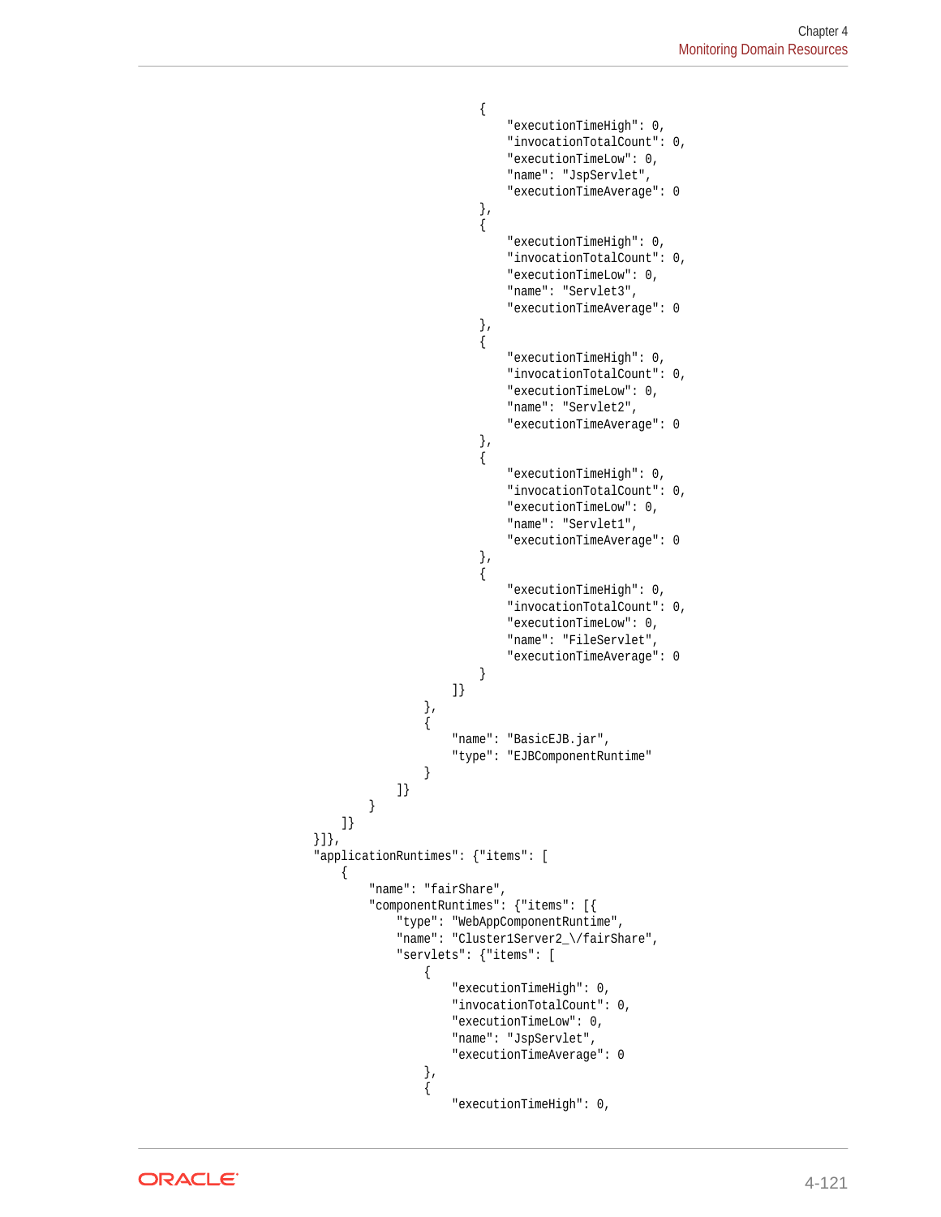```
                                                {
                                                    "executionTimeHigh": 0,
                                                    "invocationTotalCount": 0,
                                                    "executionTimeLow": 0,
                                                    "name": "JspServlet",
                                                    "executionTimeAverage": 0
                                                },
                                                {
                                                    "executionTimeHigh": 0,
                                                    "invocationTotalCount": 0,
                                                    "executionTimeLow": 0,
                                                    "name": "Servlet3",
                                                    "executionTimeAverage": 0
                                                },
                                                {
                                                    "executionTimeHigh": 0,
                                                    "invocationTotalCount": 0,
                                                    "executionTimeLow": 0,
                                                    "name": "Servlet2",
                                                    "executionTimeAverage": 0
                                                },
                                                {
                                                    "executionTimeHigh": 0,
                                                    "invocationTotalCount": 0,
                                                    "executionTimeLow": 0,
                                                    "name": "Servlet1",
                                                    "executionTimeAverage": 0
                                                },
                                                {
                                                    "executionTimeHigh": 0,
                                                    "invocationTotalCount": 0,
                                                    "executionTimeLow": 0,
                                                    "name": "FileServlet",
                                                    "executionTimeAverage": 0
                                                }
                                            ]}
                                        },
                                        {
                                            "name": "BasicEJB.jar",
                                            "type": "EJBComponentRuntime"
                                        }
                                    ]}
                                }
                            ]}
                        }]},
                        "applicationRuntimes": {"items": [
                            {
                                "name": "fairShare",
                                "componentRuntimes": {"items": [{
                                    "type": "WebAppComponentRuntime",
                                    "name": "Cluster1Server2_\/fairShare",
                                    "servlets": {"items": [
                                        {
                                            "executionTimeHigh": 0,
                                            "invocationTotalCount": 0,
                                            "executionTimeLow": 0,
                                            "name": "JspServlet",
                                            "executionTimeAverage": 0
                                        },
                                        {
                                            "executionTimeHigh": 0,
```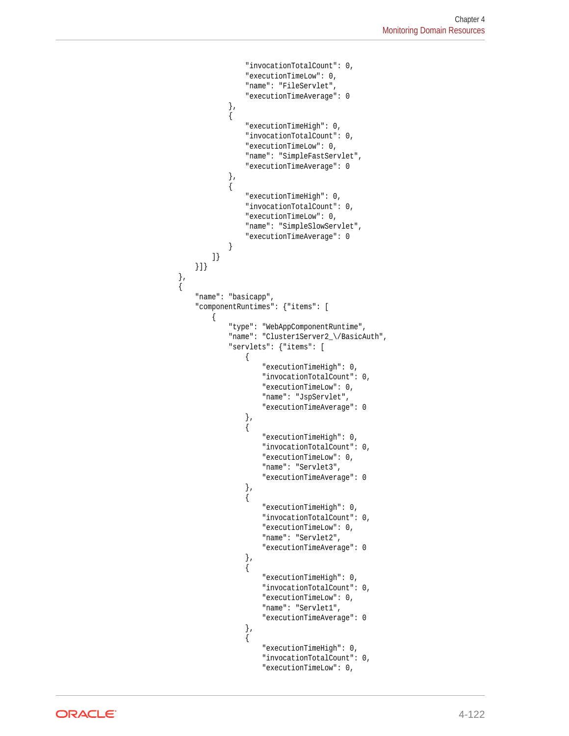```
                    "invocationTotalCount": 0,
                    "executionTimeLow": 0,
                    "name": "FileServlet",
                    "executionTimeAverage": 0
                },
                {
                    "executionTimeHigh": 0,
                    "invocationTotalCount": 0,
                    "executionTimeLow": 0,
                    "name": "SimpleFastServlet",
                    "executionTimeAverage": 0
                },
                {
                    "executionTimeHigh": 0,
                    "invocationTotalCount": 0,
                    "executionTimeLow": 0,
                    "name": "SimpleSlowServlet",
                    "executionTimeAverage": 0
                }
            ]}
        }]}
    },
    {
        "name": "basicapp",
        "componentRuntimes": {"items": [
            {
                "type": "WebAppComponentRuntime",
                "name": "Cluster1Server2_\/BasicAuth",
                "servlets": {"items": [
                    {
                        "executionTimeHigh": 0,
                        "invocationTotalCount": 0,
                        "executionTimeLow": 0,
                        "name": "JspServlet",
                        "executionTimeAverage": 0
                    },
                    {
                        "executionTimeHigh": 0,
                        "invocationTotalCount": 0,
                        "executionTimeLow": 0,
                        "name": "Servlet3",
                        "executionTimeAverage": 0
                    },
                    {
                        "executionTimeHigh": 0,
                        "invocationTotalCount": 0,
                        "executionTimeLow": 0,
                        "name": "Servlet2",
                        "executionTimeAverage": 0
                    },
                    {
                        "executionTimeHigh": 0,
                        "invocationTotalCount": 0,
                        "executionTimeLow": 0,
                        "name": "Servlet1",
                        "executionTimeAverage": 0
                    },
                    {
                        "executionTimeHigh": 0,
                        "invocationTotalCount": 0,
                        "executionTimeLow": 0,
```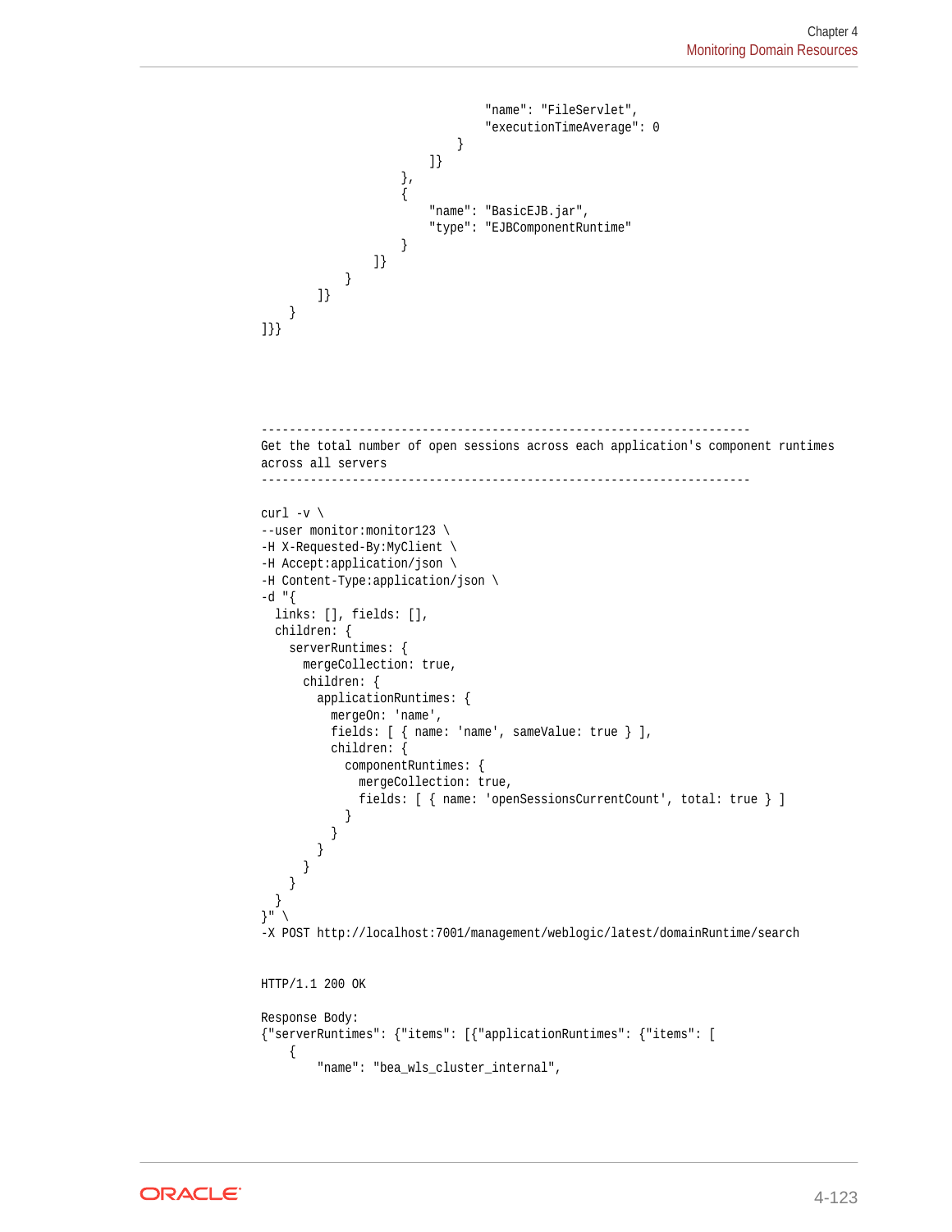```
                                "name": "FileServlet",
                                "executionTimeAverage": 0
                            }
                        ]}
                    },
                    {
                        "name": "BasicEJB.jar",
                        "type": "EJBComponentRuntime"
                    }
                ]}
            }
        ]}
    }
]}}
```

```
----------------------------------------------------------------------
Get the total number of open sessions across each application's component runtimes
across all servers
----------------------------------------------------------------------

curl -v \
--user monitor:monitor123 \
-H X-Requested-By:MyClient \
-H Accept:application/json \
-H Content-Type:application/json \
-d "{
  links: [], fields: [],
  children: {
    serverRuntimes: {
      mergeCollection: true,
      children: {
        applicationRuntimes: {
          mergeOn: 'name',
          fields: [ { name: 'name', sameValue: true } ],
          children: {
            componentRuntimes: {
              mergeCollection: true,
              fields: [ { name: 'openSessionsCurrentCount', total: true } ]
            }
          }
        }
      }
    }
  }
}" \
-X POST http://localhost:7001/management/weblogic/latest/domainRuntime/search


HTTP/1.1 200 OK

Response Body:
{"serverRuntimes": {"items": [{"applicationRuntimes": {"items": [
    {
        "name": "bea_wls_cluster_internal",
```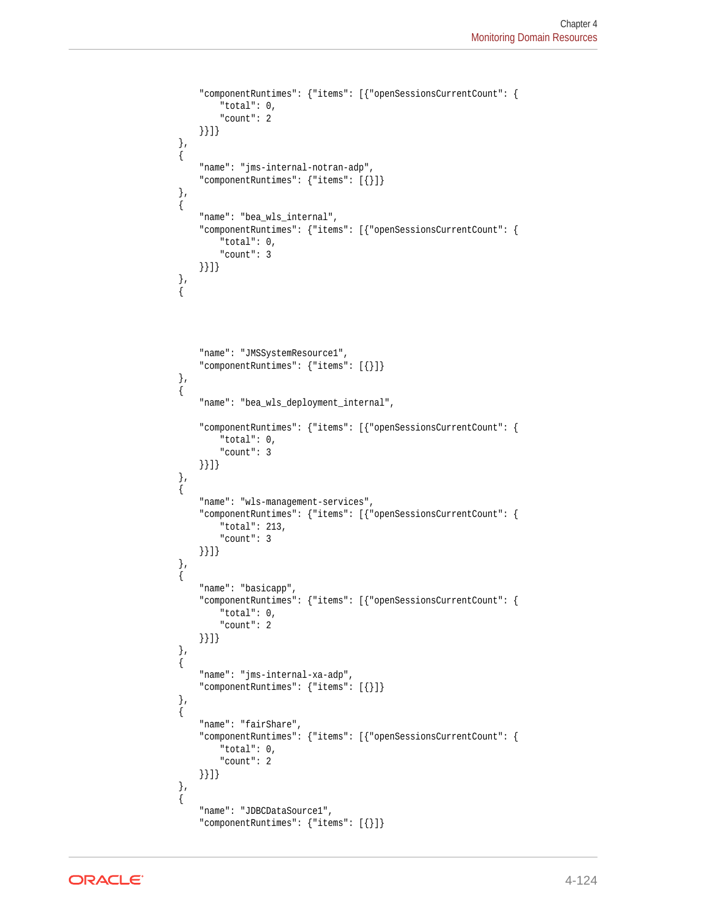```
    "componentRuntimes": {"items": [{"openSessionsCurrentCount": {
        "total": 0,
        "count": 2
    }}]}
},
{
    "name": "jms-internal-notran-adp",
    "componentRuntimes": {"items": [{}]}
},
{
    "name": "bea_wls_internal",
    "componentRuntimes": {"items": [{"openSessionsCurrentCount": {
        "total": 0,
        "count": 3
    }}]}
},
{
    "name": "JMSSystemResource1",
    "componentRuntimes": {"items": [{}]}
},
{
    "name": "bea_wls_deployment_internal",

    "componentRuntimes": {"items": [{"openSessionsCurrentCount": {
        "total": 0,
        "count": 3
    }}]}
},
{
    "name": "wls-management-services",
    "componentRuntimes": {"items": [{"openSessionsCurrentCount": {
        "total": 213,
        "count": 3
    }}]}
},
{
    "name": "basicapp",
    "componentRuntimes": {"items": [{"openSessionsCurrentCount": {
        "total": 0,
        "count": 2
    }}]}
},
{
    "name": "jms-internal-xa-adp",
    "componentRuntimes": {"items": [{}]}
},
{
    "name": "fairShare",
    "componentRuntimes": {"items": [{"openSessionsCurrentCount": {
        "total": 0,
        "count": 2
    }}]}
},
{
    "name": "JDBCDataSource1",
    "componentRuntimes": {"items": [{}]}
```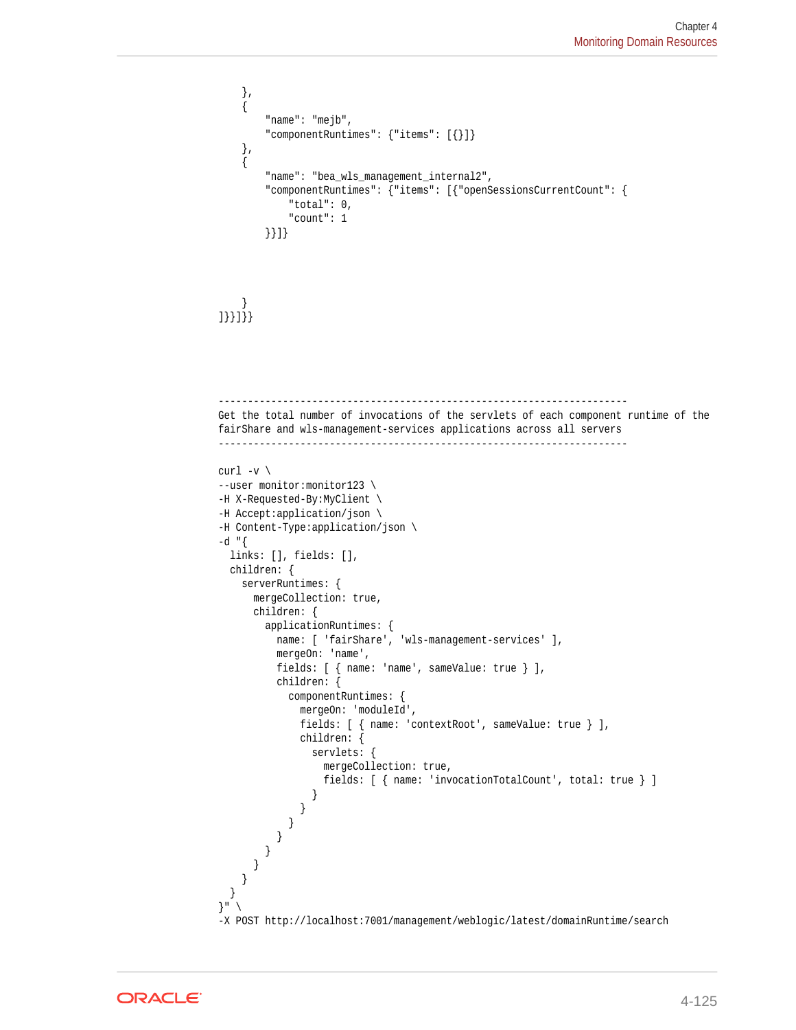```
    },
    {
        "name": "mejb",
        "componentRuntimes": {"items": [{}]}
    },
    {
        "name": "bea_wls_management_internal2",
        "componentRuntimes": {"items": [{"openSessionsCurrentCount": {
            "total": 0,
            "count": 1
        }}]}




    }
]}}]}}
```

```
----------------------------------------------------------------------
Get the total number of invocations of the servlets of each component runtime of the
fairShare and wls-management-services applications across all servers
----------------------------------------------------------------------

curl -v \
--user monitor:monitor123 \
-H X-Requested-By:MyClient \
-H Accept:application/json \
-H Content-Type:application/json \
-d "{
  links: [], fields: [],
  children: {
    serverRuntimes: {
      mergeCollection: true,
      children: {
        applicationRuntimes: {
          name: [ 'fairShare', 'wls-management-services' ],
          mergeOn: 'name',
          fields: [ { name: 'name', sameValue: true } ],
          children: {
            componentRuntimes: {
              mergeOn: 'moduleId',
              fields: [ { name: 'contextRoot', sameValue: true } ],
              children: {
                servlets: {
                  mergeCollection: true,
                  fields: [ { name: 'invocationTotalCount', total: true } ]
                }
              }
            }
          }
        }
      }
    }
  }
}" \
-X POST http://localhost:7001/management/weblogic/latest/domainRuntime/search
```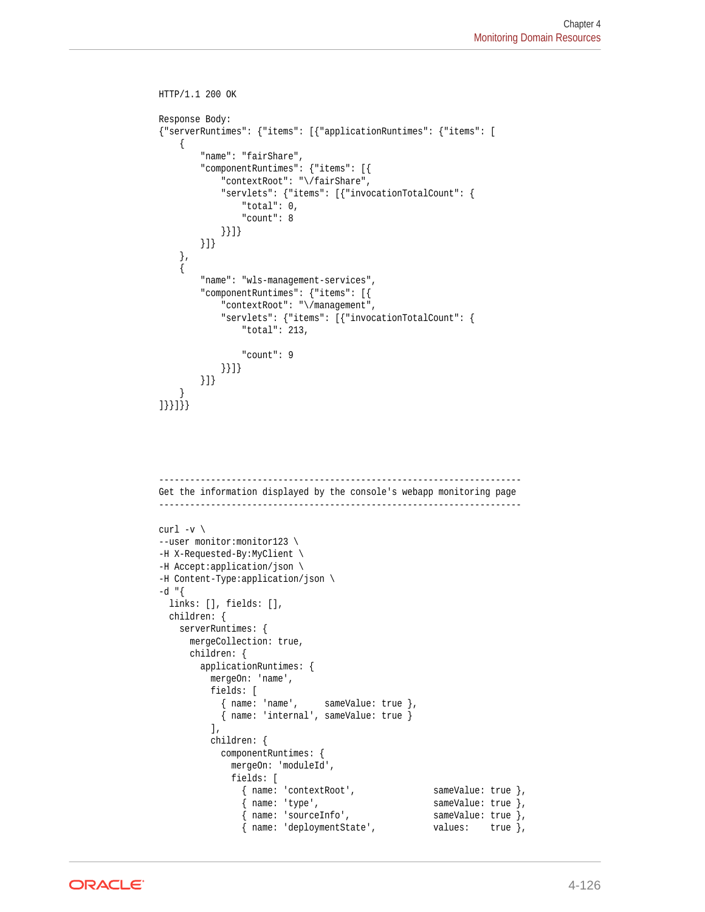```
HTTP/1.1 200 OK

Response Body:
{"serverRuntimes": {"items": [{"applicationRuntimes": {"items": [
    {
        "name": "fairShare",
        "componentRuntimes": {"items": [{
            "contextRoot": "\/fairShare",
            "servlets": {"items": [{"invocationTotalCount": {
                "total": 0,
                "count": 8
            }}]}
        }]}
    },
    {
        "name": "wls-management-services",
        "componentRuntimes": {"items": [{
            "contextRoot": "\/management",
            "servlets": {"items": [{"invocationTotalCount": {
                "total": 213,

                "count": 9
            }}]}
        }]}
    }
]}}]}}
```

```
----------------------------------------------------------------------
Get the information displayed by the console's webapp monitoring page
----------------------------------------------------------------------

curl -v \
--user monitor:monitor123 \
-H X-Requested-By:MyClient \
-H Accept:application/json \
-H Content-Type:application/json \
-d "{
  links: [], fields: [],
  children: {
    serverRuntimes: {
      mergeCollection: true,
      children: {
        applicationRuntimes: {
          mergeOn: 'name',
          fields: [
            { name: 'name',     sameValue: true },
            { name: 'internal', sameValue: true }
          ],
          children: {
            componentRuntimes: {
              mergeOn: 'moduleId',
              fields: [
                { name: 'contextRoot',               sameValue: true },
                { name: 'type',                      sameValue: true },
                { name: 'sourceInfo',                sameValue: true },
                { name: 'deploymentState',           values:    true },
```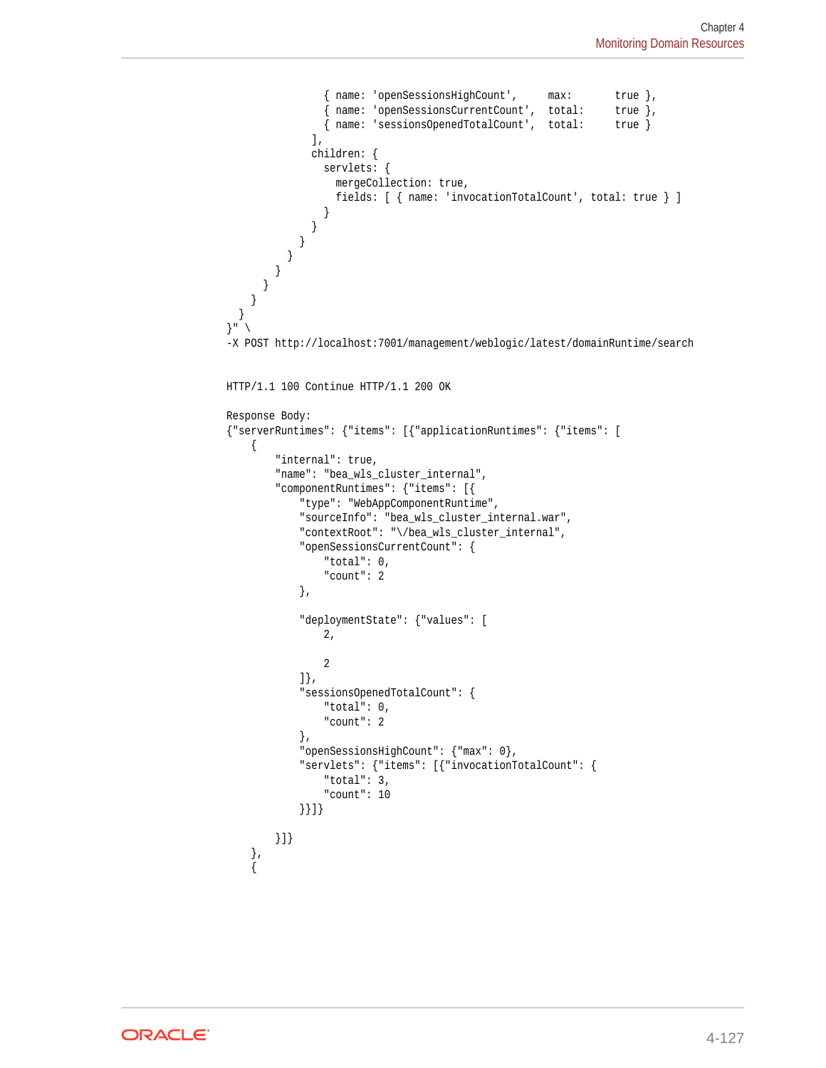```
                { name: 'openSessionsHighCount',     max:       true },
                { name: 'openSessionsCurrentCount',  total:     true },
                { name: 'sessionsOpenedTotalCount',  total:     true }
              ],
              children: {
                servlets: {
                  mergeCollection: true,
                  fields: [ { name: 'invocationTotalCount', total: true } ]
                }
              }
            }
          }
        }
      }
    }
  }
}" \
-X POST http://localhost:7001/management/weblogic/latest/domainRuntime/search


HTTP/1.1 100 Continue HTTP/1.1 200 OK

Response Body:
{"serverRuntimes": {"items": [{"applicationRuntimes": {"items": [
    {
        "internal": true,
        "name": "bea_wls_cluster_internal",
        "componentRuntimes": {"items": [{
            "type": "WebAppComponentRuntime",
            "sourceInfo": "bea_wls_cluster_internal.war",
            "contextRoot": "\/bea_wls_cluster_internal",
            "openSessionsCurrentCount": {
                "total": 0,
                "count": 2
            },

            "deploymentState": {"values": [
                2,

                2
            ]},
            "sessionsOpenedTotalCount": {
                "total": 0,
                "count": 2
            },
            "openSessionsHighCount": {"max": 0},
            "servlets": {"items": [{"invocationTotalCount": {
                "total": 3,
                "count": 10
            }}]}

        }]}
    },
    {
```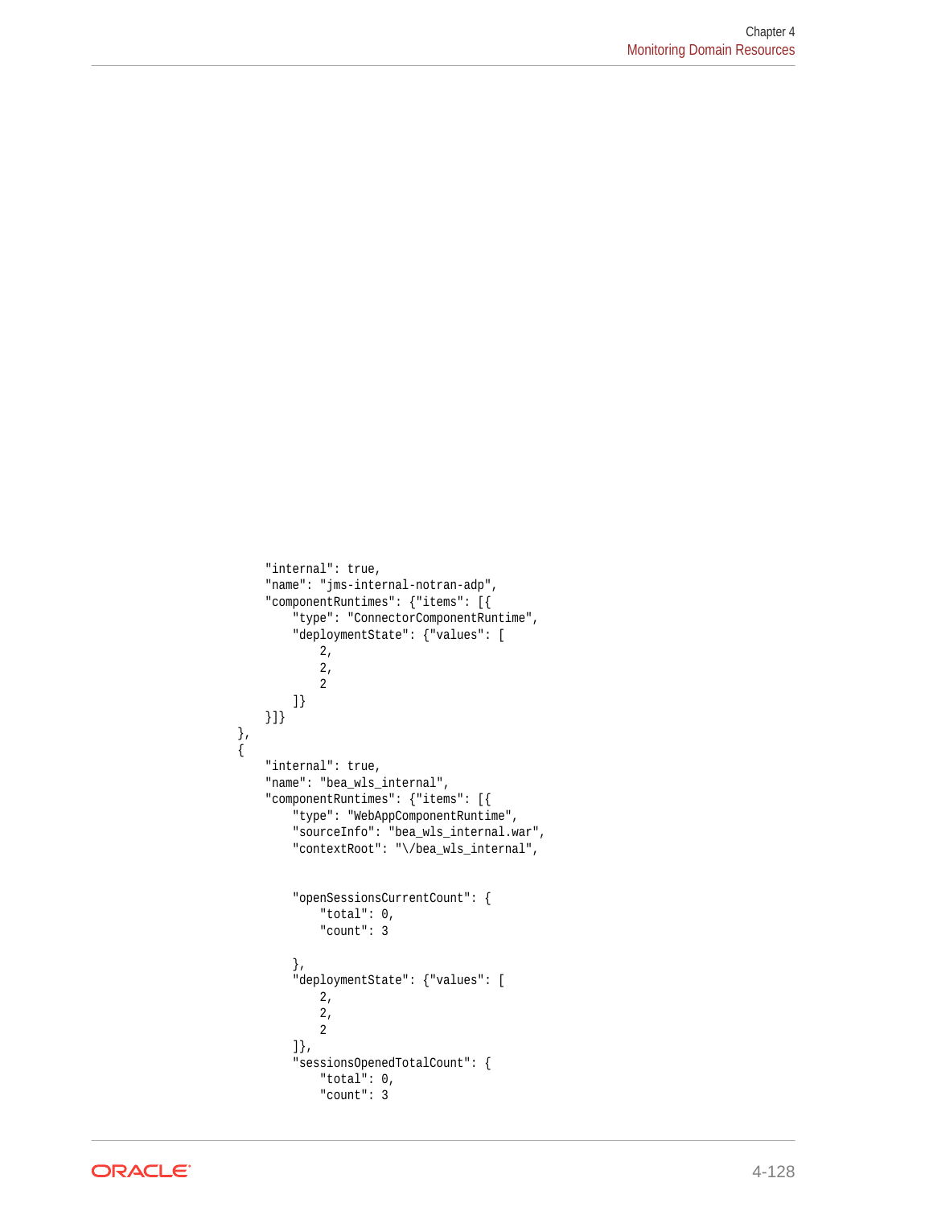```
        "internal": true,
        "name": "jms-internal-notran-adp",
        "componentRuntimes": {"items": [{
            "type": "ConnectorComponentRuntime",
            "deploymentState": {"values": [
                2,
                2,
                2
            ]}
        }]}
    },
    {
        "internal": true,
        "name": "bea_wls_internal",
        "componentRuntimes": {"items": [{
            "type": "WebAppComponentRuntime",
            "sourceInfo": "bea_wls_internal.war",
            "contextRoot": "\/bea_wls_internal",


            "openSessionsCurrentCount": {
                "total": 0,
                "count": 3

            },
            "deploymentState": {"values": [
                2,
                2,
                2
            ]},
            "sessionsOpenedTotalCount": {
                "total": 0,
                "count": 3
```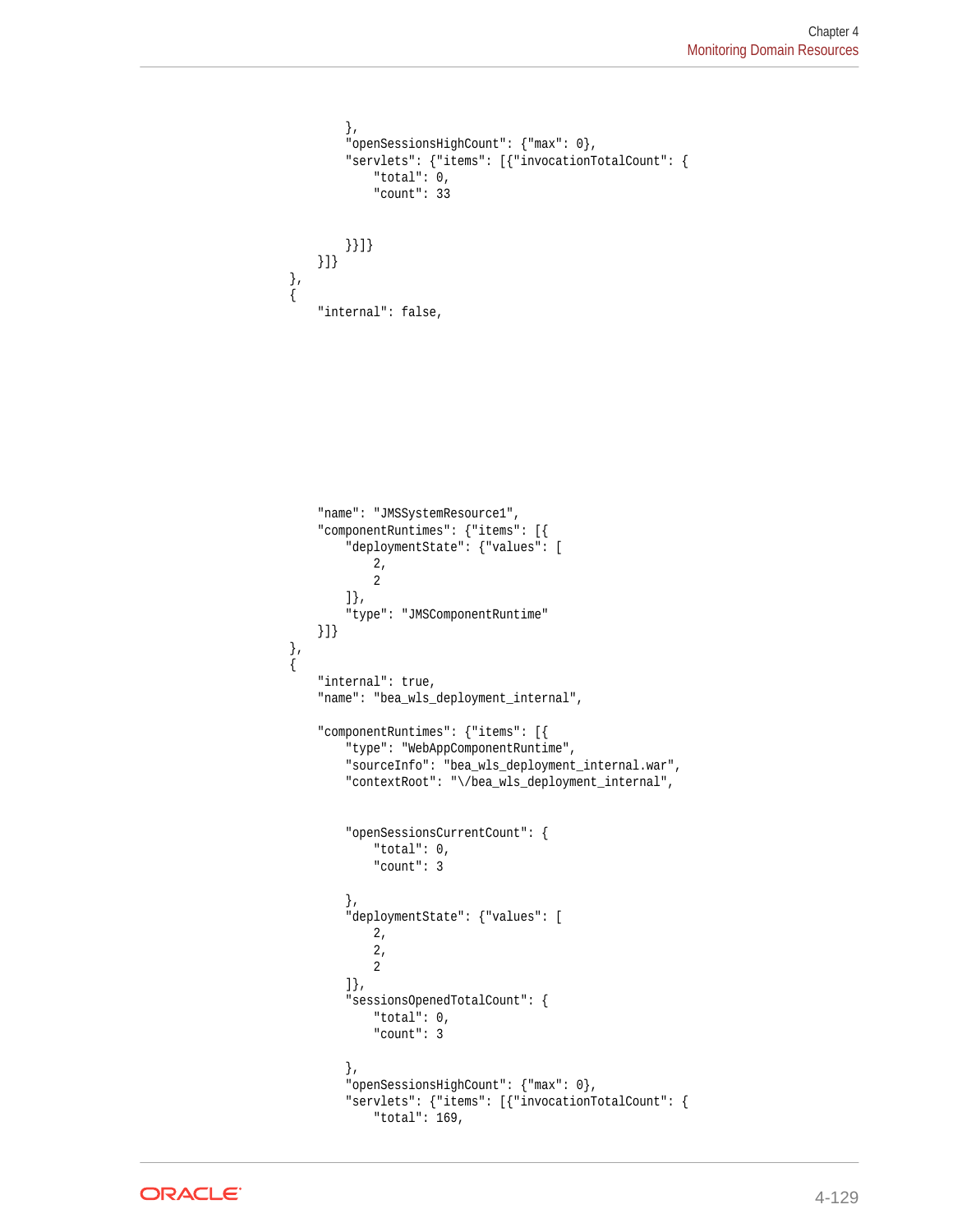```
        },
        "openSessionsHighCount": {"max": 0},
        "servlets": {"items": [{"invocationTotalCount": {
            "total": 0,
            "count": 33


        }}]}
    }]}
},
{
    "internal": false,









    "name": "JMSSystemResource1",
    "componentRuntimes": {"items": [{
        "deploymentState": {"values": [
            2,
            2
        ]},
        "type": "JMSComponentRuntime"
    }]}
},
{
    "internal": true,
    "name": "bea_wls_deployment_internal",

    "componentRuntimes": {"items": [{
        "type": "WebAppComponentRuntime",
        "sourceInfo": "bea_wls_deployment_internal.war",
        "contextRoot": "\/bea_wls_deployment_internal",


        "openSessionsCurrentCount": {
            "total": 0,
            "count": 3

        },
        "deploymentState": {"values": [
            2,
            2,
            2
        ]},
        "sessionsOpenedTotalCount": {
            "total": 0,
            "count": 3

        },
        "openSessionsHighCount": {"max": 0},
        "servlets": {"items": [{"invocationTotalCount": {
            "total": 169,
```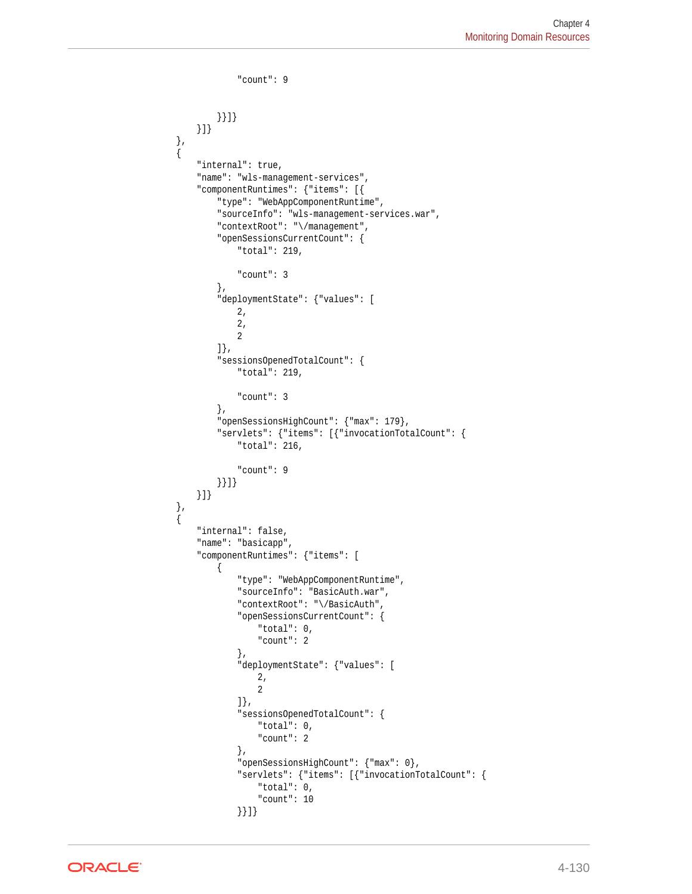```
                "count": 9


            }}]}
        }]}
    },
    {
        "internal": true,
        "name": "wls-management-services",
        "componentRuntimes": {"items": [{
            "type": "WebAppComponentRuntime",
            "sourceInfo": "wls-management-services.war",
            "contextRoot": "\/management",
            "openSessionsCurrentCount": {
                "total": 219,

                "count": 3
            },
            "deploymentState": {"values": [
                2,
                2,
                2
            ]},
            "sessionsOpenedTotalCount": {
                "total": 219,

                "count": 3
            },
            "openSessionsHighCount": {"max": 179},
            "servlets": {"items": [{"invocationTotalCount": {
                "total": 216,

                "count": 9
            }}]}
        }]}
    },
    {
        "internal": false,
        "name": "basicapp",
        "componentRuntimes": {"items": [
            {
                "type": "WebAppComponentRuntime",
                "sourceInfo": "BasicAuth.war",
                "contextRoot": "\/BasicAuth",
                "openSessionsCurrentCount": {
                    "total": 0,
                    "count": 2
                },
                "deploymentState": {"values": [
                    2,
                    2
                ]},
                "sessionsOpenedTotalCount": {
                    "total": 0,
                    "count": 2
                },
                "openSessionsHighCount": {"max": 0},
                "servlets": {"items": [{"invocationTotalCount": {
                    "total": 0,
                    "count": 10
                }}]}
```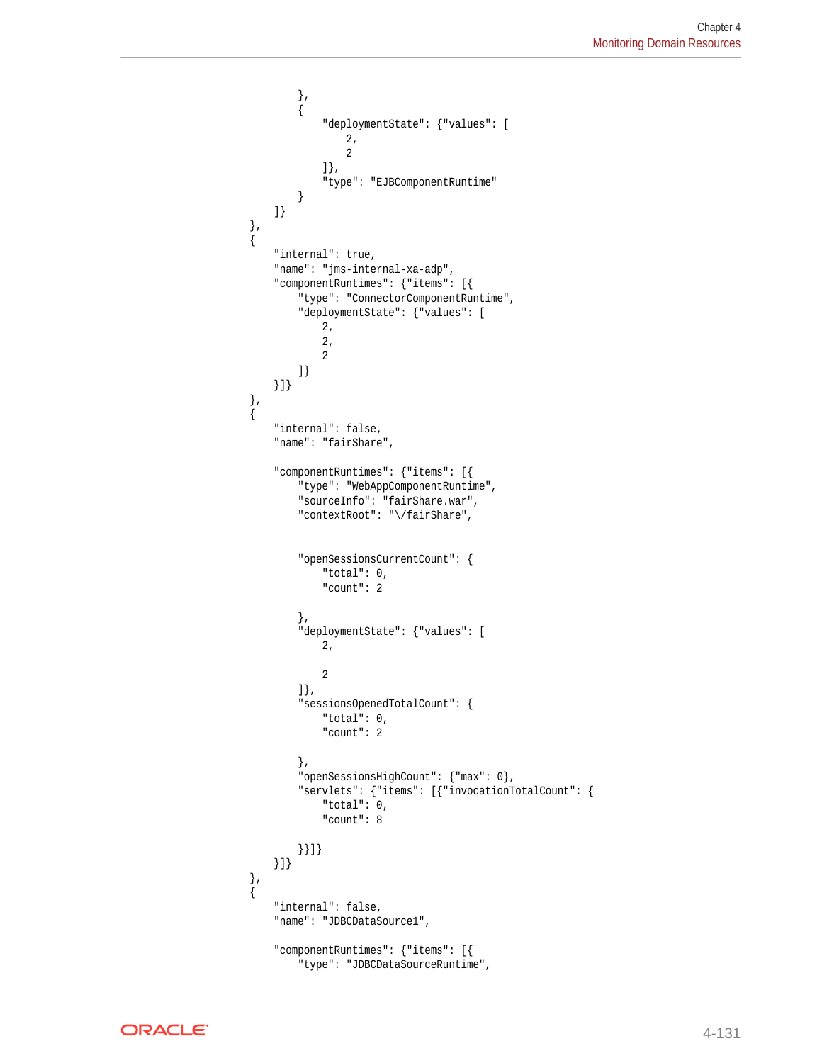```
        },
        {
            "deploymentState": {"values": [
                2,
                2
            ]},
            "type": "EJBComponentRuntime"
        }
    ]}
},
{
    "internal": true,
    "name": "jms-internal-xa-adp",
    "componentRuntimes": {"items": [{
        "type": "ConnectorComponentRuntime",
        "deploymentState": {"values": [
            2,
            2,
            2
        ]}
    }]}
},
{
    "internal": false,
    "name": "fairShare",

    "componentRuntimes": {"items": [{
        "type": "WebAppComponentRuntime",
        "sourceInfo": "fairShare.war",
        "contextRoot": "\/fairShare",


        "openSessionsCurrentCount": {
            "total": 0,
            "count": 2

        },
        "deploymentState": {"values": [
            2,

            2
        ]},
        "sessionsOpenedTotalCount": {
            "total": 0,
            "count": 2

        },
        "openSessionsHighCount": {"max": 0},
        "servlets": {"items": [{"invocationTotalCount": {
            "total": 0,
            "count": 8

        }}]}
    }]}
},
{
    "internal": false,
    "name": "JDBCDataSource1",

    "componentRuntimes": {"items": [{
        "type": "JDBCDataSourceRuntime",
```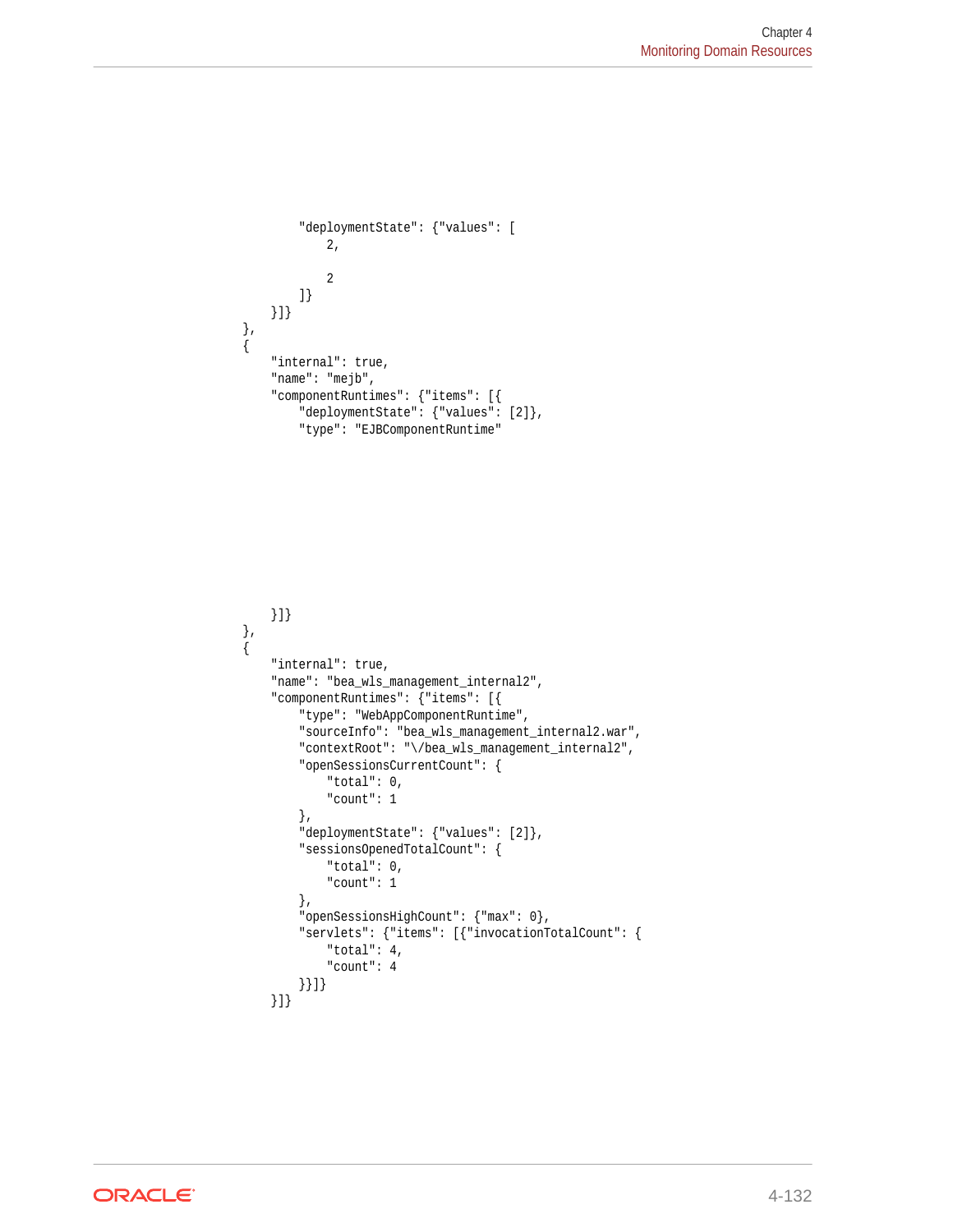```
            "deploymentState": {"values": [
                2,

                2
            ]}
        }]}
    },
    {
        "internal": true,
        "name": "mejb",
        "componentRuntimes": {"items": [{
            "deploymentState": {"values": [2]},
            "type": "EJBComponentRuntime"







        }]}
    },
    {
        "internal": true,
        "name": "bea_wls_management_internal2",
        "componentRuntimes": {"items": [{
            "type": "WebAppComponentRuntime",
            "sourceInfo": "bea_wls_management_internal2.war",
            "contextRoot": "\/bea_wls_management_internal2",
            "openSessionsCurrentCount": {
                "total": 0,
                "count": 1
            },
            "deploymentState": {"values": [2]},
            "sessionsOpenedTotalCount": {
                "total": 0,
                "count": 1
            },
            "openSessionsHighCount": {"max": 0},
            "servlets": {"items": [{"invocationTotalCount": {
                "total": 4,
                "count": 4
            }}]}
        }]}
```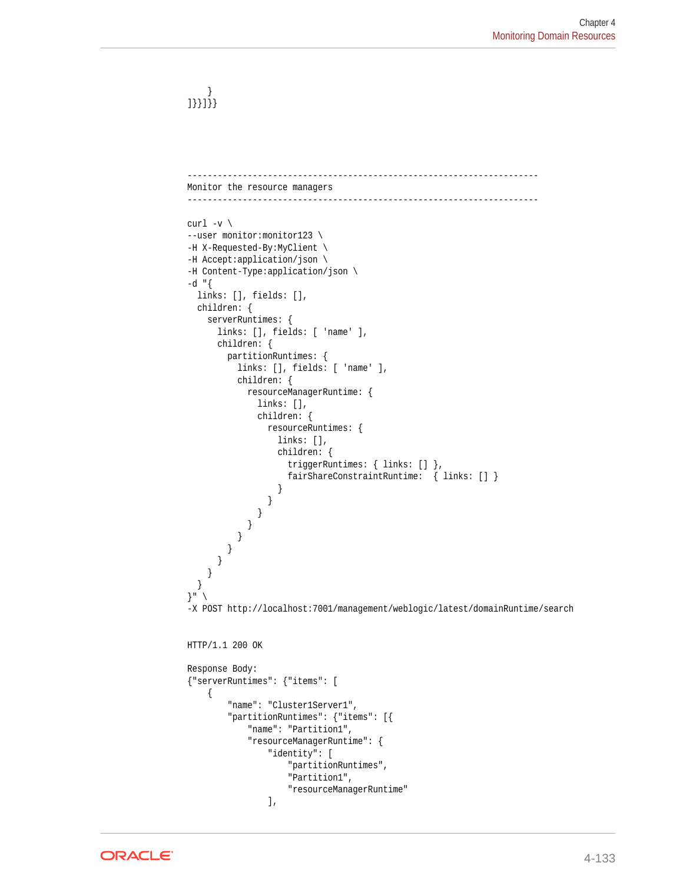```
    }
]}}]}}
```

```
----------------------------------------------------------------------
Monitor the resource managers
----------------------------------------------------------------------

curl -v \
--user monitor:monitor123 \
-H X-Requested-By:MyClient \
-H Accept:application/json \
-H Content-Type:application/json \
-d "{
  links: [], fields: [],
  children: {
    serverRuntimes: {
      links: [], fields: [ 'name' ],
      children: {
        partitionRuntimes: {
          links: [], fields: [ 'name' ],
          children: {
            resourceManagerRuntime: {
              links: [],
              children: {
                resourceRuntimes: {
                  links: [],
                  children: {
                    triggerRuntimes: { links: [] },
                    fairShareConstraintRuntime:  { links: [] }
                  }
                }
              }
            }
          }
        }
      }
    }
  }
}" \
-X POST http://localhost:7001/management/weblogic/latest/domainRuntime/search


HTTP/1.1 200 OK

Response Body:
{"serverRuntimes": {"items": [
    {
        "name": "Cluster1Server1",
        "partitionRuntimes": {"items": [{
            "name": "Partition1",
            "resourceManagerRuntime": {
                "identity": [
                    "partitionRuntimes",
                    "Partition1",
                    "resourceManagerRuntime"
                ],
```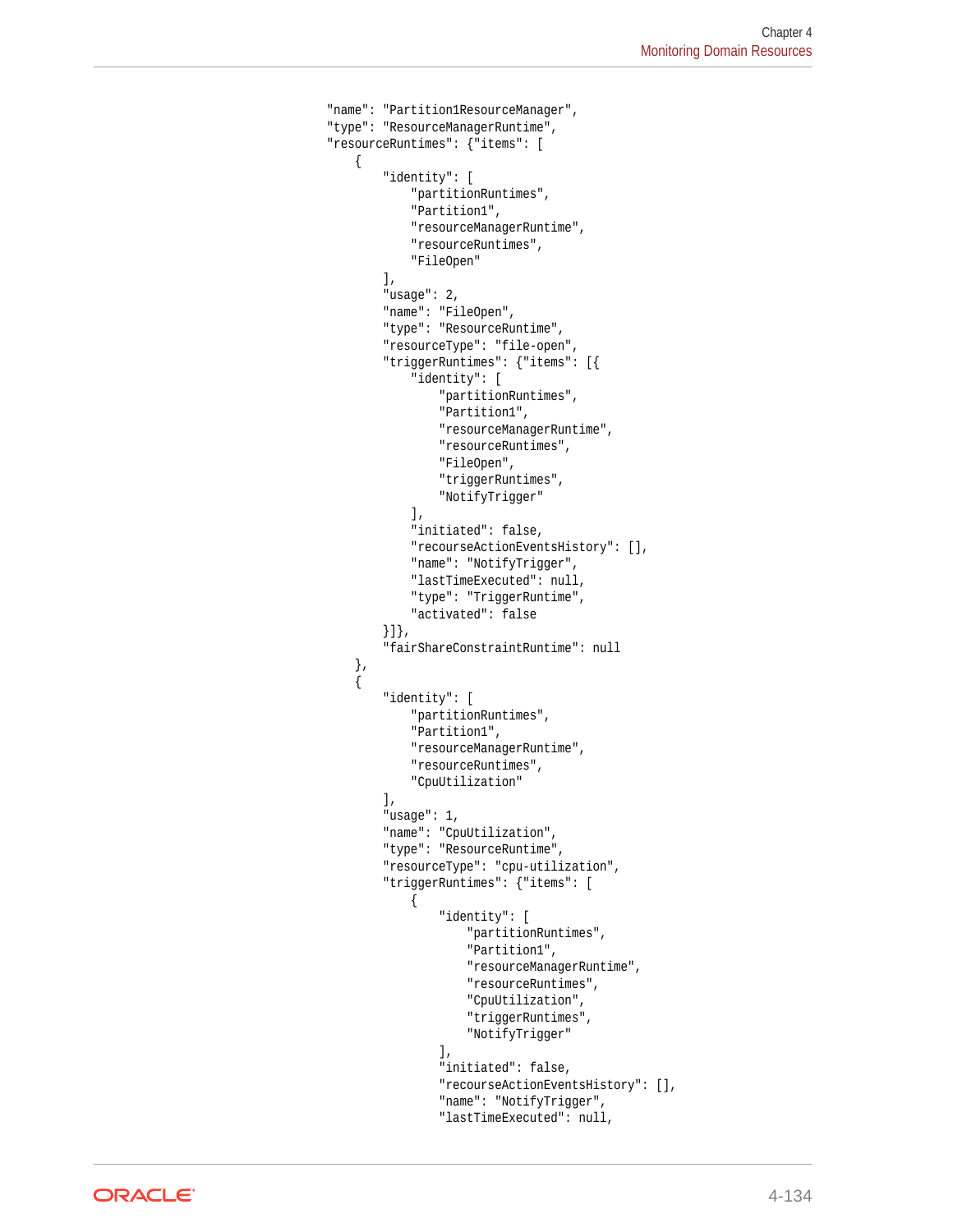```
"name": "Partition1ResourceManager",
"type": "ResourceManagerRuntime",
"resourceRuntimes": {"items": [
    {
        "identity": [
            "partitionRuntimes",
            "Partition1",
            "resourceManagerRuntime",
            "resourceRuntimes",
            "FileOpen"
        ],
        "usage": 2,
        "name": "FileOpen",
        "type": "ResourceRuntime",
        "resourceType": "file-open",
        "triggerRuntimes": {"items": [{
            "identity": [
                "partitionRuntimes",
                "Partition1",
                "resourceManagerRuntime",
                "resourceRuntimes",
                "FileOpen",
                "triggerRuntimes",
                "NotifyTrigger"
            ],
            "initiated": false,
            "recourseActionEventsHistory": [],
            "name": "NotifyTrigger",
            "lastTimeExecuted": null,
            "type": "TriggerRuntime",
            "activated": false
        }]},
        "fairShareConstraintRuntime": null
    },
    {
        "identity": [
            "partitionRuntimes",
            "Partition1",
            "resourceManagerRuntime",
            "resourceRuntimes",
            "CpuUtilization"
        ],
        "usage": 1,
        "name": "CpuUtilization",
        "type": "ResourceRuntime",
        "resourceType": "cpu-utilization",
        "triggerRuntimes": {"items": [
            {
                "identity": [
                    "partitionRuntimes",
                    "Partition1",
                    "resourceManagerRuntime",
                    "resourceRuntimes",
                    "CpuUtilization",
                    "triggerRuntimes",
                    "NotifyTrigger"
                ],
                "initiated": false,
                "recourseActionEventsHistory": [],
                "name": "NotifyTrigger",
                "lastTimeExecuted": null,
```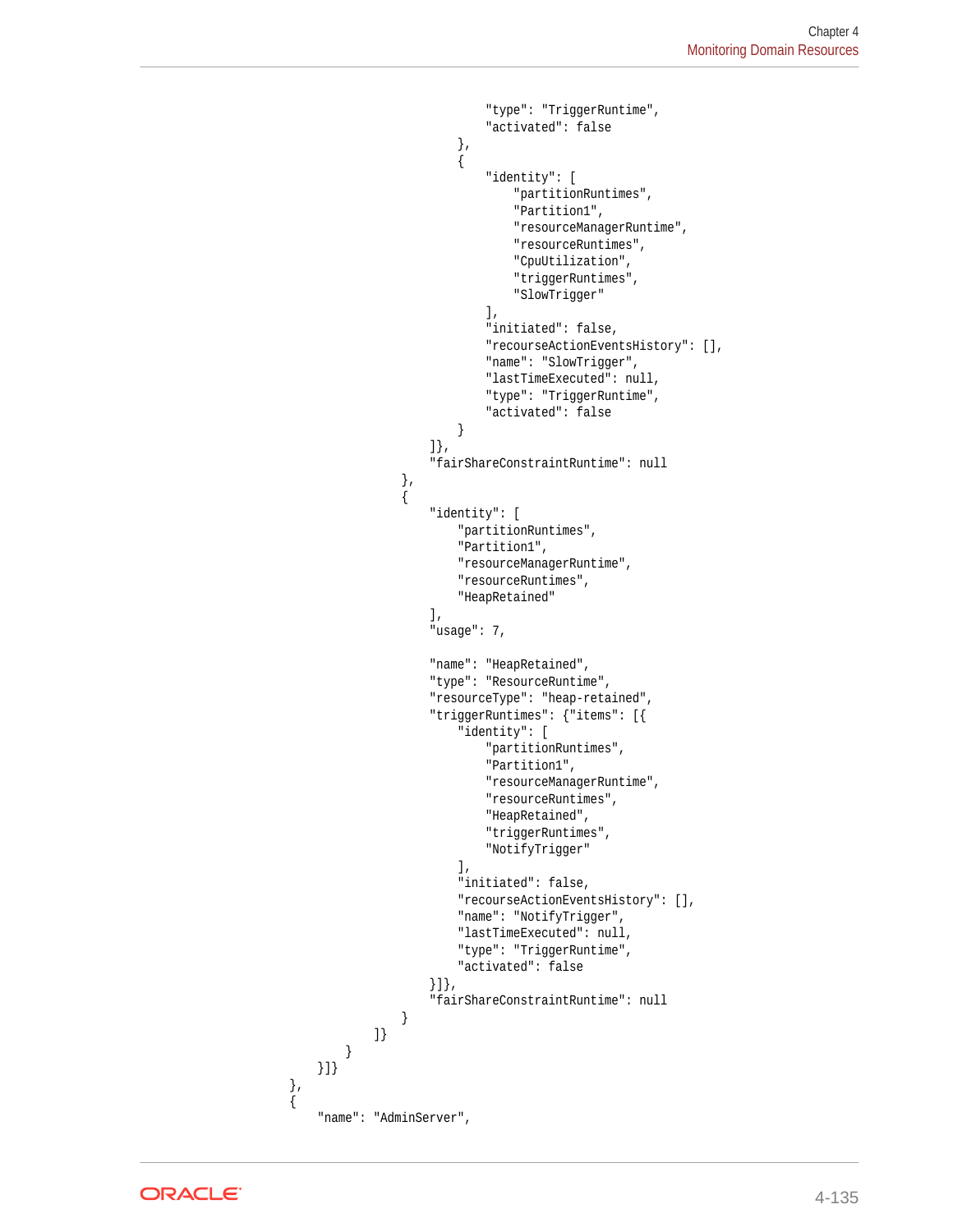```
                                "type": "TriggerRuntime",
                                "activated": false
                            },
                            {
                                "identity": [
                                    "partitionRuntimes",
                                    "Partition1",
                                    "resourceManagerRuntime",
                                    "resourceRuntimes",
                                    "CpuUtilization",
                                    "triggerRuntimes",
                                    "SlowTrigger"
                                ],
                                "initiated": false,
                                "recourseActionEventsHistory": [],
                                "name": "SlowTrigger",
                                "lastTimeExecuted": null,
                                "type": "TriggerRuntime",
                                "activated": false
                            }
                        ]},
                        "fairShareConstraintRuntime": null
                    },
                    {
                        "identity": [
                            "partitionRuntimes",
                            "Partition1",
                            "resourceManagerRuntime",
                            "resourceRuntimes",
                            "HeapRetained"
                        ],
                        "usage": 7,

                        "name": "HeapRetained",
                        "type": "ResourceRuntime",
                        "resourceType": "heap-retained",
                        "triggerRuntimes": {"items": [{
                            "identity": [
                                "partitionRuntimes",
                                "Partition1",
                                "resourceManagerRuntime",
                                "resourceRuntimes",
                                "HeapRetained",
                                "triggerRuntimes",
                                "NotifyTrigger"
                            ],
                            "initiated": false,
                            "recourseActionEventsHistory": [],
                            "name": "NotifyTrigger",
                            "lastTimeExecuted": null,
                            "type": "TriggerRuntime",
                            "activated": false
                        }]},
                        "fairShareConstraintRuntime": null
                    }
                ]}
            }
        }]}
    },
    {
        "name": "AdminServer",
```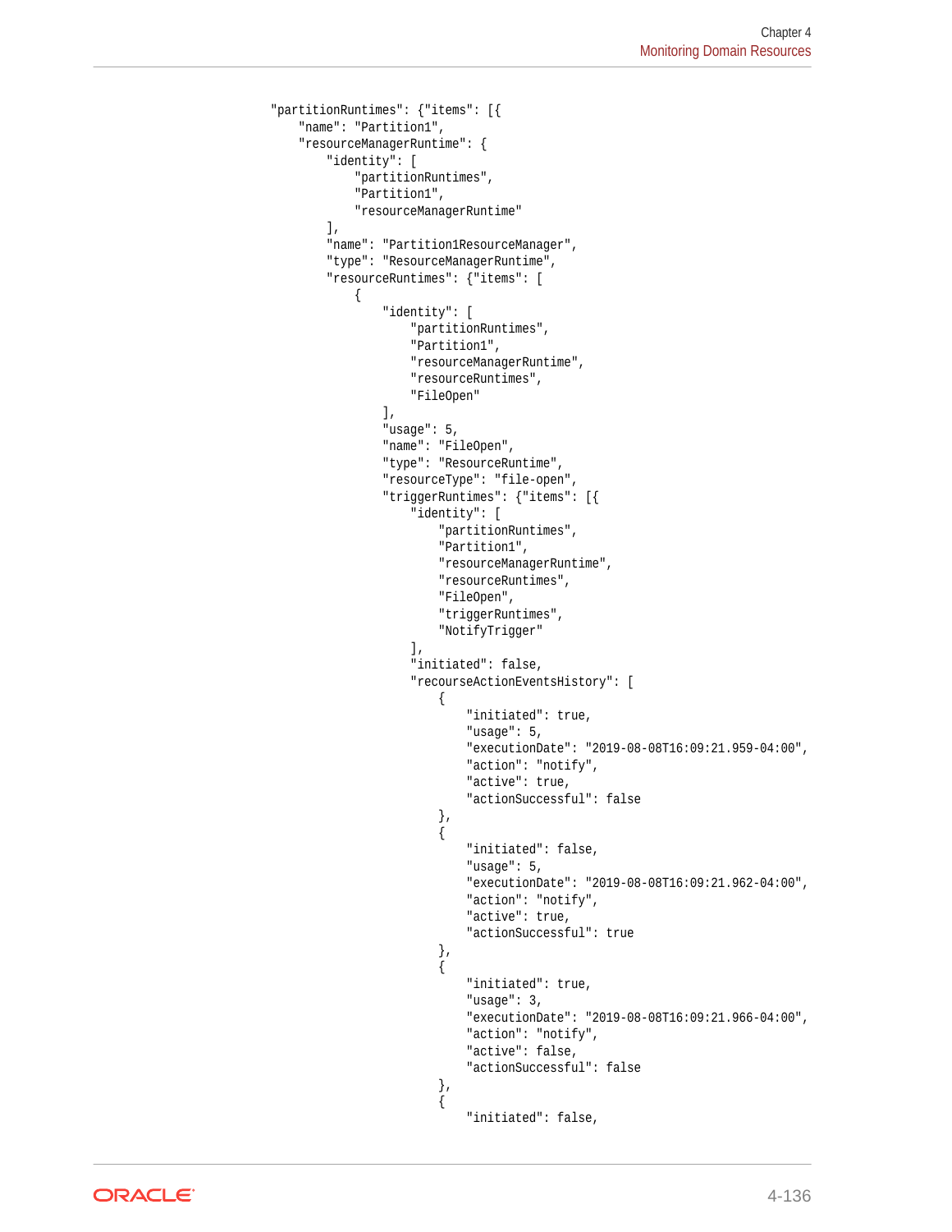```
"partitionRuntimes": {"items": [{
    "name": "Partition1",
    "resourceManagerRuntime": {
        "identity": [
            "partitionRuntimes",
            "Partition1",
            "resourceManagerRuntime"
        ],
        "name": "Partition1ResourceManager",
        "type": "ResourceManagerRuntime",
        "resourceRuntimes": {"items": [
            {
                "identity": [
                    "partitionRuntimes",
                    "Partition1",
                    "resourceManagerRuntime",
                    "resourceRuntimes",
                    "FileOpen"
                ],
                "usage": 5,
                "name": "FileOpen",
                "type": "ResourceRuntime",
                "resourceType": "file-open",
                "triggerRuntimes": {"items": [{
                    "identity": [
                        "partitionRuntimes",
                        "Partition1",
                        "resourceManagerRuntime",
                        "resourceRuntimes",
                        "FileOpen",
                        "triggerRuntimes",
                        "NotifyTrigger"
                    ],
                    "initiated": false,
                    "recourseActionEventsHistory": [
                        {
                            "initiated": true,
                            "usage": 5,
                            "executionDate": "2019-08-08T16:09:21.959-04:00",
                            "action": "notify",
                            "active": true,
                            "actionSuccessful": false
                        },
                        {
                            "initiated": false,
                            "usage": 5,
                            "executionDate": "2019-08-08T16:09:21.962-04:00",
                            "action": "notify",
                            "active": true,
                            "actionSuccessful": true
                        },
                        {
                            "initiated": true,
                            "usage": 3,
                            "executionDate": "2019-08-08T16:09:21.966-04:00",
                            "action": "notify",
                            "active": false,
                            "actionSuccessful": false
                        },
                        {
                            "initiated": false,
```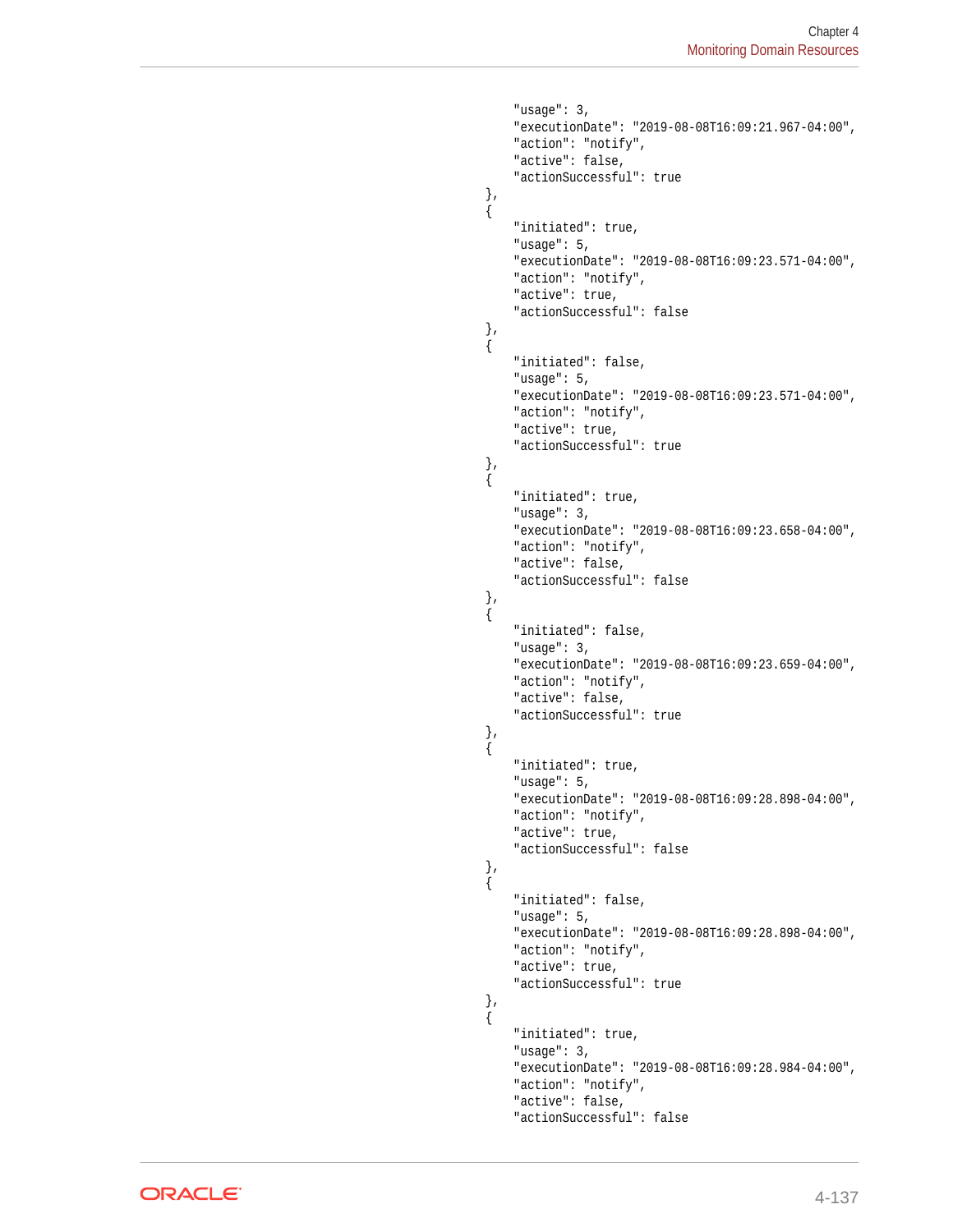```
        "usage": 3,
        "executionDate": "2019-08-08T16:09:21.967-04:00",
        "action": "notify",
        "active": false,
        "actionSuccessful": true
    },
    {
        "initiated": true,
        "usage": 5,
        "executionDate": "2019-08-08T16:09:23.571-04:00",
        "action": "notify",
        "active": true,
        "actionSuccessful": false
    },
    {
        "initiated": false,
        "usage": 5,
        "executionDate": "2019-08-08T16:09:23.571-04:00",
        "action": "notify",
        "active": true,
        "actionSuccessful": true
    },
    {
        "initiated": true,
        "usage": 3,
        "executionDate": "2019-08-08T16:09:23.658-04:00",
        "action": "notify",
        "active": false,
        "actionSuccessful": false
    },
    {
        "initiated": false,
        "usage": 3,
        "executionDate": "2019-08-08T16:09:23.659-04:00",
        "action": "notify",
        "active": false,
        "actionSuccessful": true
    },
    {
        "initiated": true,
        "usage": 5,
        "executionDate": "2019-08-08T16:09:28.898-04:00",
        "action": "notify",
        "active": true,
        "actionSuccessful": false
    },
    {
        "initiated": false,
        "usage": 5,
        "executionDate": "2019-08-08T16:09:28.898-04:00",
        "action": "notify",
        "active": true,
        "actionSuccessful": true
    },
    {
        "initiated": true,
        "usage": 3,
        "executionDate": "2019-08-08T16:09:28.984-04:00",
        "action": "notify",
        "active": false,
        "actionSuccessful": false
```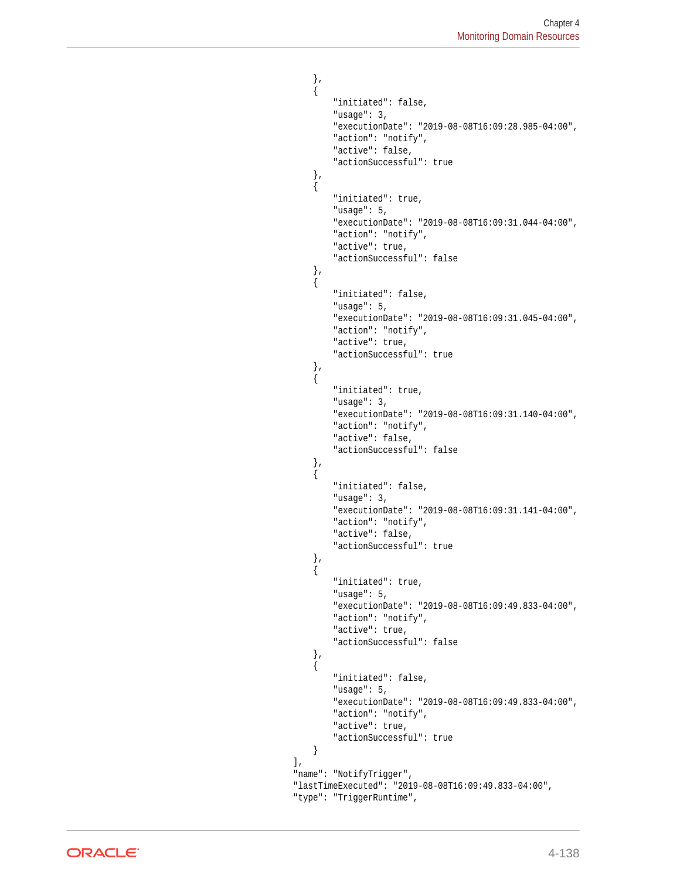```
        },
        {
            "initiated": false,
            "usage": 3,
            "executionDate": "2019-08-08T16:09:28.985-04:00",
            "action": "notify",
            "active": false,
            "actionSuccessful": true
        },
        {
            "initiated": true,
            "usage": 5,
            "executionDate": "2019-08-08T16:09:31.044-04:00",
            "action": "notify",
            "active": true,
            "actionSuccessful": false
        },
        {
            "initiated": false,
            "usage": 5,
            "executionDate": "2019-08-08T16:09:31.045-04:00",
            "action": "notify",
            "active": true,
            "actionSuccessful": true
        },
        {
            "initiated": true,
            "usage": 3,
            "executionDate": "2019-08-08T16:09:31.140-04:00",
            "action": "notify",
            "active": false,
            "actionSuccessful": false
        },
        {
            "initiated": false,
            "usage": 3,
            "executionDate": "2019-08-08T16:09:31.141-04:00",
            "action": "notify",
            "active": false,
            "actionSuccessful": true
        },
        {
            "initiated": true,
            "usage": 5,
            "executionDate": "2019-08-08T16:09:49.833-04:00",
            "action": "notify",
            "active": true,
            "actionSuccessful": false
        },
        {
            "initiated": false,
            "usage": 5,
            "executionDate": "2019-08-08T16:09:49.833-04:00",
            "action": "notify",
            "active": true,
            "actionSuccessful": true
        }
    ],
    "name": "NotifyTrigger",
    "lastTimeExecuted": "2019-08-08T16:09:49.833-04:00",
    "type": "TriggerRuntime",
```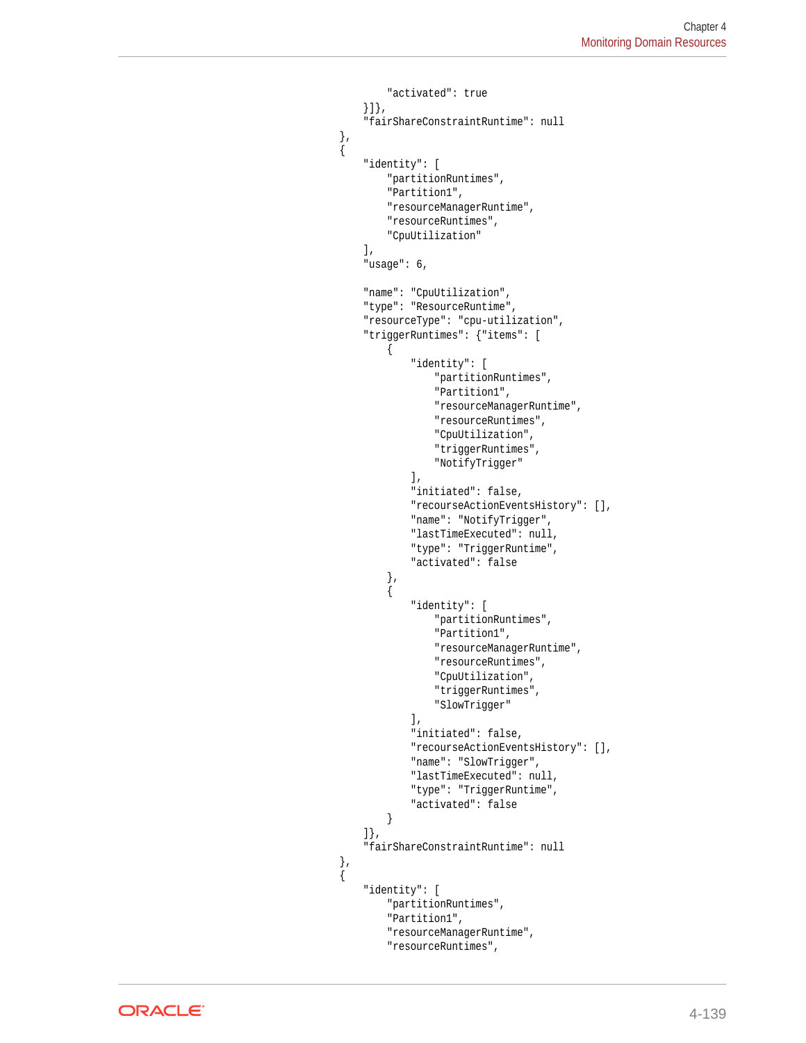```
        "activated": true
    }]},
    "fairShareConstraintRuntime": null
},
{
    "identity": [
        "partitionRuntimes",
        "Partition1",
        "resourceManagerRuntime",
        "resourceRuntimes",
        "CpuUtilization"
    ],
    "usage": 6,

    "name": "CpuUtilization",
    "type": "ResourceRuntime",
    "resourceType": "cpu-utilization",
    "triggerRuntimes": {"items": [
        {
            "identity": [
                "partitionRuntimes",
                "Partition1",
                "resourceManagerRuntime",
                "resourceRuntimes",
                "CpuUtilization",
                "triggerRuntimes",
                "NotifyTrigger"
            ],
            "initiated": false,
            "recourseActionEventsHistory": [],
            "name": "NotifyTrigger",
            "lastTimeExecuted": null,
            "type": "TriggerRuntime",
            "activated": false
        },
        {
            "identity": [
                "partitionRuntimes",
                "Partition1",
                "resourceManagerRuntime",
                "resourceRuntimes",
                "CpuUtilization",
                "triggerRuntimes",
                "SlowTrigger"
            ],
            "initiated": false,
            "recourseActionEventsHistory": [],
            "name": "SlowTrigger",
            "lastTimeExecuted": null,
            "type": "TriggerRuntime",
            "activated": false
        }
    ]},
    "fairShareConstraintRuntime": null
},
{
    "identity": [
        "partitionRuntimes",
        "Partition1",
        "resourceManagerRuntime",
        "resourceRuntimes",
```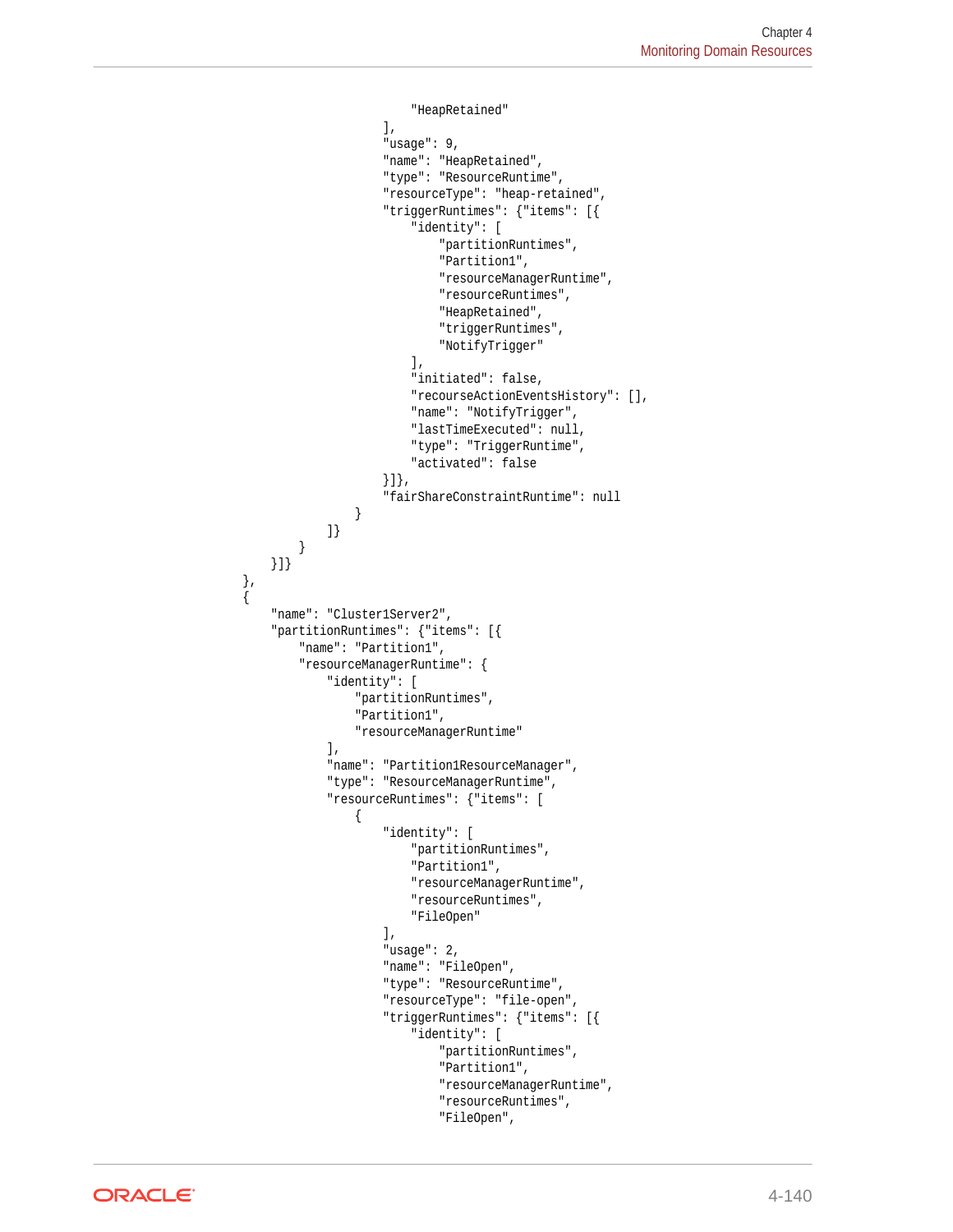```
                        "HeapRetained"
                    ],
                    "usage": 9,
                    "name": "HeapRetained",
                    "type": "ResourceRuntime",
                    "resourceType": "heap-retained",
                    "triggerRuntimes": {"items": [{
                        "identity": [
                            "partitionRuntimes",
                            "Partition1",
                            "resourceManagerRuntime",
                            "resourceRuntimes",
                            "HeapRetained",
                            "triggerRuntimes",
                            "NotifyTrigger"
                        ],
                        "initiated": false,
                        "recourseActionEventsHistory": [],
                        "name": "NotifyTrigger",
                        "lastTimeExecuted": null,
                        "type": "TriggerRuntime",
                        "activated": false
                    }]},
                    "fairShareConstraintRuntime": null
                }
            ]}
        }
    }]}
},
{
    "name": "Cluster1Server2",
    "partitionRuntimes": {"items": [{
        "name": "Partition1",
        "resourceManagerRuntime": {
            "identity": [
                "partitionRuntimes",
                "Partition1",
                "resourceManagerRuntime"
            ],
            "name": "Partition1ResourceManager",
            "type": "ResourceManagerRuntime",
            "resourceRuntimes": {"items": [
                {
                    "identity": [
                        "partitionRuntimes",
                        "Partition1",
                        "resourceManagerRuntime",
                        "resourceRuntimes",
                        "FileOpen"
                    ],
                    "usage": 2,
                    "name": "FileOpen",
                    "type": "ResourceRuntime",
                    "resourceType": "file-open",
                    "triggerRuntimes": {"items": [{
                        "identity": [
                            "partitionRuntimes",
                            "Partition1",
                            "resourceManagerRuntime",
                            "resourceRuntimes",
                            "FileOpen",
```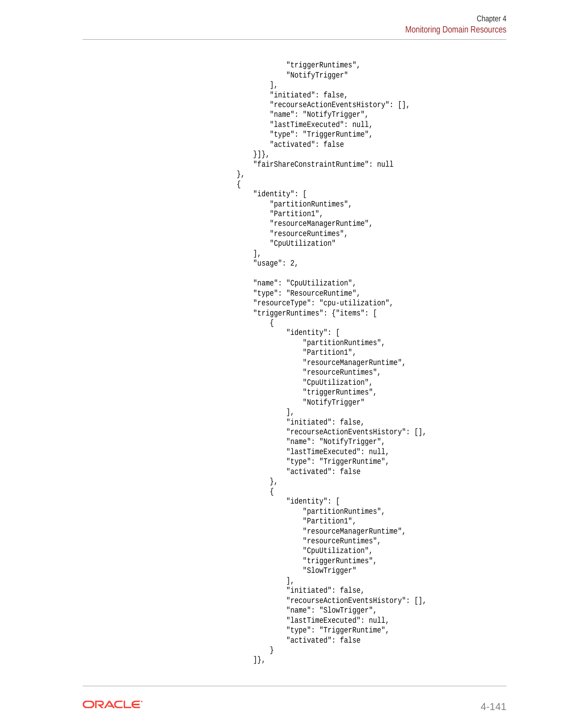```
                "triggerRuntimes",
                "NotifyTrigger"
            ],
            "initiated": false,
            "recourseActionEventsHistory": [],
            "name": "NotifyTrigger",
            "lastTimeExecuted": null,
            "type": "TriggerRuntime",
            "activated": false
        }]},
        "fairShareConstraintRuntime": null
    },
    {
        "identity": [
            "partitionRuntimes",
            "Partition1",
            "resourceManagerRuntime",
            "resourceRuntimes",
            "CpuUtilization"
        ],
        "usage": 2,

        "name": "CpuUtilization",
        "type": "ResourceRuntime",
        "resourceType": "cpu-utilization",
        "triggerRuntimes": {"items": [
            {
                "identity": [
                    "partitionRuntimes",
                    "Partition1",
                    "resourceManagerRuntime",
                    "resourceRuntimes",
                    "CpuUtilization",
                    "triggerRuntimes",
                    "NotifyTrigger"
                ],
                "initiated": false,
                "recourseActionEventsHistory": [],
                "name": "NotifyTrigger",
                "lastTimeExecuted": null,
                "type": "TriggerRuntime",
                "activated": false
            },
            {
                "identity": [
                    "partitionRuntimes",
                    "Partition1",
                    "resourceManagerRuntime",
                    "resourceRuntimes",
                    "CpuUtilization",
                    "triggerRuntimes",
                    "SlowTrigger"
                ],
                "initiated": false,
                "recourseActionEventsHistory": [],
                "name": "SlowTrigger",
                "lastTimeExecuted": null,
                "type": "TriggerRuntime",
                "activated": false
            }
        ]},
```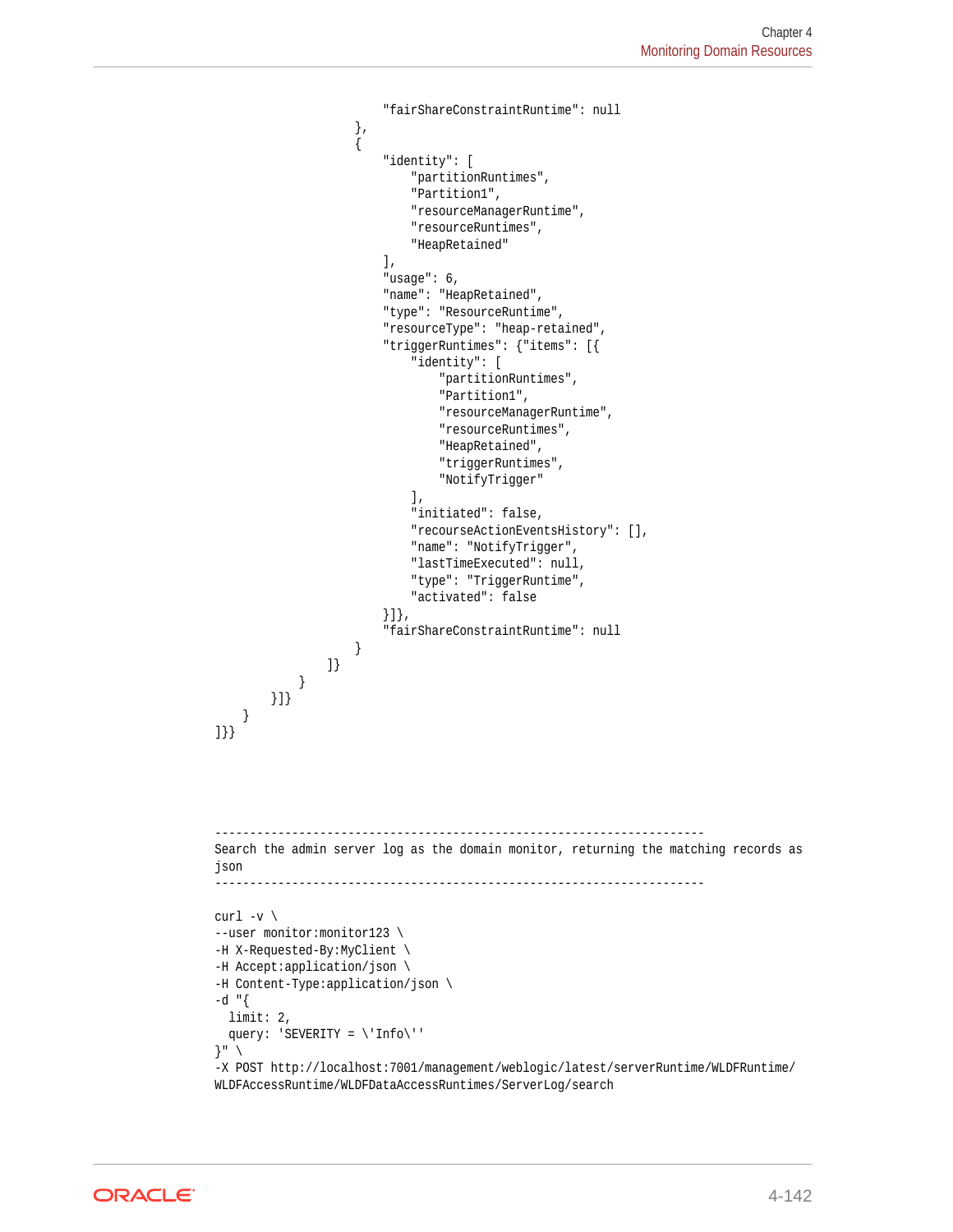```
                    "fairShareConstraintRuntime": null
                },
                {
                    "identity": [
                        "partitionRuntimes",
                        "Partition1",
                        "resourceManagerRuntime",
                        "resourceRuntimes",
                        "HeapRetained"
                    ],
                    "usage": 6,
                    "name": "HeapRetained",
                    "type": "ResourceRuntime",
                    "resourceType": "heap-retained",
                    "triggerRuntimes": {"items": [{
                        "identity": [
                            "partitionRuntimes",
                            "Partition1",
                            "resourceManagerRuntime",
                            "resourceRuntimes",
                            "HeapRetained",
                            "triggerRuntimes",
                            "NotifyTrigger"
                        ],
                        "initiated": false,
                        "recourseActionEventsHistory": [],
                        "name": "NotifyTrigger",
                        "lastTimeExecuted": null,
                        "type": "TriggerRuntime",
                        "activated": false
                    }]},
                    "fairShareConstraintRuntime": null
                }
            ]}
        }
    }]}
  }
]}}
```

```
----------------------------------------------------------------------
Search the admin server log as the domain monitor, returning the matching records as
json
----------------------------------------------------------------------

curl -v \
--user monitor:monitor123 \
-H X-Requested-By:MyClient \
-H Accept:application/json \
-H Content-Type:application/json \
-d "{
  limit: 2,
  query: 'SEVERITY = \'Info\''
}" \
-X POST http://localhost:7001/management/weblogic/latest/serverRuntime/WLDFRuntime/
WLDFAccessRuntime/WLDFDataAccessRuntimes/ServerLog/search
```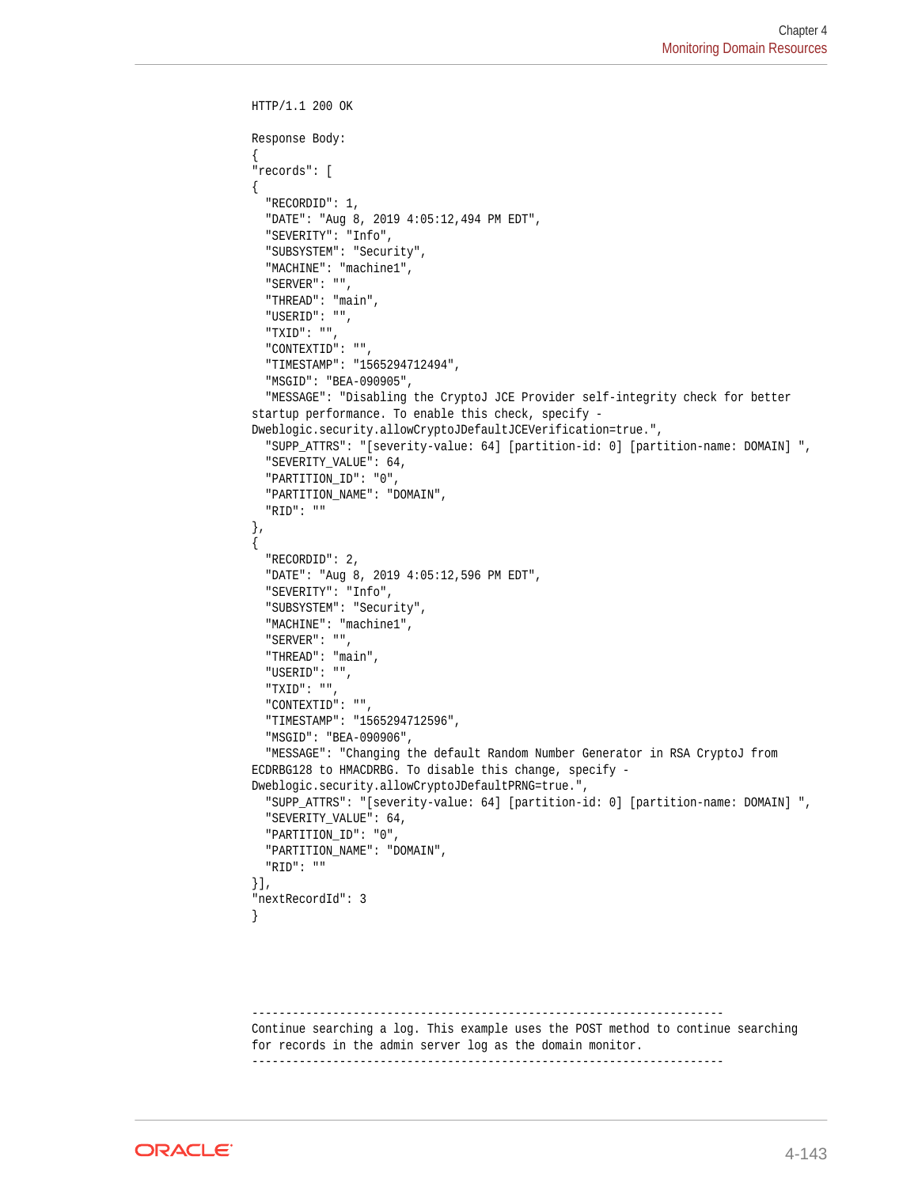```
HTTP/1.1 200 OK

Response Body:
{
"records": [
{
  "RECORDID": 1,
  "DATE": "Aug 8, 2019 4:05:12,494 PM EDT",
  "SEVERITY": "Info",
  "SUBSYSTEM": "Security",
  "MACHINE": "machine1",
  "SERVER": "",
  "THREAD": "main",
  "USERID": "",
  "TXID": "",
  "CONTEXTID": "",
  "TIMESTAMP": "1565294712494",
  "MSGID": "BEA-090905",
  "MESSAGE": "Disabling the CryptoJ JCE Provider self-integrity check for better
startup performance. To enable this check, specify -
Dweblogic.security.allowCryptoJDefaultJCEVerification=true.",
  "SUPP_ATTRS": "[severity-value: 64] [partition-id: 0] [partition-name: DOMAIN] ",
  "SEVERITY_VALUE": 64,
  "PARTITION_ID": "0",
  "PARTITION_NAME": "DOMAIN",
  "RID": ""
},
{
  "RECORDID": 2,
  "DATE": "Aug 8, 2019 4:05:12,596 PM EDT",
  "SEVERITY": "Info",
  "SUBSYSTEM": "Security",
  "MACHINE": "machine1",
  "SERVER": "",
  "THREAD": "main",
  "USERID": "",
  "TXID": "",
  "CONTEXTID": "",
  "TIMESTAMP": "1565294712596",
  "MSGID": "BEA-090906",
  "MESSAGE": "Changing the default Random Number Generator in RSA CryptoJ from
ECDRBG128 to HMACDRBG. To disable this change, specify -
Dweblogic.security.allowCryptoJDefaultPRNG=true.",
  "SUPP_ATTRS": "[severity-value: 64] [partition-id: 0] [partition-name: DOMAIN] ",
  "SEVERITY_VALUE": 64,
  "PARTITION_ID": "0",
  "PARTITION_NAME": "DOMAIN",
  "RID": ""
}],
"nextRecordId": 3
}




----------------------------------------------------------------------
Continue searching a log. This example uses the POST method to continue searching
for records in the admin server log as the domain monitor.
----------------------------------------------------------------------
```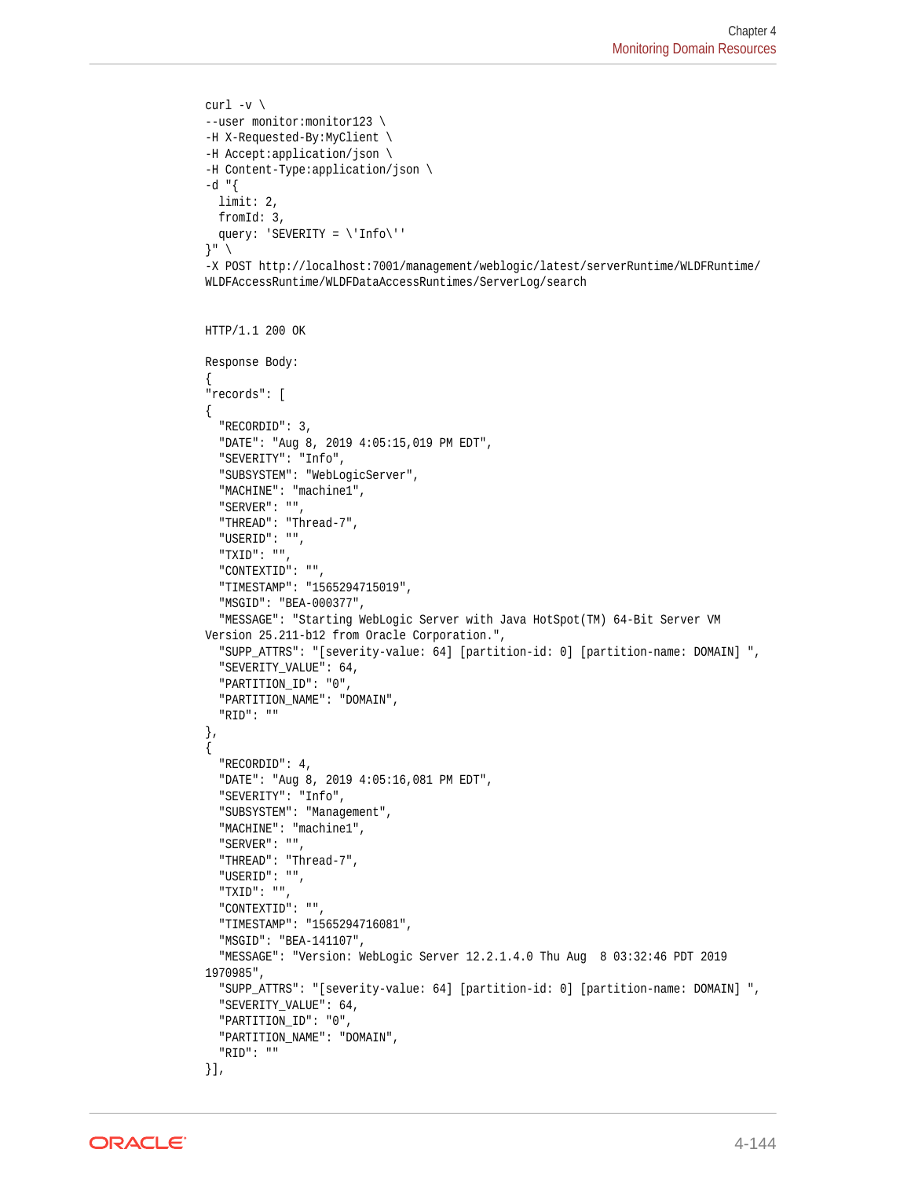```
curl -v \
--user monitor:monitor123 \
-H X-Requested-By:MyClient \
-H Accept:application/json \
-H Content-Type:application/json \
-d "{
  limit: 2,
  fromId: 3,
  query: 'SEVERITY = \'Info\''
}" \
-X POST http://localhost:7001/management/weblogic/latest/serverRuntime/WLDFRuntime/
WLDFAccessRuntime/WLDFDataAccessRuntimes/ServerLog/search


HTTP/1.1 200 OK

Response Body:
{
"records": [
{
  "RECORDID": 3,
  "DATE": "Aug 8, 2019 4:05:15,019 PM EDT",
  "SEVERITY": "Info",
  "SUBSYSTEM": "WebLogicServer",
  "MACHINE": "machine1",
  "SERVER": "",
  "THREAD": "Thread-7",
  "USERID": "",
  "TXID": "",
  "CONTEXTID": "",
  "TIMESTAMP": "1565294715019",
  "MSGID": "BEA-000377",
  "MESSAGE": "Starting WebLogic Server with Java HotSpot(TM) 64-Bit Server VM
Version 25.211-b12 from Oracle Corporation.",
  "SUPP_ATTRS": "[severity-value: 64] [partition-id: 0] [partition-name: DOMAIN] ",
  "SEVERITY_VALUE": 64,
  "PARTITION_ID": "0",
  "PARTITION_NAME": "DOMAIN",
  "RID": ""
},
{
  "RECORDID": 4,
  "DATE": "Aug 8, 2019 4:05:16,081 PM EDT",
  "SEVERITY": "Info",
  "SUBSYSTEM": "Management",
  "MACHINE": "machine1",
  "SERVER": "",
  "THREAD": "Thread-7",
  "USERID": "",
  "TXID": "",
  "CONTEXTID": "",
  "TIMESTAMP": "1565294716081",
  "MSGID": "BEA-141107",
  "MESSAGE": "Version: WebLogic Server 12.2.1.4.0 Thu Aug  8 03:32:46 PDT 2019
1970985",
  "SUPP_ATTRS": "[severity-value: 64] [partition-id: 0] [partition-name: DOMAIN] ",
  "SEVERITY_VALUE": 64,
  "PARTITION_ID": "0",
  "PARTITION_NAME": "DOMAIN",
  "RID": ""
}],
```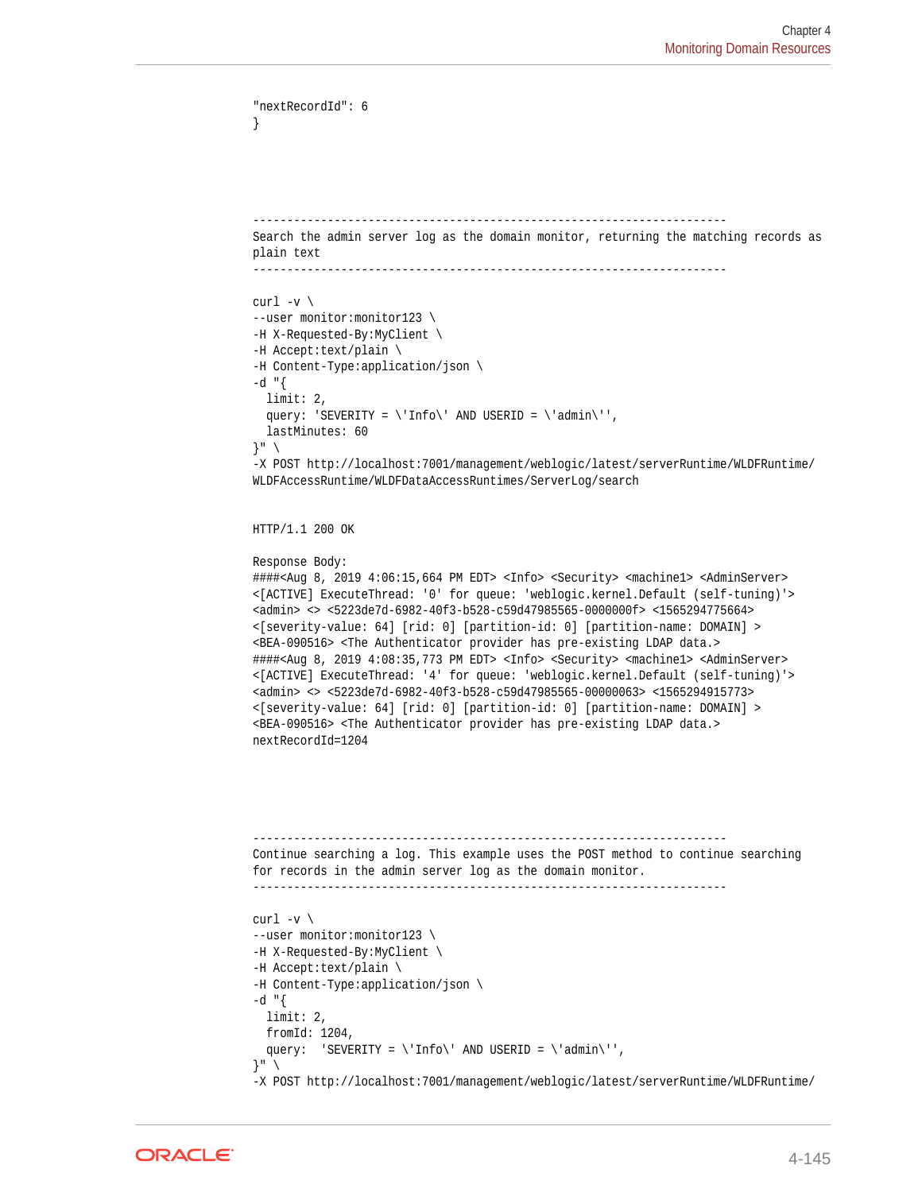```
"nextRecordId": 6
}




----------------------------------------------------------------------
Search the admin server log as the domain monitor, returning the matching records as
plain text
----------------------------------------------------------------------

curl -v \
--user monitor:monitor123 \
-H X-Requested-By:MyClient \
-H Accept:text/plain \
-H Content-Type:application/json \
-d "{
  limit: 2,
  query: 'SEVERITY = \'Info\' AND USERID = \'admin\'',
  lastMinutes: 60
}" \
-X POST http://localhost:7001/management/weblogic/latest/serverRuntime/WLDFRuntime/
WLDFAccessRuntime/WLDFDataAccessRuntimes/ServerLog/search


HTTP/1.1 200 OK

Response Body:
####<Aug 8, 2019 4:06:15,664 PM EDT> <Info> <Security> <machine1> <AdminServer>
<[ACTIVE] ExecuteThread: '0' for queue: 'weblogic.kernel.Default (self-tuning)'>
<admin> <> <5223de7d-6982-40f3-b528-c59d47985565-0000000f> <1565294775664>
<[severity-value: 64] [rid: 0] [partition-id: 0] [partition-name: DOMAIN] >
<BEA-090516> <The Authenticator provider has pre-existing LDAP data.>
####<Aug 8, 2019 4:08:35,773 PM EDT> <Info> <Security> <machine1> <AdminServer>
<[ACTIVE] ExecuteThread: '4' for queue: 'weblogic.kernel.Default (self-tuning)'>
<admin> <> <5223de7d-6982-40f3-b528-c59d47985565-00000063> <1565294915773>
<[severity-value: 64] [rid: 0] [partition-id: 0] [partition-name: DOMAIN] >
<BEA-090516> <The Authenticator provider has pre-existing LDAP data.>
nextRecordId=1204




----------------------------------------------------------------------
Continue searching a log. This example uses the POST method to continue searching
for records in the admin server log as the domain monitor.
----------------------------------------------------------------------

curl -v \
--user monitor:monitor123 \
-H X-Requested-By:MyClient \
-H Accept:text/plain \
-H Content-Type:application/json \
-d "{
  limit: 2,
  fromId: 1204,
  query:  'SEVERITY = \'Info\' AND USERID = \'admin\'',
}" \
-X POST http://localhost:7001/management/weblogic/latest/serverRuntime/WLDFRuntime/
```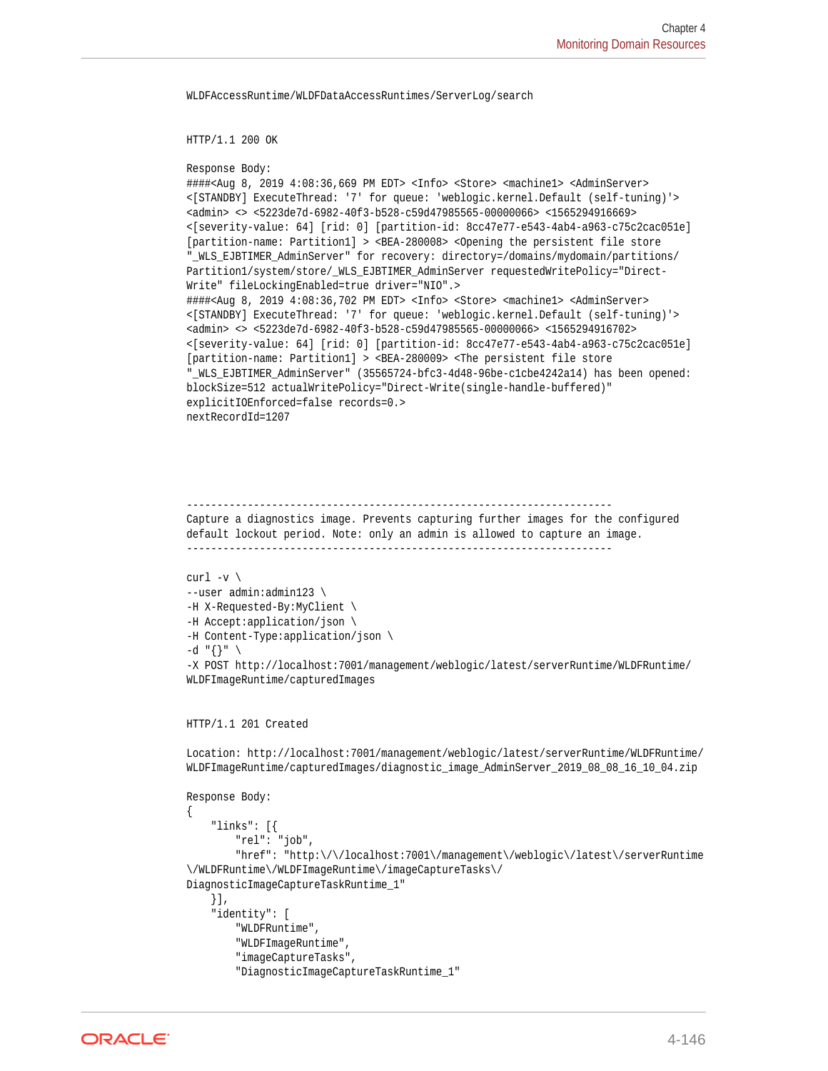```
WLDFAccessRuntime/WLDFDataAccessRuntimes/ServerLog/search


HTTP/1.1 200 OK

Response Body:
####<Aug 8, 2019 4:08:36,669 PM EDT> <Info> <Store> <machine1> <AdminServer>
<[STANDBY] ExecuteThread: '7' for queue: 'weblogic.kernel.Default (self-tuning)'>
<admin> <> <5223de7d-6982-40f3-b528-c59d47985565-00000066> <1565294916669>
<[severity-value: 64] [rid: 0] [partition-id: 8cc47e77-e543-4ab4-a963-c75c2cac051e]
[partition-name: Partition1] > <BEA-280008> <Opening the persistent file store
"_WLS_EJBTIMER_AdminServer" for recovery: directory=/domains/mydomain/partitions/
Partition1/system/store/_WLS_EJBTIMER_AdminServer requestedWritePolicy="Direct-
Write" fileLockingEnabled=true driver="NIO".>
####<Aug 8, 2019 4:08:36,702 PM EDT> <Info> <Store> <machine1> <AdminServer>
<[STANDBY] ExecuteThread: '7' for queue: 'weblogic.kernel.Default (self-tuning)'>
<admin> <> <5223de7d-6982-40f3-b528-c59d47985565-00000066> <1565294916702>
<[severity-value: 64] [rid: 0] [partition-id: 8cc47e77-e543-4ab4-a963-c75c2cac051e]
[partition-name: Partition1] > <BEA-280009> <The persistent file store
"_WLS_EJBTIMER_AdminServer" (35565724-bfc3-4d48-96be-c1cbe4242a14) has been opened:
blockSize=512 actualWritePolicy="Direct-Write(single-handle-buffered)"
explicitIOEnforced=false records=0.>
nextRecordId=1207





----------------------------------------------------------------------
Capture a diagnostics image. Prevents capturing further images for the configured
default lockout period. Note: only an admin is allowed to capture an image.
----------------------------------------------------------------------

curl -v \
--user admin:admin123 \
-H X-Requested-By:MyClient \
-H Accept:application/json \
-H Content-Type:application/json \
-d "{}" \
-X POST http://localhost:7001/management/weblogic/latest/serverRuntime/WLDFRuntime/
WLDFImageRuntime/capturedImages


HTTP/1.1 201 Created

Location: http://localhost:7001/management/weblogic/latest/serverRuntime/WLDFRuntime/
WLDFImageRuntime/capturedImages/diagnostic_image_AdminServer_2019_08_08_16_10_04.zip

Response Body:
{
    "links": [{
        "rel": "job",
        "href": "http:\/\/localhost:7001\/management\/weblogic\/latest\/serverRuntime
\/WLDFRuntime\/WLDFImageRuntime\/imageCaptureTasks\/
DiagnosticImageCaptureTaskRuntime_1"
    }],
    "identity": [
        "WLDFRuntime",
        "WLDFImageRuntime",
        "imageCaptureTasks",
        "DiagnosticImageCaptureTaskRuntime_1"
```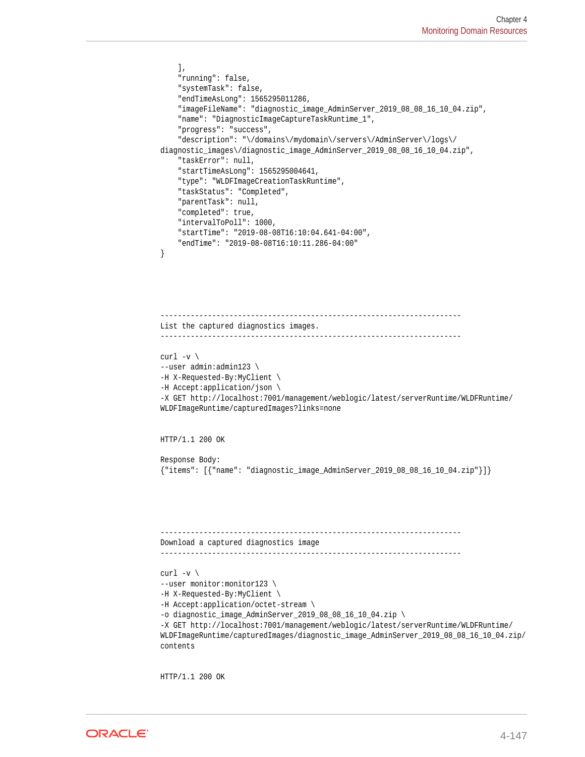```
    ],
    "running": false,
    "systemTask": false,
    "endTimeAsLong": 1565295011286,
    "imageFileName": "diagnostic_image_AdminServer_2019_08_08_16_10_04.zip",
    "name": "DiagnosticImageCaptureTaskRuntime_1",
    "progress": "success",
    "description": "\/domains\/mydomain\/servers\/AdminServer\/logs\/
diagnostic_images\/diagnostic_image_AdminServer_2019_08_08_16_10_04.zip",
    "taskError": null,
    "startTimeAsLong": 1565295004641,
    "type": "WLDFImageCreationTaskRuntime",
    "taskStatus": "Completed",
    "parentTask": null,
    "completed": true,
    "intervalToPoll": 1000,
    "startTime": "2019-08-08T16:10:04.641-04:00",
    "endTime": "2019-08-08T16:10:11.286-04:00"
}




----------------------------------------------------------------------
List the captured diagnostics images.
----------------------------------------------------------------------

curl -v \
--user admin:admin123 \
-H X-Requested-By:MyClient \
-H Accept:application/json \
-X GET http://localhost:7001/management/weblogic/latest/serverRuntime/WLDFRuntime/
WLDFImageRuntime/capturedImages?links=none


HTTP/1.1 200 OK

Response Body:
{"items": [{"name": "diagnostic_image_AdminServer_2019_08_08_16_10_04.zip"}]}




----------------------------------------------------------------------
Download a captured diagnostics image
----------------------------------------------------------------------

curl -v \
--user monitor:monitor123 \
-H X-Requested-By:MyClient \
-H Accept:application/octet-stream \
-o diagnostic_image_AdminServer_2019_08_08_16_10_04.zip \
-X GET http://localhost:7001/management/weblogic/latest/serverRuntime/WLDFRuntime/
WLDFImageRuntime/capturedImages/diagnostic_image_AdminServer_2019_08_08_16_10_04.zip/
contents


HTTP/1.1 200 OK
```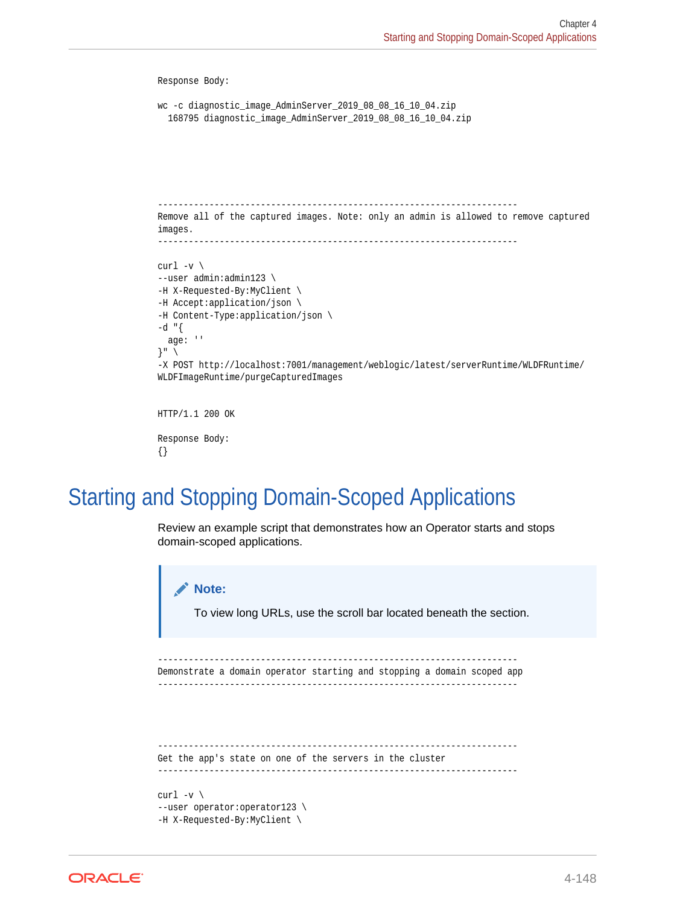```
Response Body:

wc -c diagnostic_image_AdminServer_2019_08_08_16_10_04.zip
  168795 diagnostic_image_AdminServer_2019_08_08_16_10_04.zip




----------------------------------------------------------------------
Remove all of the captured images. Note: only an admin is allowed to remove captured 
images.
----------------------------------------------------------------------

curl -v \
--user admin:admin123 \
-H X-Requested-By:MyClient \
-H Accept:application/json \
-H Content-Type:application/json \
-d "{
  age: ''
}" \
-X POST http://localhost:7001/management/weblogic/latest/serverRuntime/WLDFRuntime/
WLDFImageRuntime/purgeCapturedImages


HTTP/1.1 200 OK

Response Body:
{}
```

## Starting and Stopping Domain-Scoped Applications

Review an example script that demonstrates how an Operator starts and stops domain-scoped applications.

> **Note:**
>
> To view long URLs, use the scroll bar located beneath the section.

```
----------------------------------------------------------------------
Demonstrate a domain operator starting and stopping a domain scoped app
----------------------------------------------------------------------



----------------------------------------------------------------------
Get the app's state on one of the servers in the cluster
----------------------------------------------------------------------

curl -v \
--user operator:operator123 \
-H X-Requested-By:MyClient \
```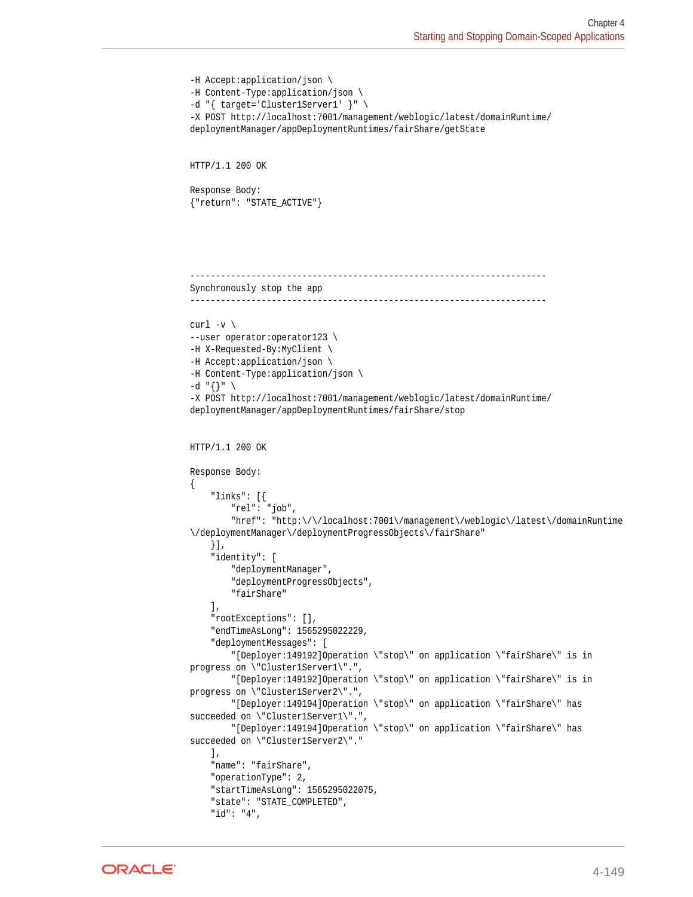```
-H Accept:application/json \
-H Content-Type:application/json \
-d "{ target='Cluster1Server1' }" \
-X POST http://localhost:7001/management/weblogic/latest/domainRuntime/
deploymentManager/appDeploymentRuntimes/fairShare/getState


HTTP/1.1 200 OK

Response Body:
{"return": "STATE_ACTIVE"}





--------------------------------------------------------------------
Synchronously stop the app
--------------------------------------------------------------------

curl -v \
--user operator:operator123 \
-H X-Requested-By:MyClient \
-H Accept:application/json \
-H Content-Type:application/json \
-d "{}" \
-X POST http://localhost:7001/management/weblogic/latest/domainRuntime/
deploymentManager/appDeploymentRuntimes/fairShare/stop


HTTP/1.1 200 OK

Response Body:
{
    "links": [{
        "rel": "job",
        "href": "http:\/\/localhost:7001\/management\/weblogic\/latest\/domainRuntime
\/deploymentManager\/deploymentProgressObjects\/fairShare"
    }],
    "identity": [
        "deploymentManager",
        "deploymentProgressObjects",
        "fairShare"
    ],
    "rootExceptions": [],
    "endTimeAsLong": 1565295022229,
    "deploymentMessages": [
        "[Deployer:149192]Operation \"stop\" on application \"fairShare\" is in
progress on \"Cluster1Server1\".",
        "[Deployer:149192]Operation \"stop\" on application \"fairShare\" is in
progress on \"Cluster1Server2\".",
        "[Deployer:149194]Operation \"stop\" on application \"fairShare\" has
succeeded on \"Cluster1Server1\".",
        "[Deployer:149194]Operation \"stop\" on application \"fairShare\" has
succeeded on \"Cluster1Server2\"."
    ],
    "name": "fairShare",
    "operationType": 2,
    "startTimeAsLong": 1565295022075,
    "state": "STATE_COMPLETED",
    "id": "4",
```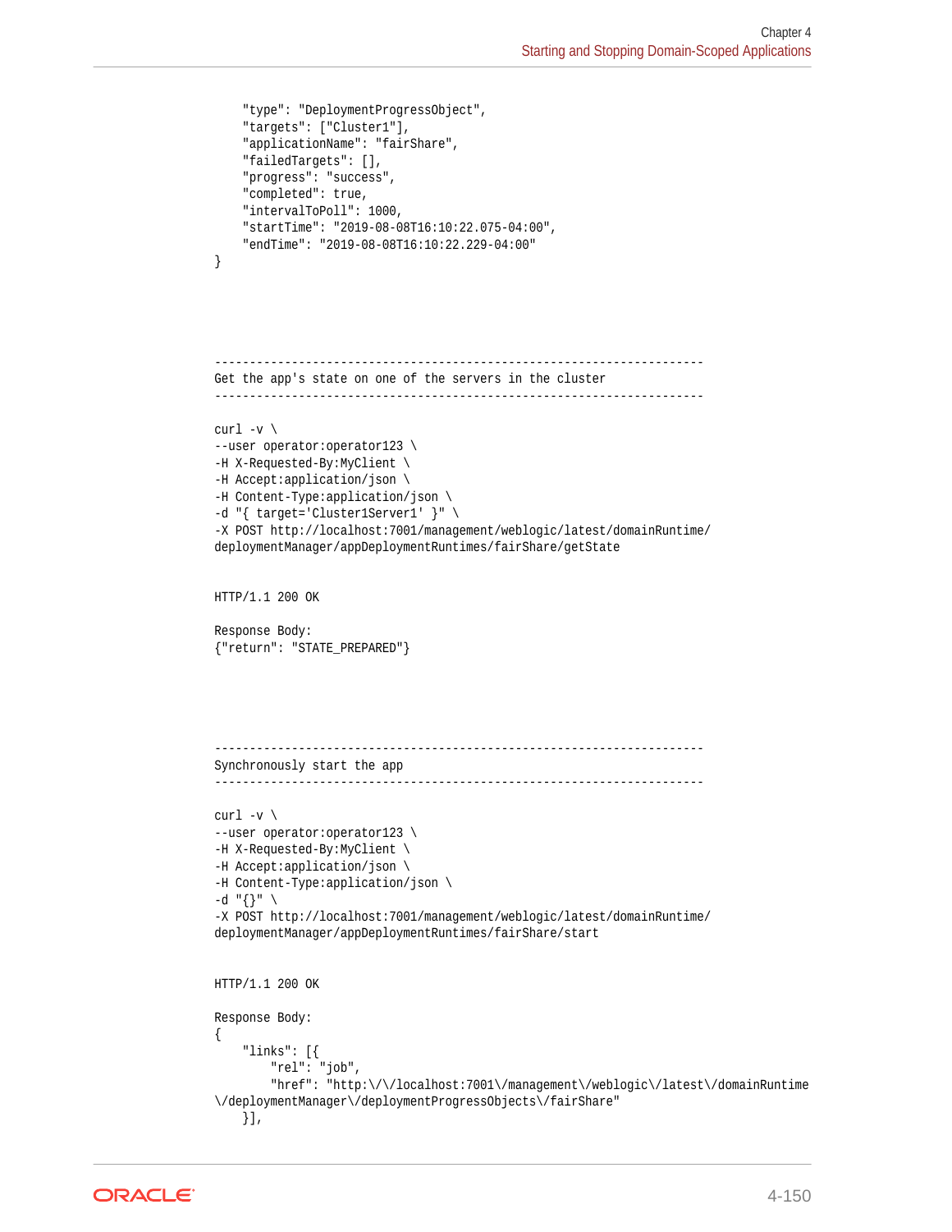```
    "type": "DeploymentProgressObject",
    "targets": ["Cluster1"],
    "applicationName": "fairShare",
    "failedTargets": [],
    "progress": "success",
    "completed": true,
    "intervalToPoll": 1000,
    "startTime": "2019-08-08T16:10:22.075-04:00",
    "endTime": "2019-08-08T16:10:22.229-04:00"
}




----------------------------------------------------------------------
Get the app's state on one of the servers in the cluster
----------------------------------------------------------------------

curl -v \
--user operator:operator123 \
-H X-Requested-By:MyClient \
-H Accept:application/json \
-H Content-Type:application/json \
-d "{ target='Cluster1Server1' }" \
-X POST http://localhost:7001/management/weblogic/latest/domainRuntime/
deploymentManager/appDeploymentRuntimes/fairShare/getState


HTTP/1.1 200 OK

Response Body:
{"return": "STATE_PREPARED"}




----------------------------------------------------------------------
Synchronously start the app
----------------------------------------------------------------------

curl -v \
--user operator:operator123 \
-H X-Requested-By:MyClient \
-H Accept:application/json \
-H Content-Type:application/json \
-d "{}" \
-X POST http://localhost:7001/management/weblogic/latest/domainRuntime/
deploymentManager/appDeploymentRuntimes/fairShare/start


HTTP/1.1 200 OK

Response Body:
{
    "links": [{
        "rel": "job",
        "href": "http:\/\/localhost:7001\/management\/weblogic\/latest\/domainRuntime
\/deploymentManager\/deploymentProgressObjects\/fairShare"
    }],
```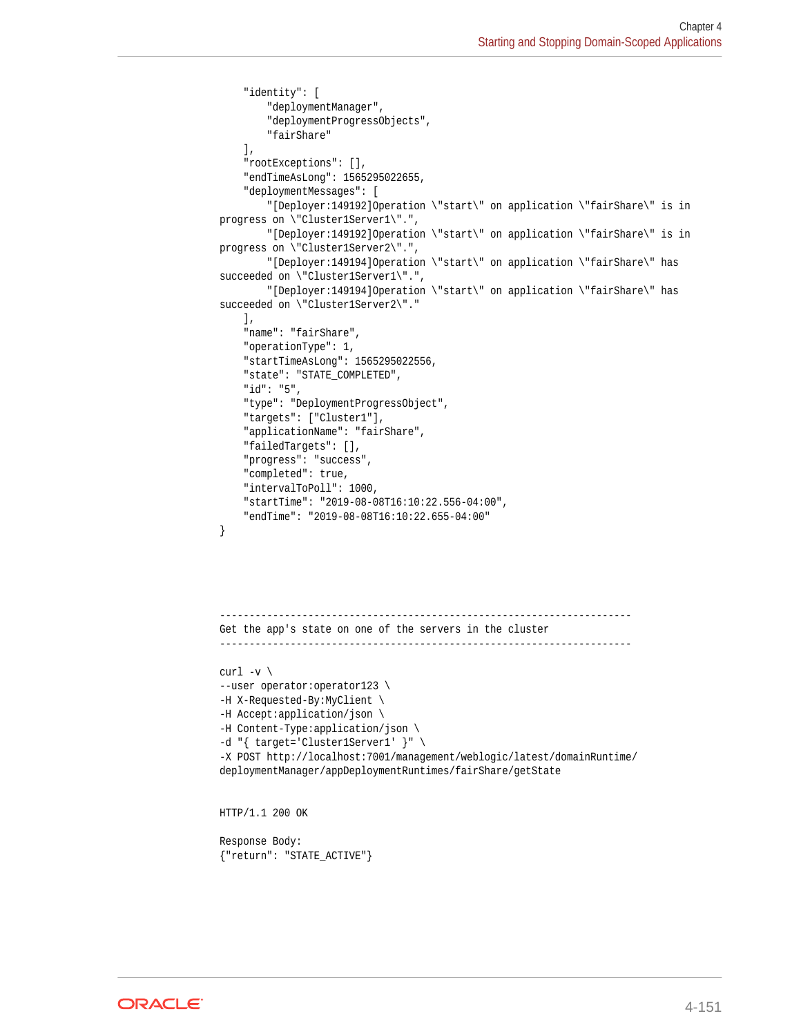```
    "identity": [
        "deploymentManager",
        "deploymentProgressObjects",
        "fairShare"
    ],
    "rootExceptions": [],
    "endTimeAsLong": 1565295022655,
    "deploymentMessages": [
        "[Deployer:149192]Operation \"start\" on application \"fairShare\" is in
progress on \"Cluster1Server1\".",
        "[Deployer:149192]Operation \"start\" on application \"fairShare\" is in
progress on \"Cluster1Server2\".",
        "[Deployer:149194]Operation \"start\" on application \"fairShare\" has
succeeded on \"Cluster1Server1\".",
        "[Deployer:149194]Operation \"start\" on application \"fairShare\" has
succeeded on \"Cluster1Server2\"."
    ],
    "name": "fairShare",
    "operationType": 1,
    "startTimeAsLong": 1565295022556,
    "state": "STATE_COMPLETED",
    "id": "5",
    "type": "DeploymentProgressObject",
    "targets": ["Cluster1"],
    "applicationName": "fairShare",
    "failedTargets": [],
    "progress": "success",
    "completed": true,
    "intervalToPoll": 1000,
    "startTime": "2019-08-08T16:10:22.556-04:00",
    "endTime": "2019-08-08T16:10:22.655-04:00"
}




----------------------------------------------------------------------
Get the app's state on one of the servers in the cluster
----------------------------------------------------------------------

curl -v \
--user operator:operator123 \
-H X-Requested-By:MyClient \
-H Accept:application/json \
-H Content-Type:application/json \
-d "{ target='Cluster1Server1' }" \
-X POST http://localhost:7001/management/weblogic/latest/domainRuntime/
deploymentManager/appDeploymentRuntimes/fairShare/getState


HTTP/1.1 200 OK

Response Body:
{"return": "STATE_ACTIVE"}
```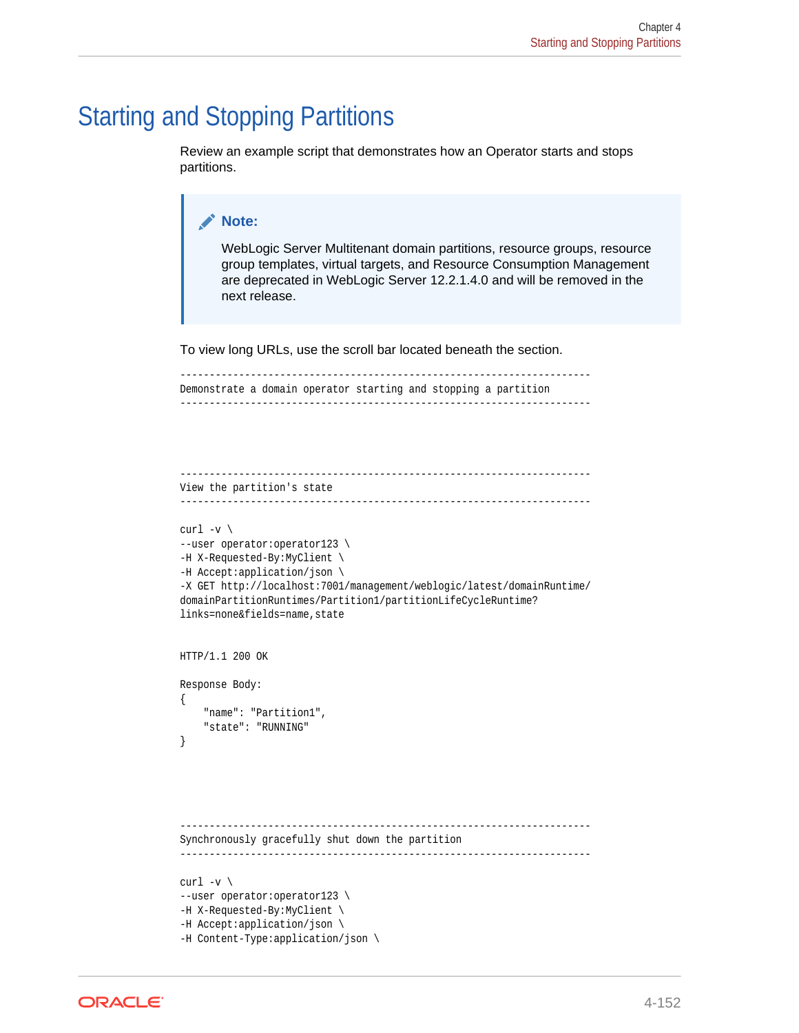# Starting and Stopping Partitions

Review an example script that demonstrates how an Operator starts and stops partitions.

> **Note:**
>
> WebLogic Server Multitenant domain partitions, resource groups, resource group templates, virtual targets, and Resource Consumption Management are deprecated in WebLogic Server 12.2.1.4.0 and will be removed in the next release.

To view long URLs, use the scroll bar located beneath the section.

```
----------------------------------------------------------------------
Demonstrate a domain operator starting and stopping a partition
----------------------------------------------------------------------




----------------------------------------------------------------------
View the partition's state
----------------------------------------------------------------------

curl -v \
--user operator:operator123 \
-H X-Requested-By:MyClient \
-H Accept:application/json \
-X GET http://localhost:7001/management/weblogic/latest/domainRuntime/
domainPartitionRuntimes/Partition1/partitionLifeCycleRuntime?
links=none&fields=name,state


HTTP/1.1 200 OK

Response Body:
{
    "name": "Partition1",
    "state": "RUNNING"
}




----------------------------------------------------------------------
Synchronously gracefully shut down the partition
----------------------------------------------------------------------

curl -v \
--user operator:operator123 \
-H X-Requested-By:MyClient \
-H Accept:application/json \
-H Content-Type:application/json \
```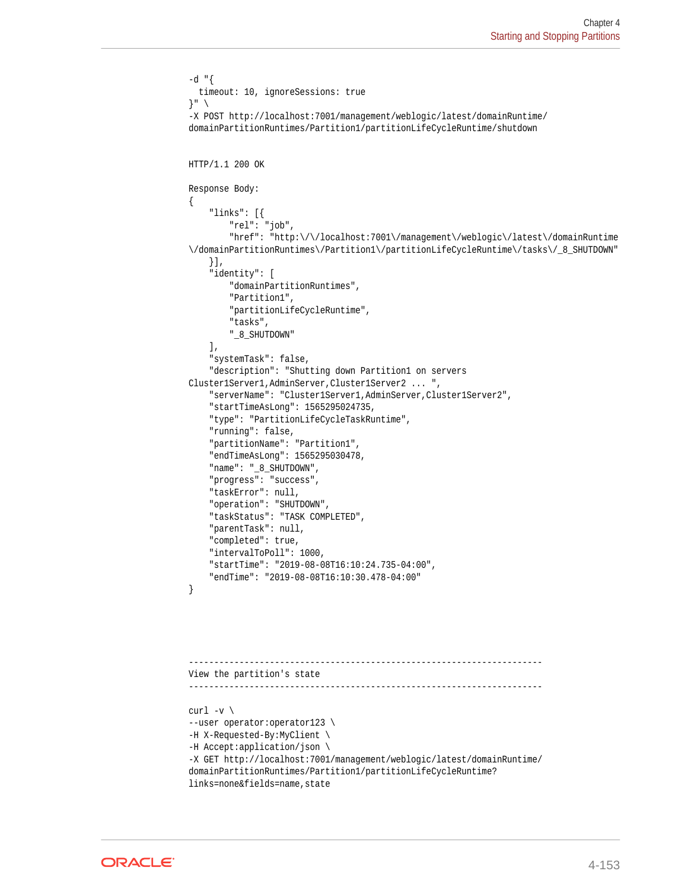```
-d "{
  timeout: 10, ignoreSessions: true
}" \
-X POST http://localhost:7001/management/weblogic/latest/domainRuntime/
domainPartitionRuntimes/Partition1/partitionLifeCycleRuntime/shutdown


HTTP/1.1 200 OK

Response Body:
{
    "links": [{
        "rel": "job",
        "href": "http:\/\/localhost:7001\/management\/weblogic\/latest\/domainRuntime
\/domainPartitionRuntimes\/Partition1\/partitionLifeCycleRuntime\/tasks\/_8_SHUTDOWN"
    }],
    "identity": [
        "domainPartitionRuntimes",
        "Partition1",
        "partitionLifeCycleRuntime",
        "tasks",
        "_8_SHUTDOWN"
    ],
    "systemTask": false,
    "description": "Shutting down Partition1 on servers
Cluster1Server1,AdminServer,Cluster1Server2 ... ",
    "serverName": "Cluster1Server1,AdminServer,Cluster1Server2",
    "startTimeAsLong": 1565295024735,
    "type": "PartitionLifeCycleTaskRuntime",
    "running": false,
    "partitionName": "Partition1",
    "endTimeAsLong": 1565295030478,
    "name": "_8_SHUTDOWN",
    "progress": "success",
    "taskError": null,
    "operation": "SHUTDOWN",
    "taskStatus": "TASK COMPLETED",
    "parentTask": null,
    "completed": true,
    "intervalToPoll": 1000,
    "startTime": "2019-08-08T16:10:24.735-04:00",
    "endTime": "2019-08-08T16:10:30.478-04:00"
}




----------------------------------------------------------------------
View the partition's state
----------------------------------------------------------------------

curl -v \
--user operator:operator123 \
-H X-Requested-By:MyClient \
-H Accept:application/json \
-X GET http://localhost:7001/management/weblogic/latest/domainRuntime/
domainPartitionRuntimes/Partition1/partitionLifeCycleRuntime?
links=none&fields=name,state
```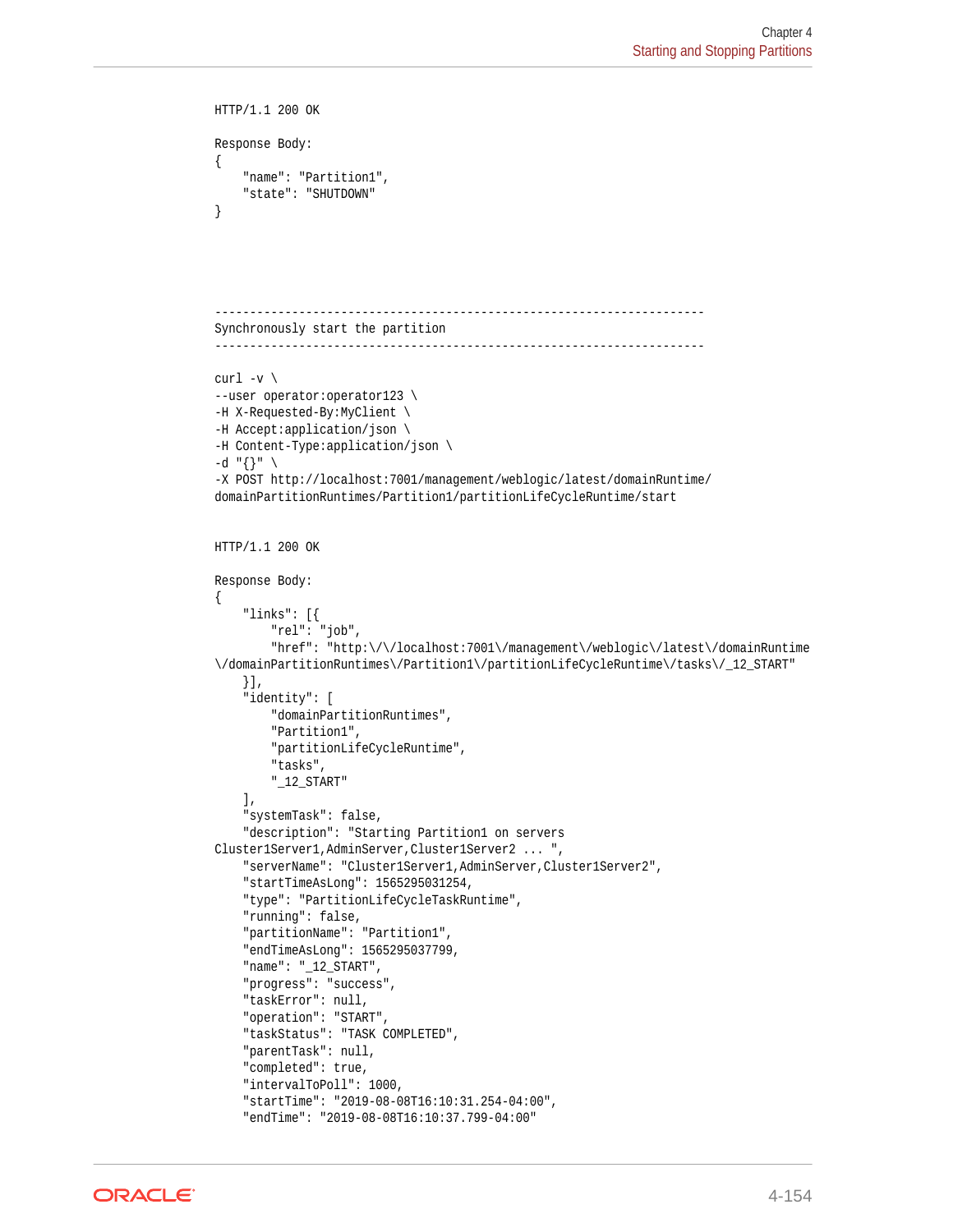```
HTTP/1.1 200 OK

Response Body:
{
    "name": "Partition1",
    "state": "SHUTDOWN"
}




----------------------------------------------------------------------
Synchronously start the partition
----------------------------------------------------------------------

curl -v \
--user operator:operator123 \
-H X-Requested-By:MyClient \
-H Accept:application/json \
-H Content-Type:application/json \
-d "{}" \
-X POST http://localhost:7001/management/weblogic/latest/domainRuntime/
domainPartitionRuntimes/Partition1/partitionLifeCycleRuntime/start


HTTP/1.1 200 OK

Response Body:
{
    "links": [{
        "rel": "job",
        "href": "http:\/\/localhost:7001\/management\/weblogic\/latest\/domainRuntime
\/domainPartitionRuntimes\/Partition1\/partitionLifeCycleRuntime\/tasks\/_12_START"
    }],
    "identity": [
        "domainPartitionRuntimes",
        "Partition1",
        "partitionLifeCycleRuntime",
        "tasks",
        "_12_START"
    ],
    "systemTask": false,
    "description": "Starting Partition1 on servers
Cluster1Server1,AdminServer,Cluster1Server2 ... ",
    "serverName": "Cluster1Server1,AdminServer,Cluster1Server2",
    "startTimeAsLong": 1565295031254,
    "type": "PartitionLifeCycleTaskRuntime",
    "running": false,
    "partitionName": "Partition1",
    "endTimeAsLong": 1565295037799,
    "name": "_12_START",
    "progress": "success",
    "taskError": null,
    "operation": "START",
    "taskStatus": "TASK COMPLETED",
    "parentTask": null,
    "completed": true,
    "intervalToPoll": 1000,
    "startTime": "2019-08-08T16:10:31.254-04:00",
    "endTime": "2019-08-08T16:10:37.799-04:00"
```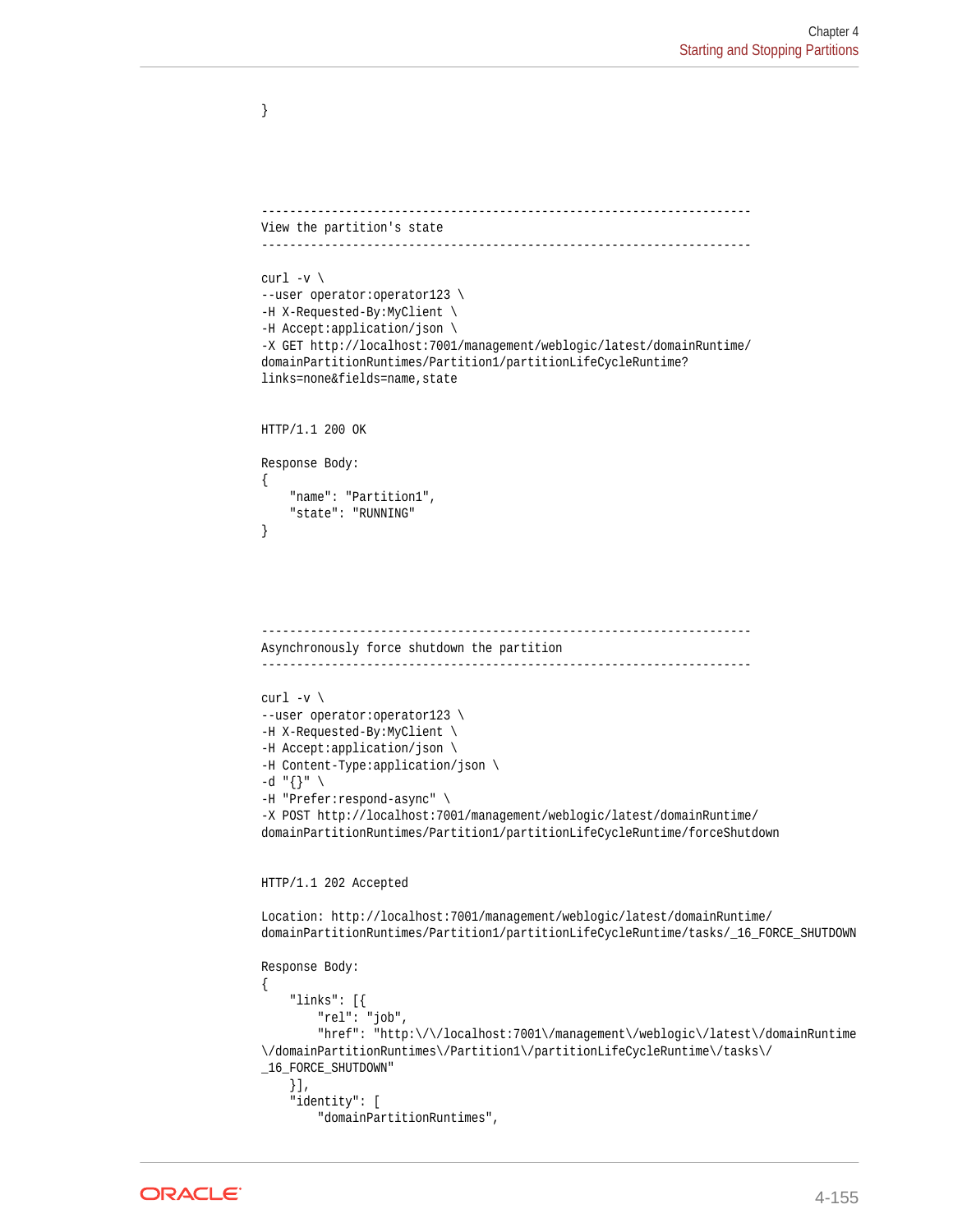```
}



----------------------------------------------------------------------
View the partition's state
----------------------------------------------------------------------

curl -v \
--user operator:operator123 \
-H X-Requested-By:MyClient \
-H Accept:application/json \
-X GET http://localhost:7001/management/weblogic/latest/domainRuntime/
domainPartitionRuntimes/Partition1/partitionLifeCycleRuntime?
links=none&fields=name,state


HTTP/1.1 200 OK

Response Body:
{
    "name": "Partition1",
    "state": "RUNNING"
}



----------------------------------------------------------------------
Asynchronously force shutdown the partition
----------------------------------------------------------------------

curl -v \
--user operator:operator123 \
-H X-Requested-By:MyClient \
-H Accept:application/json \
-H Content-Type:application/json \
-d "{}" \
-H "Prefer:respond-async" \
-X POST http://localhost:7001/management/weblogic/latest/domainRuntime/
domainPartitionRuntimes/Partition1/partitionLifeCycleRuntime/forceShutdown


HTTP/1.1 202 Accepted

Location: http://localhost:7001/management/weblogic/latest/domainRuntime/
domainPartitionRuntimes/Partition1/partitionLifeCycleRuntime/tasks/_16_FORCE_SHUTDOWN

Response Body:
{
    "links": [{
        "rel": "job",
        "href": "http:\/\/localhost:7001\/management\/weblogic\/latest\/domainRuntime
\/domainPartitionRuntimes\/Partition1\/partitionLifeCycleRuntime\/tasks\/
_16_FORCE_SHUTDOWN"
    }],
    "identity": [
        "domainPartitionRuntimes",
```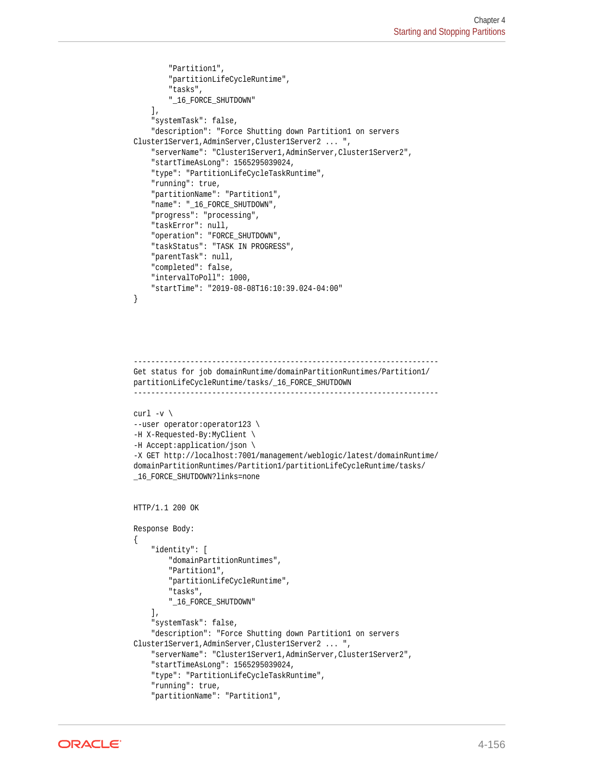```
        "Partition1",
        "partitionLifeCycleRuntime",
        "tasks",
        "_16_FORCE_SHUTDOWN"
    ],
    "systemTask": false,
    "description": "Force Shutting down Partition1 on servers
Cluster1Server1,AdminServer,Cluster1Server2 ... ",
    "serverName": "Cluster1Server1,AdminServer,Cluster1Server2",
    "startTimeAsLong": 1565295039024,
    "type": "PartitionLifeCycleTaskRuntime",
    "running": true,
    "partitionName": "Partition1",
    "name": "_16_FORCE_SHUTDOWN",
    "progress": "processing",
    "taskError": null,
    "operation": "FORCE_SHUTDOWN",
    "taskStatus": "TASK IN PROGRESS",
    "parentTask": null,
    "completed": false,
    "intervalToPoll": 1000,
    "startTime": "2019-08-08T16:10:39.024-04:00"
}




----------------------------------------------------------------------
Get status for job domainRuntime/domainPartitionRuntimes/Partition1/
partitionLifeCycleRuntime/tasks/_16_FORCE_SHUTDOWN
----------------------------------------------------------------------

curl -v \
--user operator:operator123 \
-H X-Requested-By:MyClient \
-H Accept:application/json \
-X GET http://localhost:7001/management/weblogic/latest/domainRuntime/
domainPartitionRuntimes/Partition1/partitionLifeCycleRuntime/tasks/
_16_FORCE_SHUTDOWN?links=none


HTTP/1.1 200 OK

Response Body:
{
    "identity": [
        "domainPartitionRuntimes",
        "Partition1",
        "partitionLifeCycleRuntime",
        "tasks",
        "_16_FORCE_SHUTDOWN"
    ],
    "systemTask": false,
    "description": "Force Shutting down Partition1 on servers
Cluster1Server1,AdminServer,Cluster1Server2 ... ",
    "serverName": "Cluster1Server1,AdminServer,Cluster1Server2",
    "startTimeAsLong": 1565295039024,
    "type": "PartitionLifeCycleTaskRuntime",
    "running": true,
    "partitionName": "Partition1",
```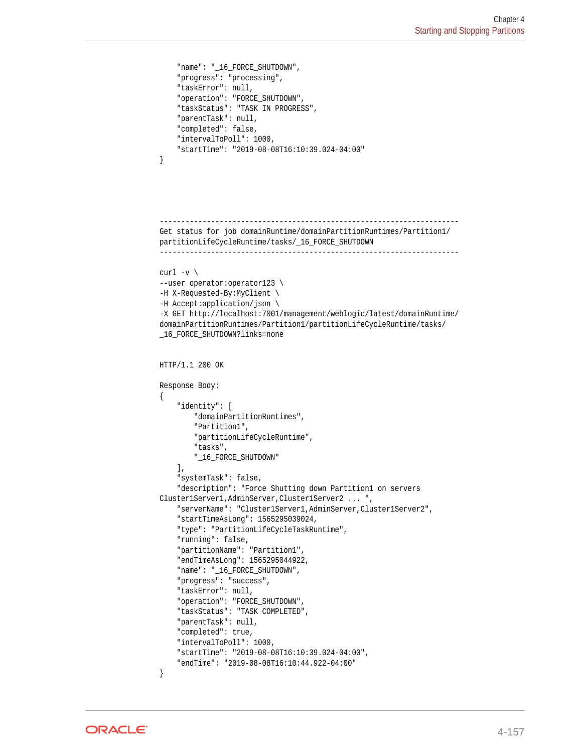```
    "name": "_16_FORCE_SHUTDOWN",
    "progress": "processing",
    "taskError": null,
    "operation": "FORCE_SHUTDOWN",
    "taskStatus": "TASK IN PROGRESS",
    "parentTask": null,
    "completed": false,
    "intervalToPoll": 1000,
    "startTime": "2019-08-08T16:10:39.024-04:00"
}
```

```
----------------------------------------------------------------------
Get status for job domainRuntime/domainPartitionRuntimes/Partition1/
partitionLifeCycleRuntime/tasks/_16_FORCE_SHUTDOWN
----------------------------------------------------------------------

curl -v \
--user operator:operator123 \
-H X-Requested-By:MyClient \
-H Accept:application/json \
-X GET http://localhost:7001/management/weblogic/latest/domainRuntime/
domainPartitionRuntimes/Partition1/partitionLifeCycleRuntime/tasks/
_16_FORCE_SHUTDOWN?links=none


HTTP/1.1 200 OK

Response Body:
{
    "identity": [
        "domainPartitionRuntimes",
        "Partition1",
        "partitionLifeCycleRuntime",
        "tasks",
        "_16_FORCE_SHUTDOWN"
    ],
    "systemTask": false,
    "description": "Force Shutting down Partition1 on servers 
Cluster1Server1,AdminServer,Cluster1Server2 ... ",
    "serverName": "Cluster1Server1,AdminServer,Cluster1Server2",
    "startTimeAsLong": 1565295039024,
    "type": "PartitionLifeCycleTaskRuntime",
    "running": false,
    "partitionName": "Partition1",
    "endTimeAsLong": 1565295044922,
    "name": "_16_FORCE_SHUTDOWN",
    "progress": "success",
    "taskError": null,
    "operation": "FORCE_SHUTDOWN",
    "taskStatus": "TASK COMPLETED",
    "parentTask": null,
    "completed": true,
    "intervalToPoll": 1000,
    "startTime": "2019-08-08T16:10:39.024-04:00",
    "endTime": "2019-08-08T16:10:44.922-04:00"
}
```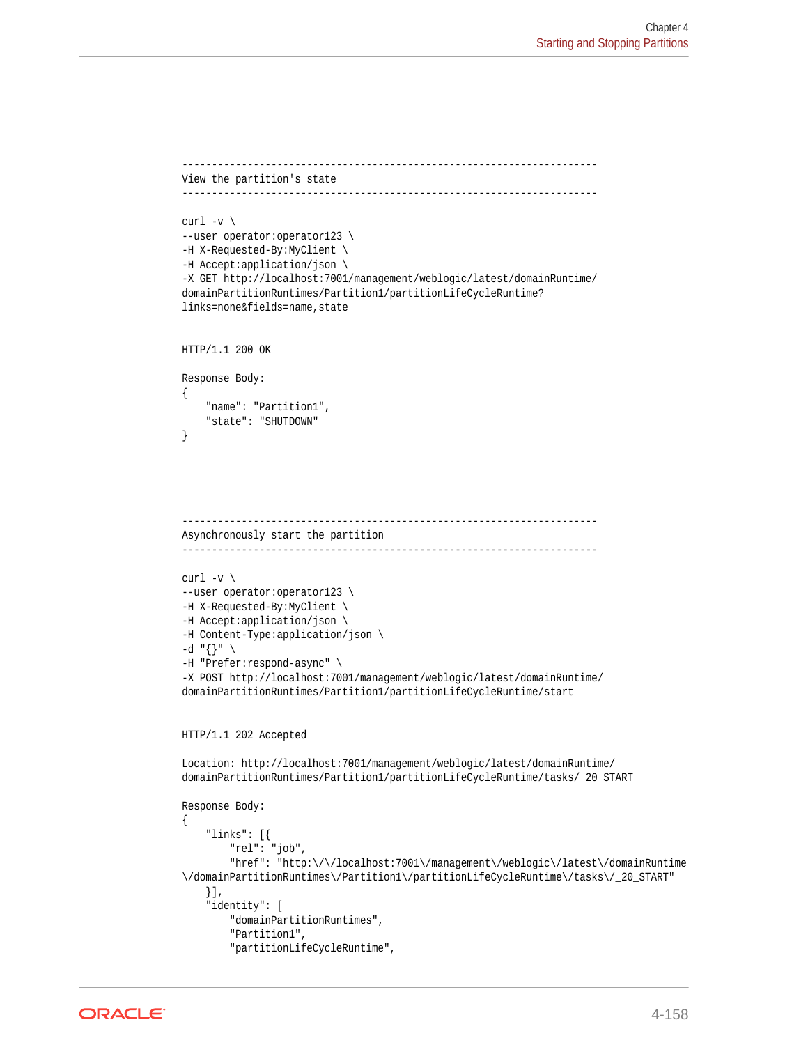```
----------------------------------------------------------------------
View the partition's state
----------------------------------------------------------------------

curl -v \
--user operator:operator123 \
-H X-Requested-By:MyClient \
-H Accept:application/json \
-X GET http://localhost:7001/management/weblogic/latest/domainRuntime/
domainPartitionRuntimes/Partition1/partitionLifeCycleRuntime?
links=none&fields=name,state


HTTP/1.1 200 OK

Response Body:
{
    "name": "Partition1",
    "state": "SHUTDOWN"
}




----------------------------------------------------------------------
Asynchronously start the partition
----------------------------------------------------------------------

curl -v \
--user operator:operator123 \
-H X-Requested-By:MyClient \
-H Accept:application/json \
-H Content-Type:application/json \
-d "{}" \
-H "Prefer:respond-async" \
-X POST http://localhost:7001/management/weblogic/latest/domainRuntime/
domainPartitionRuntimes/Partition1/partitionLifeCycleRuntime/start


HTTP/1.1 202 Accepted

Location: http://localhost:7001/management/weblogic/latest/domainRuntime/
domainPartitionRuntimes/Partition1/partitionLifeCycleRuntime/tasks/_20_START

Response Body:
{
    "links": [{
        "rel": "job",
        "href": "http:\/\/localhost:7001\/management\/weblogic\/latest\/domainRuntime
\/domainPartitionRuntimes\/Partition1\/partitionLifeCycleRuntime\/tasks\/_20_START"
    }],
    "identity": [
        "domainPartitionRuntimes",
        "Partition1",
        "partitionLifeCycleRuntime",
```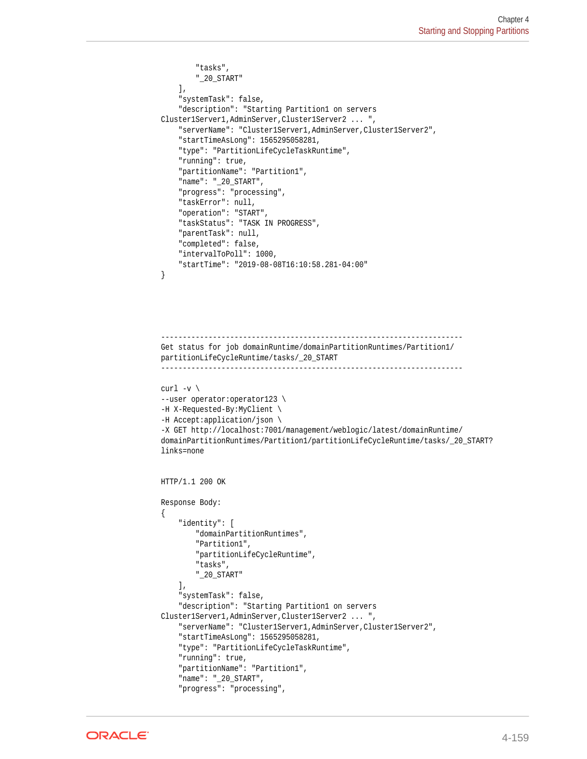```
        "tasks",
        "_20_START"
    ],
    "systemTask": false,
    "description": "Starting Partition1 on servers 
Cluster1Server1,AdminServer,Cluster1Server2 ... ",
    "serverName": "Cluster1Server1,AdminServer,Cluster1Server2",
    "startTimeAsLong": 1565295058281,
    "type": "PartitionLifeCycleTaskRuntime",
    "running": true,
    "partitionName": "Partition1",
    "name": "_20_START",
    "progress": "processing",
    "taskError": null,
    "operation": "START",
    "taskStatus": "TASK IN PROGRESS",
    "parentTask": null,
    "completed": false,
    "intervalToPoll": 1000,
    "startTime": "2019-08-08T16:10:58.281-04:00"
}




----------------------------------------------------------------------
Get status for job domainRuntime/domainPartitionRuntimes/Partition1/
partitionLifeCycleRuntime/tasks/_20_START
----------------------------------------------------------------------

curl -v \
--user operator:operator123 \
-H X-Requested-By:MyClient \
-H Accept:application/json \
-X GET http://localhost:7001/management/weblogic/latest/domainRuntime/
domainPartitionRuntimes/Partition1/partitionLifeCycleRuntime/tasks/_20_START?
links=none


HTTP/1.1 200 OK

Response Body:
{
    "identity": [
        "domainPartitionRuntimes",
        "Partition1",
        "partitionLifeCycleRuntime",
        "tasks",
        "_20_START"
    ],
    "systemTask": false,
    "description": "Starting Partition1 on servers 
Cluster1Server1,AdminServer,Cluster1Server2 ... ",
    "serverName": "Cluster1Server1,AdminServer,Cluster1Server2",
    "startTimeAsLong": 1565295058281,
    "type": "PartitionLifeCycleTaskRuntime",
    "running": true,
    "partitionName": "Partition1",
    "name": "_20_START",
    "progress": "processing",
```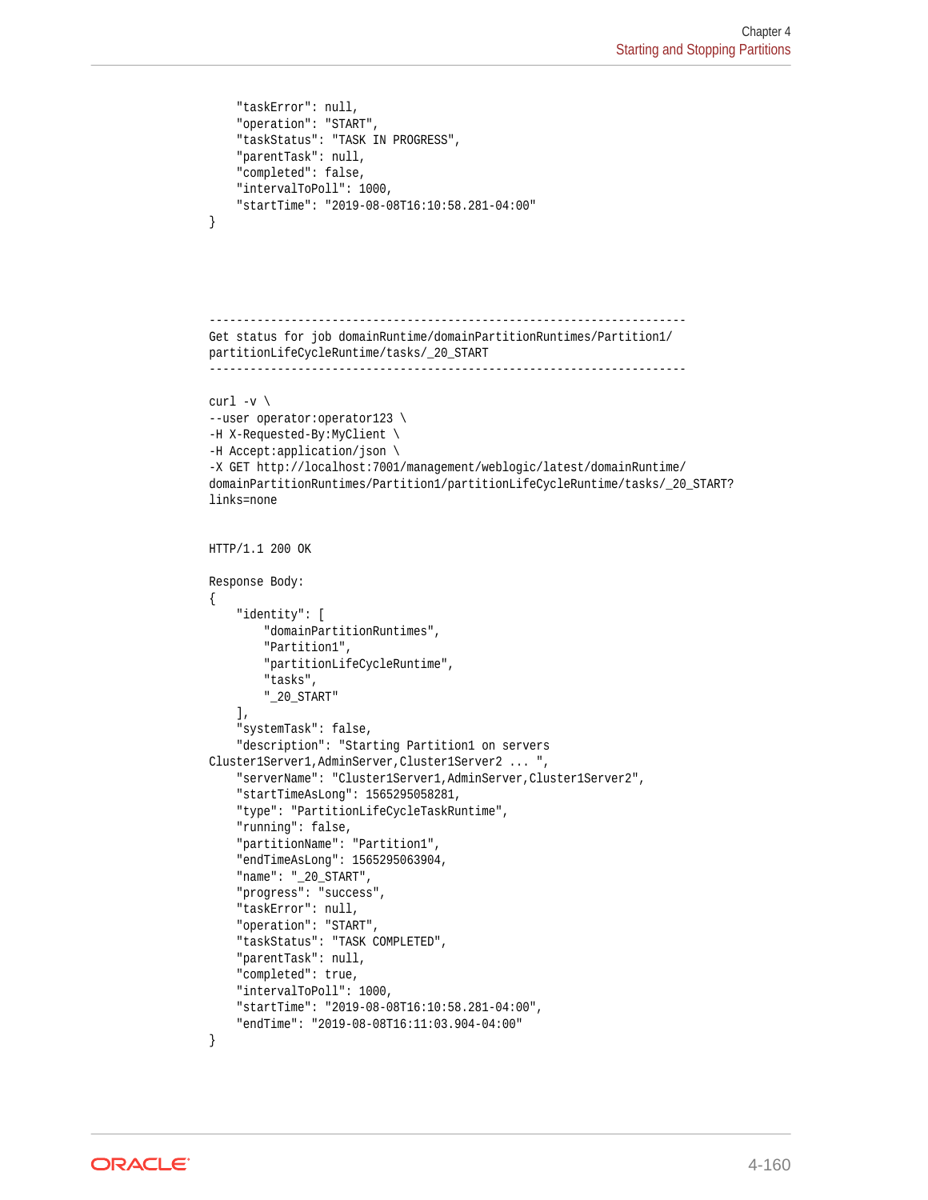```
    "taskError": null,
    "operation": "START",
    "taskStatus": "TASK IN PROGRESS",
    "parentTask": null,
    "completed": false,
    "intervalToPoll": 1000,
    "startTime": "2019-08-08T16:10:58.281-04:00"
}
```

```
----------------------------------------------------------------------
Get status for job domainRuntime/domainPartitionRuntimes/Partition1/
partitionLifeCycleRuntime/tasks/_20_START
----------------------------------------------------------------------

curl -v \
--user operator:operator123 \
-H X-Requested-By:MyClient \
-H Accept:application/json \
-X GET http://localhost:7001/management/weblogic/latest/domainRuntime/
domainPartitionRuntimes/Partition1/partitionLifeCycleRuntime/tasks/_20_START?
links=none


HTTP/1.1 200 OK

Response Body:
{
    "identity": [
        "domainPartitionRuntimes",
        "Partition1",
        "partitionLifeCycleRuntime",
        "tasks",
        "_20_START"
    ],
    "systemTask": false,
    "description": "Starting Partition1 on servers 
Cluster1Server1,AdminServer,Cluster1Server2 ... ",
    "serverName": "Cluster1Server1,AdminServer,Cluster1Server2",
    "startTimeAsLong": 1565295058281,
    "type": "PartitionLifeCycleTaskRuntime",
    "running": false,
    "partitionName": "Partition1",
    "endTimeAsLong": 1565295063904,
    "name": "_20_START",
    "progress": "success",
    "taskError": null,
    "operation": "START",
    "taskStatus": "TASK COMPLETED",
    "parentTask": null,
    "completed": true,
    "intervalToPoll": 1000,
    "startTime": "2019-08-08T16:10:58.281-04:00",
    "endTime": "2019-08-08T16:11:03.904-04:00"
}
```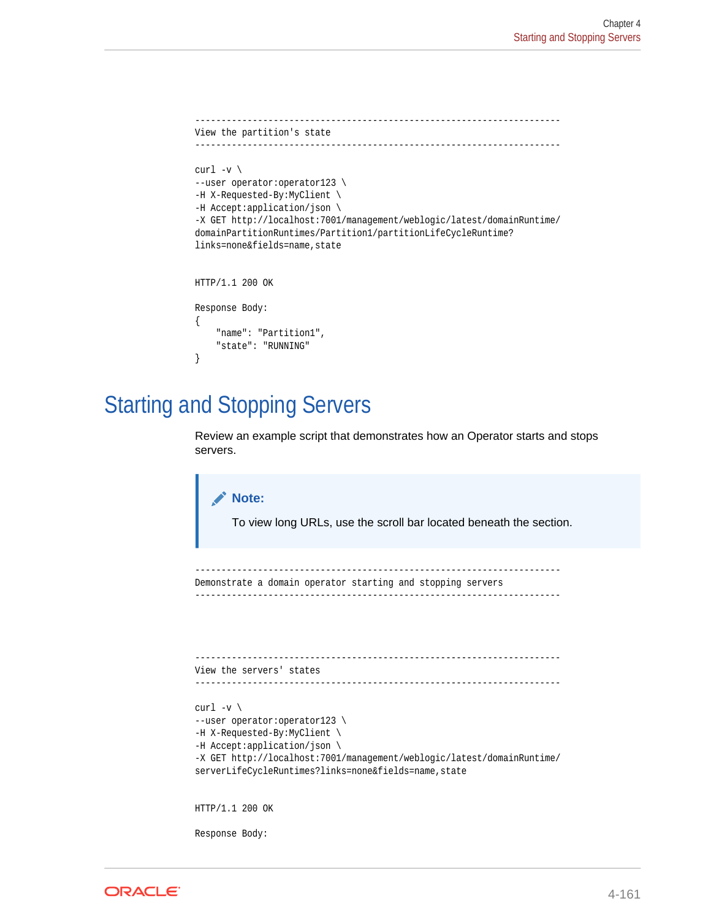```
----------------------------------------------------------------------
View the partition's state
----------------------------------------------------------------------

curl -v \
--user operator:operator123 \
-H X-Requested-By:MyClient \
-H Accept:application/json \
-X GET http://localhost:7001/management/weblogic/latest/domainRuntime/
domainPartitionRuntimes/Partition1/partitionLifeCycleRuntime?
links=none&fields=name,state


HTTP/1.1 200 OK

Response Body:
{
    "name": "Partition1",
    "state": "RUNNING"
}
```

## Starting and Stopping Servers

Review an example script that demonstrates how an Operator starts and stops servers.

> **Note:**
>
> To view long URLs, use the scroll bar located beneath the section.

```
----------------------------------------------------------------------
Demonstrate a domain operator starting and stopping servers
----------------------------------------------------------------------




----------------------------------------------------------------------
View the servers' states
----------------------------------------------------------------------

curl -v \
--user operator:operator123 \
-H X-Requested-By:MyClient \
-H Accept:application/json \
-X GET http://localhost:7001/management/weblogic/latest/domainRuntime/
serverLifeCycleRuntimes?links=none&fields=name,state


HTTP/1.1 200 OK

Response Body:
```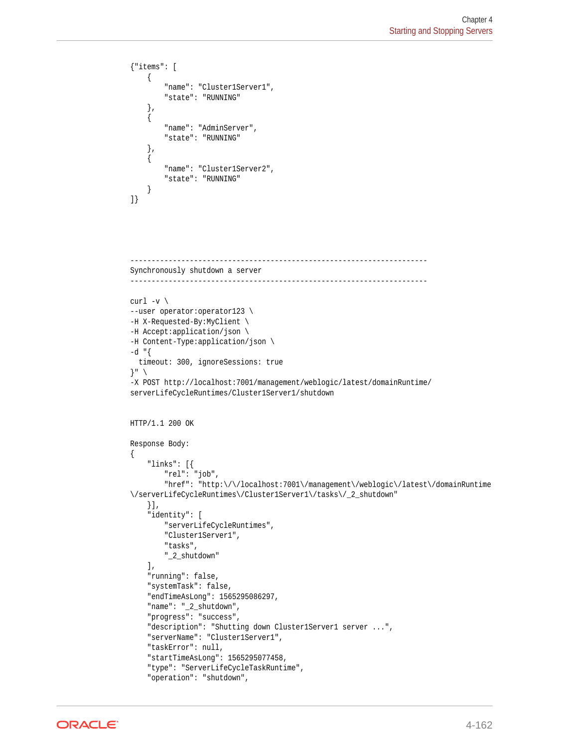```
{"items": [
    {
        "name": "Cluster1Server1",
        "state": "RUNNING"
    },
    {
        "name": "AdminServer",
        "state": "RUNNING"
    },
    {
        "name": "Cluster1Server2",
        "state": "RUNNING"
    }
]}




----------------------------------------------------------------------
Synchronously shutdown a server
----------------------------------------------------------------------

curl -v \
--user operator:operator123 \
-H X-Requested-By:MyClient \
-H Accept:application/json \
-H Content-Type:application/json \
-d "{
  timeout: 300, ignoreSessions: true
}" \
-X POST http://localhost:7001/management/weblogic/latest/domainRuntime/
serverLifeCycleRuntimes/Cluster1Server1/shutdown


HTTP/1.1 200 OK

Response Body:
{
    "links": [{
        "rel": "job",
        "href": "http:\/\/localhost:7001\/management\/weblogic\/latest\/domainRuntime
\/serverLifeCycleRuntimes\/Cluster1Server1\/tasks\/_2_shutdown"
    }],
    "identity": [
        "serverLifeCycleRuntimes",
        "Cluster1Server1",
        "tasks",
        "_2_shutdown"
    ],
    "running": false,
    "systemTask": false,
    "endTimeAsLong": 1565295086297,
    "name": "_2_shutdown",
    "progress": "success",
    "description": "Shutting down Cluster1Server1 server ...",
    "serverName": "Cluster1Server1",
    "taskError": null,
    "startTimeAsLong": 1565295077458,
    "type": "ServerLifeCycleTaskRuntime",
    "operation": "shutdown",
```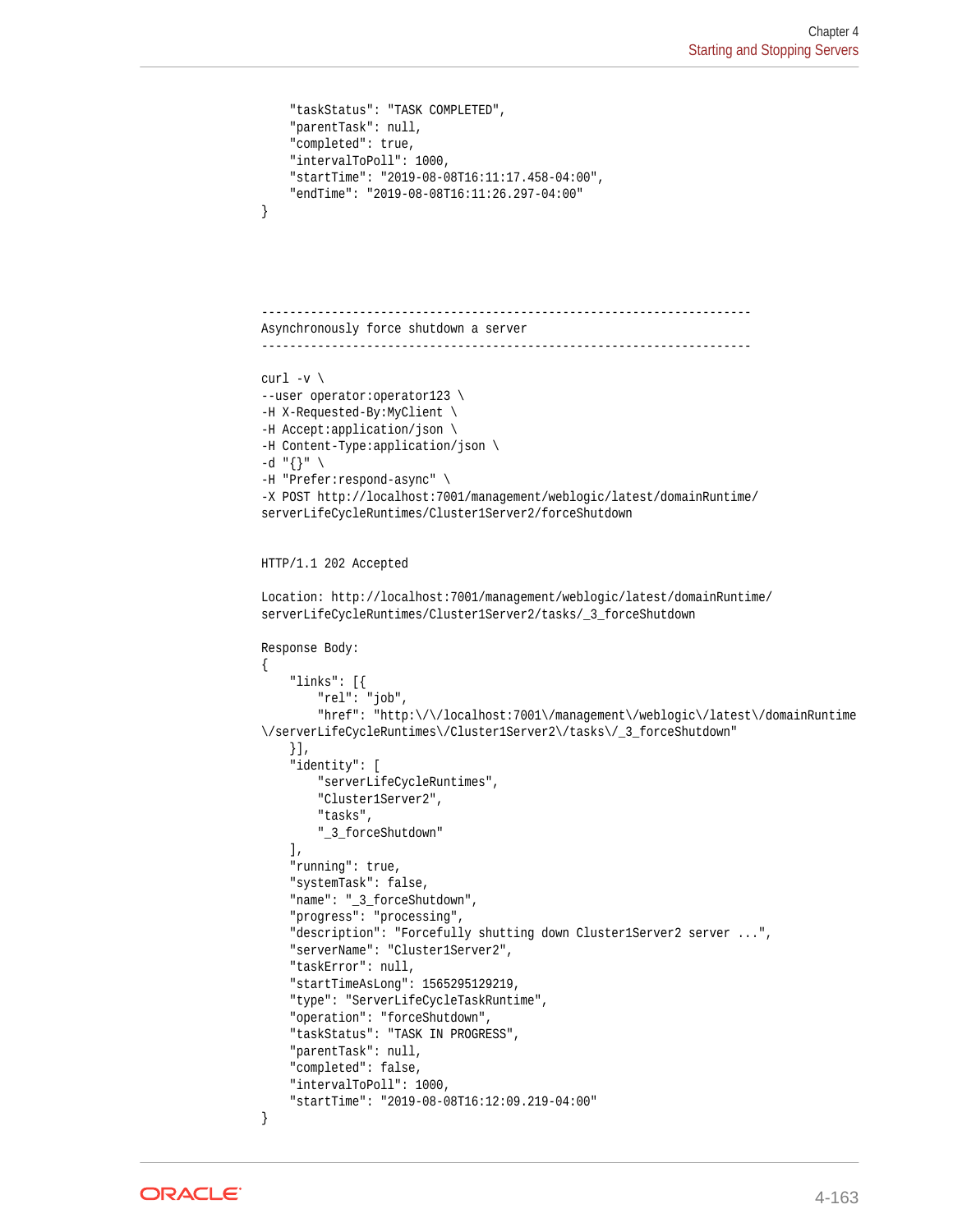```
    "taskStatus": "TASK COMPLETED",
    "parentTask": null,
    "completed": true,
    "intervalToPoll": 1000,
    "startTime": "2019-08-08T16:11:17.458-04:00",
    "endTime": "2019-08-08T16:11:26.297-04:00"
}
```

```
----------------------------------------------------------------------
Asynchronously force shutdown a server
----------------------------------------------------------------------

curl -v \
--user operator:operator123 \
-H X-Requested-By:MyClient \
-H Accept:application/json \
-H Content-Type:application/json \
-d "{}" \
-H "Prefer:respond-async" \
-X POST http://localhost:7001/management/weblogic/latest/domainRuntime/
serverLifeCycleRuntimes/Cluster1Server2/forceShutdown


HTTP/1.1 202 Accepted

Location: http://localhost:7001/management/weblogic/latest/domainRuntime/
serverLifeCycleRuntimes/Cluster1Server2/tasks/_3_forceShutdown

Response Body:
{
    "links": [{
        "rel": "job",
        "href": "http:\/\/localhost:7001\/management\/weblogic\/latest\/domainRuntime
\/serverLifeCycleRuntimes\/Cluster1Server2\/tasks\/_3_forceShutdown"
    }],
    "identity": [
        "serverLifeCycleRuntimes",
        "Cluster1Server2",
        "tasks",
        "_3_forceShutdown"
    ],
    "running": true,
    "systemTask": false,
    "name": "_3_forceShutdown",
    "progress": "processing",
    "description": "Forcefully shutting down Cluster1Server2 server ...",
    "serverName": "Cluster1Server2",
    "taskError": null,
    "startTimeAsLong": 1565295129219,
    "type": "ServerLifeCycleTaskRuntime",
    "operation": "forceShutdown",
    "taskStatus": "TASK IN PROGRESS",
    "parentTask": null,
    "completed": false,
    "intervalToPoll": 1000,
    "startTime": "2019-08-08T16:12:09.219-04:00"
}
```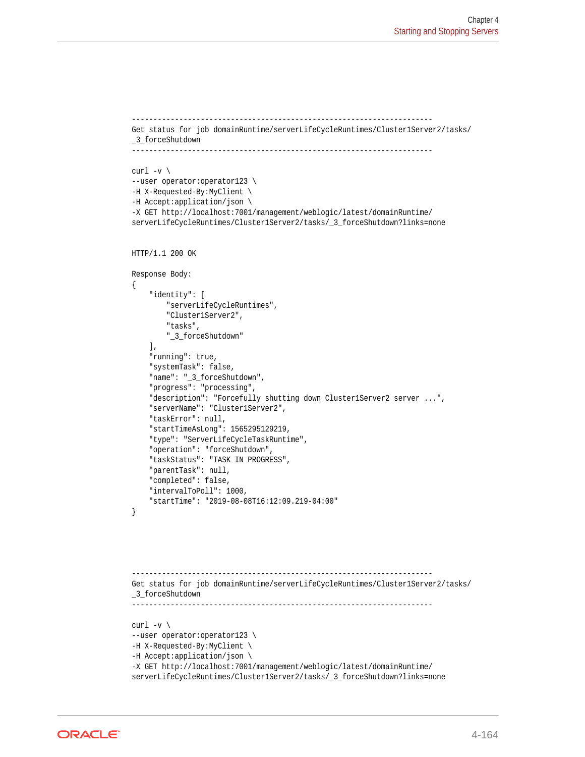```
----------------------------------------------------------------------
Get status for job domainRuntime/serverLifeCycleRuntimes/Cluster1Server2/tasks/
_3_forceShutdown
----------------------------------------------------------------------

curl -v \
--user operator:operator123 \
-H X-Requested-By:MyClient \
-H Accept:application/json \
-X GET http://localhost:7001/management/weblogic/latest/domainRuntime/
serverLifeCycleRuntimes/Cluster1Server2/tasks/_3_forceShutdown?links=none


HTTP/1.1 200 OK

Response Body:
{
    "identity": [
        "serverLifeCycleRuntimes",
        "Cluster1Server2",
        "tasks",
        "_3_forceShutdown"
    ],
    "running": true,
    "systemTask": false,
    "name": "_3_forceShutdown",
    "progress": "processing",
    "description": "Forcefully shutting down Cluster1Server2 server ...",
    "serverName": "Cluster1Server2",
    "taskError": null,
    "startTimeAsLong": 1565295129219,
    "type": "ServerLifeCycleTaskRuntime",
    "operation": "forceShutdown",
    "taskStatus": "TASK IN PROGRESS",
    "parentTask": null,
    "completed": false,
    "intervalToPoll": 1000,
    "startTime": "2019-08-08T16:12:09.219-04:00"
}




----------------------------------------------------------------------
Get status for job domainRuntime/serverLifeCycleRuntimes/Cluster1Server2/tasks/
_3_forceShutdown
----------------------------------------------------------------------

curl -v \
--user operator:operator123 \
-H X-Requested-By:MyClient \
-H Accept:application/json \
-X GET http://localhost:7001/management/weblogic/latest/domainRuntime/
serverLifeCycleRuntimes/Cluster1Server2/tasks/_3_forceShutdown?links=none
```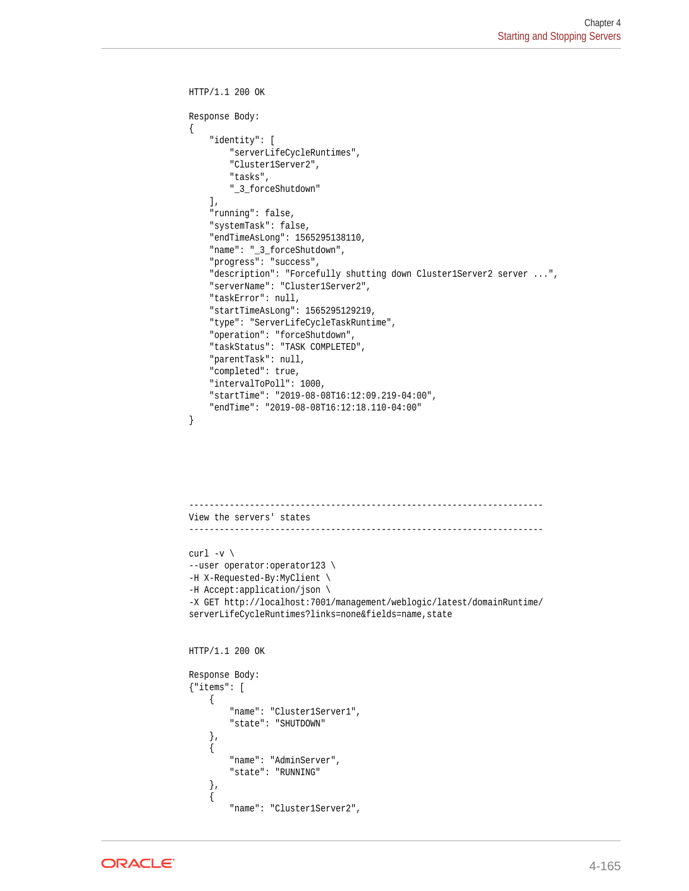```
HTTP/1.1 200 OK

Response Body:
{
    "identity": [
        "serverLifeCycleRuntimes",
        "Cluster1Server2",
        "tasks",
        "_3_forceShutdown"
    ],
    "running": false,
    "systemTask": false,
    "endTimeAsLong": 1565295138110,
    "name": "_3_forceShutdown",
    "progress": "success",
    "description": "Forcefully shutting down Cluster1Server2 server ...",
    "serverName": "Cluster1Server2",
    "taskError": null,
    "startTimeAsLong": 1565295129219,
    "type": "ServerLifeCycleTaskRuntime",
    "operation": "forceShutdown",
    "taskStatus": "TASK COMPLETED",
    "parentTask": null,
    "completed": true,
    "intervalToPoll": 1000,
    "startTime": "2019-08-08T16:12:09.219-04:00",
    "endTime": "2019-08-08T16:12:18.110-04:00"
}




----------------------------------------------------------------------
View the servers' states
----------------------------------------------------------------------

curl -v \
--user operator:operator123 \
-H X-Requested-By:MyClient \
-H Accept:application/json \
-X GET http://localhost:7001/management/weblogic/latest/domainRuntime/
serverLifeCycleRuntimes?links=none&fields=name,state


HTTP/1.1 200 OK

Response Body:
{"items": [
    {
        "name": "Cluster1Server1",
        "state": "SHUTDOWN"
    },
    {
        "name": "AdminServer",
        "state": "RUNNING"
    },
    {
        "name": "Cluster1Server2",
```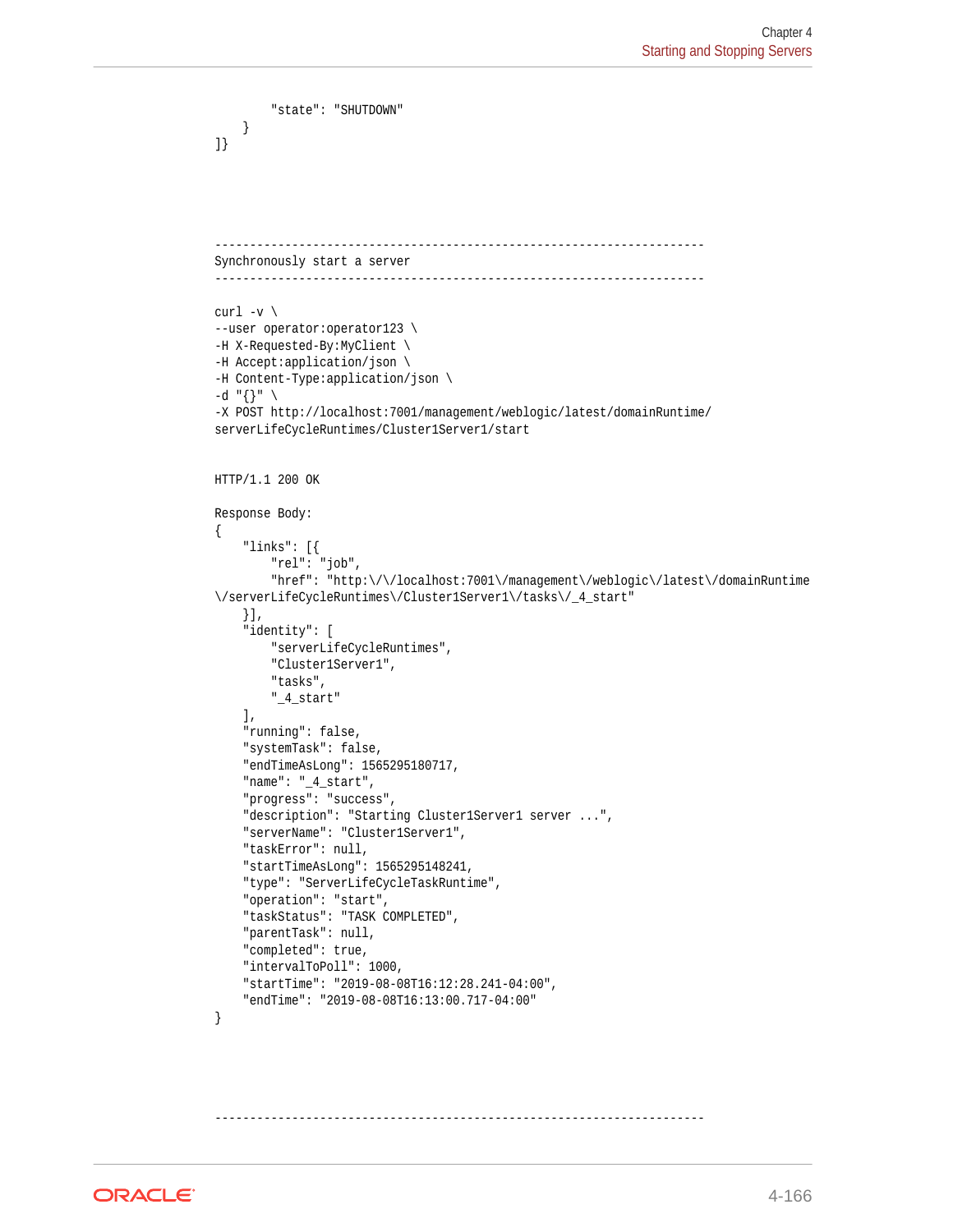```
        "state": "SHUTDOWN"
    }
]}




----------------------------------------------------------------------
Synchronously start a server
----------------------------------------------------------------------

curl -v \
--user operator:operator123 \
-H X-Requested-By:MyClient \
-H Accept:application/json \
-H Content-Type:application/json \
-d "{}" \
-X POST http://localhost:7001/management/weblogic/latest/domainRuntime/
serverLifeCycleRuntimes/Cluster1Server1/start


HTTP/1.1 200 OK

Response Body:
{
    "links": [{
        "rel": "job",
        "href": "http:\/\/localhost:7001\/management\/weblogic\/latest\/domainRuntime
\/serverLifeCycleRuntimes\/Cluster1Server1\/tasks\/_4_start"
    }],
    "identity": [
        "serverLifeCycleRuntimes",
        "Cluster1Server1",
        "tasks",
        "_4_start"
    ],
    "running": false,
    "systemTask": false,
    "endTimeAsLong": 1565295180717,
    "name": "_4_start",
    "progress": "success",
    "description": "Starting Cluster1Server1 server ...",
    "serverName": "Cluster1Server1",
    "taskError": null,
    "startTimeAsLong": 1565295148241,
    "type": "ServerLifeCycleTaskRuntime",
    "operation": "start",
    "taskStatus": "TASK COMPLETED",
    "parentTask": null,
    "completed": true,
    "intervalToPoll": 1000,
    "startTime": "2019-08-08T16:12:28.241-04:00",
    "endTime": "2019-08-08T16:13:00.717-04:00"
}




----------------------------------------------------------------------
```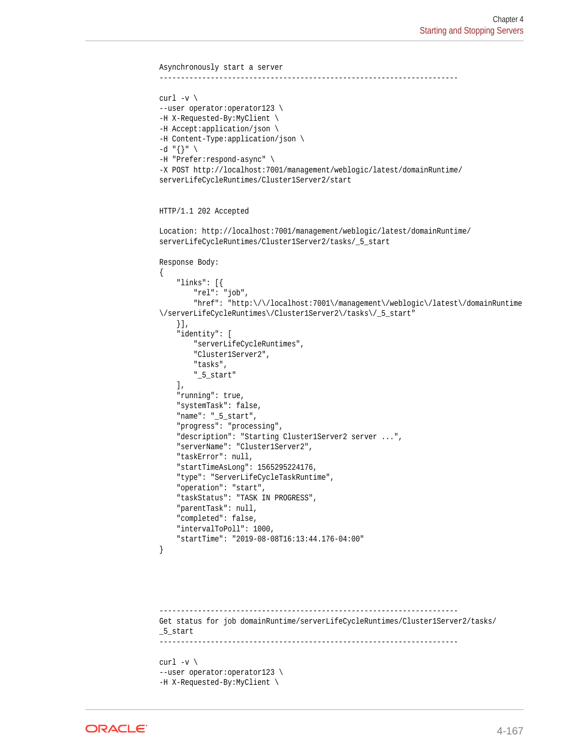```
Asynchronously start a server
----------------------------------------------------------------------

curl -v \
--user operator:operator123 \
-H X-Requested-By:MyClient \
-H Accept:application/json \
-H Content-Type:application/json \
-d "{}" \
-H "Prefer:respond-async" \
-X POST http://localhost:7001/management/weblogic/latest/domainRuntime/
serverLifeCycleRuntimes/Cluster1Server2/start


HTTP/1.1 202 Accepted

Location: http://localhost:7001/management/weblogic/latest/domainRuntime/
serverLifeCycleRuntimes/Cluster1Server2/tasks/_5_start

Response Body:
{
    "links": [{
        "rel": "job",
        "href": "http:\/\/localhost:7001\/management\/weblogic\/latest\/domainRuntime
\/serverLifeCycleRuntimes\/Cluster1Server2\/tasks\/_5_start"
    }],
    "identity": [
        "serverLifeCycleRuntimes",
        "Cluster1Server2",
        "tasks",
        "_5_start"
    ],
    "running": true,
    "systemTask": false,
    "name": "_5_start",
    "progress": "processing",
    "description": "Starting Cluster1Server2 server ...",
    "serverName": "Cluster1Server2",
    "taskError": null,
    "startTimeAsLong": 1565295224176,
    "type": "ServerLifeCycleTaskRuntime",
    "operation": "start",
    "taskStatus": "TASK IN PROGRESS",
    "parentTask": null,
    "completed": false,
    "intervalToPoll": 1000,
    "startTime": "2019-08-08T16:13:44.176-04:00"
}




----------------------------------------------------------------------
Get status for job domainRuntime/serverLifeCycleRuntimes/Cluster1Server2/tasks/
_5_start
----------------------------------------------------------------------

curl -v \
--user operator:operator123 \
-H X-Requested-By:MyClient \
```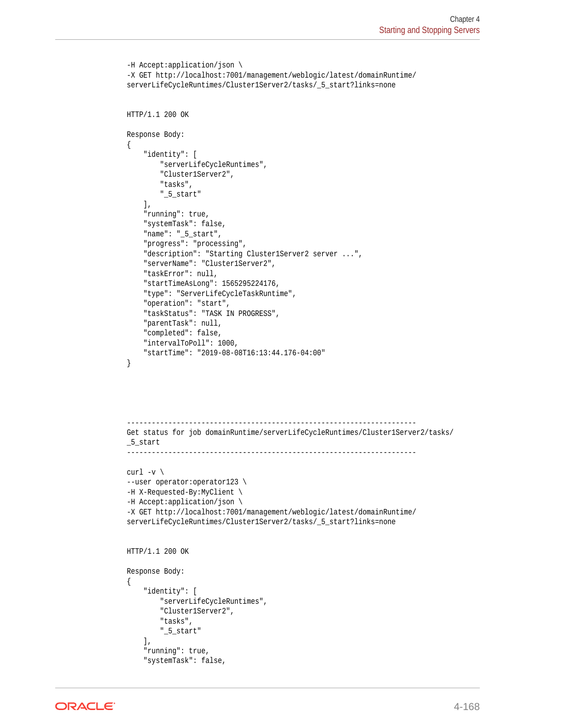```
-H Accept:application/json \
-X GET http://localhost:7001/management/weblogic/latest/domainRuntime/
serverLifeCycleRuntimes/Cluster1Server2/tasks/_5_start?links=none


HTTP/1.1 200 OK

Response Body:
{
    "identity": [
        "serverLifeCycleRuntimes",
        "Cluster1Server2",
        "tasks",
        "_5_start"
    ],
    "running": true,
    "systemTask": false,
    "name": "_5_start",
    "progress": "processing",
    "description": "Starting Cluster1Server2 server ...",
    "serverName": "Cluster1Server2",
    "taskError": null,
    "startTimeAsLong": 1565295224176,
    "type": "ServerLifeCycleTaskRuntime",
    "operation": "start",
    "taskStatus": "TASK IN PROGRESS",
    "parentTask": null,
    "completed": false,
    "intervalToPoll": 1000,
    "startTime": "2019-08-08T16:13:44.176-04:00"
}




----------------------------------------------------------------------
Get status for job domainRuntime/serverLifeCycleRuntimes/Cluster1Server2/tasks/
_5_start
----------------------------------------------------------------------

curl -v \
--user operator:operator123 \
-H X-Requested-By:MyClient \
-H Accept:application/json \
-X GET http://localhost:7001/management/weblogic/latest/domainRuntime/
serverLifeCycleRuntimes/Cluster1Server2/tasks/_5_start?links=none


HTTP/1.1 200 OK

Response Body:
{
    "identity": [
        "serverLifeCycleRuntimes",
        "Cluster1Server2",
        "tasks",
        "_5_start"
    ],
    "running": true,
    "systemTask": false,
```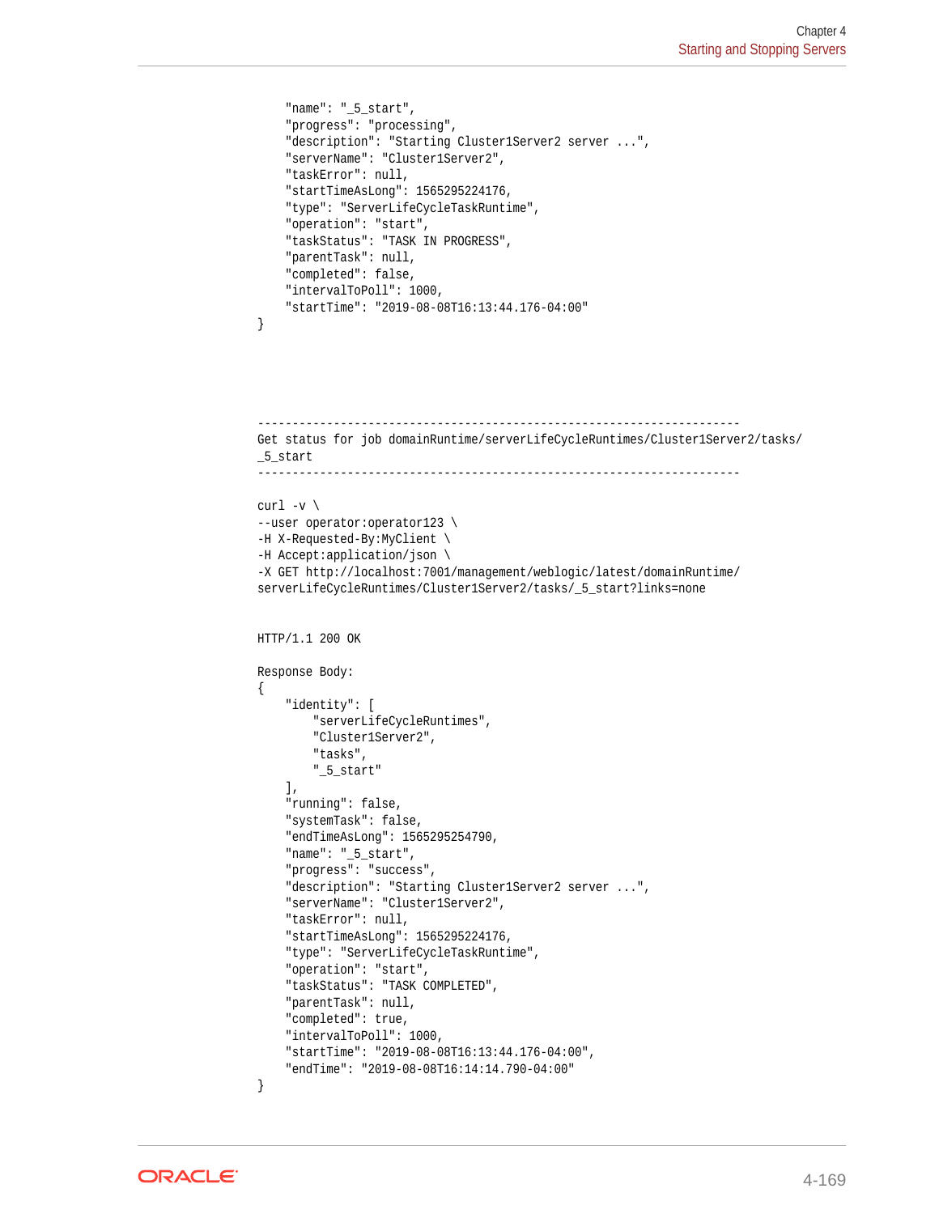```
    "name": "_5_start",
    "progress": "processing",
    "description": "Starting Cluster1Server2 server ...",
    "serverName": "Cluster1Server2",
    "taskError": null,
    "startTimeAsLong": 1565295224176,
    "type": "ServerLifeCycleTaskRuntime",
    "operation": "start",
    "taskStatus": "TASK IN PROGRESS",
    "parentTask": null,
    "completed": false,
    "intervalToPoll": 1000,
    "startTime": "2019-08-08T16:13:44.176-04:00"
}




----------------------------------------------------------------------
Get status for job domainRuntime/serverLifeCycleRuntimes/Cluster1Server2/tasks/
_5_start
----------------------------------------------------------------------

curl -v \
--user operator:operator123 \
-H X-Requested-By:MyClient \
-H Accept:application/json \
-X GET http://localhost:7001/management/weblogic/latest/domainRuntime/
serverLifeCycleRuntimes/Cluster1Server2/tasks/_5_start?links=none


HTTP/1.1 200 OK

Response Body:
{
    "identity": [
        "serverLifeCycleRuntimes",
        "Cluster1Server2",
        "tasks",
        "_5_start"
    ],
    "running": false,
    "systemTask": false,
    "endTimeAsLong": 1565295254790,
    "name": "_5_start",
    "progress": "success",
    "description": "Starting Cluster1Server2 server ...",
    "serverName": "Cluster1Server2",
    "taskError": null,
    "startTimeAsLong": 1565295224176,
    "type": "ServerLifeCycleTaskRuntime",
    "operation": "start",
    "taskStatus": "TASK COMPLETED",
    "parentTask": null,
    "completed": true,
    "intervalToPoll": 1000,
    "startTime": "2019-08-08T16:13:44.176-04:00",
    "endTime": "2019-08-08T16:14:14.790-04:00"
}
```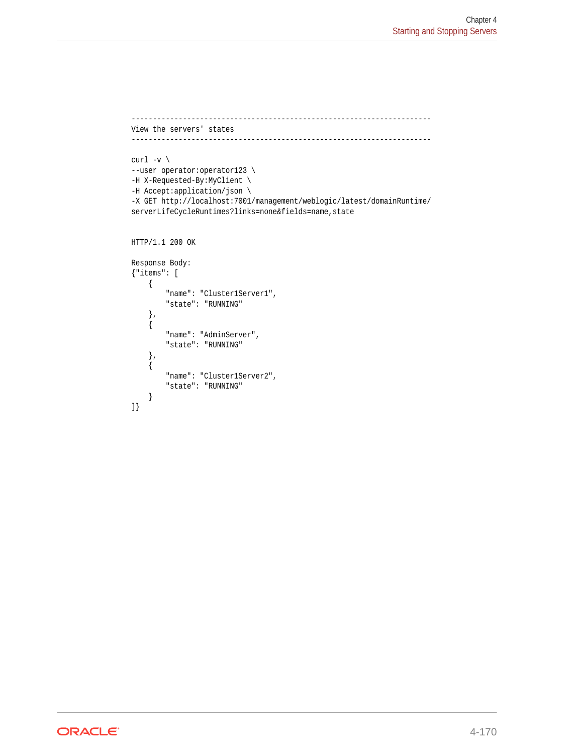```
----------------------------------------------------------------------
View the servers' states
----------------------------------------------------------------------

curl -v \
--user operator:operator123 \
-H X-Requested-By:MyClient \
-H Accept:application/json \
-X GET http://localhost:7001/management/weblogic/latest/domainRuntime/
serverLifeCycleRuntimes?links=none&fields=name,state


HTTP/1.1 200 OK

Response Body:
{"items": [
    {
        "name": "Cluster1Server1",
        "state": "RUNNING"
    },
    {
        "name": "AdminServer",
        "state": "RUNNING"
    },
    {
        "name": "Cluster1Server2",
        "state": "RUNNING"
    }
]}
```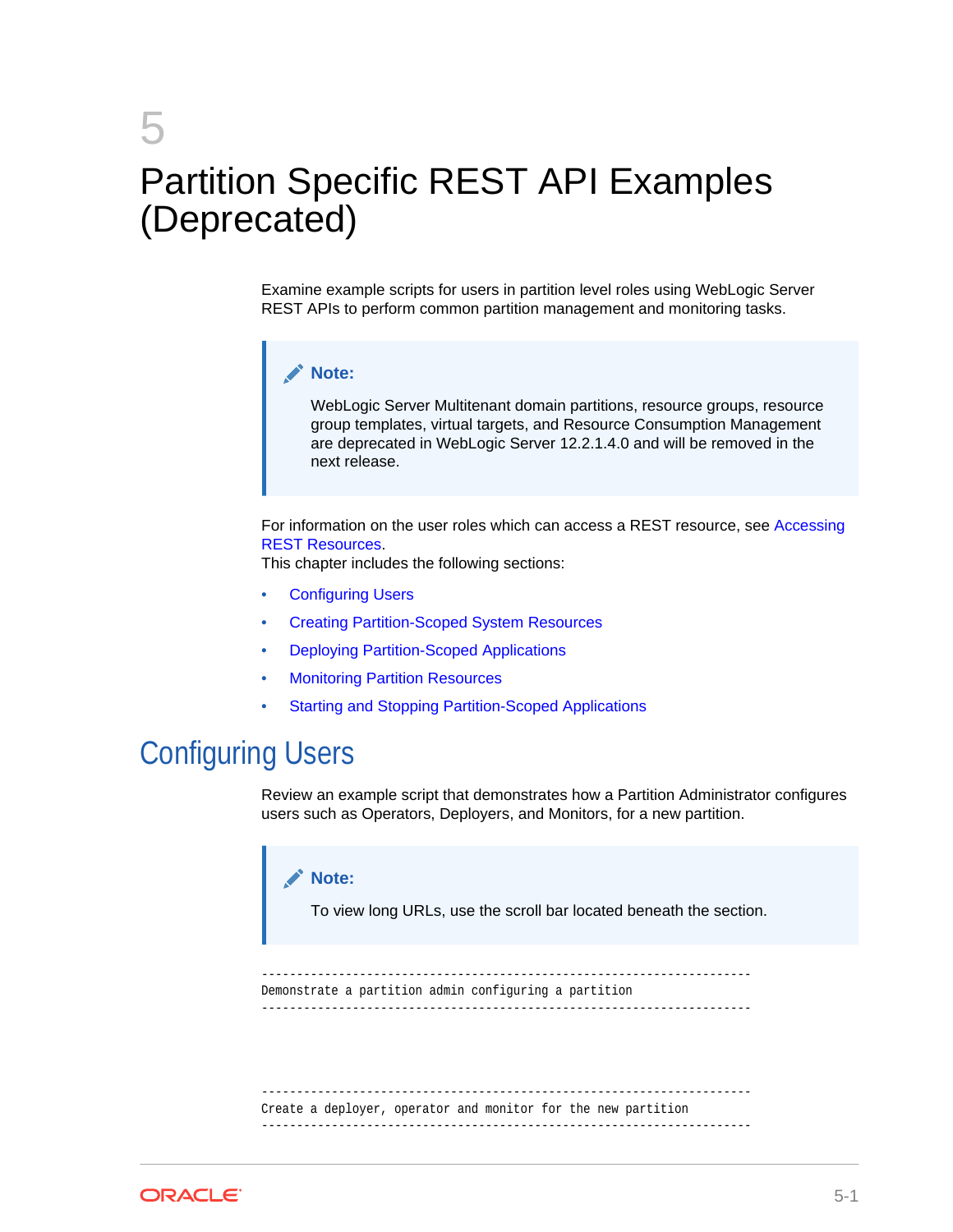# 5 Partition Specific REST API Examples (Deprecated)

Examine example scripts for users in partition level roles using WebLogic Server REST APIs to perform common partition management and monitoring tasks.

> **Note:**
>
> WebLogic Server Multitenant domain partitions, resource groups, resource group templates, virtual targets, and Resource Consumption Management are deprecated in WebLogic Server 12.2.1.4.0 and will be removed in the next release.

For information on the user roles which can access a REST resource, see Accessing REST Resources.

This chapter includes the following sections:

- Configuring Users
- Creating Partition-Scoped System Resources
- Deploying Partition-Scoped Applications
- Monitoring Partition Resources
- Starting and Stopping Partition-Scoped Applications

## Configuring Users

Review an example script that demonstrates how a Partition Administrator configures users such as Operators, Deployers, and Monitors, for a new partition.

> **Note:**
>
> To view long URLs, use the scroll bar located beneath the section.

```
----------------------------------------------------------------------
Demonstrate a partition admin configuring a partition
----------------------------------------------------------------------



----------------------------------------------------------------------
Create a deployer, operator and monitor for the new partition
----------------------------------------------------------------------
```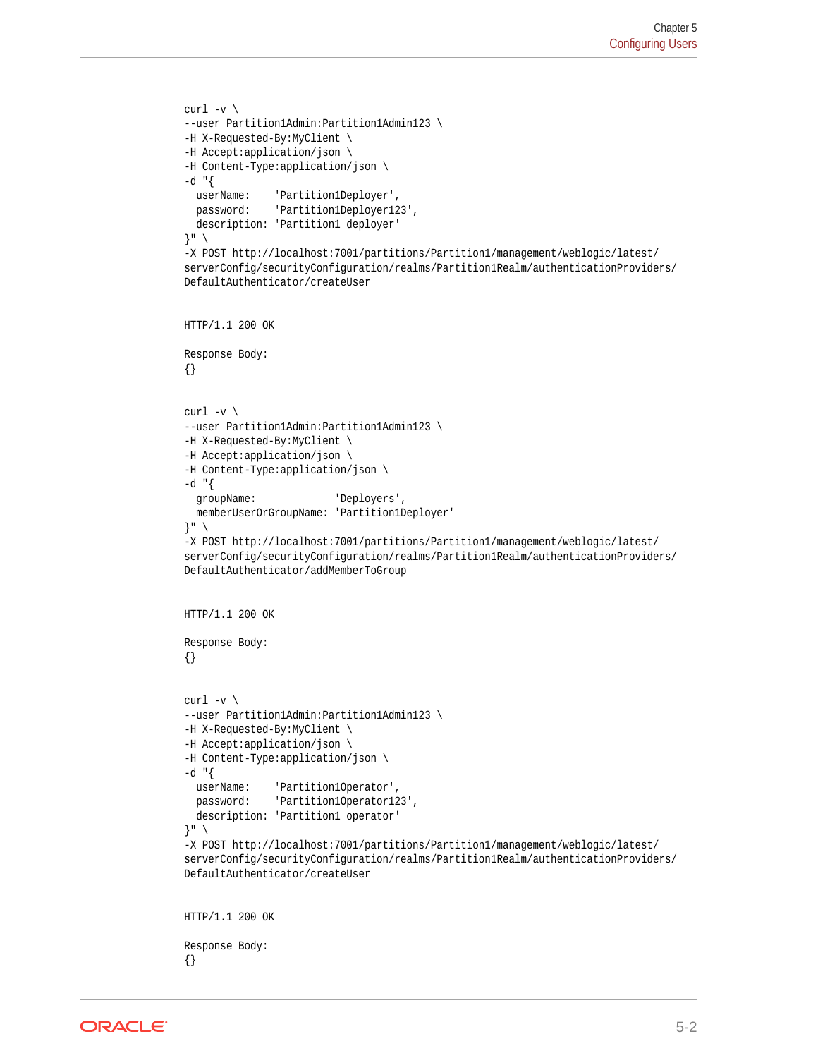```
curl -v \
--user Partition1Admin:Partition1Admin123 \
-H X-Requested-By:MyClient \
-H Accept:application/json \
-H Content-Type:application/json \
-d "{
  userName:    'Partition1Deployer',
  password:    'Partition1Deployer123',
  description: 'Partition1 deployer'
}" \
-X POST http://localhost:7001/partitions/Partition1/management/weblogic/latest/
serverConfig/securityConfiguration/realms/Partition1Realm/authenticationProviders/
DefaultAuthenticator/createUser


HTTP/1.1 200 OK

Response Body:
{}


curl -v \
--user Partition1Admin:Partition1Admin123 \
-H X-Requested-By:MyClient \
-H Accept:application/json \
-H Content-Type:application/json \
-d "{
  groupName:            'Deployers',
  memberUserOrGroupName: 'Partition1Deployer'
}" \
-X POST http://localhost:7001/partitions/Partition1/management/weblogic/latest/
serverConfig/securityConfiguration/realms/Partition1Realm/authenticationProviders/
DefaultAuthenticator/addMemberToGroup


HTTP/1.1 200 OK

Response Body:
{}


curl -v \
--user Partition1Admin:Partition1Admin123 \
-H X-Requested-By:MyClient \
-H Accept:application/json \
-H Content-Type:application/json \
-d "{
  userName:    'Partition1Operator',
  password:    'Partition1Operator123',
  description: 'Partition1 operator'
}" \
-X POST http://localhost:7001/partitions/Partition1/management/weblogic/latest/
serverConfig/securityConfiguration/realms/Partition1Realm/authenticationProviders/
DefaultAuthenticator/createUser


HTTP/1.1 200 OK

Response Body:
{}
```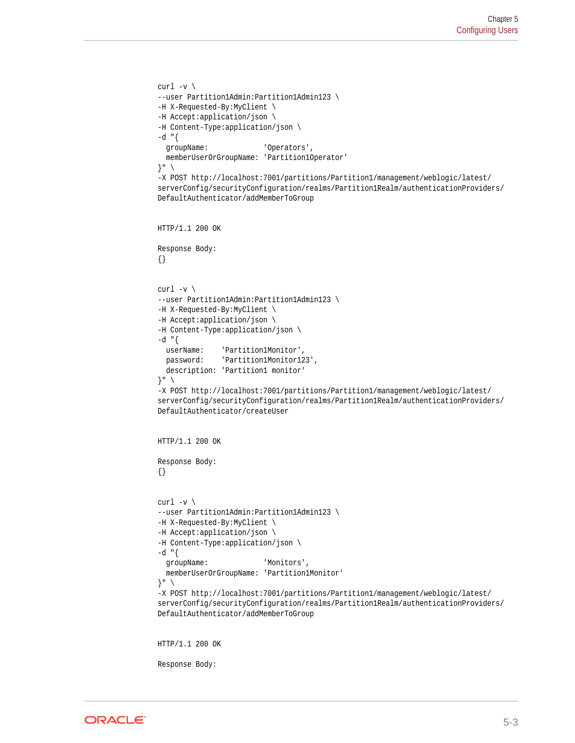```
curl -v \
--user Partition1Admin:Partition1Admin123 \
-H X-Requested-By:MyClient \
-H Accept:application/json \
-H Content-Type:application/json \
-d "{
  groupName:             'Operators',
  memberUserOrGroupName: 'Partition1Operator'
}" \
-X POST http://localhost:7001/partitions/Partition1/management/weblogic/latest/
serverConfig/securityConfiguration/realms/Partition1Realm/authenticationProviders/
DefaultAuthenticator/addMemberToGroup


HTTP/1.1 200 OK

Response Body:
{}


curl -v \
--user Partition1Admin:Partition1Admin123 \
-H X-Requested-By:MyClient \
-H Accept:application/json \
-H Content-Type:application/json \
-d "{
  userName:    'Partition1Monitor',
  password:    'Partition1Monitor123',
  description: 'Partition1 monitor'
}" \
-X POST http://localhost:7001/partitions/Partition1/management/weblogic/latest/
serverConfig/securityConfiguration/realms/Partition1Realm/authenticationProviders/
DefaultAuthenticator/createUser


HTTP/1.1 200 OK

Response Body:
{}


curl -v \
--user Partition1Admin:Partition1Admin123 \
-H X-Requested-By:MyClient \
-H Accept:application/json \
-H Content-Type:application/json \
-d "{
  groupName:             'Monitors',
  memberUserOrGroupName: 'Partition1Monitor'
}" \
-X POST http://localhost:7001/partitions/Partition1/management/weblogic/latest/
serverConfig/securityConfiguration/realms/Partition1Realm/authenticationProviders/
DefaultAuthenticator/addMemberToGroup


HTTP/1.1 200 OK

Response Body:
```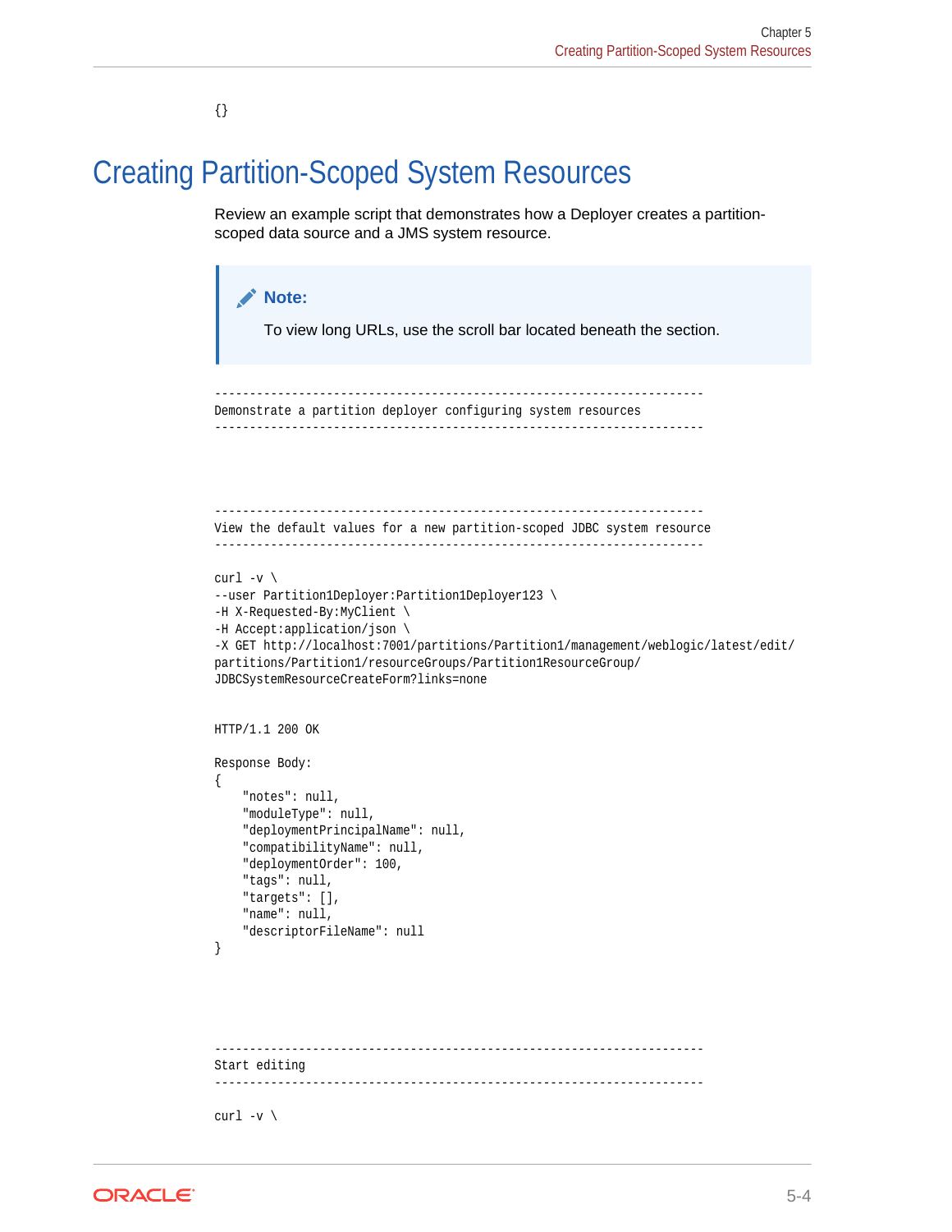```
{}
```

# Creating Partition-Scoped System Resources

Review an example script that demonstrates how a Deployer creates a partition-scoped data source and a JMS system resource.

> **Note:**
>
> To view long URLs, use the scroll bar located beneath the section.

```
----------------------------------------------------------------------
Demonstrate a partition deployer configuring system resources
----------------------------------------------------------------------




----------------------------------------------------------------------
View the default values for a new partition-scoped JDBC system resource
----------------------------------------------------------------------

curl -v \
--user Partition1Deployer:Partition1Deployer123 \
-H X-Requested-By:MyClient \
-H Accept:application/json \
-X GET http://localhost:7001/partitions/Partition1/management/weblogic/latest/edit/
partitions/Partition1/resourceGroups/Partition1ResourceGroup/
JDBCSystemResourceCreateForm?links=none


HTTP/1.1 200 OK

Response Body:
{
    "notes": null,
    "moduleType": null,
    "deploymentPrincipalName": null,
    "compatibilityName": null,
    "deploymentOrder": 100,
    "tags": null,
    "targets": [],
    "name": null,
    "descriptorFileName": null
}




----------------------------------------------------------------------
Start editing
----------------------------------------------------------------------

curl -v \
```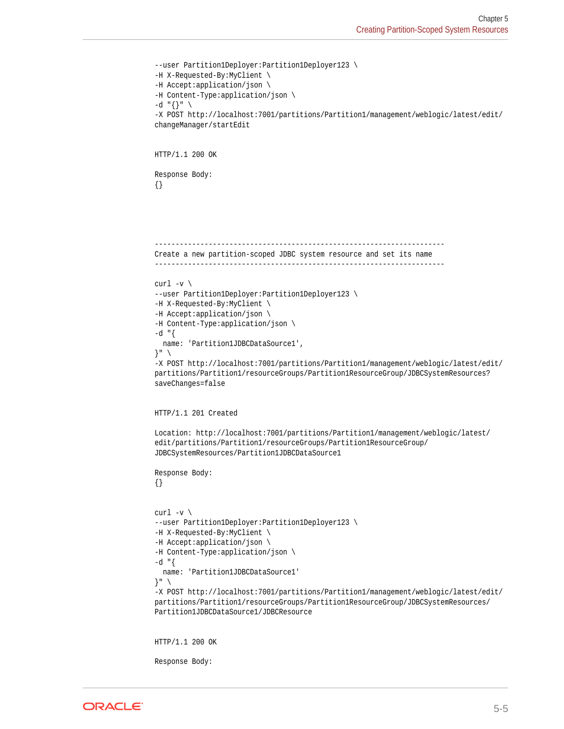```
--user Partition1Deployer:Partition1Deployer123 \
-H X-Requested-By:MyClient \
-H Accept:application/json \
-H Content-Type:application/json \
-d "{}" \
-X POST http://localhost:7001/partitions/Partition1/management/weblogic/latest/edit/
changeManager/startEdit


HTTP/1.1 200 OK

Response Body:
{}





----------------------------------------------------------------------
Create a new partition-scoped JDBC system resource and set its name
----------------------------------------------------------------------

curl -v \
--user Partition1Deployer:Partition1Deployer123 \
-H X-Requested-By:MyClient \
-H Accept:application/json \
-H Content-Type:application/json \
-d "{
  name: 'Partition1JDBCDataSource1',
}" \
-X POST http://localhost:7001/partitions/Partition1/management/weblogic/latest/edit/
partitions/Partition1/resourceGroups/Partition1ResourceGroup/JDBCSystemResources?
saveChanges=false


HTTP/1.1 201 Created

Location: http://localhost:7001/partitions/Partition1/management/weblogic/latest/
edit/partitions/Partition1/resourceGroups/Partition1ResourceGroup/
JDBCSystemResources/Partition1JDBCDataSource1

Response Body:
{}


curl -v \
--user Partition1Deployer:Partition1Deployer123 \
-H X-Requested-By:MyClient \
-H Accept:application/json \
-H Content-Type:application/json \
-d "{
  name: 'Partition1JDBCDataSource1'
}" \
-X POST http://localhost:7001/partitions/Partition1/management/weblogic/latest/edit/
partitions/Partition1/resourceGroups/Partition1ResourceGroup/JDBCSystemResources/
Partition1JDBCDataSource1/JDBCResource


HTTP/1.1 200 OK

Response Body:
```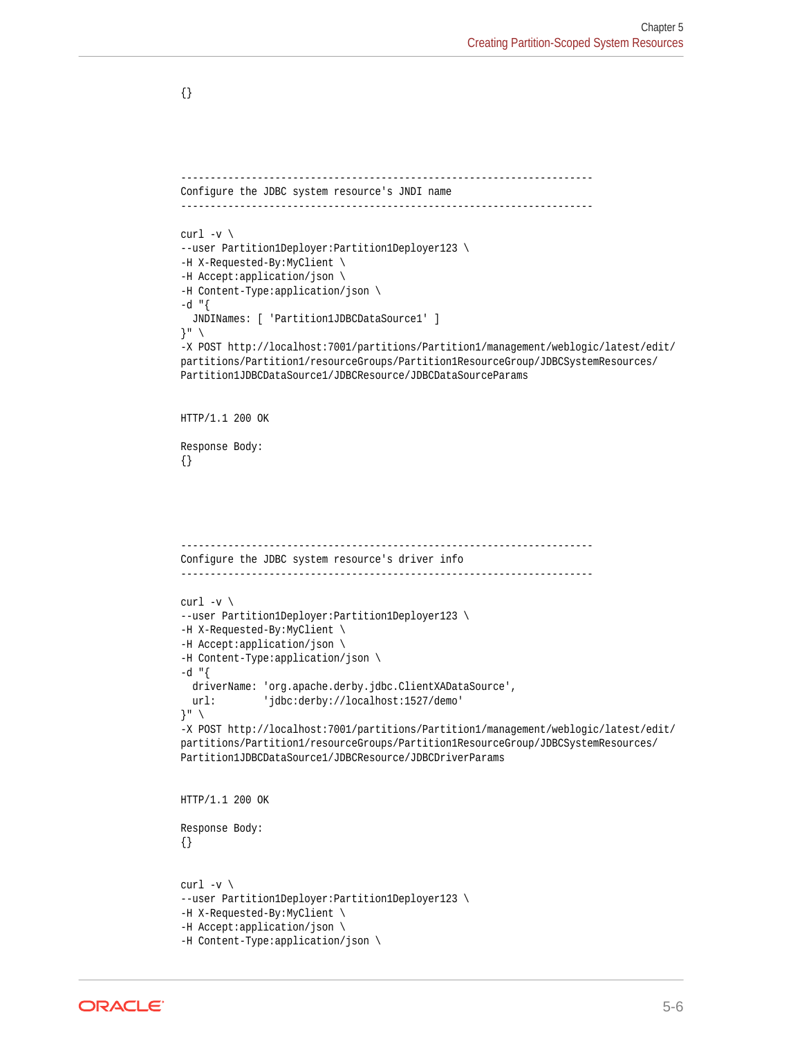```
{}



----------------------------------------------------------------------
Configure the JDBC system resource's JNDI name
----------------------------------------------------------------------

curl -v \
--user Partition1Deployer:Partition1Deployer123 \
-H X-Requested-By:MyClient \
-H Accept:application/json \
-H Content-Type:application/json \
-d "{
  JNDINames: [ 'Partition1JDBCDataSource1' ]
}" \
-X POST http://localhost:7001/partitions/Partition1/management/weblogic/latest/edit/
partitions/Partition1/resourceGroups/Partition1ResourceGroup/JDBCSystemResources/
Partition1JDBCDataSource1/JDBCResource/JDBCDataSourceParams


HTTP/1.1 200 OK

Response Body:
{}



----------------------------------------------------------------------
Configure the JDBC system resource's driver info
----------------------------------------------------------------------

curl -v \
--user Partition1Deployer:Partition1Deployer123 \
-H X-Requested-By:MyClient \
-H Accept:application/json \
-H Content-Type:application/json \
-d "{
  driverName: 'org.apache.derby.jdbc.ClientXADataSource',
  url:        'jdbc:derby://localhost:1527/demo'
}" \
-X POST http://localhost:7001/partitions/Partition1/management/weblogic/latest/edit/
partitions/Partition1/resourceGroups/Partition1ResourceGroup/JDBCSystemResources/
Partition1JDBCDataSource1/JDBCResource/JDBCDriverParams


HTTP/1.1 200 OK

Response Body:
{}


curl -v \
--user Partition1Deployer:Partition1Deployer123 \
-H X-Requested-By:MyClient \
-H Accept:application/json \
-H Content-Type:application/json \
```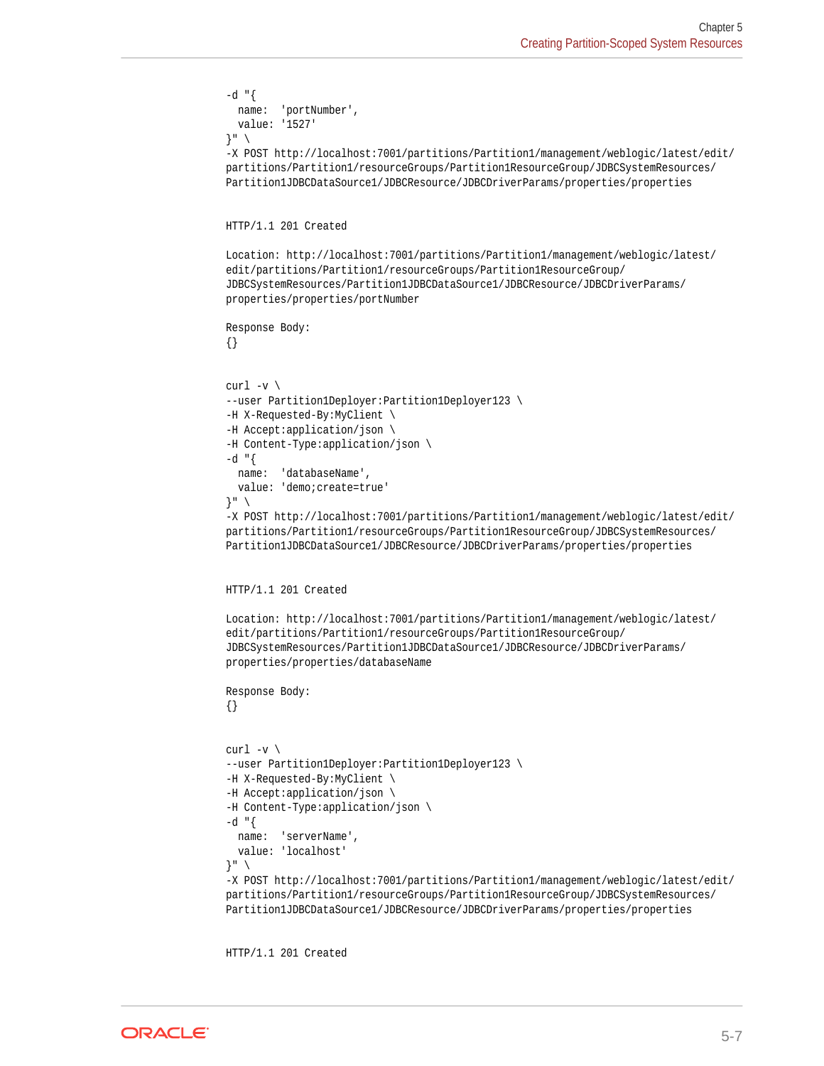```
-d "{
  name:  'portNumber',
  value: '1527'
}" \
-X POST http://localhost:7001/partitions/Partition1/management/weblogic/latest/edit/
partitions/Partition1/resourceGroups/Partition1ResourceGroup/JDBCSystemResources/
Partition1JDBCDataSource1/JDBCResource/JDBCDriverParams/properties/properties


HTTP/1.1 201 Created

Location: http://localhost:7001/partitions/Partition1/management/weblogic/latest/
edit/partitions/Partition1/resourceGroups/Partition1ResourceGroup/
JDBCSystemResources/Partition1JDBCDataSource1/JDBCResource/JDBCDriverParams/
properties/properties/portNumber

Response Body:
{}


curl -v \
--user Partition1Deployer:Partition1Deployer123 \
-H X-Requested-By:MyClient \
-H Accept:application/json \
-H Content-Type:application/json \
-d "{
  name:  'databaseName',
  value: 'demo;create=true'
}" \
-X POST http://localhost:7001/partitions/Partition1/management/weblogic/latest/edit/
partitions/Partition1/resourceGroups/Partition1ResourceGroup/JDBCSystemResources/
Partition1JDBCDataSource1/JDBCResource/JDBCDriverParams/properties/properties


HTTP/1.1 201 Created

Location: http://localhost:7001/partitions/Partition1/management/weblogic/latest/
edit/partitions/Partition1/resourceGroups/Partition1ResourceGroup/
JDBCSystemResources/Partition1JDBCDataSource1/JDBCResource/JDBCDriverParams/
properties/properties/databaseName

Response Body:
{}


curl -v \
--user Partition1Deployer:Partition1Deployer123 \
-H X-Requested-By:MyClient \
-H Accept:application/json \
-H Content-Type:application/json \
-d "{
  name:  'serverName',
  value: 'localhost'
}" \
-X POST http://localhost:7001/partitions/Partition1/management/weblogic/latest/edit/
partitions/Partition1/resourceGroups/Partition1ResourceGroup/JDBCSystemResources/
Partition1JDBCDataSource1/JDBCResource/JDBCDriverParams/properties/properties


HTTP/1.1 201 Created
```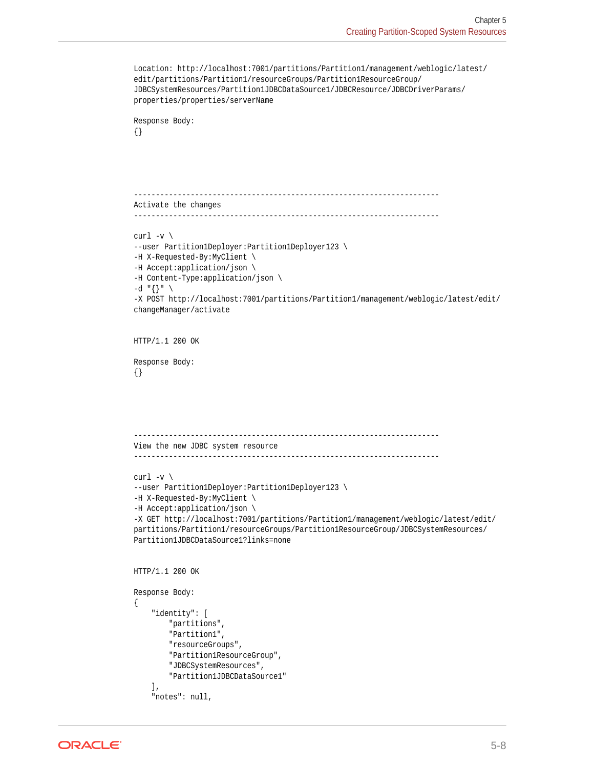```
Location: http://localhost:7001/partitions/Partition1/management/weblogic/latest/
edit/partitions/Partition1/resourceGroups/Partition1ResourceGroup/
JDBCSystemResources/Partition1JDBCDataSource1/JDBCResource/JDBCDriverParams/
properties/properties/serverName

Response Body:
{}




----------------------------------------------------------------------
Activate the changes
----------------------------------------------------------------------

curl -v \
--user Partition1Deployer:Partition1Deployer123 \
-H X-Requested-By:MyClient \
-H Accept:application/json \
-H Content-Type:application/json \
-d "{}" \
-X POST http://localhost:7001/partitions/Partition1/management/weblogic/latest/edit/
changeManager/activate


HTTP/1.1 200 OK

Response Body:
{}




----------------------------------------------------------------------
View the new JDBC system resource
----------------------------------------------------------------------

curl -v \
--user Partition1Deployer:Partition1Deployer123 \
-H X-Requested-By:MyClient \
-H Accept:application/json \
-X GET http://localhost:7001/partitions/Partition1/management/weblogic/latest/edit/
partitions/Partition1/resourceGroups/Partition1ResourceGroup/JDBCSystemResources/
Partition1JDBCDataSource1?links=none


HTTP/1.1 200 OK

Response Body:
{
    "identity": [
        "partitions",
        "Partition1",
        "resourceGroups",
        "Partition1ResourceGroup",
        "JDBCSystemResources",
        "Partition1JDBCDataSource1"
    ],
    "notes": null,
```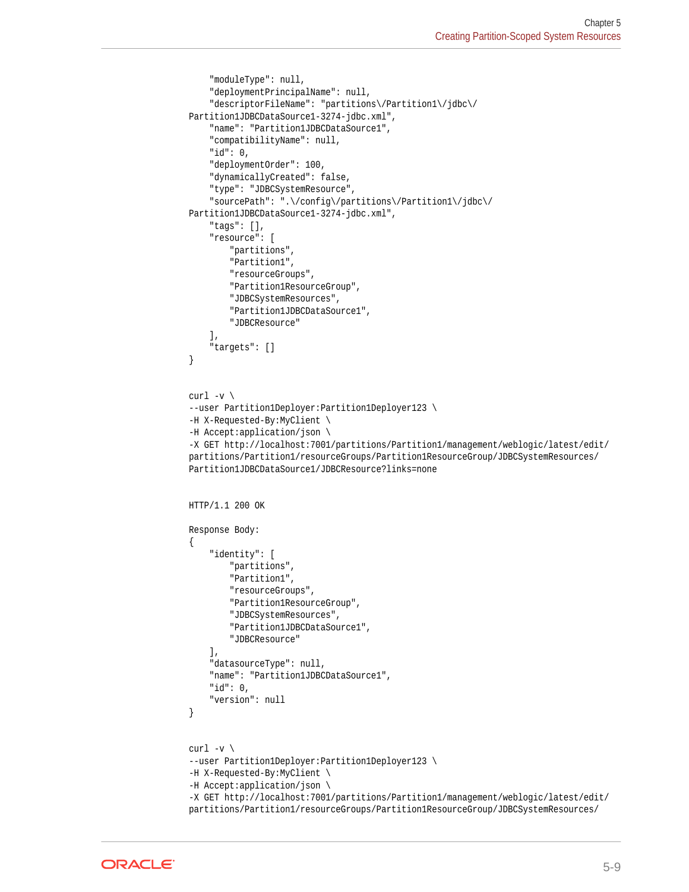```
    "moduleType": null,
    "deploymentPrincipalName": null,
    "descriptorFileName": "partitions\/Partition1\/jdbc\/
Partition1JDBCDataSource1-3274-jdbc.xml",
    "name": "Partition1JDBCDataSource1",
    "compatibilityName": null,
    "id": 0,
    "deploymentOrder": 100,
    "dynamicallyCreated": false,
    "type": "JDBCSystemResource",
    "sourcePath": ".\/config\/partitions\/Partition1\/jdbc\/
Partition1JDBCDataSource1-3274-jdbc.xml",
    "tags": [],
    "resource": [
        "partitions",
        "Partition1",
        "resourceGroups",
        "Partition1ResourceGroup",
        "JDBCSystemResources",
        "Partition1JDBCDataSource1",
        "JDBCResource"
    ],
    "targets": []
}


curl -v \
--user Partition1Deployer:Partition1Deployer123 \
-H X-Requested-By:MyClient \
-H Accept:application/json \
-X GET http://localhost:7001/partitions/Partition1/management/weblogic/latest/edit/
partitions/Partition1/resourceGroups/Partition1ResourceGroup/JDBCSystemResources/
Partition1JDBCDataSource1/JDBCResource?links=none


HTTP/1.1 200 OK

Response Body:
{
    "identity": [
        "partitions",
        "Partition1",
        "resourceGroups",
        "Partition1ResourceGroup",
        "JDBCSystemResources",
        "Partition1JDBCDataSource1",
        "JDBCResource"
    ],
    "datasourceType": null,
    "name": "Partition1JDBCDataSource1",
    "id": 0,
    "version": null
}


curl -v \
--user Partition1Deployer:Partition1Deployer123 \
-H X-Requested-By:MyClient \
-H Accept:application/json \
-X GET http://localhost:7001/partitions/Partition1/management/weblogic/latest/edit/
partitions/Partition1/resourceGroups/Partition1ResourceGroup/JDBCSystemResources/
```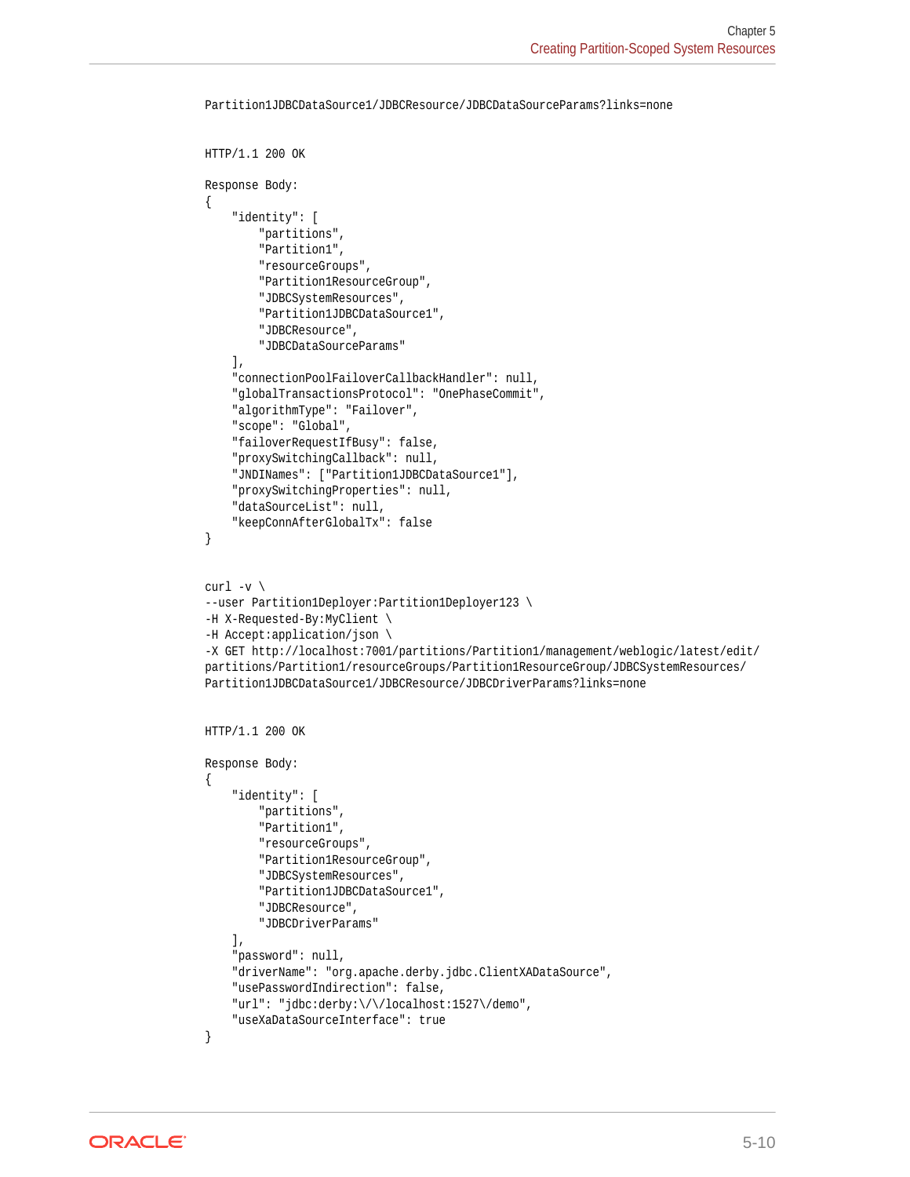```
Partition1JDBCDataSource1/JDBCResource/JDBCDataSourceParams?links=none


HTTP/1.1 200 OK

Response Body:
{
    "identity": [
        "partitions",
        "Partition1",
        "resourceGroups",
        "Partition1ResourceGroup",
        "JDBCSystemResources",
        "Partition1JDBCDataSource1",
        "JDBCResource",
        "JDBCDataSourceParams"
    ],
    "connectionPoolFailoverCallbackHandler": null,
    "globalTransactionsProtocol": "OnePhaseCommit",
    "algorithmType": "Failover",
    "scope": "Global",
    "failoverRequestIfBusy": false,
    "proxySwitchingCallback": null,
    "JNDINames": ["Partition1JDBCDataSource1"],
    "proxySwitchingProperties": null,
    "dataSourceList": null,
    "keepConnAfterGlobalTx": false
}


curl -v \
--user Partition1Deployer:Partition1Deployer123 \
-H X-Requested-By:MyClient \
-H Accept:application/json \
-X GET http://localhost:7001/partitions/Partition1/management/weblogic/latest/edit/
partitions/Partition1/resourceGroups/Partition1ResourceGroup/JDBCSystemResources/
Partition1JDBCDataSource1/JDBCResource/JDBCDriverParams?links=none


HTTP/1.1 200 OK

Response Body:
{
    "identity": [
        "partitions",
        "Partition1",
        "resourceGroups",
        "Partition1ResourceGroup",
        "JDBCSystemResources",
        "Partition1JDBCDataSource1",
        "JDBCResource",
        "JDBCDriverParams"
    ],
    "password": null,
    "driverName": "org.apache.derby.jdbc.ClientXADataSource",
    "usePasswordIndirection": false,
    "url": "jdbc:derby:\/\/localhost:1527\/demo",
    "useXaDataSourceInterface": true
}
```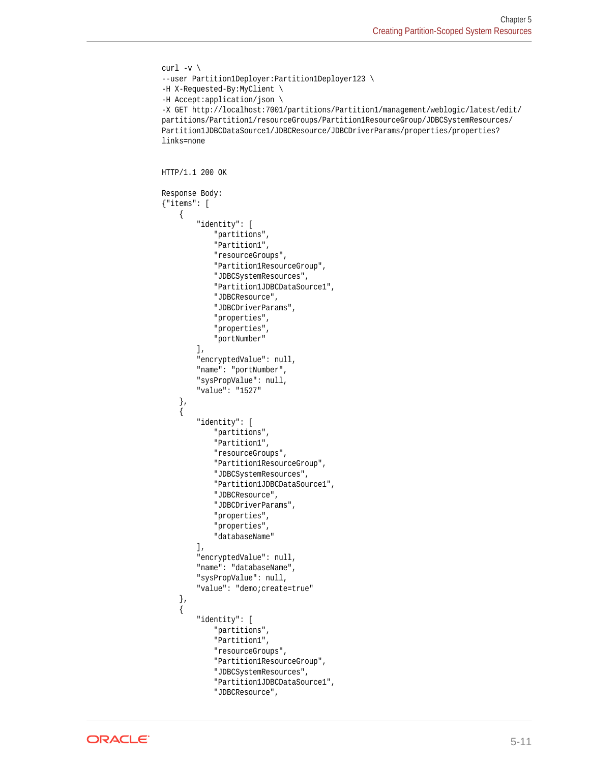```
curl -v \
--user Partition1Deployer:Partition1Deployer123 \
-H X-Requested-By:MyClient \
-H Accept:application/json \
-X GET http://localhost:7001/partitions/Partition1/management/weblogic/latest/edit/
partitions/Partition1/resourceGroups/Partition1ResourceGroup/JDBCSystemResources/
Partition1JDBCDataSource1/JDBCResource/JDBCDriverParams/properties/properties?
links=none


HTTP/1.1 200 OK

Response Body:
{"items": [
    {
        "identity": [
            "partitions",
            "Partition1",
            "resourceGroups",
            "Partition1ResourceGroup",
            "JDBCSystemResources",
            "Partition1JDBCDataSource1",
            "JDBCResource",
            "JDBCDriverParams",
            "properties",
            "properties",
            "portNumber"
        ],
        "encryptedValue": null,
        "name": "portNumber",
        "sysPropValue": null,
        "value": "1527"
    },
    {
        "identity": [
            "partitions",
            "Partition1",
            "resourceGroups",
            "Partition1ResourceGroup",
            "JDBCSystemResources",
            "Partition1JDBCDataSource1",
            "JDBCResource",
            "JDBCDriverParams",
            "properties",
            "properties",
            "databaseName"
        ],
        "encryptedValue": null,
        "name": "databaseName",
        "sysPropValue": null,
        "value": "demo;create=true"
    },
    {
        "identity": [
            "partitions",
            "Partition1",
            "resourceGroups",
            "Partition1ResourceGroup",
            "JDBCSystemResources",
            "Partition1JDBCDataSource1",
            "JDBCResource",
```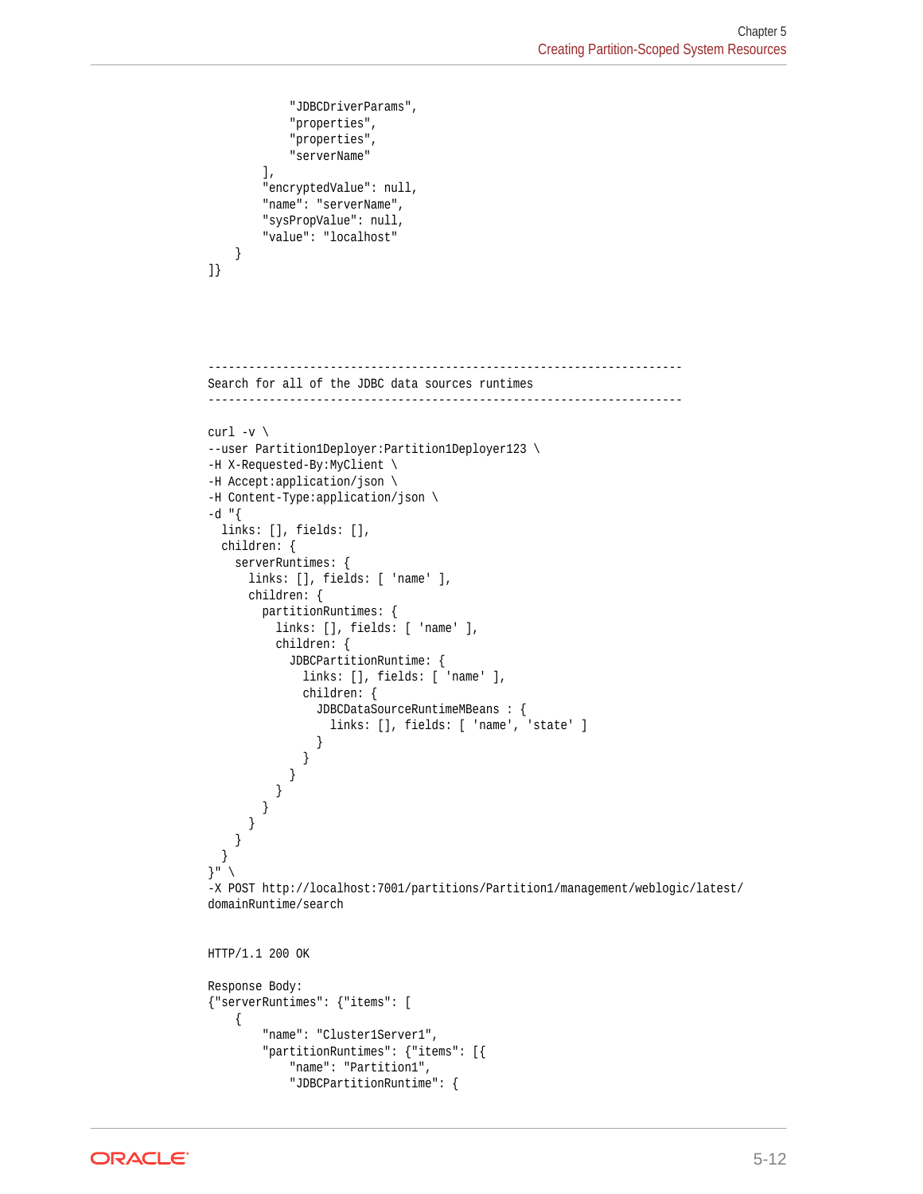```
            "JDBCDriverParams",
            "properties",
            "properties",
            "serverName"
        ],
        "encryptedValue": null,
        "name": "serverName",
        "sysPropValue": null,
        "value": "localhost"
    }
]}




----------------------------------------------------------------------
Search for all of the JDBC data sources runtimes
----------------------------------------------------------------------

curl -v \
--user Partition1Deployer:Partition1Deployer123 \
-H X-Requested-By:MyClient \
-H Accept:application/json \
-H Content-Type:application/json \
-d "{
  links: [], fields: [],
  children: {
    serverRuntimes: {
      links: [], fields: [ 'name' ],
      children: {
        partitionRuntimes: {
          links: [], fields: [ 'name' ],
          children: {
            JDBCPartitionRuntime: {
              links: [], fields: [ 'name' ],
              children: {
                JDBCDataSourceRuntimeMBeans : {
                  links: [], fields: [ 'name', 'state' ]
                }
              }
            }
          }
        }
      }
    }
  }
}" \
-X POST http://localhost:7001/partitions/Partition1/management/weblogic/latest/
domainRuntime/search


HTTP/1.1 200 OK

Response Body:
{"serverRuntimes": {"items": [
    {
        "name": "Cluster1Server1",
        "partitionRuntimes": {"items": [{
            "name": "Partition1",
            "JDBCPartitionRuntime": {
```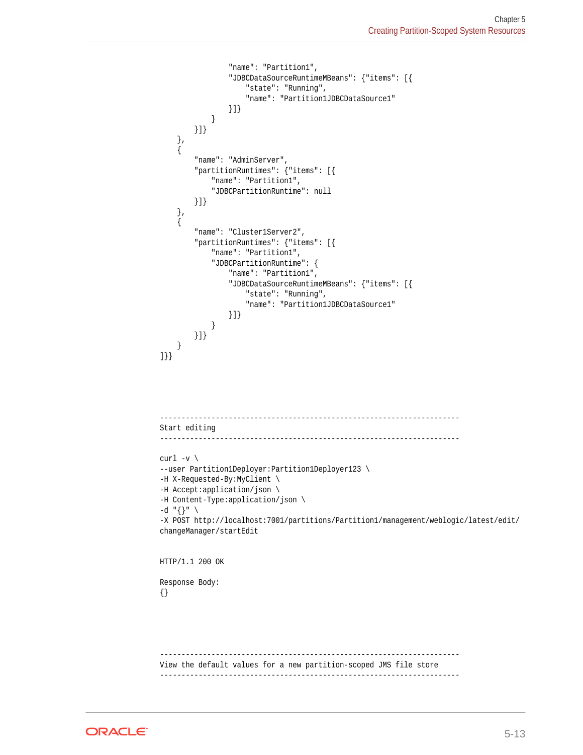```
                "name": "Partition1",
                "JDBCDataSourceRuntimeMBeans": {"items": [{
                    "state": "Running",
                    "name": "Partition1JDBCDataSource1"
                }]}
            }
        }]}
    },
    {
        "name": "AdminServer",
        "partitionRuntimes": {"items": [{
            "name": "Partition1",
            "JDBCPartitionRuntime": null
        }]}
    },
    {
        "name": "Cluster1Server2",
        "partitionRuntimes": {"items": [{
            "name": "Partition1",
            "JDBCPartitionRuntime": {
                "name": "Partition1",
                "JDBCDataSourceRuntimeMBeans": {"items": [{
                    "state": "Running",
                    "name": "Partition1JDBCDataSource1"
                }]}
            }
        }]}
    }
]}}
```

```
----------------------------------------------------------------------
Start editing
----------------------------------------------------------------------

curl -v \
--user Partition1Deployer:Partition1Deployer123 \
-H X-Requested-By:MyClient \
-H Accept:application/json \
-H Content-Type:application/json \
-d "{}" \
-X POST http://localhost:7001/partitions/Partition1/management/weblogic/latest/edit/
changeManager/startEdit


HTTP/1.1 200 OK

Response Body:
{}
```

```
----------------------------------------------------------------------
View the default values for a new partition-scoped JMS file store
----------------------------------------------------------------------
```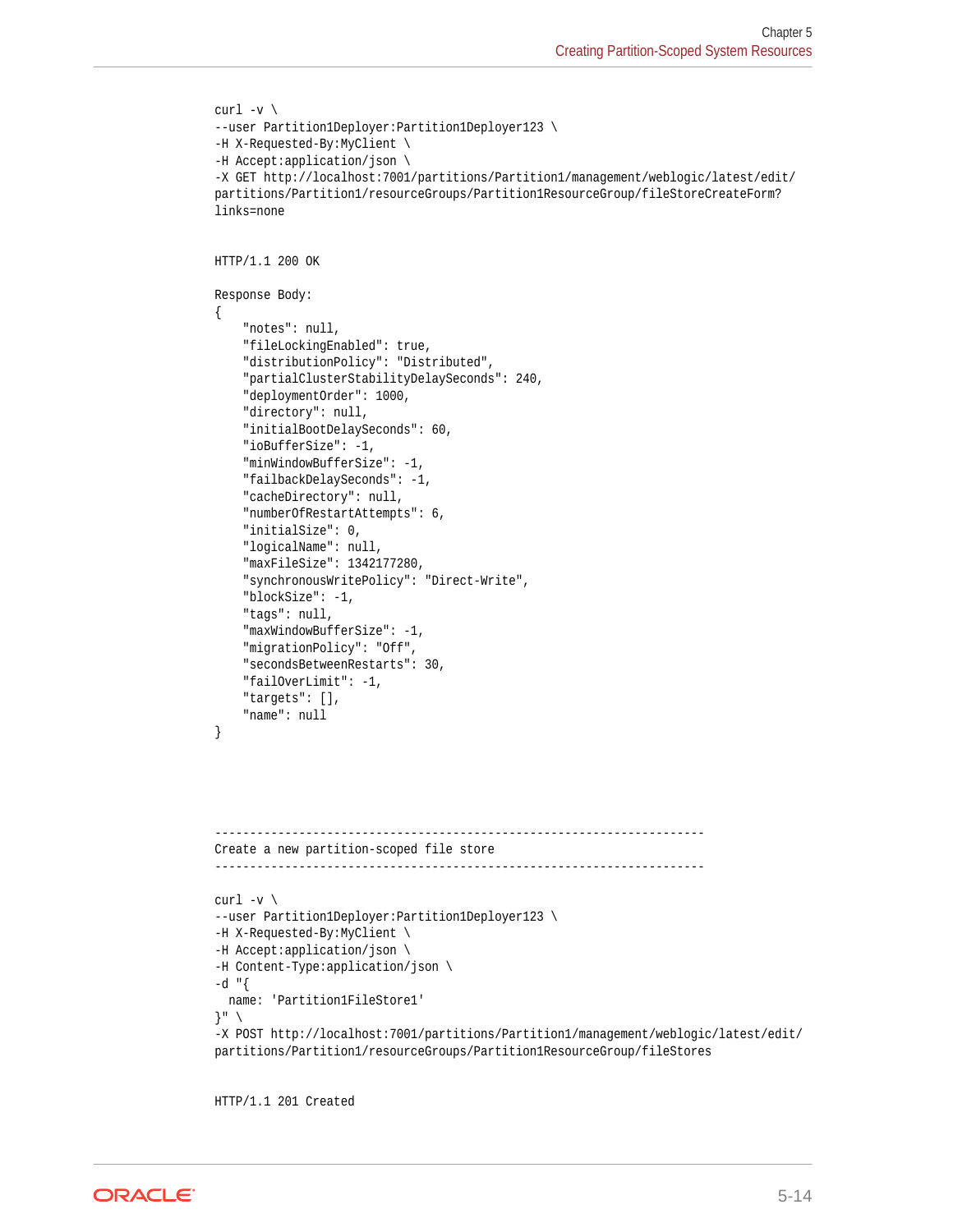```
curl -v \
--user Partition1Deployer:Partition1Deployer123 \
-H X-Requested-By:MyClient \
-H Accept:application/json \
-X GET http://localhost:7001/partitions/Partition1/management/weblogic/latest/edit/
partitions/Partition1/resourceGroups/Partition1ResourceGroup/fileStoreCreateForm?
links=none


HTTP/1.1 200 OK

Response Body:
{
    "notes": null,
    "fileLockingEnabled": true,
    "distributionPolicy": "Distributed",
    "partialClusterStabilityDelaySeconds": 240,
    "deploymentOrder": 1000,
    "directory": null,
    "initialBootDelaySeconds": 60,
    "ioBufferSize": -1,
    "minWindowBufferSize": -1,
    "failbackDelaySeconds": -1,
    "cacheDirectory": null,
    "numberOfRestartAttempts": 6,
    "initialSize": 0,
    "logicalName": null,
    "maxFileSize": 1342177280,
    "synchronousWritePolicy": "Direct-Write",
    "blockSize": -1,
    "tags": null,
    "maxWindowBufferSize": -1,
    "migrationPolicy": "Off",
    "secondsBetweenRestarts": 30,
    "failOverLimit": -1,
    "targets": [],
    "name": null
}




----------------------------------------------------------------------
Create a new partition-scoped file store
----------------------------------------------------------------------

curl -v \
--user Partition1Deployer:Partition1Deployer123 \
-H X-Requested-By:MyClient \
-H Accept:application/json \
-H Content-Type:application/json \
-d "{
  name: 'Partition1FileStore1'
}" \
-X POST http://localhost:7001/partitions/Partition1/management/weblogic/latest/edit/
partitions/Partition1/resourceGroups/Partition1ResourceGroup/fileStores


HTTP/1.1 201 Created
```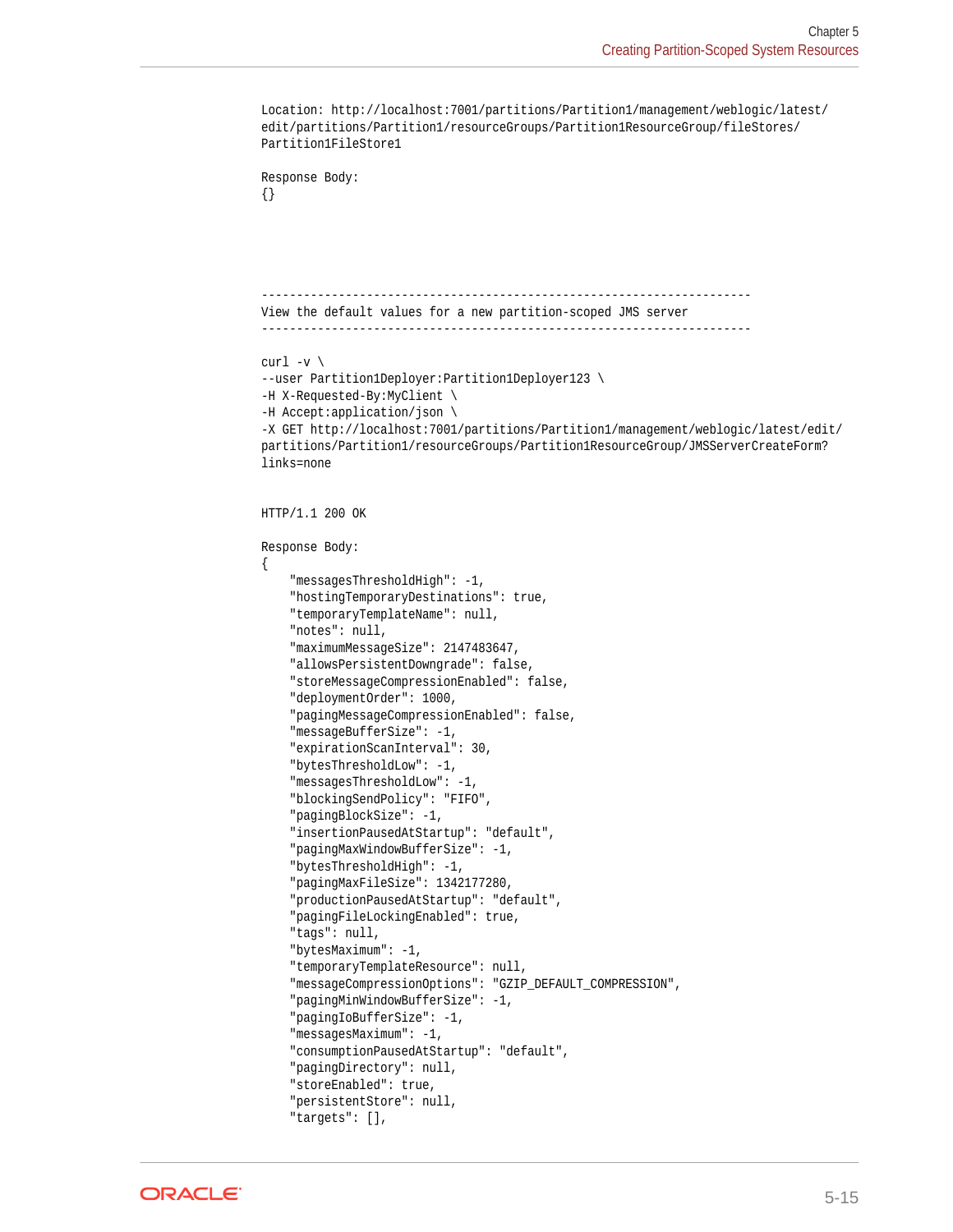```
Location: http://localhost:7001/partitions/Partition1/management/weblogic/latest/
edit/partitions/Partition1/resourceGroups/Partition1ResourceGroup/fileStores/
Partition1FileStore1

Response Body:
{}




----------------------------------------------------------------------
View the default values for a new partition-scoped JMS server
----------------------------------------------------------------------

curl -v \
--user Partition1Deployer:Partition1Deployer123 \
-H X-Requested-By:MyClient \
-H Accept:application/json \
-X GET http://localhost:7001/partitions/Partition1/management/weblogic/latest/edit/
partitions/Partition1/resourceGroups/Partition1ResourceGroup/JMSServerCreateForm?
links=none


HTTP/1.1 200 OK

Response Body:
{
    "messagesThresholdHigh": -1,
    "hostingTemporaryDestinations": true,
    "temporaryTemplateName": null,
    "notes": null,
    "maximumMessageSize": 2147483647,
    "allowsPersistentDowngrade": false,
    "storeMessageCompressionEnabled": false,
    "deploymentOrder": 1000,
    "pagingMessageCompressionEnabled": false,
    "messageBufferSize": -1,
    "expirationScanInterval": 30,
    "bytesThresholdLow": -1,
    "messagesThresholdLow": -1,
    "blockingSendPolicy": "FIFO",
    "pagingBlockSize": -1,
    "insertionPausedAtStartup": "default",
    "pagingMaxWindowBufferSize": -1,
    "bytesThresholdHigh": -1,
    "pagingMaxFileSize": 1342177280,
    "productionPausedAtStartup": "default",
    "pagingFileLockingEnabled": true,
    "tags": null,
    "bytesMaximum": -1,
    "temporaryTemplateResource": null,
    "messageCompressionOptions": "GZIP_DEFAULT_COMPRESSION",
    "pagingMinWindowBufferSize": -1,
    "pagingIoBufferSize": -1,
    "messagesMaximum": -1,
    "consumptionPausedAtStartup": "default",
    "pagingDirectory": null,
    "storeEnabled": true,
    "persistentStore": null,
    "targets": [],
```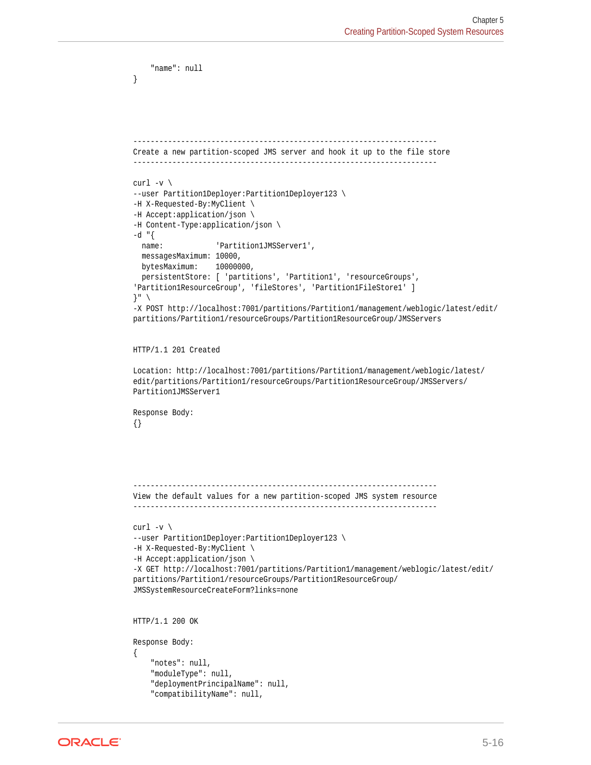```
    "name": null
}




----------------------------------------------------------------------
Create a new partition-scoped JMS server and hook it up to the file store
----------------------------------------------------------------------

curl -v \
--user Partition1Deployer:Partition1Deployer123 \
-H X-Requested-By:MyClient \
-H Accept:application/json \
-H Content-Type:application/json \
-d "{
  name:            'Partition1JMSServer1',
  messagesMaximum: 10000,
  bytesMaximum:    10000000,
  persistentStore: [ 'partitions', 'Partition1', 'resourceGroups',
'Partition1ResourceGroup', 'fileStores', 'Partition1FileStore1' ]
}" \
-X POST http://localhost:7001/partitions/Partition1/management/weblogic/latest/edit/
partitions/Partition1/resourceGroups/Partition1ResourceGroup/JMSServers


HTTP/1.1 201 Created

Location: http://localhost:7001/partitions/Partition1/management/weblogic/latest/
edit/partitions/Partition1/resourceGroups/Partition1ResourceGroup/JMSServers/
Partition1JMSServer1

Response Body:
{}




----------------------------------------------------------------------
View the default values for a new partition-scoped JMS system resource
----------------------------------------------------------------------

curl -v \
--user Partition1Deployer:Partition1Deployer123 \
-H X-Requested-By:MyClient \
-H Accept:application/json \
-X GET http://localhost:7001/partitions/Partition1/management/weblogic/latest/edit/
partitions/Partition1/resourceGroups/Partition1ResourceGroup/
JMSSystemResourceCreateForm?links=none


HTTP/1.1 200 OK

Response Body:
{
    "notes": null,
    "moduleType": null,
    "deploymentPrincipalName": null,
    "compatibilityName": null,
```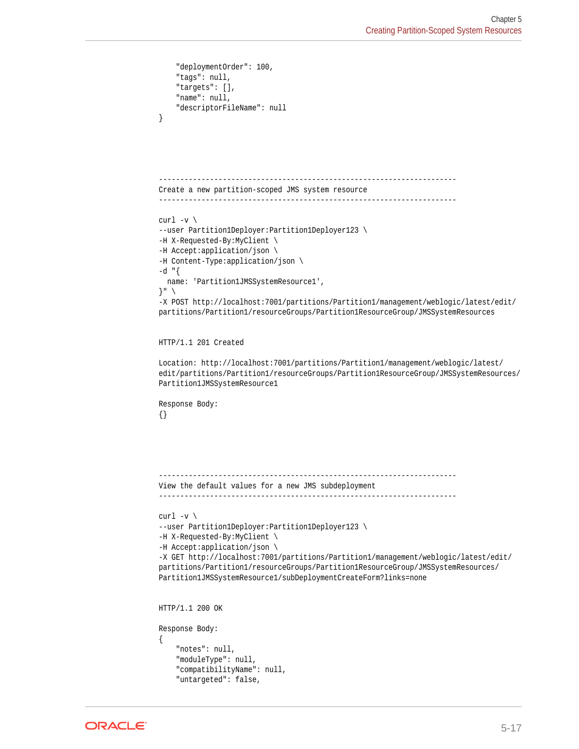```
    "deploymentOrder": 100,
    "tags": null,
    "targets": [],
    "name": null,
    "descriptorFileName": null
}




----------------------------------------------------------------------
Create a new partition-scoped JMS system resource
----------------------------------------------------------------------

curl -v \
--user Partition1Deployer:Partition1Deployer123 \
-H X-Requested-By:MyClient \
-H Accept:application/json \
-H Content-Type:application/json \
-d "{
  name: 'Partition1JMSSystemResource1',
}" \
-X POST http://localhost:7001/partitions/Partition1/management/weblogic/latest/edit/
partitions/Partition1/resourceGroups/Partition1ResourceGroup/JMSSystemResources


HTTP/1.1 201 Created

Location: http://localhost:7001/partitions/Partition1/management/weblogic/latest/
edit/partitions/Partition1/resourceGroups/Partition1ResourceGroup/JMSSystemResources/
Partition1JMSSystemResource1

Response Body:
{}




----------------------------------------------------------------------
View the default values for a new JMS subdeployment
----------------------------------------------------------------------

curl -v \
--user Partition1Deployer:Partition1Deployer123 \
-H X-Requested-By:MyClient \
-H Accept:application/json \
-X GET http://localhost:7001/partitions/Partition1/management/weblogic/latest/edit/
partitions/Partition1/resourceGroups/Partition1ResourceGroup/JMSSystemResources/
Partition1JMSSystemResource1/subDeploymentCreateForm?links=none


HTTP/1.1 200 OK

Response Body:
{
    "notes": null,
    "moduleType": null,
    "compatibilityName": null,
    "untargeted": false,
```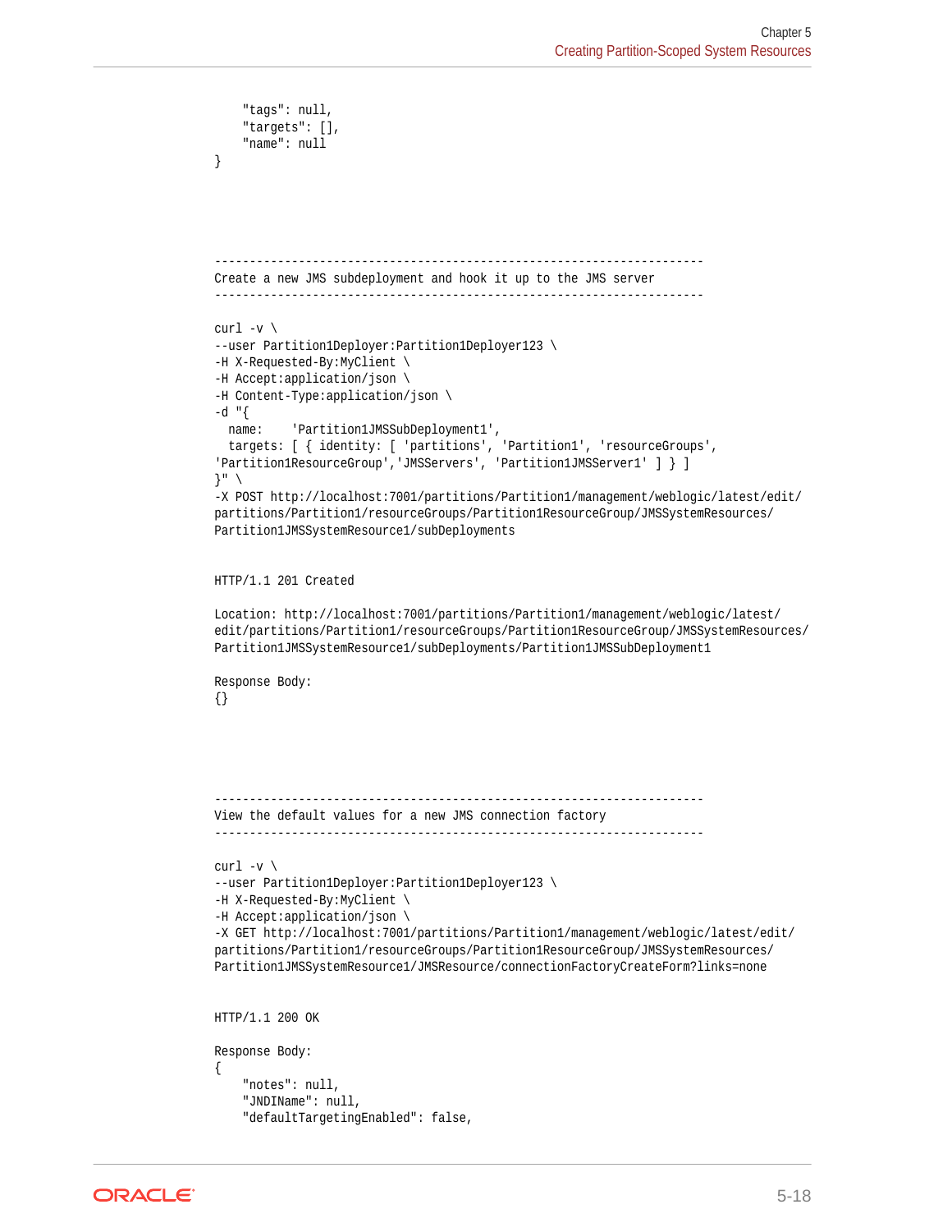```
    "tags": null,
    "targets": [],
    "name": null
}




----------------------------------------------------------------------
Create a new JMS subdeployment and hook it up to the JMS server
----------------------------------------------------------------------

curl -v \
--user Partition1Deployer:Partition1Deployer123 \
-H X-Requested-By:MyClient \
-H Accept:application/json \
-H Content-Type:application/json \
-d "{
  name:    'Partition1JMSSubDeployment1',
  targets: [ { identity: [ 'partitions', 'Partition1', 'resourceGroups',
'Partition1ResourceGroup','JMSServers', 'Partition1JMSServer1' ] } ]
}" \
-X POST http://localhost:7001/partitions/Partition1/management/weblogic/latest/edit/
partitions/Partition1/resourceGroups/Partition1ResourceGroup/JMSSystemResources/
Partition1JMSSystemResource1/subDeployments


HTTP/1.1 201 Created

Location: http://localhost:7001/partitions/Partition1/management/weblogic/latest/
edit/partitions/Partition1/resourceGroups/Partition1ResourceGroup/JMSSystemResources/
Partition1JMSSystemResource1/subDeployments/Partition1JMSSubDeployment1

Response Body:
{}




----------------------------------------------------------------------
View the default values for a new JMS connection factory
----------------------------------------------------------------------

curl -v \
--user Partition1Deployer:Partition1Deployer123 \
-H X-Requested-By:MyClient \
-H Accept:application/json \
-X GET http://localhost:7001/partitions/Partition1/management/weblogic/latest/edit/
partitions/Partition1/resourceGroups/Partition1ResourceGroup/JMSSystemResources/
Partition1JMSSystemResource1/JMSResource/connectionFactoryCreateForm?links=none


HTTP/1.1 200 OK

Response Body:
{
    "notes": null,
    "JNDIName": null,
    "defaultTargetingEnabled": false,
```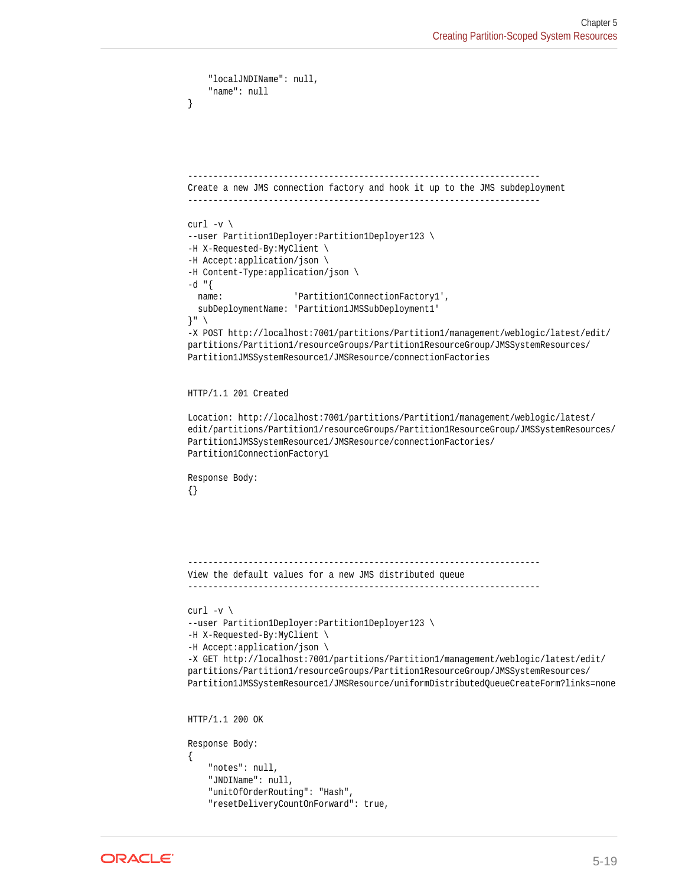```
    "localJNDIName": null,
    "name": null
}
```

```
----------------------------------------------------------------------
Create a new JMS connection factory and hook it up to the JMS subdeployment
----------------------------------------------------------------------

curl -v \
--user Partition1Deployer:Partition1Deployer123 \
-H X-Requested-By:MyClient \
-H Accept:application/json \
-H Content-Type:application/json \
-d "{
  name:              'Partition1ConnectionFactory1',
  subDeploymentName: 'Partition1JMSSubDeployment1'
}" \
-X POST http://localhost:7001/partitions/Partition1/management/weblogic/latest/edit/
partitions/Partition1/resourceGroups/Partition1ResourceGroup/JMSSystemResources/
Partition1JMSSystemResource1/JMSResource/connectionFactories


HTTP/1.1 201 Created

Location: http://localhost:7001/partitions/Partition1/management/weblogic/latest/
edit/partitions/Partition1/resourceGroups/Partition1ResourceGroup/JMSSystemResources/
Partition1JMSSystemResource1/JMSResource/connectionFactories/
Partition1ConnectionFactory1

Response Body:
{}
```

```
----------------------------------------------------------------------
View the default values for a new JMS distributed queue
----------------------------------------------------------------------

curl -v \
--user Partition1Deployer:Partition1Deployer123 \
-H X-Requested-By:MyClient \
-H Accept:application/json \
-X GET http://localhost:7001/partitions/Partition1/management/weblogic/latest/edit/
partitions/Partition1/resourceGroups/Partition1ResourceGroup/JMSSystemResources/
Partition1JMSSystemResource1/JMSResource/uniformDistributedQueueCreateForm?links=none


HTTP/1.1 200 OK

Response Body:
{
    "notes": null,
    "JNDIName": null,
    "unitOfOrderRouting": "Hash",
    "resetDeliveryCountOnForward": true,
```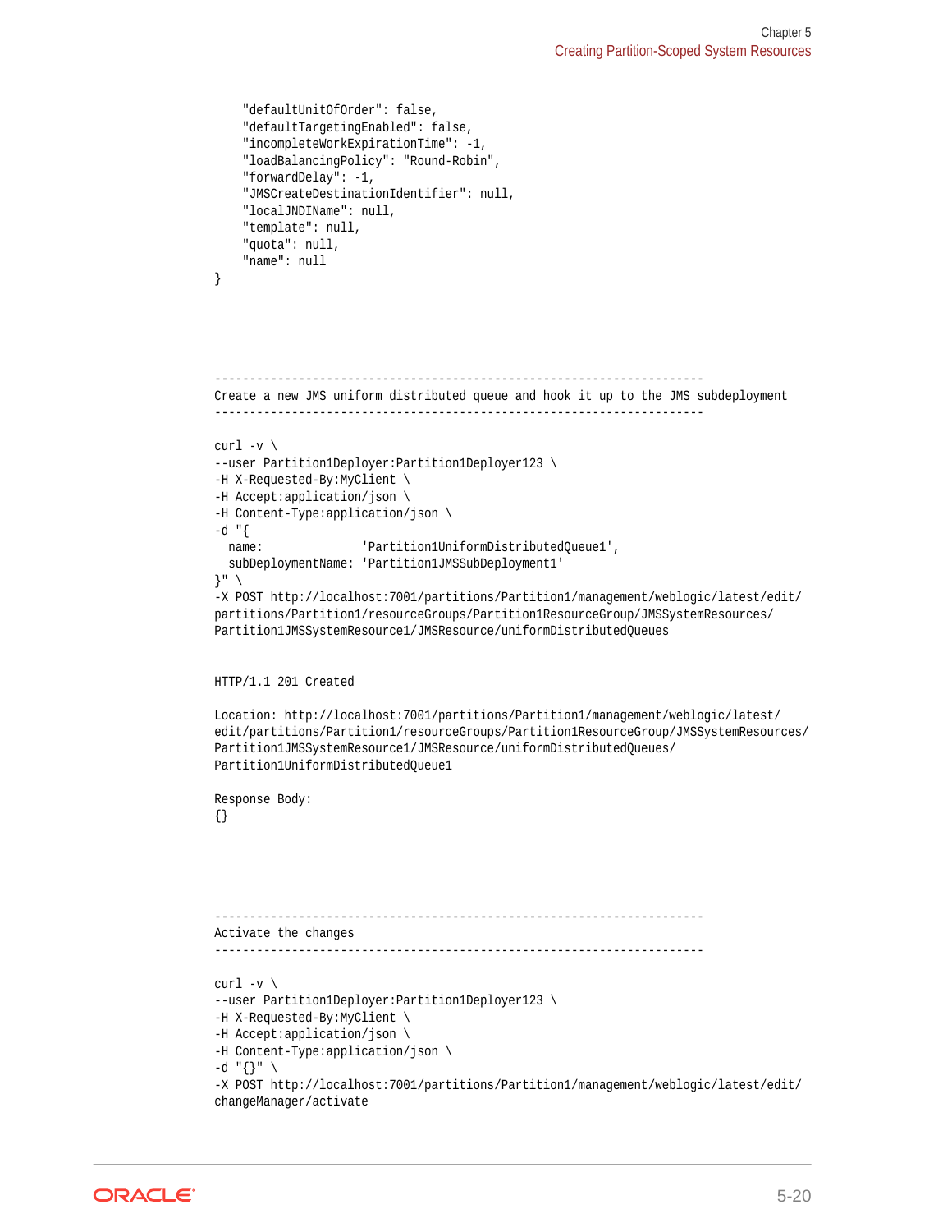```
    "defaultUnitOfOrder": false,
    "defaultTargetingEnabled": false,
    "incompleteWorkExpirationTime": -1,
    "loadBalancingPolicy": "Round-Robin",
    "forwardDelay": -1,
    "JMSCreateDestinationIdentifier": null,
    "localJNDIName": null,
    "template": null,
    "quota": null,
    "name": null
}




----------------------------------------------------------------------
Create a new JMS uniform distributed queue and hook it up to the JMS subdeployment
----------------------------------------------------------------------

curl -v \
--user Partition1Deployer:Partition1Deployer123 \
-H X-Requested-By:MyClient \
-H Accept:application/json \
-H Content-Type:application/json \
-d "{
  name:              'Partition1UniformDistributedQueue1',
  subDeploymentName: 'Partition1JMSSubDeployment1'
}" \
-X POST http://localhost:7001/partitions/Partition1/management/weblogic/latest/edit/
partitions/Partition1/resourceGroups/Partition1ResourceGroup/JMSSystemResources/
Partition1JMSSystemResource1/JMSResource/uniformDistributedQueues


HTTP/1.1 201 Created

Location: http://localhost:7001/partitions/Partition1/management/weblogic/latest/
edit/partitions/Partition1/resourceGroups/Partition1ResourceGroup/JMSSystemResources/
Partition1JMSSystemResource1/JMSResource/uniformDistributedQueues/
Partition1UniformDistributedQueue1

Response Body:
{}




----------------------------------------------------------------------
Activate the changes
----------------------------------------------------------------------

curl -v \
--user Partition1Deployer:Partition1Deployer123 \
-H X-Requested-By:MyClient \
-H Accept:application/json \
-H Content-Type:application/json \
-d "{}" \
-X POST http://localhost:7001/partitions/Partition1/management/weblogic/latest/edit/
changeManager/activate
```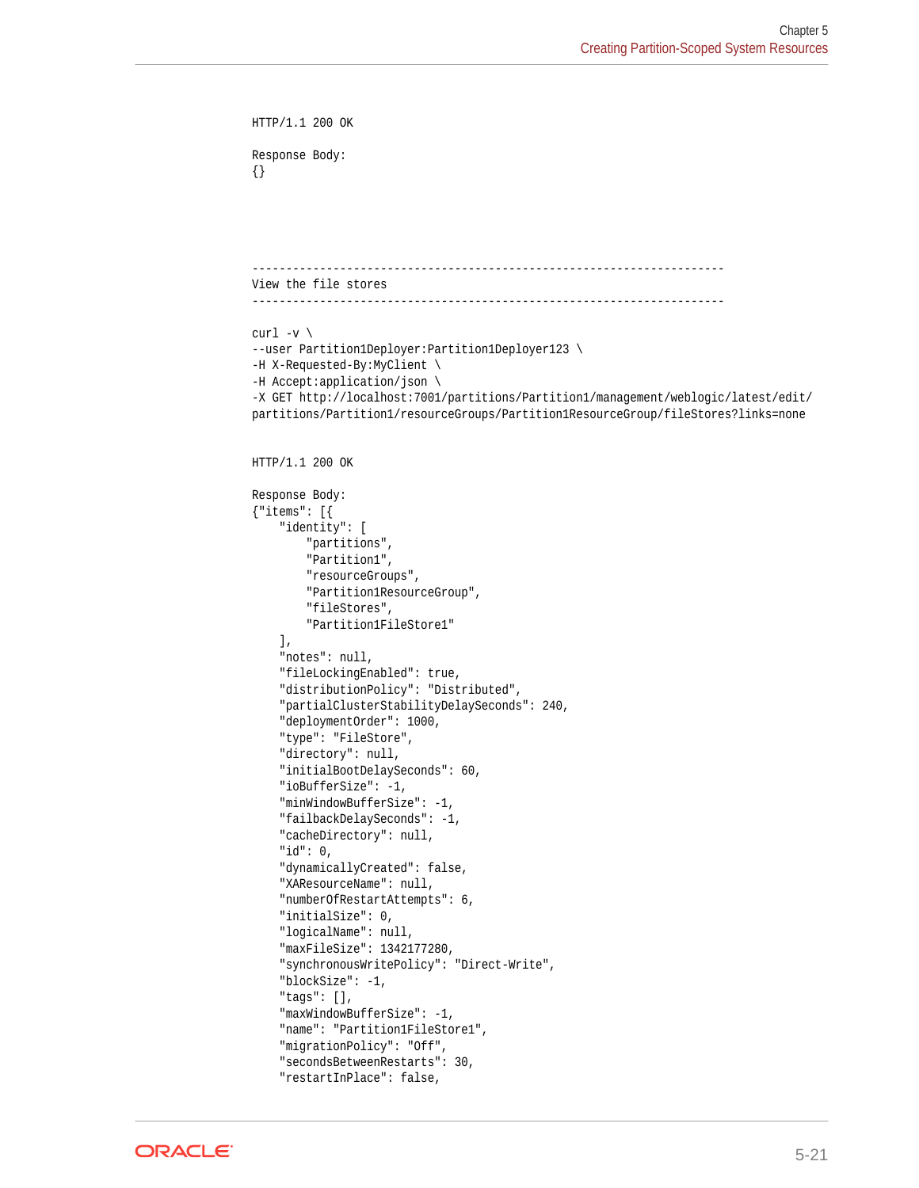```
HTTP/1.1 200 OK

Response Body:
{}




----------------------------------------------------------------------
View the file stores
----------------------------------------------------------------------

curl -v \
--user Partition1Deployer:Partition1Deployer123 \
-H X-Requested-By:MyClient \
-H Accept:application/json \
-X GET http://localhost:7001/partitions/Partition1/management/weblogic/latest/edit/
partitions/Partition1/resourceGroups/Partition1ResourceGroup/fileStores?links=none


HTTP/1.1 200 OK

Response Body:
{"items": [{
    "identity": [
        "partitions",
        "Partition1",
        "resourceGroups",
        "Partition1ResourceGroup",
        "fileStores",
        "Partition1FileStore1"
    ],
    "notes": null,
    "fileLockingEnabled": true,
    "distributionPolicy": "Distributed",
    "partialClusterStabilityDelaySeconds": 240,
    "deploymentOrder": 1000,
    "type": "FileStore",
    "directory": null,
    "initialBootDelaySeconds": 60,
    "ioBufferSize": -1,
    "minWindowBufferSize": -1,
    "failbackDelaySeconds": -1,
    "cacheDirectory": null,
    "id": 0,
    "dynamicallyCreated": false,
    "XAResourceName": null,
    "numberOfRestartAttempts": 6,
    "initialSize": 0,
    "logicalName": null,
    "maxFileSize": 1342177280,
    "synchronousWritePolicy": "Direct-Write",
    "blockSize": -1,
    "tags": [],
    "maxWindowBufferSize": -1,
    "name": "Partition1FileStore1",
    "migrationPolicy": "Off",
    "secondsBetweenRestarts": 30,
    "restartInPlace": false,
```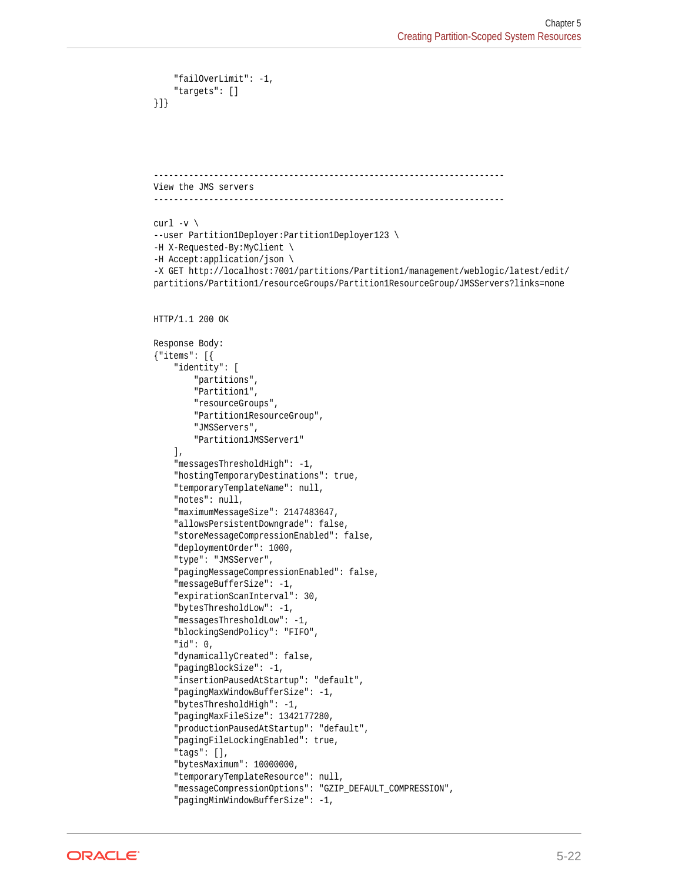```
    "failOverLimit": -1,
    "targets": []
}]}
```

```
----------------------------------------------------------------------
View the JMS servers
----------------------------------------------------------------------

curl -v \
--user Partition1Deployer:Partition1Deployer123 \
-H X-Requested-By:MyClient \
-H Accept:application/json \
-X GET http://localhost:7001/partitions/Partition1/management/weblogic/latest/edit/
partitions/Partition1/resourceGroups/Partition1ResourceGroup/JMSServers?links=none


HTTP/1.1 200 OK

Response Body:
{"items": [{
    "identity": [
        "partitions",
        "Partition1",
        "resourceGroups",
        "Partition1ResourceGroup",
        "JMSServers",
        "Partition1JMSServer1"
    ],
    "messagesThresholdHigh": -1,
    "hostingTemporaryDestinations": true,
    "temporaryTemplateName": null,
    "notes": null,
    "maximumMessageSize": 2147483647,
    "allowsPersistentDowngrade": false,
    "storeMessageCompressionEnabled": false,
    "deploymentOrder": 1000,
    "type": "JMSServer",
    "pagingMessageCompressionEnabled": false,
    "messageBufferSize": -1,
    "expirationScanInterval": 30,
    "bytesThresholdLow": -1,
    "messagesThresholdLow": -1,
    "blockingSendPolicy": "FIFO",
    "id": 0,
    "dynamicallyCreated": false,
    "pagingBlockSize": -1,
    "insertionPausedAtStartup": "default",
    "pagingMaxWindowBufferSize": -1,
    "bytesThresholdHigh": -1,
    "pagingMaxFileSize": 1342177280,
    "productionPausedAtStartup": "default",
    "pagingFileLockingEnabled": true,
    "tags": [],
    "bytesMaximum": 10000000,
    "temporaryTemplateResource": null,
    "messageCompressionOptions": "GZIP_DEFAULT_COMPRESSION",
    "pagingMinWindowBufferSize": -1,
```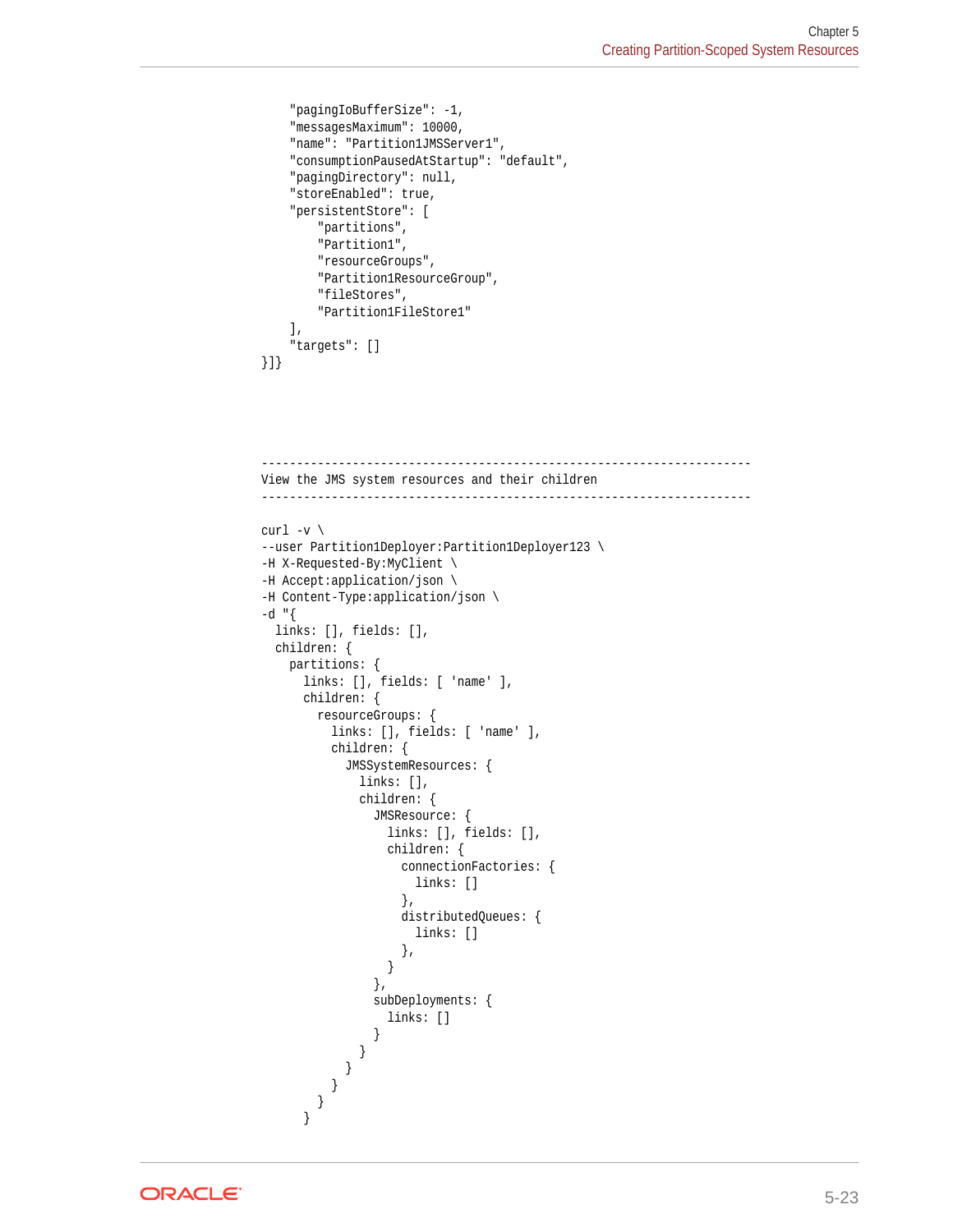```
    "pagingIoBufferSize": -1,
    "messagesMaximum": 10000,
    "name": "Partition1JMSServer1",
    "consumptionPausedAtStartup": "default",
    "pagingDirectory": null,
    "storeEnabled": true,
    "persistentStore": [
        "partitions",
        "Partition1",
        "resourceGroups",
        "Partition1ResourceGroup",
        "fileStores",
        "Partition1FileStore1"
    ],
    "targets": []
}]}




----------------------------------------------------------------------
View the JMS system resources and their children
----------------------------------------------------------------------

curl -v \
--user Partition1Deployer:Partition1Deployer123 \
-H X-Requested-By:MyClient \
-H Accept:application/json \
-H Content-Type:application/json \
-d "{
  links: [], fields: [],
  children: {
    partitions: {
      links: [], fields: [ 'name' ],
      children: {
        resourceGroups: {
          links: [], fields: [ 'name' ],
          children: {
            JMSSystemResources: {
              links: [],
              children: {
                JMSResource: {
                  links: [], fields: [],
                  children: {
                    connectionFactories: {
                      links: []
                    },
                    distributedQueues: {
                      links: []
                    },
                  }
                },
                subDeployments: {
                  links: []
                }
              }
            }
          }
        }
      }
```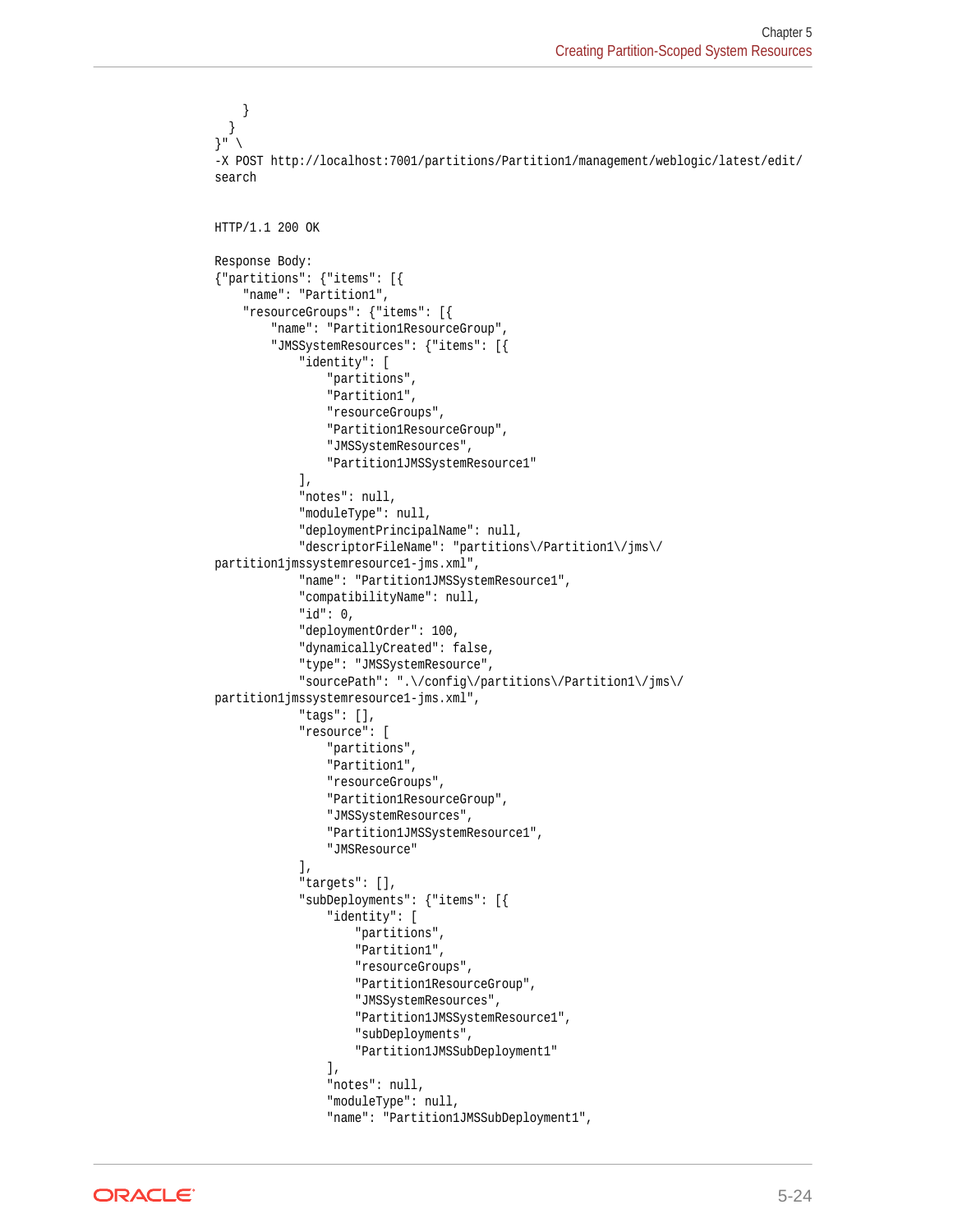```
    }
  }
}" \
-X POST http://localhost:7001/partitions/Partition1/management/weblogic/latest/edit/
search


HTTP/1.1 200 OK

Response Body:
{"partitions": {"items": [{
    "name": "Partition1",
    "resourceGroups": {"items": [{
        "name": "Partition1ResourceGroup",
        "JMSSystemResources": {"items": [{
            "identity": [
                "partitions",
                "Partition1",
                "resourceGroups",
                "Partition1ResourceGroup",
                "JMSSystemResources",
                "Partition1JMSSystemResource1"
            ],
            "notes": null,
            "moduleType": null,
            "deploymentPrincipalName": null,
            "descriptorFileName": "partitions\/Partition1\/jms\/
partition1jmssystemresource1-jms.xml",
            "name": "Partition1JMSSystemResource1",
            "compatibilityName": null,
            "id": 0,
            "deploymentOrder": 100,
            "dynamicallyCreated": false,
            "type": "JMSSystemResource",
            "sourcePath": ".\/config\/partitions\/Partition1\/jms\/
partition1jmssystemresource1-jms.xml",
            "tags": [],
            "resource": [
                "partitions",
                "Partition1",
                "resourceGroups",
                "Partition1ResourceGroup",
                "JMSSystemResources",
                "Partition1JMSSystemResource1",
                "JMSResource"
            ],
            "targets": [],
            "subDeployments": {"items": [{
                "identity": [
                    "partitions",
                    "Partition1",
                    "resourceGroups",
                    "Partition1ResourceGroup",
                    "JMSSystemResources",
                    "Partition1JMSSystemResource1",
                    "subDeployments",
                    "Partition1JMSSubDeployment1"
                ],
                "notes": null,
                "moduleType": null,
                "name": "Partition1JMSSubDeployment1",
```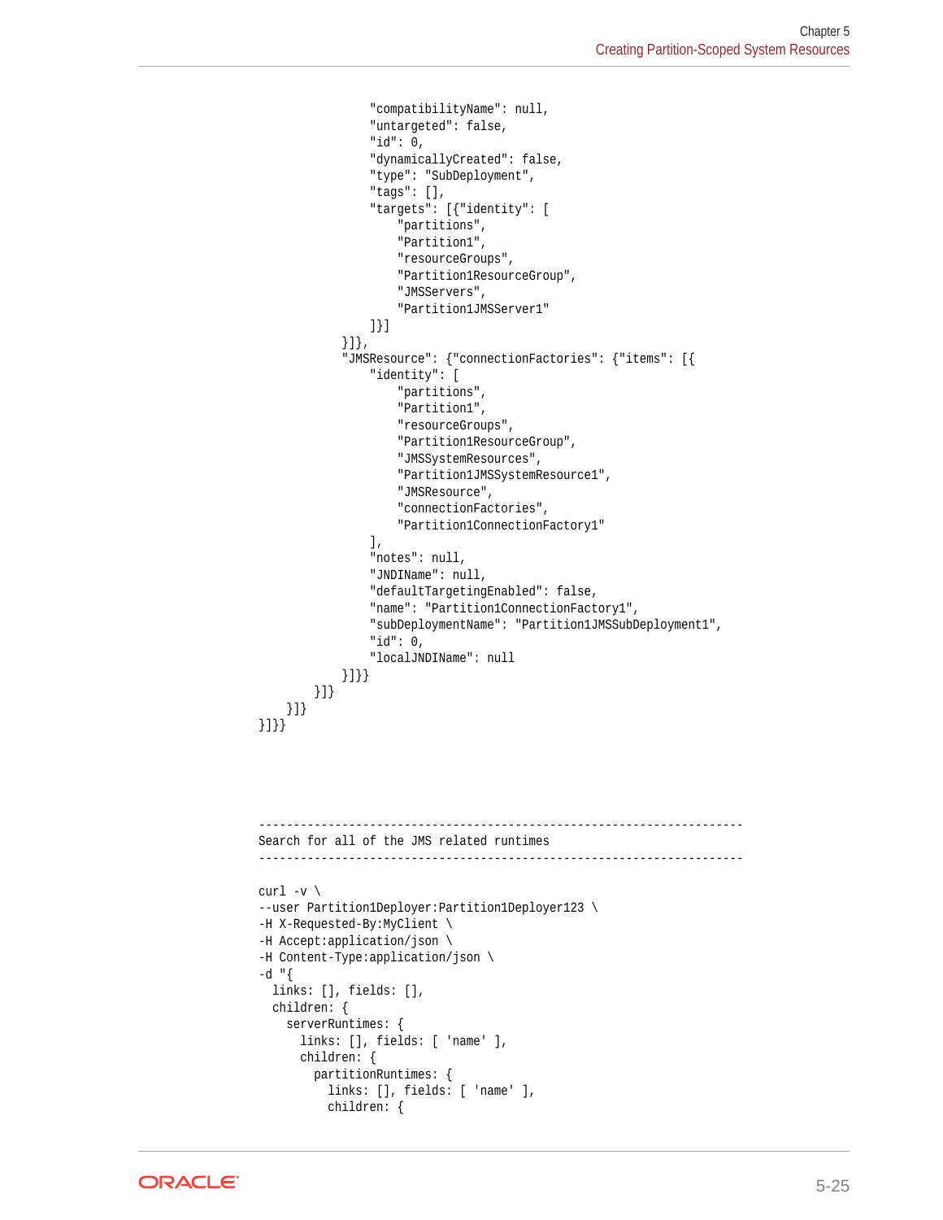```
                "compatibilityName": null,
                "untargeted": false,
                "id": 0,
                "dynamicallyCreated": false,
                "type": "SubDeployment",
                "tags": [],
                "targets": [{"identity": [
                    "partitions",
                    "Partition1",
                    "resourceGroups",
                    "Partition1ResourceGroup",
                    "JMSServers",
                    "Partition1JMSServer1"
                ]}]
            }]},
            "JMSResource": {"connectionFactories": {"items": [{
                "identity": [
                    "partitions",
                    "Partition1",
                    "resourceGroups",
                    "Partition1ResourceGroup",
                    "JMSSystemResources",
                    "Partition1JMSSystemResource1",
                    "JMSResource",
                    "connectionFactories",
                    "Partition1ConnectionFactory1"
                ],
                "notes": null,
                "JNDIName": null,
                "defaultTargetingEnabled": false,
                "name": "Partition1ConnectionFactory1",
                "subDeploymentName": "Partition1JMSSubDeployment1",
                "id": 0,
                "localJNDIName": null
            }]}}
        }]}
    }]}
}]}}




----------------------------------------------------------------------
Search for all of the JMS related runtimes
----------------------------------------------------------------------

curl -v \
--user Partition1Deployer:Partition1Deployer123 \
-H X-Requested-By:MyClient \
-H Accept:application/json \
-H Content-Type:application/json \
-d "{
  links: [], fields: [],
  children: {
    serverRuntimes: {
      links: [], fields: [ 'name' ],
      children: {
        partitionRuntimes: {
          links: [], fields: [ 'name' ],
          children: {
```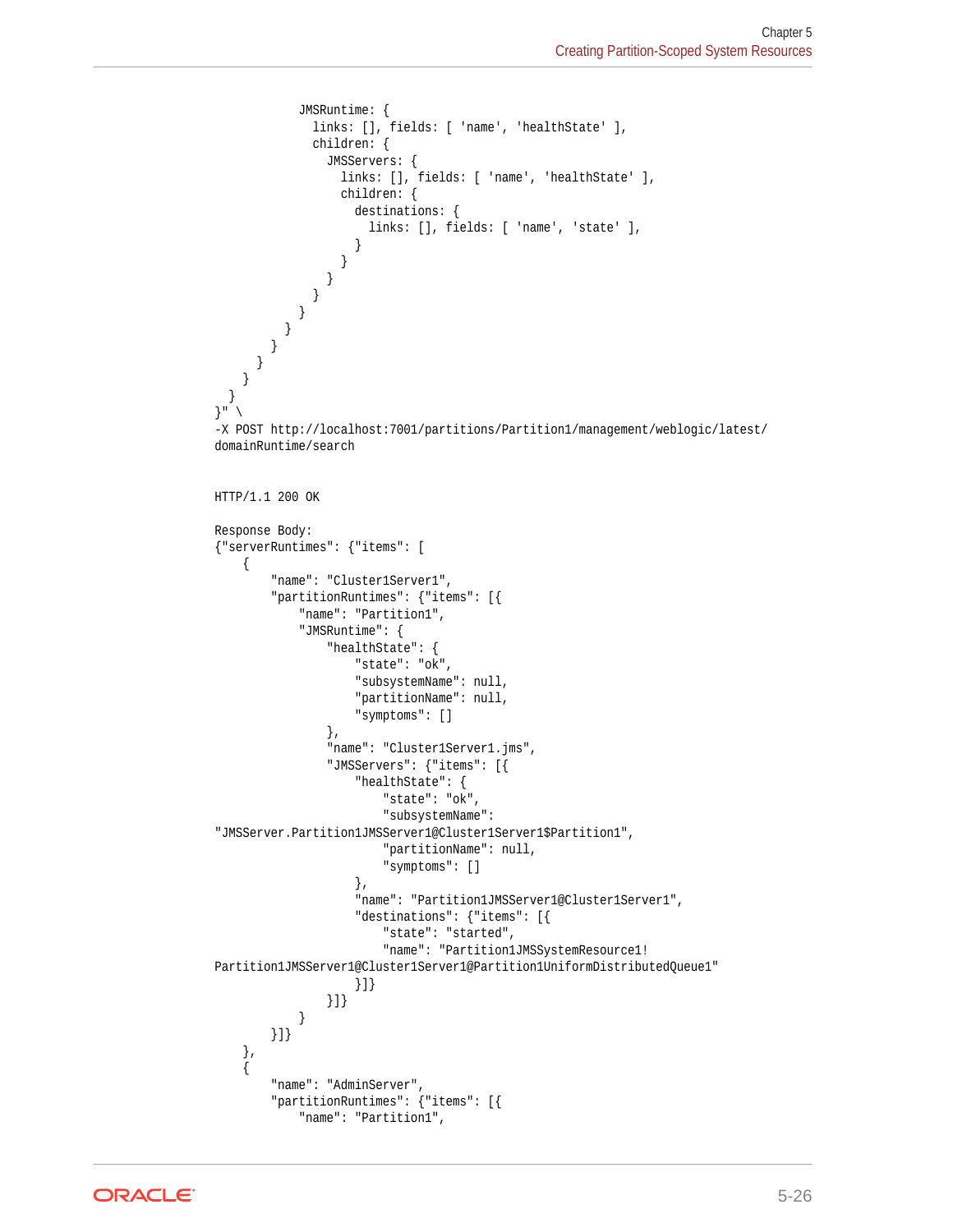```
            JMSRuntime: {
              links: [], fields: [ 'name', 'healthState' ],
              children: {
                JMSServers: {
                  links: [], fields: [ 'name', 'healthState' ],
                  children: {
                    destinations: {
                      links: [], fields: [ 'name', 'state' ],
                    }
                  }
                }
              }
            }
          }
        }
      }
    }
  }
}" \
-X POST http://localhost:7001/partitions/Partition1/management/weblogic/latest/
domainRuntime/search


HTTP/1.1 200 OK

Response Body:
{"serverRuntimes": {"items": [
    {
        "name": "Cluster1Server1",
        "partitionRuntimes": {"items": [{
            "name": "Partition1",
            "JMSRuntime": {
                "healthState": {
                    "state": "ok",
                    "subsystemName": null,
                    "partitionName": null,
                    "symptoms": []
                },
                "name": "Cluster1Server1.jms",
                "JMSServers": {"items": [{
                    "healthState": {
                        "state": "ok",
                        "subsystemName":
"JMSServer.Partition1JMSServer1@Cluster1Server1$Partition1",
                        "partitionName": null,
                        "symptoms": []
                    },
                    "name": "Partition1JMSServer1@Cluster1Server1",
                    "destinations": {"items": [{
                        "state": "started",
                        "name": "Partition1JMSSystemResource1!
Partition1JMSServer1@Cluster1Server1@Partition1UniformDistributedQueue1"
                    }]}
                }]}
            }
        }]}
    },
    {
        "name": "AdminServer",
        "partitionRuntimes": {"items": [{
            "name": "Partition1",
```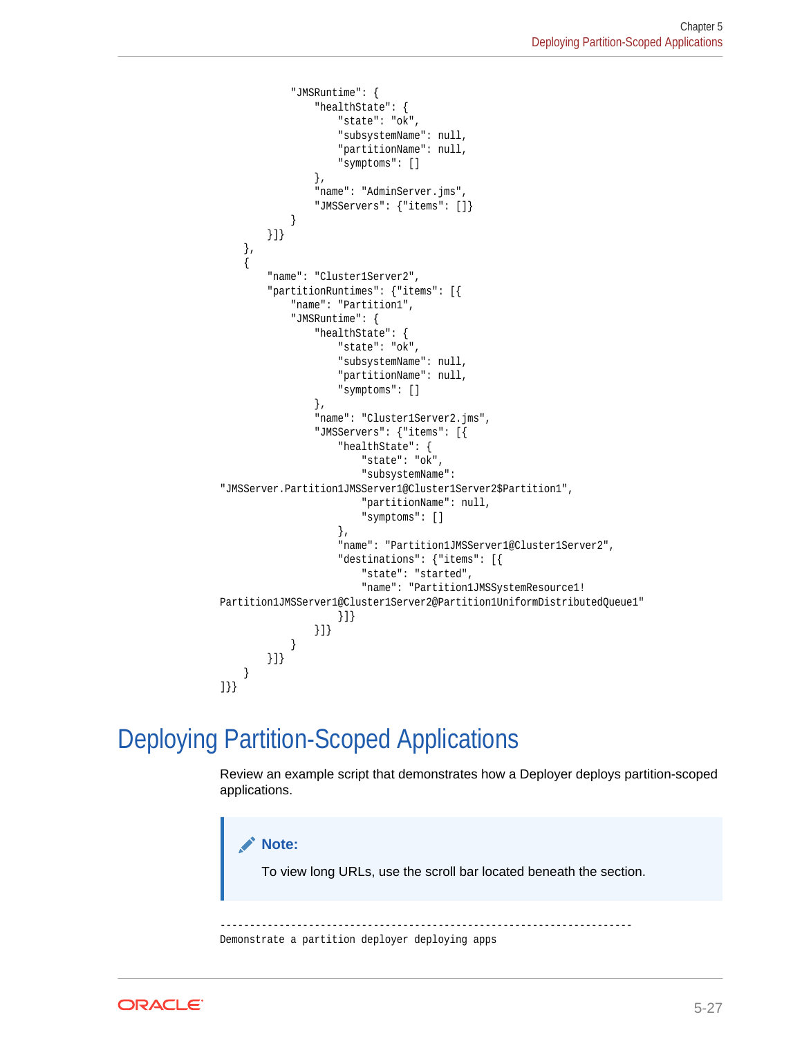```
            "JMSRuntime": {
                "healthState": {
                    "state": "ok",
                    "subsystemName": null,
                    "partitionName": null,
                    "symptoms": []
                },
                "name": "AdminServer.jms",
                "JMSServers": {"items": []}
            }
        }]}
    },
    {
        "name": "Cluster1Server2",
        "partitionRuntimes": {"items": [{
            "name": "Partition1",
            "JMSRuntime": {
                "healthState": {
                    "state": "ok",
                    "subsystemName": null,
                    "partitionName": null,
                    "symptoms": []
                },
                "name": "Cluster1Server2.jms",
                "JMSServers": {"items": [{
                    "healthState": {
                        "state": "ok",
                        "subsystemName": 
"JMSServer.Partition1JMSServer1@Cluster1Server2$Partition1",
                        "partitionName": null,
                        "symptoms": []
                    },
                    "name": "Partition1JMSServer1@Cluster1Server2",
                    "destinations": {"items": [{
                        "state": "started",
                        "name": "Partition1JMSSystemResource1!
Partition1JMSServer1@Cluster1Server2@Partition1UniformDistributedQueue1"
                    }]}
                }]}
            }
        }]}
    }
]}}
```

## Deploying Partition-Scoped Applications

Review an example script that demonstrates how a Deployer deploys partition-scoped applications.

> **Note:**
>
> To view long URLs, use the scroll bar located beneath the section.

```
----------------------------------------------------------------------
Demonstrate a partition deployer deploying apps
```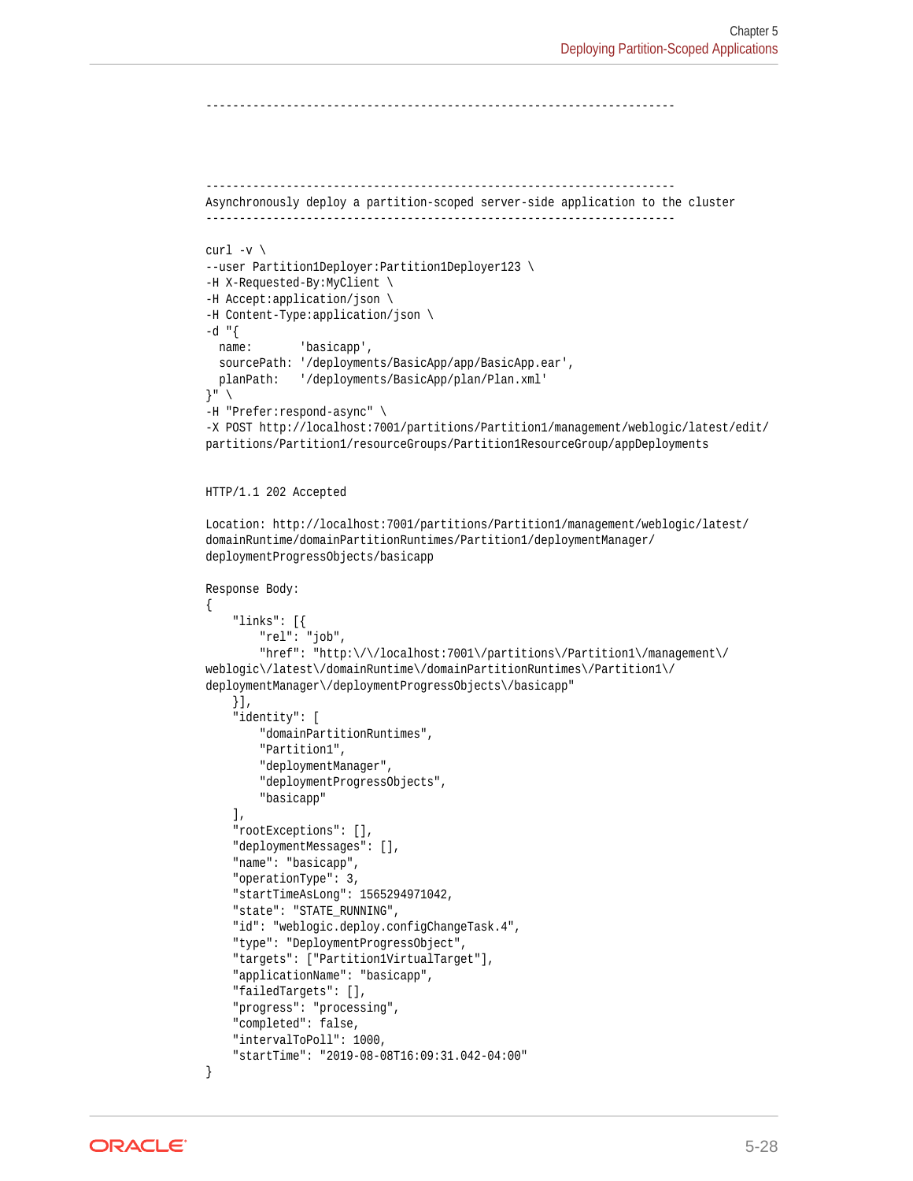```
----------------------------------------------------------------------




----------------------------------------------------------------------
Asynchronously deploy a partition-scoped server-side application to the cluster
----------------------------------------------------------------------

curl -v \
--user Partition1Deployer:Partition1Deployer123 \
-H X-Requested-By:MyClient \
-H Accept:application/json \
-H Content-Type:application/json \
-d "{
  name:       'basicapp',
  sourcePath: '/deployments/BasicApp/app/BasicApp.ear',
  planPath:   '/deployments/BasicApp/plan/Plan.xml'
}" \
-H "Prefer:respond-async" \
-X POST http://localhost:7001/partitions/Partition1/management/weblogic/latest/edit/
partitions/Partition1/resourceGroups/Partition1ResourceGroup/appDeployments


HTTP/1.1 202 Accepted

Location: http://localhost:7001/partitions/Partition1/management/weblogic/latest/
domainRuntime/domainPartitionRuntimes/Partition1/deploymentManager/
deploymentProgressObjects/basicapp

Response Body:
{
    "links": [{
        "rel": "job",
        "href": "http:\/\/localhost:7001\/partitions\/Partition1\/management\/
weblogic\/latest\/domainRuntime\/domainPartitionRuntimes\/Partition1\/
deploymentManager\/deploymentProgressObjects\/basicapp"
    }],
    "identity": [
        "domainPartitionRuntimes",
        "Partition1",
        "deploymentManager",
        "deploymentProgressObjects",
        "basicapp"
    ],
    "rootExceptions": [],
    "deploymentMessages": [],
    "name": "basicapp",
    "operationType": 3,
    "startTimeAsLong": 1565294971042,
    "state": "STATE_RUNNING",
    "id": "weblogic.deploy.configChangeTask.4",
    "type": "DeploymentProgressObject",
    "targets": ["Partition1VirtualTarget"],
    "applicationName": "basicapp",
    "failedTargets": [],
    "progress": "processing",
    "completed": false,
    "intervalToPoll": 1000,
    "startTime": "2019-08-08T16:09:31.042-04:00"
}
```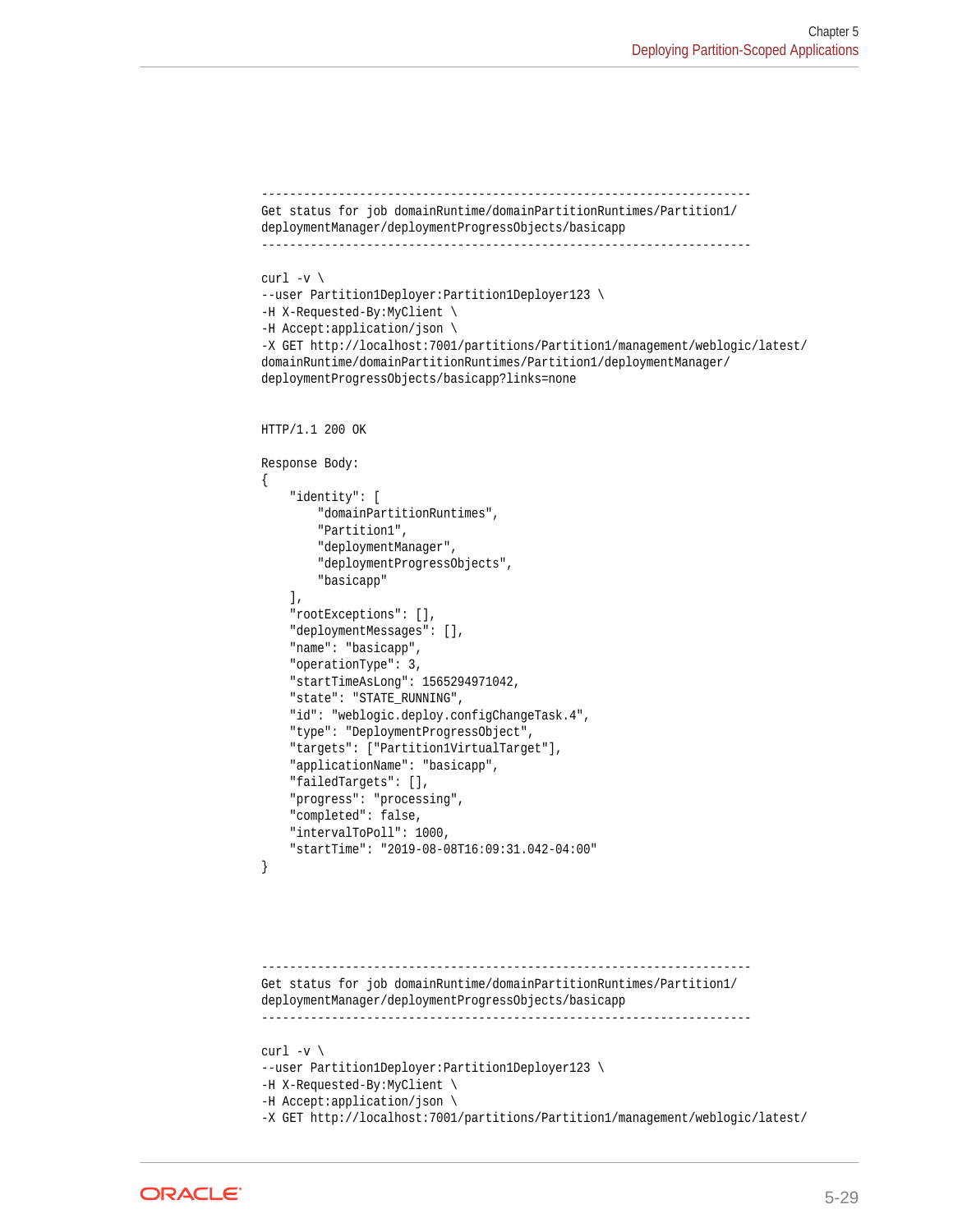```
----------------------------------------------------------------------
Get status for job domainRuntime/domainPartitionRuntimes/Partition1/
deploymentManager/deploymentProgressObjects/basicapp
----------------------------------------------------------------------

curl -v \
--user Partition1Deployer:Partition1Deployer123 \
-H X-Requested-By:MyClient \
-H Accept:application/json \
-X GET http://localhost:7001/partitions/Partition1/management/weblogic/latest/
domainRuntime/domainPartitionRuntimes/Partition1/deploymentManager/
deploymentProgressObjects/basicapp?links=none


HTTP/1.1 200 OK

Response Body:
{
    "identity": [
        "domainPartitionRuntimes",
        "Partition1",
        "deploymentManager",
        "deploymentProgressObjects",
        "basicapp"
    ],
    "rootExceptions": [],
    "deploymentMessages": [],
    "name": "basicapp",
    "operationType": 3,
    "startTimeAsLong": 1565294971042,
    "state": "STATE_RUNNING",
    "id": "weblogic.deploy.configChangeTask.4",
    "type": "DeploymentProgressObject",
    "targets": ["Partition1VirtualTarget"],
    "applicationName": "basicapp",
    "failedTargets": [],
    "progress": "processing",
    "completed": false,
    "intervalToPoll": 1000,
    "startTime": "2019-08-08T16:09:31.042-04:00"
}




----------------------------------------------------------------------
Get status for job domainRuntime/domainPartitionRuntimes/Partition1/
deploymentManager/deploymentProgressObjects/basicapp
----------------------------------------------------------------------

curl -v \
--user Partition1Deployer:Partition1Deployer123 \
-H X-Requested-By:MyClient \
-H Accept:application/json \
-X GET http://localhost:7001/partitions/Partition1/management/weblogic/latest/
```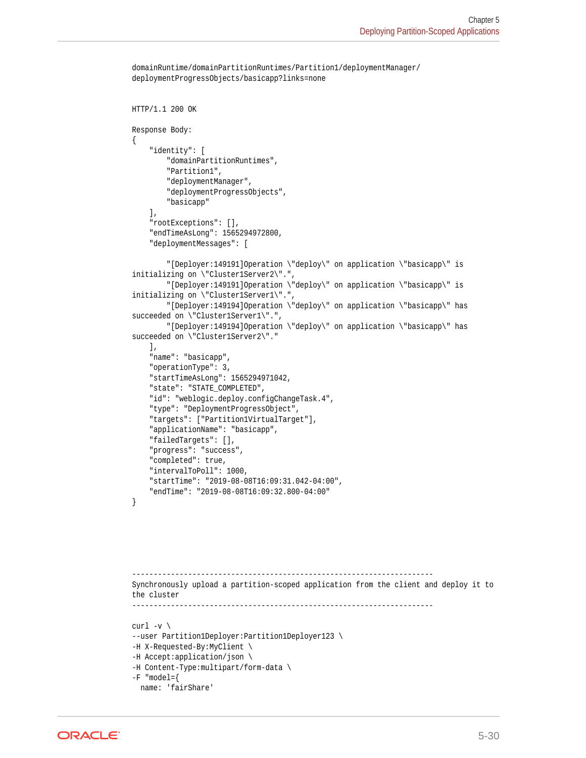```
domainRuntime/domainPartitionRuntimes/Partition1/deploymentManager/
deploymentProgressObjects/basicapp?links=none


HTTP/1.1 200 OK

Response Body:
{
    "identity": [
        "domainPartitionRuntimes",
        "Partition1",
        "deploymentManager",
        "deploymentProgressObjects",
        "basicapp"
    ],
    "rootExceptions": [],
    "endTimeAsLong": 1565294972800,
    "deploymentMessages": [

        "[Deployer:149191]Operation \"deploy\" on application \"basicapp\" is
initializing on \"Cluster1Server2\".",
        "[Deployer:149191]Operation \"deploy\" on application \"basicapp\" is
initializing on \"Cluster1Server1\".",
        "[Deployer:149194]Operation \"deploy\" on application \"basicapp\" has
succeeded on \"Cluster1Server1\".",
        "[Deployer:149194]Operation \"deploy\" on application \"basicapp\" has
succeeded on \"Cluster1Server2\"."
    ],
    "name": "basicapp",
    "operationType": 3,
    "startTimeAsLong": 1565294971042,
    "state": "STATE_COMPLETED",
    "id": "weblogic.deploy.configChangeTask.4",
    "type": "DeploymentProgressObject",
    "targets": ["Partition1VirtualTarget"],
    "applicationName": "basicapp",
    "failedTargets": [],
    "progress": "success",
    "completed": true,
    "intervalToPoll": 1000,
    "startTime": "2019-08-08T16:09:31.042-04:00",
    "endTime": "2019-08-08T16:09:32.800-04:00"
}




----------------------------------------------------------------------
Synchronously upload a partition-scoped application from the client and deploy it to
the cluster
----------------------------------------------------------------------

curl -v \
--user Partition1Deployer:Partition1Deployer123 \
-H X-Requested-By:MyClient \
-H Accept:application/json \
-H Content-Type:multipart/form-data \
-F "model={
  name: 'fairShare'
```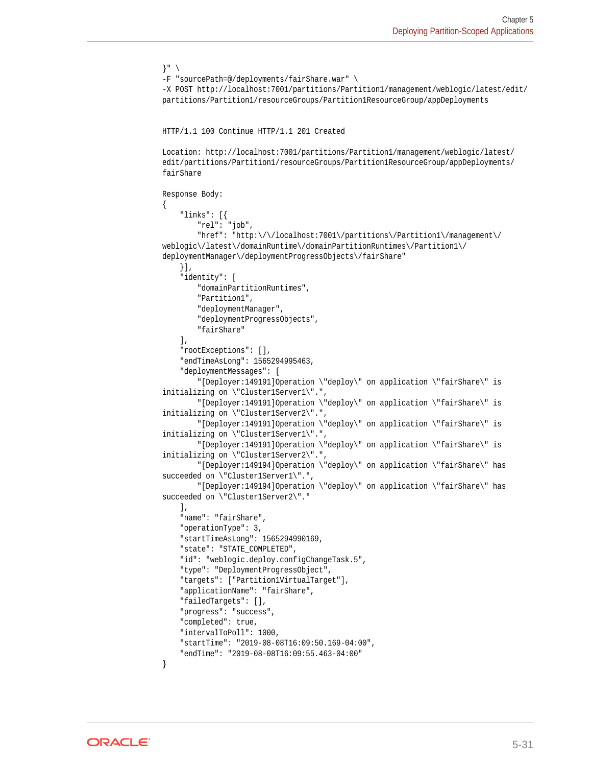```
}" \
-F "sourcePath=@/deployments/fairShare.war" \
-X POST http://localhost:7001/partitions/Partition1/management/weblogic/latest/edit/
partitions/Partition1/resourceGroups/Partition1ResourceGroup/appDeployments


HTTP/1.1 100 Continue HTTP/1.1 201 Created

Location: http://localhost:7001/partitions/Partition1/management/weblogic/latest/
edit/partitions/Partition1/resourceGroups/Partition1ResourceGroup/appDeployments/
fairShare

Response Body:
{
    "links": [{
        "rel": "job",
        "href": "http:\/\/localhost:7001\/partitions\/Partition1\/management\/
weblogic\/latest\/domainRuntime\/domainPartitionRuntimes\/Partition1\/
deploymentManager\/deploymentProgressObjects\/fairShare"
    }],
    "identity": [
        "domainPartitionRuntimes",
        "Partition1",
        "deploymentManager",
        "deploymentProgressObjects",
        "fairShare"
    ],
    "rootExceptions": [],
    "endTimeAsLong": 1565294995463,
    "deploymentMessages": [
        "[Deployer:149191]Operation \"deploy\" on application \"fairShare\" is
initializing on \"Cluster1Server1\".",
        "[Deployer:149191]Operation \"deploy\" on application \"fairShare\" is
initializing on \"Cluster1Server2\".",
        "[Deployer:149191]Operation \"deploy\" on application \"fairShare\" is
initializing on \"Cluster1Server1\".",
        "[Deployer:149191]Operation \"deploy\" on application \"fairShare\" is
initializing on \"Cluster1Server2\".",
        "[Deployer:149194]Operation \"deploy\" on application \"fairShare\" has
succeeded on \"Cluster1Server1\".",
        "[Deployer:149194]Operation \"deploy\" on application \"fairShare\" has
succeeded on \"Cluster1Server2\"."
    ],
    "name": "fairShare",
    "operationType": 3,
    "startTimeAsLong": 1565294990169,
    "state": "STATE_COMPLETED",
    "id": "weblogic.deploy.configChangeTask.5",
    "type": "DeploymentProgressObject",
    "targets": ["Partition1VirtualTarget"],
    "applicationName": "fairShare",
    "failedTargets": [],
    "progress": "success",
    "completed": true,
    "intervalToPoll": 1000,
    "startTime": "2019-08-08T16:09:50.169-04:00",
    "endTime": "2019-08-08T16:09:55.463-04:00"
}
```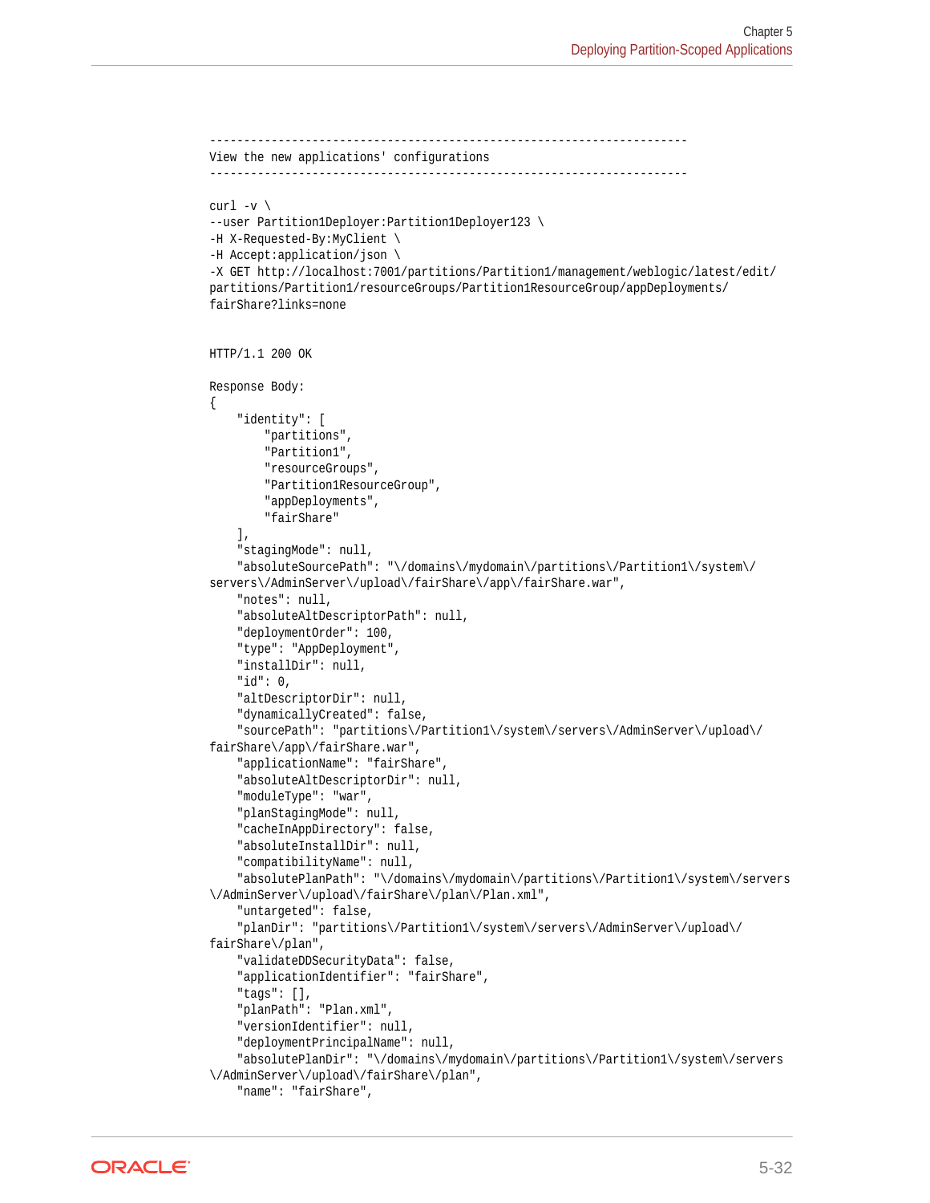```
----------------------------------------------------------------------
View the new applications' configurations
----------------------------------------------------------------------

curl -v \
--user Partition1Deployer:Partition1Deployer123 \
-H X-Requested-By:MyClient \
-H Accept:application/json \
-X GET http://localhost:7001/partitions/Partition1/management/weblogic/latest/edit/
partitions/Partition1/resourceGroups/Partition1ResourceGroup/appDeployments/
fairShare?links=none


HTTP/1.1 200 OK

Response Body:
{
    "identity": [
        "partitions",
        "Partition1",
        "resourceGroups",
        "Partition1ResourceGroup",
        "appDeployments",
        "fairShare"
    ],
    "stagingMode": null,
    "absoluteSourcePath": "\/domains\/mydomain\/partitions\/Partition1\/system\/
servers\/AdminServer\/upload\/fairShare\/app\/fairShare.war",
    "notes": null,
    "absoluteAltDescriptorPath": null,
    "deploymentOrder": 100,
    "type": "AppDeployment",
    "installDir": null,
    "id": 0,
    "altDescriptorDir": null,
    "dynamicallyCreated": false,
    "sourcePath": "partitions\/Partition1\/system\/servers\/AdminServer\/upload\/
fairShare\/app\/fairShare.war",
    "applicationName": "fairShare",
    "absoluteAltDescriptorDir": null,
    "moduleType": "war",
    "planStagingMode": null,
    "cacheInAppDirectory": false,
    "absoluteInstallDir": null,
    "compatibilityName": null,
    "absolutePlanPath": "\/domains\/mydomain\/partitions\/Partition1\/system\/servers
\/AdminServer\/upload\/fairShare\/plan\/Plan.xml",
    "untargeted": false,
    "planDir": "partitions\/Partition1\/system\/servers\/AdminServer\/upload\/
fairShare\/plan",
    "validateDDSecurityData": false,
    "applicationIdentifier": "fairShare",
    "tags": [],
    "planPath": "Plan.xml",
    "versionIdentifier": null,
    "deploymentPrincipalName": null,
    "absolutePlanDir": "\/domains\/mydomain\/partitions\/Partition1\/system\/servers
\/AdminServer\/upload\/fairShare\/plan",
    "name": "fairShare",
```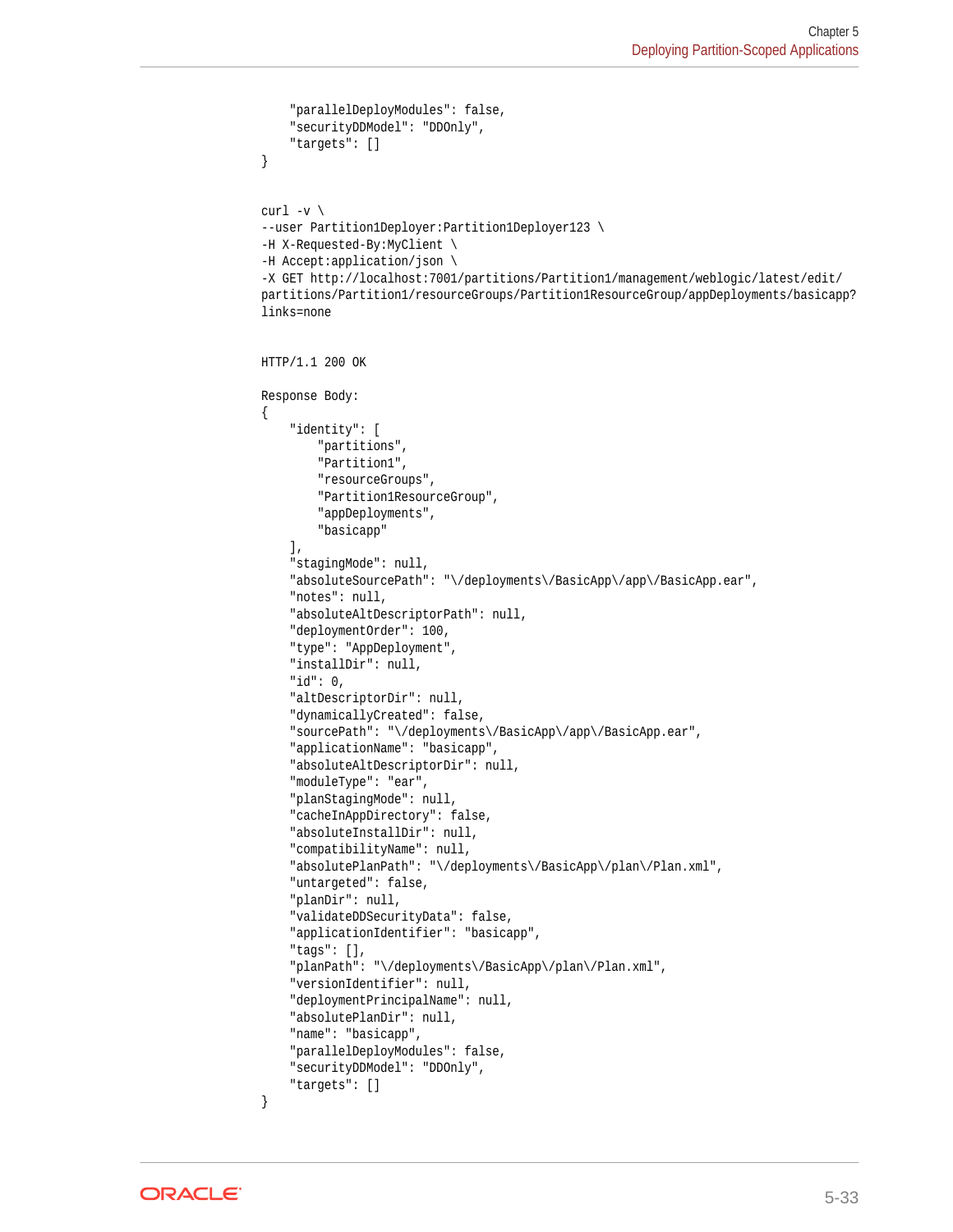```
    "parallelDeployModules": false,
    "securityDDModel": "DDOnly",
    "targets": []
}


curl -v \
--user Partition1Deployer:Partition1Deployer123 \
-H X-Requested-By:MyClient \
-H Accept:application/json \
-X GET http://localhost:7001/partitions/Partition1/management/weblogic/latest/edit/
partitions/Partition1/resourceGroups/Partition1ResourceGroup/appDeployments/basicapp?
links=none


HTTP/1.1 200 OK

Response Body:
{
    "identity": [
        "partitions",
        "Partition1",
        "resourceGroups",
        "Partition1ResourceGroup",
        "appDeployments",
        "basicapp"
    ],
    "stagingMode": null,
    "absoluteSourcePath": "\/deployments\/BasicApp\/app\/BasicApp.ear",
    "notes": null,
    "absoluteAltDescriptorPath": null,
    "deploymentOrder": 100,
    "type": "AppDeployment",
    "installDir": null,
    "id": 0,
    "altDescriptorDir": null,
    "dynamicallyCreated": false,
    "sourcePath": "\/deployments\/BasicApp\/app\/BasicApp.ear",
    "applicationName": "basicapp",
    "absoluteAltDescriptorDir": null,
    "moduleType": "ear",
    "planStagingMode": null,
    "cacheInAppDirectory": false,
    "absoluteInstallDir": null,
    "compatibilityName": null,
    "absolutePlanPath": "\/deployments\/BasicApp\/plan\/Plan.xml",
    "untargeted": false,
    "planDir": null,
    "validateDDSecurityData": false,
    "applicationIdentifier": "basicapp",
    "tags": [],
    "planPath": "\/deployments\/BasicApp\/plan\/Plan.xml",
    "versionIdentifier": null,
    "deploymentPrincipalName": null,
    "absolutePlanDir": null,
    "name": "basicapp",
    "parallelDeployModules": false,
    "securityDDModel": "DDOnly",
    "targets": []
}
```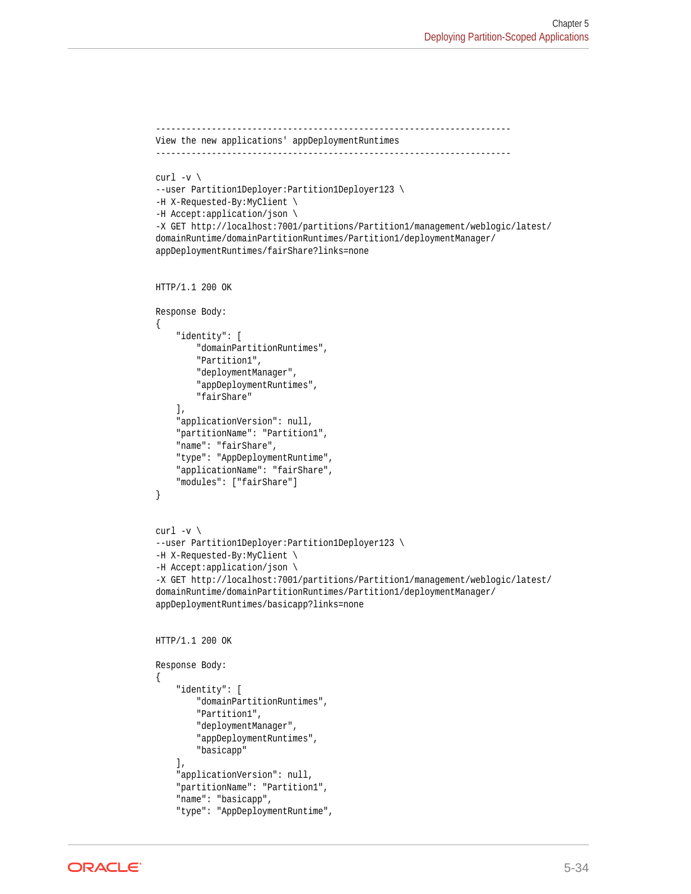```
---------------------------------------------------------------------
View the new applications' appDeploymentRuntimes
---------------------------------------------------------------------

curl -v \
--user Partition1Deployer:Partition1Deployer123 \
-H X-Requested-By:MyClient \
-H Accept:application/json \
-X GET http://localhost:7001/partitions/Partition1/management/weblogic/latest/
domainRuntime/domainPartitionRuntimes/Partition1/deploymentManager/
appDeploymentRuntimes/fairShare?links=none


HTTP/1.1 200 OK

Response Body:
{
    "identity": [
        "domainPartitionRuntimes",
        "Partition1",
        "deploymentManager",
        "appDeploymentRuntimes",
        "fairShare"
    ],
    "applicationVersion": null,
    "partitionName": "Partition1",
    "name": "fairShare",
    "type": "AppDeploymentRuntime",
    "applicationName": "fairShare",
    "modules": ["fairShare"]
}


curl -v \
--user Partition1Deployer:Partition1Deployer123 \
-H X-Requested-By:MyClient \
-H Accept:application/json \
-X GET http://localhost:7001/partitions/Partition1/management/weblogic/latest/
domainRuntime/domainPartitionRuntimes/Partition1/deploymentManager/
appDeploymentRuntimes/basicapp?links=none


HTTP/1.1 200 OK

Response Body:
{
    "identity": [
        "domainPartitionRuntimes",
        "Partition1",
        "deploymentManager",
        "appDeploymentRuntimes",
        "basicapp"
    ],
    "applicationVersion": null,
    "partitionName": "Partition1",
    "name": "basicapp",
    "type": "AppDeploymentRuntime",
```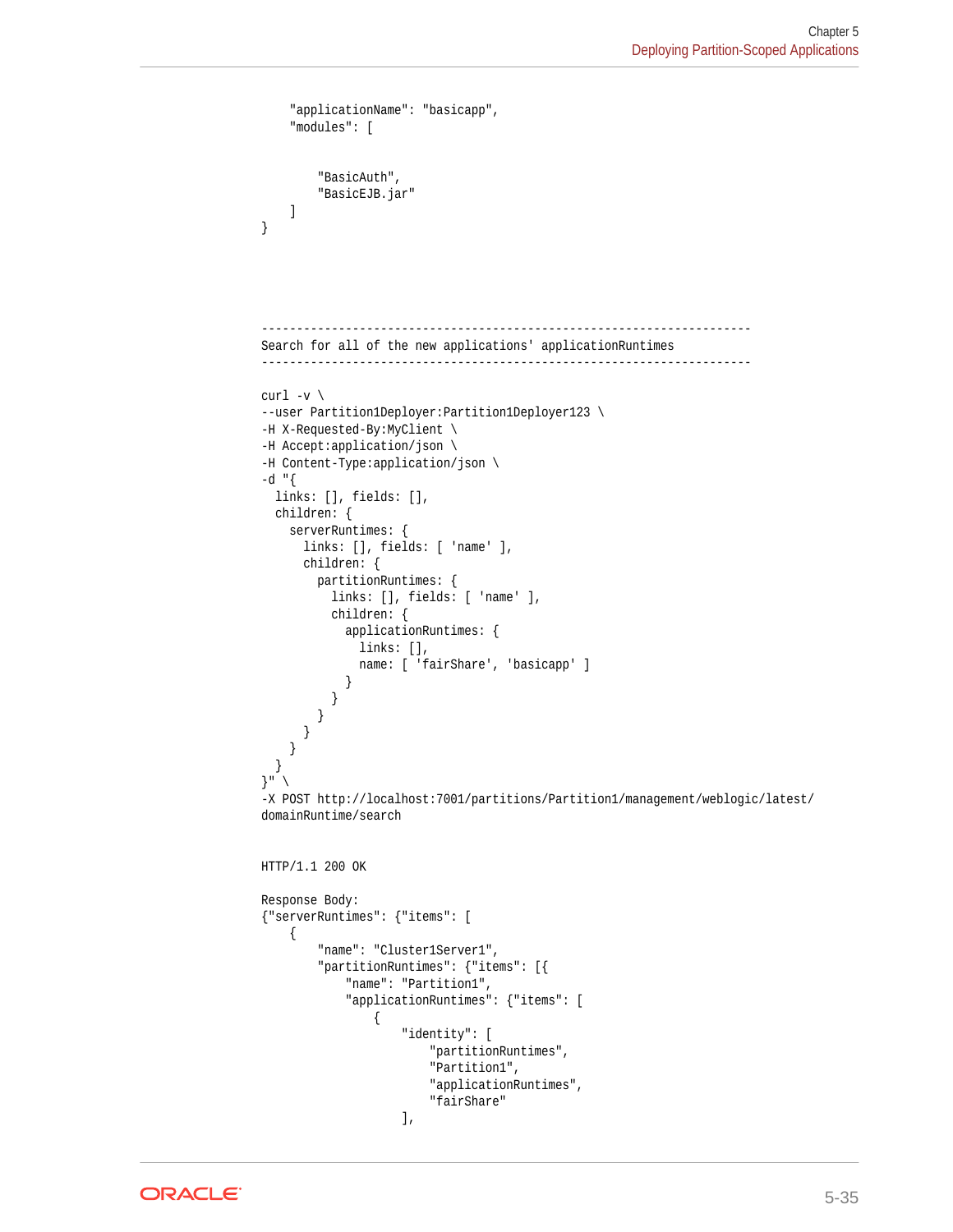```
    "applicationName": "basicapp",
    "modules": [


        "BasicAuth",
        "BasicEJB.jar"
    ]
}




----------------------------------------------------------------------
Search for all of the new applications' applicationRuntimes
----------------------------------------------------------------------

curl -v \
--user Partition1Deployer:Partition1Deployer123 \
-H X-Requested-By:MyClient \
-H Accept:application/json \
-H Content-Type:application/json \
-d "{
  links: [], fields: [],
  children: {
    serverRuntimes: {
      links: [], fields: [ 'name' ],
      children: {
        partitionRuntimes: {
          links: [], fields: [ 'name' ],
          children: {
            applicationRuntimes: {
              links: [],
              name: [ 'fairShare', 'basicapp' ]
            }
          }
        }
      }
    }
  }
}" \
-X POST http://localhost:7001/partitions/Partition1/management/weblogic/latest/
domainRuntime/search


HTTP/1.1 200 OK

Response Body:
{"serverRuntimes": {"items": [
    {
        "name": "Cluster1Server1",
        "partitionRuntimes": {"items": [{
            "name": "Partition1",
            "applicationRuntimes": {"items": [
                {
                    "identity": [
                        "partitionRuntimes",
                        "Partition1",
                        "applicationRuntimes",
                        "fairShare"
                    ],
```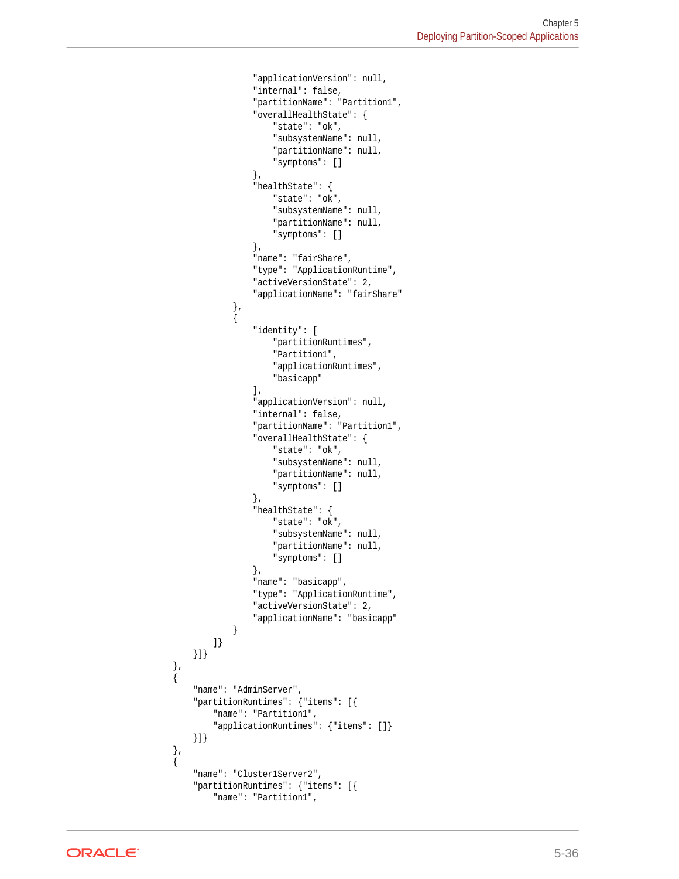```
                    "applicationVersion": null,
                    "internal": false,
                    "partitionName": "Partition1",
                    "overallHealthState": {
                        "state": "ok",
                        "subsystemName": null,
                        "partitionName": null,
                        "symptoms": []
                    },
                    "healthState": {
                        "state": "ok",
                        "subsystemName": null,
                        "partitionName": null,
                        "symptoms": []
                    },
                    "name": "fairShare",
                    "type": "ApplicationRuntime",
                    "activeVersionState": 2,
                    "applicationName": "fairShare"
                },
                {
                    "identity": [
                        "partitionRuntimes",
                        "Partition1",
                        "applicationRuntimes",
                        "basicapp"
                    ],
                    "applicationVersion": null,
                    "internal": false,
                    "partitionName": "Partition1",
                    "overallHealthState": {
                        "state": "ok",
                        "subsystemName": null,
                        "partitionName": null,
                        "symptoms": []
                    },
                    "healthState": {
                        "state": "ok",
                        "subsystemName": null,
                        "partitionName": null,
                        "symptoms": []
                    },
                    "name": "basicapp",
                    "type": "ApplicationRuntime",
                    "activeVersionState": 2,
                    "applicationName": "basicapp"
                }
            ]}
        }]}
    },
    {
        "name": "AdminServer",
        "partitionRuntimes": {"items": [{
            "name": "Partition1",
            "applicationRuntimes": {"items": []}
        }]}
    },
    {
        "name": "Cluster1Server2",
        "partitionRuntimes": {"items": [{
            "name": "Partition1",
```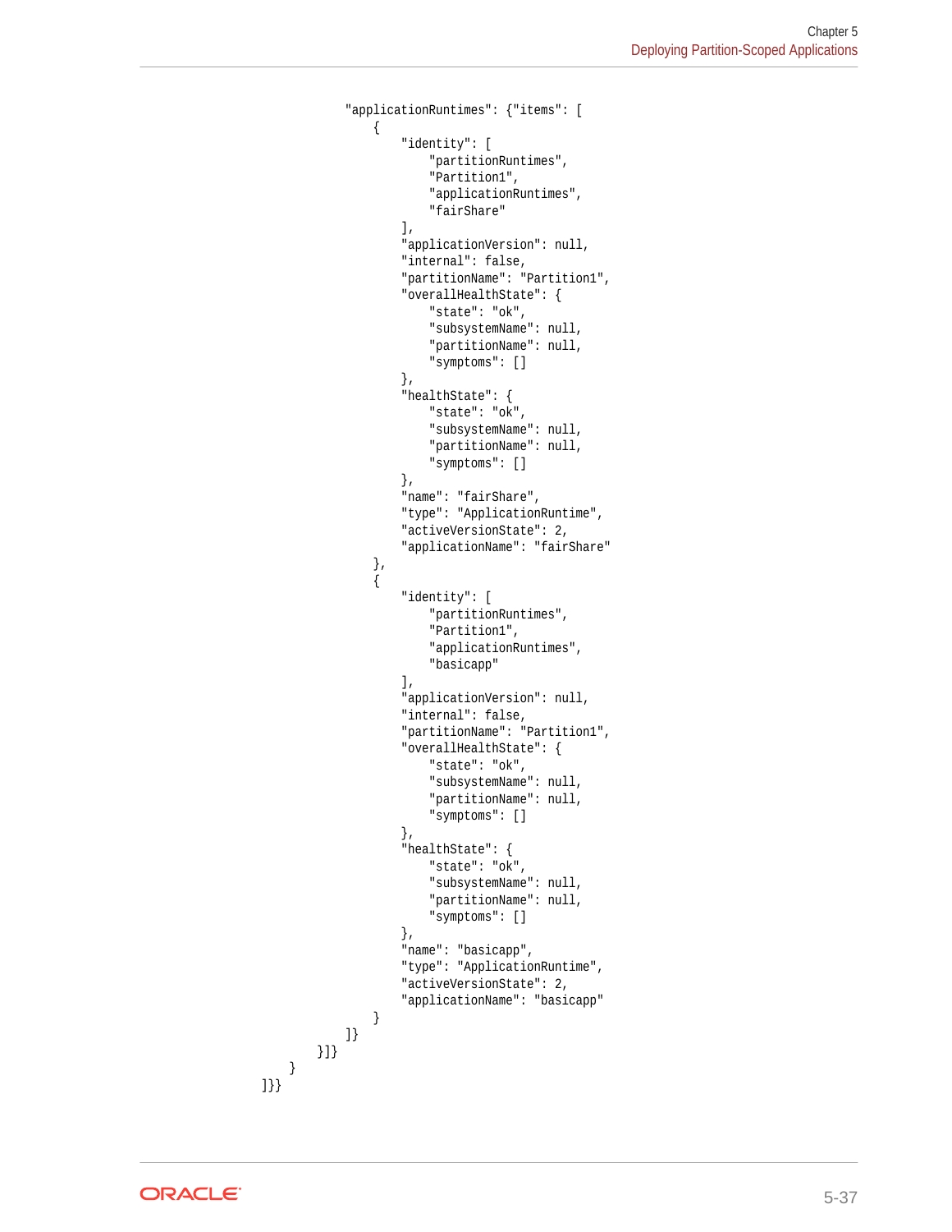```
                "applicationRuntimes": {"items": [
                    {
                        "identity": [
                            "partitionRuntimes",
                            "Partition1",
                            "applicationRuntimes",
                            "fairShare"
                        ],
                        "applicationVersion": null,
                        "internal": false,
                        "partitionName": "Partition1",
                        "overallHealthState": {
                            "state": "ok",
                            "subsystemName": null,
                            "partitionName": null,
                            "symptoms": []
                        },
                        "healthState": {
                            "state": "ok",
                            "subsystemName": null,
                            "partitionName": null,
                            "symptoms": []
                        },
                        "name": "fairShare",
                        "type": "ApplicationRuntime",
                        "activeVersionState": 2,
                        "applicationName": "fairShare"
                    },
                    {
                        "identity": [
                            "partitionRuntimes",
                            "Partition1",
                            "applicationRuntimes",
                            "basicapp"
                        ],
                        "applicationVersion": null,
                        "internal": false,
                        "partitionName": "Partition1",
                        "overallHealthState": {
                            "state": "ok",
                            "subsystemName": null,
                            "partitionName": null,
                            "symptoms": []
                        },
                        "healthState": {
                            "state": "ok",
                            "subsystemName": null,
                            "partitionName": null,
                            "symptoms": []
                        },
                        "name": "basicapp",
                        "type": "ApplicationRuntime",
                        "activeVersionState": 2,
                        "applicationName": "basicapp"
                    }
                ]}
            }]}
        }
    ]}}
```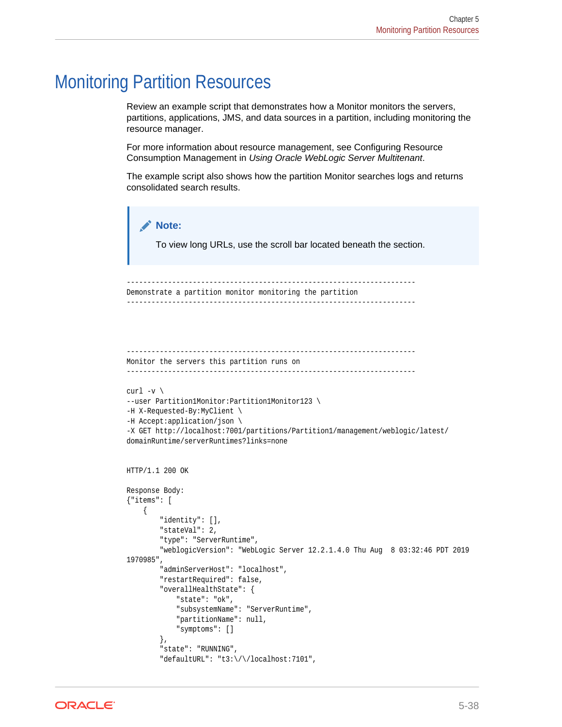# Monitoring Partition Resources

Review an example script that demonstrates how a Monitor monitors the servers, partitions, applications, JMS, and data sources in a partition, including monitoring the resource manager.

For more information about resource management, see Configuring Resource Consumption Management in *Using Oracle WebLogic Server Multitenant*.

The example script also shows how the partition Monitor searches logs and returns consolidated search results.

> **Note:**
>
> To view long URLs, use the scroll bar located beneath the section.

```
----------------------------------------------------------------------
Demonstrate a partition monitor monitoring the partition
----------------------------------------------------------------------




----------------------------------------------------------------------
Monitor the servers this partition runs on
----------------------------------------------------------------------

curl -v \
--user Partition1Monitor:Partition1Monitor123 \
-H X-Requested-By:MyClient \
-H Accept:application/json \
-X GET http://localhost:7001/partitions/Partition1/management/weblogic/latest/
domainRuntime/serverRuntimes?links=none


HTTP/1.1 200 OK

Response Body:
{"items": [
    {
        "identity": [],
        "stateVal": 2,
        "type": "ServerRuntime",
        "weblogicVersion": "WebLogic Server 12.2.1.4.0 Thu Aug  8 03:32:46 PDT 2019
1970985",
        "adminServerHost": "localhost",
        "restartRequired": false,
        "overallHealthState": {
            "state": "ok",
            "subsystemName": "ServerRuntime",
            "partitionName": null,
            "symptoms": []
        },
        "state": "RUNNING",
        "defaultURL": "t3:\/\/localhost:7101",
```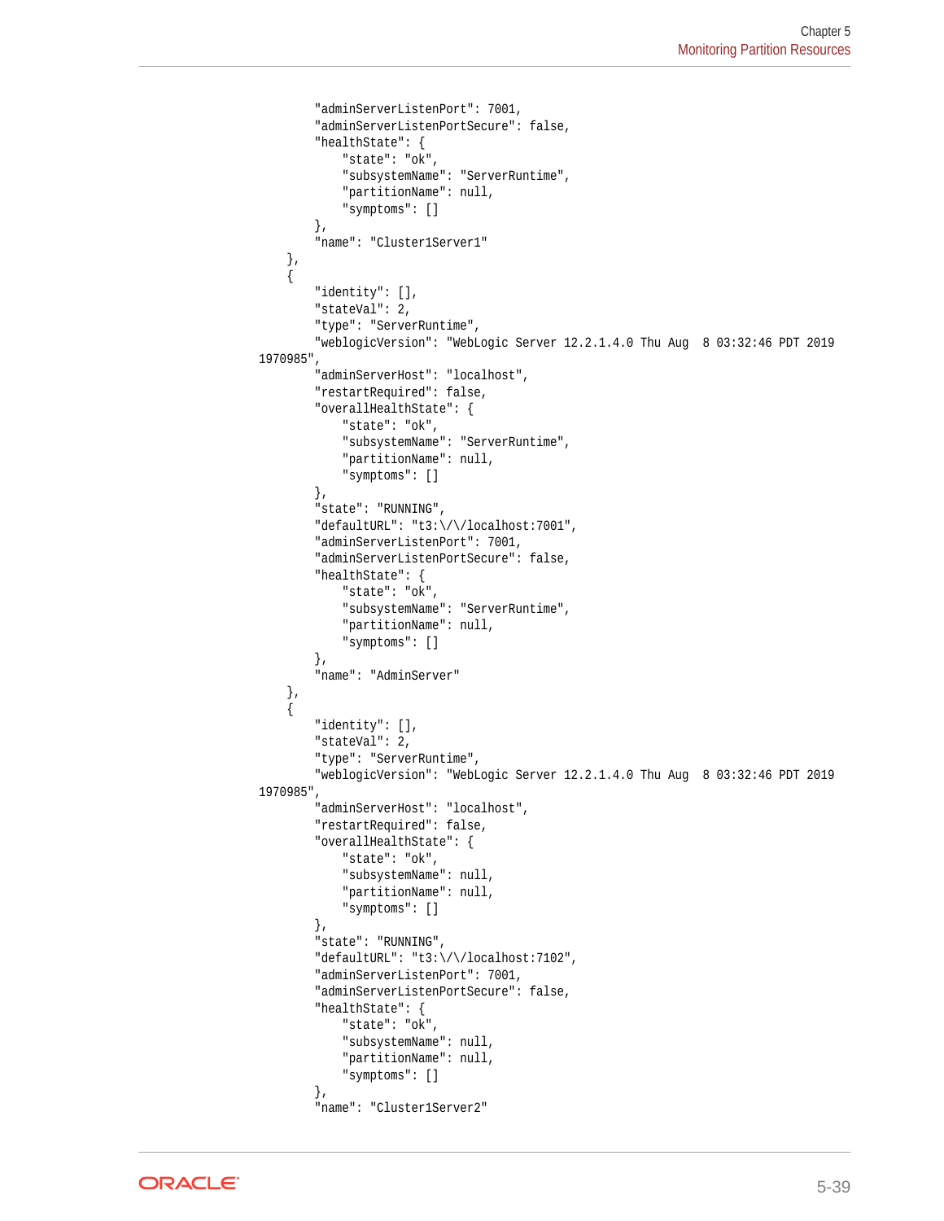```
            "adminServerListenPort": 7001,
            "adminServerListenPortSecure": false,
            "healthState": {
                "state": "ok",
                "subsystemName": "ServerRuntime",
                "partitionName": null,
                "symptoms": []
            },
            "name": "Cluster1Server1"
        },
        {
            "identity": [],
            "stateVal": 2,
            "type": "ServerRuntime",
            "weblogicVersion": "WebLogic Server 12.2.1.4.0 Thu Aug  8 03:32:46 PDT 2019
1970985",
            "adminServerHost": "localhost",
            "restartRequired": false,
            "overallHealthState": {
                "state": "ok",
                "subsystemName": "ServerRuntime",
                "partitionName": null,
                "symptoms": []
            },
            "state": "RUNNING",
            "defaultURL": "t3:\/\/localhost:7001",
            "adminServerListenPort": 7001,
            "adminServerListenPortSecure": false,
            "healthState": {
                "state": "ok",
                "subsystemName": "ServerRuntime",
                "partitionName": null,
                "symptoms": []
            },
            "name": "AdminServer"
        },
        {
            "identity": [],
            "stateVal": 2,
            "type": "ServerRuntime",
            "weblogicVersion": "WebLogic Server 12.2.1.4.0 Thu Aug  8 03:32:46 PDT 2019
1970985",
            "adminServerHost": "localhost",
            "restartRequired": false,
            "overallHealthState": {
                "state": "ok",
                "subsystemName": null,
                "partitionName": null,
                "symptoms": []
            },
            "state": "RUNNING",
            "defaultURL": "t3:\/\/localhost:7102",
            "adminServerListenPort": 7001,
            "adminServerListenPortSecure": false,
            "healthState": {
                "state": "ok",
                "subsystemName": null,
                "partitionName": null,
                "symptoms": []
            },
            "name": "Cluster1Server2"
```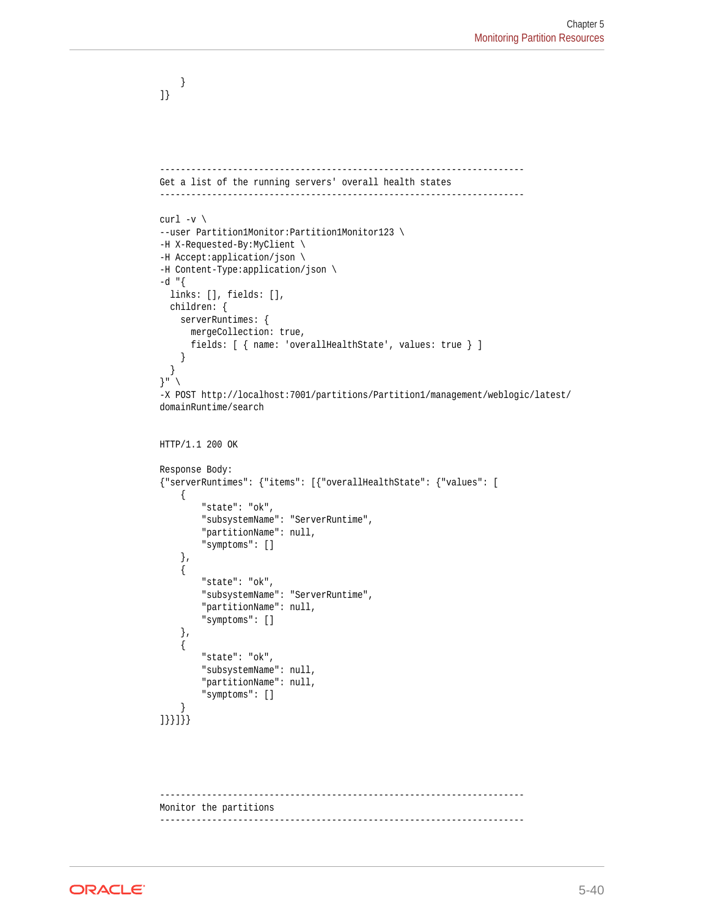```
    }
]}
```

```
----------------------------------------------------------------------
Get a list of the running servers' overall health states
----------------------------------------------------------------------

curl -v \
--user Partition1Monitor:Partition1Monitor123 \
-H X-Requested-By:MyClient \
-H Accept:application/json \
-H Content-Type:application/json \
-d "{
  links: [], fields: [],
  children: {
    serverRuntimes: {
      mergeCollection: true,
      fields: [ { name: 'overallHealthState', values: true } ]
    }
  }
}" \
-X POST http://localhost:7001/partitions/Partition1/management/weblogic/latest/
domainRuntime/search


HTTP/1.1 200 OK

Response Body:
{"serverRuntimes": {"items": [{"overallHealthState": {"values": [
    {
        "state": "ok",
        "subsystemName": "ServerRuntime",
        "partitionName": null,
        "symptoms": []
    },
    {
        "state": "ok",
        "subsystemName": "ServerRuntime",
        "partitionName": null,
        "symptoms": []
    },
    {
        "state": "ok",
        "subsystemName": null,
        "partitionName": null,
        "symptoms": []
    }
]}}]}}
```

```
----------------------------------------------------------------------
Monitor the partitions
----------------------------------------------------------------------
```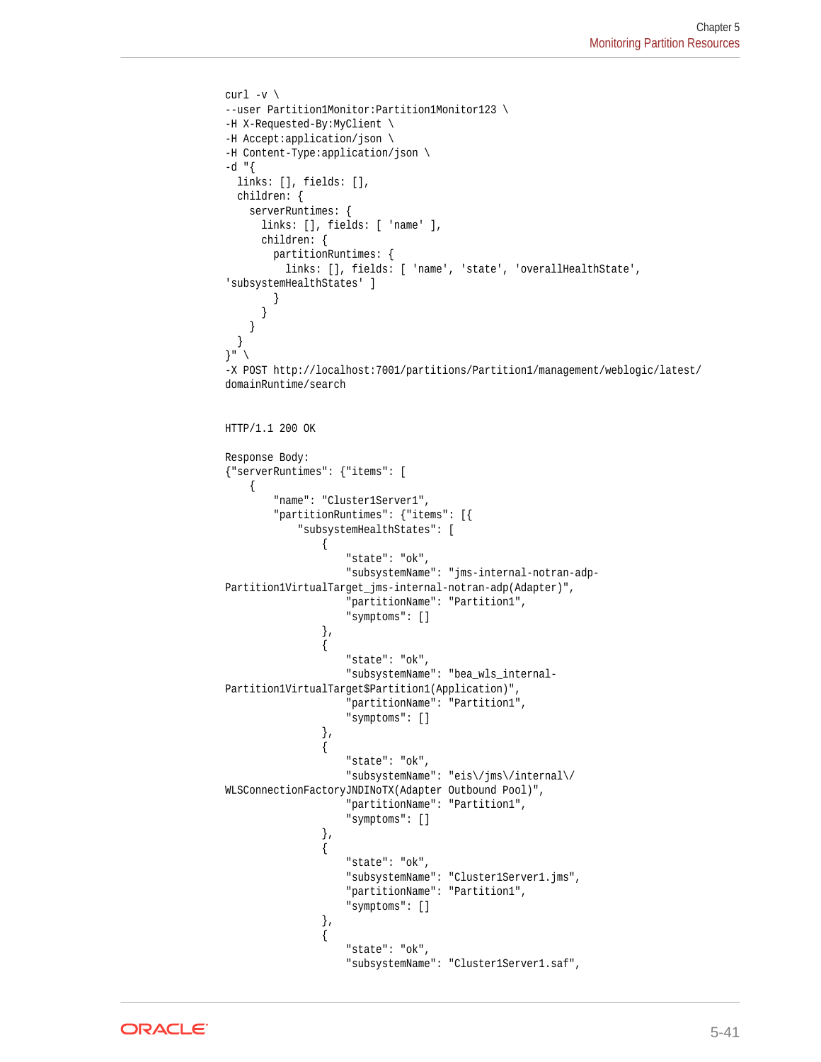```
curl -v \
--user Partition1Monitor:Partition1Monitor123 \
-H X-Requested-By:MyClient \
-H Accept:application/json \
-H Content-Type:application/json \
-d "{
  links: [], fields: [],
  children: {
    serverRuntimes: {
      links: [], fields: [ 'name' ],
      children: {
        partitionRuntimes: {
          links: [], fields: [ 'name', 'state', 'overallHealthState',
'subsystemHealthStates' ]
        }
      }
    }
  }
}" \
-X POST http://localhost:7001/partitions/Partition1/management/weblogic/latest/
domainRuntime/search


HTTP/1.1 200 OK

Response Body:
{"serverRuntimes": {"items": [
    {
        "name": "Cluster1Server1",
        "partitionRuntimes": {"items": [{
            "subsystemHealthStates": [
                {
                    "state": "ok",
                    "subsystemName": "jms-internal-notran-adp-
Partition1VirtualTarget_jms-internal-notran-adp(Adapter)",
                    "partitionName": "Partition1",
                    "symptoms": []
                },
                {
                    "state": "ok",
                    "subsystemName": "bea_wls_internal-
Partition1VirtualTarget$Partition1(Application)",
                    "partitionName": "Partition1",
                    "symptoms": []
                },
                {
                    "state": "ok",
                    "subsystemName": "eis\/jms\/internal\/
WLSConnectionFactoryJNDINoTX(Adapter Outbound Pool)",
                    "partitionName": "Partition1",
                    "symptoms": []
                },
                {
                    "state": "ok",
                    "subsystemName": "Cluster1Server1.jms",
                    "partitionName": "Partition1",
                    "symptoms": []
                },
                {
                    "state": "ok",
                    "subsystemName": "Cluster1Server1.saf",
```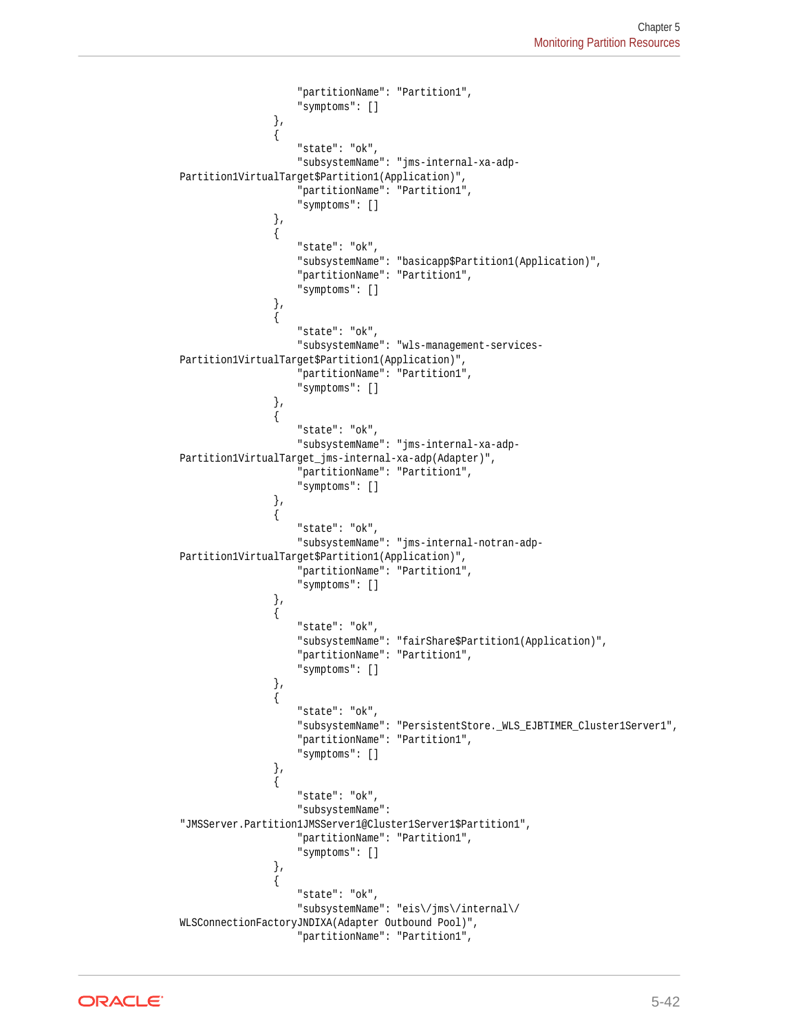```
                    "partitionName": "Partition1",
                    "symptoms": []
                },
                {
                    "state": "ok",
                    "subsystemName": "jms-internal-xa-adp-
Partition1VirtualTarget$Partition1(Application)",
                    "partitionName": "Partition1",
                    "symptoms": []
                },
                {
                    "state": "ok",
                    "subsystemName": "basicapp$Partition1(Application)",
                    "partitionName": "Partition1",
                    "symptoms": []
                },
                {
                    "state": "ok",
                    "subsystemName": "wls-management-services-
Partition1VirtualTarget$Partition1(Application)",
                    "partitionName": "Partition1",
                    "symptoms": []
                },
                {
                    "state": "ok",
                    "subsystemName": "jms-internal-xa-adp-
Partition1VirtualTarget_jms-internal-xa-adp(Adapter)",
                    "partitionName": "Partition1",
                    "symptoms": []
                },
                {
                    "state": "ok",
                    "subsystemName": "jms-internal-notran-adp-
Partition1VirtualTarget$Partition1(Application)",
                    "partitionName": "Partition1",
                    "symptoms": []
                },
                {
                    "state": "ok",
                    "subsystemName": "fairShare$Partition1(Application)",
                    "partitionName": "Partition1",
                    "symptoms": []
                },
                {
                    "state": "ok",
                    "subsystemName": "PersistentStore._WLS_EJBTIMER_Cluster1Server1",
                    "partitionName": "Partition1",
                    "symptoms": []
                },
                {
                    "state": "ok",
                    "subsystemName":
"JMSServer.Partition1JMSServer1@Cluster1Server1$Partition1",
                    "partitionName": "Partition1",
                    "symptoms": []
                },
                {
                    "state": "ok",
                    "subsystemName": "eis\/jms\/internal\/
WLSConnectionFactoryJNDIXA(Adapter Outbound Pool)",
                    "partitionName": "Partition1",
```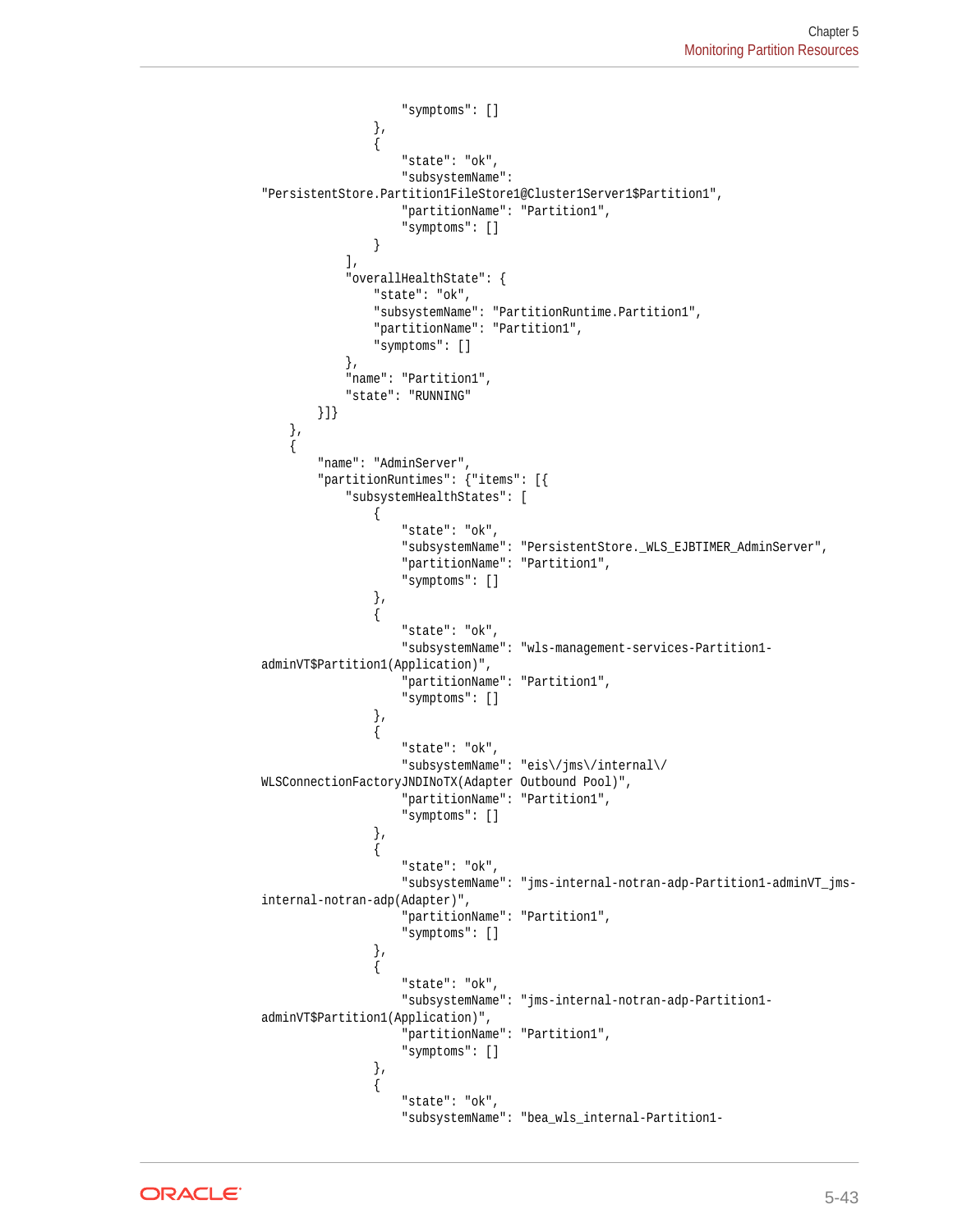```
                        "symptoms": []
                    },
                    {
                        "state": "ok",
                        "subsystemName":
"PersistentStore.Partition1FileStore1@Cluster1Server1$Partition1",
                        "partitionName": "Partition1",
                        "symptoms": []
                    }
                ],
                "overallHealthState": {
                    "state": "ok",
                    "subsystemName": "PartitionRuntime.Partition1",
                    "partitionName": "Partition1",
                    "symptoms": []
                },
                "name": "Partition1",
                "state": "RUNNING"
            }]}
        },
        {
            "name": "AdminServer",
            "partitionRuntimes": {"items": [{
                "subsystemHealthStates": [
                    {
                        "state": "ok",
                        "subsystemName": "PersistentStore._WLS_EJBTIMER_AdminServer",
                        "partitionName": "Partition1",
                        "symptoms": []
                    },
                    {
                        "state": "ok",
                        "subsystemName": "wls-management-services-Partition1-
adminVT$Partition1(Application)",
                        "partitionName": "Partition1",
                        "symptoms": []
                    },
                    {
                        "state": "ok",
                        "subsystemName": "eis\/jms\/internal\/
WLSConnectionFactoryJNDINoTX(Adapter Outbound Pool)",
                        "partitionName": "Partition1",
                        "symptoms": []
                    },
                    {
                        "state": "ok",
                        "subsystemName": "jms-internal-notran-adp-Partition1-adminVT_jms-
internal-notran-adp(Adapter)",
                        "partitionName": "Partition1",
                        "symptoms": []
                    },
                    {
                        "state": "ok",
                        "subsystemName": "jms-internal-notran-adp-Partition1-
adminVT$Partition1(Application)",
                        "partitionName": "Partition1",
                        "symptoms": []
                    },
                    {
                        "state": "ok",
                        "subsystemName": "bea_wls_internal-Partition1-
```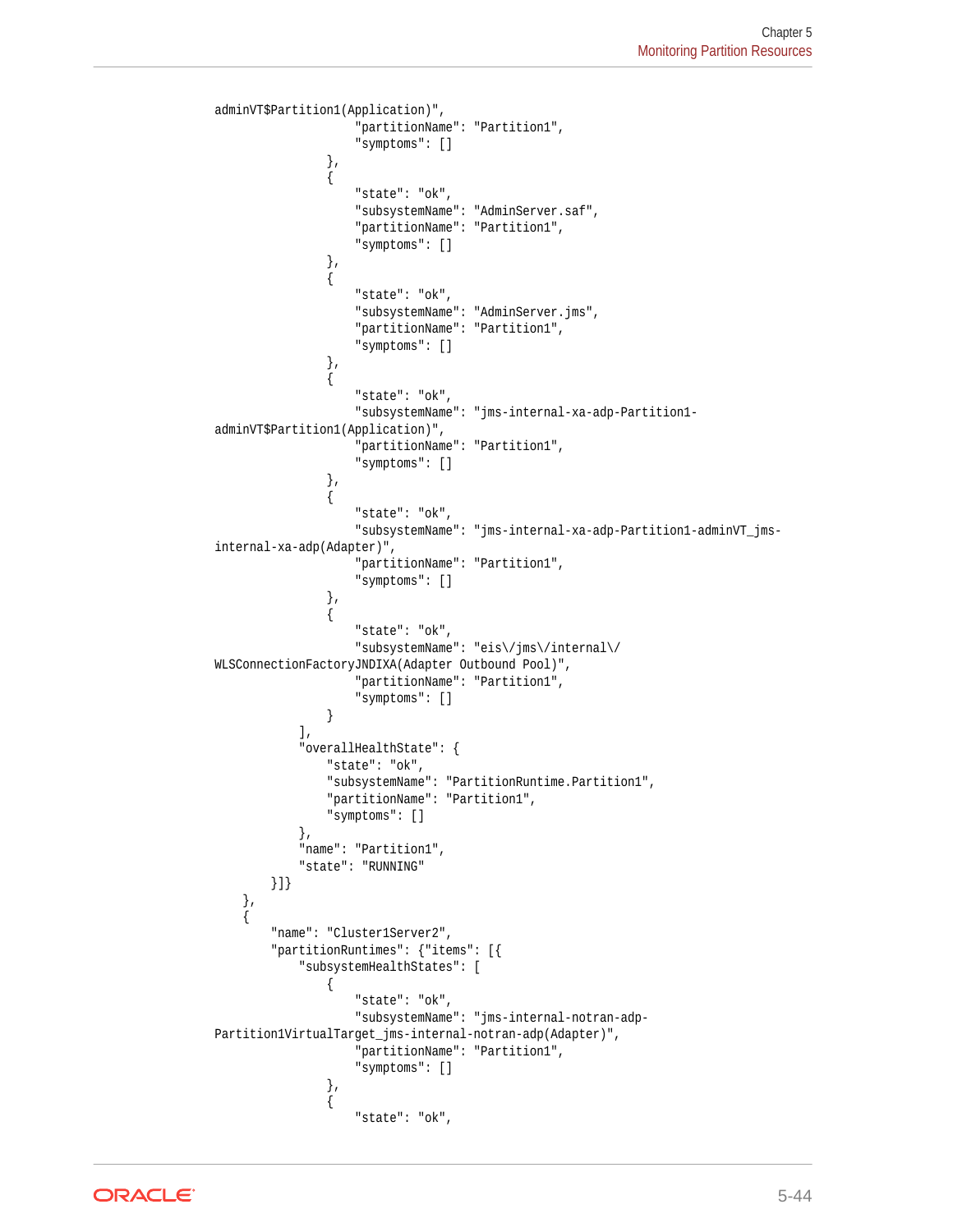```
adminVT$Partition1(Application)",
                    "partitionName": "Partition1",
                    "symptoms": []
                },
                {
                    "state": "ok",
                    "subsystemName": "AdminServer.saf",
                    "partitionName": "Partition1",
                    "symptoms": []
                },
                {
                    "state": "ok",
                    "subsystemName": "AdminServer.jms",
                    "partitionName": "Partition1",
                    "symptoms": []
                },
                {
                    "state": "ok",
                    "subsystemName": "jms-internal-xa-adp-Partition1-
adminVT$Partition1(Application)",
                    "partitionName": "Partition1",
                    "symptoms": []
                },
                {
                    "state": "ok",
                    "subsystemName": "jms-internal-xa-adp-Partition1-adminVT_jms-
internal-xa-adp(Adapter)",
                    "partitionName": "Partition1",
                    "symptoms": []
                },
                {
                    "state": "ok",
                    "subsystemName": "eis\/jms\/internal\/
WLSConnectionFactoryJNDIXA(Adapter Outbound Pool)",
                    "partitionName": "Partition1",
                    "symptoms": []
                }
            ],
            "overallHealthState": {
                "state": "ok",
                "subsystemName": "PartitionRuntime.Partition1",
                "partitionName": "Partition1",
                "symptoms": []
            },
            "name": "Partition1",
            "state": "RUNNING"
        }]}
    },
    {
        "name": "Cluster1Server2",
        "partitionRuntimes": {"items": [{
            "subsystemHealthStates": [
                {
                    "state": "ok",
                    "subsystemName": "jms-internal-notran-adp-
Partition1VirtualTarget_jms-internal-notran-adp(Adapter)",
                    "partitionName": "Partition1",
                    "symptoms": []
                },
                {
                    "state": "ok",
```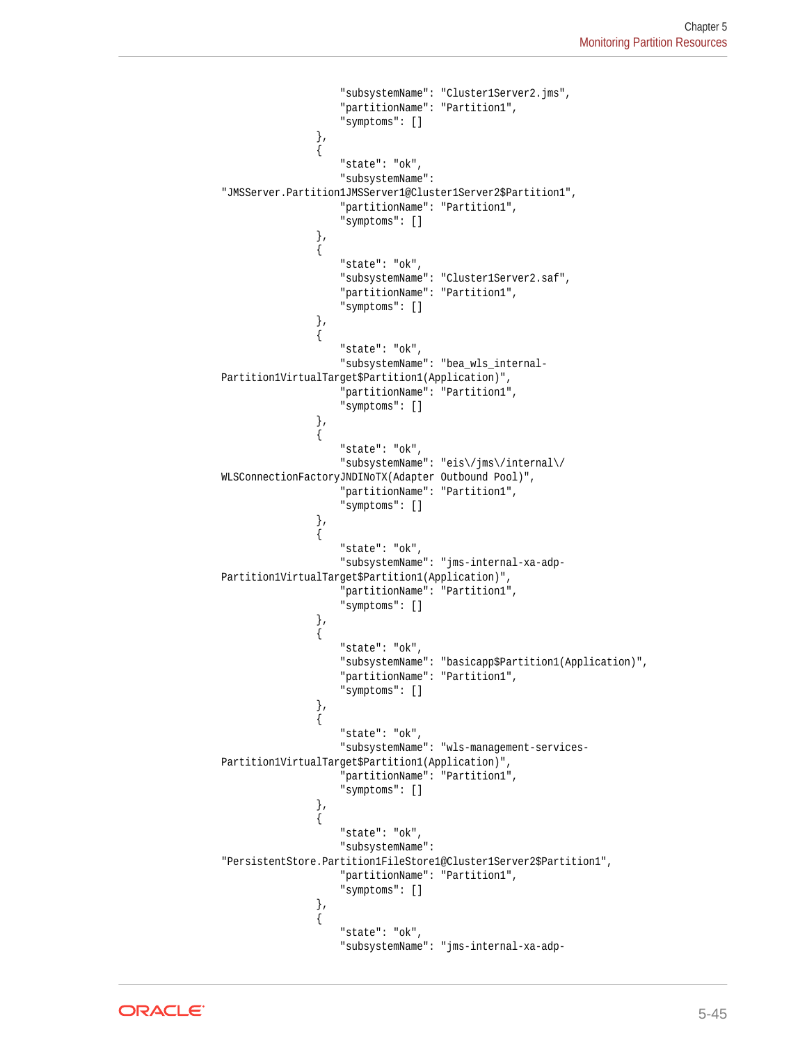```
                    "subsystemName": "Cluster1Server2.jms",
                    "partitionName": "Partition1",
                    "symptoms": []
                },
                {
                    "state": "ok",
                    "subsystemName": 
"JMSServer.Partition1JMSServer1@Cluster1Server2$Partition1",
                    "partitionName": "Partition1",
                    "symptoms": []
                },
                {
                    "state": "ok",
                    "subsystemName": "Cluster1Server2.saf",
                    "partitionName": "Partition1",
                    "symptoms": []
                },
                {
                    "state": "ok",
                    "subsystemName": "bea_wls_internal-
Partition1VirtualTarget$Partition1(Application)",
                    "partitionName": "Partition1",
                    "symptoms": []
                },
                {
                    "state": "ok",
                    "subsystemName": "eis\/jms\/internal\/
WLSConnectionFactoryJNDINoTX(Adapter Outbound Pool)",
                    "partitionName": "Partition1",
                    "symptoms": []
                },
                {
                    "state": "ok",
                    "subsystemName": "jms-internal-xa-adp-
Partition1VirtualTarget$Partition1(Application)",
                    "partitionName": "Partition1",
                    "symptoms": []
                },
                {
                    "state": "ok",
                    "subsystemName": "basicapp$Partition1(Application)",
                    "partitionName": "Partition1",
                    "symptoms": []
                },
                {
                    "state": "ok",
                    "subsystemName": "wls-management-services-
Partition1VirtualTarget$Partition1(Application)",
                    "partitionName": "Partition1",
                    "symptoms": []
                },
                {
                    "state": "ok",
                    "subsystemName": 
"PersistentStore.Partition1FileStore1@Cluster1Server2$Partition1",
                    "partitionName": "Partition1",
                    "symptoms": []
                },
                {
                    "state": "ok",
                    "subsystemName": "jms-internal-xa-adp-
```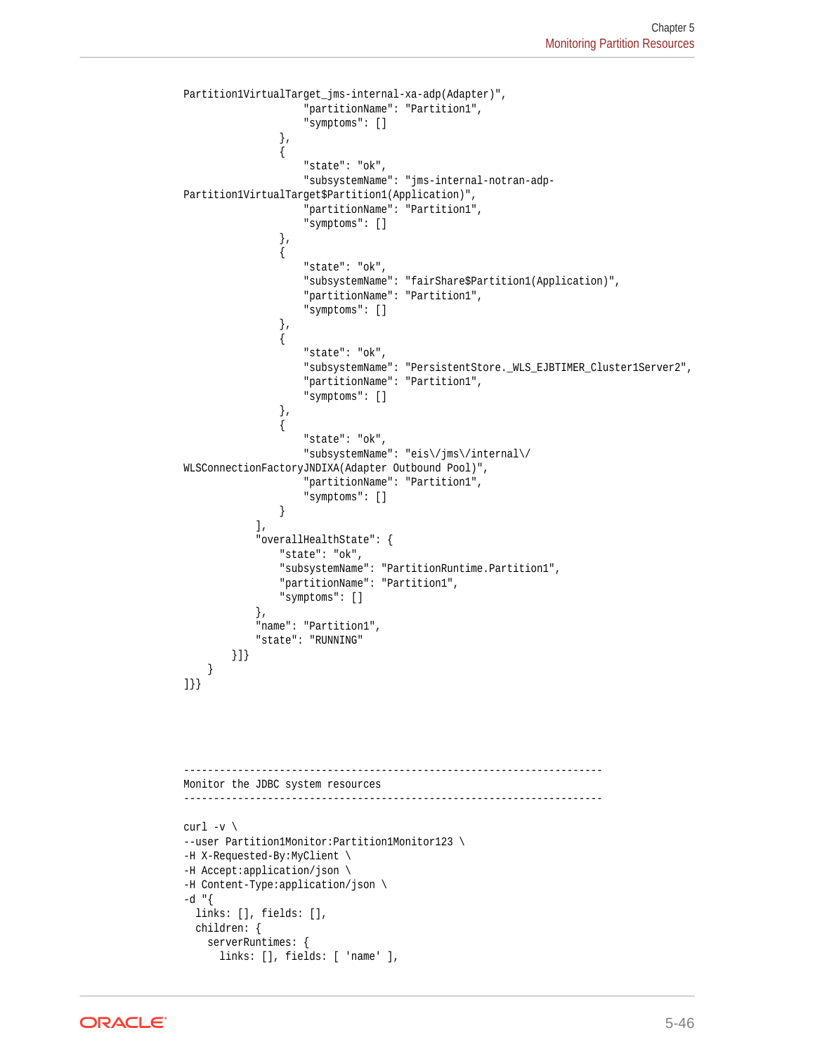```
Partition1VirtualTarget_jms-internal-xa-adp(Adapter)",
                    "partitionName": "Partition1",
                    "symptoms": []
                },
                {
                    "state": "ok",
                    "subsystemName": "jms-internal-notran-adp-
Partition1VirtualTarget$Partition1(Application)",
                    "partitionName": "Partition1",
                    "symptoms": []
                },
                {
                    "state": "ok",
                    "subsystemName": "fairShare$Partition1(Application)",
                    "partitionName": "Partition1",
                    "symptoms": []
                },
                {
                    "state": "ok",
                    "subsystemName": "PersistentStore._WLS_EJBTIMER_Cluster1Server2",
                    "partitionName": "Partition1",
                    "symptoms": []
                },
                {
                    "state": "ok",
                    "subsystemName": "eis\/jms\/internal\/
WLSConnectionFactoryJNDIXA(Adapter Outbound Pool)",
                    "partitionName": "Partition1",
                    "symptoms": []
                }
            ],
            "overallHealthState": {
                "state": "ok",
                "subsystemName": "PartitionRuntime.Partition1",
                "partitionName": "Partition1",
                "symptoms": []
            },
            "name": "Partition1",
            "state": "RUNNING"
        }]}
    }
]}}




----------------------------------------------------------------------
Monitor the JDBC system resources
----------------------------------------------------------------------

curl -v \
--user Partition1Monitor:Partition1Monitor123 \
-H X-Requested-By:MyClient \
-H Accept:application/json \
-H Content-Type:application/json \
-d "{
  links: [], fields: [],
  children: {
    serverRuntimes: {
      links: [], fields: [ 'name' ],
```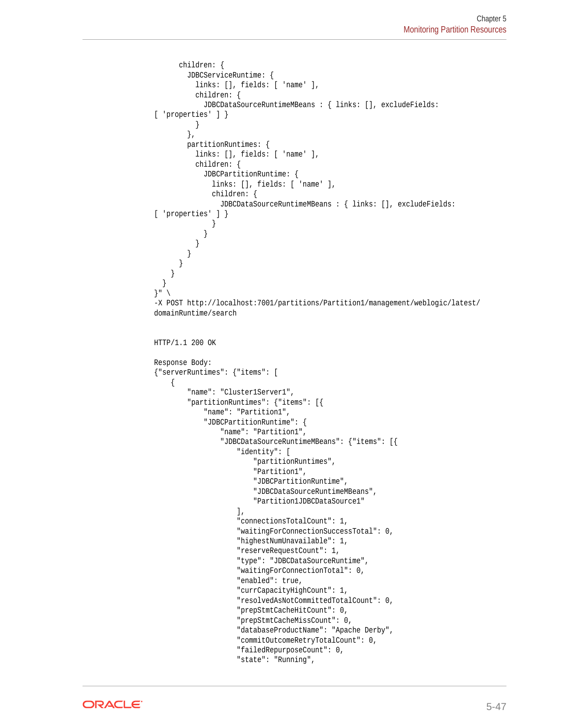```
      children: {
        JDBCServiceRuntime: {
          links: [], fields: [ 'name' ],
          children: {
            JDBCDataSourceRuntimeMBeans : { links: [], excludeFields:
[ 'properties' ] }
          }
        },
        partitionRuntimes: {
          links: [], fields: [ 'name' ],
          children: {
            JDBCPartitionRuntime: {
              links: [], fields: [ 'name' ],
              children: {
                JDBCDataSourceRuntimeMBeans : { links: [], excludeFields:
[ 'properties' ] }
              }
            }
          }
        }
      }
    }
  }
}" \
-X POST http://localhost:7001/partitions/Partition1/management/weblogic/latest/
domainRuntime/search


HTTP/1.1 200 OK

Response Body:
{"serverRuntimes": {"items": [
    {
        "name": "Cluster1Server1",
        "partitionRuntimes": {"items": [{
            "name": "Partition1",
            "JDBCPartitionRuntime": {
                "name": "Partition1",
                "JDBCDataSourceRuntimeMBeans": {"items": [{
                    "identity": [
                        "partitionRuntimes",
                        "Partition1",
                        "JDBCPartitionRuntime",
                        "JDBCDataSourceRuntimeMBeans",
                        "Partition1JDBCDataSource1"
                    ],
                    "connectionsTotalCount": 1,
                    "waitingForConnectionSuccessTotal": 0,
                    "highestNumUnavailable": 1,
                    "reserveRequestCount": 1,
                    "type": "JDBCDataSourceRuntime",
                    "waitingForConnectionTotal": 0,
                    "enabled": true,
                    "currCapacityHighCount": 1,
                    "resolvedAsNotCommittedTotalCount": 0,
                    "prepStmtCacheHitCount": 0,
                    "prepStmtCacheMissCount": 0,
                    "databaseProductName": "Apache Derby",
                    "commitOutcomeRetryTotalCount": 0,
                    "failedRepurposeCount": 0,
                    "state": "Running",
```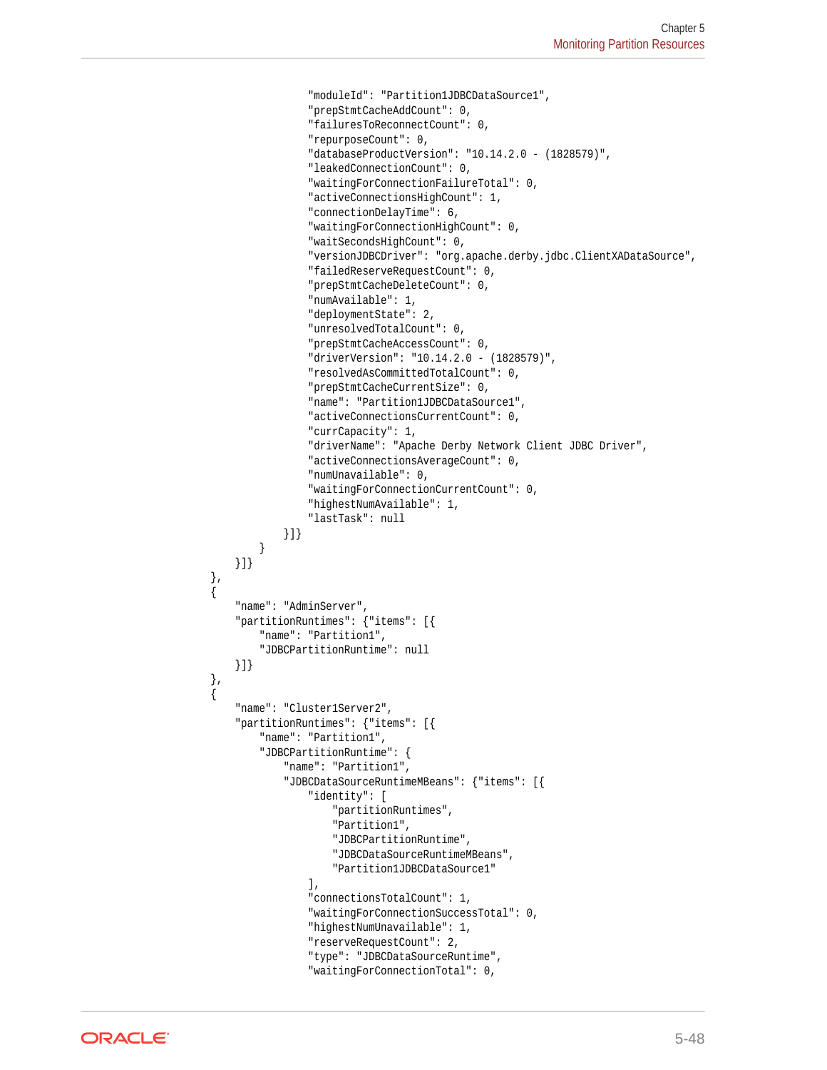```
                    "moduleId": "Partition1JDBCDataSource1",
                    "prepStmtCacheAddCount": 0,
                    "failuresToReconnectCount": 0,
                    "repurposeCount": 0,
                    "databaseProductVersion": "10.14.2.0 - (1828579)",
                    "leakedConnectionCount": 0,
                    "waitingForConnectionFailureTotal": 0,
                    "activeConnectionsHighCount": 1,
                    "connectionDelayTime": 6,
                    "waitingForConnectionHighCount": 0,
                    "waitSecondsHighCount": 0,
                    "versionJDBCDriver": "org.apache.derby.jdbc.ClientXADataSource",
                    "failedReserveRequestCount": 0,
                    "prepStmtCacheDeleteCount": 0,
                    "numAvailable": 1,
                    "deploymentState": 2,
                    "unresolvedTotalCount": 0,
                    "prepStmtCacheAccessCount": 0,
                    "driverVersion": "10.14.2.0 - (1828579)",
                    "resolvedAsCommittedTotalCount": 0,
                    "prepStmtCacheCurrentSize": 0,
                    "name": "Partition1JDBCDataSource1",
                    "activeConnectionsCurrentCount": 0,
                    "currCapacity": 1,
                    "driverName": "Apache Derby Network Client JDBC Driver",
                    "activeConnectionsAverageCount": 0,
                    "numUnavailable": 0,
                    "waitingForConnectionCurrentCount": 0,
                    "highestNumAvailable": 1,
                    "lastTask": null
                }]}
            }
        }]}
    },
    {
        "name": "AdminServer",
        "partitionRuntimes": {"items": [{
            "name": "Partition1",
            "JDBCPartitionRuntime": null
        }]}
    },
    {
        "name": "Cluster1Server2",
        "partitionRuntimes": {"items": [{
            "name": "Partition1",
            "JDBCPartitionRuntime": {
                "name": "Partition1",
                "JDBCDataSourceRuntimeMBeans": {"items": [{
                    "identity": [
                        "partitionRuntimes",
                        "Partition1",
                        "JDBCPartitionRuntime",
                        "JDBCDataSourceRuntimeMBeans",
                        "Partition1JDBCDataSource1"
                    ],
                    "connectionsTotalCount": 1,
                    "waitingForConnectionSuccessTotal": 0,
                    "highestNumUnavailable": 1,
                    "reserveRequestCount": 2,
                    "type": "JDBCDataSourceRuntime",
                    "waitingForConnectionTotal": 0,
```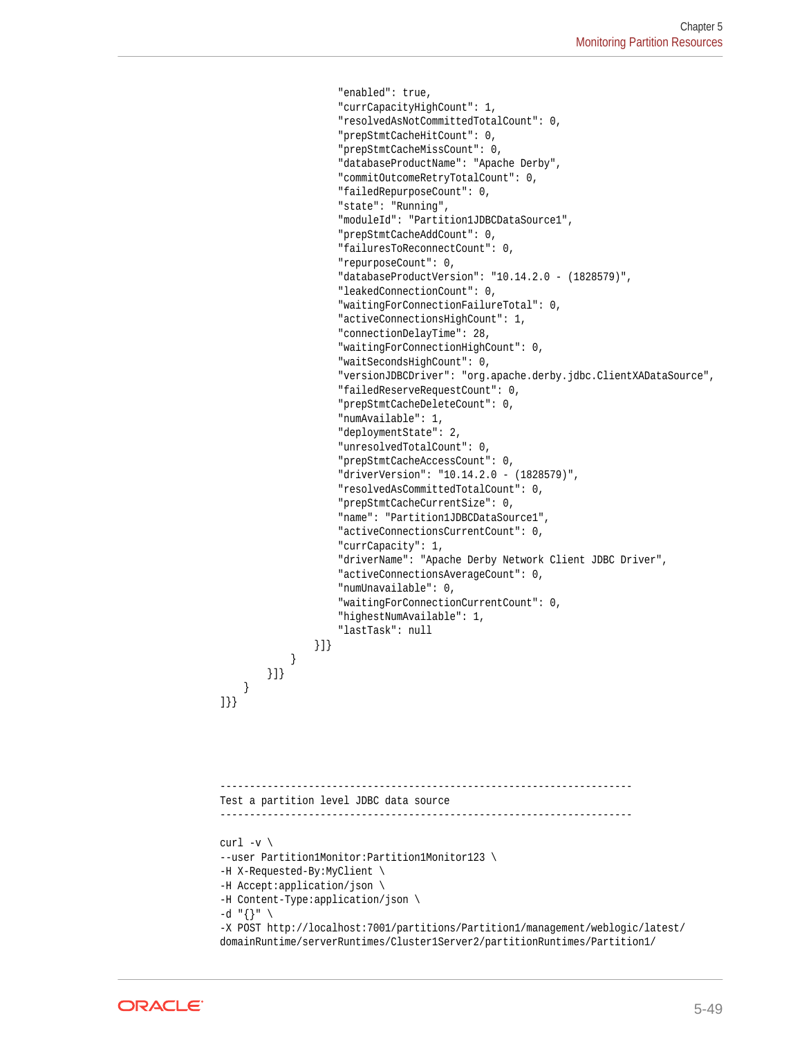```
                    "enabled": true,
                    "currCapacityHighCount": 1,
                    "resolvedAsNotCommittedTotalCount": 0,
                    "prepStmtCacheHitCount": 0,
                    "prepStmtCacheMissCount": 0,
                    "databaseProductName": "Apache Derby",
                    "commitOutcomeRetryTotalCount": 0,
                    "failedRepurposeCount": 0,
                    "state": "Running",
                    "moduleId": "Partition1JDBCDataSource1",
                    "prepStmtCacheAddCount": 0,
                    "failuresToReconnectCount": 0,
                    "repurposeCount": 0,
                    "databaseProductVersion": "10.14.2.0 - (1828579)",
                    "leakedConnectionCount": 0,
                    "waitingForConnectionFailureTotal": 0,
                    "activeConnectionsHighCount": 1,
                    "connectionDelayTime": 28,
                    "waitingForConnectionHighCount": 0,
                    "waitSecondsHighCount": 0,
                    "versionJDBCDriver": "org.apache.derby.jdbc.ClientXADataSource",
                    "failedReserveRequestCount": 0,
                    "prepStmtCacheDeleteCount": 0,
                    "numAvailable": 1,
                    "deploymentState": 2,
                    "unresolvedTotalCount": 0,
                    "prepStmtCacheAccessCount": 0,
                    "driverVersion": "10.14.2.0 - (1828579)",
                    "resolvedAsCommittedTotalCount": 0,
                    "prepStmtCacheCurrentSize": 0,
                    "name": "Partition1JDBCDataSource1",
                    "activeConnectionsCurrentCount": 0,
                    "currCapacity": 1,
                    "driverName": "Apache Derby Network Client JDBC Driver",
                    "activeConnectionsAverageCount": 0,
                    "numUnavailable": 0,
                    "waitingForConnectionCurrentCount": 0,
                    "highestNumAvailable": 1,
                    "lastTask": null
                }]}
            }
        }]}
    }
]}}



----------------------------------------------------------------------
Test a partition level JDBC data source
----------------------------------------------------------------------

curl -v \
--user Partition1Monitor:Partition1Monitor123 \
-H X-Requested-By:MyClient \
-H Accept:application/json \
-H Content-Type:application/json \
-d "{}" \
-X POST http://localhost:7001/partitions/Partition1/management/weblogic/latest/
domainRuntime/serverRuntimes/Cluster1Server2/partitionRuntimes/Partition1/
```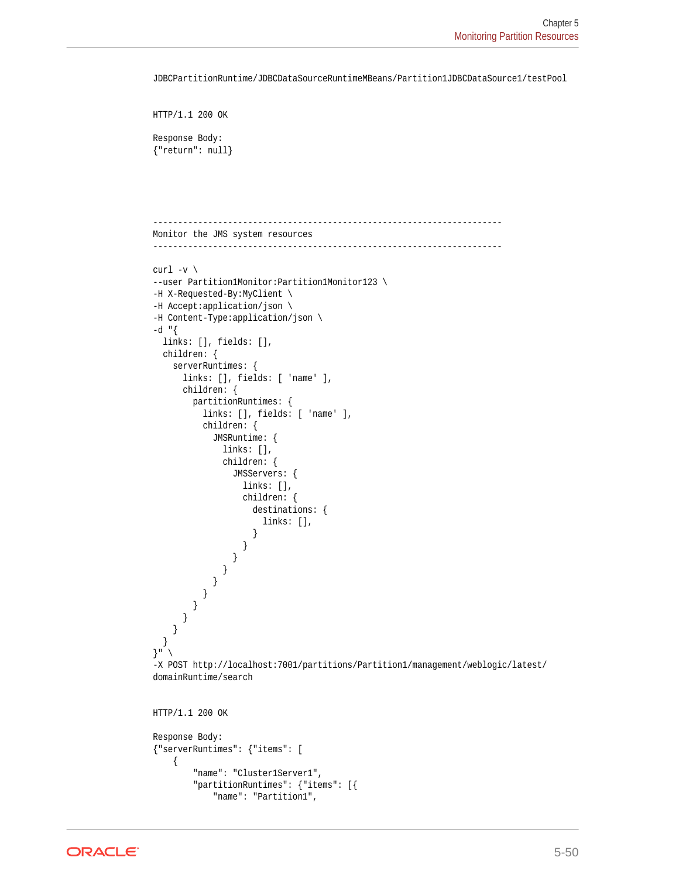```
JDBCPartitionRuntime/JDBCDataSourceRuntimeMBeans/Partition1JDBCDataSource1/testPool


HTTP/1.1 200 OK

Response Body:
{"return": null}




----------------------------------------------------------------------
Monitor the JMS system resources
----------------------------------------------------------------------

curl -v \
--user Partition1Monitor:Partition1Monitor123 \
-H X-Requested-By:MyClient \
-H Accept:application/json \
-H Content-Type:application/json \
-d "{
  links: [], fields: [],
  children: {
    serverRuntimes: {
      links: [], fields: [ 'name' ],
      children: {
        partitionRuntimes: {
          links: [], fields: [ 'name' ],
          children: {
            JMSRuntime: {
              links: [],
              children: {
                JMSServers: {
                  links: [],
                  children: {
                    destinations: {
                      links: [],
                    }
                  }
                }
              }
            }
          }
        }
      }
    }
  }
}" \
-X POST http://localhost:7001/partitions/Partition1/management/weblogic/latest/
domainRuntime/search


HTTP/1.1 200 OK

Response Body:
{"serverRuntimes": {"items": [
    {
        "name": "Cluster1Server1",
        "partitionRuntimes": {"items": [{
            "name": "Partition1",
```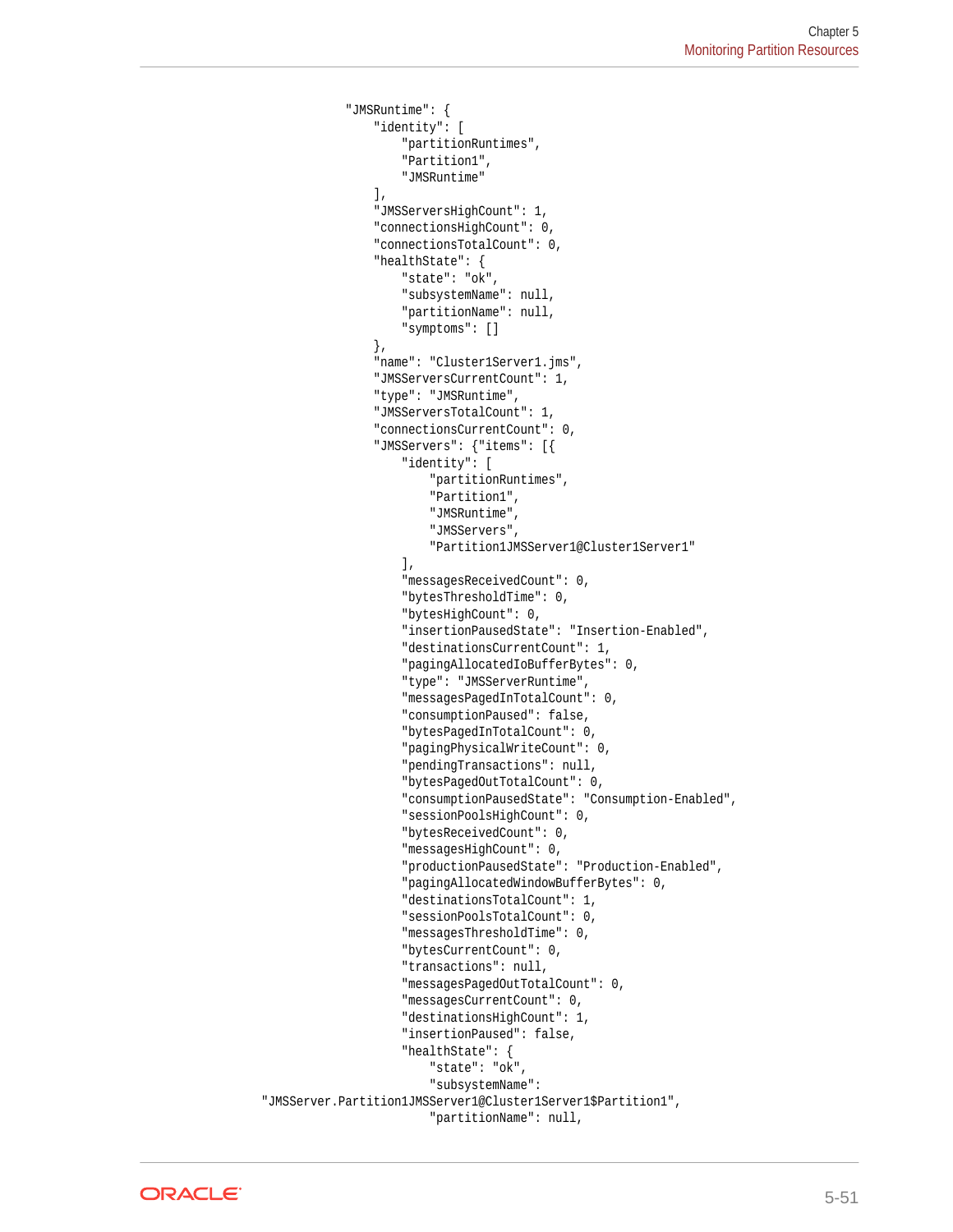```
                    "JMSRuntime": {
                        "identity": [
                            "partitionRuntimes",
                            "Partition1",
                            "JMSRuntime"
                        ],
                        "JMSServersHighCount": 1,
                        "connectionsHighCount": 0,
                        "connectionsTotalCount": 0,
                        "healthState": {
                            "state": "ok",
                            "subsystemName": null,
                            "partitionName": null,
                            "symptoms": []
                        },
                        "name": "Cluster1Server1.jms",
                        "JMSServersCurrentCount": 1,
                        "type": "JMSRuntime",
                        "JMSServersTotalCount": 1,
                        "connectionsCurrentCount": 0,
                        "JMSServers": {"items": [{
                            "identity": [
                                "partitionRuntimes",
                                "Partition1",
                                "JMSRuntime",
                                "JMSServers",
                                "Partition1JMSServer1@Cluster1Server1"
                            ],
                            "messagesReceivedCount": 0,
                            "bytesThresholdTime": 0,
                            "bytesHighCount": 0,
                            "insertionPausedState": "Insertion-Enabled",
                            "destinationsCurrentCount": 1,
                            "pagingAllocatedIoBufferBytes": 0,
                            "type": "JMSServerRuntime",
                            "messagesPagedInTotalCount": 0,
                            "consumptionPaused": false,
                            "bytesPagedInTotalCount": 0,
                            "pagingPhysicalWriteCount": 0,
                            "pendingTransactions": null,
                            "bytesPagedOutTotalCount": 0,
                            "consumptionPausedState": "Consumption-Enabled",
                            "sessionPoolsHighCount": 0,
                            "bytesReceivedCount": 0,
                            "messagesHighCount": 0,
                            "productionPausedState": "Production-Enabled",
                            "pagingAllocatedWindowBufferBytes": 0,
                            "destinationsTotalCount": 1,
                            "sessionPoolsTotalCount": 0,
                            "messagesThresholdTime": 0,
                            "bytesCurrentCount": 0,
                            "transactions": null,
                            "messagesPagedOutTotalCount": 0,
                            "messagesCurrentCount": 0,
                            "destinationsHighCount": 1,
                            "insertionPaused": false,
                            "healthState": {
                                "state": "ok",
                                "subsystemName":
"JMSServer.Partition1JMSServer1@Cluster1Server1$Partition1",
                                "partitionName": null,
```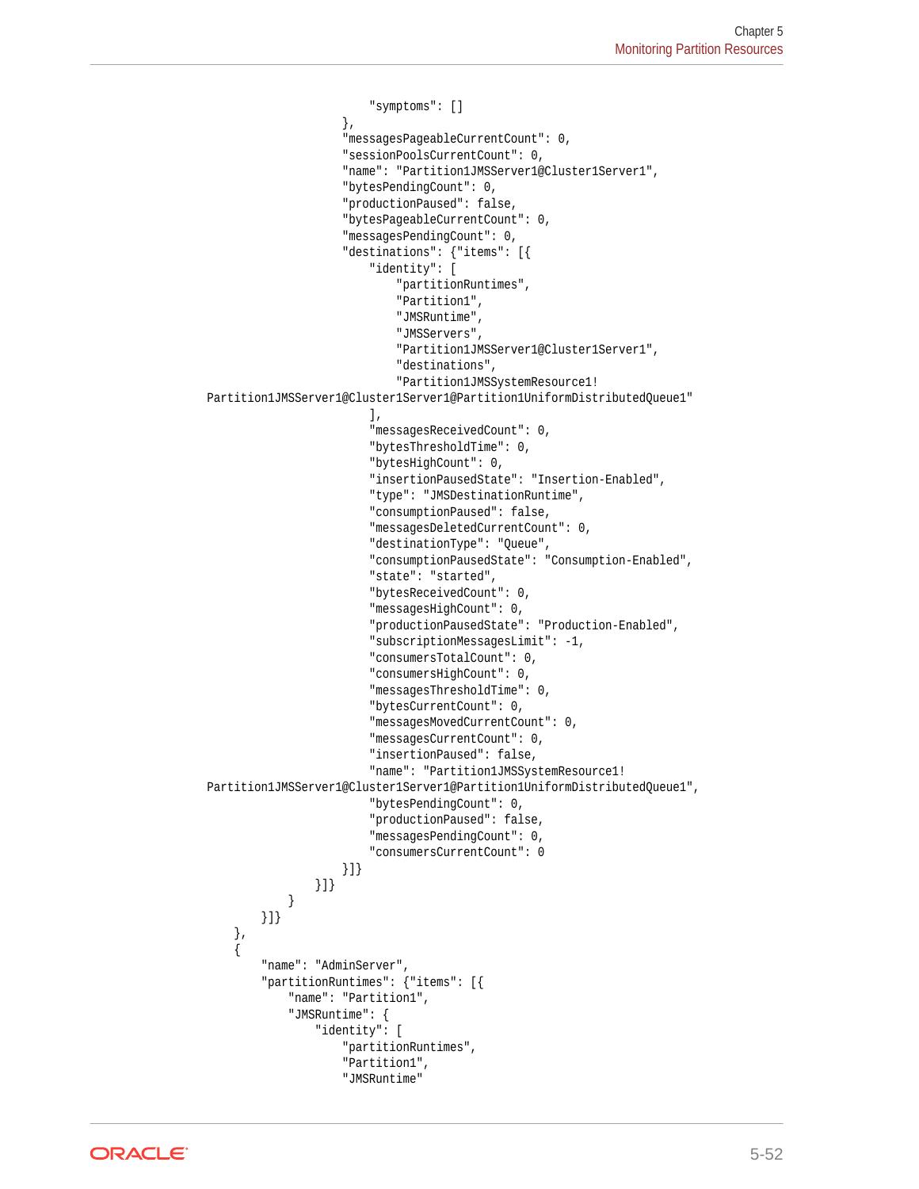```
                        "symptoms": []
                    },
                    "messagesPageableCurrentCount": 0,
                    "sessionPoolsCurrentCount": 0,
                    "name": "Partition1JMSServer1@Cluster1Server1",
                    "bytesPendingCount": 0,
                    "productionPaused": false,
                    "bytesPageableCurrentCount": 0,
                    "messagesPendingCount": 0,
                    "destinations": {"items": [{
                        "identity": [
                            "partitionRuntimes",
                            "Partition1",
                            "JMSRuntime",
                            "JMSServers",
                            "Partition1JMSServer1@Cluster1Server1",
                            "destinations",
                            "Partition1JMSSystemResource1!
Partition1JMSServer1@Cluster1Server1@Partition1UniformDistributedQueue1"
                        ],
                        "messagesReceivedCount": 0,
                        "bytesThresholdTime": 0,
                        "bytesHighCount": 0,
                        "insertionPausedState": "Insertion-Enabled",
                        "type": "JMSDestinationRuntime",
                        "consumptionPaused": false,
                        "messagesDeletedCurrentCount": 0,
                        "destinationType": "Queue",
                        "consumptionPausedState": "Consumption-Enabled",
                        "state": "started",
                        "bytesReceivedCount": 0,
                        "messagesHighCount": 0,
                        "productionPausedState": "Production-Enabled",
                        "subscriptionMessagesLimit": -1,
                        "consumersTotalCount": 0,
                        "consumersHighCount": 0,
                        "messagesThresholdTime": 0,
                        "bytesCurrentCount": 0,
                        "messagesMovedCurrentCount": 0,
                        "messagesCurrentCount": 0,
                        "insertionPaused": false,
                        "name": "Partition1JMSSystemResource1!
Partition1JMSServer1@Cluster1Server1@Partition1UniformDistributedQueue1",
                        "bytesPendingCount": 0,
                        "productionPaused": false,
                        "messagesPendingCount": 0,
                        "consumersCurrentCount": 0
                    }]}
                }]}
            }
        }]}
    },
    {
        "name": "AdminServer",
        "partitionRuntimes": {"items": [{
            "name": "Partition1",
            "JMSRuntime": {
                "identity": [
                    "partitionRuntimes",
                    "Partition1",
                    "JMSRuntime"
```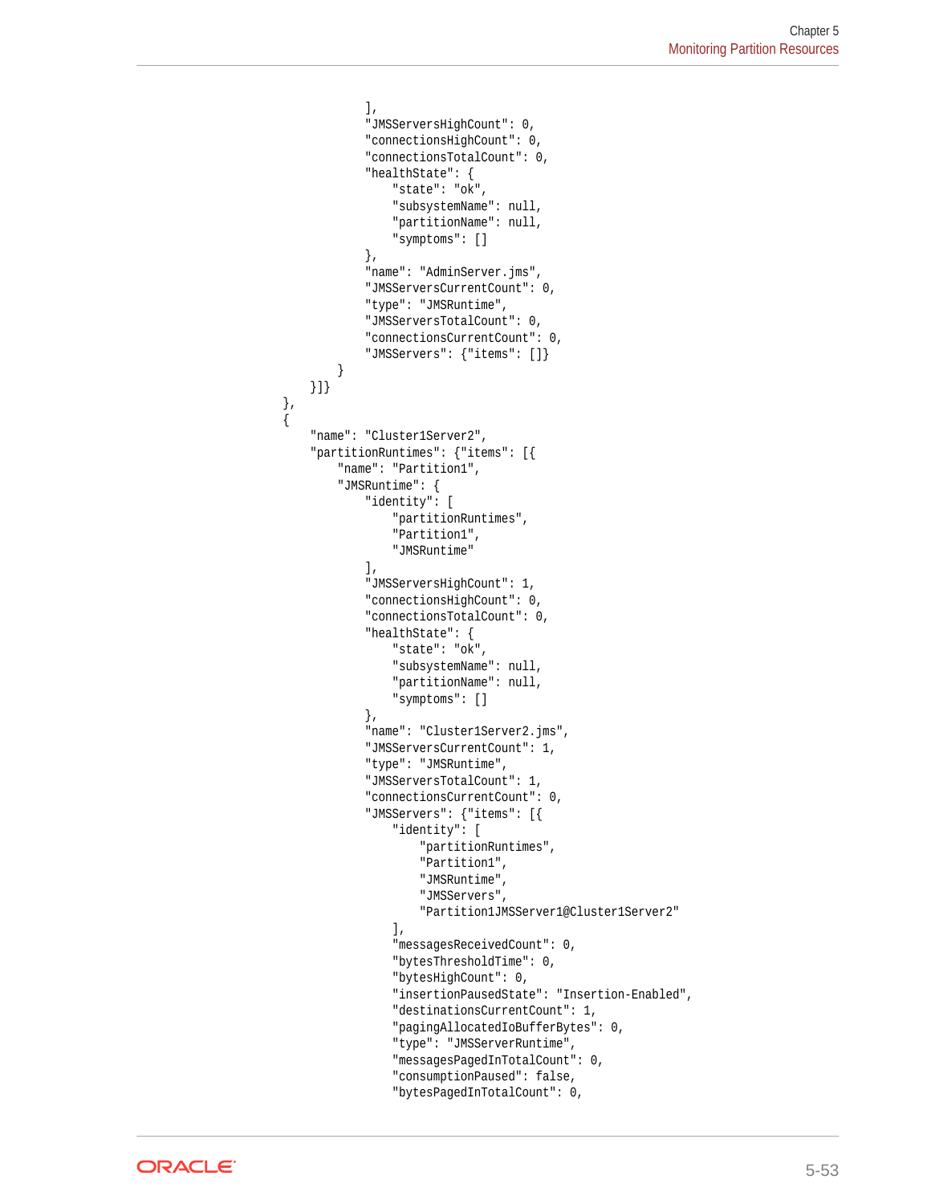```
                ],
                "JMSServersHighCount": 0,
                "connectionsHighCount": 0,
                "connectionsTotalCount": 0,
                "healthState": {
                    "state": "ok",
                    "subsystemName": null,
                    "partitionName": null,
                    "symptoms": []
                },
                "name": "AdminServer.jms",
                "JMSServersCurrentCount": 0,
                "type": "JMSRuntime",
                "JMSServersTotalCount": 0,
                "connectionsCurrentCount": 0,
                "JMSServers": {"items": []}
            }
        }]}
    },
    {
        "name": "Cluster1Server2",
        "partitionRuntimes": {"items": [{
            "name": "Partition1",
            "JMSRuntime": {
                "identity": [
                    "partitionRuntimes",
                    "Partition1",
                    "JMSRuntime"
                ],
                "JMSServersHighCount": 1,
                "connectionsHighCount": 0,
                "connectionsTotalCount": 0,
                "healthState": {
                    "state": "ok",
                    "subsystemName": null,
                    "partitionName": null,
                    "symptoms": []
                },
                "name": "Cluster1Server2.jms",
                "JMSServersCurrentCount": 1,
                "type": "JMSRuntime",
                "JMSServersTotalCount": 1,
                "connectionsCurrentCount": 0,
                "JMSServers": {"items": [{
                    "identity": [
                        "partitionRuntimes",
                        "Partition1",
                        "JMSRuntime",
                        "JMSServers",
                        "Partition1JMSServer1@Cluster1Server2"
                    ],
                    "messagesReceivedCount": 0,
                    "bytesThresholdTime": 0,
                    "bytesHighCount": 0,
                    "insertionPausedState": "Insertion-Enabled",
                    "destinationsCurrentCount": 1,
                    "pagingAllocatedIoBufferBytes": 0,
                    "type": "JMSServerRuntime",
                    "messagesPagedInTotalCount": 0,
                    "consumptionPaused": false,
                    "bytesPagedInTotalCount": 0,
```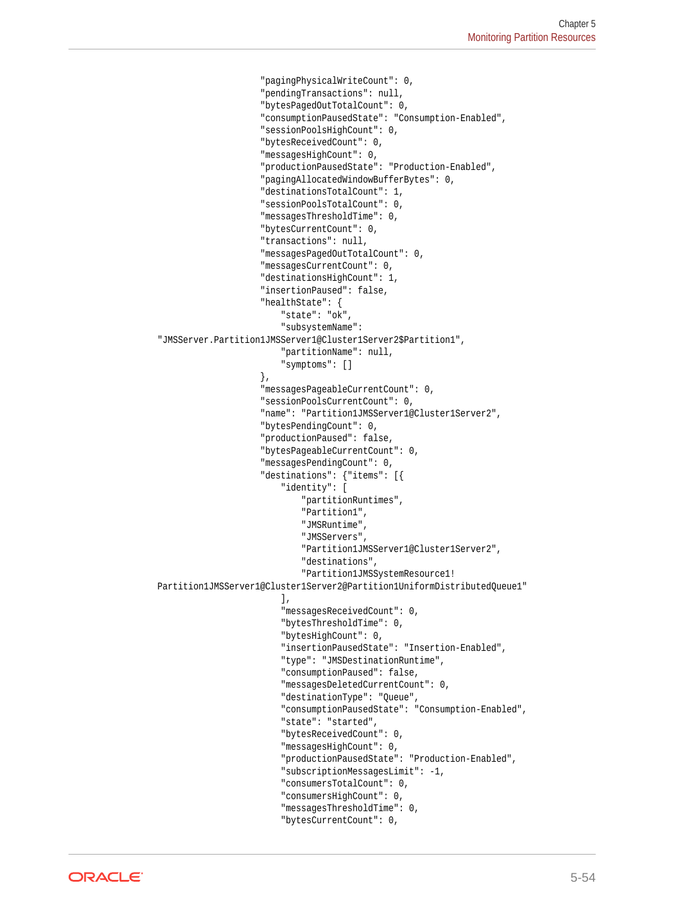```
                    "pagingPhysicalWriteCount": 0,
                    "pendingTransactions": null,
                    "bytesPagedOutTotalCount": 0,
                    "consumptionPausedState": "Consumption-Enabled",
                    "sessionPoolsHighCount": 0,
                    "bytesReceivedCount": 0,
                    "messagesHighCount": 0,
                    "productionPausedState": "Production-Enabled",
                    "pagingAllocatedWindowBufferBytes": 0,
                    "destinationsTotalCount": 1,
                    "sessionPoolsTotalCount": 0,
                    "messagesThresholdTime": 0,
                    "bytesCurrentCount": 0,
                    "transactions": null,
                    "messagesPagedOutTotalCount": 0,
                    "messagesCurrentCount": 0,
                    "destinationsHighCount": 1,
                    "insertionPaused": false,
                    "healthState": {
                        "state": "ok",
                        "subsystemName":
"JMSServer.Partition1JMSServer1@Cluster1Server2$Partition1",
                        "partitionName": null,
                        "symptoms": []
                    },
                    "messagesPageableCurrentCount": 0,
                    "sessionPoolsCurrentCount": 0,
                    "name": "Partition1JMSServer1@Cluster1Server2",
                    "bytesPendingCount": 0,
                    "productionPaused": false,
                    "bytesPageableCurrentCount": 0,
                    "messagesPendingCount": 0,
                    "destinations": {"items": [{
                        "identity": [
                            "partitionRuntimes",
                            "Partition1",
                            "JMSRuntime",
                            "JMSServers",
                            "Partition1JMSServer1@Cluster1Server2",
                            "destinations",
                            "Partition1JMSSystemResource1!
Partition1JMSServer1@Cluster1Server2@Partition1UniformDistributedQueue1"
                        ],
                        "messagesReceivedCount": 0,
                        "bytesThresholdTime": 0,
                        "bytesHighCount": 0,
                        "insertionPausedState": "Insertion-Enabled",
                        "type": "JMSDestinationRuntime",
                        "consumptionPaused": false,
                        "messagesDeletedCurrentCount": 0,
                        "destinationType": "Queue",
                        "consumptionPausedState": "Consumption-Enabled",
                        "state": "started",
                        "bytesReceivedCount": 0,
                        "messagesHighCount": 0,
                        "productionPausedState": "Production-Enabled",
                        "subscriptionMessagesLimit": -1,
                        "consumersTotalCount": 0,
                        "consumersHighCount": 0,
                        "messagesThresholdTime": 0,
                        "bytesCurrentCount": 0,
```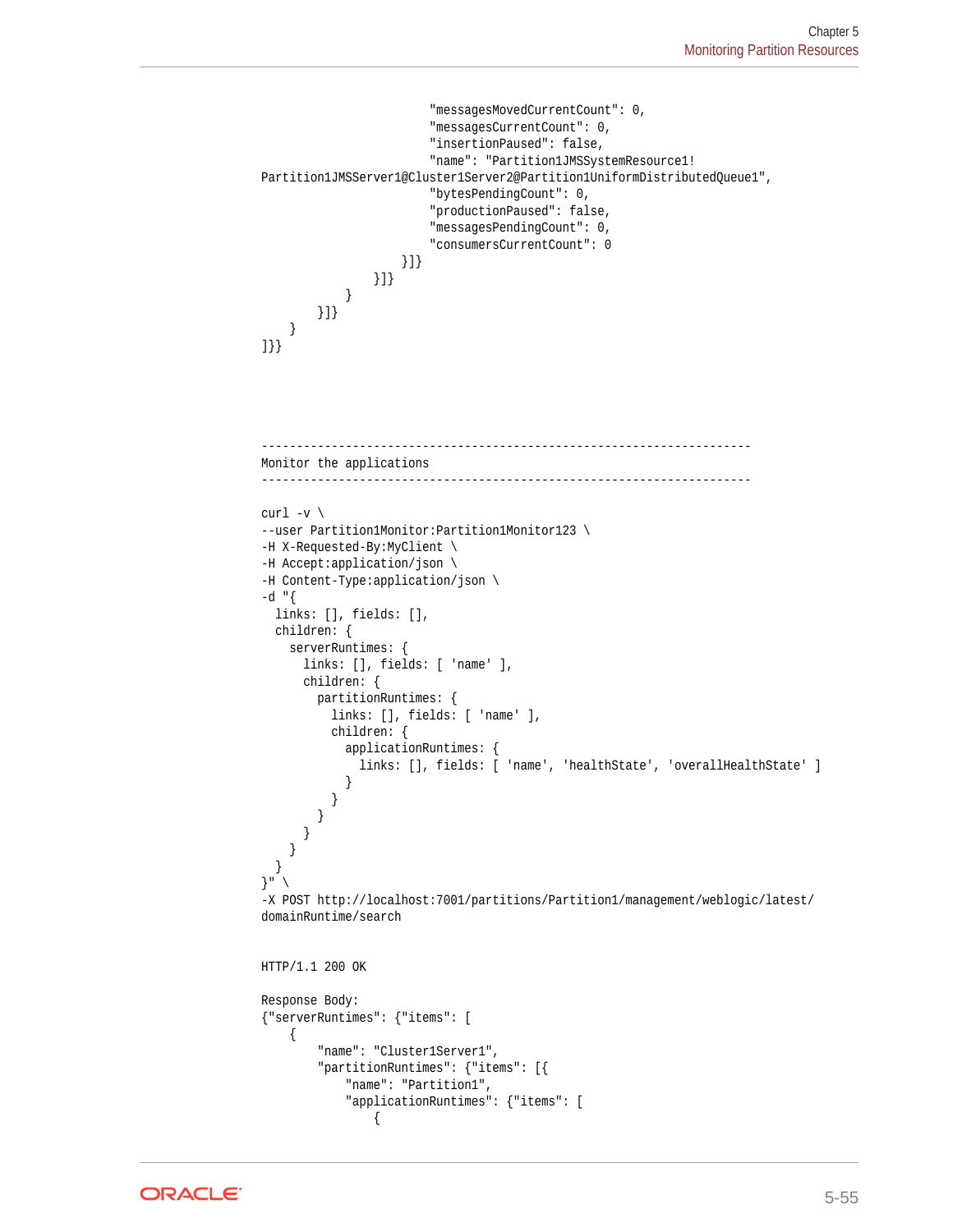```
                        "messagesMovedCurrentCount": 0,
                        "messagesCurrentCount": 0,
                        "insertionPaused": false,
                        "name": "Partition1JMSSystemResource1!
Partition1JMSServer1@Cluster1Server2@Partition1UniformDistributedQueue1",
                        "bytesPendingCount": 0,
                        "productionPaused": false,
                        "messagesPendingCount": 0,
                        "consumersCurrentCount": 0
                    }]}
                }]}
            }
        }]}
    }
]}}




----------------------------------------------------------------------
Monitor the applications
----------------------------------------------------------------------

curl -v \
--user Partition1Monitor:Partition1Monitor123 \
-H X-Requested-By:MyClient \
-H Accept:application/json \
-H Content-Type:application/json \
-d "{
  links: [], fields: [],
  children: {
    serverRuntimes: {
      links: [], fields: [ 'name' ],
      children: {
        partitionRuntimes: {
          links: [], fields: [ 'name' ],
          children: {
            applicationRuntimes: {
              links: [], fields: [ 'name', 'healthState', 'overallHealthState' ]
            }
          }
        }
      }
    }
  }
}" \
-X POST http://localhost:7001/partitions/Partition1/management/weblogic/latest/
domainRuntime/search


HTTP/1.1 200 OK

Response Body:
{"serverRuntimes": {"items": [
    {
        "name": "Cluster1Server1",
        "partitionRuntimes": {"items": [{
            "name": "Partition1",
            "applicationRuntimes": {"items": [
                {
```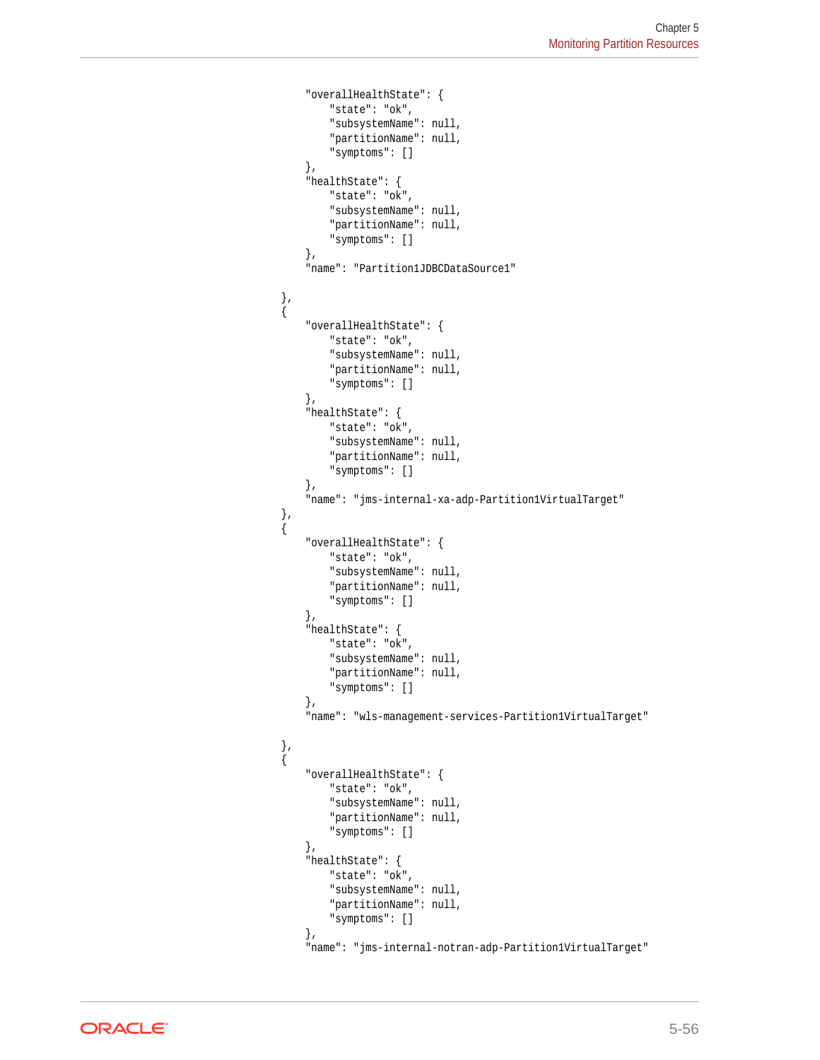```
        "overallHealthState": {
            "state": "ok",
            "subsystemName": null,
            "partitionName": null,
            "symptoms": []
        },
        "healthState": {
            "state": "ok",
            "subsystemName": null,
            "partitionName": null,
            "symptoms": []
        },
        "name": "Partition1JDBCDataSource1"

    },
    {
        "overallHealthState": {
            "state": "ok",
            "subsystemName": null,
            "partitionName": null,
            "symptoms": []
        },
        "healthState": {
            "state": "ok",
            "subsystemName": null,
            "partitionName": null,
            "symptoms": []
        },
        "name": "jms-internal-xa-adp-Partition1VirtualTarget"
    },
    {
        "overallHealthState": {
            "state": "ok",
            "subsystemName": null,
            "partitionName": null,
            "symptoms": []
        },
        "healthState": {
            "state": "ok",
            "subsystemName": null,
            "partitionName": null,
            "symptoms": []
        },
        "name": "wls-management-services-Partition1VirtualTarget"

    },
    {
        "overallHealthState": {
            "state": "ok",
            "subsystemName": null,
            "partitionName": null,
            "symptoms": []
        },
        "healthState": {
            "state": "ok",
            "subsystemName": null,
            "partitionName": null,
            "symptoms": []
        },
        "name": "jms-internal-notran-adp-Partition1VirtualTarget"
```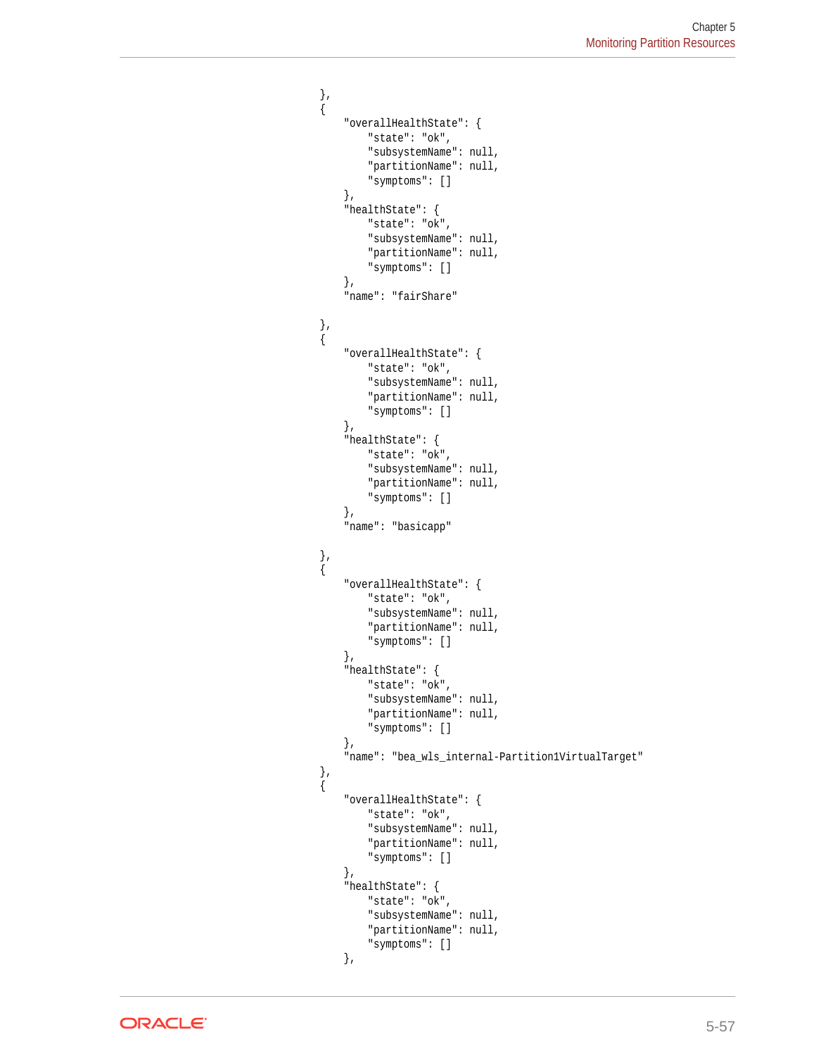```
    },
    {
        "overallHealthState": {
            "state": "ok",
            "subsystemName": null,
            "partitionName": null,
            "symptoms": []
        },
        "healthState": {
            "state": "ok",
            "subsystemName": null,
            "partitionName": null,
            "symptoms": []
        },
        "name": "fairShare"

    },
    {
        "overallHealthState": {
            "state": "ok",
            "subsystemName": null,
            "partitionName": null,
            "symptoms": []
        },
        "healthState": {
            "state": "ok",
            "subsystemName": null,
            "partitionName": null,
            "symptoms": []
        },
        "name": "basicapp"

    },
    {
        "overallHealthState": {
            "state": "ok",
            "subsystemName": null,
            "partitionName": null,
            "symptoms": []
        },
        "healthState": {
            "state": "ok",
            "subsystemName": null,
            "partitionName": null,
            "symptoms": []
        },
        "name": "bea_wls_internal-Partition1VirtualTarget"
    },
    {
        "overallHealthState": {
            "state": "ok",
            "subsystemName": null,
            "partitionName": null,
            "symptoms": []
        },
        "healthState": {
            "state": "ok",
            "subsystemName": null,
            "partitionName": null,
            "symptoms": []
        },
```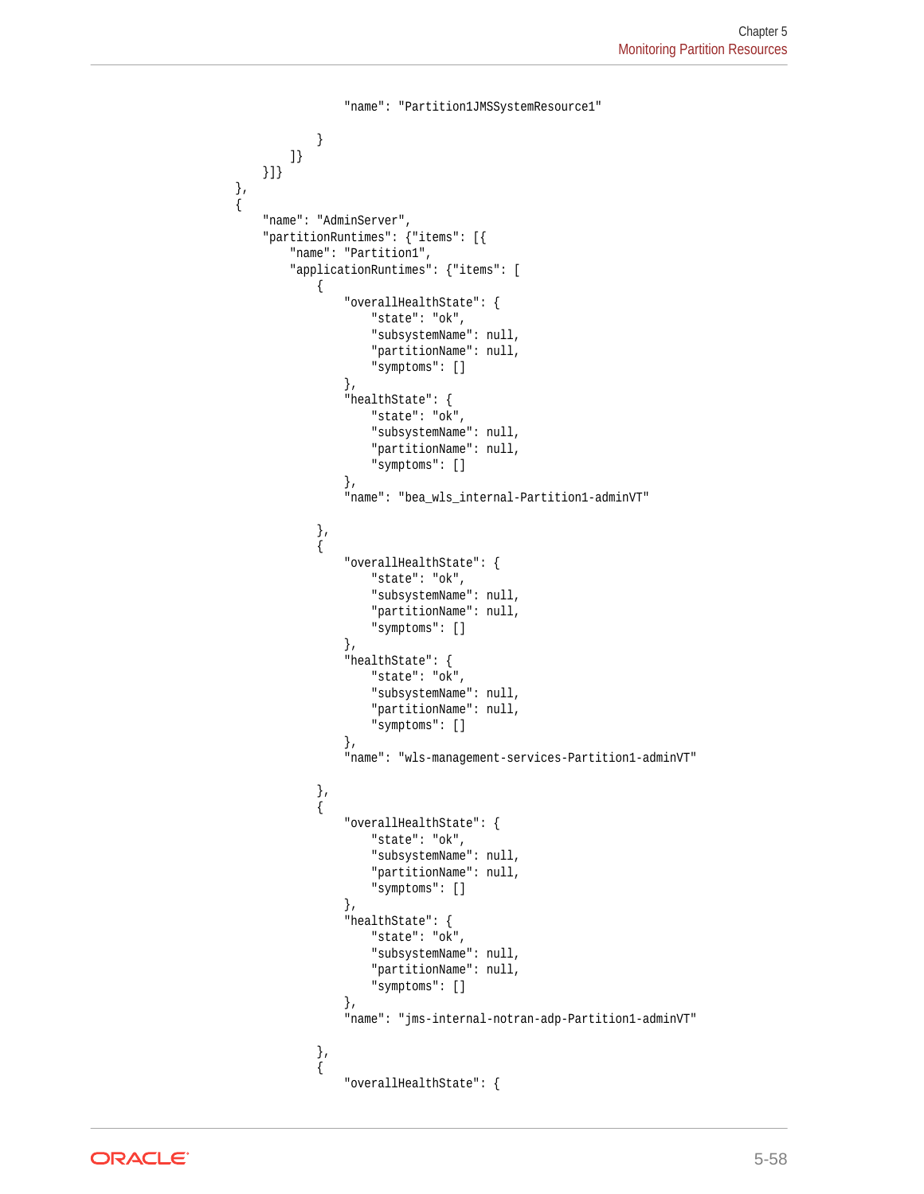```
                "name": "Partition1JMSSystemResource1"

            }
        ]}
    }]}
},
{
    "name": "AdminServer",
    "partitionRuntimes": {"items": [{
        "name": "Partition1",
        "applicationRuntimes": {"items": [
            {
                "overallHealthState": {
                    "state": "ok",
                    "subsystemName": null,
                    "partitionName": null,
                    "symptoms": []
                },
                "healthState": {
                    "state": "ok",
                    "subsystemName": null,
                    "partitionName": null,
                    "symptoms": []
                },
                "name": "bea_wls_internal-Partition1-adminVT"

            },
            {
                "overallHealthState": {
                    "state": "ok",
                    "subsystemName": null,
                    "partitionName": null,
                    "symptoms": []
                },
                "healthState": {
                    "state": "ok",
                    "subsystemName": null,
                    "partitionName": null,
                    "symptoms": []
                },
                "name": "wls-management-services-Partition1-adminVT"

            },
            {
                "overallHealthState": {
                    "state": "ok",
                    "subsystemName": null,
                    "partitionName": null,
                    "symptoms": []
                },
                "healthState": {
                    "state": "ok",
                    "subsystemName": null,
                    "partitionName": null,
                    "symptoms": []
                },
                "name": "jms-internal-notran-adp-Partition1-adminVT"

            },
            {
                "overallHealthState": {
```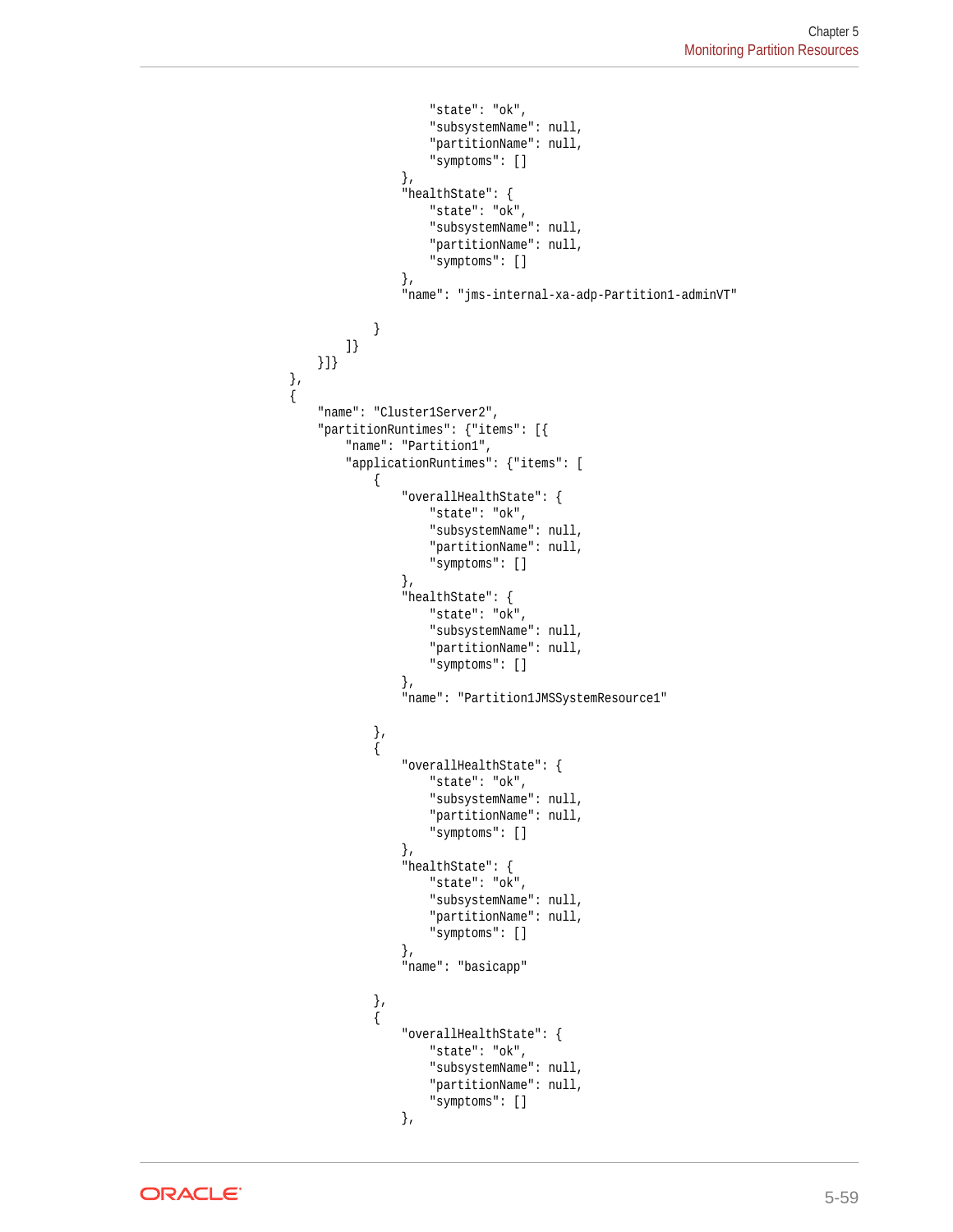```
                        "state": "ok",
                        "subsystemName": null,
                        "partitionName": null,
                        "symptoms": []
                    },
                    "healthState": {
                        "state": "ok",
                        "subsystemName": null,
                        "partitionName": null,
                        "symptoms": []
                    },
                    "name": "jms-internal-xa-adp-Partition1-adminVT"

                }
            ]}
        }]}
    },
    {
        "name": "Cluster1Server2",
        "partitionRuntimes": {"items": [{
            "name": "Partition1",
            "applicationRuntimes": {"items": [
                {
                    "overallHealthState": {
                        "state": "ok",
                        "subsystemName": null,
                        "partitionName": null,
                        "symptoms": []
                    },
                    "healthState": {
                        "state": "ok",
                        "subsystemName": null,
                        "partitionName": null,
                        "symptoms": []
                    },
                    "name": "Partition1JMSSystemResource1"

                },
                {
                    "overallHealthState": {
                        "state": "ok",
                        "subsystemName": null,
                        "partitionName": null,
                        "symptoms": []
                    },
                    "healthState": {
                        "state": "ok",
                        "subsystemName": null,
                        "partitionName": null,
                        "symptoms": []
                    },
                    "name": "basicapp"

                },
                {
                    "overallHealthState": {
                        "state": "ok",
                        "subsystemName": null,
                        "partitionName": null,
                        "symptoms": []
                    },
```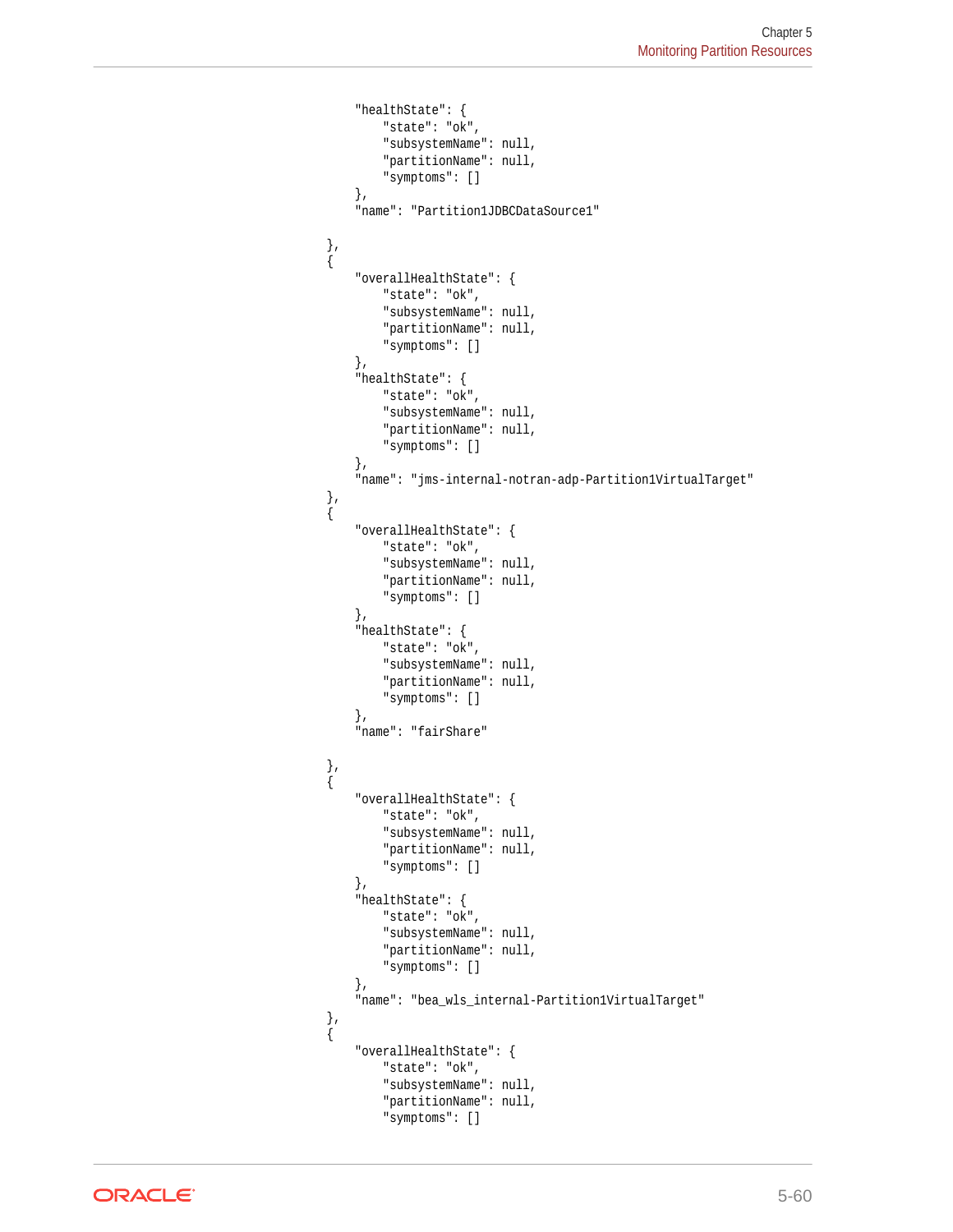```
        "healthState": {
            "state": "ok",
            "subsystemName": null,
            "partitionName": null,
            "symptoms": []
        },
        "name": "Partition1JDBCDataSource1"

    },
    {
        "overallHealthState": {
            "state": "ok",
            "subsystemName": null,
            "partitionName": null,
            "symptoms": []
        },
        "healthState": {
            "state": "ok",
            "subsystemName": null,
            "partitionName": null,
            "symptoms": []
        },
        "name": "jms-internal-notran-adp-Partition1VirtualTarget"
    },
    {
        "overallHealthState": {
            "state": "ok",
            "subsystemName": null,
            "partitionName": null,
            "symptoms": []
        },
        "healthState": {
            "state": "ok",
            "subsystemName": null,
            "partitionName": null,
            "symptoms": []
        },
        "name": "fairShare"

    },
    {
        "overallHealthState": {
            "state": "ok",
            "subsystemName": null,
            "partitionName": null,
            "symptoms": []
        },
        "healthState": {
            "state": "ok",
            "subsystemName": null,
            "partitionName": null,
            "symptoms": []
        },
        "name": "bea_wls_internal-Partition1VirtualTarget"
    },
    {
        "overallHealthState": {
            "state": "ok",
            "subsystemName": null,
            "partitionName": null,
            "symptoms": []
```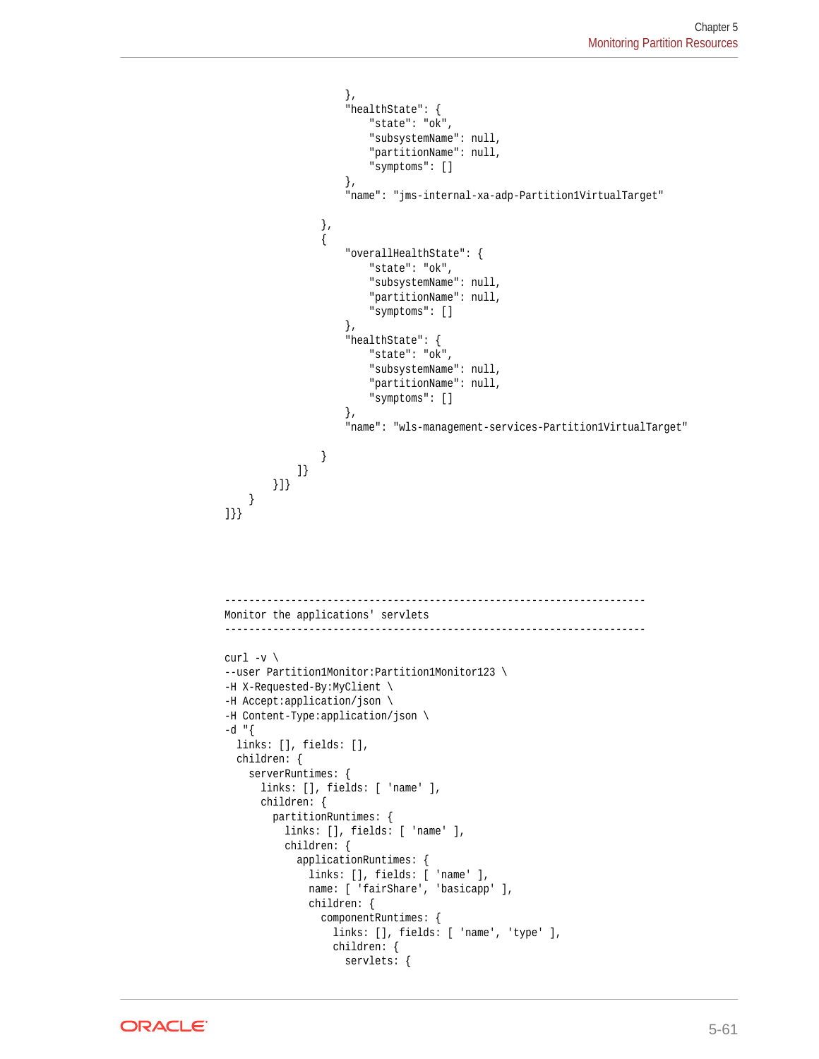```
                        },
                        "healthState": {
                            "state": "ok",
                            "subsystemName": null,
                            "partitionName": null,
                            "symptoms": []
                        },
                        "name": "jms-internal-xa-adp-Partition1VirtualTarget"

                    },
                    {
                        "overallHealthState": {
                            "state": "ok",
                            "subsystemName": null,
                            "partitionName": null,
                            "symptoms": []
                        },
                        "healthState": {
                            "state": "ok",
                            "subsystemName": null,
                            "partitionName": null,
                            "symptoms": []
                        },
                        "name": "wls-management-services-Partition1VirtualTarget"

                    }
                ]}
            }]}
        }
]}}




-----------------------------------------------------------------------
Monitor the applications' servlets
-----------------------------------------------------------------------

curl -v \
--user Partition1Monitor:Partition1Monitor123 \
-H X-Requested-By:MyClient \
-H Accept:application/json \
-H Content-Type:application/json \
-d "{
  links: [], fields: [],
  children: {
    serverRuntimes: {
      links: [], fields: [ 'name' ],
      children: {
        partitionRuntimes: {
          links: [], fields: [ 'name' ],
          children: {
            applicationRuntimes: {
              links: [], fields: [ 'name' ],
              name: [ 'fairShare', 'basicapp' ],
              children: {
                componentRuntimes: {
                  links: [], fields: [ 'name', 'type' ],
                  children: {
                    servlets: {
```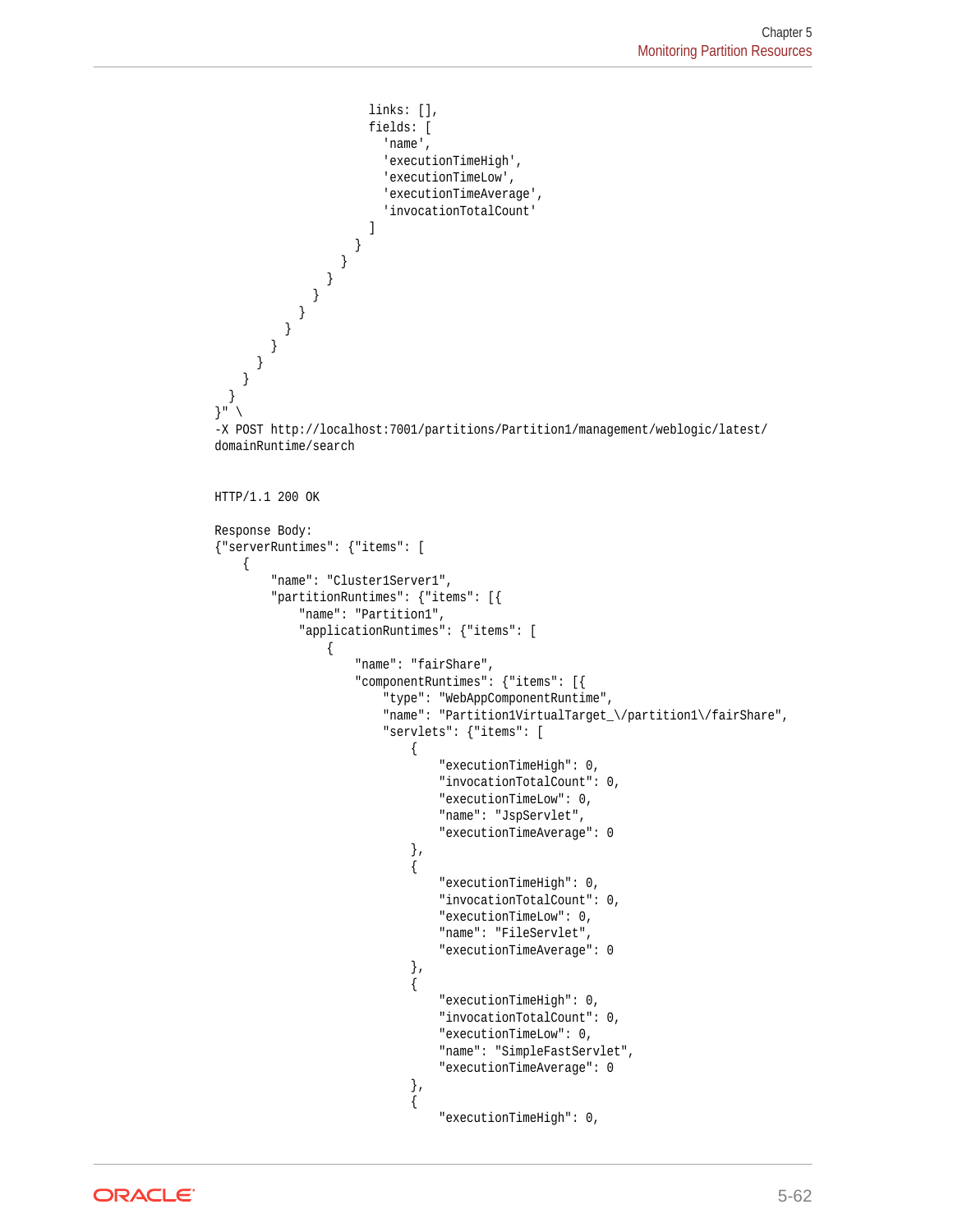```
                        links: [],
                        fields: [
                          'name',
                          'executionTimeHigh',
                          'executionTimeLow',
                          'executionTimeAverage',
                          'invocationTotalCount'
                        ]
                      }
                    }
                  }
                }
              }
            }
          }
        }
      }
    }
  }
}" \
-X POST http://localhost:7001/partitions/Partition1/management/weblogic/latest/
domainRuntime/search


HTTP/1.1 200 OK

Response Body:
{"serverRuntimes": {"items": [
    {
        "name": "Cluster1Server1",
        "partitionRuntimes": {"items": [{
            "name": "Partition1",
            "applicationRuntimes": {"items": [
                {
                    "name": "fairShare",
                    "componentRuntimes": {"items": [{
                        "type": "WebAppComponentRuntime",
                        "name": "Partition1VirtualTarget_\/partition1\/fairShare",
                        "servlets": {"items": [
                            {
                                "executionTimeHigh": 0,
                                "invocationTotalCount": 0,
                                "executionTimeLow": 0,
                                "name": "JspServlet",
                                "executionTimeAverage": 0
                            },
                            {
                                "executionTimeHigh": 0,
                                "invocationTotalCount": 0,
                                "executionTimeLow": 0,
                                "name": "FileServlet",
                                "executionTimeAverage": 0
                            },
                            {
                                "executionTimeHigh": 0,
                                "invocationTotalCount": 0,
                                "executionTimeLow": 0,
                                "name": "SimpleFastServlet",
                                "executionTimeAverage": 0
                            },
                            {
                                "executionTimeHigh": 0,
```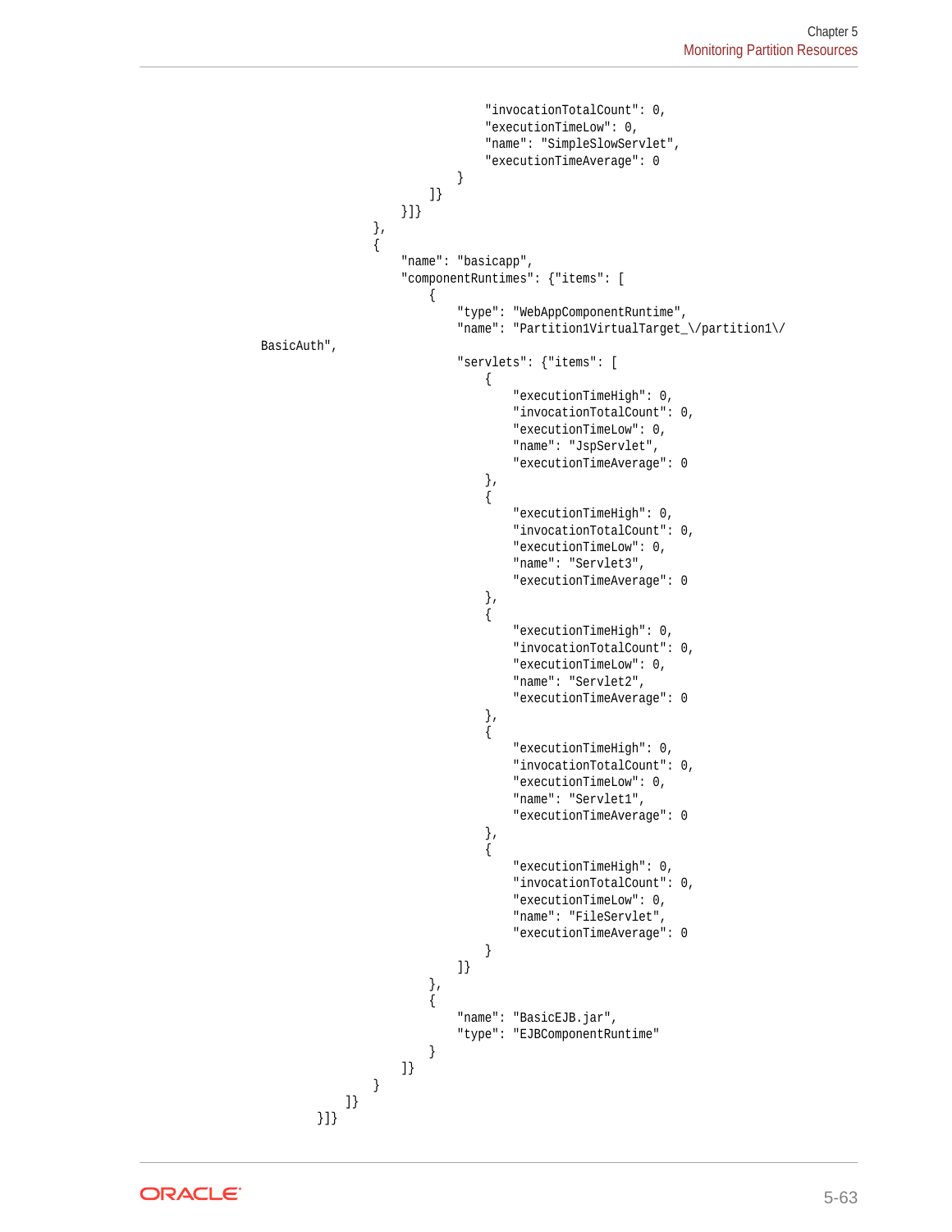```
                        "invocationTotalCount": 0,
                        "executionTimeLow": 0,
                        "name": "SimpleSlowServlet",
                        "executionTimeAverage": 0
                    }
                ]}
            }]}
        },
        {
            "name": "basicapp",
            "componentRuntimes": {"items": [
                {
                    "type": "WebAppComponentRuntime",
                    "name": "Partition1VirtualTarget_\/partition1\/
BasicAuth",
                    "servlets": {"items": [
                        {
                            "executionTimeHigh": 0,
                            "invocationTotalCount": 0,
                            "executionTimeLow": 0,
                            "name": "JspServlet",
                            "executionTimeAverage": 0
                        },
                        {
                            "executionTimeHigh": 0,
                            "invocationTotalCount": 0,
                            "executionTimeLow": 0,
                            "name": "Servlet3",
                            "executionTimeAverage": 0
                        },
                        {
                            "executionTimeHigh": 0,
                            "invocationTotalCount": 0,
                            "executionTimeLow": 0,
                            "name": "Servlet2",
                            "executionTimeAverage": 0
                        },
                        {
                            "executionTimeHigh": 0,
                            "invocationTotalCount": 0,
                            "executionTimeLow": 0,
                            "name": "Servlet1",
                            "executionTimeAverage": 0
                        },
                        {
                            "executionTimeHigh": 0,
                            "invocationTotalCount": 0,
                            "executionTimeLow": 0,
                            "name": "FileServlet",
                            "executionTimeAverage": 0
                        }
                    ]}
                },
                {
                    "name": "BasicEJB.jar",
                    "type": "EJBComponentRuntime"
                }
            ]}
        }
    ]}
}]}
```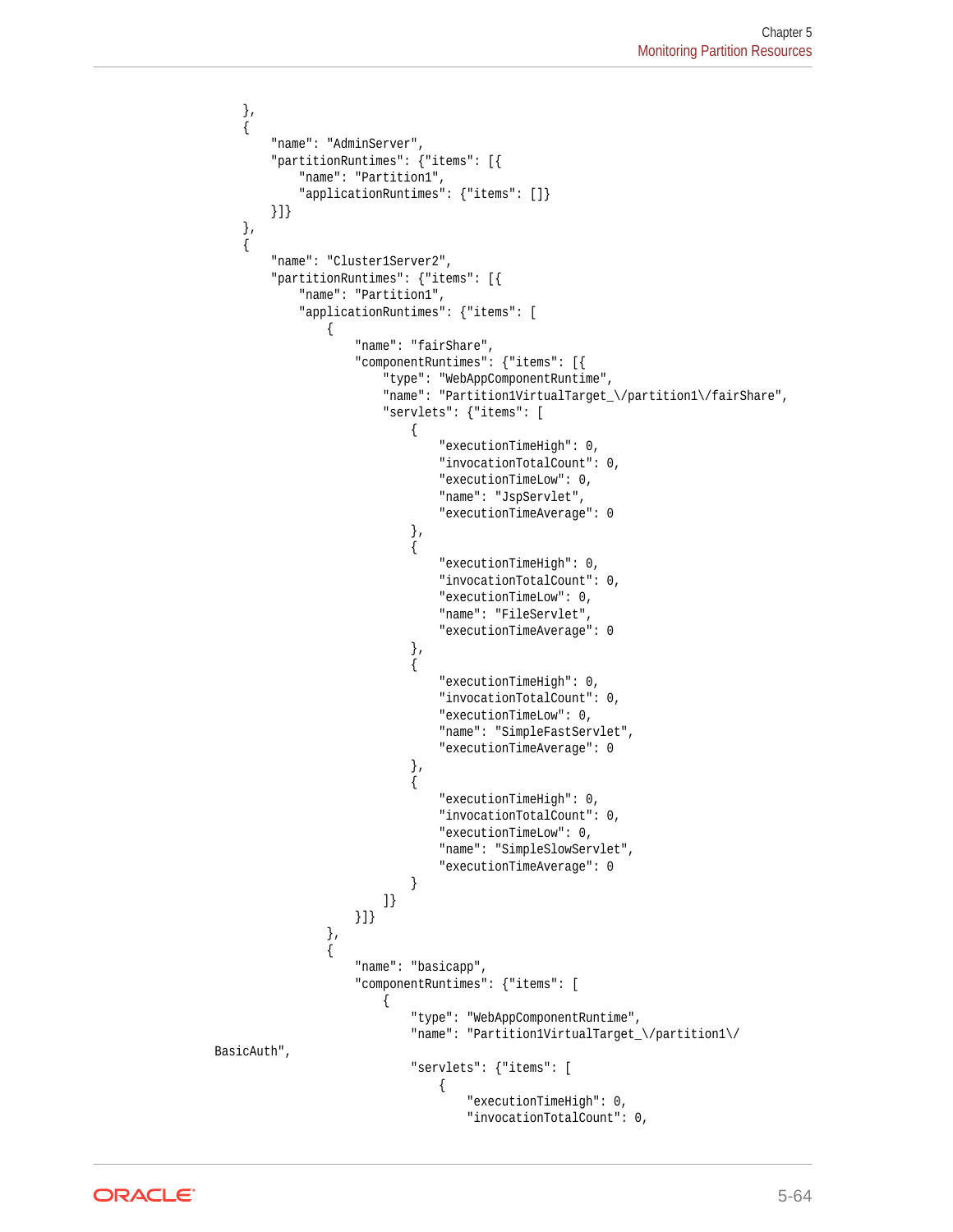```
    },
    {
        "name": "AdminServer",
        "partitionRuntimes": {"items": [{
            "name": "Partition1",
            "applicationRuntimes": {"items": []}
        }]}
    },
    {
        "name": "Cluster1Server2",
        "partitionRuntimes": {"items": [{
            "name": "Partition1",
            "applicationRuntimes": {"items": [
                {
                    "name": "fairShare",
                    "componentRuntimes": {"items": [{
                        "type": "WebAppComponentRuntime",
                        "name": "Partition1VirtualTarget_\/partition1\/fairShare",
                        "servlets": {"items": [
                            {
                                "executionTimeHigh": 0,
                                "invocationTotalCount": 0,
                                "executionTimeLow": 0,
                                "name": "JspServlet",
                                "executionTimeAverage": 0
                            },
                            {
                                "executionTimeHigh": 0,
                                "invocationTotalCount": 0,
                                "executionTimeLow": 0,
                                "name": "FileServlet",
                                "executionTimeAverage": 0
                            },
                            {
                                "executionTimeHigh": 0,
                                "invocationTotalCount": 0,
                                "executionTimeLow": 0,
                                "name": "SimpleFastServlet",
                                "executionTimeAverage": 0
                            },
                            {
                                "executionTimeHigh": 0,
                                "invocationTotalCount": 0,
                                "executionTimeLow": 0,
                                "name": "SimpleSlowServlet",
                                "executionTimeAverage": 0
                            }
                        ]}
                    }]}
                },
                {
                    "name": "basicapp",
                    "componentRuntimes": {"items": [
                        {
                            "type": "WebAppComponentRuntime",
                            "name": "Partition1VirtualTarget_\/partition1\/
BasicAuth",
                            "servlets": {"items": [
                                {
                                    "executionTimeHigh": 0,
                                    "invocationTotalCount": 0,
```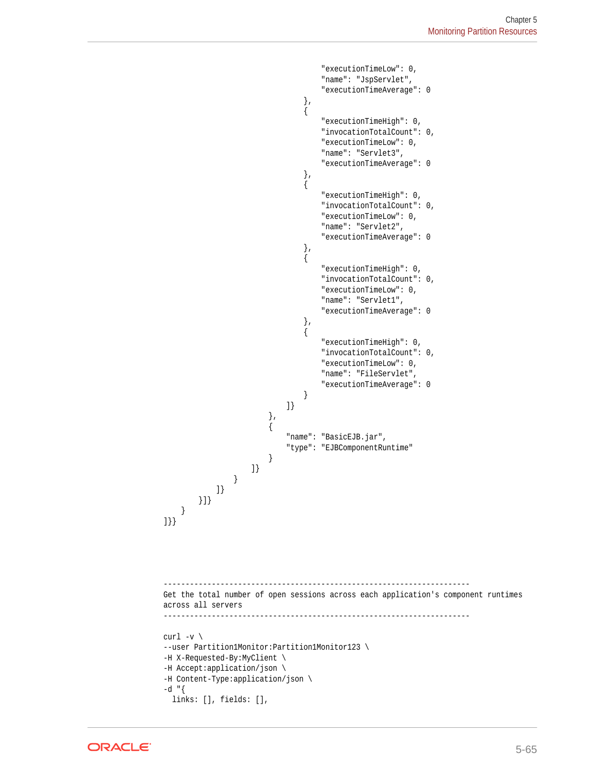```
                                        "executionTimeLow": 0,
                                        "name": "JspServlet",
                                        "executionTimeAverage": 0
                                    },
                                    {
                                        "executionTimeHigh": 0,
                                        "invocationTotalCount": 0,
                                        "executionTimeLow": 0,
                                        "name": "Servlet3",
                                        "executionTimeAverage": 0
                                    },
                                    {
                                        "executionTimeHigh": 0,
                                        "invocationTotalCount": 0,
                                        "executionTimeLow": 0,
                                        "name": "Servlet2",
                                        "executionTimeAverage": 0
                                    },
                                    {
                                        "executionTimeHigh": 0,
                                        "invocationTotalCount": 0,
                                        "executionTimeLow": 0,
                                        "name": "Servlet1",
                                        "executionTimeAverage": 0
                                    },
                                    {
                                        "executionTimeHigh": 0,
                                        "invocationTotalCount": 0,
                                        "executionTimeLow": 0,
                                        "name": "FileServlet",
                                        "executionTimeAverage": 0
                                    }
                                ]}
                            },
                            {
                                "name": "BasicEJB.jar",
                                "type": "EJBComponentRuntime"
                            }
                        ]}
                    }
                ]}
            }]}
        }
]}}
```

```
----------------------------------------------------------------------
Get the total number of open sessions across each application's component runtimes
across all servers
----------------------------------------------------------------------

curl -v \
--user Partition1Monitor:Partition1Monitor123 \
-H X-Requested-By:MyClient \
-H Accept:application/json \
-H Content-Type:application/json \
-d "{
  links: [], fields: [],
```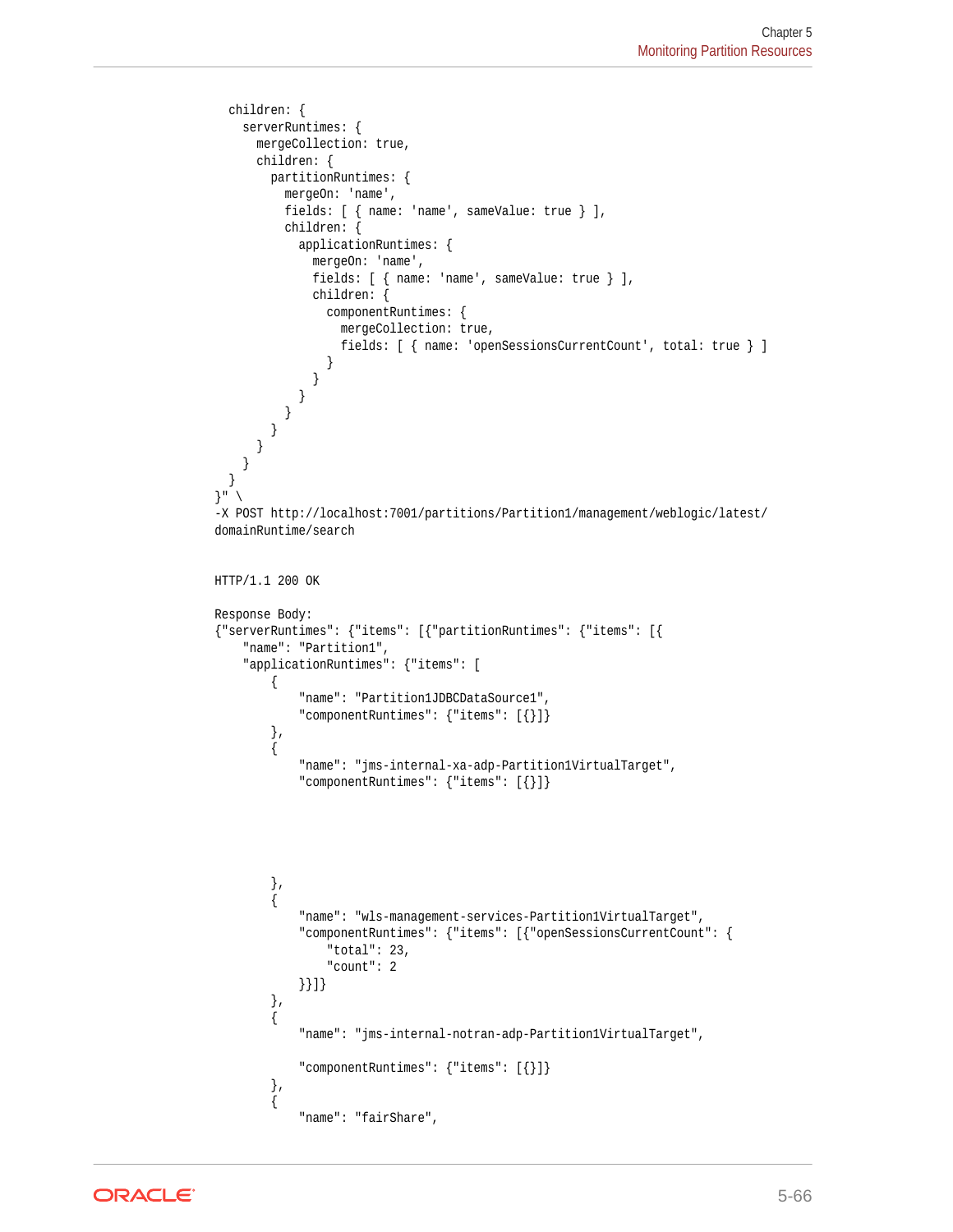```
  children: {
    serverRuntimes: {
      mergeCollection: true,
      children: {
        partitionRuntimes: {
          mergeOn: 'name',
          fields: [ { name: 'name', sameValue: true } ],
          children: {
            applicationRuntimes: {
              mergeOn: 'name',
              fields: [ { name: 'name', sameValue: true } ],
              children: {
                componentRuntimes: {
                  mergeCollection: true,
                  fields: [ { name: 'openSessionsCurrentCount', total: true } ]
                }
              }
            }
          }
        }
      }
    }
  }
}" \
-X POST http://localhost:7001/partitions/Partition1/management/weblogic/latest/
domainRuntime/search


HTTP/1.1 200 OK

Response Body:
{"serverRuntimes": {"items": [{"partitionRuntimes": {"items": [{
    "name": "Partition1",
    "applicationRuntimes": {"items": [
        {
            "name": "Partition1JDBCDataSource1",
            "componentRuntimes": {"items": [{}]}
        },
        {
            "name": "jms-internal-xa-adp-Partition1VirtualTarget",
            "componentRuntimes": {"items": [{}]}
        },
        {
            "name": "wls-management-services-Partition1VirtualTarget",
            "componentRuntimes": {"items": [{"openSessionsCurrentCount": {
                "total": 23,
                "count": 2
            }}]}
        },
        {
            "name": "jms-internal-notran-adp-Partition1VirtualTarget",

            "componentRuntimes": {"items": [{}]}
        },
        {
            "name": "fairShare",
```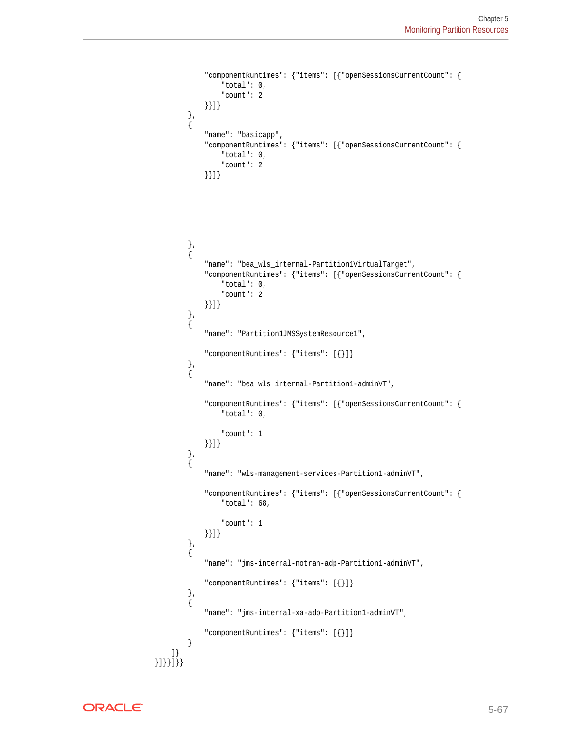```
                "componentRuntimes": {"items": [{"openSessionsCurrentCount": {
                    "total": 0,
                    "count": 2
                }}]}
            },
            {
                "name": "basicapp",
                "componentRuntimes": {"items": [{"openSessionsCurrentCount": {
                    "total": 0,
                    "count": 2
                }}]}
            },
            {
                "name": "bea_wls_internal-Partition1VirtualTarget",
                "componentRuntimes": {"items": [{"openSessionsCurrentCount": {
                    "total": 0,
                    "count": 2
                }}]}
            },
            {
                "name": "Partition1JMSSystemResource1",

                "componentRuntimes": {"items": [{}]}
            },
            {
                "name": "bea_wls_internal-Partition1-adminVT",

                "componentRuntimes": {"items": [{"openSessionsCurrentCount": {
                    "total": 0,

                    "count": 1
                }}]}
            },
            {
                "name": "wls-management-services-Partition1-adminVT",

                "componentRuntimes": {"items": [{"openSessionsCurrentCount": {
                    "total": 68,

                    "count": 1
                }}]}
            },
            {
                "name": "jms-internal-notran-adp-Partition1-adminVT",

                "componentRuntimes": {"items": [{}]}
            },
            {
                "name": "jms-internal-xa-adp-Partition1-adminVT",

                "componentRuntimes": {"items": [{}]}
            }
        ]}
    }]}}]}}
```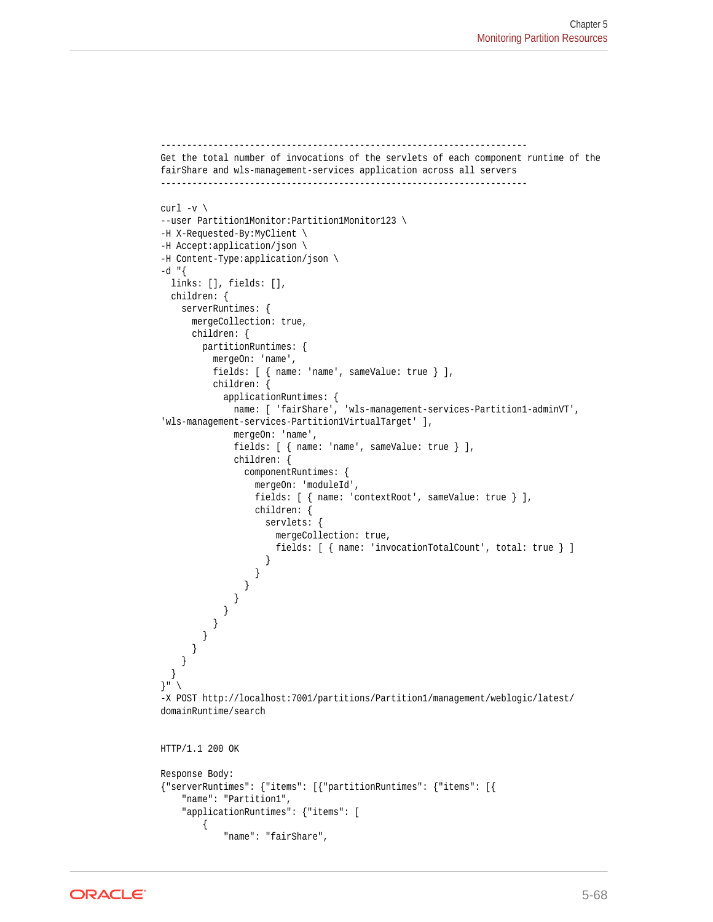```
------------------------------------------------------------------------
Get the total number of invocations of the servlets of each component runtime of the
fairShare and wls-management-services application across all servers
------------------------------------------------------------------------

curl -v \
--user Partition1Monitor:Partition1Monitor123 \
-H X-Requested-By:MyClient \
-H Accept:application/json \
-H Content-Type:application/json \
-d "{
  links: [], fields: [],
  children: {
    serverRuntimes: {
      mergeCollection: true,
      children: {
        partitionRuntimes: {
          mergeOn: 'name',
          fields: [ { name: 'name', sameValue: true } ],
          children: {
            applicationRuntimes: {
              name: [ 'fairShare', 'wls-management-services-Partition1-adminVT',
'wls-management-services-Partition1VirtualTarget' ],
              mergeOn: 'name',
              fields: [ { name: 'name', sameValue: true } ],
              children: {
                componentRuntimes: {
                  mergeOn: 'moduleId',
                  fields: [ { name: 'contextRoot', sameValue: true } ],
                  children: {
                    servlets: {
                      mergeCollection: true,
                      fields: [ { name: 'invocationTotalCount', total: true } ]
                    }
                  }
                }
              }
            }
          }
        }
      }
    }
  }
}" \
-X POST http://localhost:7001/partitions/Partition1/management/weblogic/latest/
domainRuntime/search


HTTP/1.1 200 OK

Response Body:
{"serverRuntimes": {"items": [{"partitionRuntimes": {"items": [{
    "name": "Partition1",
    "applicationRuntimes": {"items": [
        {
            "name": "fairShare",
```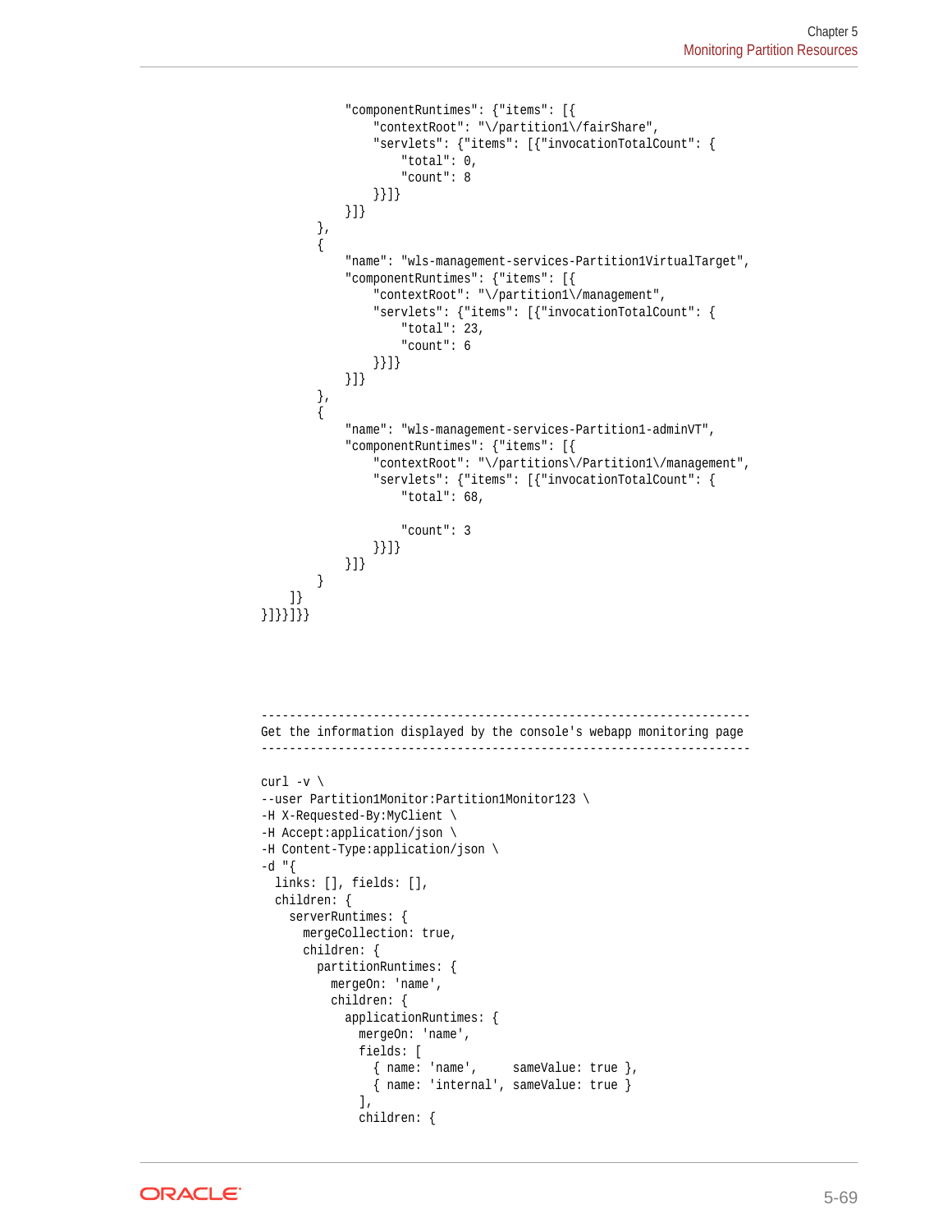```
            "componentRuntimes": {"items": [{
                "contextRoot": "\/partition1\/fairShare",
                "servlets": {"items": [{"invocationTotalCount": {
                    "total": 0,
                    "count": 8
                }}]}
            }]}
        },
        {
            "name": "wls-management-services-Partition1VirtualTarget",
            "componentRuntimes": {"items": [{
                "contextRoot": "\/partition1\/management",
                "servlets": {"items": [{"invocationTotalCount": {
                    "total": 23,
                    "count": 6
                }}]}
            }]}
        },
        {
            "name": "wls-management-services-Partition1-adminVT",
            "componentRuntimes": {"items": [{
                "contextRoot": "\/partitions\/Partition1\/management",
                "servlets": {"items": [{"invocationTotalCount": {
                    "total": 68,

                    "count": 3
                }}]}
            }]}
        }
    ]}
}]}}]}}
```

```
----------------------------------------------------------------------
Get the information displayed by the console's webapp monitoring page
----------------------------------------------------------------------

curl -v \
--user Partition1Monitor:Partition1Monitor123 \
-H X-Requested-By:MyClient \
-H Accept:application/json \
-H Content-Type:application/json \
-d "{
  links: [], fields: [],
  children: {
    serverRuntimes: {
      mergeCollection: true,
      children: {
        partitionRuntimes: {
          mergeOn: 'name',
          children: {
            applicationRuntimes: {
              mergeOn: 'name',
              fields: [
                { name: 'name',     sameValue: true },
                { name: 'internal', sameValue: true }
              ],
              children: {
```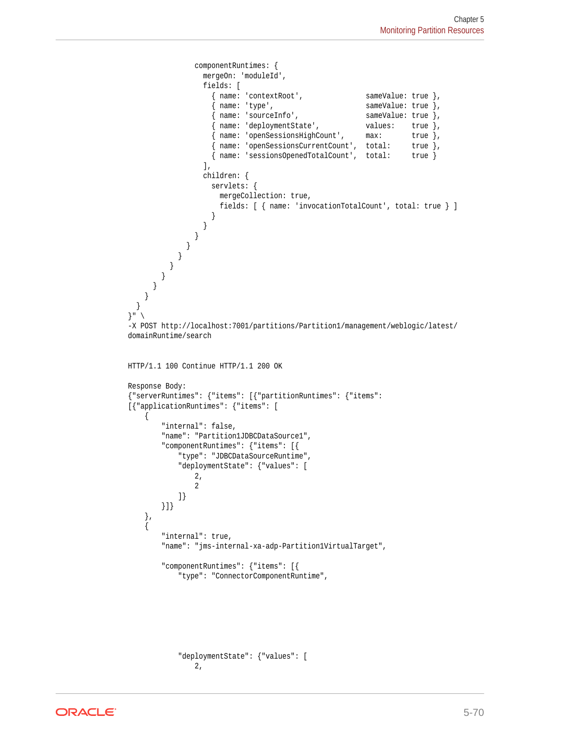```
                componentRuntimes: {
                  mergeOn: 'moduleId',
                  fields: [
                    { name: 'contextRoot',               sameValue: true },
                    { name: 'type',                      sameValue: true },
                    { name: 'sourceInfo',                sameValue: true },
                    { name: 'deploymentState',           values:    true },
                    { name: 'openSessionsHighCount',     max:       true },
                    { name: 'openSessionsCurrentCount',  total:     true },
                    { name: 'sessionsOpenedTotalCount',  total:     true }
                  ],
                  children: {
                    servlets: {
                      mergeCollection: true,
                      fields: [ { name: 'invocationTotalCount', total: true } ]
                    }
                  }
                }
              }
            }
          }
        }
      }
    }
  }
}" \
-X POST http://localhost:7001/partitions/Partition1/management/weblogic/latest/
domainRuntime/search


HTTP/1.1 100 Continue HTTP/1.1 200 OK

Response Body:
{"serverRuntimes": {"items": [{"partitionRuntimes": {"items":
[{"applicationRuntimes": {"items": [
    {
        "internal": false,
        "name": "Partition1JDBCDataSource1",
        "componentRuntimes": {"items": [{
            "type": "JDBCDataSourceRuntime",
            "deploymentState": {"values": [
                2,
                2
            ]}
        }]}
    },
    {
        "internal": true,
        "name": "jms-internal-xa-adp-Partition1VirtualTarget",

        "componentRuntimes": {"items": [{
            "type": "ConnectorComponentRuntime",







            "deploymentState": {"values": [
                2,
```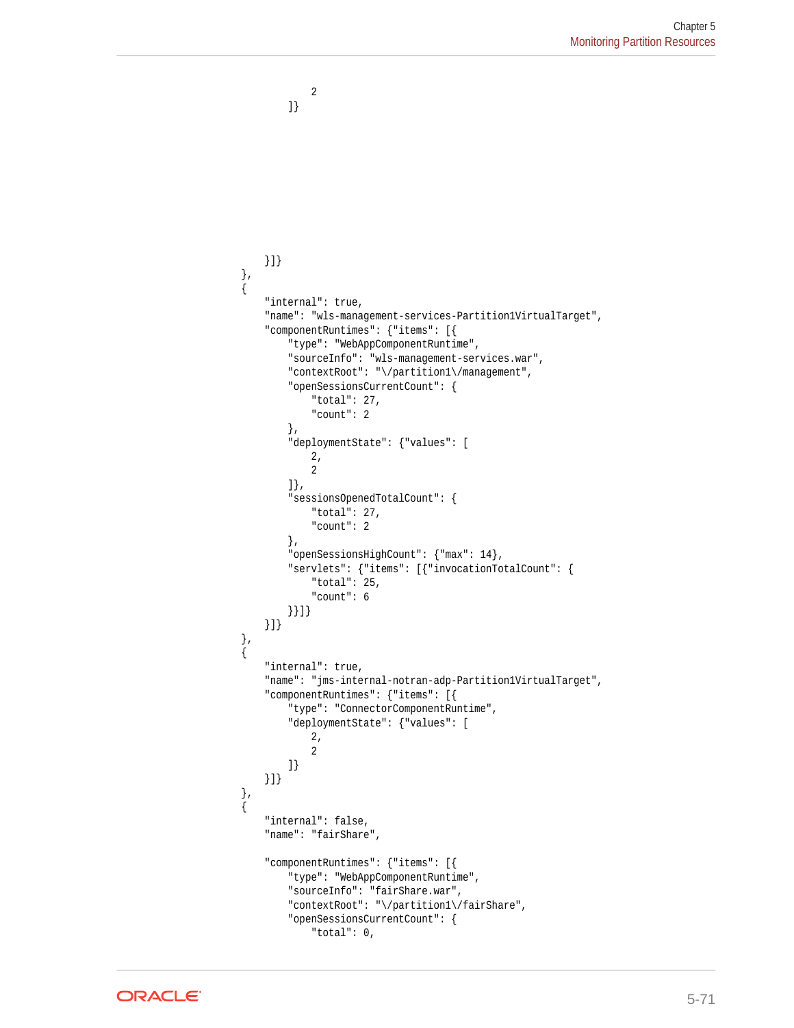```
                2
            ]}
        }]}
    },
    {
        "internal": true,
        "name": "wls-management-services-Partition1VirtualTarget",
        "componentRuntimes": {"items": [{
            "type": "WebAppComponentRuntime",
            "sourceInfo": "wls-management-services.war",
            "contextRoot": "\/partition1\/management",
            "openSessionsCurrentCount": {
                "total": 27,
                "count": 2
            },
            "deploymentState": {"values": [
                2,
                2
            ]},
            "sessionsOpenedTotalCount": {
                "total": 27,
                "count": 2
            },
            "openSessionsHighCount": {"max": 14},
            "servlets": {"items": [{"invocationTotalCount": {
                "total": 25,
                "count": 6
            }}]}
        }]}
    },
    {
        "internal": true,
        "name": "jms-internal-notran-adp-Partition1VirtualTarget",
        "componentRuntimes": {"items": [{
            "type": "ConnectorComponentRuntime",
            "deploymentState": {"values": [
                2,
                2
            ]}
        }]}
    },
    {
        "internal": false,
        "name": "fairShare",

        "componentRuntimes": {"items": [{
            "type": "WebAppComponentRuntime",
            "sourceInfo": "fairShare.war",
            "contextRoot": "\/partition1\/fairShare",
            "openSessionsCurrentCount": {
                "total": 0,
```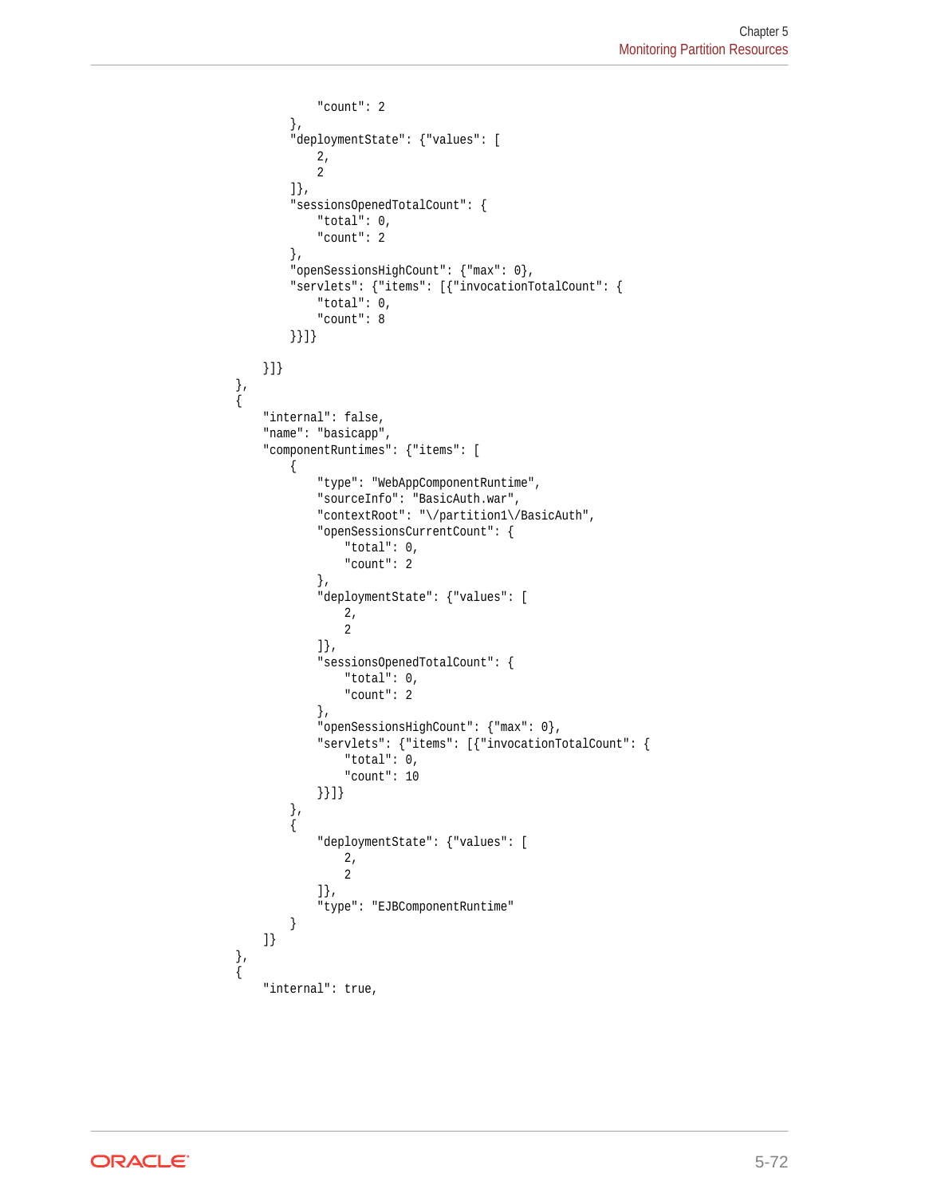```
                "count": 2
            },
            "deploymentState": {"values": [
                2,
                2
            ]},
            "sessionsOpenedTotalCount": {
                "total": 0,
                "count": 2
            },
            "openSessionsHighCount": {"max": 0},
            "servlets": {"items": [{"invocationTotalCount": {
                "total": 0,
                "count": 8
            }}]}

        }]}
    },
    {
        "internal": false,
        "name": "basicapp",
        "componentRuntimes": {"items": [
            {
                "type": "WebAppComponentRuntime",
                "sourceInfo": "BasicAuth.war",
                "contextRoot": "\/partition1\/BasicAuth",
                "openSessionsCurrentCount": {
                    "total": 0,
                    "count": 2
                },
                "deploymentState": {"values": [
                    2,
                    2
                ]},
                "sessionsOpenedTotalCount": {
                    "total": 0,
                    "count": 2
                },
                "openSessionsHighCount": {"max": 0},
                "servlets": {"items": [{"invocationTotalCount": {
                    "total": 0,
                    "count": 10
                }}]}
            },
            {
                "deploymentState": {"values": [
                    2,
                    2
                ]},
                "type": "EJBComponentRuntime"
            }
        ]}
    },
    {
        "internal": true,
```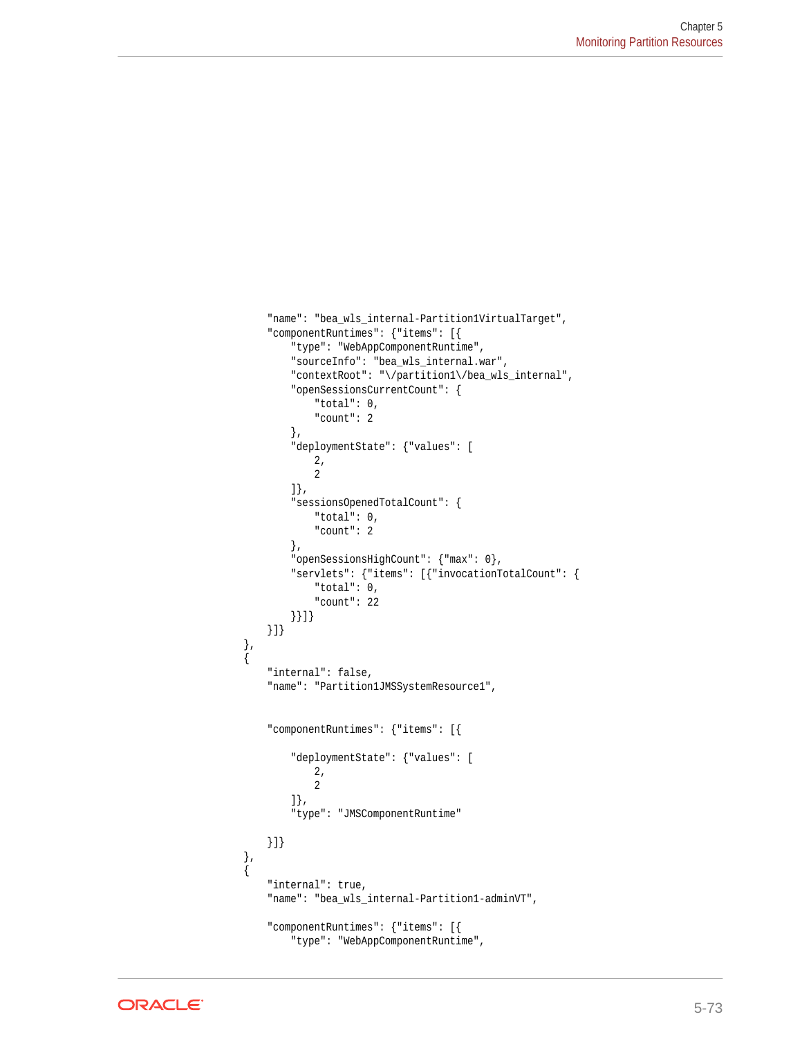```
        "name": "bea_wls_internal-Partition1VirtualTarget",
        "componentRuntimes": {"items": [{
            "type": "WebAppComponentRuntime",
            "sourceInfo": "bea_wls_internal.war",
            "contextRoot": "\/partition1\/bea_wls_internal",
            "openSessionsCurrentCount": {
                "total": 0,
                "count": 2
            },
            "deploymentState": {"values": [
                2,
                2
            ]},
            "sessionsOpenedTotalCount": {
                "total": 0,
                "count": 2
            },
            "openSessionsHighCount": {"max": 0},
            "servlets": {"items": [{"invocationTotalCount": {
                "total": 0,
                "count": 22
            }}]}
        }]}
    },
    {
        "internal": false,
        "name": "Partition1JMSSystemResource1",


        "componentRuntimes": {"items": [{

            "deploymentState": {"values": [
                2,
                2
            ]},
            "type": "JMSComponentRuntime"

        }]}
    },
    {
        "internal": true,
        "name": "bea_wls_internal-Partition1-adminVT",

        "componentRuntimes": {"items": [{
            "type": "WebAppComponentRuntime",
```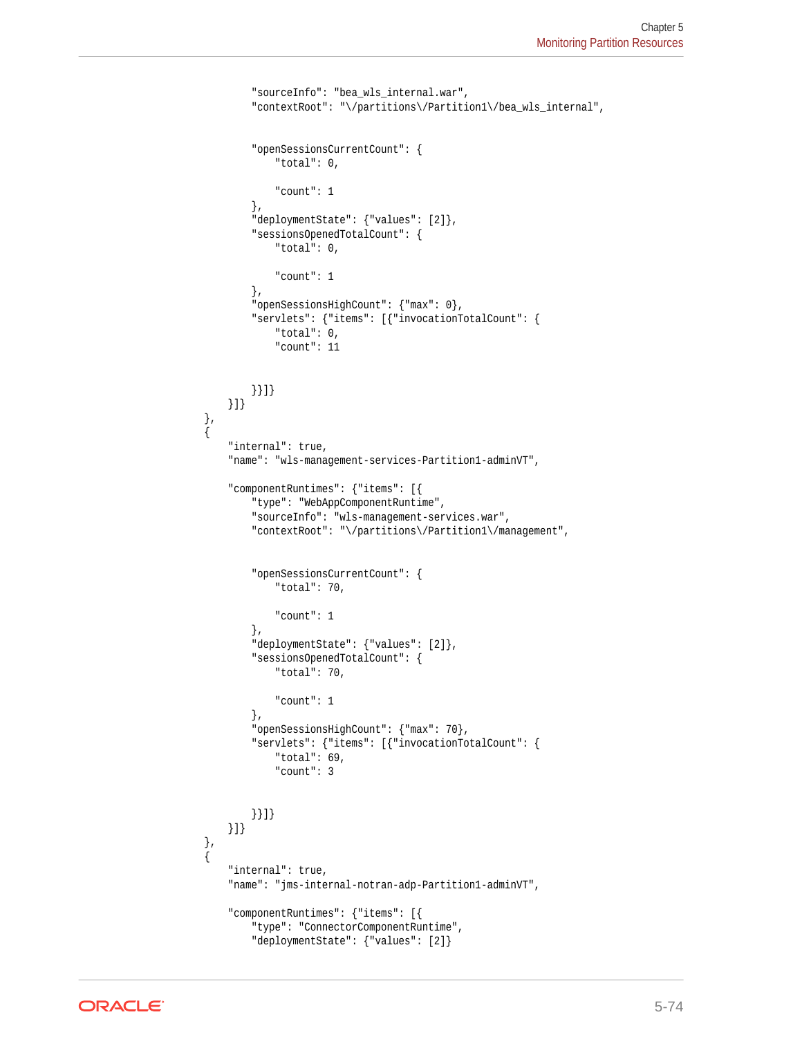```
            "sourceInfo": "bea_wls_internal.war",
            "contextRoot": "\/partitions\/Partition1\/bea_wls_internal",


            "openSessionsCurrentCount": {
                "total": 0,

                "count": 1
            },
            "deploymentState": {"values": [2]},
            "sessionsOpenedTotalCount": {
                "total": 0,

                "count": 1
            },
            "openSessionsHighCount": {"max": 0},
            "servlets": {"items": [{"invocationTotalCount": {
                "total": 0,
                "count": 11


            }}]}
        }]}
    },
    {
        "internal": true,
        "name": "wls-management-services-Partition1-adminVT",

        "componentRuntimes": {"items": [{
            "type": "WebAppComponentRuntime",
            "sourceInfo": "wls-management-services.war",
            "contextRoot": "\/partitions\/Partition1\/management",


            "openSessionsCurrentCount": {
                "total": 70,

                "count": 1
            },
            "deploymentState": {"values": [2]},
            "sessionsOpenedTotalCount": {
                "total": 70,

                "count": 1
            },
            "openSessionsHighCount": {"max": 70},
            "servlets": {"items": [{"invocationTotalCount": {
                "total": 69,
                "count": 3


            }}]}
        }]}
    },
    {
        "internal": true,
        "name": "jms-internal-notran-adp-Partition1-adminVT",

        "componentRuntimes": {"items": [{
            "type": "ConnectorComponentRuntime",
            "deploymentState": {"values": [2]}
```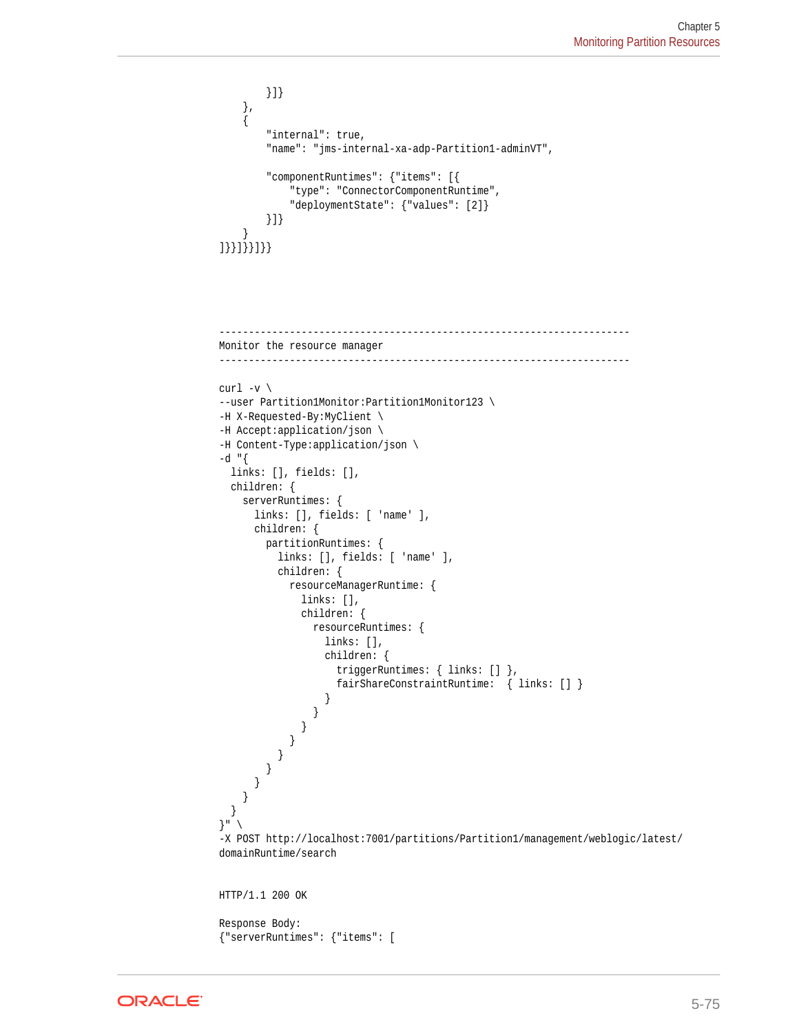```
        }]}
    },
    {
        "internal": true,
        "name": "jms-internal-xa-adp-Partition1-adminVT",

        "componentRuntimes": {"items": [{
            "type": "ConnectorComponentRuntime",
            "deploymentState": {"values": [2]}
        }]}
    }
]}}]}}]}}




----------------------------------------------------------------------
Monitor the resource manager
----------------------------------------------------------------------

curl -v \
--user Partition1Monitor:Partition1Monitor123 \
-H X-Requested-By:MyClient \
-H Accept:application/json \
-H Content-Type:application/json \
-d "{
  links: [], fields: [],
  children: {
    serverRuntimes: {
      links: [], fields: [ 'name' ],
      children: {
        partitionRuntimes: {
          links: [], fields: [ 'name' ],
          children: {
            resourceManagerRuntime: {
              links: [],
              children: {
                resourceRuntimes: {
                  links: [],
                  children: {
                    triggerRuntimes: { links: [] },
                    fairShareConstraintRuntime:  { links: [] }
                  }
                }
              }
            }
          }
        }
      }
    }
  }
}" \
-X POST http://localhost:7001/partitions/Partition1/management/weblogic/latest/
domainRuntime/search


HTTP/1.1 200 OK

Response Body:
{"serverRuntimes": {"items": [
```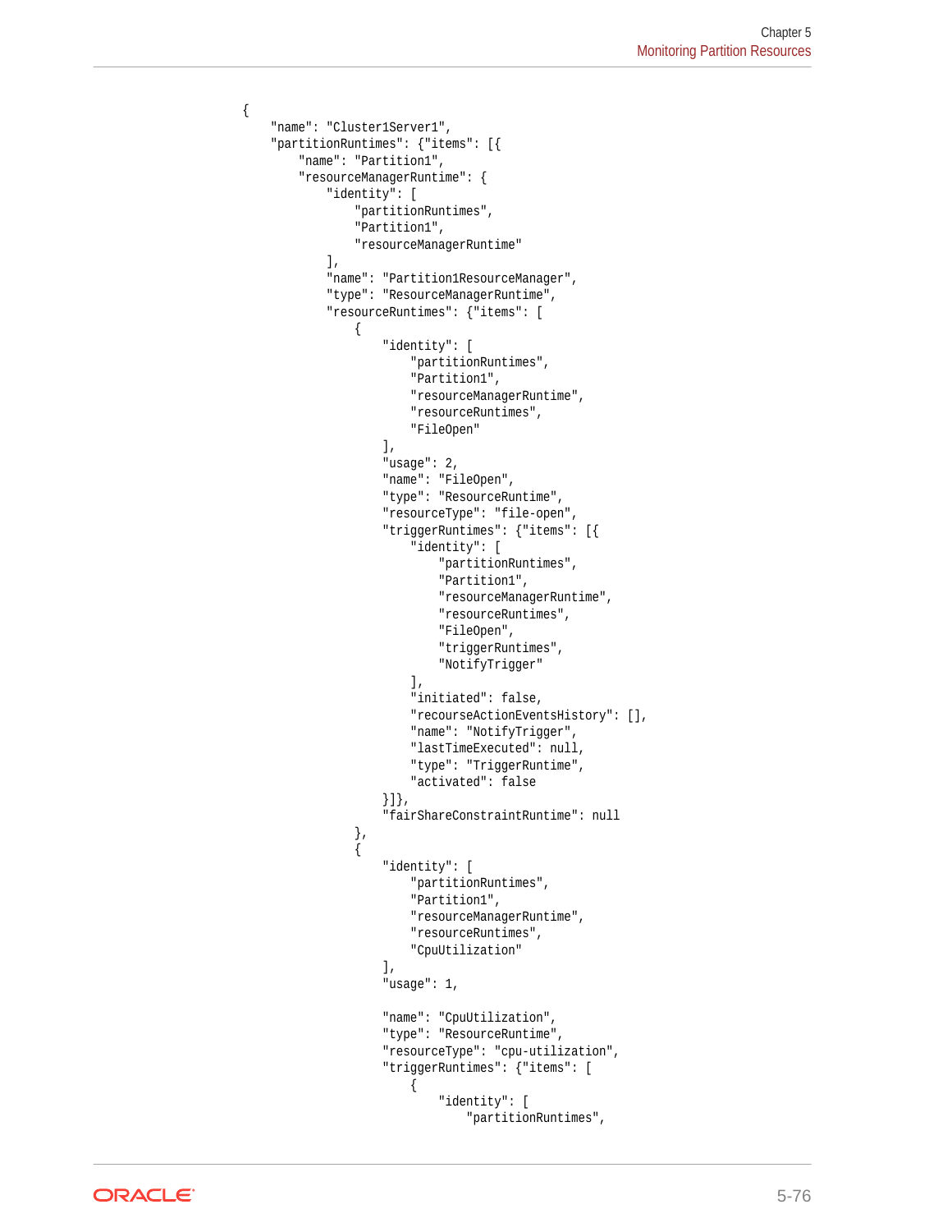```
{
    "name": "Cluster1Server1",
    "partitionRuntimes": {"items": [{
        "name": "Partition1",
        "resourceManagerRuntime": {
            "identity": [
                "partitionRuntimes",
                "Partition1",
                "resourceManagerRuntime"
            ],
            "name": "Partition1ResourceManager",
            "type": "ResourceManagerRuntime",
            "resourceRuntimes": {"items": [
                {
                    "identity": [
                        "partitionRuntimes",
                        "Partition1",
                        "resourceManagerRuntime",
                        "resourceRuntimes",
                        "FileOpen"
                    ],
                    "usage": 2,
                    "name": "FileOpen",
                    "type": "ResourceRuntime",
                    "resourceType": "file-open",
                    "triggerRuntimes": {"items": [{
                        "identity": [
                            "partitionRuntimes",
                            "Partition1",
                            "resourceManagerRuntime",
                            "resourceRuntimes",
                            "FileOpen",
                            "triggerRuntimes",
                            "NotifyTrigger"
                        ],
                        "initiated": false,
                        "recourseActionEventsHistory": [],
                        "name": "NotifyTrigger",
                        "lastTimeExecuted": null,
                        "type": "TriggerRuntime",
                        "activated": false
                    }]},
                    "fairShareConstraintRuntime": null
                },
                {
                    "identity": [
                        "partitionRuntimes",
                        "Partition1",
                        "resourceManagerRuntime",
                        "resourceRuntimes",
                        "CpuUtilization"
                    ],
                    "usage": 1,

                    "name": "CpuUtilization",
                    "type": "ResourceRuntime",
                    "resourceType": "cpu-utilization",
                    "triggerRuntimes": {"items": [
                        {
                            "identity": [
                                "partitionRuntimes",
```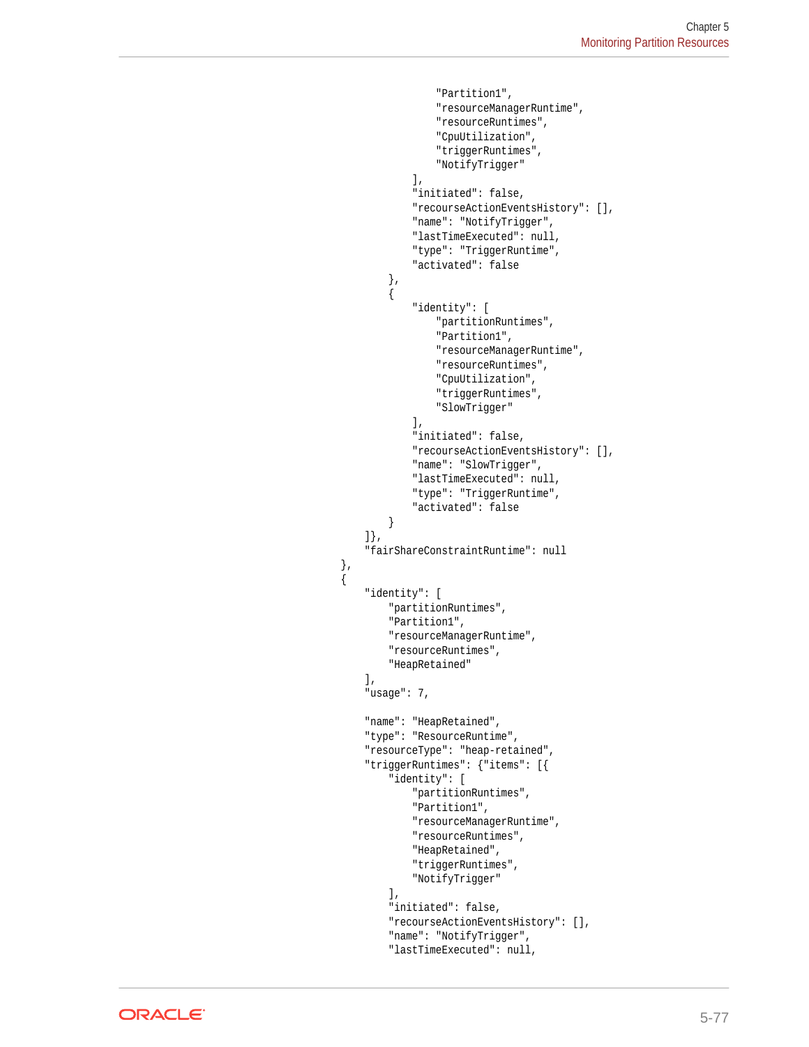```
                    "Partition1",
                    "resourceManagerRuntime",
                    "resourceRuntimes",
                    "CpuUtilization",
                    "triggerRuntimes",
                    "NotifyTrigger"
                ],
                "initiated": false,
                "recourseActionEventsHistory": [],
                "name": "NotifyTrigger",
                "lastTimeExecuted": null,
                "type": "TriggerRuntime",
                "activated": false
            },
            {
                "identity": [
                    "partitionRuntimes",
                    "Partition1",
                    "resourceManagerRuntime",
                    "resourceRuntimes",
                    "CpuUtilization",
                    "triggerRuntimes",
                    "SlowTrigger"
                ],
                "initiated": false,
                "recourseActionEventsHistory": [],
                "name": "SlowTrigger",
                "lastTimeExecuted": null,
                "type": "TriggerRuntime",
                "activated": false
            }
        ]},
        "fairShareConstraintRuntime": null
    },
    {
        "identity": [
            "partitionRuntimes",
            "Partition1",
            "resourceManagerRuntime",
            "resourceRuntimes",
            "HeapRetained"
        ],
        "usage": 7,

        "name": "HeapRetained",
        "type": "ResourceRuntime",
        "resourceType": "heap-retained",
        "triggerRuntimes": {"items": [{
            "identity": [
                "partitionRuntimes",
                "Partition1",
                "resourceManagerRuntime",
                "resourceRuntimes",
                "HeapRetained",
                "triggerRuntimes",
                "NotifyTrigger"
            ],
            "initiated": false,
            "recourseActionEventsHistory": [],
            "name": "NotifyTrigger",
            "lastTimeExecuted": null,
```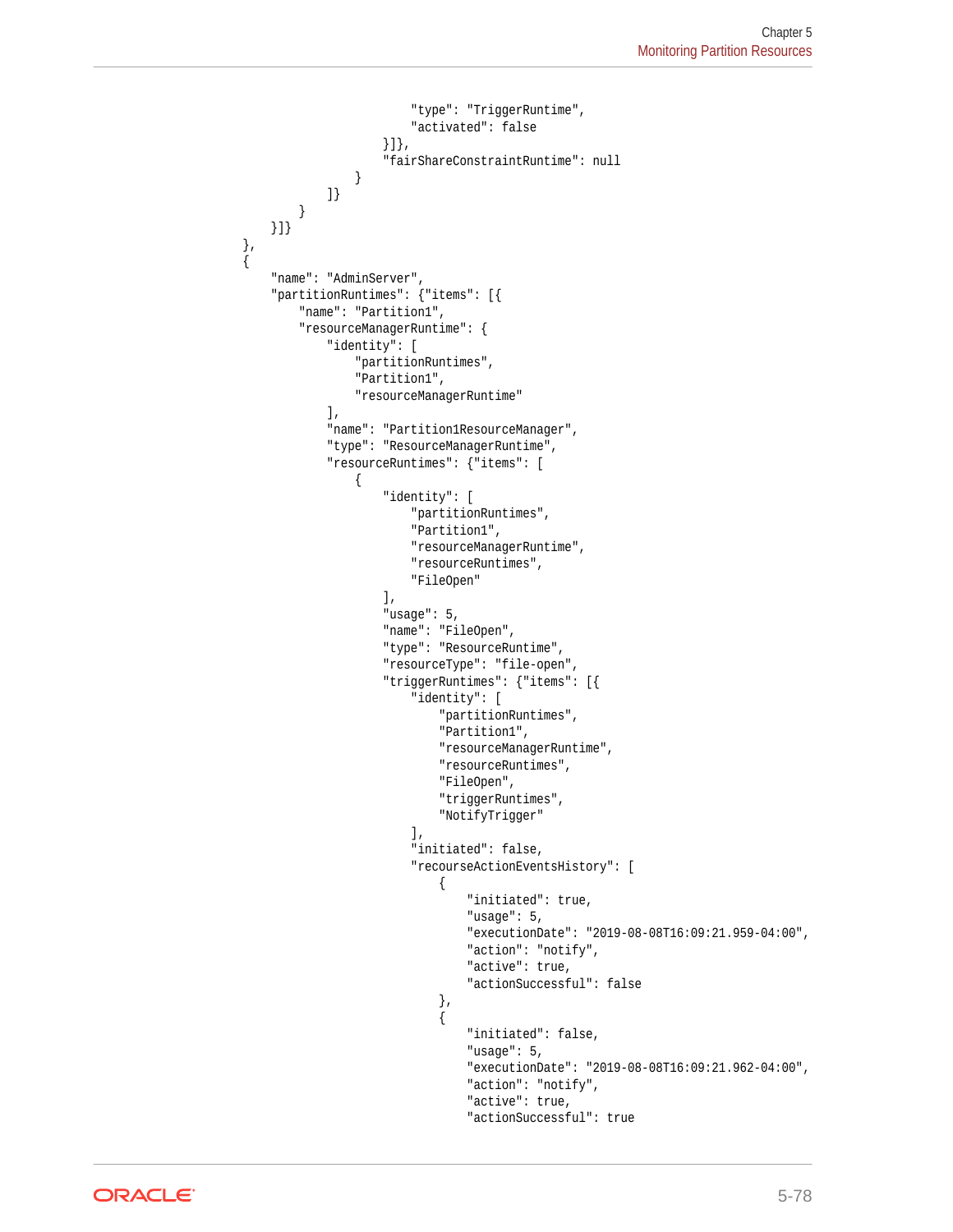```
                            "type": "TriggerRuntime",
                            "activated": false
                        }]},
                        "fairShareConstraintRuntime": null
                    }
                ]}
            }
        }]}
    },
    {
        "name": "AdminServer",
        "partitionRuntimes": {"items": [{
            "name": "Partition1",
            "resourceManagerRuntime": {
                "identity": [
                    "partitionRuntimes",
                    "Partition1",
                    "resourceManagerRuntime"
                ],
                "name": "Partition1ResourceManager",
                "type": "ResourceManagerRuntime",
                "resourceRuntimes": {"items": [
                    {
                        "identity": [
                            "partitionRuntimes",
                            "Partition1",
                            "resourceManagerRuntime",
                            "resourceRuntimes",
                            "FileOpen"
                        ],
                        "usage": 5,
                        "name": "FileOpen",
                        "type": "ResourceRuntime",
                        "resourceType": "file-open",
                        "triggerRuntimes": {"items": [{
                            "identity": [
                                "partitionRuntimes",
                                "Partition1",
                                "resourceManagerRuntime",
                                "resourceRuntimes",
                                "FileOpen",
                                "triggerRuntimes",
                                "NotifyTrigger"
                            ],
                            "initiated": false,
                            "recourseActionEventsHistory": [
                                {
                                    "initiated": true,
                                    "usage": 5,
                                    "executionDate": "2019-08-08T16:09:21.959-04:00",
                                    "action": "notify",
                                    "active": true,
                                    "actionSuccessful": false
                                },
                                {
                                    "initiated": false,
                                    "usage": 5,
                                    "executionDate": "2019-08-08T16:09:21.962-04:00",
                                    "action": "notify",
                                    "active": true,
                                    "actionSuccessful": true
```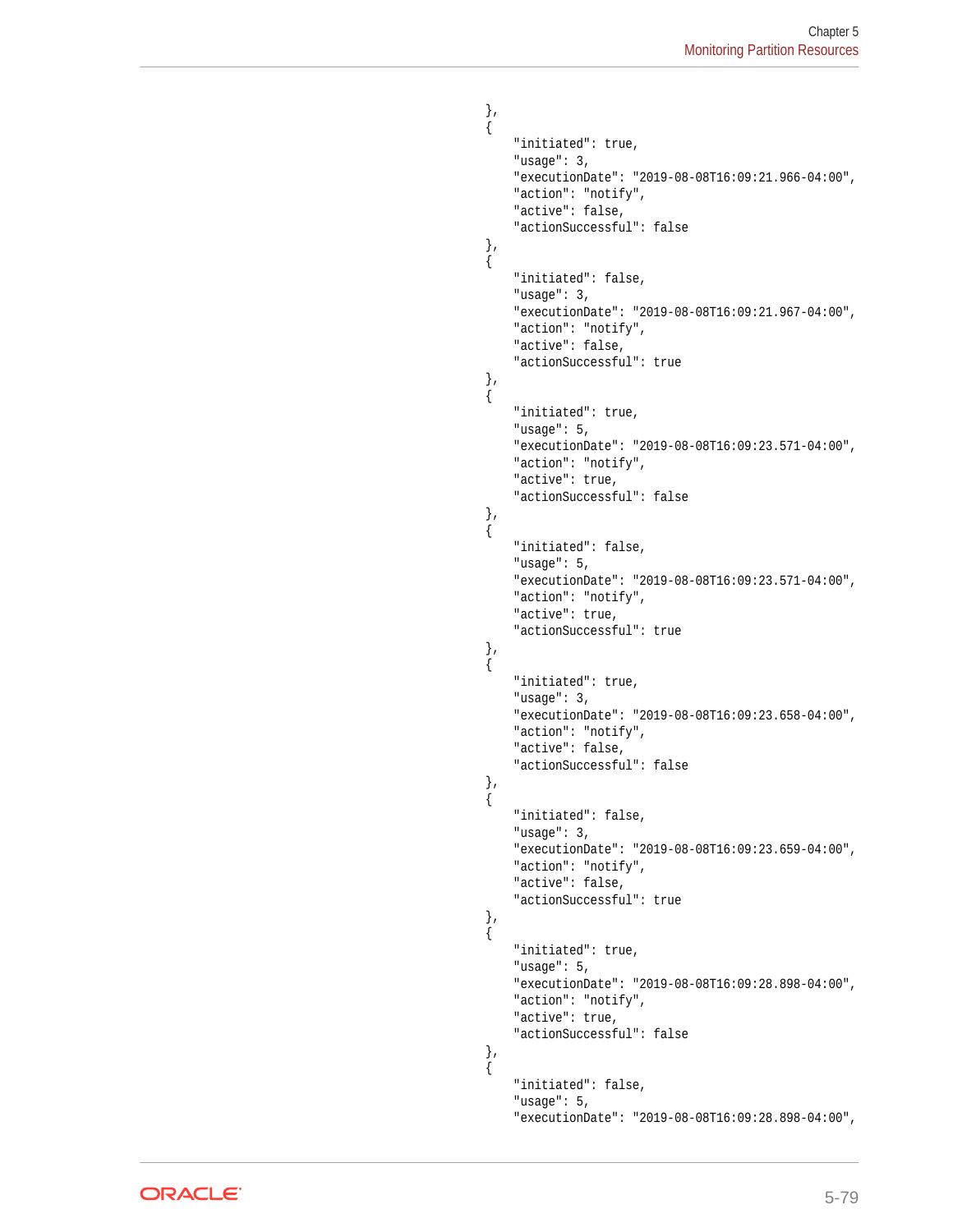```
},
{
    "initiated": true,
    "usage": 3,
    "executionDate": "2019-08-08T16:09:21.966-04:00",
    "action": "notify",
    "active": false,
    "actionSuccessful": false
},
{
    "initiated": false,
    "usage": 3,
    "executionDate": "2019-08-08T16:09:21.967-04:00",
    "action": "notify",
    "active": false,
    "actionSuccessful": true
},
{
    "initiated": true,
    "usage": 5,
    "executionDate": "2019-08-08T16:09:23.571-04:00",
    "action": "notify",
    "active": true,
    "actionSuccessful": false
},
{
    "initiated": false,
    "usage": 5,
    "executionDate": "2019-08-08T16:09:23.571-04:00",
    "action": "notify",
    "active": true,
    "actionSuccessful": true
},
{
    "initiated": true,
    "usage": 3,
    "executionDate": "2019-08-08T16:09:23.658-04:00",
    "action": "notify",
    "active": false,
    "actionSuccessful": false
},
{
    "initiated": false,
    "usage": 3,
    "executionDate": "2019-08-08T16:09:23.659-04:00",
    "action": "notify",
    "active": false,
    "actionSuccessful": true
},
{
    "initiated": true,
    "usage": 5,
    "executionDate": "2019-08-08T16:09:28.898-04:00",
    "action": "notify",
    "active": true,
    "actionSuccessful": false
},
{
    "initiated": false,
    "usage": 5,
    "executionDate": "2019-08-08T16:09:28.898-04:00",
```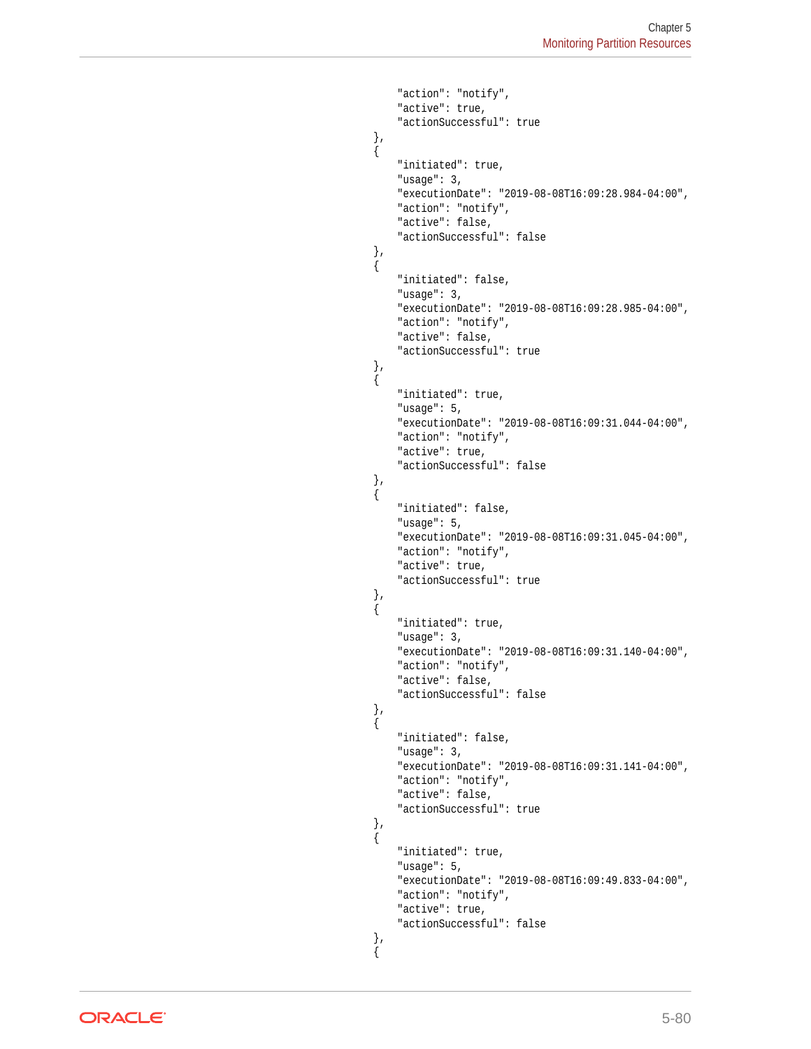```
        "action": "notify",
        "active": true,
        "actionSuccessful": true
    },
    {
        "initiated": true,
        "usage": 3,
        "executionDate": "2019-08-08T16:09:28.984-04:00",
        "action": "notify",
        "active": false,
        "actionSuccessful": false
    },
    {
        "initiated": false,
        "usage": 3,
        "executionDate": "2019-08-08T16:09:28.985-04:00",
        "action": "notify",
        "active": false,
        "actionSuccessful": true
    },
    {
        "initiated": true,
        "usage": 5,
        "executionDate": "2019-08-08T16:09:31.044-04:00",
        "action": "notify",
        "active": true,
        "actionSuccessful": false
    },
    {
        "initiated": false,
        "usage": 5,
        "executionDate": "2019-08-08T16:09:31.045-04:00",
        "action": "notify",
        "active": true,
        "actionSuccessful": true
    },
    {
        "initiated": true,
        "usage": 3,
        "executionDate": "2019-08-08T16:09:31.140-04:00",
        "action": "notify",
        "active": false,
        "actionSuccessful": false
    },
    {
        "initiated": false,
        "usage": 3,
        "executionDate": "2019-08-08T16:09:31.141-04:00",
        "action": "notify",
        "active": false,
        "actionSuccessful": true
    },
    {
        "initiated": true,
        "usage": 5,
        "executionDate": "2019-08-08T16:09:49.833-04:00",
        "action": "notify",
        "active": true,
        "actionSuccessful": false
    },
    {
```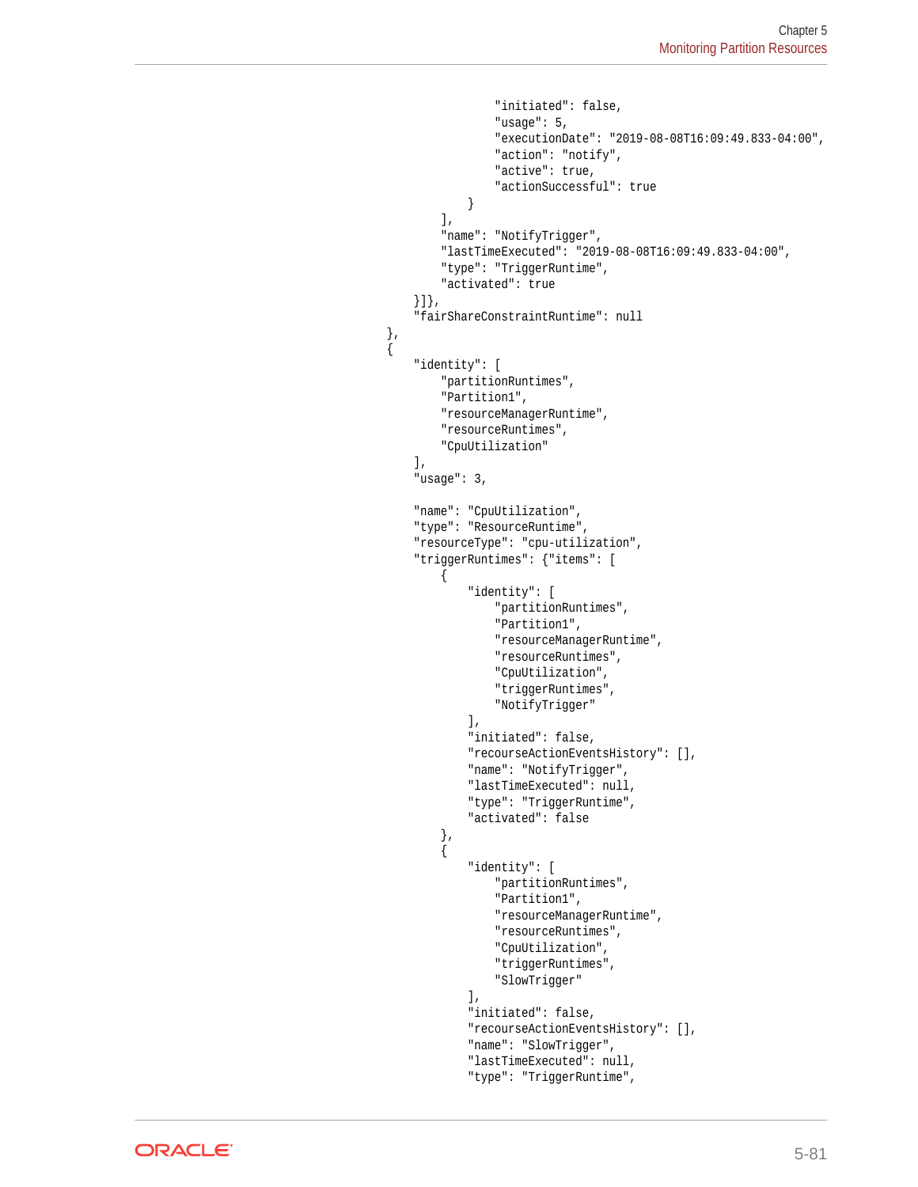```
                "initiated": false,
                "usage": 5,
                "executionDate": "2019-08-08T16:09:49.833-04:00",
                "action": "notify",
                "active": true,
                "actionSuccessful": true
            }
        ],
        "name": "NotifyTrigger",
        "lastTimeExecuted": "2019-08-08T16:09:49.833-04:00",
        "type": "TriggerRuntime",
        "activated": true
    }]},
    "fairShareConstraintRuntime": null
},
{
    "identity": [
        "partitionRuntimes",
        "Partition1",
        "resourceManagerRuntime",
        "resourceRuntimes",
        "CpuUtilization"
    ],
    "usage": 3,

    "name": "CpuUtilization",
    "type": "ResourceRuntime",
    "resourceType": "cpu-utilization",
    "triggerRuntimes": {"items": [
        {
            "identity": [
                "partitionRuntimes",
                "Partition1",
                "resourceManagerRuntime",
                "resourceRuntimes",
                "CpuUtilization",
                "triggerRuntimes",
                "NotifyTrigger"
            ],
            "initiated": false,
            "recourseActionEventsHistory": [],
            "name": "NotifyTrigger",
            "lastTimeExecuted": null,
            "type": "TriggerRuntime",
            "activated": false
        },
        {
            "identity": [
                "partitionRuntimes",
                "Partition1",
                "resourceManagerRuntime",
                "resourceRuntimes",
                "CpuUtilization",
                "triggerRuntimes",
                "SlowTrigger"
            ],
            "initiated": false,
            "recourseActionEventsHistory": [],
            "name": "SlowTrigger",
            "lastTimeExecuted": null,
            "type": "TriggerRuntime",
```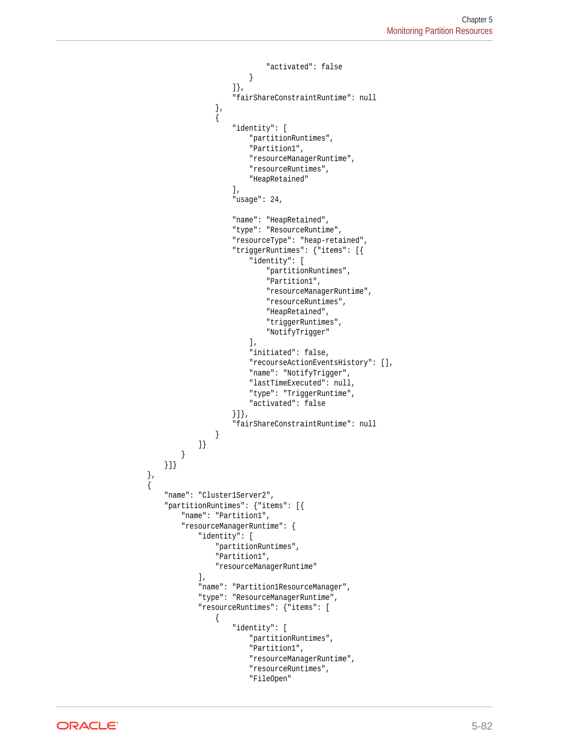```
                                "activated": false
                            }
                        ]},
                        "fairShareConstraintRuntime": null
                    },
                    {
                        "identity": [
                            "partitionRuntimes",
                            "Partition1",
                            "resourceManagerRuntime",
                            "resourceRuntimes",
                            "HeapRetained"
                        ],
                        "usage": 24,

                        "name": "HeapRetained",
                        "type": "ResourceRuntime",
                        "resourceType": "heap-retained",
                        "triggerRuntimes": {"items": [{
                            "identity": [
                                "partitionRuntimes",
                                "Partition1",
                                "resourceManagerRuntime",
                                "resourceRuntimes",
                                "HeapRetained",
                                "triggerRuntimes",
                                "NotifyTrigger"
                            ],
                            "initiated": false,
                            "recourseActionEventsHistory": [],
                            "name": "NotifyTrigger",
                            "lastTimeExecuted": null,
                            "type": "TriggerRuntime",
                            "activated": false
                        }]},
                        "fairShareConstraintRuntime": null
                    }
                ]}
            }
        }]}
    },
    {
        "name": "Cluster1Server2",
        "partitionRuntimes": {"items": [{
            "name": "Partition1",
            "resourceManagerRuntime": {
                "identity": [
                    "partitionRuntimes",
                    "Partition1",
                    "resourceManagerRuntime"
                ],
                "name": "Partition1ResourceManager",
                "type": "ResourceManagerRuntime",
                "resourceRuntimes": {"items": [
                    {
                        "identity": [
                            "partitionRuntimes",
                            "Partition1",
                            "resourceManagerRuntime",
                            "resourceRuntimes",
                            "FileOpen"
```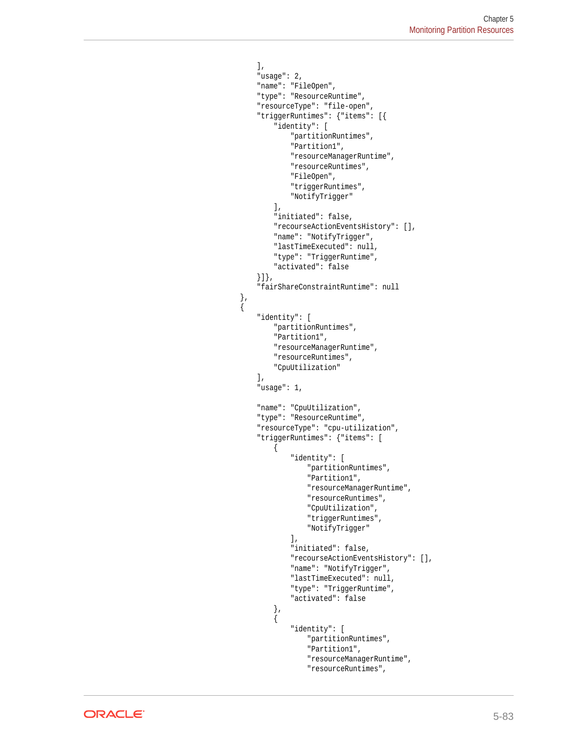```
    ],
    "usage": 2,
    "name": "FileOpen",
    "type": "ResourceRuntime",
    "resourceType": "file-open",
    "triggerRuntimes": {"items": [{
        "identity": [
            "partitionRuntimes",
            "Partition1",
            "resourceManagerRuntime",
            "resourceRuntimes",
            "FileOpen",
            "triggerRuntimes",
            "NotifyTrigger"
        ],
        "initiated": false,
        "recourseActionEventsHistory": [],
        "name": "NotifyTrigger",
        "lastTimeExecuted": null,
        "type": "TriggerRuntime",
        "activated": false
    }]},
    "fairShareConstraintRuntime": null
},
{
    "identity": [
        "partitionRuntimes",
        "Partition1",
        "resourceManagerRuntime",
        "resourceRuntimes",
        "CpuUtilization"
    ],
    "usage": 1,

    "name": "CpuUtilization",
    "type": "ResourceRuntime",
    "resourceType": "cpu-utilization",
    "triggerRuntimes": {"items": [
        {
            "identity": [
                "partitionRuntimes",
                "Partition1",
                "resourceManagerRuntime",
                "resourceRuntimes",
                "CpuUtilization",
                "triggerRuntimes",
                "NotifyTrigger"
            ],
            "initiated": false,
            "recourseActionEventsHistory": [],
            "name": "NotifyTrigger",
            "lastTimeExecuted": null,
            "type": "TriggerRuntime",
            "activated": false
        },
        {
            "identity": [
                "partitionRuntimes",
                "Partition1",
                "resourceManagerRuntime",
                "resourceRuntimes",
```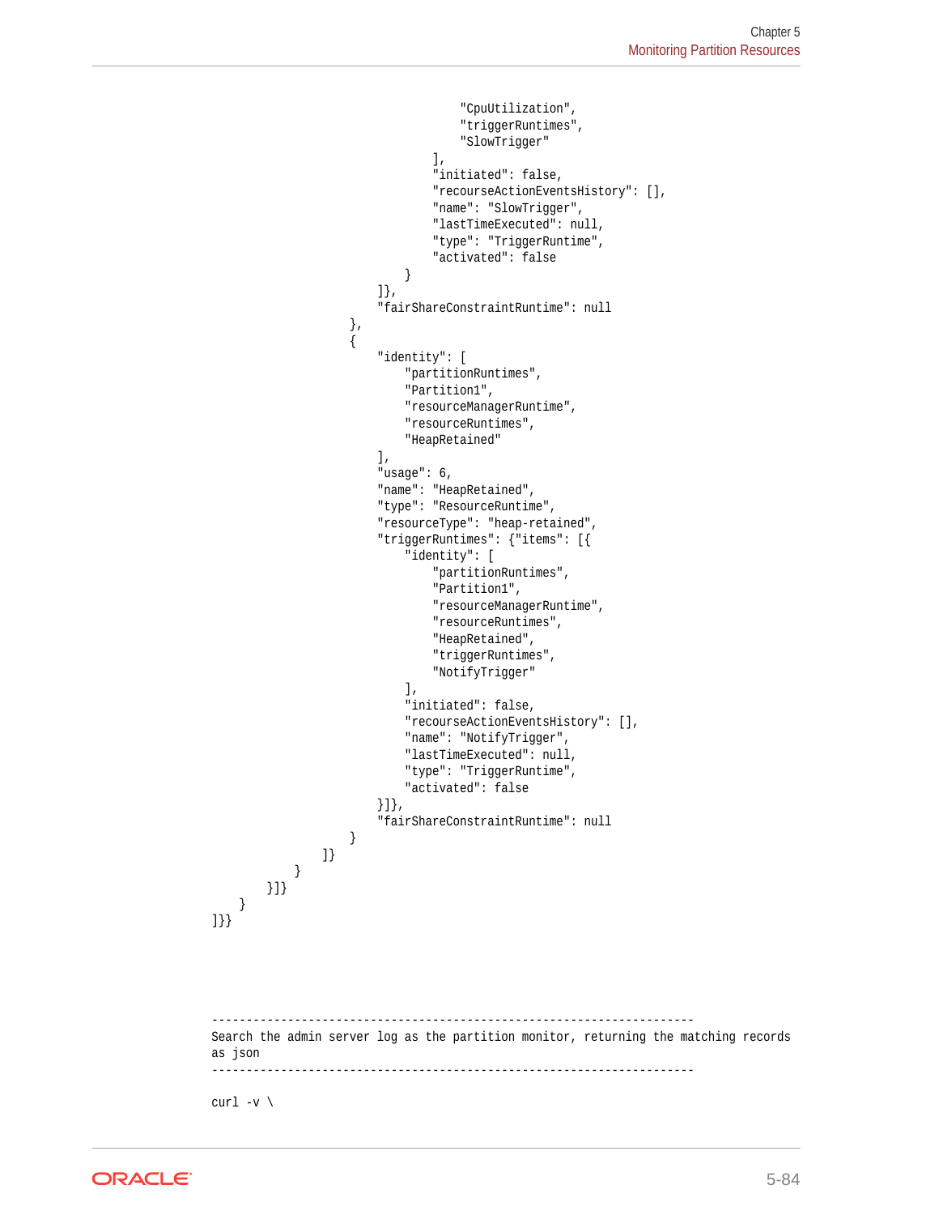```
                                "CpuUtilization",
                                "triggerRuntimes",
                                "SlowTrigger"
                            ],
                            "initiated": false,
                            "recourseActionEventsHistory": [],
                            "name": "SlowTrigger",
                            "lastTimeExecuted": null,
                            "type": "TriggerRuntime",
                            "activated": false
                        }
                    ]},
                    "fairShareConstraintRuntime": null
                },
                {
                    "identity": [
                        "partitionRuntimes",
                        "Partition1",
                        "resourceManagerRuntime",
                        "resourceRuntimes",
                        "HeapRetained"
                    ],
                    "usage": 6,
                    "name": "HeapRetained",
                    "type": "ResourceRuntime",
                    "resourceType": "heap-retained",
                    "triggerRuntimes": {"items": [{
                        "identity": [
                            "partitionRuntimes",
                            "Partition1",
                            "resourceManagerRuntime",
                            "resourceRuntimes",
                            "HeapRetained",
                            "triggerRuntimes",
                            "NotifyTrigger"
                        ],
                        "initiated": false,
                        "recourseActionEventsHistory": [],
                        "name": "NotifyTrigger",
                        "lastTimeExecuted": null,
                        "type": "TriggerRuntime",
                        "activated": false
                    }]},
                    "fairShareConstraintRuntime": null
                }
            ]}
        }
    }]}
  }
]}}
```

```
----------------------------------------------------------------------
Search the admin server log as the partition monitor, returning the matching records
as json
----------------------------------------------------------------------

curl -v \
```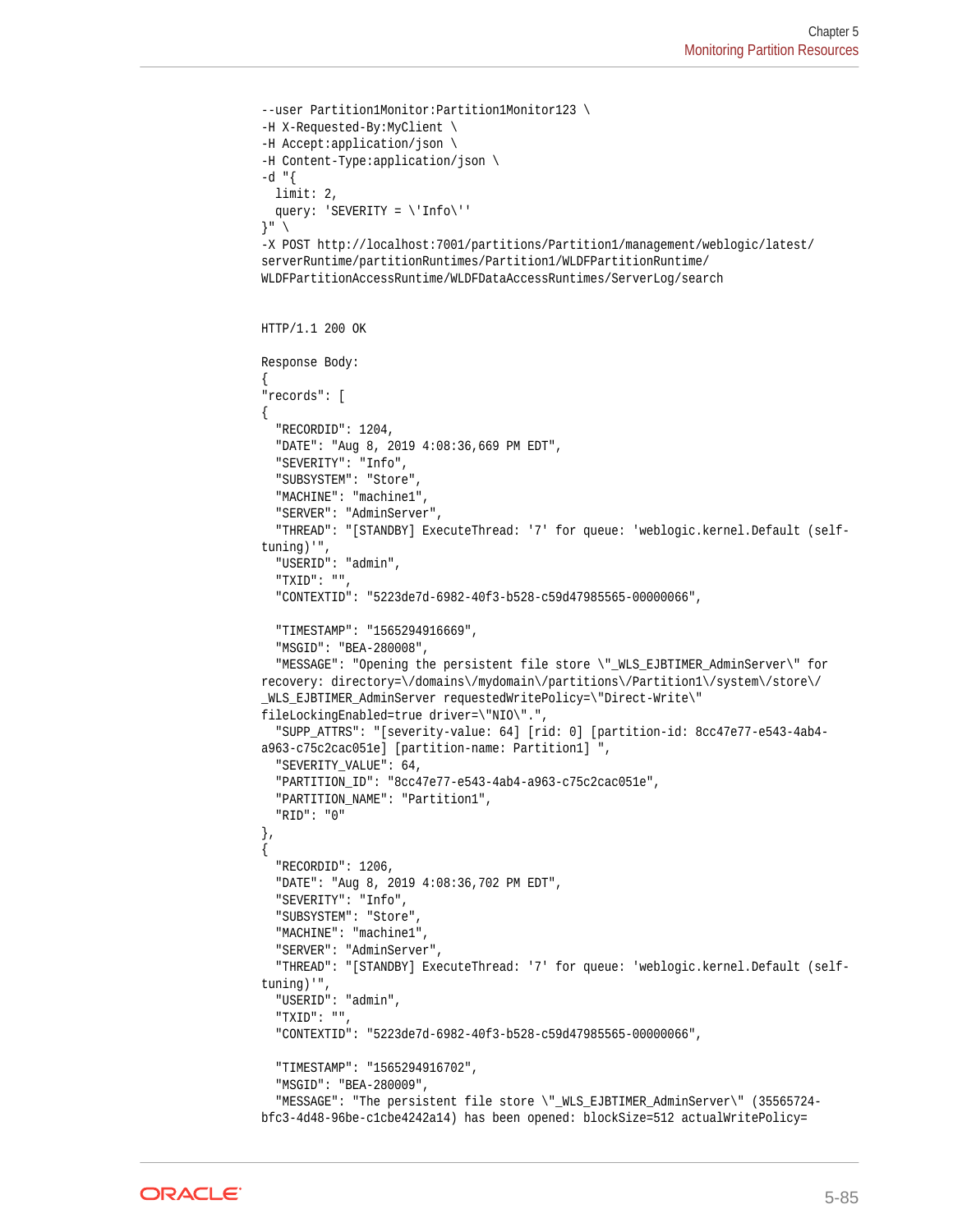```
--user Partition1Monitor:Partition1Monitor123 \
-H X-Requested-By:MyClient \
-H Accept:application/json \
-H Content-Type:application/json \
-d "{
  limit: 2,
  query: 'SEVERITY = \'Info\''
}" \
-X POST http://localhost:7001/partitions/Partition1/management/weblogic/latest/
serverRuntime/partitionRuntimes/Partition1/WLDFPartitionRuntime/
WLDFPartitionAccessRuntime/WLDFDataAccessRuntimes/ServerLog/search


HTTP/1.1 200 OK

Response Body:
{
"records": [
{
  "RECORDID": 1204,
  "DATE": "Aug 8, 2019 4:08:36,669 PM EDT",
  "SEVERITY": "Info",
  "SUBSYSTEM": "Store",
  "MACHINE": "machine1",
  "SERVER": "AdminServer",
  "THREAD": "[STANDBY] ExecuteThread: '7' for queue: 'weblogic.kernel.Default (self-
tuning)'",
  "USERID": "admin",
  "TXID": "",
  "CONTEXTID": "5223de7d-6982-40f3-b528-c59d47985565-00000066",

  "TIMESTAMP": "1565294916669",
  "MSGID": "BEA-280008",
  "MESSAGE": "Opening the persistent file store \"_WLS_EJBTIMER_AdminServer\" for
recovery: directory=\/domains\/mydomain\/partitions\/Partition1\/system\/store\/
_WLS_EJBTIMER_AdminServer requestedWritePolicy=\"Direct-Write\"
fileLockingEnabled=true driver=\"NIO\".",
  "SUPP_ATTRS": "[severity-value: 64] [rid: 0] [partition-id: 8cc47e77-e543-4ab4-
a963-c75c2cac051e] [partition-name: Partition1] ",
  "SEVERITY_VALUE": 64,
  "PARTITION_ID": "8cc47e77-e543-4ab4-a963-c75c2cac051e",
  "PARTITION_NAME": "Partition1",
  "RID": "0"
},
{
  "RECORDID": 1206,
  "DATE": "Aug 8, 2019 4:08:36,702 PM EDT",
  "SEVERITY": "Info",
  "SUBSYSTEM": "Store",
  "MACHINE": "machine1",
  "SERVER": "AdminServer",
  "THREAD": "[STANDBY] ExecuteThread: '7' for queue: 'weblogic.kernel.Default (self-
tuning)'",
  "USERID": "admin",
  "TXID": "",
  "CONTEXTID": "5223de7d-6982-40f3-b528-c59d47985565-00000066",

  "TIMESTAMP": "1565294916702",
  "MSGID": "BEA-280009",
  "MESSAGE": "The persistent file store \"_WLS_EJBTIMER_AdminServer\" (35565724-
bfc3-4d48-96be-c1cbe4242a14) has been opened: blockSize=512 actualWritePolicy=
```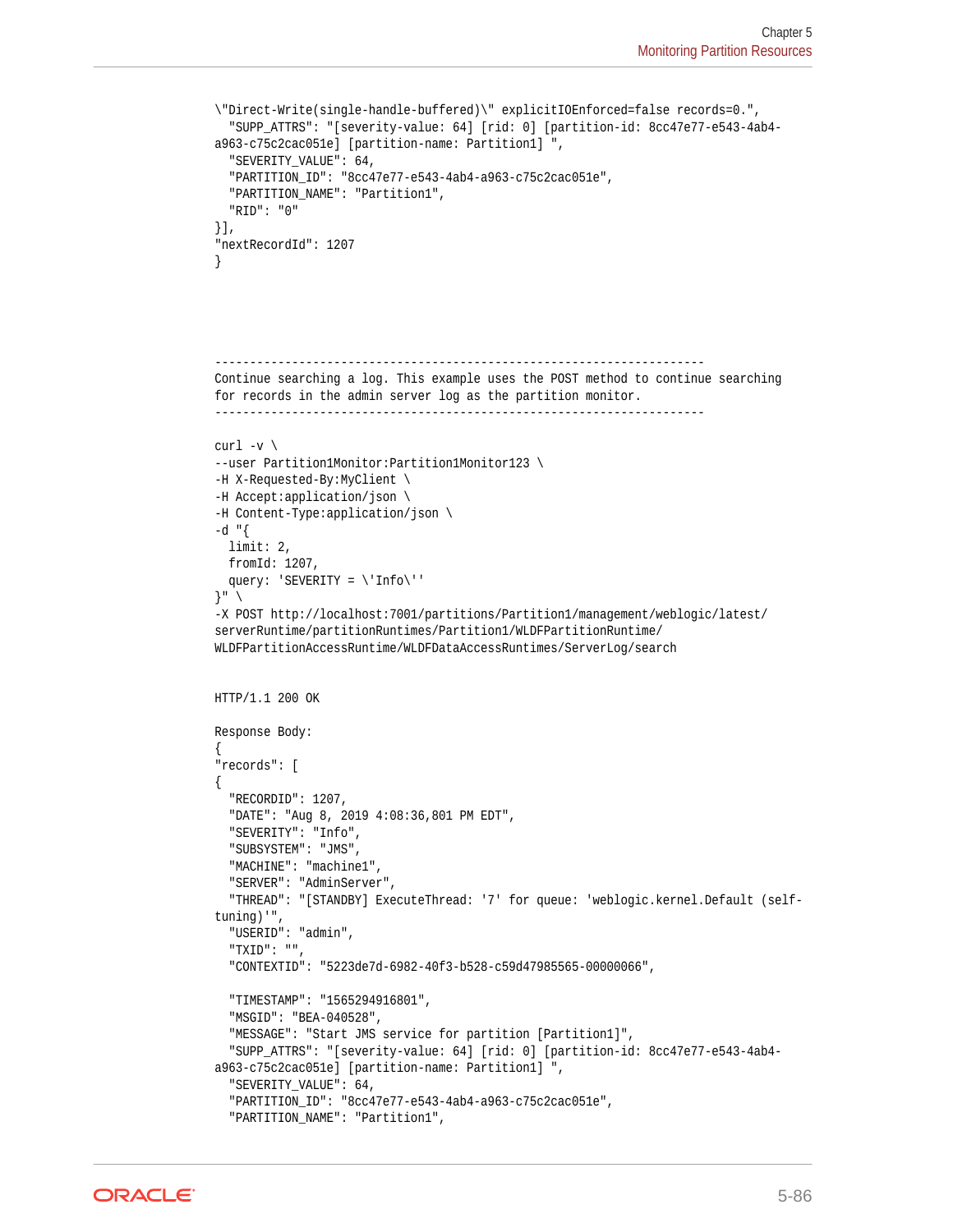```
\"Direct-Write(single-handle-buffered)\" explicitIOEnforced=false records=0.",
  "SUPP_ATTRS": "[severity-value: 64] [rid: 0] [partition-id: 8cc47e77-e543-4ab4-
a963-c75c2cac051e] [partition-name: Partition1] ",
  "SEVERITY_VALUE": 64,
  "PARTITION_ID": "8cc47e77-e543-4ab4-a963-c75c2cac051e",
  "PARTITION_NAME": "Partition1",
  "RID": "0"
}],
"nextRecordId": 1207
}




----------------------------------------------------------------------
Continue searching a log. This example uses the POST method to continue searching
for records in the admin server log as the partition monitor.
----------------------------------------------------------------------

curl -v \
--user Partition1Monitor:Partition1Monitor123 \
-H X-Requested-By:MyClient \
-H Accept:application/json \
-H Content-Type:application/json \
-d "{
  limit: 2,
  fromId: 1207,
  query: 'SEVERITY = \'Info\''
}" \
-X POST http://localhost:7001/partitions/Partition1/management/weblogic/latest/
serverRuntime/partitionRuntimes/Partition1/WLDFPartitionRuntime/
WLDFPartitionAccessRuntime/WLDFDataAccessRuntimes/ServerLog/search


HTTP/1.1 200 OK

Response Body:
{
"records": [
{
  "RECORDID": 1207,
  "DATE": "Aug 8, 2019 4:08:36,801 PM EDT",
  "SEVERITY": "Info",
  "SUBSYSTEM": "JMS",
  "MACHINE": "machine1",
  "SERVER": "AdminServer",
  "THREAD": "[STANDBY] ExecuteThread: '7' for queue: 'weblogic.kernel.Default (self-
tuning)'",
  "USERID": "admin",
  "TXID": "",
  "CONTEXTID": "5223de7d-6982-40f3-b528-c59d47985565-00000066",

  "TIMESTAMP": "1565294916801",
  "MSGID": "BEA-040528",
  "MESSAGE": "Start JMS service for partition [Partition1]",
  "SUPP_ATTRS": "[severity-value: 64] [rid: 0] [partition-id: 8cc47e77-e543-4ab4-
a963-c75c2cac051e] [partition-name: Partition1] ",
  "SEVERITY_VALUE": 64,
  "PARTITION_ID": "8cc47e77-e543-4ab4-a963-c75c2cac051e",
  "PARTITION_NAME": "Partition1",
```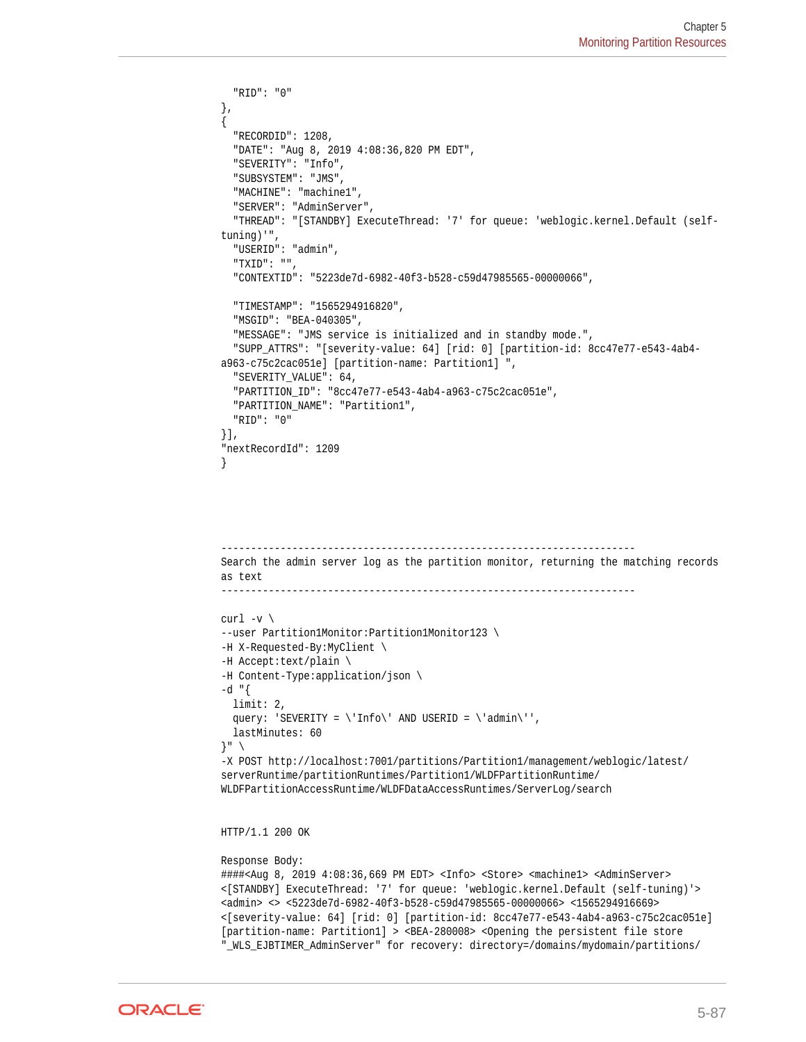```
  "RID": "0"
},
{
  "RECORDID": 1208,
  "DATE": "Aug 8, 2019 4:08:36,820 PM EDT",
  "SEVERITY": "Info",
  "SUBSYSTEM": "JMS",
  "MACHINE": "machine1",
  "SERVER": "AdminServer",
  "THREAD": "[STANDBY] ExecuteThread: '7' for queue: 'weblogic.kernel.Default (self-
tuning)'",
  "USERID": "admin",
  "TXID": "",
  "CONTEXTID": "5223de7d-6982-40f3-b528-c59d47985565-00000066",

  "TIMESTAMP": "1565294916820",
  "MSGID": "BEA-040305",
  "MESSAGE": "JMS service is initialized and in standby mode.",
  "SUPP_ATTRS": "[severity-value: 64] [rid: 0] [partition-id: 8cc47e77-e543-4ab4-
a963-c75c2cac051e] [partition-name: Partition1] ",
  "SEVERITY_VALUE": 64,
  "PARTITION_ID": "8cc47e77-e543-4ab4-a963-c75c2cac051e",
  "PARTITION_NAME": "Partition1",
  "RID": "0"
}],
"nextRecordId": 1209
}




----------------------------------------------------------------------
Search the admin server log as the partition monitor, returning the matching records
as text
----------------------------------------------------------------------

curl -v \
--user Partition1Monitor:Partition1Monitor123 \
-H X-Requested-By:MyClient \
-H Accept:text/plain \
-H Content-Type:application/json \
-d "{
  limit: 2,
  query: 'SEVERITY = \'Info\' AND USERID = \'admin\'',
  lastMinutes: 60
}" \
-X POST http://localhost:7001/partitions/Partition1/management/weblogic/latest/
serverRuntime/partitionRuntimes/Partition1/WLDFPartitionRuntime/
WLDFPartitionAccessRuntime/WLDFDataAccessRuntimes/ServerLog/search


HTTP/1.1 200 OK

Response Body:
####<Aug 8, 2019 4:08:36,669 PM EDT> <Info> <Store> <machine1> <AdminServer>
<[STANDBY] ExecuteThread: '7' for queue: 'weblogic.kernel.Default (self-tuning)'>
<admin> <> <5223de7d-6982-40f3-b528-c59d47985565-00000066> <1565294916669>
<[severity-value: 64] [rid: 0] [partition-id: 8cc47e77-e543-4ab4-a963-c75c2cac051e]
[partition-name: Partition1] > <BEA-280008> <Opening the persistent file store
"_WLS_EJBTIMER_AdminServer" for recovery: directory=/domains/mydomain/partitions/
```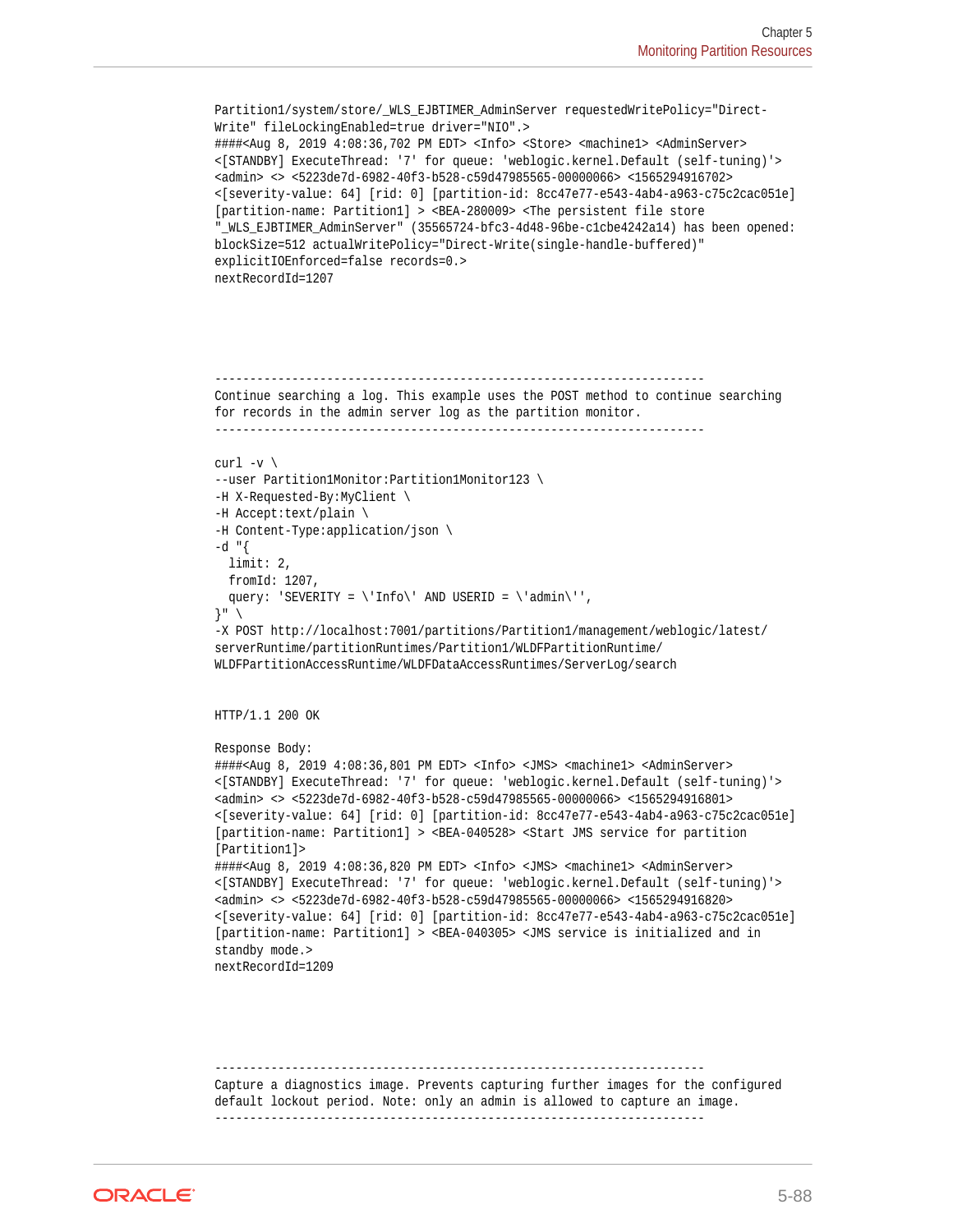```
Partition1/system/store/_WLS_EJBTIMER_AdminServer requestedWritePolicy="Direct-
Write" fileLockingEnabled=true driver="NIO".>
####<Aug 8, 2019 4:08:36,702 PM EDT> <Info> <Store> <machine1> <AdminServer>
<[STANDBY] ExecuteThread: '7' for queue: 'weblogic.kernel.Default (self-tuning)'>
<admin> <> <5223de7d-6982-40f3-b528-c59d47985565-00000066> <1565294916702>
<[severity-value: 64] [rid: 0] [partition-id: 8cc47e77-e543-4ab4-a963-c75c2cac051e]
[partition-name: Partition1] > <BEA-280009> <The persistent file store
"_WLS_EJBTIMER_AdminServer" (35565724-bfc3-4d48-96be-c1cbe4242a14) has been opened:
blockSize=512 actualWritePolicy="Direct-Write(single-handle-buffered)"
explicitIOEnforced=false records=0.>
nextRecordId=1207




----------------------------------------------------------------------
Continue searching a log. This example uses the POST method to continue searching
for records in the admin server log as the partition monitor.
----------------------------------------------------------------------

curl -v \
--user Partition1Monitor:Partition1Monitor123 \
-H X-Requested-By:MyClient \
-H Accept:text/plain \
-H Content-Type:application/json \
-d "{
  limit: 2,
  fromId: 1207,
  query: 'SEVERITY = \'Info\' AND USERID = \'admin\'',
}" \
-X POST http://localhost:7001/partitions/Partition1/management/weblogic/latest/
serverRuntime/partitionRuntimes/Partition1/WLDFPartitionRuntime/
WLDFPartitionAccessRuntime/WLDFDataAccessRuntimes/ServerLog/search


HTTP/1.1 200 OK

Response Body:
####<Aug 8, 2019 4:08:36,801 PM EDT> <Info> <JMS> <machine1> <AdminServer>
<[STANDBY] ExecuteThread: '7' for queue: 'weblogic.kernel.Default (self-tuning)'>
<admin> <> <5223de7d-6982-40f3-b528-c59d47985565-00000066> <1565294916801>
<[severity-value: 64] [rid: 0] [partition-id: 8cc47e77-e543-4ab4-a963-c75c2cac051e]
[partition-name: Partition1] > <BEA-040528> <Start JMS service for partition
[Partition1]>
####<Aug 8, 2019 4:08:36,820 PM EDT> <Info> <JMS> <machine1> <AdminServer>
<[STANDBY] ExecuteThread: '7' for queue: 'weblogic.kernel.Default (self-tuning)'>
<admin> <> <5223de7d-6982-40f3-b528-c59d47985565-00000066> <1565294916820>
<[severity-value: 64] [rid: 0] [partition-id: 8cc47e77-e543-4ab4-a963-c75c2cac051e]
[partition-name: Partition1] > <BEA-040305> <JMS service is initialized and in
standby mode.>
nextRecordId=1209




----------------------------------------------------------------------
Capture a diagnostics image. Prevents capturing further images for the configured
default lockout period. Note: only an admin is allowed to capture an image.
----------------------------------------------------------------------
```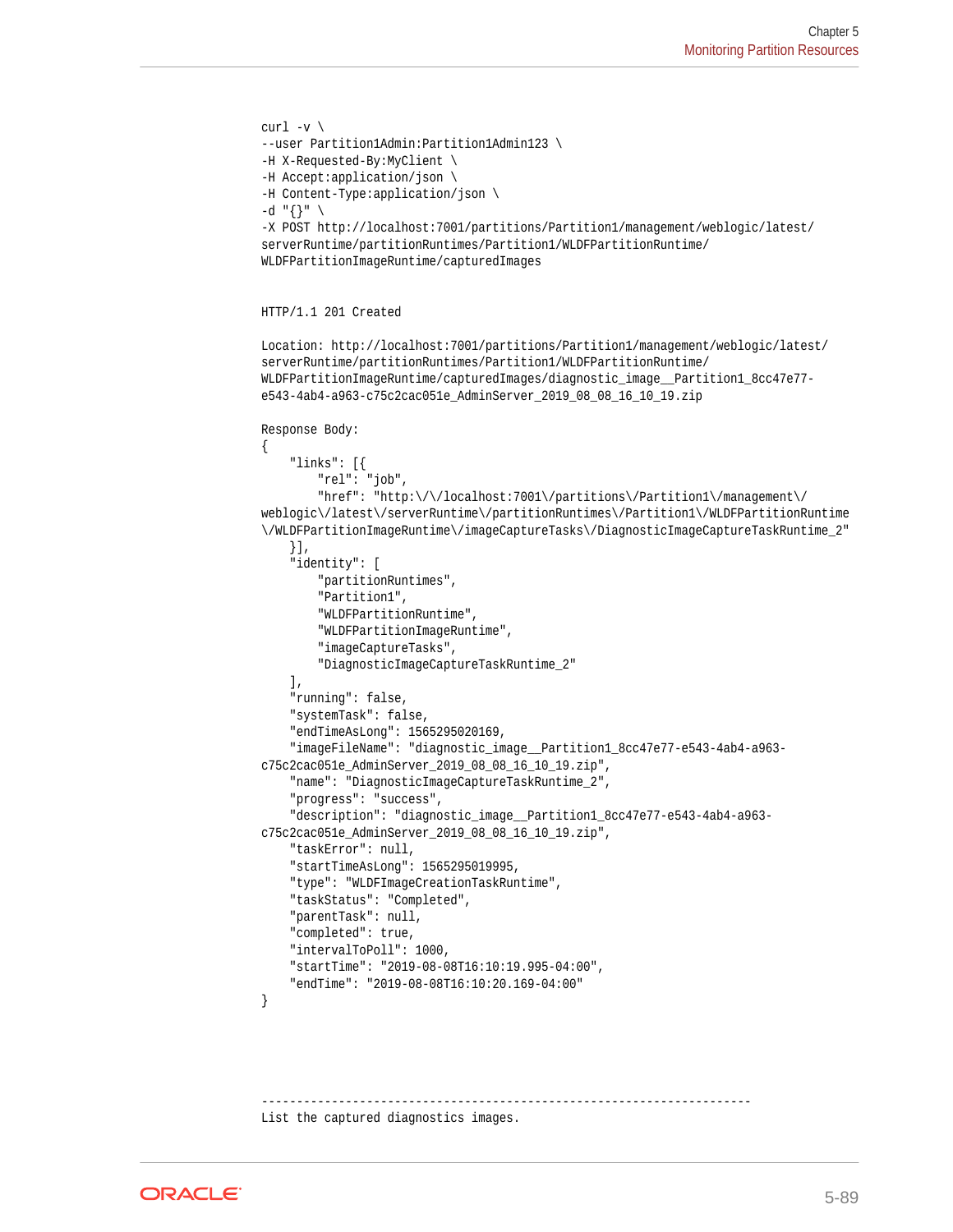```
curl -v \
--user Partition1Admin:Partition1Admin123 \
-H X-Requested-By:MyClient \
-H Accept:application/json \
-H Content-Type:application/json \
-d "{}" \
-X POST http://localhost:7001/partitions/Partition1/management/weblogic/latest/
serverRuntime/partitionRuntimes/Partition1/WLDFPartitionRuntime/
WLDFPartitionImageRuntime/capturedImages


HTTP/1.1 201 Created

Location: http://localhost:7001/partitions/Partition1/management/weblogic/latest/
serverRuntime/partitionRuntimes/Partition1/WLDFPartitionRuntime/
WLDFPartitionImageRuntime/capturedImages/diagnostic_image__Partition1_8cc47e77-
e543-4ab4-a963-c75c2cac051e_AdminServer_2019_08_08_16_10_19.zip

Response Body:
{
    "links": [{
        "rel": "job",
        "href": "http:\/\/localhost:7001\/partitions\/Partition1\/management\/
weblogic\/latest\/serverRuntime\/partitionRuntimes\/Partition1\/WLDFPartitionRuntime
\/WLDFPartitionImageRuntime\/imageCaptureTasks\/DiagnosticImageCaptureTaskRuntime_2"
    }],
    "identity": [
        "partitionRuntimes",
        "Partition1",
        "WLDFPartitionRuntime",
        "WLDFPartitionImageRuntime",
        "imageCaptureTasks",
        "DiagnosticImageCaptureTaskRuntime_2"
    ],
    "running": false,
    "systemTask": false,
    "endTimeAsLong": 1565295020169,
    "imageFileName": "diagnostic_image__Partition1_8cc47e77-e543-4ab4-a963-
c75c2cac051e_AdminServer_2019_08_08_16_10_19.zip",
    "name": "DiagnosticImageCaptureTaskRuntime_2",
    "progress": "success",
    "description": "diagnostic_image__Partition1_8cc47e77-e543-4ab4-a963-
c75c2cac051e_AdminServer_2019_08_08_16_10_19.zip",
    "taskError": null,
    "startTimeAsLong": 1565295019995,
    "type": "WLDFImageCreationTaskRuntime",
    "taskStatus": "Completed",
    "parentTask": null,
    "completed": true,
    "intervalToPoll": 1000,
    "startTime": "2019-08-08T16:10:19.995-04:00",
    "endTime": "2019-08-08T16:10:20.169-04:00"
}




----------------------------------------------------------------------
List the captured diagnostics images.
```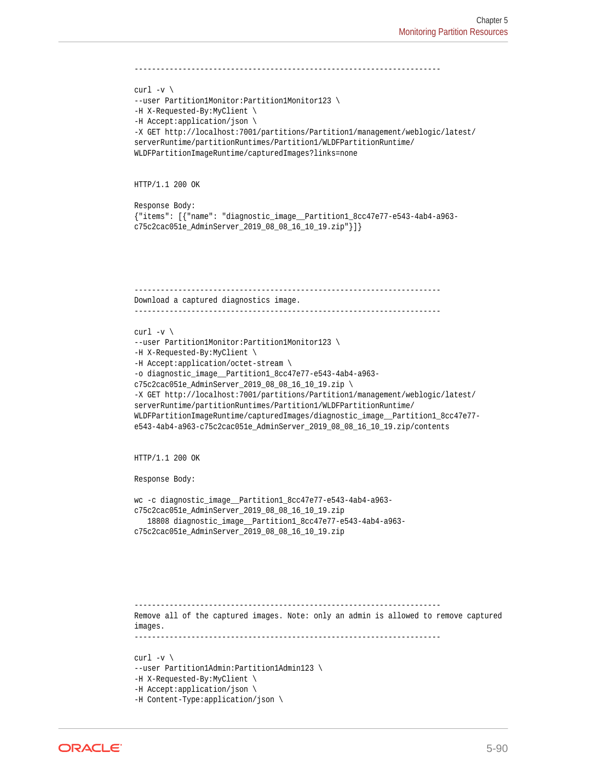```
----------------------------------------------------------------------

curl -v \
--user Partition1Monitor:Partition1Monitor123 \
-H X-Requested-By:MyClient \
-H Accept:application/json \
-X GET http://localhost:7001/partitions/Partition1/management/weblogic/latest/
serverRuntime/partitionRuntimes/Partition1/WLDFPartitionRuntime/
WLDFPartitionImageRuntime/capturedImages?links=none


HTTP/1.1 200 OK

Response Body:
{"items": [{"name": "diagnostic_image__Partition1_8cc47e77-e543-4ab4-a963-
c75c2cac051e_AdminServer_2019_08_08_16_10_19.zip"}]}





----------------------------------------------------------------------
Download a captured diagnostics image.
----------------------------------------------------------------------

curl -v \
--user Partition1Monitor:Partition1Monitor123 \
-H X-Requested-By:MyClient \
-H Accept:application/octet-stream \
-o diagnostic_image__Partition1_8cc47e77-e543-4ab4-a963-
c75c2cac051e_AdminServer_2019_08_08_16_10_19.zip \
-X GET http://localhost:7001/partitions/Partition1/management/weblogic/latest/
serverRuntime/partitionRuntimes/Partition1/WLDFPartitionRuntime/
WLDFPartitionImageRuntime/capturedImages/diagnostic_image__Partition1_8cc47e77-
e543-4ab4-a963-c75c2cac051e_AdminServer_2019_08_08_16_10_19.zip/contents


HTTP/1.1 200 OK

Response Body:

wc -c diagnostic_image__Partition1_8cc47e77-e543-4ab4-a963-
c75c2cac051e_AdminServer_2019_08_08_16_10_19.zip
   18808 diagnostic_image__Partition1_8cc47e77-e543-4ab4-a963-
c75c2cac051e_AdminServer_2019_08_08_16_10_19.zip






----------------------------------------------------------------------
Remove all of the captured images. Note: only an admin is allowed to remove captured
images.
----------------------------------------------------------------------

curl -v \
--user Partition1Admin:Partition1Admin123 \
-H X-Requested-By:MyClient \
-H Accept:application/json \
-H Content-Type:application/json \
```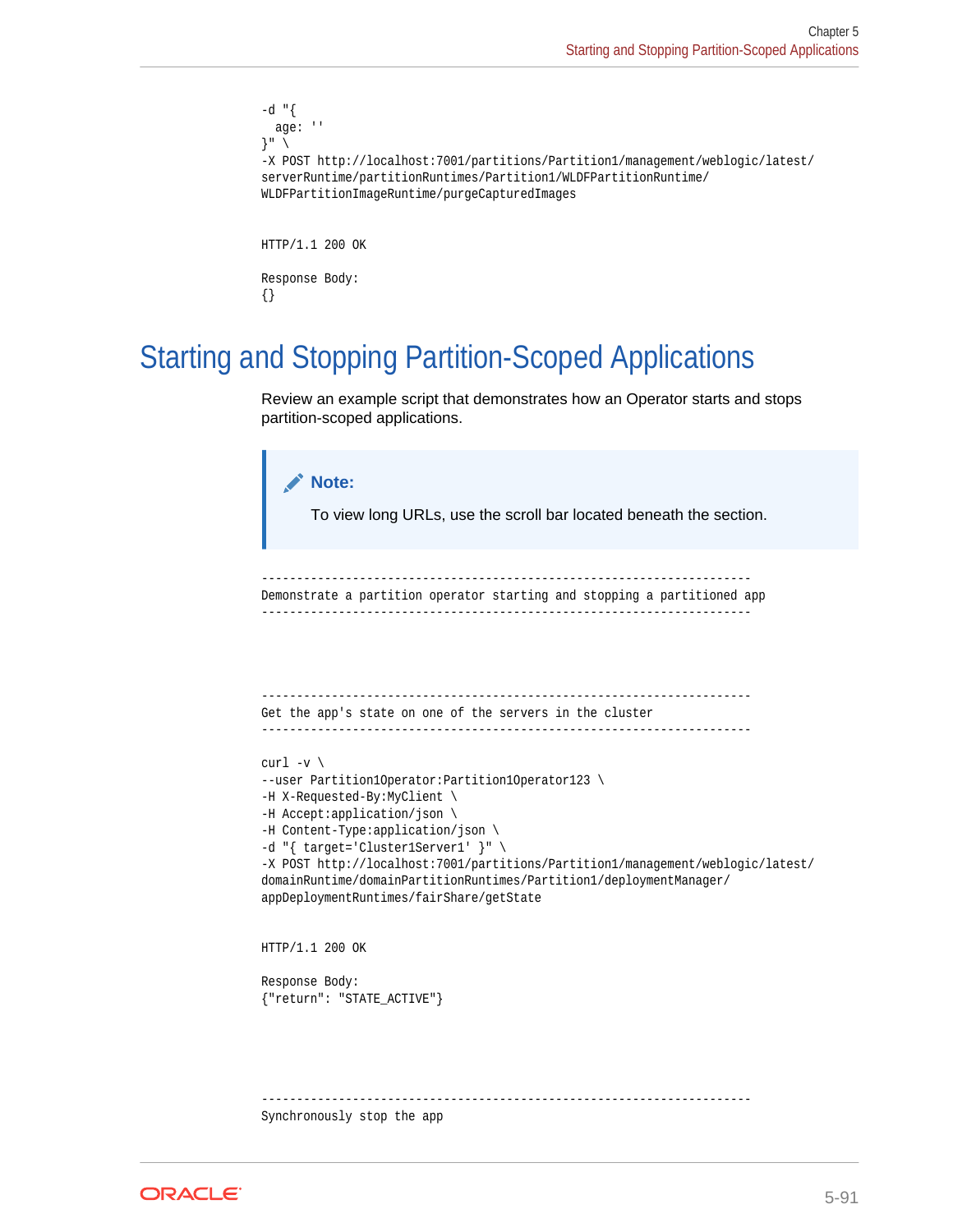```
-d "{
  age: ''
}" \
-X POST http://localhost:7001/partitions/Partition1/management/weblogic/latest/
serverRuntime/partitionRuntimes/Partition1/WLDFPartitionRuntime/
WLDFPartitionImageRuntime/purgeCapturedImages


HTTP/1.1 200 OK

Response Body:
{}
```

## Starting and Stopping Partition-Scoped Applications

Review an example script that demonstrates how an Operator starts and stops partition-scoped applications.

> **Note:**
>
> To view long URLs, use the scroll bar located beneath the section.

```
----------------------------------------------------------------------
Demonstrate a partition operator starting and stopping a partitioned app
----------------------------------------------------------------------




----------------------------------------------------------------------
Get the app's state on one of the servers in the cluster
----------------------------------------------------------------------

curl -v \
--user Partition1Operator:Partition1Operator123 \
-H X-Requested-By:MyClient \
-H Accept:application/json \
-H Content-Type:application/json \
-d "{ target='Cluster1Server1' }" \
-X POST http://localhost:7001/partitions/Partition1/management/weblogic/latest/
domainRuntime/domainPartitionRuntimes/Partition1/deploymentManager/
appDeploymentRuntimes/fairShare/getState


HTTP/1.1 200 OK

Response Body:
{"return": "STATE_ACTIVE"}




----------------------------------------------------------------------
Synchronously stop the app
```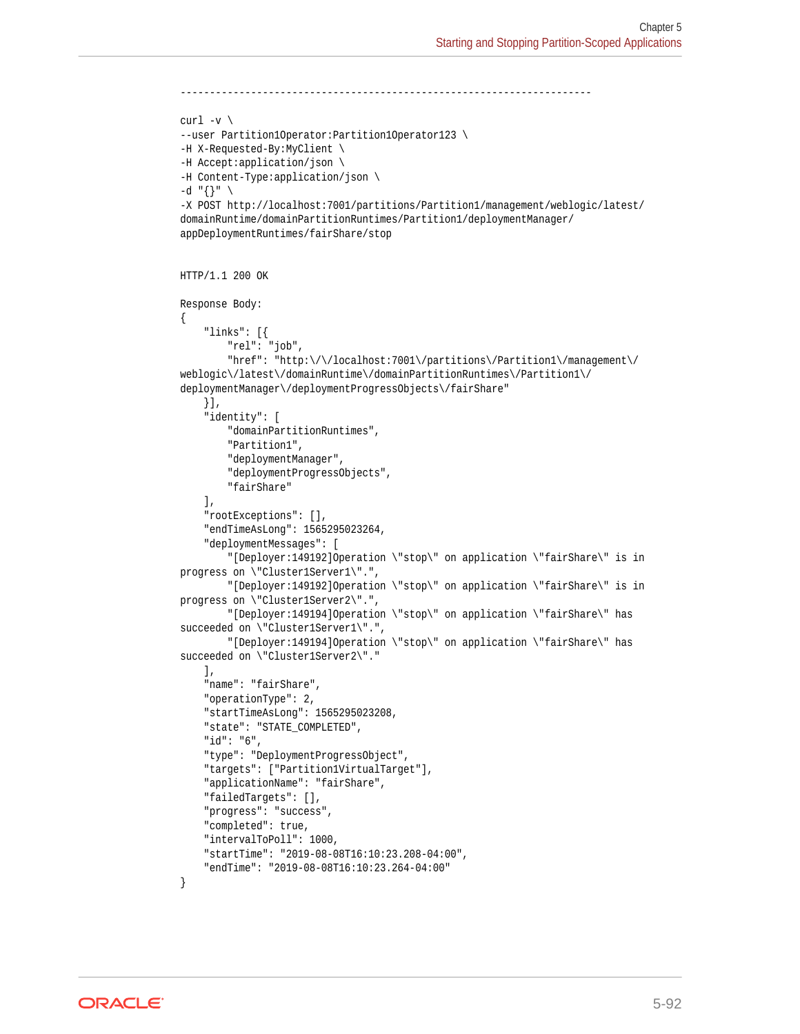```
----------------------------------------------------------------------

curl -v \
--user Partition1Operator:Partition1Operator123 \
-H X-Requested-By:MyClient \
-H Accept:application/json \
-H Content-Type:application/json \
-d "{}" \
-X POST http://localhost:7001/partitions/Partition1/management/weblogic/latest/
domainRuntime/domainPartitionRuntimes/Partition1/deploymentManager/
appDeploymentRuntimes/fairShare/stop


HTTP/1.1 200 OK

Response Body:
{
    "links": [{
        "rel": "job",
        "href": "http:\/\/localhost:7001\/partitions\/Partition1\/management\/
weblogic\/latest\/domainRuntime\/domainPartitionRuntimes\/Partition1\/
deploymentManager\/deploymentProgressObjects\/fairShare"
    }],
    "identity": [
        "domainPartitionRuntimes",
        "Partition1",
        "deploymentManager",
        "deploymentProgressObjects",
        "fairShare"
    ],
    "rootExceptions": [],
    "endTimeAsLong": 1565295023264,
    "deploymentMessages": [
        "[Deployer:149192]Operation \"stop\" on application \"fairShare\" is in
progress on \"Cluster1Server1\".",
        "[Deployer:149192]Operation \"stop\" on application \"fairShare\" is in
progress on \"Cluster1Server2\".",
        "[Deployer:149194]Operation \"stop\" on application \"fairShare\" has
succeeded on \"Cluster1Server1\".",
        "[Deployer:149194]Operation \"stop\" on application \"fairShare\" has
succeeded on \"Cluster1Server2\"."
    ],
    "name": "fairShare",
    "operationType": 2,
    "startTimeAsLong": 1565295023208,
    "state": "STATE_COMPLETED",
    "id": "6",
    "type": "DeploymentProgressObject",
    "targets": ["Partition1VirtualTarget"],
    "applicationName": "fairShare",
    "failedTargets": [],
    "progress": "success",
    "completed": true,
    "intervalToPoll": 1000,
    "startTime": "2019-08-08T16:10:23.208-04:00",
    "endTime": "2019-08-08T16:10:23.264-04:00"
}
```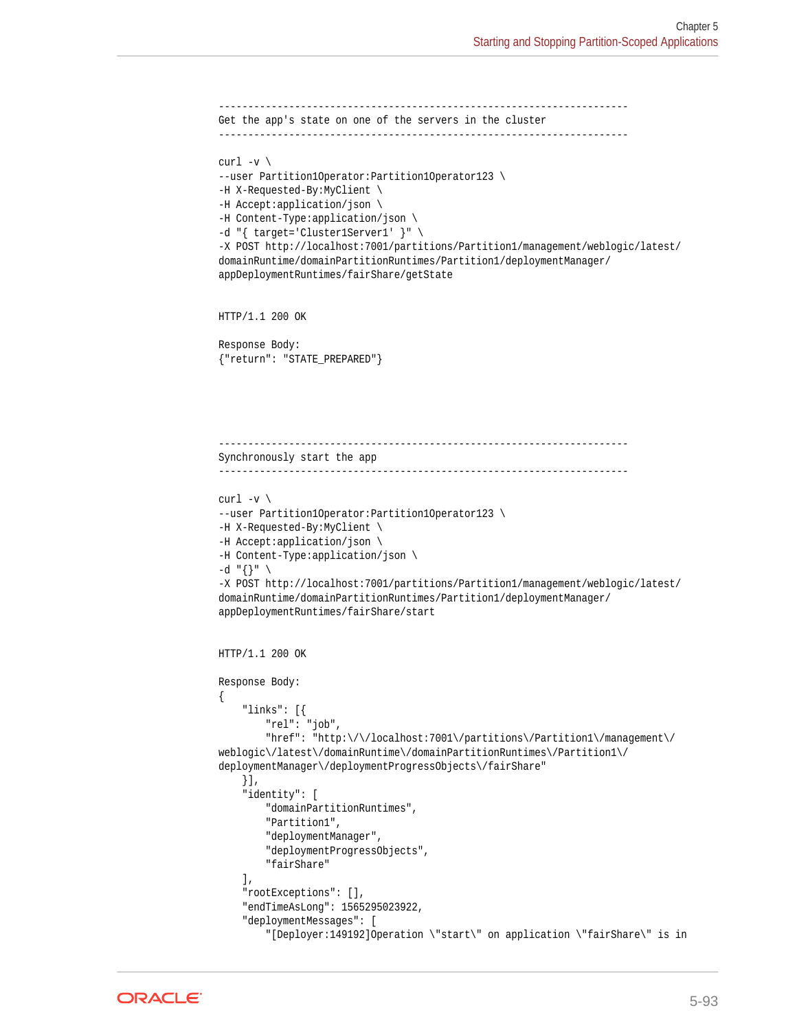```
----------------------------------------------------------------------
Get the app's state on one of the servers in the cluster
----------------------------------------------------------------------

curl -v \
--user Partition1Operator:Partition1Operator123 \
-H X-Requested-By:MyClient \
-H Accept:application/json \
-H Content-Type:application/json \
-d "{ target='Cluster1Server1' }" \
-X POST http://localhost:7001/partitions/Partition1/management/weblogic/latest/
domainRuntime/domainPartitionRuntimes/Partition1/deploymentManager/
appDeploymentRuntimes/fairShare/getState


HTTP/1.1 200 OK

Response Body:
{"return": "STATE_PREPARED"}




----------------------------------------------------------------------
Synchronously start the app
----------------------------------------------------------------------

curl -v \
--user Partition1Operator:Partition1Operator123 \
-H X-Requested-By:MyClient \
-H Accept:application/json \
-H Content-Type:application/json \
-d "{}" \
-X POST http://localhost:7001/partitions/Partition1/management/weblogic/latest/
domainRuntime/domainPartitionRuntimes/Partition1/deploymentManager/
appDeploymentRuntimes/fairShare/start


HTTP/1.1 200 OK

Response Body:
{
    "links": [{
        "rel": "job",
        "href": "http:\/\/localhost:7001\/partitions\/Partition1\/management\/
weblogic\/latest\/domainRuntime\/domainPartitionRuntimes\/Partition1\/
deploymentManager\/deploymentProgressObjects\/fairShare"
    }],
    "identity": [
        "domainPartitionRuntimes",
        "Partition1",
        "deploymentManager",
        "deploymentProgressObjects",
        "fairShare"
    ],
    "rootExceptions": [],
    "endTimeAsLong": 1565295023922,
    "deploymentMessages": [
        "[Deployer:149192]Operation \"start\" on application \"fairShare\" is in
```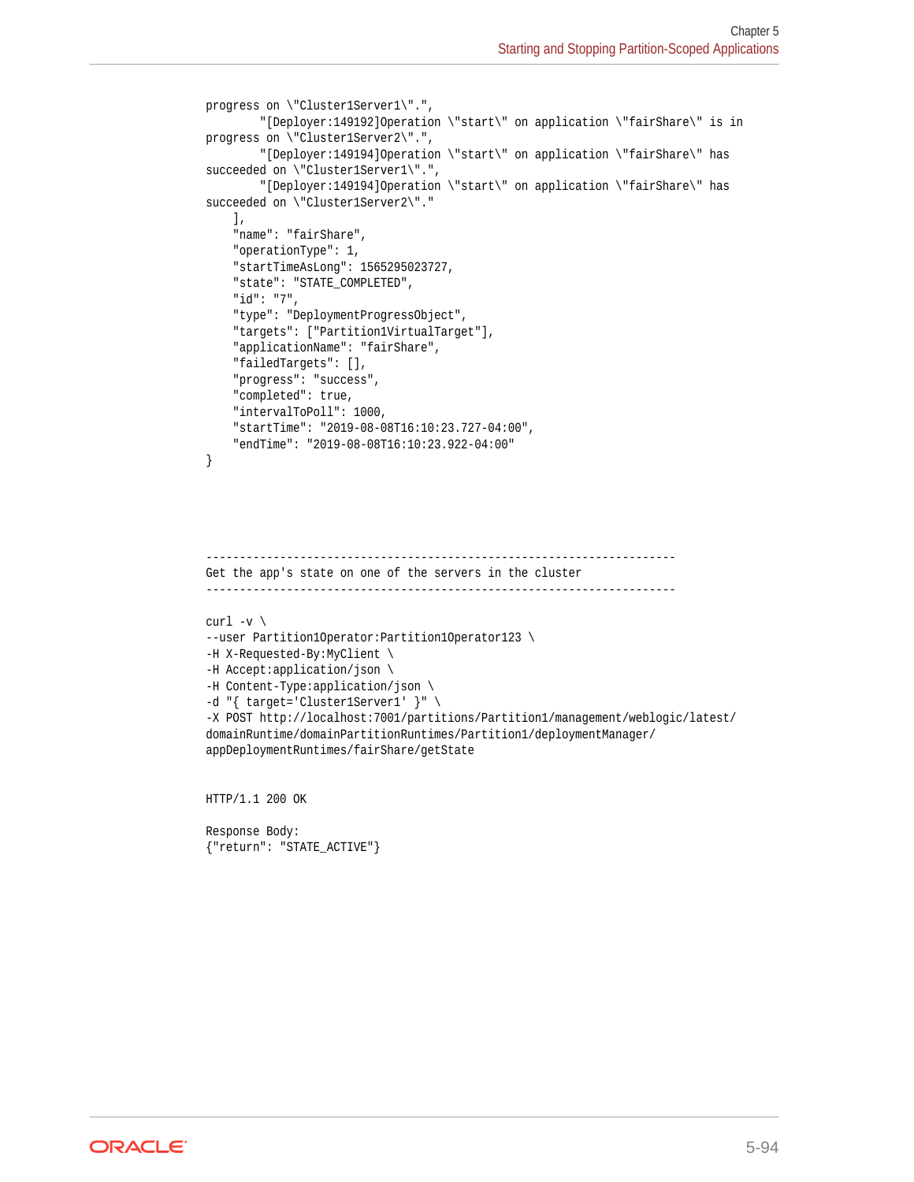```
progress on \"Cluster1Server1\".",
        "[Deployer:149192]Operation \"start\" on application \"fairShare\" is in
progress on \"Cluster1Server2\".",
        "[Deployer:149194]Operation \"start\" on application \"fairShare\" has
succeeded on \"Cluster1Server1\".",
        "[Deployer:149194]Operation \"start\" on application \"fairShare\" has
succeeded on \"Cluster1Server2\"."
    ],
    "name": "fairShare",
    "operationType": 1,
    "startTimeAsLong": 1565295023727,
    "state": "STATE_COMPLETED",
    "id": "7",
    "type": "DeploymentProgressObject",
    "targets": ["Partition1VirtualTarget"],
    "applicationName": "fairShare",
    "failedTargets": [],
    "progress": "success",
    "completed": true,
    "intervalToPoll": 1000,
    "startTime": "2019-08-08T16:10:23.727-04:00",
    "endTime": "2019-08-08T16:10:23.922-04:00"
}




----------------------------------------------------------------------
Get the app's state on one of the servers in the cluster
----------------------------------------------------------------------

curl -v \
--user Partition1Operator:Partition1Operator123 \
-H X-Requested-By:MyClient \
-H Accept:application/json \
-H Content-Type:application/json \
-d "{ target='Cluster1Server1' }" \
-X POST http://localhost:7001/partitions/Partition1/management/weblogic/latest/
domainRuntime/domainPartitionRuntimes/Partition1/deploymentManager/
appDeploymentRuntimes/fairShare/getState


HTTP/1.1 200 OK

Response Body:
{"return": "STATE_ACTIVE"}
```